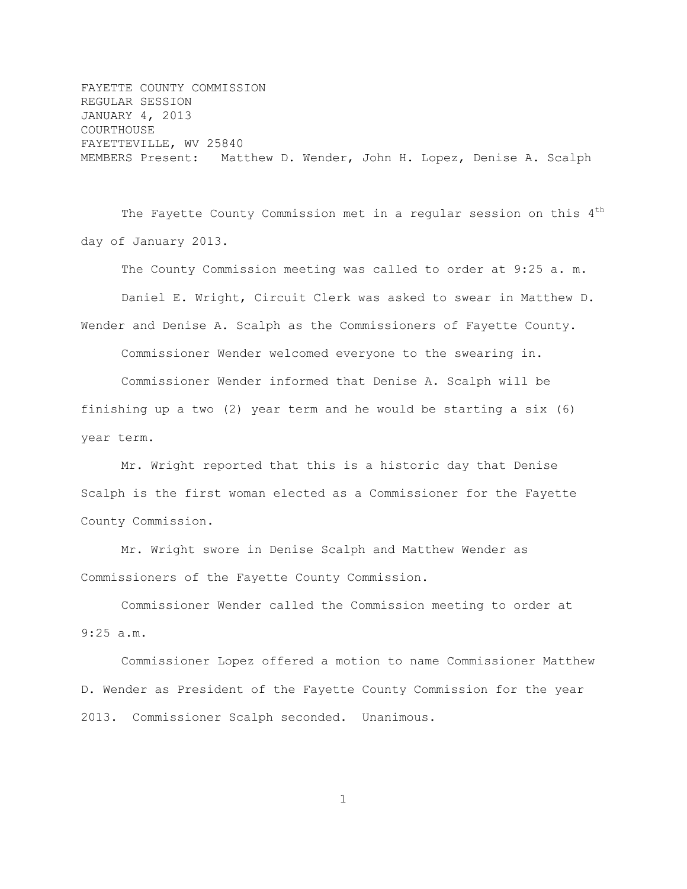FAYETTE COUNTY COMMISSION
REGULAR SESSION
JANUARY 4, 2013
COURTHOUSE
FAYETTEVILLE, WV 25840
MEMBERS Present: Matthew D. Wender, John H. Lopez, Denise A. Scalph

The Fayette County Commission met in a regular session on this 4th day of January 2013.

The County Commission meeting was called to order at 9:25 a. m.

Daniel E. Wright, Circuit Clerk was asked to swear in Matthew D. Wender and Denise A. Scalph as the Commissioners of Fayette County.

Commissioner Wender welcomed everyone to the swearing in.

Commissioner Wender informed that Denise A. Scalph will be finishing up a two (2) year term and he would be starting a six (6) year term.

Mr. Wright reported that this is a historic day that Denise Scalph is the first woman elected as a Commissioner for the Fayette County Commission.

Mr. Wright swore in Denise Scalph and Matthew Wender as Commissioners of the Fayette County Commission.

Commissioner Wender called the Commission meeting to order at 9:25 a.m.

Commissioner Lopez offered a motion to name Commissioner Matthew D. Wender as President of the Fayette County Commission for the year 2013. Commissioner Scalph seconded. Unanimous.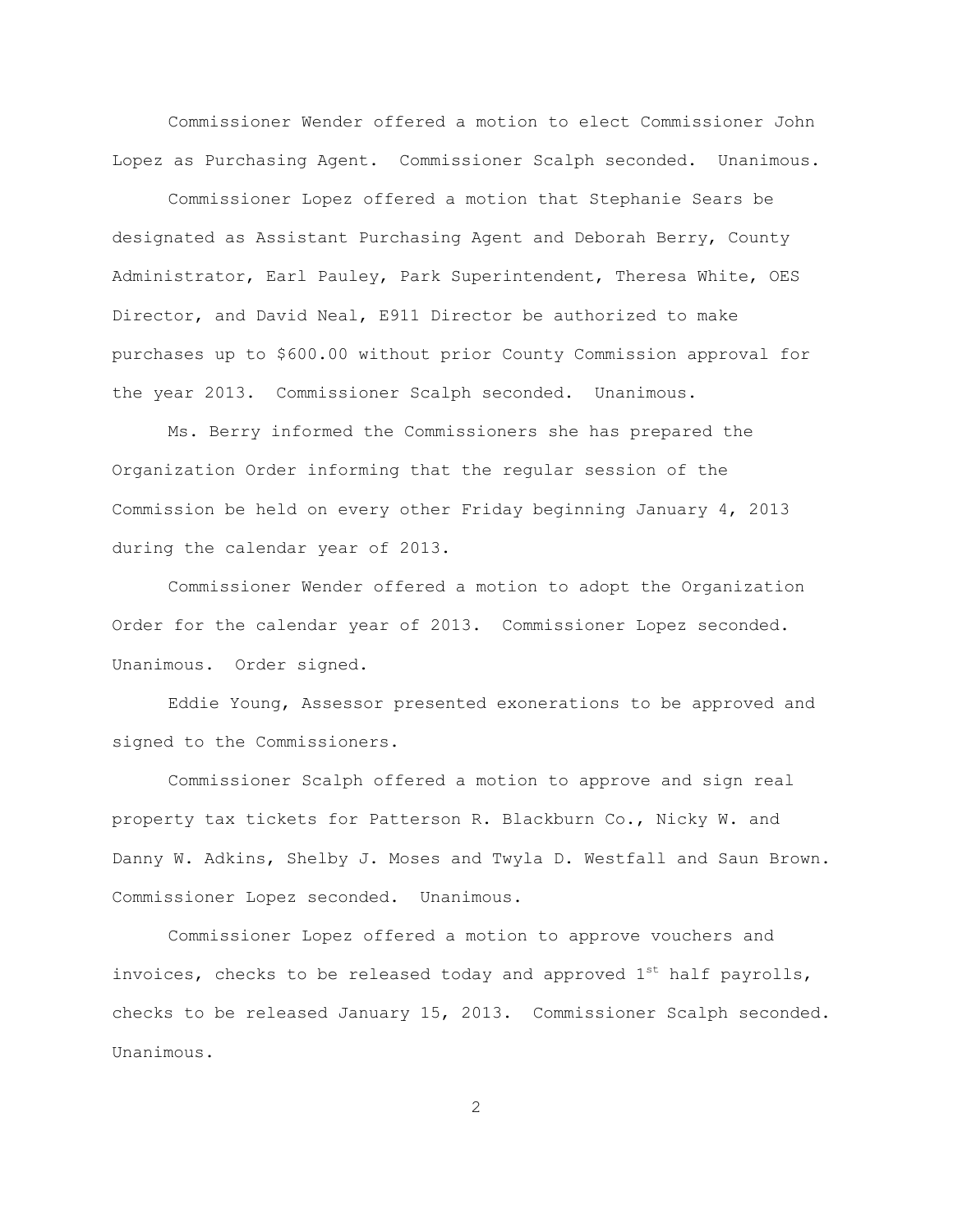Commissioner Wender offered a motion to elect Commissioner John Lopez as Purchasing Agent. Commissioner Scalph seconded. Unanimous.

Commissioner Lopez offered a motion that Stephanie Sears be designated as Assistant Purchasing Agent and Deborah Berry, County Administrator, Earl Pauley, Park Superintendent, Theresa White, OES Director, and David Neal, E911 Director be authorized to make purchases up to $600.00 without prior County Commission approval for the year 2013. Commissioner Scalph seconded. Unanimous.

Ms. Berry informed the Commissioners she has prepared the Organization Order informing that the regular session of the Commission be held on every other Friday beginning January 4, 2013 during the calendar year of 2013.

Commissioner Wender offered a motion to adopt the Organization Order for the calendar year of 2013. Commissioner Lopez seconded. Unanimous. Order signed.

Eddie Young, Assessor presented exonerations to be approved and signed to the Commissioners.

Commissioner Scalph offered a motion to approve and sign real property tax tickets for Patterson R. Blackburn Co., Nicky W. and Danny W. Adkins, Shelby J. Moses and Twyla D. Westfall and Saun Brown. Commissioner Lopez seconded. Unanimous.

Commissioner Lopez offered a motion to approve vouchers and invoices, checks to be released today and approved 1st half payrolls, checks to be released January 15, 2013. Commissioner Scalph seconded. Unanimous.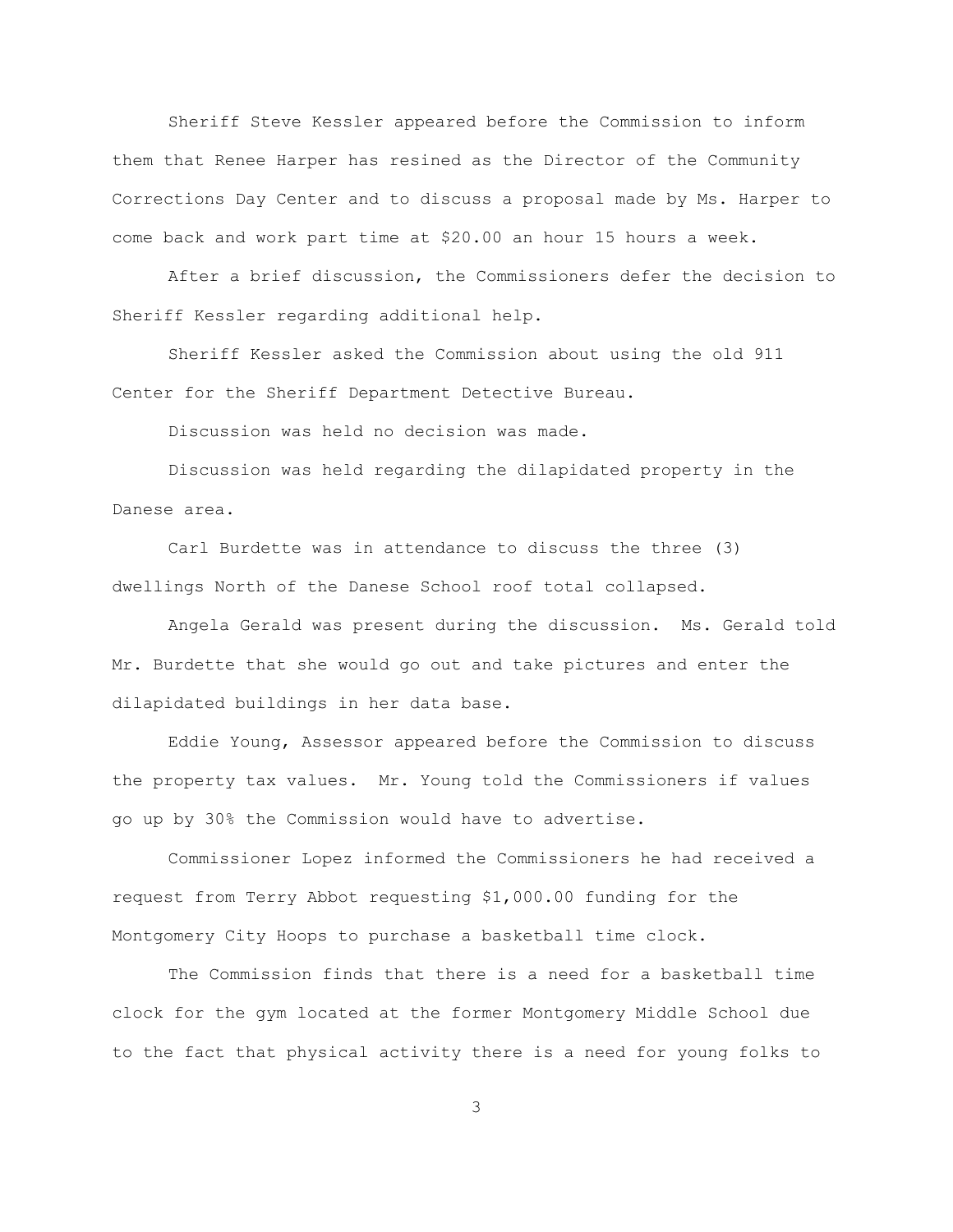Sheriff Steve Kessler appeared before the Commission to inform them that Renee Harper has resined as the Director of the Community Corrections Day Center and to discuss a proposal made by Ms. Harper to come back and work part time at $20.00 an hour 15 hours a week.

After a brief discussion, the Commissioners defer the decision to Sheriff Kessler regarding additional help.

Sheriff Kessler asked the Commission about using the old 911 Center for the Sheriff Department Detective Bureau.

Discussion was held no decision was made.

Discussion was held regarding the dilapidated property in the Danese area.

Carl Burdette was in attendance to discuss the three (3) dwellings North of the Danese School roof total collapsed.

Angela Gerald was present during the discussion. Ms. Gerald told Mr. Burdette that she would go out and take pictures and enter the dilapidated buildings in her data base.

Eddie Young, Assessor appeared before the Commission to discuss the property tax values. Mr. Young told the Commissioners if values go up by 30% the Commission would have to advertise.

Commissioner Lopez informed the Commissioners he had received a request from Terry Abbot requesting $1,000.00 funding for the Montgomery City Hoops to purchase a basketball time clock.

The Commission finds that there is a need for a basketball time clock for the gym located at the former Montgomery Middle School due to the fact that physical activity there is a need for young folks to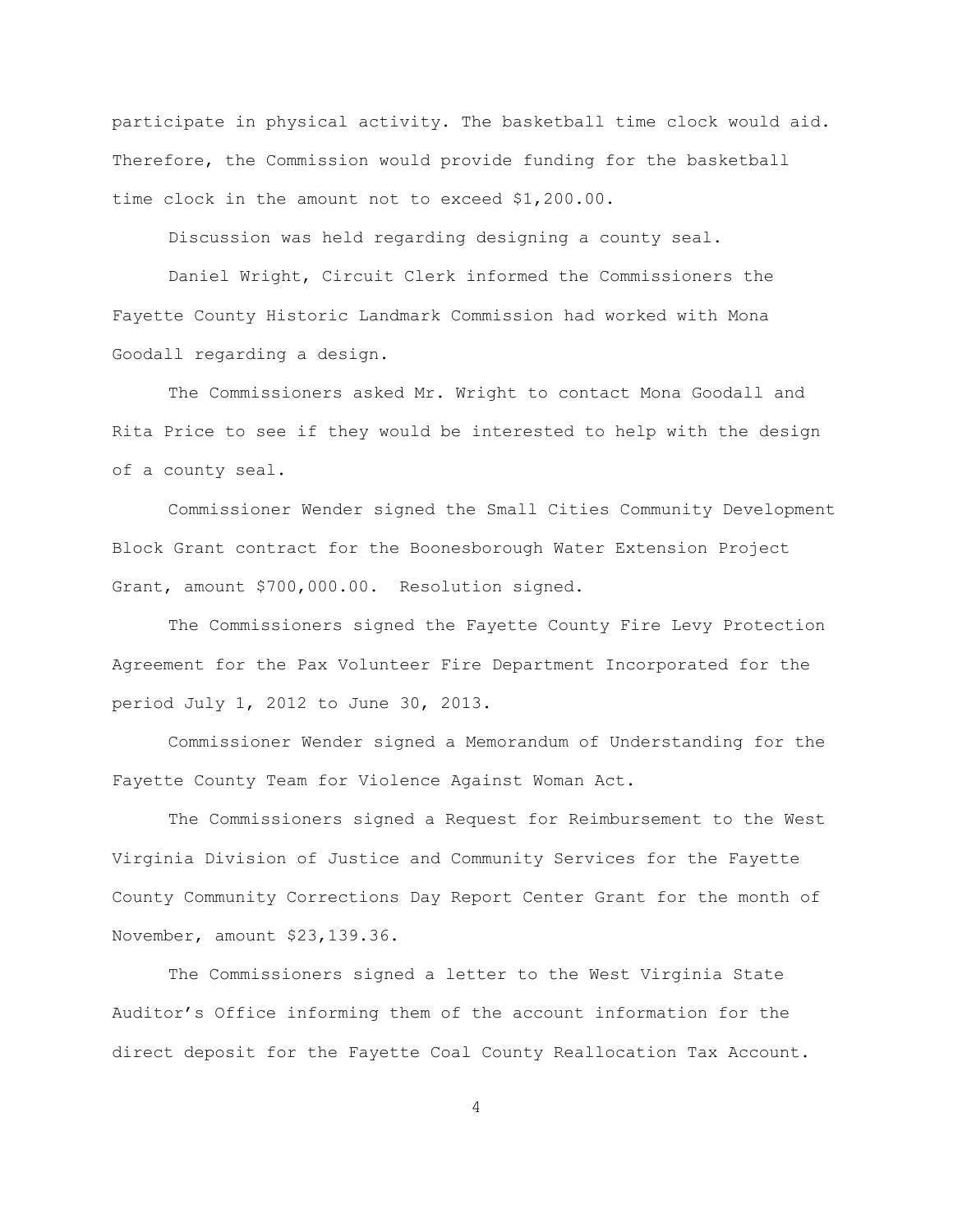participate in physical activity. The basketball time clock would aid. Therefore, the Commission would provide funding for the basketball time clock in the amount not to exceed $1,200.00.

Discussion was held regarding designing a county seal.

Daniel Wright, Circuit Clerk informed the Commissioners the Fayette County Historic Landmark Commission had worked with Mona Goodall regarding a design.

The Commissioners asked Mr. Wright to contact Mona Goodall and Rita Price to see if they would be interested to help with the design of a county seal.

Commissioner Wender signed the Small Cities Community Development Block Grant contract for the Boonesborough Water Extension Project Grant, amount $700,000.00. Resolution signed.

The Commissioners signed the Fayette County Fire Levy Protection Agreement for the Pax Volunteer Fire Department Incorporated for the period July 1, 2012 to June 30, 2013.

Commissioner Wender signed a Memorandum of Understanding for the Fayette County Team for Violence Against Woman Act.

The Commissioners signed a Request for Reimbursement to the West Virginia Division of Justice and Community Services for the Fayette County Community Corrections Day Report Center Grant for the month of November, amount $23,139.36.

The Commissioners signed a letter to the West Virginia State Auditor's Office informing them of the account information for the direct deposit for the Fayette Coal County Reallocation Tax Account.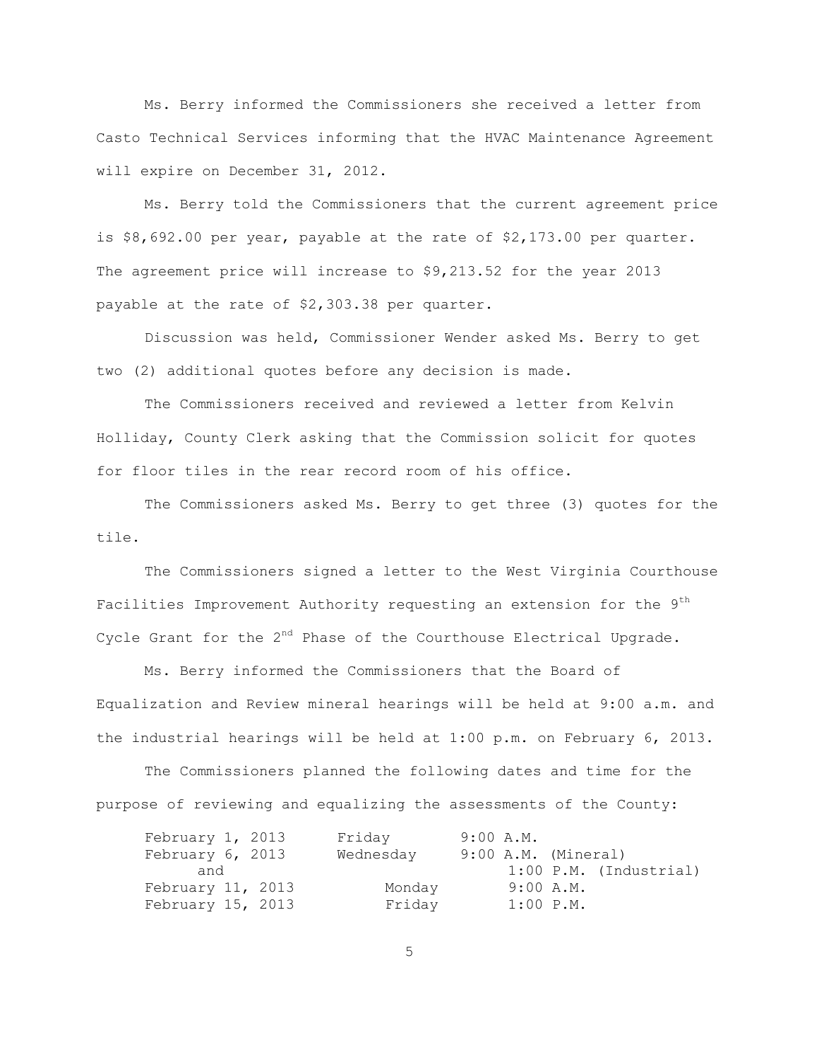Ms. Berry informed the Commissioners she received a letter from Casto Technical Services informing that the HVAC Maintenance Agreement will expire on December 31, 2012.

Ms. Berry told the Commissioners that the current agreement price is $8,692.00 per year, payable at the rate of $2,173.00 per quarter. The agreement price will increase to $9,213.52 for the year 2013 payable at the rate of $2,303.38 per quarter.

Discussion was held, Commissioner Wender asked Ms. Berry to get two (2) additional quotes before any decision is made.

The Commissioners received and reviewed a letter from Kelvin Holliday, County Clerk asking that the Commission solicit for quotes for floor tiles in the rear record room of his office.

The Commissioners asked Ms. Berry to get three (3) quotes for the tile.

The Commissioners signed a letter to the West Virginia Courthouse Facilities Improvement Authority requesting an extension for the 9th Cycle Grant for the 2nd Phase of the Courthouse Electrical Upgrade.

Ms. Berry informed the Commissioners that the Board of Equalization and Review mineral hearings will be held at 9:00 a.m. and the industrial hearings will be held at 1:00 p.m. on February 6, 2013.

The Commissioners planned the following dates and time for the purpose of reviewing and equalizing the assessments of the County:

| | | |
|---|---|---|
| February 1, 2013 | Friday | 9:00 A.M. |
| February 6, 2013 | Wednesday | 9:00 A.M. (Mineral) |
| and | | 1:00 P.M. (Industrial) |
| February 11, 2013 | Monday | 9:00 A.M. |
| February 15, 2013 | Friday | 1:00 P.M. |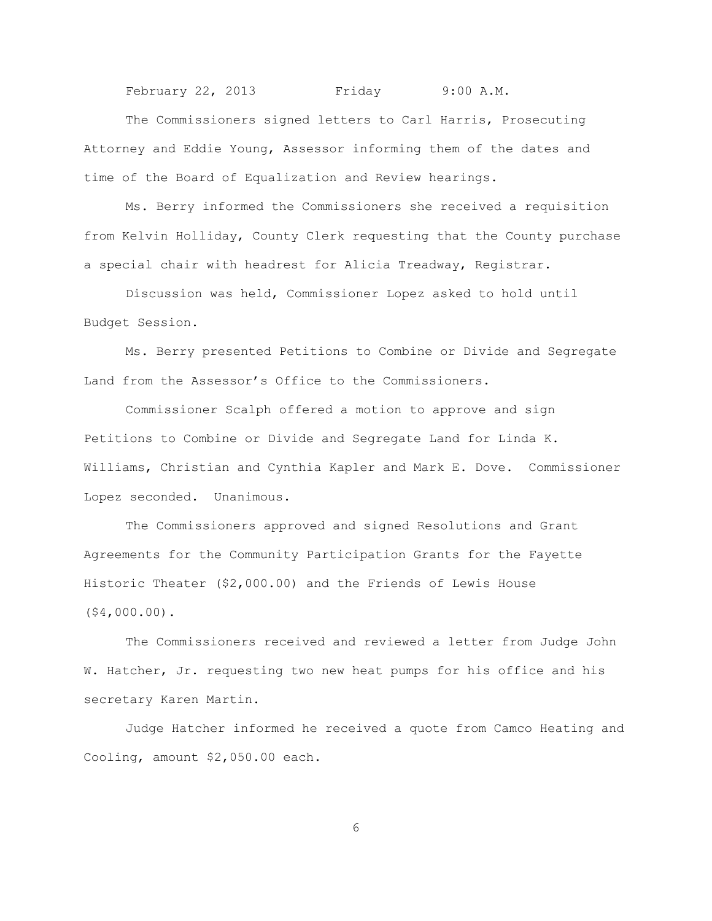February 22, 2013          Friday          9:00 A.M.

The Commissioners signed letters to Carl Harris, Prosecuting Attorney and Eddie Young, Assessor informing them of the dates and time of the Board of Equalization and Review hearings.

Ms. Berry informed the Commissioners she received a requisition from Kelvin Holliday, County Clerk requesting that the County purchase a special chair with headrest for Alicia Treadway, Registrar.

Discussion was held, Commissioner Lopez asked to hold until Budget Session.

Ms. Berry presented Petitions to Combine or Divide and Segregate Land from the Assessor's Office to the Commissioners.

Commissioner Scalph offered a motion to approve and sign Petitions to Combine or Divide and Segregate Land for Linda K. Williams, Christian and Cynthia Kapler and Mark E. Dove. Commissioner Lopez seconded. Unanimous.

The Commissioners approved and signed Resolutions and Grant Agreements for the Community Participation Grants for the Fayette Historic Theater ($2,000.00) and the Friends of Lewis House ($4,000.00).

The Commissioners received and reviewed a letter from Judge John W. Hatcher, Jr. requesting two new heat pumps for his office and his secretary Karen Martin.

Judge Hatcher informed he received a quote from Camco Heating and Cooling, amount $2,050.00 each.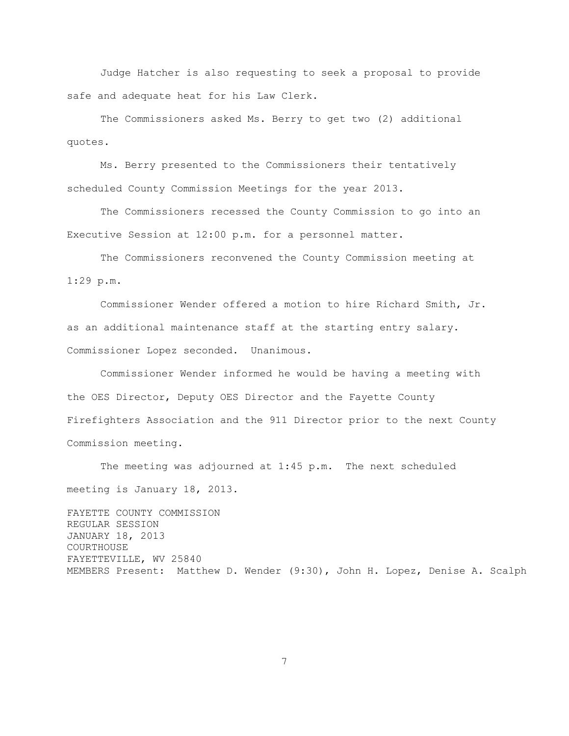Judge Hatcher is also requesting to seek a proposal to provide safe and adequate heat for his Law Clerk.

The Commissioners asked Ms. Berry to get two (2) additional quotes.

Ms. Berry presented to the Commissioners their tentatively scheduled County Commission Meetings for the year 2013.

The Commissioners recessed the County Commission to go into an Executive Session at 12:00 p.m. for a personnel matter.

The Commissioners reconvened the County Commission meeting at 1:29 p.m.

Commissioner Wender offered a motion to hire Richard Smith, Jr. as an additional maintenance staff at the starting entry salary. Commissioner Lopez seconded. Unanimous.

Commissioner Wender informed he would be having a meeting with the OES Director, Deputy OES Director and the Fayette County Firefighters Association and the 911 Director prior to the next County Commission meeting.

The meeting was adjourned at 1:45 p.m. The next scheduled meeting is January 18, 2013.

FAYETTE COUNTY COMMISSION
REGULAR SESSION
JANUARY 18, 2013
COURTHOUSE
FAYETTEVILLE, WV 25840
MEMBERS Present: Matthew D. Wender (9:30), John H. Lopez, Denise A. Scalph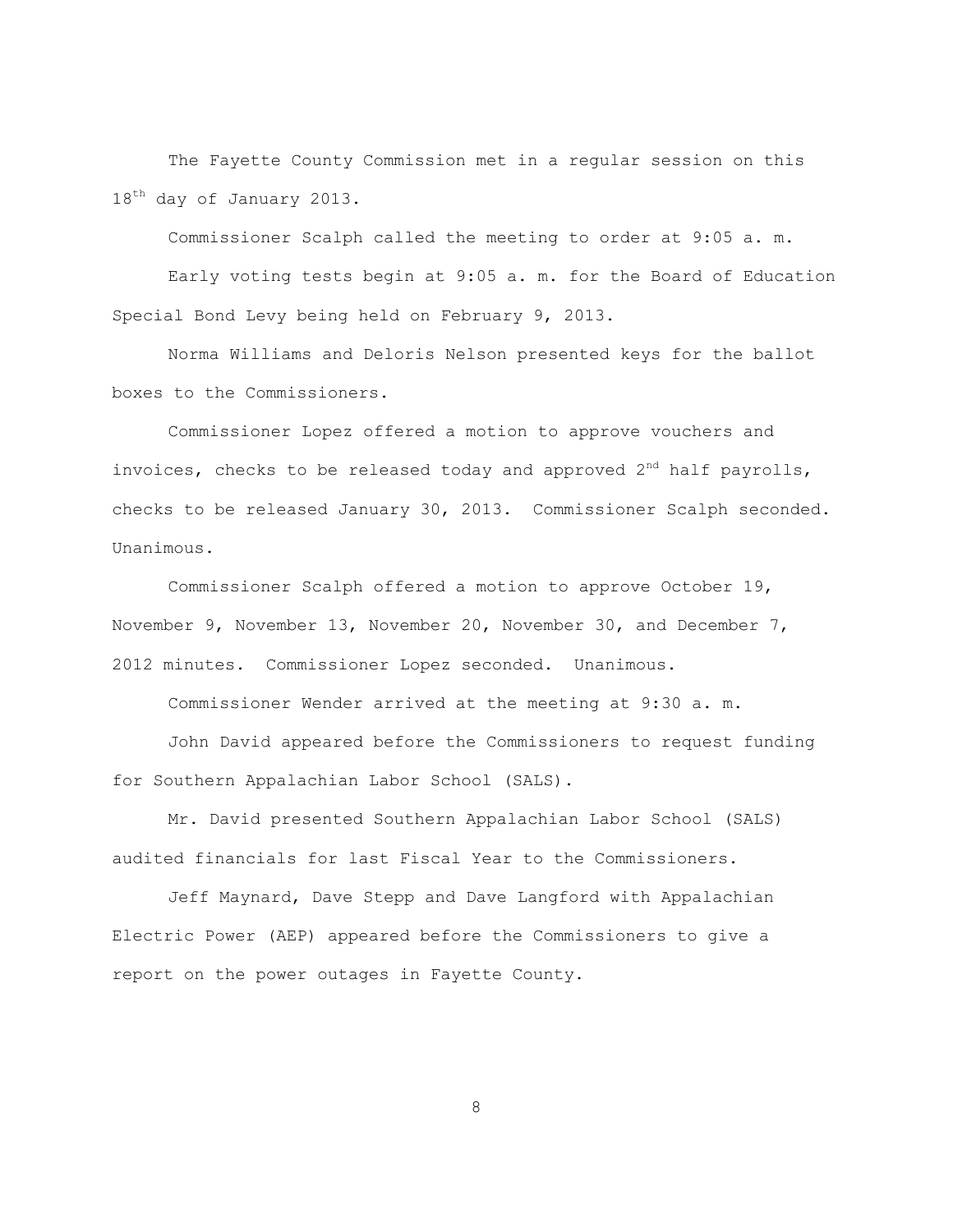The Fayette County Commission met in a regular session on this 18th day of January 2013.

Commissioner Scalph called the meeting to order at 9:05 a. m.

Early voting tests begin at 9:05 a. m. for the Board of Education Special Bond Levy being held on February 9, 2013.

Norma Williams and Deloris Nelson presented keys for the ballot boxes to the Commissioners.

Commissioner Lopez offered a motion to approve vouchers and invoices, checks to be released today and approved 2nd half payrolls, checks to be released January 30, 2013. Commissioner Scalph seconded. Unanimous.

Commissioner Scalph offered a motion to approve October 19, November 9, November 13, November 20, November 30, and December 7, 2012 minutes. Commissioner Lopez seconded. Unanimous.

Commissioner Wender arrived at the meeting at 9:30 a. m.

John David appeared before the Commissioners to request funding for Southern Appalachian Labor School (SALS).

Mr. David presented Southern Appalachian Labor School (SALS) audited financials for last Fiscal Year to the Commissioners.

Jeff Maynard, Dave Stepp and Dave Langford with Appalachian Electric Power (AEP) appeared before the Commissioners to give a report on the power outages in Fayette County.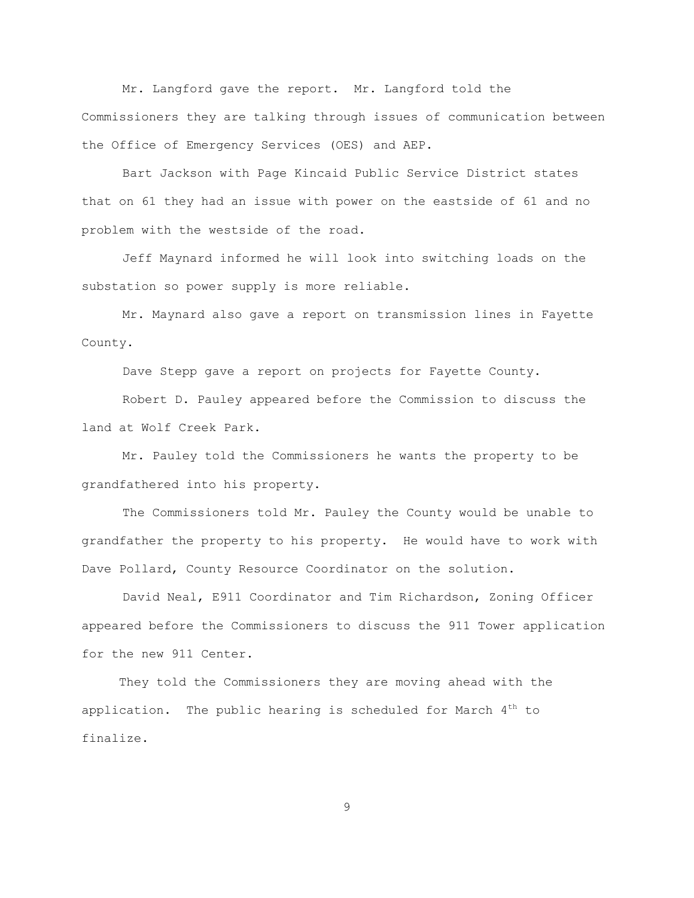Mr. Langford gave the report. Mr. Langford told the Commissioners they are talking through issues of communication between the Office of Emergency Services (OES) and AEP.

Bart Jackson with Page Kincaid Public Service District states that on 61 they had an issue with power on the eastside of 61 and no problem with the westside of the road.

Jeff Maynard informed he will look into switching loads on the substation so power supply is more reliable.

Mr. Maynard also gave a report on transmission lines in Fayette County.

Dave Stepp gave a report on projects for Fayette County.

Robert D. Pauley appeared before the Commission to discuss the land at Wolf Creek Park.

Mr. Pauley told the Commissioners he wants the property to be grandfathered into his property.

The Commissioners told Mr. Pauley the County would be unable to grandfather the property to his property. He would have to work with Dave Pollard, County Resource Coordinator on the solution.

David Neal, E911 Coordinator and Tim Richardson, Zoning Officer appeared before the Commissioners to discuss the 911 Tower application for the new 911 Center.

They told the Commissioners they are moving ahead with the application. The public hearing is scheduled for March 4th to finalize.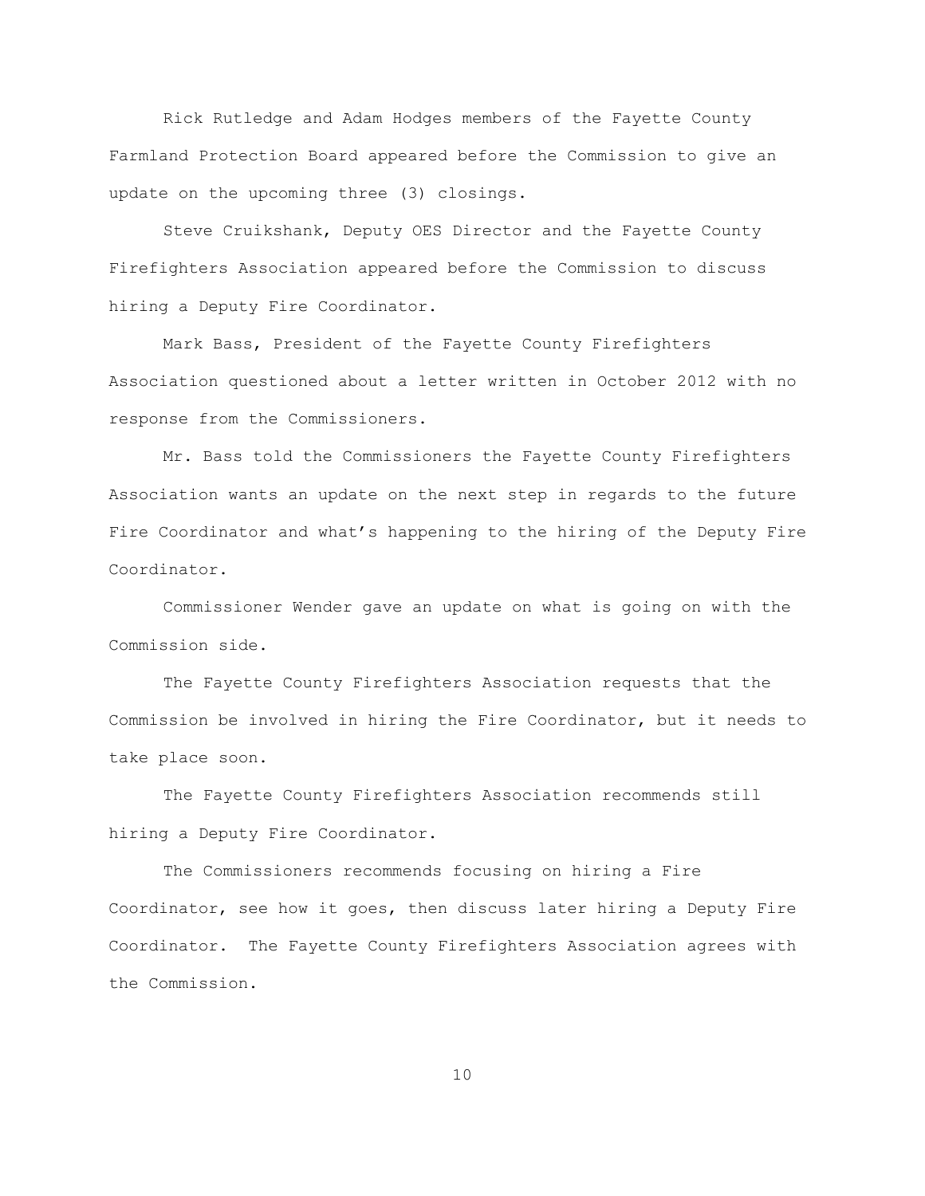Rick Rutledge and Adam Hodges members of the Fayette County Farmland Protection Board appeared before the Commission to give an update on the upcoming three (3) closings.

Steve Cruikshank, Deputy OES Director and the Fayette County Firefighters Association appeared before the Commission to discuss hiring a Deputy Fire Coordinator.

Mark Bass, President of the Fayette County Firefighters Association questioned about a letter written in October 2012 with no response from the Commissioners.

Mr. Bass told the Commissioners the Fayette County Firefighters Association wants an update on the next step in regards to the future Fire Coordinator and what's happening to the hiring of the Deputy Fire Coordinator.

Commissioner Wender gave an update on what is going on with the Commission side.

The Fayette County Firefighters Association requests that the Commission be involved in hiring the Fire Coordinator, but it needs to take place soon.

The Fayette County Firefighters Association recommends still hiring a Deputy Fire Coordinator.

The Commissioners recommends focusing on hiring a Fire Coordinator, see how it goes, then discuss later hiring a Deputy Fire Coordinator. The Fayette County Firefighters Association agrees with the Commission.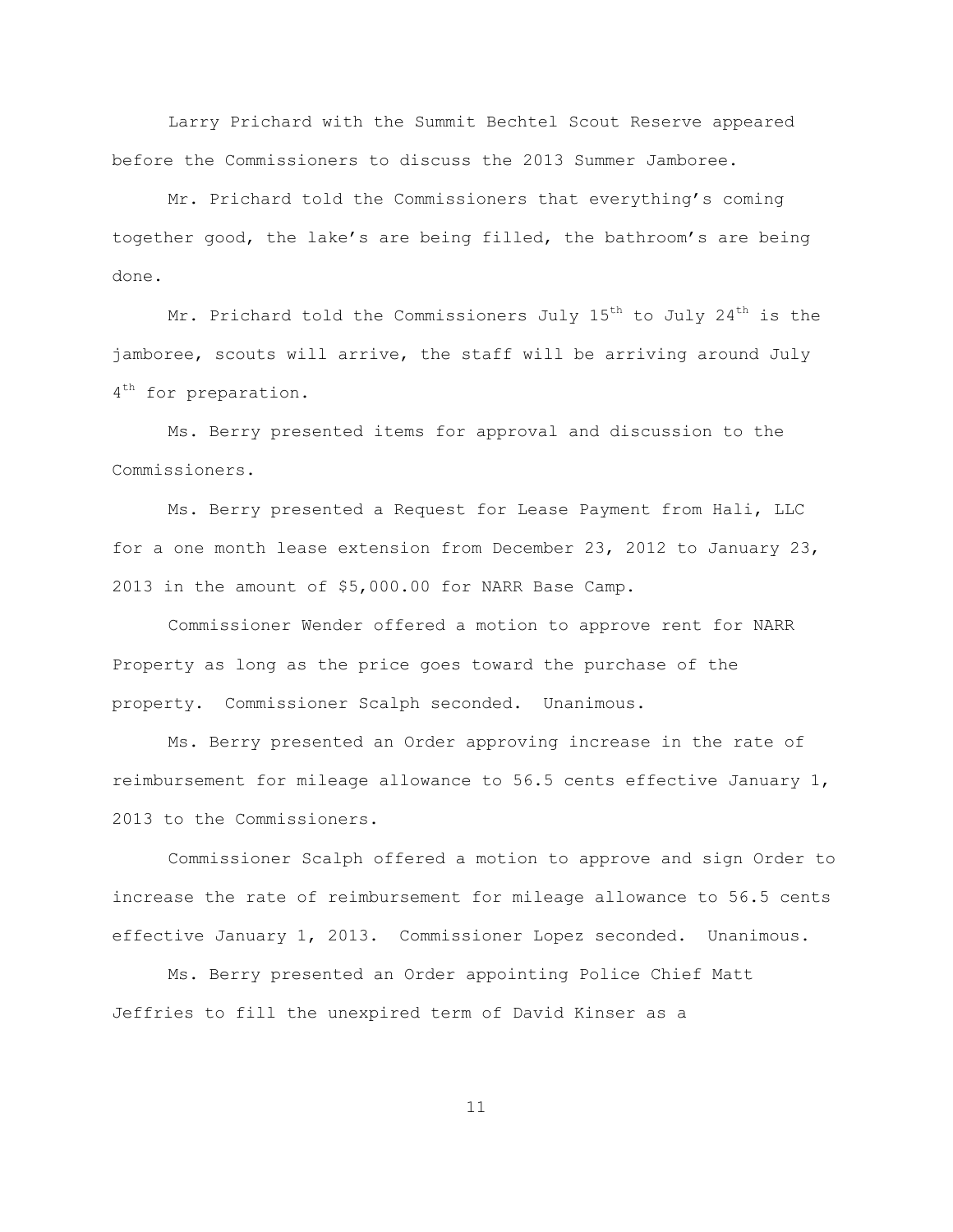Larry Prichard with the Summit Bechtel Scout Reserve appeared before the Commissioners to discuss the 2013 Summer Jamboree.

Mr. Prichard told the Commissioners that everything's coming together good, the lake's are being filled, the bathroom's are being done.

Mr. Prichard told the Commissioners July 15th to July 24th is the jamboree, scouts will arrive, the staff will be arriving around July 4th for preparation.

Ms. Berry presented items for approval and discussion to the Commissioners.

Ms. Berry presented a Request for Lease Payment from Hali, LLC for a one month lease extension from December 23, 2012 to January 23, 2013 in the amount of $5,000.00 for NARR Base Camp.

Commissioner Wender offered a motion to approve rent for NARR Property as long as the price goes toward the purchase of the property. Commissioner Scalph seconded. Unanimous.

Ms. Berry presented an Order approving increase in the rate of reimbursement for mileage allowance to 56.5 cents effective January 1, 2013 to the Commissioners.

Commissioner Scalph offered a motion to approve and sign Order to increase the rate of reimbursement for mileage allowance to 56.5 cents effective January 1, 2013. Commissioner Lopez seconded. Unanimous.

Ms. Berry presented an Order appointing Police Chief Matt Jeffries to fill the unexpired term of David Kinser as a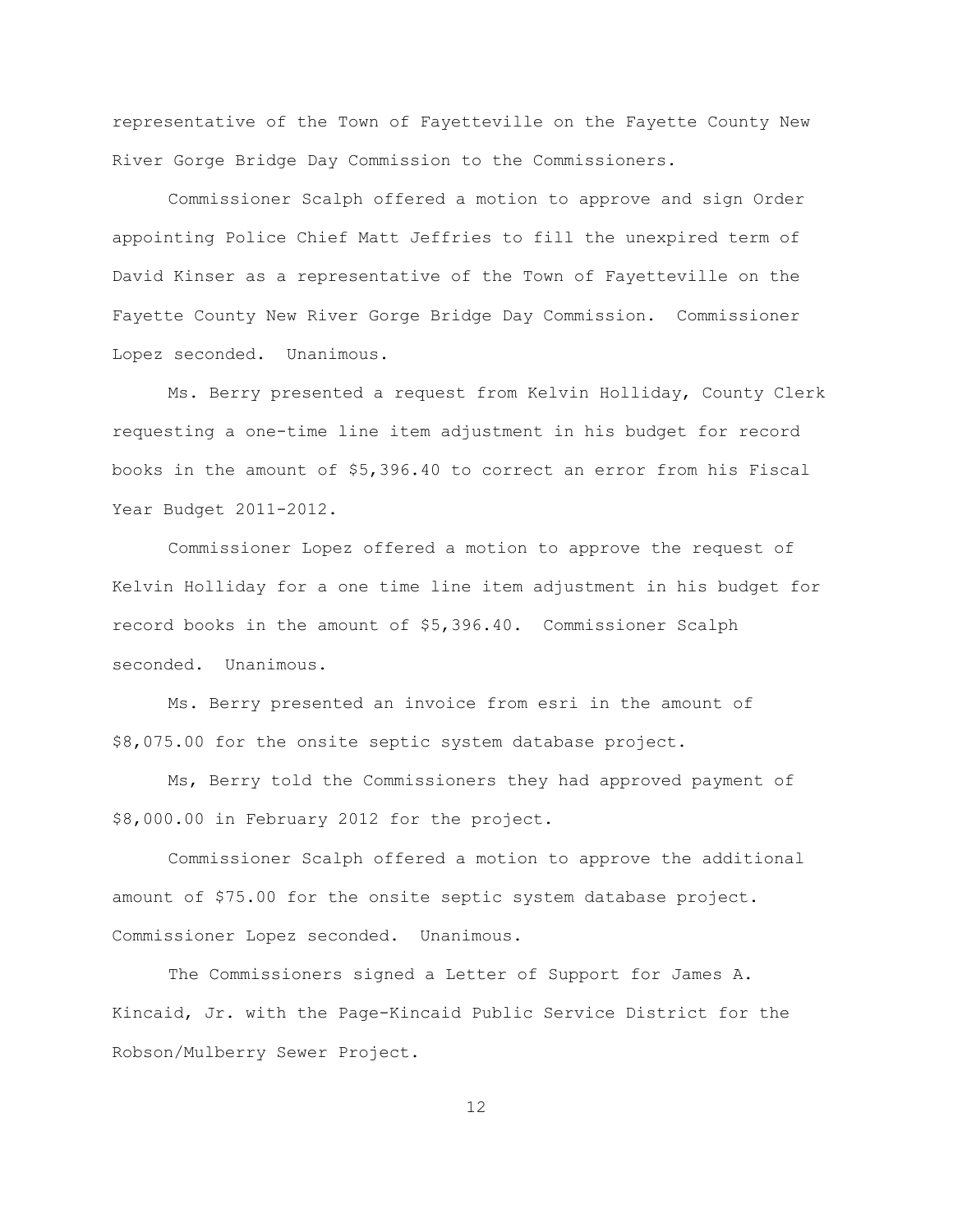representative of the Town of Fayetteville on the Fayette County New River Gorge Bridge Day Commission to the Commissioners.

Commissioner Scalph offered a motion to approve and sign Order appointing Police Chief Matt Jeffries to fill the unexpired term of David Kinser as a representative of the Town of Fayetteville on the Fayette County New River Gorge Bridge Day Commission. Commissioner Lopez seconded. Unanimous.

Ms. Berry presented a request from Kelvin Holliday, County Clerk requesting a one-time line item adjustment in his budget for record books in the amount of $5,396.40 to correct an error from his Fiscal Year Budget 2011-2012.

Commissioner Lopez offered a motion to approve the request of Kelvin Holliday for a one time line item adjustment in his budget for record books in the amount of $5,396.40. Commissioner Scalph seconded. Unanimous.

Ms. Berry presented an invoice from esri in the amount of $8,075.00 for the onsite septic system database project.

Ms, Berry told the Commissioners they had approved payment of $8,000.00 in February 2012 for the project.

Commissioner Scalph offered a motion to approve the additional amount of $75.00 for the onsite septic system database project. Commissioner Lopez seconded. Unanimous.

The Commissioners signed a Letter of Support for James A. Kincaid, Jr. with the Page-Kincaid Public Service District for the Robson/Mulberry Sewer Project.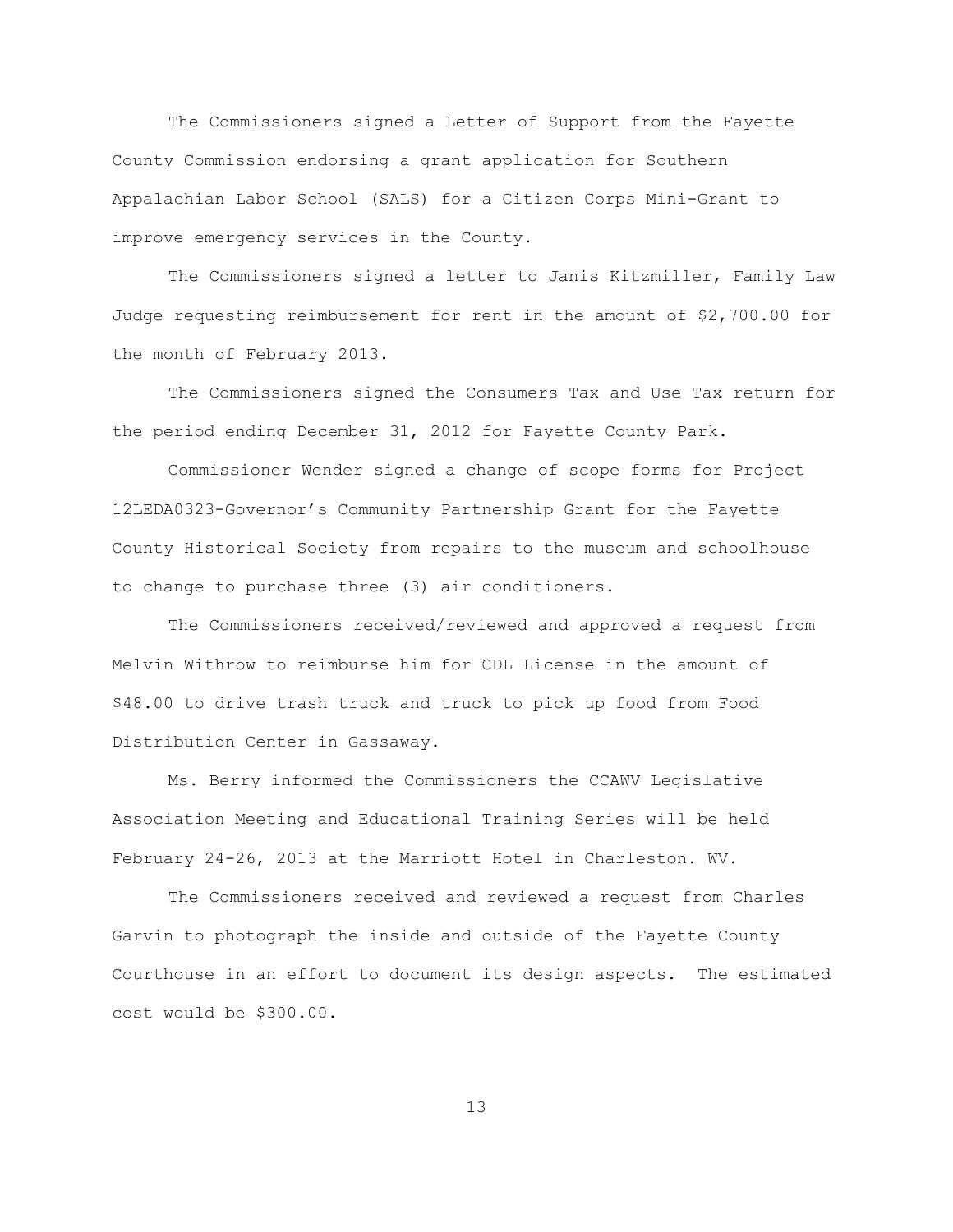The Commissioners signed a Letter of Support from the Fayette County Commission endorsing a grant application for Southern Appalachian Labor School (SALS) for a Citizen Corps Mini-Grant to improve emergency services in the County.

The Commissioners signed a letter to Janis Kitzmiller, Family Law Judge requesting reimbursement for rent in the amount of $2,700.00 for the month of February 2013.

The Commissioners signed the Consumers Tax and Use Tax return for the period ending December 31, 2012 for Fayette County Park.

Commissioner Wender signed a change of scope forms for Project 12LEDA0323-Governor's Community Partnership Grant for the Fayette County Historical Society from repairs to the museum and schoolhouse to change to purchase three (3) air conditioners.

The Commissioners received/reviewed and approved a request from Melvin Withrow to reimburse him for CDL License in the amount of $48.00 to drive trash truck and truck to pick up food from Food Distribution Center in Gassaway.

Ms. Berry informed the Commissioners the CCAWV Legislative Association Meeting and Educational Training Series will be held February 24-26, 2013 at the Marriott Hotel in Charleston. WV.

The Commissioners received and reviewed a request from Charles Garvin to photograph the inside and outside of the Fayette County Courthouse in an effort to document its design aspects. The estimated cost would be $300.00.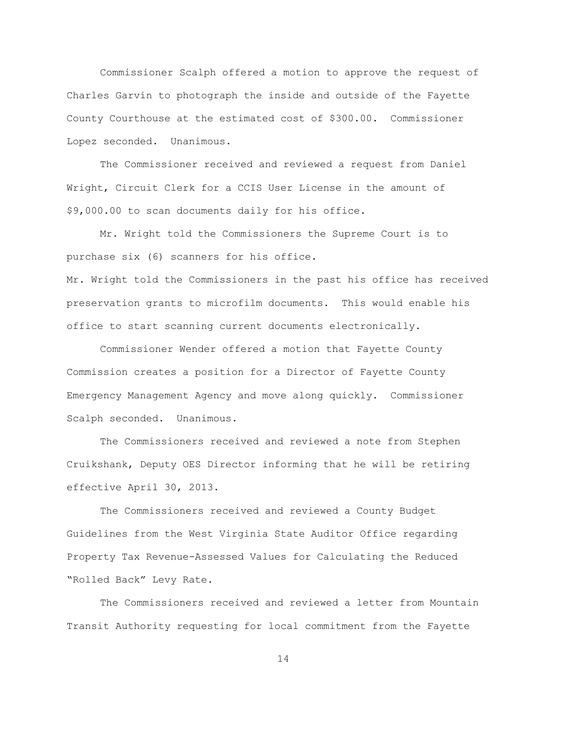Commissioner Scalph offered a motion to approve the request of Charles Garvin to photograph the inside and outside of the Fayette County Courthouse at the estimated cost of $300.00. Commissioner Lopez seconded. Unanimous.

The Commissioner received and reviewed a request from Daniel Wright, Circuit Clerk for a CCIS User License in the amount of $9,000.00 to scan documents daily for his office.

Mr. Wright told the Commissioners the Supreme Court is to purchase six (6) scanners for his office.

Mr. Wright told the Commissioners in the past his office has received preservation grants to microfilm documents. This would enable his office to start scanning current documents electronically.

Commissioner Wender offered a motion that Fayette County Commission creates a position for a Director of Fayette County Emergency Management Agency and move along quickly. Commissioner Scalph seconded. Unanimous.

The Commissioners received and reviewed a note from Stephen Cruikshank, Deputy OES Director informing that he will be retiring effective April 30, 2013.

The Commissioners received and reviewed a County Budget Guidelines from the West Virginia State Auditor Office regarding Property Tax Revenue-Assessed Values for Calculating the Reduced "Rolled Back" Levy Rate.

The Commissioners received and reviewed a letter from Mountain Transit Authority requesting for local commitment from the Fayette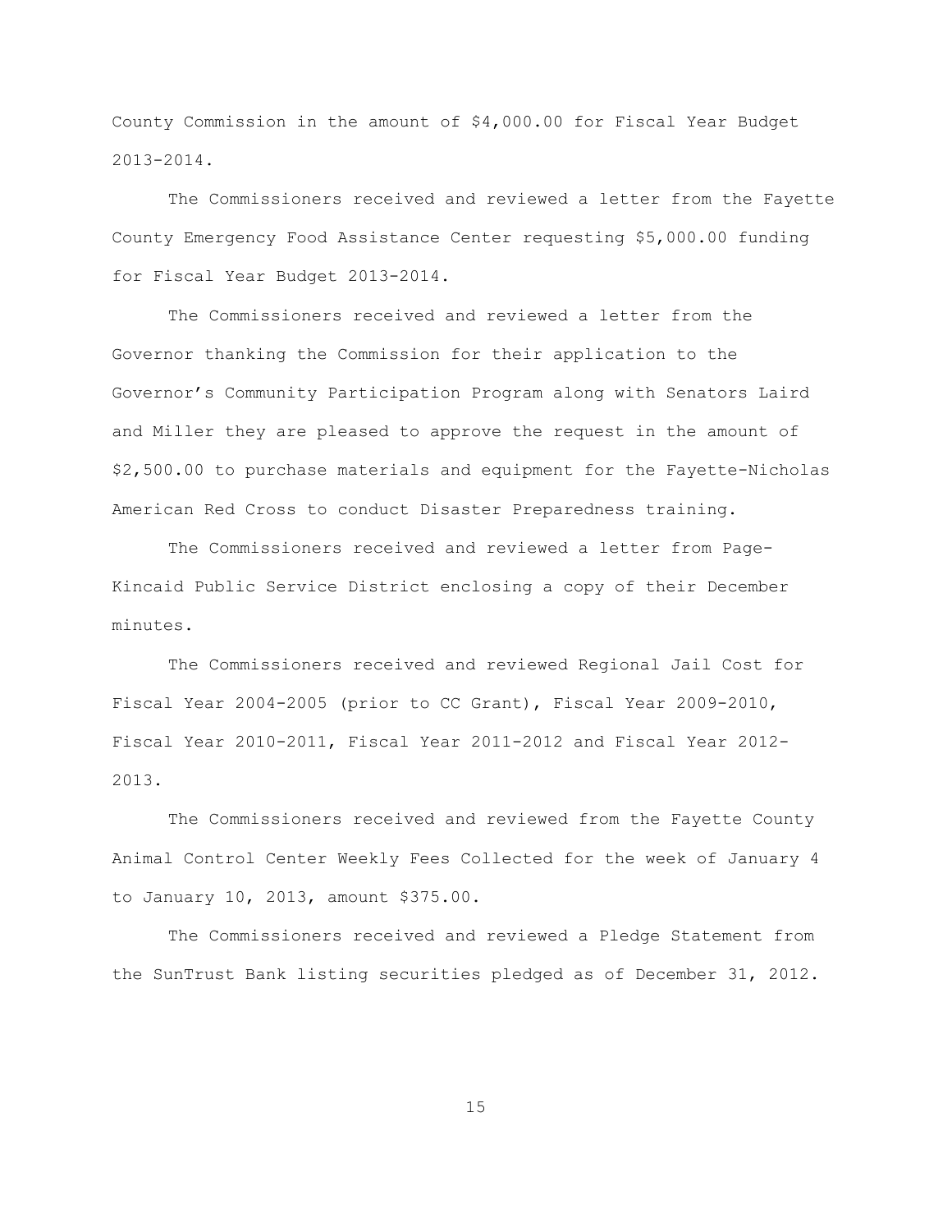County Commission in the amount of $4,000.00 for Fiscal Year Budget 2013-2014.

The Commissioners received and reviewed a letter from the Fayette County Emergency Food Assistance Center requesting $5,000.00 funding for Fiscal Year Budget 2013-2014.

The Commissioners received and reviewed a letter from the Governor thanking the Commission for their application to the Governor's Community Participation Program along with Senators Laird and Miller they are pleased to approve the request in the amount of $2,500.00 to purchase materials and equipment for the Fayette-Nicholas American Red Cross to conduct Disaster Preparedness training.

The Commissioners received and reviewed a letter from Page-Kincaid Public Service District enclosing a copy of their December minutes.

The Commissioners received and reviewed Regional Jail Cost for Fiscal Year 2004-2005 (prior to CC Grant), Fiscal Year 2009-2010, Fiscal Year 2010-2011, Fiscal Year 2011-2012 and Fiscal Year 2012-2013.

The Commissioners received and reviewed from the Fayette County Animal Control Center Weekly Fees Collected for the week of January 4 to January 10, 2013, amount $375.00.

The Commissioners received and reviewed a Pledge Statement from the SunTrust Bank listing securities pledged as of December 31, 2012.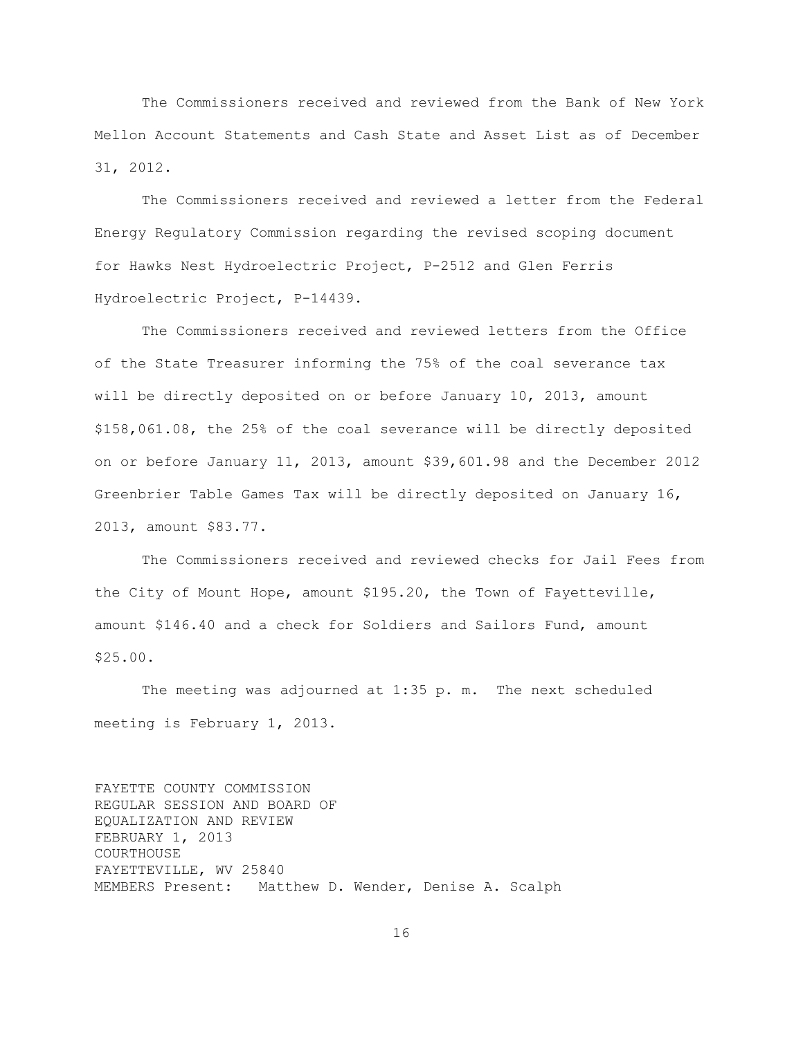The Commissioners received and reviewed from the Bank of New York Mellon Account Statements and Cash State and Asset List as of December 31, 2012.

The Commissioners received and reviewed a letter from the Federal Energy Regulatory Commission regarding the revised scoping document for Hawks Nest Hydroelectric Project, P-2512 and Glen Ferris Hydroelectric Project, P-14439.

The Commissioners received and reviewed letters from the Office of the State Treasurer informing the 75% of the coal severance tax will be directly deposited on or before January 10, 2013, amount $158,061.08, the 25% of the coal severance will be directly deposited on or before January 11, 2013, amount $39,601.98 and the December 2012 Greenbrier Table Games Tax will be directly deposited on January 16, 2013, amount $83.77.

The Commissioners received and reviewed checks for Jail Fees from the City of Mount Hope, amount $195.20, the Town of Fayetteville, amount $146.40 and a check for Soldiers and Sailors Fund, amount $25.00.

The meeting was adjourned at 1:35 p. m. The next scheduled meeting is February 1, 2013.

FAYETTE COUNTY COMMISSION
REGULAR SESSION AND BOARD OF
EQUALIZATION AND REVIEW
FEBRUARY 1, 2013
COURTHOUSE
FAYETTEVILLE, WV 25840
MEMBERS Present: Matthew D. Wender, Denise A. Scalph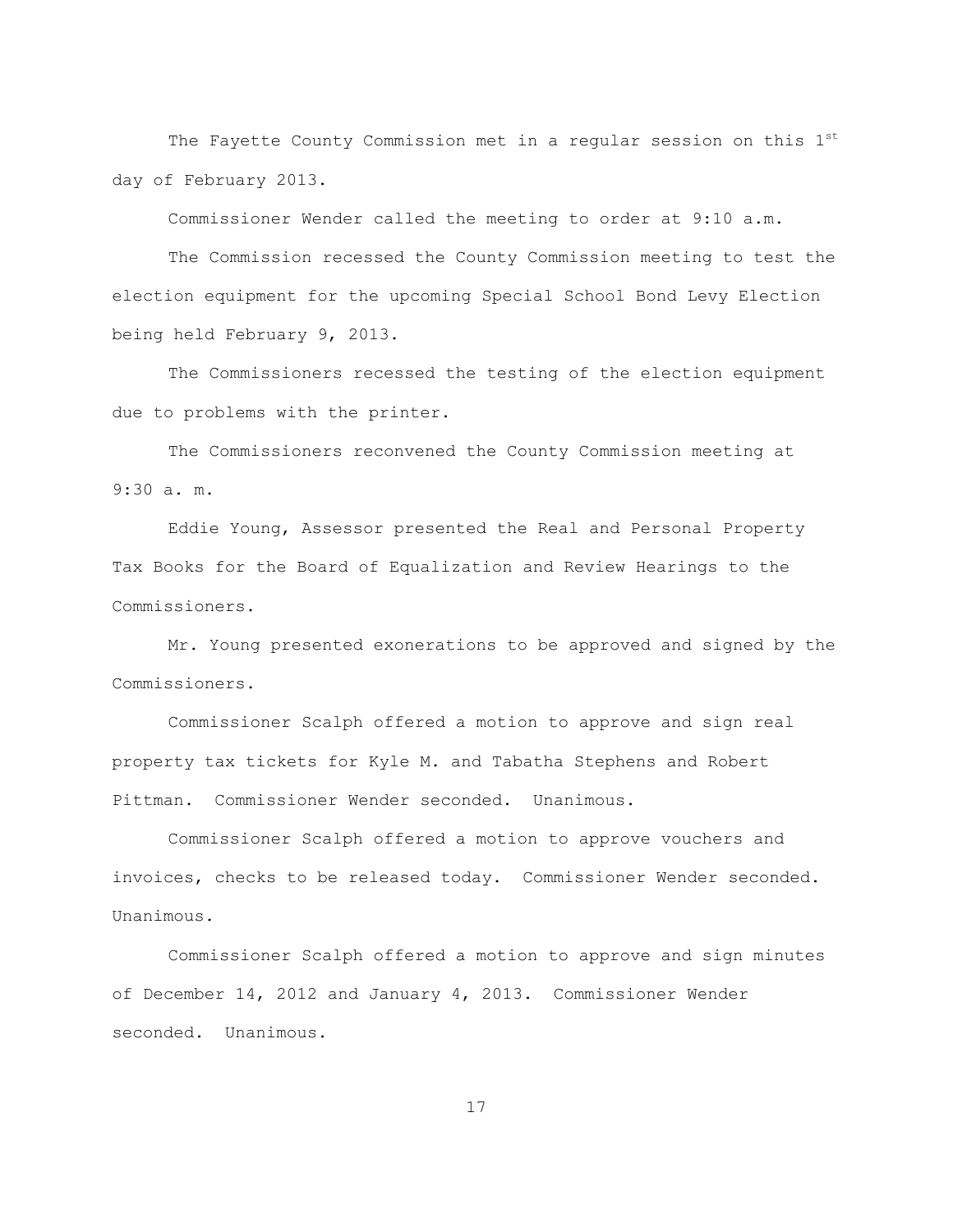The Fayette County Commission met in a regular session on this 1st day of February 2013.

Commissioner Wender called the meeting to order at 9:10 a.m.

The Commission recessed the County Commission meeting to test the election equipment for the upcoming Special School Bond Levy Election being held February 9, 2013.

The Commissioners recessed the testing of the election equipment due to problems with the printer.

The Commissioners reconvened the County Commission meeting at 9:30 a. m.

Eddie Young, Assessor presented the Real and Personal Property Tax Books for the Board of Equalization and Review Hearings to the Commissioners.

Mr. Young presented exonerations to be approved and signed by the Commissioners.

Commissioner Scalph offered a motion to approve and sign real property tax tickets for Kyle M. and Tabatha Stephens and Robert Pittman. Commissioner Wender seconded. Unanimous.

Commissioner Scalph offered a motion to approve vouchers and invoices, checks to be released today. Commissioner Wender seconded. Unanimous.

Commissioner Scalph offered a motion to approve and sign minutes of December 14, 2012 and January 4, 2013. Commissioner Wender seconded. Unanimous.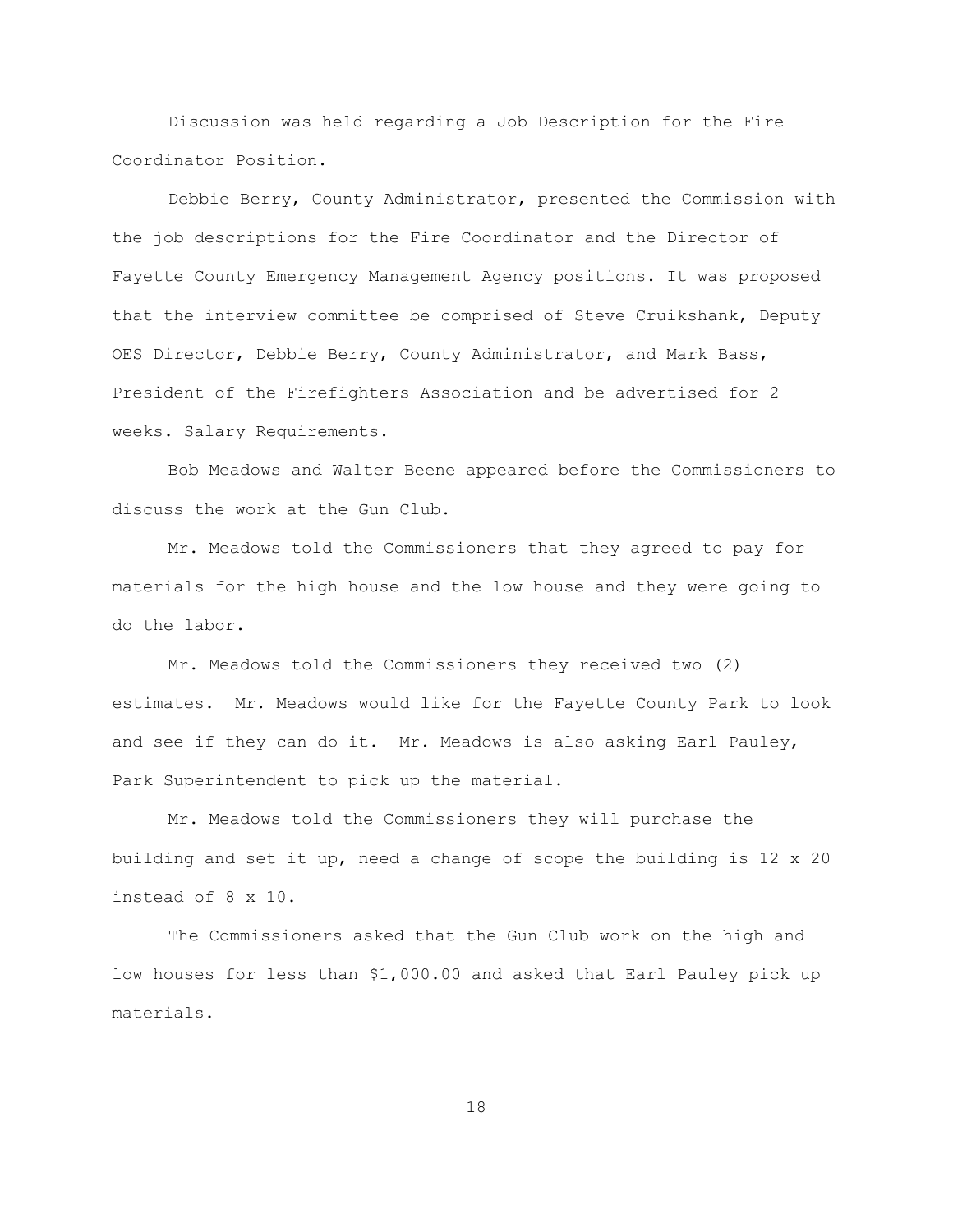Discussion was held regarding a Job Description for the Fire Coordinator Position.

Debbie Berry, County Administrator, presented the Commission with the job descriptions for the Fire Coordinator and the Director of Fayette County Emergency Management Agency positions. It was proposed that the interview committee be comprised of Steve Cruikshank, Deputy OES Director, Debbie Berry, County Administrator, and Mark Bass, President of the Firefighters Association and be advertised for 2 weeks. Salary Requirements.

Bob Meadows and Walter Beene appeared before the Commissioners to discuss the work at the Gun Club.

Mr. Meadows told the Commissioners that they agreed to pay for materials for the high house and the low house and they were going to do the labor.

Mr. Meadows told the Commissioners they received two (2) estimates. Mr. Meadows would like for the Fayette County Park to look and see if they can do it. Mr. Meadows is also asking Earl Pauley, Park Superintendent to pick up the material.

Mr. Meadows told the Commissioners they will purchase the building and set it up, need a change of scope the building is 12 x 20 instead of 8 x 10.

The Commissioners asked that the Gun Club work on the high and low houses for less than $1,000.00 and asked that Earl Pauley pick up materials.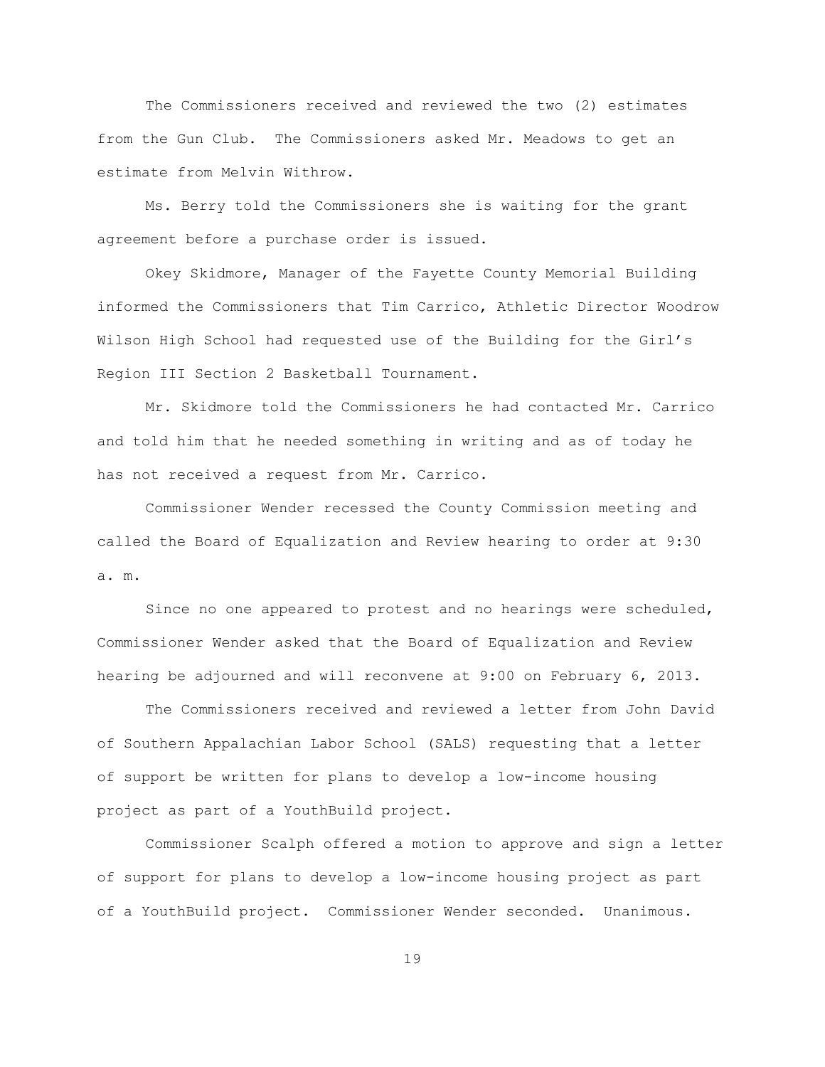The Commissioners received and reviewed the two (2) estimates from the Gun Club. The Commissioners asked Mr. Meadows to get an estimate from Melvin Withrow.

Ms. Berry told the Commissioners she is waiting for the grant agreement before a purchase order is issued.

Okey Skidmore, Manager of the Fayette County Memorial Building informed the Commissioners that Tim Carrico, Athletic Director Woodrow Wilson High School had requested use of the Building for the Girl's Region III Section 2 Basketball Tournament.

Mr. Skidmore told the Commissioners he had contacted Mr. Carrico and told him that he needed something in writing and as of today he has not received a request from Mr. Carrico.

Commissioner Wender recessed the County Commission meeting and called the Board of Equalization and Review hearing to order at 9:30 a. m.

Since no one appeared to protest and no hearings were scheduled, Commissioner Wender asked that the Board of Equalization and Review hearing be adjourned and will reconvene at 9:00 on February 6, 2013.

The Commissioners received and reviewed a letter from John David of Southern Appalachian Labor School (SALS) requesting that a letter of support be written for plans to develop a low-income housing project as part of a YouthBuild project.

Commissioner Scalph offered a motion to approve and sign a letter of support for plans to develop a low-income housing project as part of a YouthBuild project. Commissioner Wender seconded. Unanimous.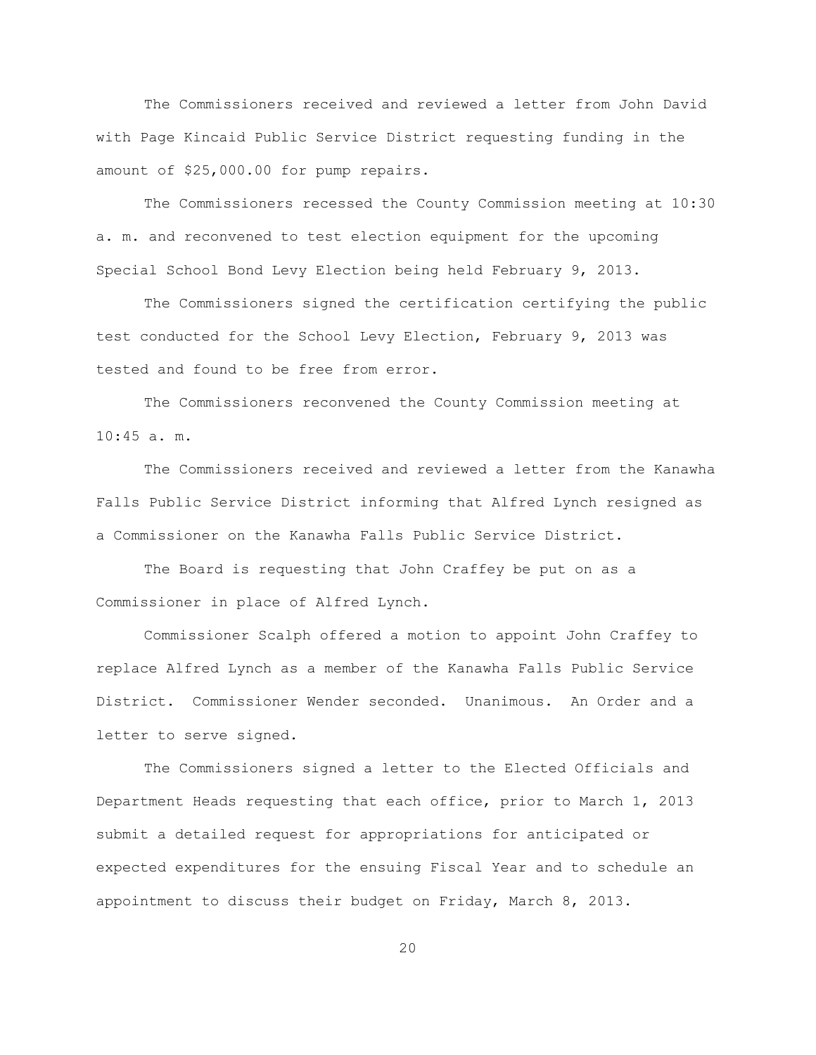The Commissioners received and reviewed a letter from John David with Page Kincaid Public Service District requesting funding in the amount of $25,000.00 for pump repairs.

The Commissioners recessed the County Commission meeting at 10:30 a. m. and reconvened to test election equipment for the upcoming Special School Bond Levy Election being held February 9, 2013.

The Commissioners signed the certification certifying the public test conducted for the School Levy Election, February 9, 2013 was tested and found to be free from error.

The Commissioners reconvened the County Commission meeting at 10:45 a. m.

The Commissioners received and reviewed a letter from the Kanawha Falls Public Service District informing that Alfred Lynch resigned as a Commissioner on the Kanawha Falls Public Service District.

The Board is requesting that John Craffey be put on as a Commissioner in place of Alfred Lynch.

Commissioner Scalph offered a motion to appoint John Craffey to replace Alfred Lynch as a member of the Kanawha Falls Public Service District. Commissioner Wender seconded. Unanimous. An Order and a letter to serve signed.

The Commissioners signed a letter to the Elected Officials and Department Heads requesting that each office, prior to March 1, 2013 submit a detailed request for appropriations for anticipated or expected expenditures for the ensuing Fiscal Year and to schedule an appointment to discuss their budget on Friday, March 8, 2013.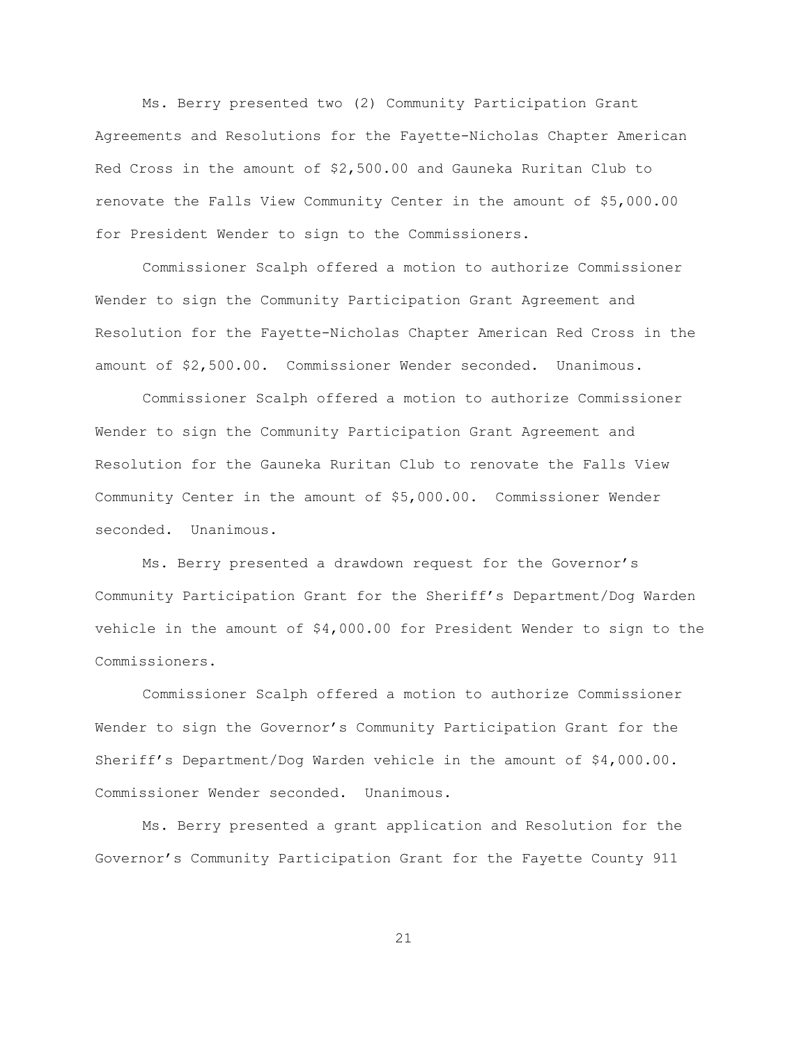Ms. Berry presented two (2) Community Participation Grant Agreements and Resolutions for the Fayette-Nicholas Chapter American Red Cross in the amount of $2,500.00 and Gauneka Ruritan Club to renovate the Falls View Community Center in the amount of $5,000.00 for President Wender to sign to the Commissioners.

Commissioner Scalph offered a motion to authorize Commissioner Wender to sign the Community Participation Grant Agreement and Resolution for the Fayette-Nicholas Chapter American Red Cross in the amount of $2,500.00. Commissioner Wender seconded. Unanimous.

Commissioner Scalph offered a motion to authorize Commissioner Wender to sign the Community Participation Grant Agreement and Resolution for the Gauneka Ruritan Club to renovate the Falls View Community Center in the amount of $5,000.00. Commissioner Wender seconded. Unanimous.

Ms. Berry presented a drawdown request for the Governor's Community Participation Grant for the Sheriff's Department/Dog Warden vehicle in the amount of $4,000.00 for President Wender to sign to the Commissioners.

Commissioner Scalph offered a motion to authorize Commissioner Wender to sign the Governor's Community Participation Grant for the Sheriff's Department/Dog Warden vehicle in the amount of $4,000.00. Commissioner Wender seconded. Unanimous.

Ms. Berry presented a grant application and Resolution for the Governor's Community Participation Grant for the Fayette County 911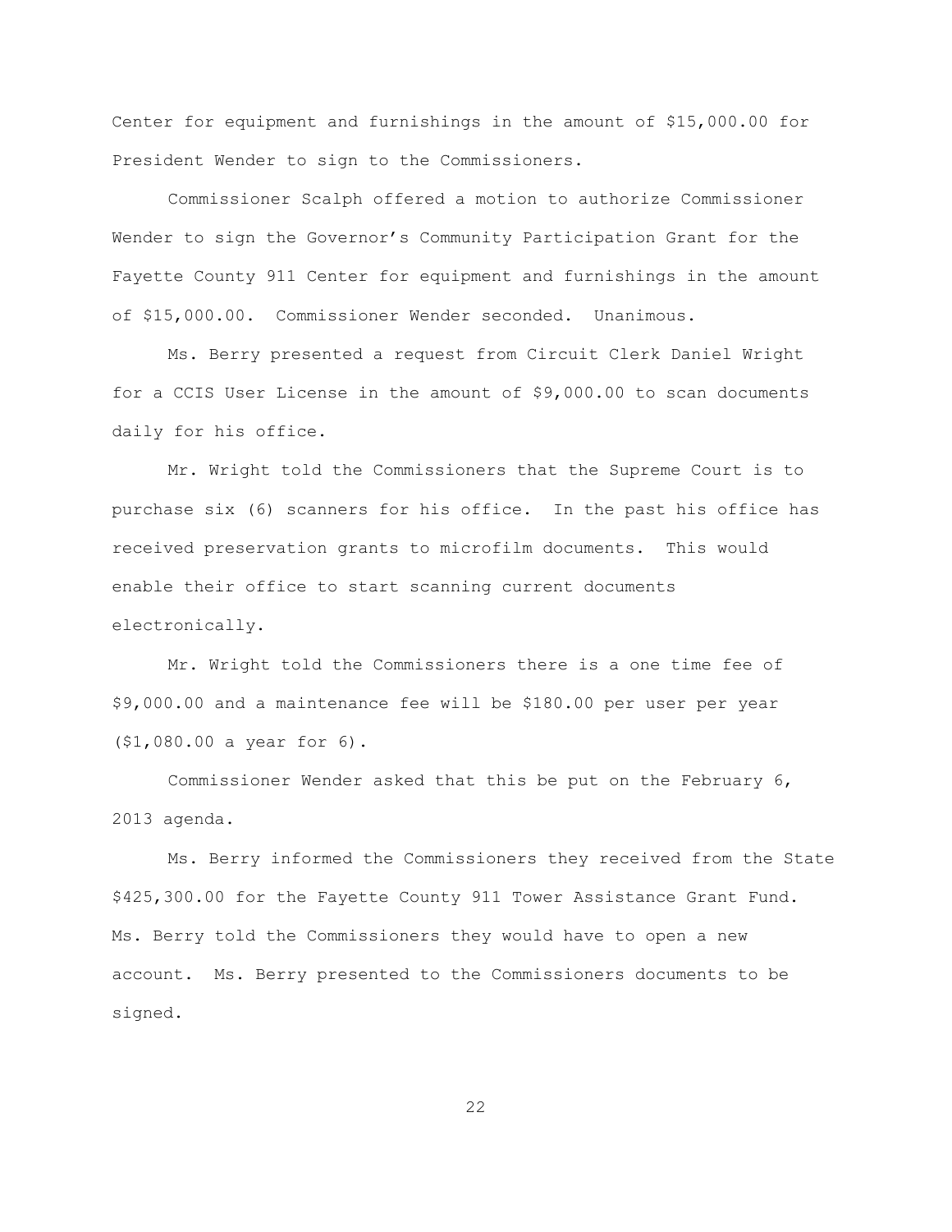Center for equipment and furnishings in the amount of $15,000.00 for President Wender to sign to the Commissioners.

Commissioner Scalph offered a motion to authorize Commissioner Wender to sign the Governor's Community Participation Grant for the Fayette County 911 Center for equipment and furnishings in the amount of $15,000.00. Commissioner Wender seconded. Unanimous.

Ms. Berry presented a request from Circuit Clerk Daniel Wright for a CCIS User License in the amount of $9,000.00 to scan documents daily for his office.

Mr. Wright told the Commissioners that the Supreme Court is to purchase six (6) scanners for his office. In the past his office has received preservation grants to microfilm documents. This would enable their office to start scanning current documents electronically.

Mr. Wright told the Commissioners there is a one time fee of $9,000.00 and a maintenance fee will be $180.00 per user per year ($1,080.00 a year for 6).

Commissioner Wender asked that this be put on the February 6, 2013 agenda.

Ms. Berry informed the Commissioners they received from the State $425,300.00 for the Fayette County 911 Tower Assistance Grant Fund. Ms. Berry told the Commissioners they would have to open a new account. Ms. Berry presented to the Commissioners documents to be signed.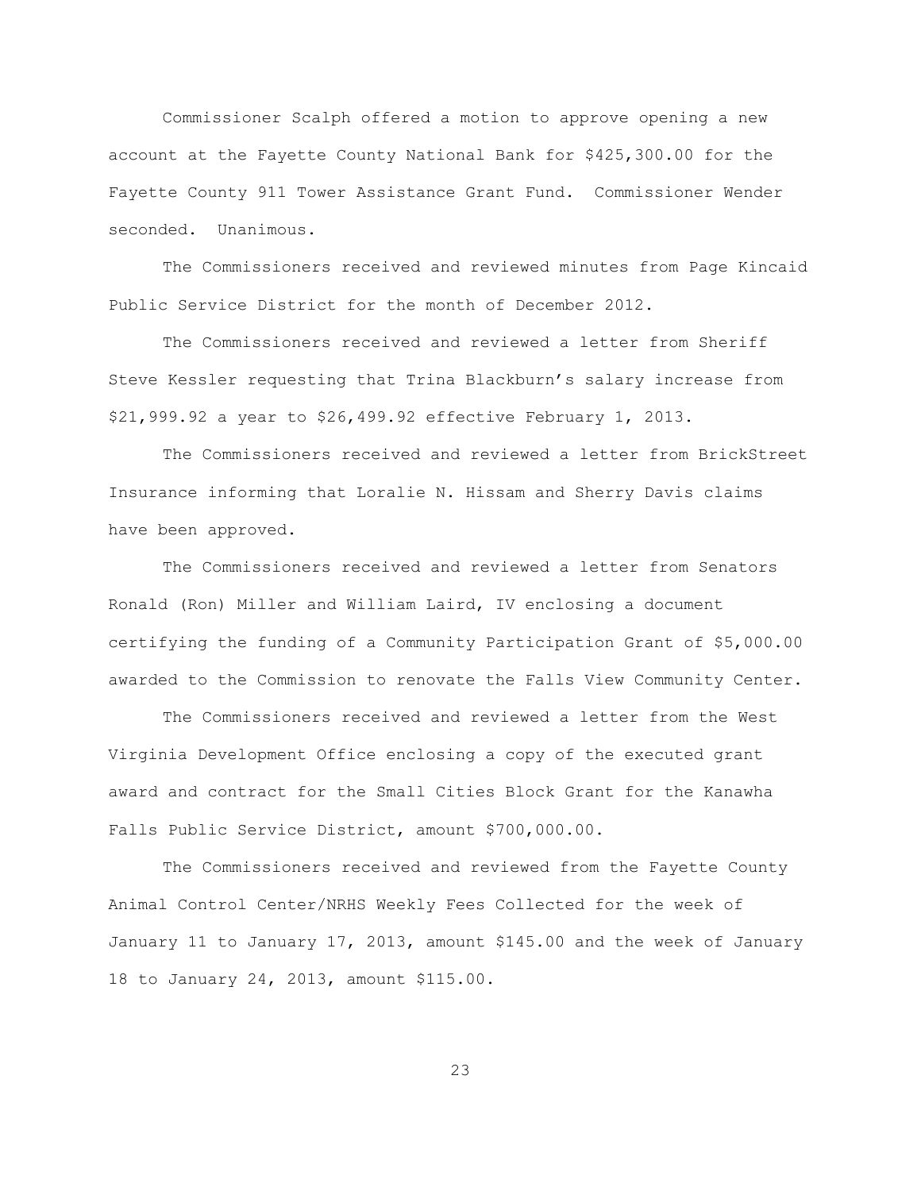Commissioner Scalph offered a motion to approve opening a new account at the Fayette County National Bank for $425,300.00 for the Fayette County 911 Tower Assistance Grant Fund. Commissioner Wender seconded. Unanimous.

The Commissioners received and reviewed minutes from Page Kincaid Public Service District for the month of December 2012.

The Commissioners received and reviewed a letter from Sheriff Steve Kessler requesting that Trina Blackburn's salary increase from $21,999.92 a year to $26,499.92 effective February 1, 2013.

The Commissioners received and reviewed a letter from BrickStreet Insurance informing that Loralie N. Hissam and Sherry Davis claims have been approved.

The Commissioners received and reviewed a letter from Senators Ronald (Ron) Miller and William Laird, IV enclosing a document certifying the funding of a Community Participation Grant of $5,000.00 awarded to the Commission to renovate the Falls View Community Center.

The Commissioners received and reviewed a letter from the West Virginia Development Office enclosing a copy of the executed grant award and contract for the Small Cities Block Grant for the Kanawha Falls Public Service District, amount $700,000.00.

The Commissioners received and reviewed from the Fayette County Animal Control Center/NRHS Weekly Fees Collected for the week of January 11 to January 17, 2013, amount $145.00 and the week of January 18 to January 24, 2013, amount $115.00.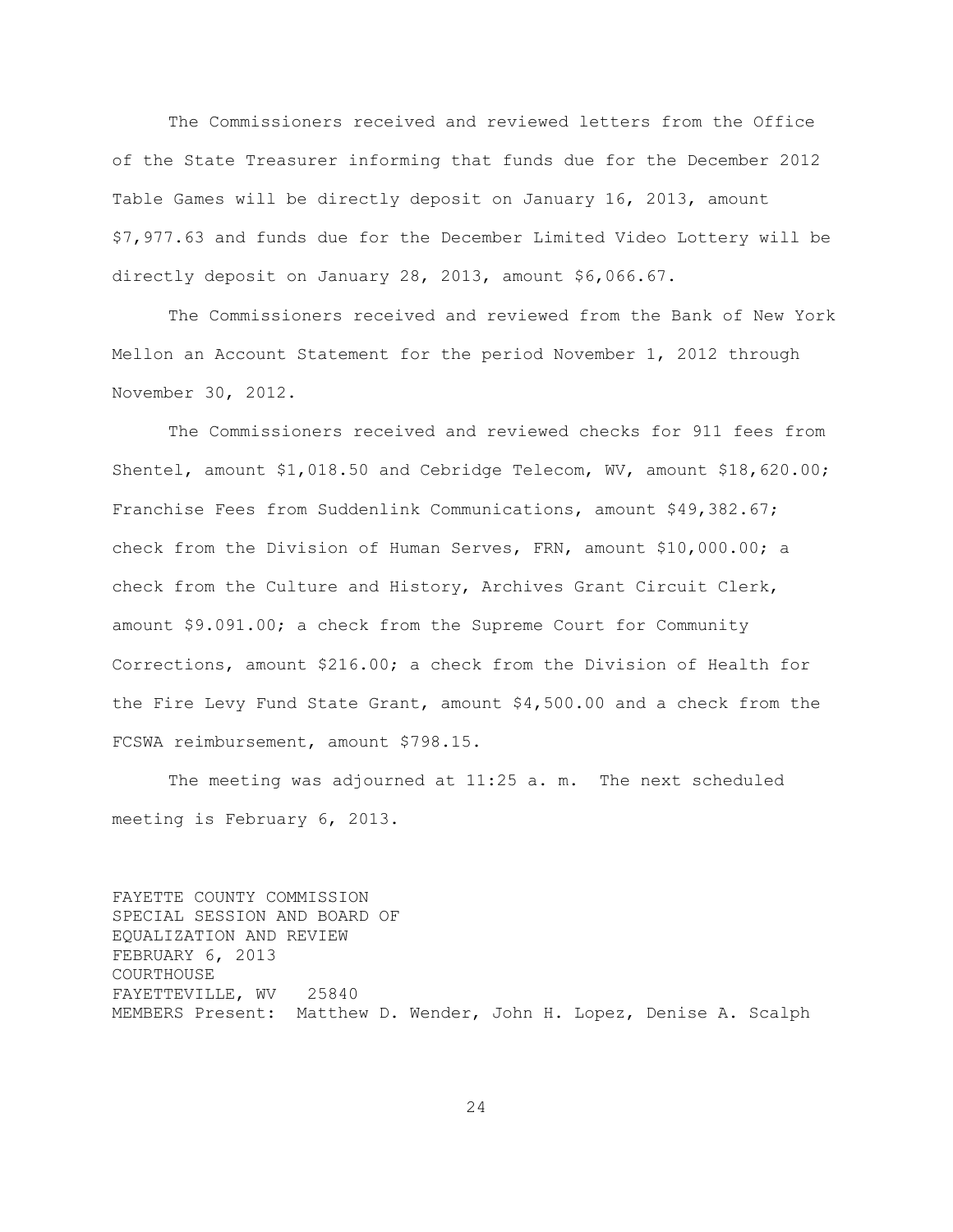The Commissioners received and reviewed letters from the Office of the State Treasurer informing that funds due for the December 2012 Table Games will be directly deposit on January 16, 2013, amount $7,977.63 and funds due for the December Limited Video Lottery will be directly deposit on January 28, 2013, amount $6,066.67.

The Commissioners received and reviewed from the Bank of New York Mellon an Account Statement for the period November 1, 2012 through November 30, 2012.

The Commissioners received and reviewed checks for 911 fees from Shentel, amount $1,018.50 and Cebridge Telecom, WV, amount $18,620.00; Franchise Fees from Suddenlink Communications, amount $49,382.67; check from the Division of Human Serves, FRN, amount $10,000.00; a check from the Culture and History, Archives Grant Circuit Clerk, amount $9.091.00; a check from the Supreme Court for Community Corrections, amount $216.00; a check from the Division of Health for the Fire Levy Fund State Grant, amount $4,500.00 and a check from the FCSWA reimbursement, amount $798.15.

The meeting was adjourned at 11:25 a. m. The next scheduled meeting is February 6, 2013.

FAYETTE COUNTY COMMISSION
SPECIAL SESSION AND BOARD OF
EQUALIZATION AND REVIEW
FEBRUARY 6, 2013
COURTHOUSE
FAYETTEVILLE, WV 25840
MEMBERS Present: Matthew D. Wender, John H. Lopez, Denise A. Scalph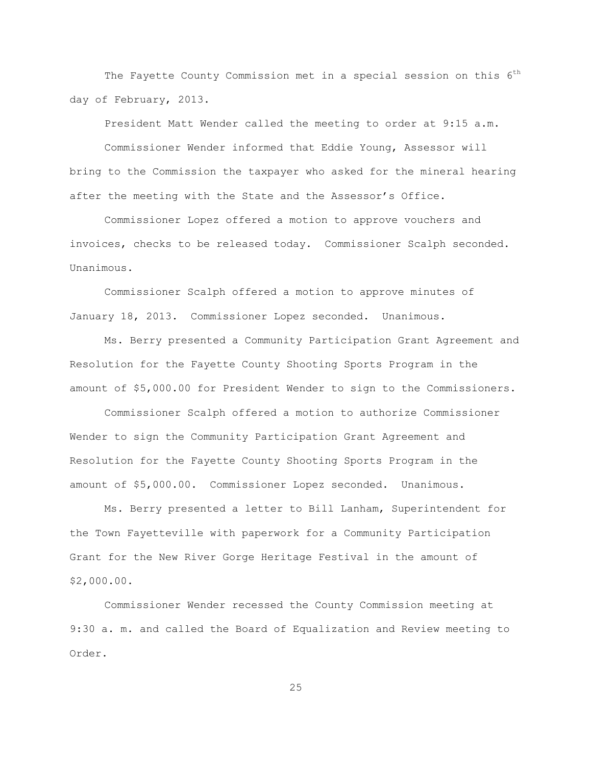The Fayette County Commission met in a special session on this 6th day of February, 2013.

President Matt Wender called the meeting to order at 9:15 a.m.

Commissioner Wender informed that Eddie Young, Assessor will bring to the Commission the taxpayer who asked for the mineral hearing after the meeting with the State and the Assessor's Office.

Commissioner Lopez offered a motion to approve vouchers and invoices, checks to be released today. Commissioner Scalph seconded. Unanimous.

Commissioner Scalph offered a motion to approve minutes of January 18, 2013. Commissioner Lopez seconded. Unanimous.

Ms. Berry presented a Community Participation Grant Agreement and Resolution for the Fayette County Shooting Sports Program in the amount of $5,000.00 for President Wender to sign to the Commissioners.

Commissioner Scalph offered a motion to authorize Commissioner Wender to sign the Community Participation Grant Agreement and Resolution for the Fayette County Shooting Sports Program in the amount of $5,000.00. Commissioner Lopez seconded. Unanimous.

Ms. Berry presented a letter to Bill Lanham, Superintendent for the Town Fayetteville with paperwork for a Community Participation Grant for the New River Gorge Heritage Festival in the amount of $2,000.00.

Commissioner Wender recessed the County Commission meeting at 9:30 a. m. and called the Board of Equalization and Review meeting to Order.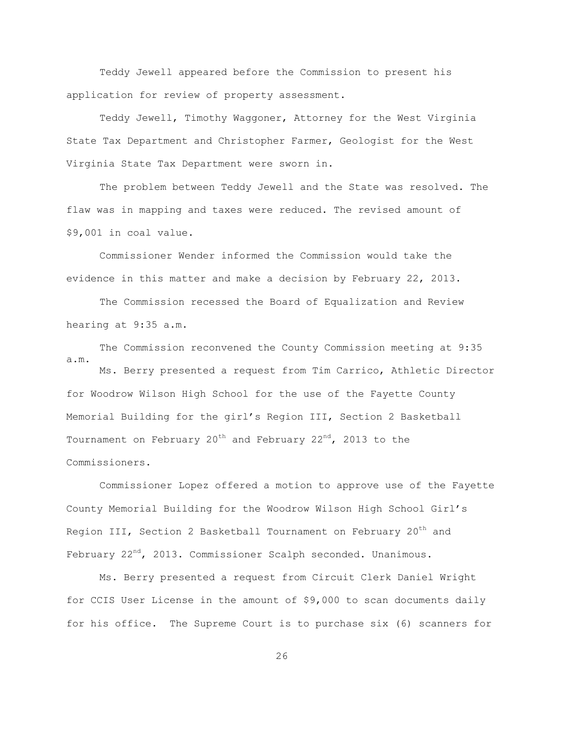Teddy Jewell appeared before the Commission to present his application for review of property assessment.

Teddy Jewell, Timothy Waggoner, Attorney for the West Virginia State Tax Department and Christopher Farmer, Geologist for the West Virginia State Tax Department were sworn in.

The problem between Teddy Jewell and the State was resolved. The flaw was in mapping and taxes were reduced. The revised amount of $9,001 in coal value.

Commissioner Wender informed the Commission would take the evidence in this matter and make a decision by February 22, 2013.

The Commission recessed the Board of Equalization and Review hearing at 9:35 a.m.

The Commission reconvened the County Commission meeting at 9:35 a.m.

Ms. Berry presented a request from Tim Carrico, Athletic Director for Woodrow Wilson High School for the use of the Fayette County Memorial Building for the girl's Region III, Section 2 Basketball Tournament on February 20th and February 22nd, 2013 to the Commissioners.

Commissioner Lopez offered a motion to approve use of the Fayette County Memorial Building for the Woodrow Wilson High School Girl's Region III, Section 2 Basketball Tournament on February 20th and February 22nd, 2013. Commissioner Scalph seconded. Unanimous.

Ms. Berry presented a request from Circuit Clerk Daniel Wright for CCIS User License in the amount of $9,000 to scan documents daily for his office. The Supreme Court is to purchase six (6) scanners for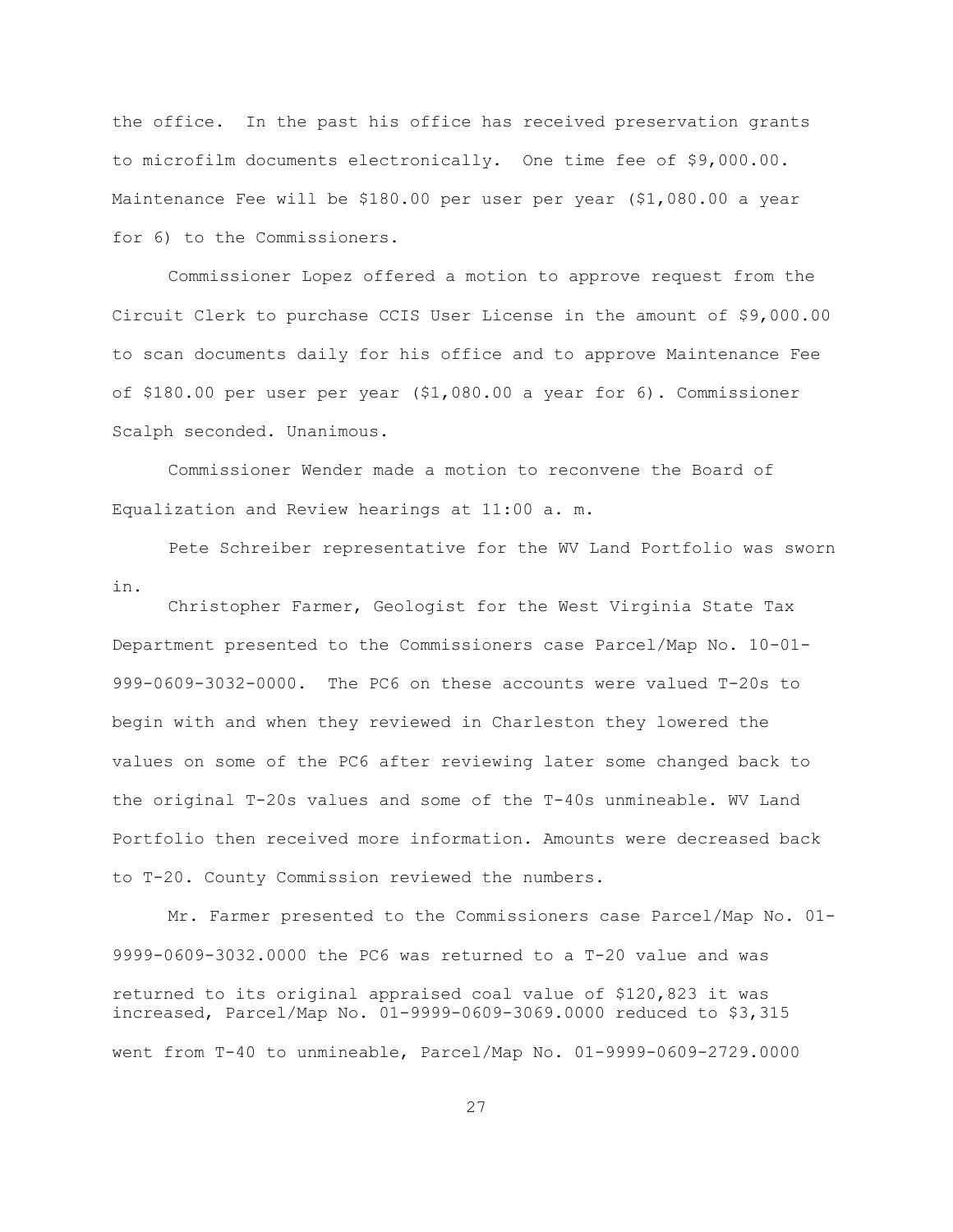the office. In the past his office has received preservation grants to microfilm documents electronically. One time fee of $9,000.00. Maintenance Fee will be $180.00 per user per year ($1,080.00 a year for 6) to the Commissioners.

Commissioner Lopez offered a motion to approve request from the Circuit Clerk to purchase CCIS User License in the amount of $9,000.00 to scan documents daily for his office and to approve Maintenance Fee of $180.00 per user per year ($1,080.00 a year for 6). Commissioner Scalph seconded. Unanimous.

Commissioner Wender made a motion to reconvene the Board of Equalization and Review hearings at 11:00 a. m.

Pete Schreiber representative for the WV Land Portfolio was sworn in.

Christopher Farmer, Geologist for the West Virginia State Tax Department presented to the Commissioners case Parcel/Map No. 10-01-999-0609-3032-0000. The PC6 on these accounts were valued T-20s to begin with and when they reviewed in Charleston they lowered the values on some of the PC6 after reviewing later some changed back to the original T-20s values and some of the T-40s unmineable. WV Land Portfolio then received more information. Amounts were decreased back to T-20. County Commission reviewed the numbers.

Mr. Farmer presented to the Commissioners case Parcel/Map No. 01-9999-0609-3032.0000 the PC6 was returned to a T-20 value and was returned to its original appraised coal value of $120,823 it was increased, Parcel/Map No. 01-9999-0609-3069.0000 reduced to $3,315 went from T-40 to unmineable, Parcel/Map No. 01-9999-0609-2729.0000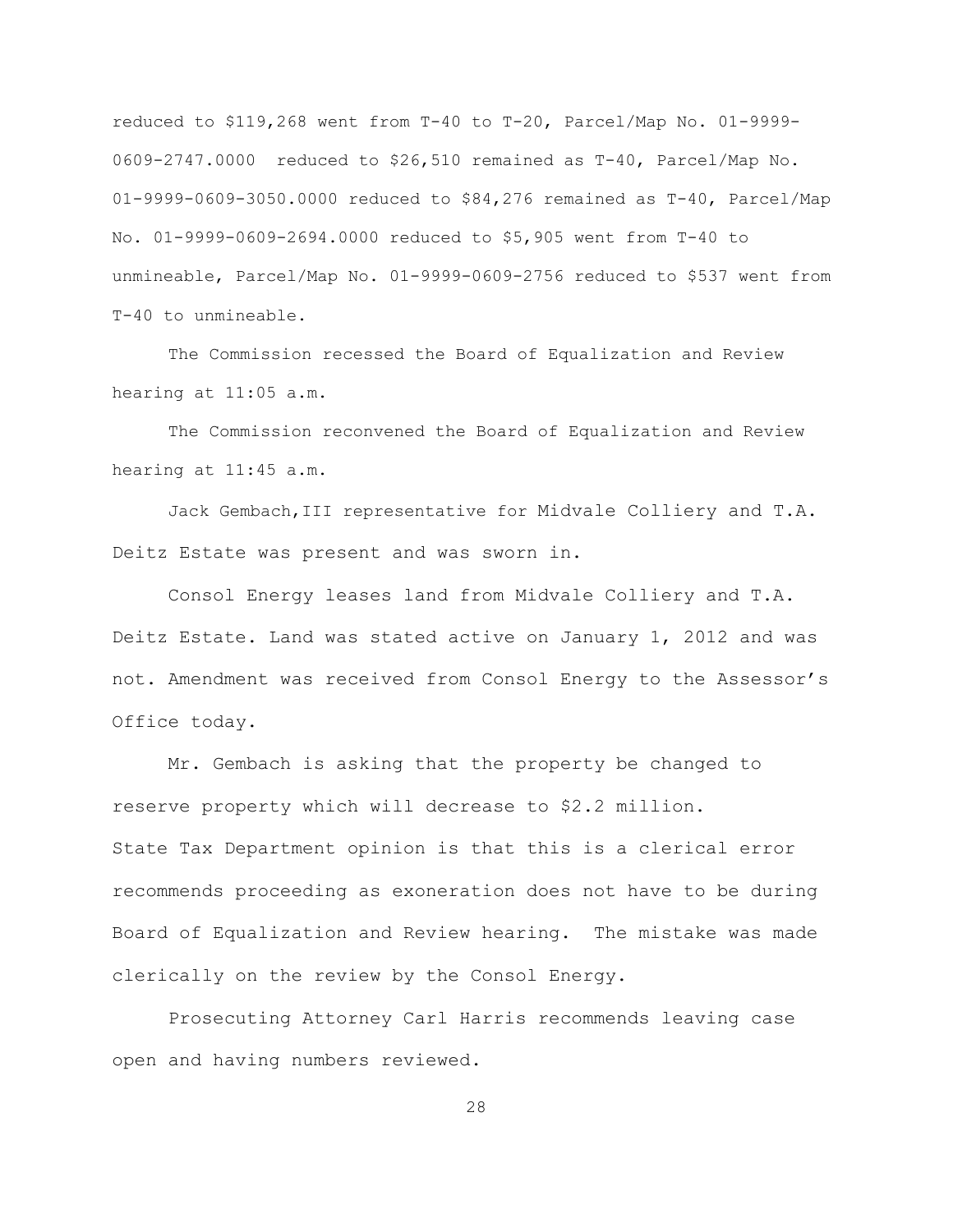reduced to $119,268 went from T-40 to T-20, Parcel/Map No. 01-9999-0609-2747.0000 reduced to $26,510 remained as T-40, Parcel/Map No. 01-9999-0609-3050.0000 reduced to $84,276 remained as T-40, Parcel/Map No. 01-9999-0609-2694.0000 reduced to $5,905 went from T-40 to unmineable, Parcel/Map No. 01-9999-0609-2756 reduced to $537 went from T-40 to unmineable.

The Commission recessed the Board of Equalization and Review hearing at 11:05 a.m.

The Commission reconvened the Board of Equalization and Review hearing at 11:45 a.m.

Jack Gembach,III representative for Midvale Colliery and T.A. Deitz Estate was present and was sworn in.

Consol Energy leases land from Midvale Colliery and T.A. Deitz Estate. Land was stated active on January 1, 2012 and was not. Amendment was received from Consol Energy to the Assessor's Office today.

Mr. Gembach is asking that the property be changed to reserve property which will decrease to $2.2 million.
State Tax Department opinion is that this is a clerical error recommends proceeding as exoneration does not have to be during Board of Equalization and Review hearing. The mistake was made clerically on the review by the Consol Energy.

Prosecuting Attorney Carl Harris recommends leaving case open and having numbers reviewed.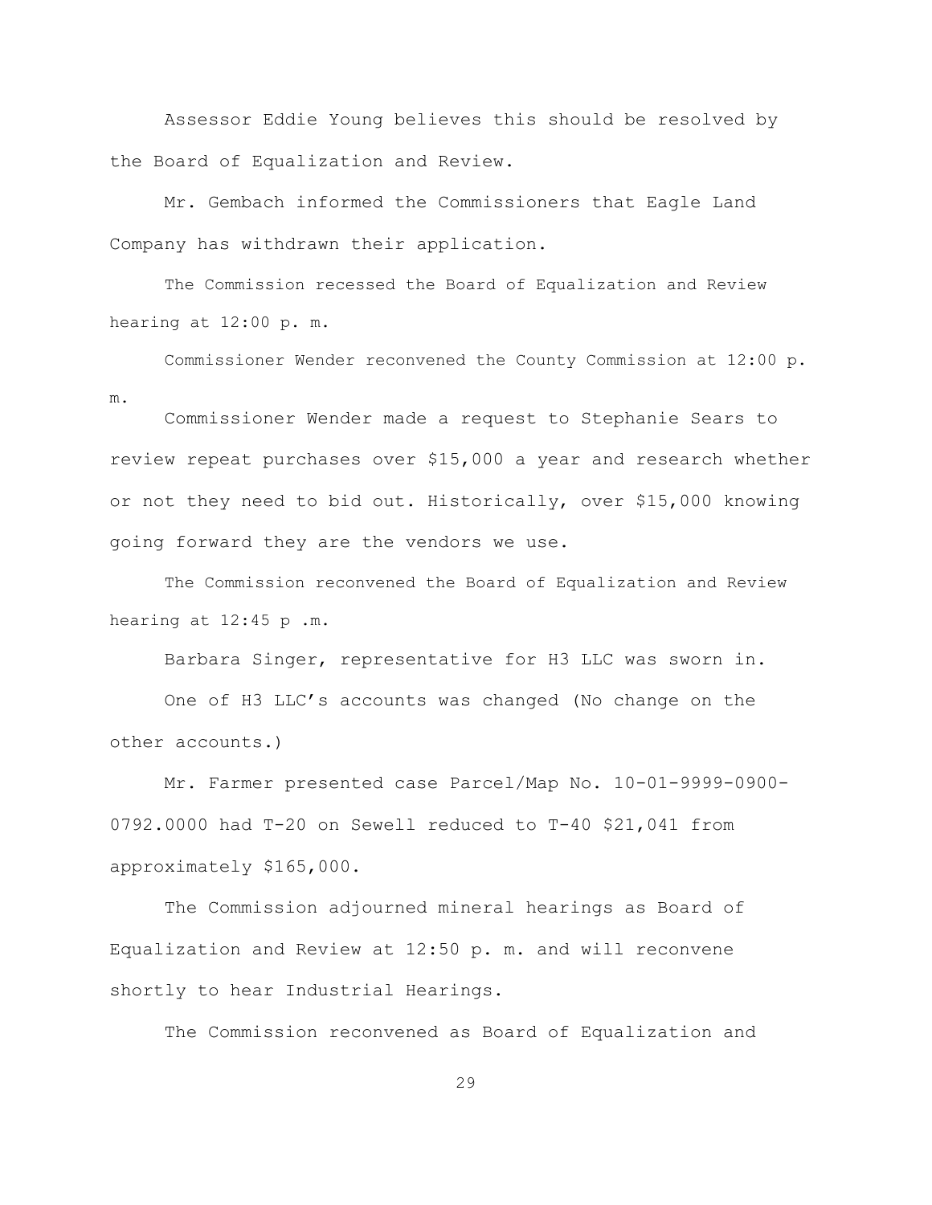Assessor Eddie Young believes this should be resolved by the Board of Equalization and Review.

Mr. Gembach informed the Commissioners that Eagle Land Company has withdrawn their application.

The Commission recessed the Board of Equalization and Review hearing at 12:00 p. m.

Commissioner Wender reconvened the County Commission at 12:00 p. m.

Commissioner Wender made a request to Stephanie Sears to review repeat purchases over $15,000 a year and research whether or not they need to bid out. Historically, over $15,000 knowing going forward they are the vendors we use.

The Commission reconvened the Board of Equalization and Review hearing at 12:45 p .m.

Barbara Singer, representative for H3 LLC was sworn in.

One of H3 LLC's accounts was changed (No change on the other accounts.)

Mr. Farmer presented case Parcel/Map No. 10-01-9999-0900-0792.0000 had T-20 on Sewell reduced to T-40 $21,041 from approximately $165,000.

The Commission adjourned mineral hearings as Board of Equalization and Review at 12:50 p. m. and will reconvene shortly to hear Industrial Hearings.

The Commission reconvened as Board of Equalization and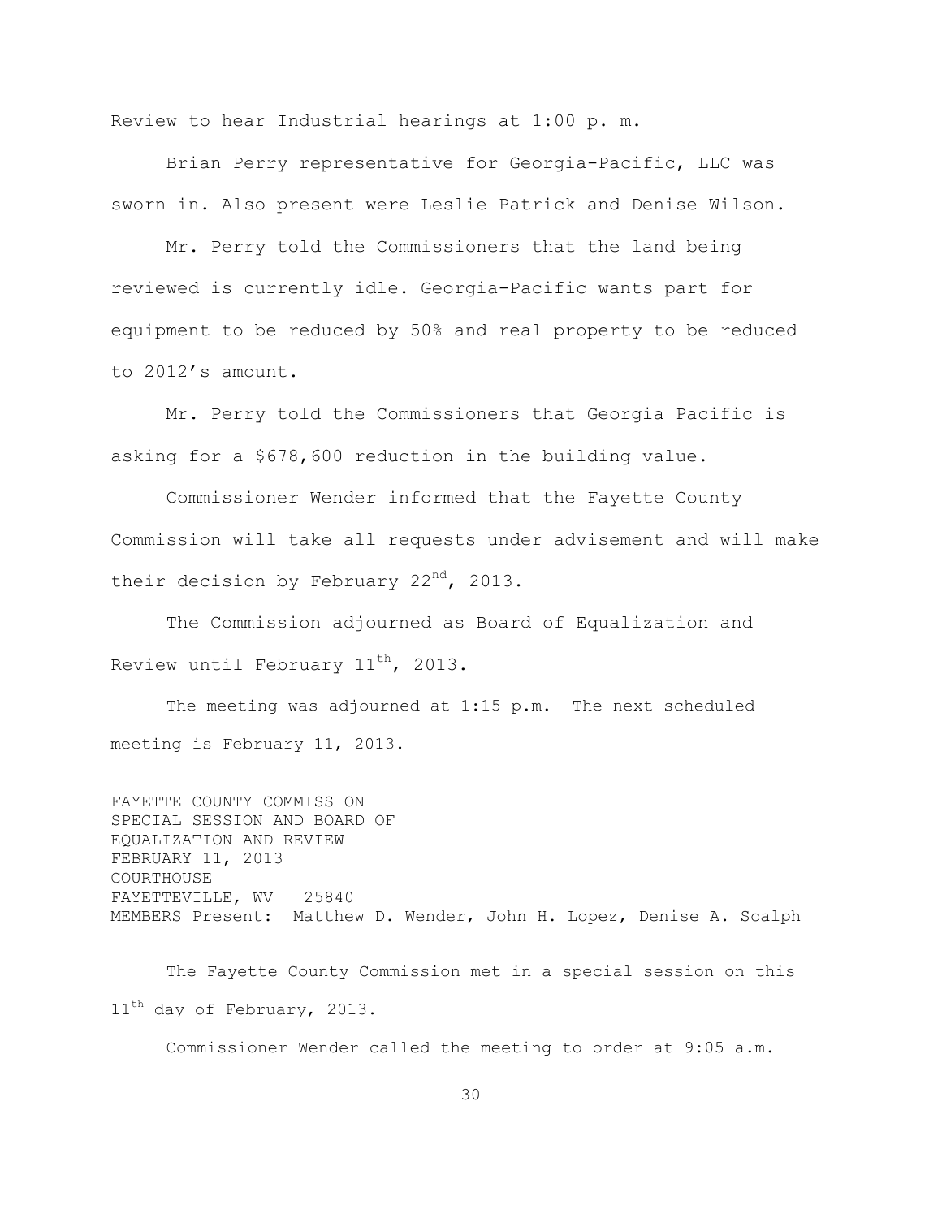Review to hear Industrial hearings at 1:00 p. m.

Brian Perry representative for Georgia-Pacific, LLC was sworn in. Also present were Leslie Patrick and Denise Wilson.

Mr. Perry told the Commissioners that the land being reviewed is currently idle. Georgia-Pacific wants part for equipment to be reduced by 50% and real property to be reduced to 2012's amount.

Mr. Perry told the Commissioners that Georgia Pacific is asking for a $678,600 reduction in the building value.

Commissioner Wender informed that the Fayette County Commission will take all requests under advisement and will make their decision by February 22nd, 2013.

The Commission adjourned as Board of Equalization and Review until February 11th, 2013.

The meeting was adjourned at 1:15 p.m. The next scheduled meeting is February 11, 2013.

FAYETTE COUNTY COMMISSION
SPECIAL SESSION AND BOARD OF
EQUALIZATION AND REVIEW
FEBRUARY 11, 2013
COURTHOUSE
FAYETTEVILLE, WV 25840
MEMBERS Present: Matthew D. Wender, John H. Lopez, Denise A. Scalph

The Fayette County Commission met in a special session on this 11th day of February, 2013.

Commissioner Wender called the meeting to order at 9:05 a.m.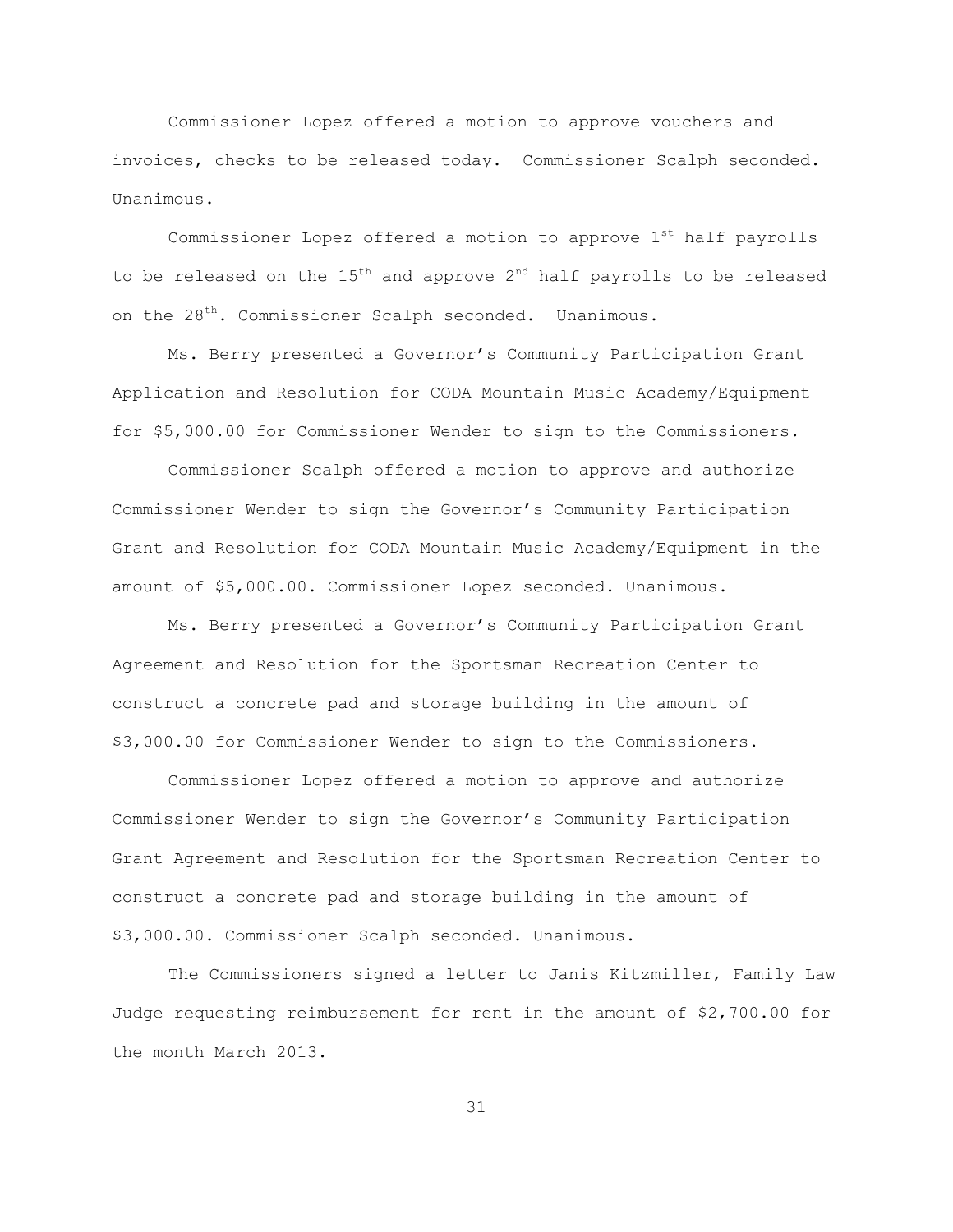Commissioner Lopez offered a motion to approve vouchers and invoices, checks to be released today. Commissioner Scalph seconded. Unanimous.

Commissioner Lopez offered a motion to approve 1st half payrolls to be released on the 15th and approve 2nd half payrolls to be released on the 28th. Commissioner Scalph seconded. Unanimous.

Ms. Berry presented a Governor's Community Participation Grant Application and Resolution for CODA Mountain Music Academy/Equipment for $5,000.00 for Commissioner Wender to sign to the Commissioners.

Commissioner Scalph offered a motion to approve and authorize Commissioner Wender to sign the Governor's Community Participation Grant and Resolution for CODA Mountain Music Academy/Equipment in the amount of $5,000.00. Commissioner Lopez seconded. Unanimous.

Ms. Berry presented a Governor's Community Participation Grant Agreement and Resolution for the Sportsman Recreation Center to construct a concrete pad and storage building in the amount of $3,000.00 for Commissioner Wender to sign to the Commissioners.

Commissioner Lopez offered a motion to approve and authorize Commissioner Wender to sign the Governor's Community Participation Grant Agreement and Resolution for the Sportsman Recreation Center to construct a concrete pad and storage building in the amount of $3,000.00. Commissioner Scalph seconded. Unanimous.

The Commissioners signed a letter to Janis Kitzmiller, Family Law Judge requesting reimbursement for rent in the amount of $2,700.00 for the month March 2013.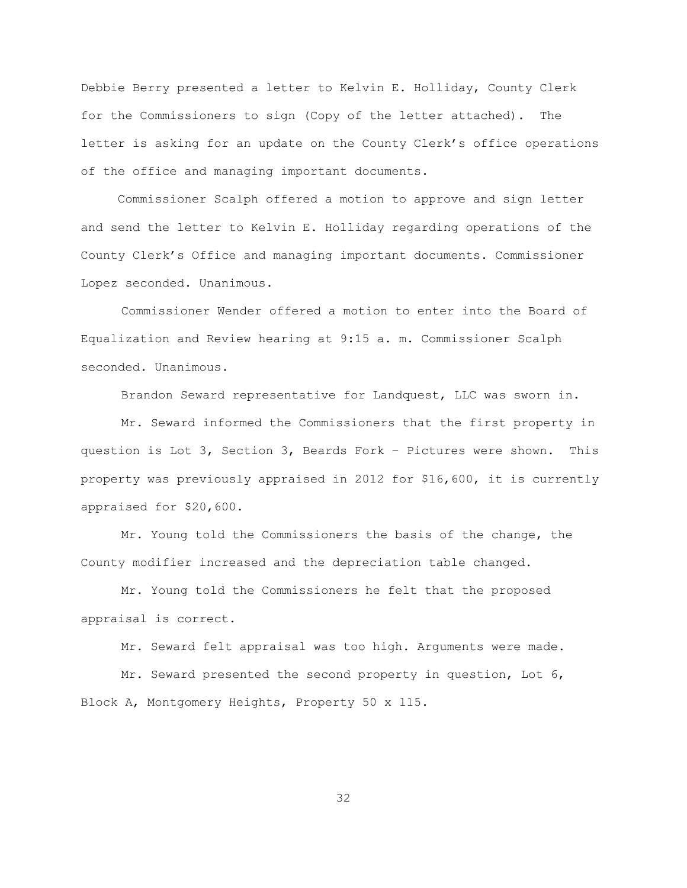Debbie Berry presented a letter to Kelvin E. Holliday, County Clerk for the Commissioners to sign (Copy of the letter attached). The letter is asking for an update on the County Clerk's office operations of the office and managing important documents.

Commissioner Scalph offered a motion to approve and sign letter and send the letter to Kelvin E. Holliday regarding operations of the County Clerk's Office and managing important documents. Commissioner Lopez seconded. Unanimous.

Commissioner Wender offered a motion to enter into the Board of Equalization and Review hearing at 9:15 a. m. Commissioner Scalph seconded. Unanimous.

Brandon Seward representative for Landquest, LLC was sworn in.

Mr. Seward informed the Commissioners that the first property in question is Lot 3, Section 3, Beards Fork – Pictures were shown. This property was previously appraised in 2012 for $16,600, it is currently appraised for $20,600.

Mr. Young told the Commissioners the basis of the change, the County modifier increased and the depreciation table changed.

Mr. Young told the Commissioners he felt that the proposed appraisal is correct.

Mr. Seward felt appraisal was too high. Arguments were made.

Mr. Seward presented the second property in question, Lot 6, Block A, Montgomery Heights, Property 50 x 115.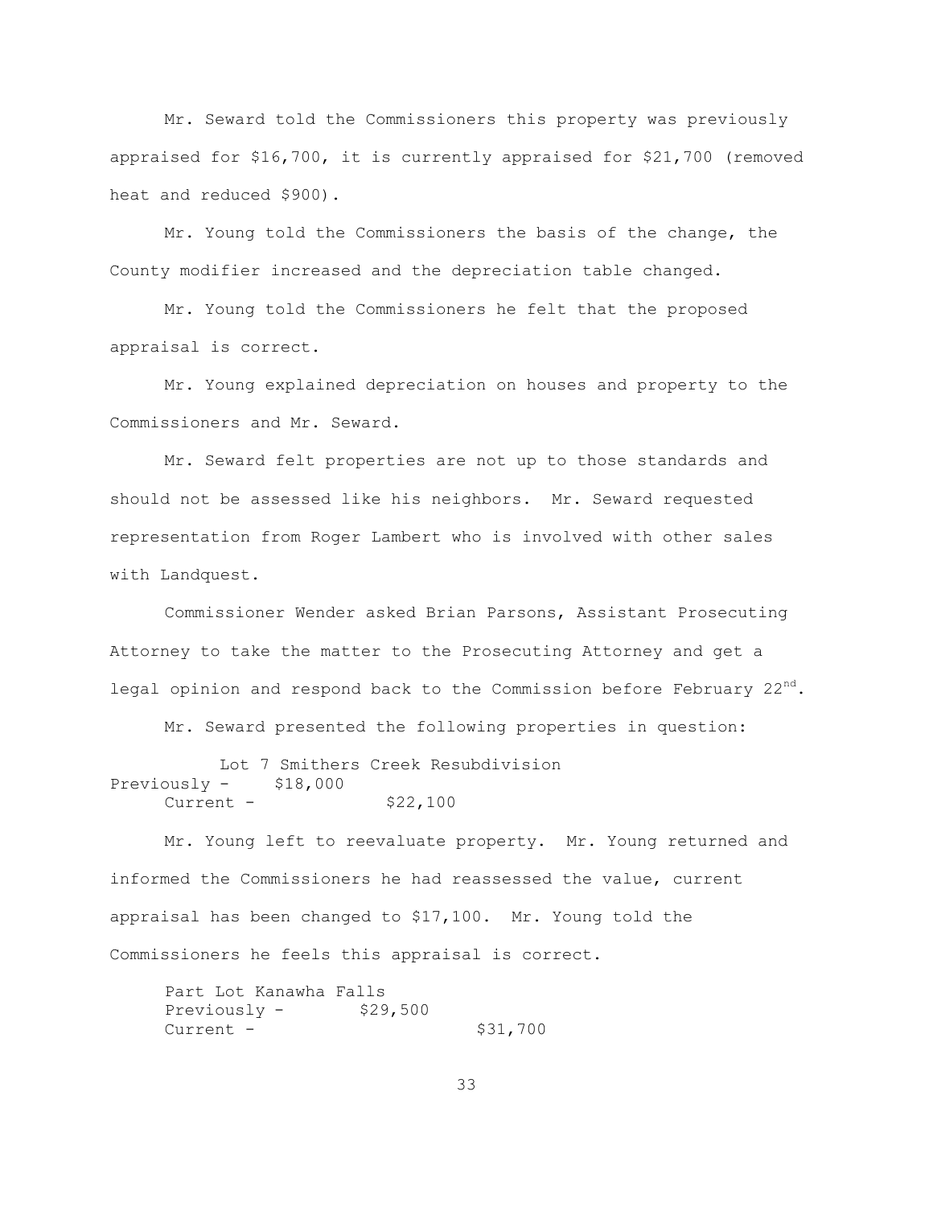Mr. Seward told the Commissioners this property was previously appraised for $16,700, it is currently appraised for $21,700 (removed heat and reduced $900).

Mr. Young told the Commissioners the basis of the change, the County modifier increased and the depreciation table changed.

Mr. Young told the Commissioners he felt that the proposed appraisal is correct.

Mr. Young explained depreciation on houses and property to the Commissioners and Mr. Seward.

Mr. Seward felt properties are not up to those standards and should not be assessed like his neighbors. Mr. Seward requested representation from Roger Lambert who is involved with other sales with Landquest.

Commissioner Wender asked Brian Parsons, Assistant Prosecuting Attorney to take the matter to the Prosecuting Attorney and get a legal opinion and respond back to the Commission before February 22nd.

Mr. Seward presented the following properties in question:

Lot 7 Smithers Creek Resubdivision
Previously - $18,000
Current - $22,100

Mr. Young left to reevaluate property. Mr. Young returned and informed the Commissioners he had reassessed the value, current appraisal has been changed to $17,100. Mr. Young told the Commissioners he feels this appraisal is correct.

Part Lot Kanawha Falls
Previously - $29,500
Current - $31,700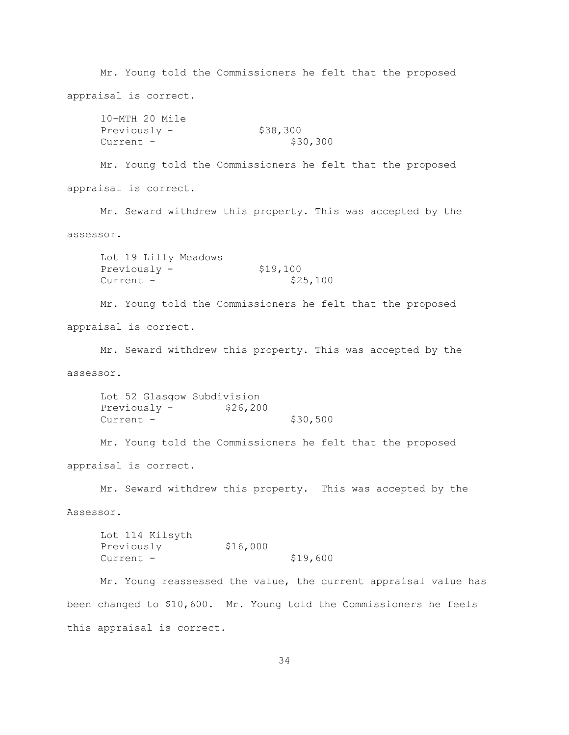Mr. Young told the Commissioners he felt that the proposed appraisal is correct.

10-MTH 20 Mile  
Previously - $38,300  
Current - $30,300

Mr. Young told the Commissioners he felt that the proposed appraisal is correct.

Mr. Seward withdrew this property. This was accepted by the assessor.

Lot 19 Lilly Meadows  
Previously - $19,100  
Current - $25,100

Mr. Young told the Commissioners he felt that the proposed appraisal is correct.

Mr. Seward withdrew this property. This was accepted by the assessor.

Lot 52 Glasgow Subdivision  
Previously - $26,200  
Current - $30,500

Mr. Young told the Commissioners he felt that the proposed appraisal is correct.

Mr. Seward withdrew this property. This was accepted by the Assessor.

Lot 114 Kilsyth  
Previously $16,000  
Current - $19,600

Mr. Young reassessed the value, the current appraisal value has been changed to $10,600. Mr. Young told the Commissioners he feels this appraisal is correct.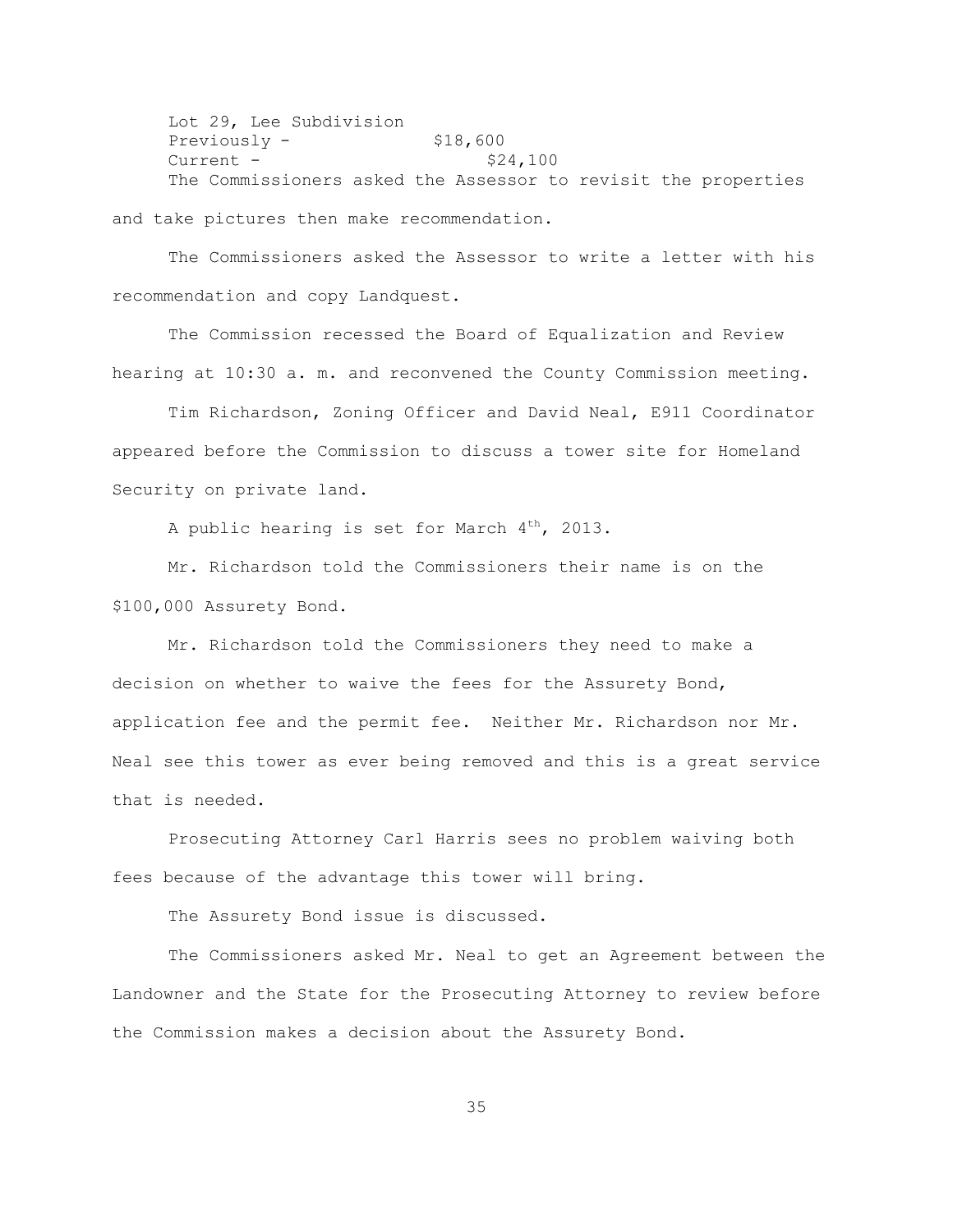Lot 29, Lee Subdivision
Previously - $18,600
Current - $24,100

The Commissioners asked the Assessor to revisit the properties and take pictures then make recommendation.

The Commissioners asked the Assessor to write a letter with his recommendation and copy Landquest.

The Commission recessed the Board of Equalization and Review hearing at 10:30 a. m. and reconvened the County Commission meeting.

Tim Richardson, Zoning Officer and David Neal, E911 Coordinator appeared before the Commission to discuss a tower site for Homeland Security on private land.

A public hearing is set for March 4th, 2013.

Mr. Richardson told the Commissioners their name is on the $100,000 Assurety Bond.

Mr. Richardson told the Commissioners they need to make a decision on whether to waive the fees for the Assurety Bond, application fee and the permit fee. Neither Mr. Richardson nor Mr. Neal see this tower as ever being removed and this is a great service that is needed.

Prosecuting Attorney Carl Harris sees no problem waiving both fees because of the advantage this tower will bring.

The Assurety Bond issue is discussed.

The Commissioners asked Mr. Neal to get an Agreement between the Landowner and the State for the Prosecuting Attorney to review before the Commission makes a decision about the Assurety Bond.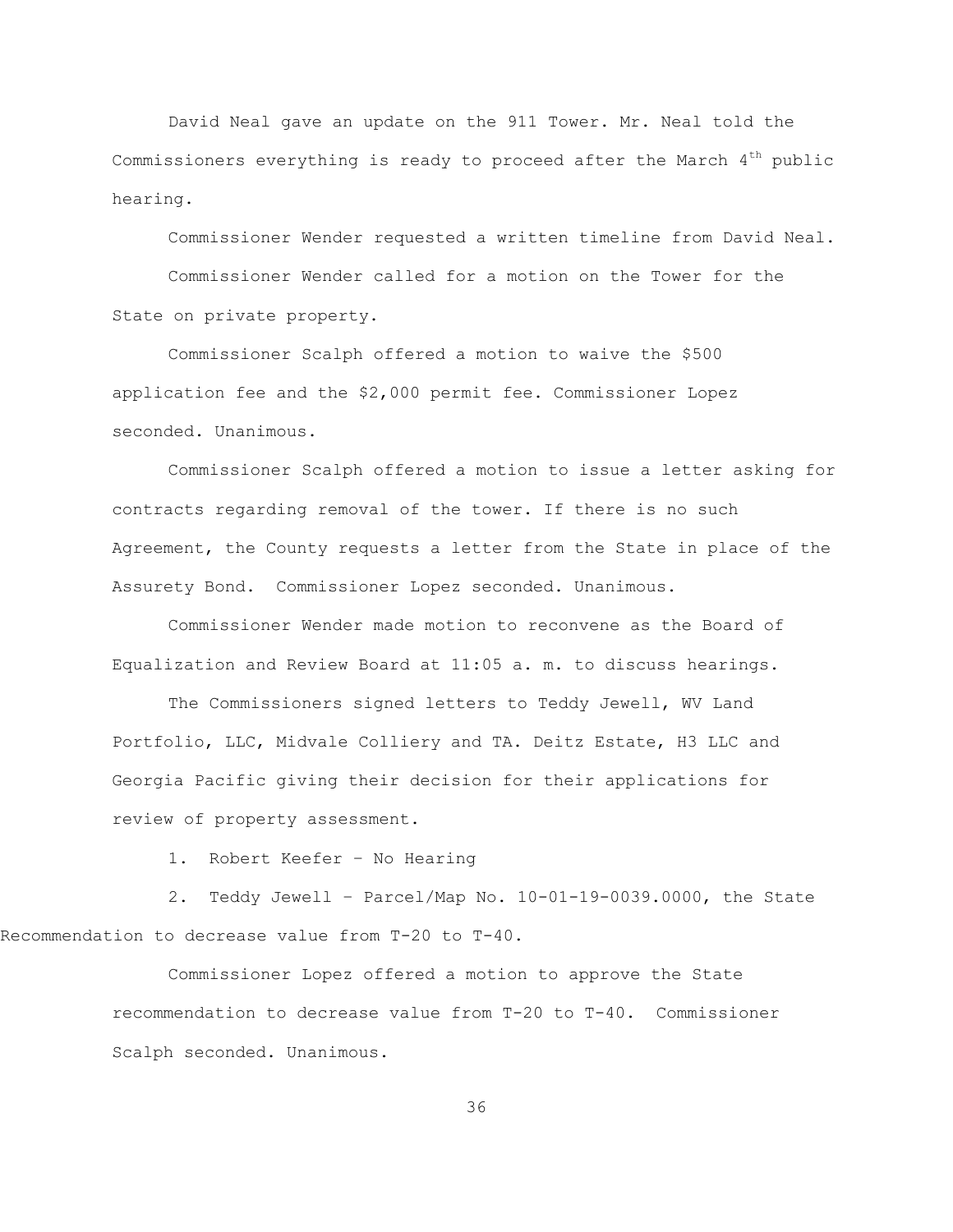David Neal gave an update on the 911 Tower. Mr. Neal told the Commissioners everything is ready to proceed after the March 4th public hearing.

Commissioner Wender requested a written timeline from David Neal.

Commissioner Wender called for a motion on the Tower for the State on private property.

Commissioner Scalph offered a motion to waive the $500 application fee and the $2,000 permit fee. Commissioner Lopez seconded. Unanimous.

Commissioner Scalph offered a motion to issue a letter asking for contracts regarding removal of the tower. If there is no such Agreement, the County requests a letter from the State in place of the Assurety Bond. Commissioner Lopez seconded. Unanimous.

Commissioner Wender made motion to reconvene as the Board of Equalization and Review Board at 11:05 a. m. to discuss hearings.

The Commissioners signed letters to Teddy Jewell, WV Land Portfolio, LLC, Midvale Colliery and TA. Deitz Estate, H3 LLC and Georgia Pacific giving their decision for their applications for review of property assessment.

1. Robert Keefer – No Hearing

2. Teddy Jewell – Parcel/Map No. 10-01-19-0039.0000, the State Recommendation to decrease value from T-20 to T-40.

Commissioner Lopez offered a motion to approve the State recommendation to decrease value from T-20 to T-40. Commissioner Scalph seconded. Unanimous.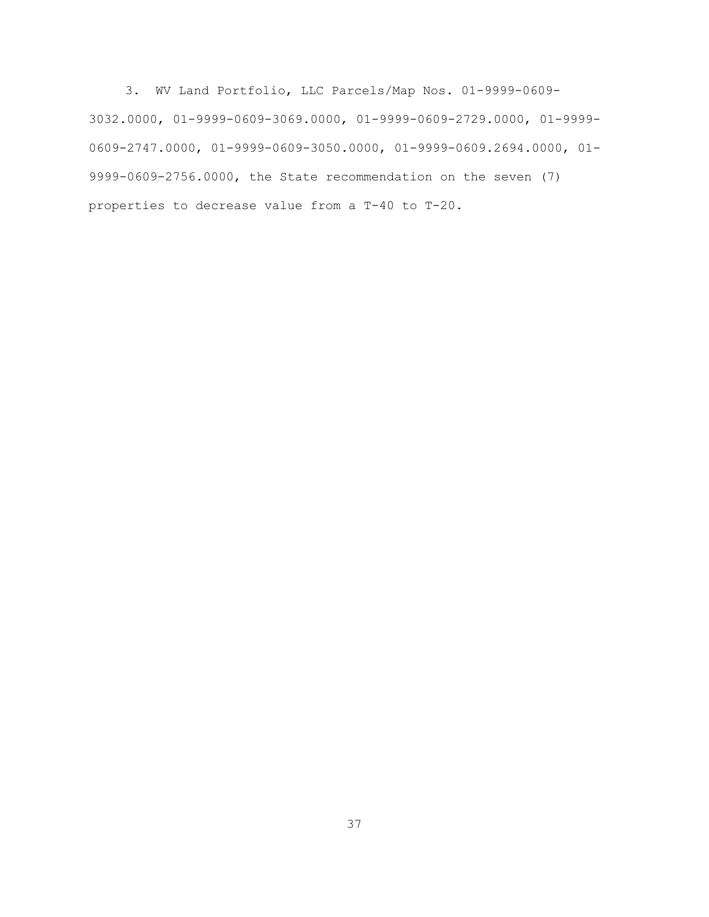3. WV Land Portfolio, LLC Parcels/Map Nos. 01-9999-0609-3032.0000, 01-9999-0609-3069.0000, 01-9999-0609-2729.0000, 01-9999-0609-2747.0000, 01-9999-0609-3050.0000, 01-9999-0609.2694.0000, 01-9999-0609-2756.0000, the State recommendation on the seven (7) properties to decrease value from a T-40 to T-20.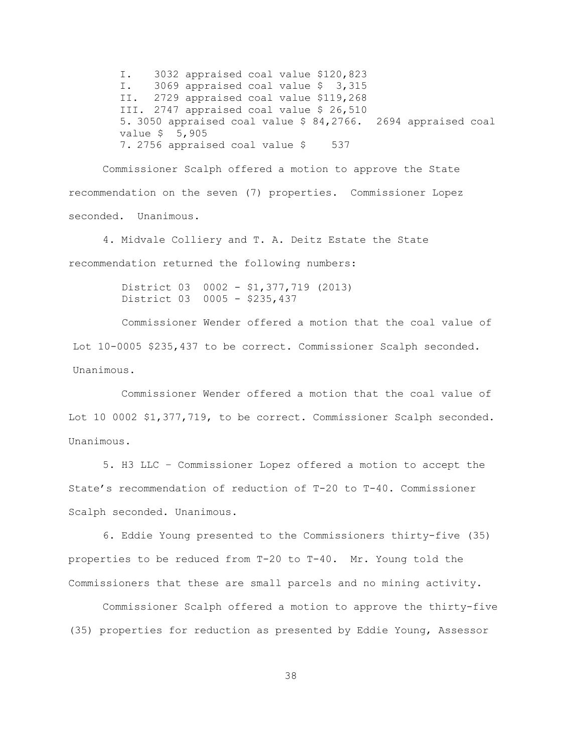I. 3032 appraised coal value $120,823
I. 3069 appraised coal value $ 3,315
II. 2729 appraised coal value $119,268
III. 2747 appraised coal value $ 26,510
5. 3050 appraised coal value $ 84,2766. 2694 appraised coal value $ 5,905
7. 2756 appraised coal value $ 537

Commissioner Scalph offered a motion to approve the State recommendation on the seven (7) properties. Commissioner Lopez seconded. Unanimous.

4. Midvale Colliery and T. A. Deitz Estate the State recommendation returned the following numbers:

District 03 0002 - $1,377,719 (2013)
District 03 0005 - $235,437

Commissioner Wender offered a motion that the coal value of Lot 10-0005 $235,437 to be correct. Commissioner Scalph seconded. Unanimous.

Commissioner Wender offered a motion that the coal value of Lot 10 0002 $1,377,719, to be correct. Commissioner Scalph seconded. Unanimous.

5. H3 LLC – Commissioner Lopez offered a motion to accept the State's recommendation of reduction of T-20 to T-40. Commissioner Scalph seconded. Unanimous.

6. Eddie Young presented to the Commissioners thirty-five (35) properties to be reduced from T-20 to T-40. Mr. Young told the Commissioners that these are small parcels and no mining activity.

Commissioner Scalph offered a motion to approve the thirty-five (35) properties for reduction as presented by Eddie Young, Assessor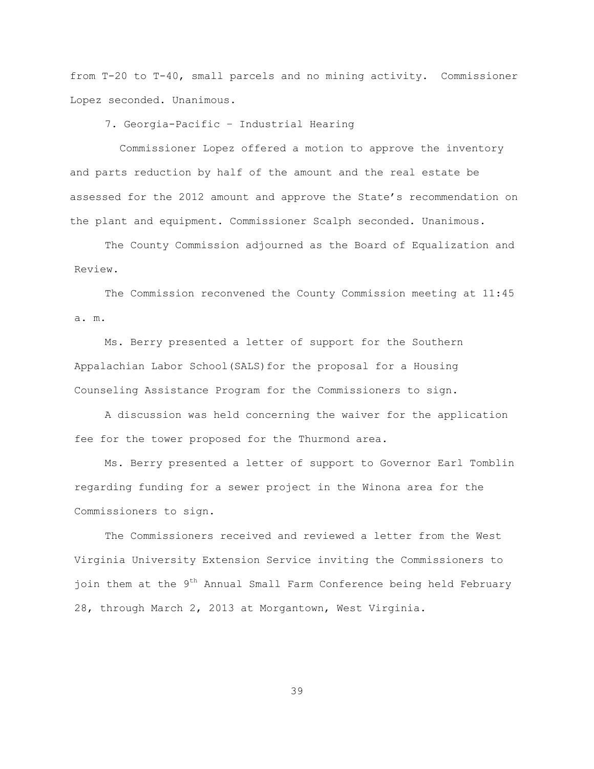from T-20 to T-40, small parcels and no mining activity. Commissioner Lopez seconded. Unanimous.

7. Georgia-Pacific – Industrial Hearing

Commissioner Lopez offered a motion to approve the inventory and parts reduction by half of the amount and the real estate be assessed for the 2012 amount and approve the State's recommendation on the plant and equipment. Commissioner Scalph seconded. Unanimous.

The County Commission adjourned as the Board of Equalization and Review.

The Commission reconvened the County Commission meeting at 11:45 a. m.

Ms. Berry presented a letter of support for the Southern Appalachian Labor School(SALS)for the proposal for a Housing Counseling Assistance Program for the Commissioners to sign.

A discussion was held concerning the waiver for the application fee for the tower proposed for the Thurmond area.

Ms. Berry presented a letter of support to Governor Earl Tomblin regarding funding for a sewer project in the Winona area for the Commissioners to sign.

The Commissioners received and reviewed a letter from the West Virginia University Extension Service inviting the Commissioners to join them at the 9th Annual Small Farm Conference being held February 28, through March 2, 2013 at Morgantown, West Virginia.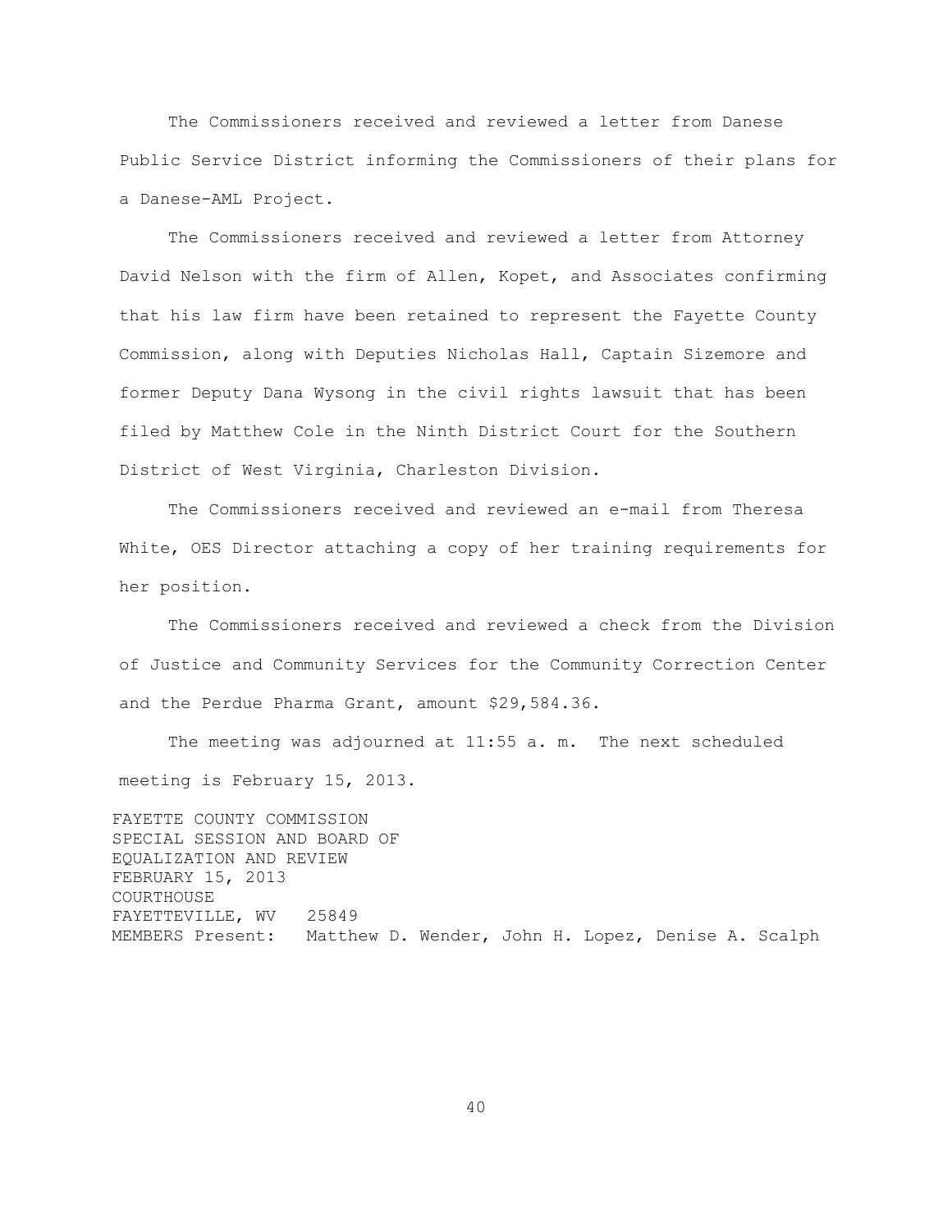The Commissioners received and reviewed a letter from Danese Public Service District informing the Commissioners of their plans for a Danese-AML Project.

The Commissioners received and reviewed a letter from Attorney David Nelson with the firm of Allen, Kopet, and Associates confirming that his law firm have been retained to represent the Fayette County Commission, along with Deputies Nicholas Hall, Captain Sizemore and former Deputy Dana Wysong in the civil rights lawsuit that has been filed by Matthew Cole in the Ninth District Court for the Southern District of West Virginia, Charleston Division.

The Commissioners received and reviewed an e-mail from Theresa White, OES Director attaching a copy of her training requirements for her position.

The Commissioners received and reviewed a check from the Division of Justice and Community Services for the Community Correction Center and the Perdue Pharma Grant, amount $29,584.36.

The meeting was adjourned at 11:55 a. m. The next scheduled meeting is February 15, 2013.

FAYETTE COUNTY COMMISSION
SPECIAL SESSION AND BOARD OF
EQUALIZATION AND REVIEW
FEBRUARY 15, 2013
COURTHOUSE
FAYETTEVILLE, WV 25849
MEMBERS Present: Matthew D. Wender, John H. Lopez, Denise A. Scalph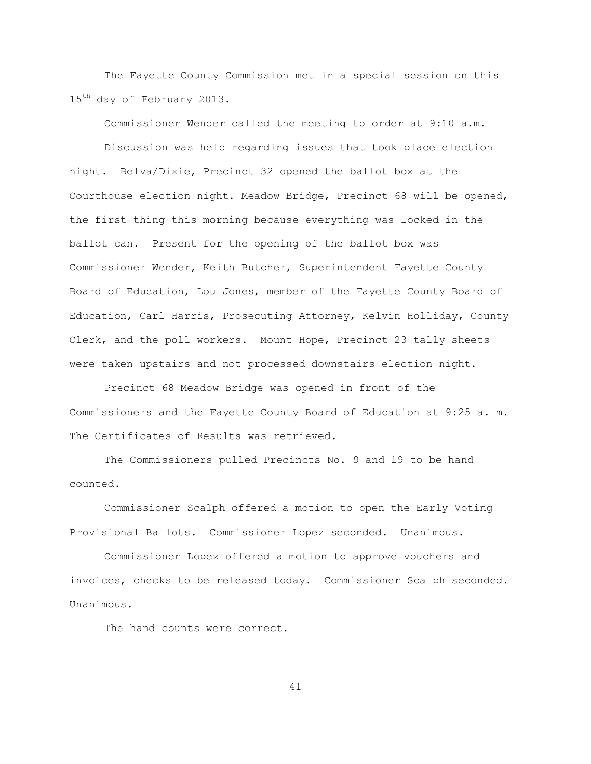The Fayette County Commission met in a special session on this 15th day of February 2013.

Commissioner Wender called the meeting to order at 9:10 a.m.

Discussion was held regarding issues that took place election night. Belva/Dixie, Precinct 32 opened the ballot box at the Courthouse election night. Meadow Bridge, Precinct 68 will be opened, the first thing this morning because everything was locked in the ballot can. Present for the opening of the ballot box was Commissioner Wender, Keith Butcher, Superintendent Fayette County Board of Education, Lou Jones, member of the Fayette County Board of Education, Carl Harris, Prosecuting Attorney, Kelvin Holliday, County Clerk, and the poll workers. Mount Hope, Precinct 23 tally sheets were taken upstairs and not processed downstairs election night.

Precinct 68 Meadow Bridge was opened in front of the Commissioners and the Fayette County Board of Education at 9:25 a. m. The Certificates of Results was retrieved.

The Commissioners pulled Precincts No. 9 and 19 to be hand counted.

Commissioner Scalph offered a motion to open the Early Voting Provisional Ballots. Commissioner Lopez seconded. Unanimous.

Commissioner Lopez offered a motion to approve vouchers and invoices, checks to be released today. Commissioner Scalph seconded. Unanimous.

The hand counts were correct.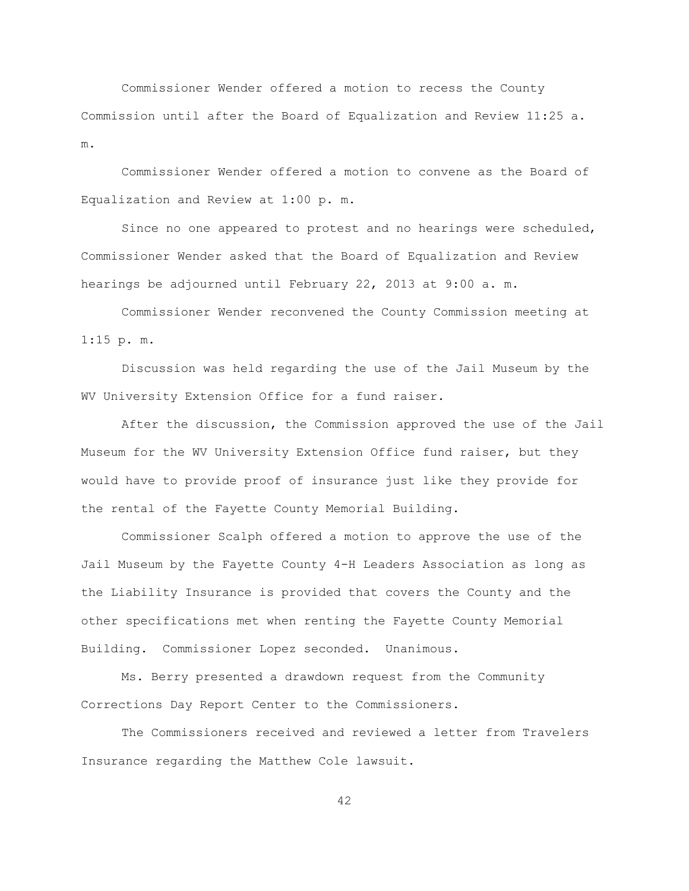Commissioner Wender offered a motion to recess the County Commission until after the Board of Equalization and Review 11:25 a. m.

Commissioner Wender offered a motion to convene as the Board of Equalization and Review at 1:00 p. m.

Since no one appeared to protest and no hearings were scheduled, Commissioner Wender asked that the Board of Equalization and Review hearings be adjourned until February 22, 2013 at 9:00 a. m.

Commissioner Wender reconvened the County Commission meeting at 1:15 p. m.

Discussion was held regarding the use of the Jail Museum by the WV University Extension Office for a fund raiser.

After the discussion, the Commission approved the use of the Jail Museum for the WV University Extension Office fund raiser, but they would have to provide proof of insurance just like they provide for the rental of the Fayette County Memorial Building.

Commissioner Scalph offered a motion to approve the use of the Jail Museum by the Fayette County 4-H Leaders Association as long as the Liability Insurance is provided that covers the County and the other specifications met when renting the Fayette County Memorial Building. Commissioner Lopez seconded. Unanimous.

Ms. Berry presented a drawdown request from the Community Corrections Day Report Center to the Commissioners.

The Commissioners received and reviewed a letter from Travelers Insurance regarding the Matthew Cole lawsuit.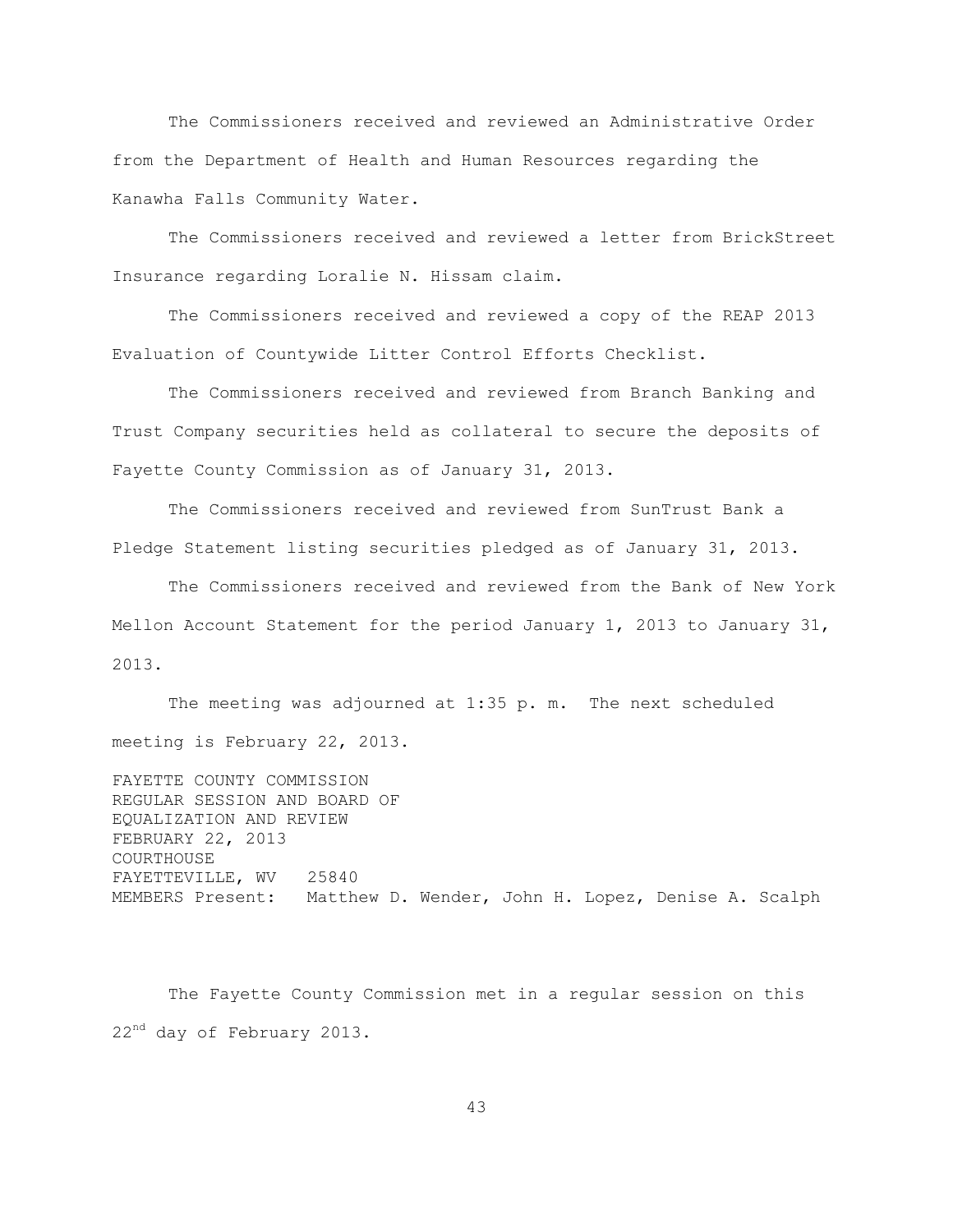The Commissioners received and reviewed an Administrative Order from the Department of Health and Human Resources regarding the Kanawha Falls Community Water.

The Commissioners received and reviewed a letter from BrickStreet Insurance regarding Loralie N. Hissam claim.

The Commissioners received and reviewed a copy of the REAP 2013 Evaluation of Countywide Litter Control Efforts Checklist.

The Commissioners received and reviewed from Branch Banking and Trust Company securities held as collateral to secure the deposits of Fayette County Commission as of January 31, 2013.

The Commissioners received and reviewed from SunTrust Bank a Pledge Statement listing securities pledged as of January 31, 2013.

The Commissioners received and reviewed from the Bank of New York Mellon Account Statement for the period January 1, 2013 to January 31, 2013.

The meeting was adjourned at 1:35 p. m. The next scheduled meeting is February 22, 2013.

FAYETTE COUNTY COMMISSION  
REGULAR SESSION AND BOARD OF  
EQUALIZATION AND REVIEW  
FEBRUARY 22, 2013  
COURTHOUSE  
FAYETTEVILLE, WV 25840  
MEMBERS Present: Matthew D. Wender, John H. Lopez, Denise A. Scalph

The Fayette County Commission met in a regular session on this 22nd day of February 2013.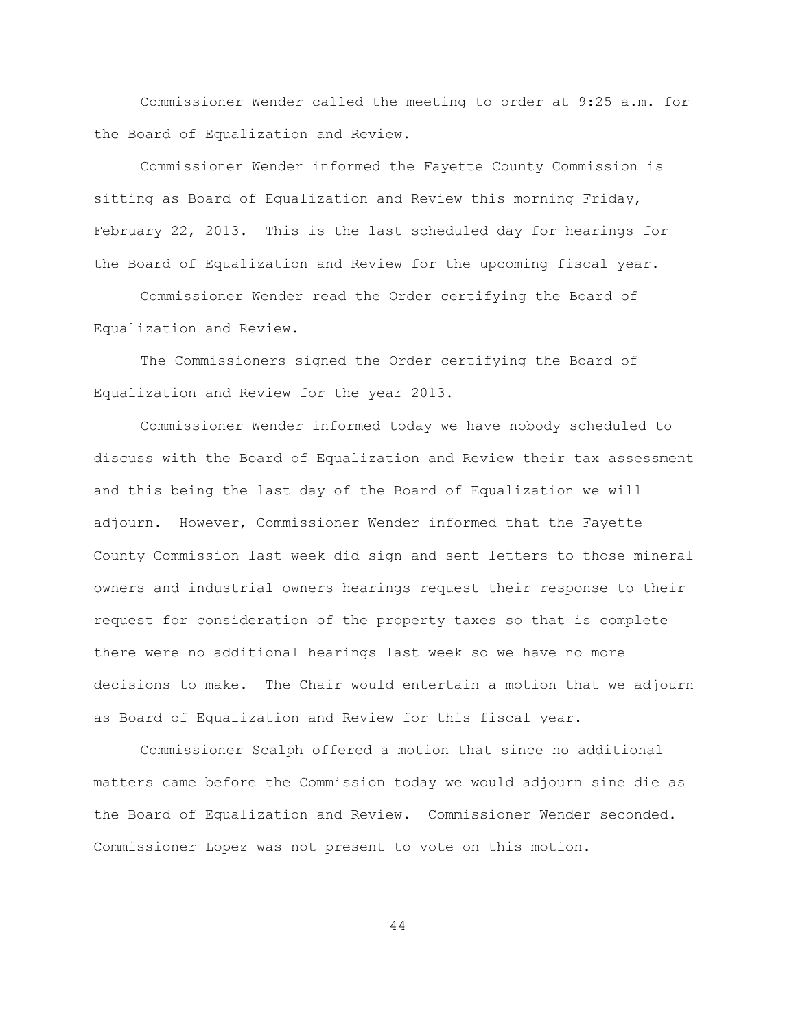Commissioner Wender called the meeting to order at 9:25 a.m. for the Board of Equalization and Review.

Commissioner Wender informed the Fayette County Commission is sitting as Board of Equalization and Review this morning Friday, February 22, 2013. This is the last scheduled day for hearings for the Board of Equalization and Review for the upcoming fiscal year.

Commissioner Wender read the Order certifying the Board of Equalization and Review.

The Commissioners signed the Order certifying the Board of Equalization and Review for the year 2013.

Commissioner Wender informed today we have nobody scheduled to discuss with the Board of Equalization and Review their tax assessment and this being the last day of the Board of Equalization we will adjourn. However, Commissioner Wender informed that the Fayette County Commission last week did sign and sent letters to those mineral owners and industrial owners hearings request their response to their request for consideration of the property taxes so that is complete there were no additional hearings last week so we have no more decisions to make. The Chair would entertain a motion that we adjourn as Board of Equalization and Review for this fiscal year.

Commissioner Scalph offered a motion that since no additional matters came before the Commission today we would adjourn sine die as the Board of Equalization and Review. Commissioner Wender seconded. Commissioner Lopez was not present to vote on this motion.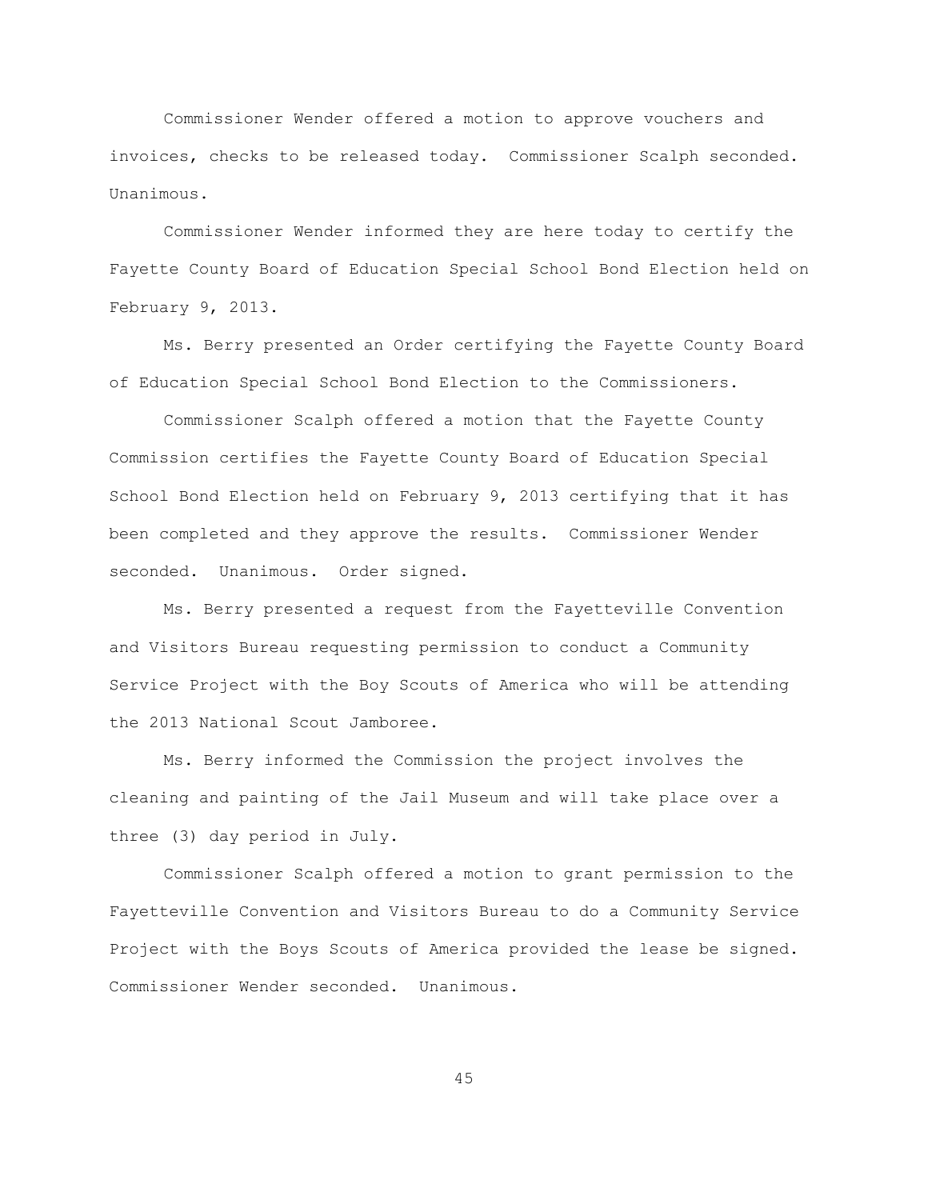Commissioner Wender offered a motion to approve vouchers and invoices, checks to be released today. Commissioner Scalph seconded. Unanimous.

Commissioner Wender informed they are here today to certify the Fayette County Board of Education Special School Bond Election held on February 9, 2013.

Ms. Berry presented an Order certifying the Fayette County Board of Education Special School Bond Election to the Commissioners.

Commissioner Scalph offered a motion that the Fayette County Commission certifies the Fayette County Board of Education Special School Bond Election held on February 9, 2013 certifying that it has been completed and they approve the results. Commissioner Wender seconded. Unanimous. Order signed.

Ms. Berry presented a request from the Fayetteville Convention and Visitors Bureau requesting permission to conduct a Community Service Project with the Boy Scouts of America who will be attending the 2013 National Scout Jamboree.

Ms. Berry informed the Commission the project involves the cleaning and painting of the Jail Museum and will take place over a three (3) day period in July.

Commissioner Scalph offered a motion to grant permission to the Fayetteville Convention and Visitors Bureau to do a Community Service Project with the Boys Scouts of America provided the lease be signed. Commissioner Wender seconded. Unanimous.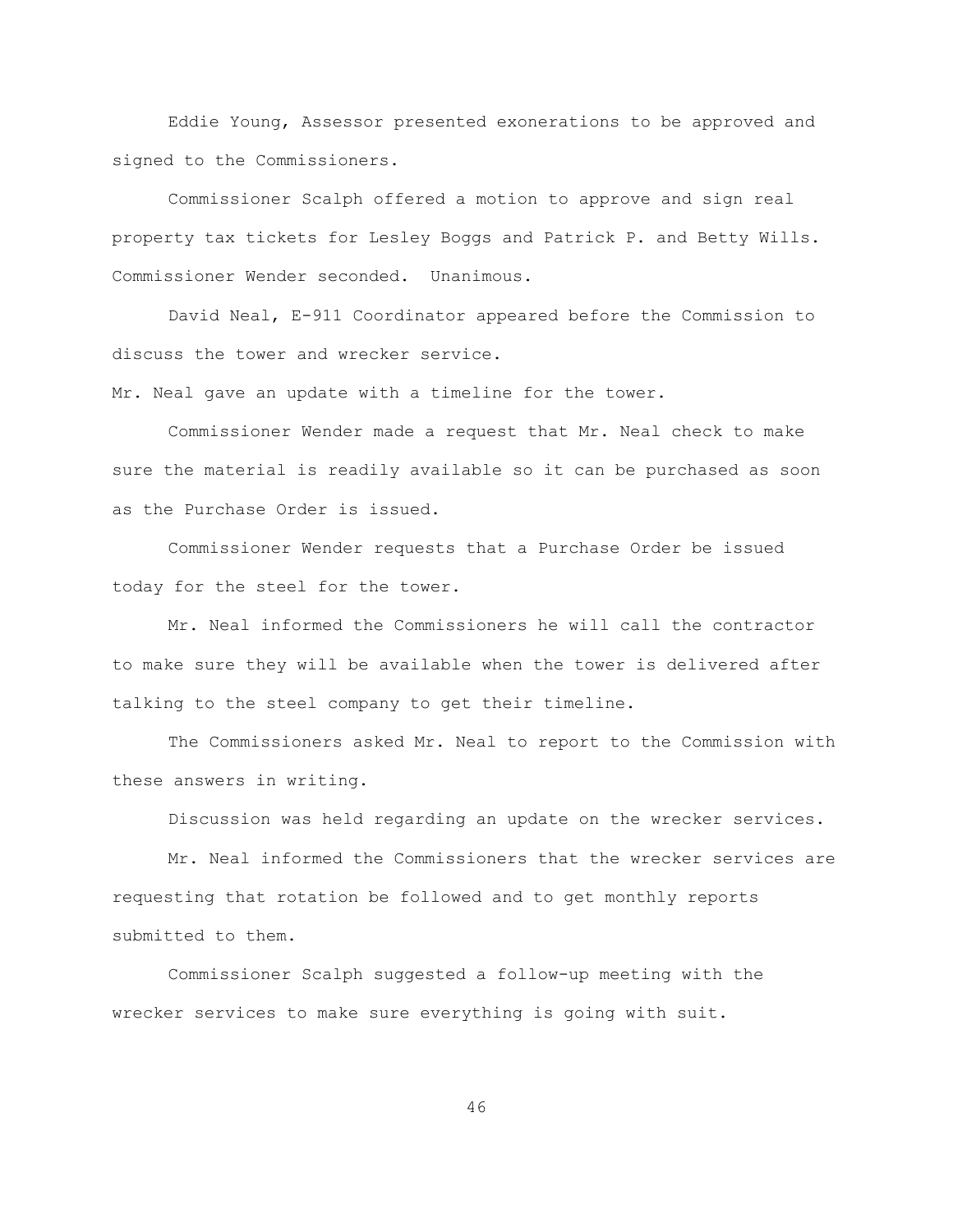Eddie Young, Assessor presented exonerations to be approved and signed to the Commissioners.

Commissioner Scalph offered a motion to approve and sign real property tax tickets for Lesley Boggs and Patrick P. and Betty Wills. Commissioner Wender seconded. Unanimous.

David Neal, E-911 Coordinator appeared before the Commission to discuss the tower and wrecker service.

Mr. Neal gave an update with a timeline for the tower.

Commissioner Wender made a request that Mr. Neal check to make sure the material is readily available so it can be purchased as soon as the Purchase Order is issued.

Commissioner Wender requests that a Purchase Order be issued today for the steel for the tower.

Mr. Neal informed the Commissioners he will call the contractor to make sure they will be available when the tower is delivered after talking to the steel company to get their timeline.

The Commissioners asked Mr. Neal to report to the Commission with these answers in writing.

Discussion was held regarding an update on the wrecker services.

Mr. Neal informed the Commissioners that the wrecker services are requesting that rotation be followed and to get monthly reports submitted to them.

Commissioner Scalph suggested a follow-up meeting with the wrecker services to make sure everything is going with suit.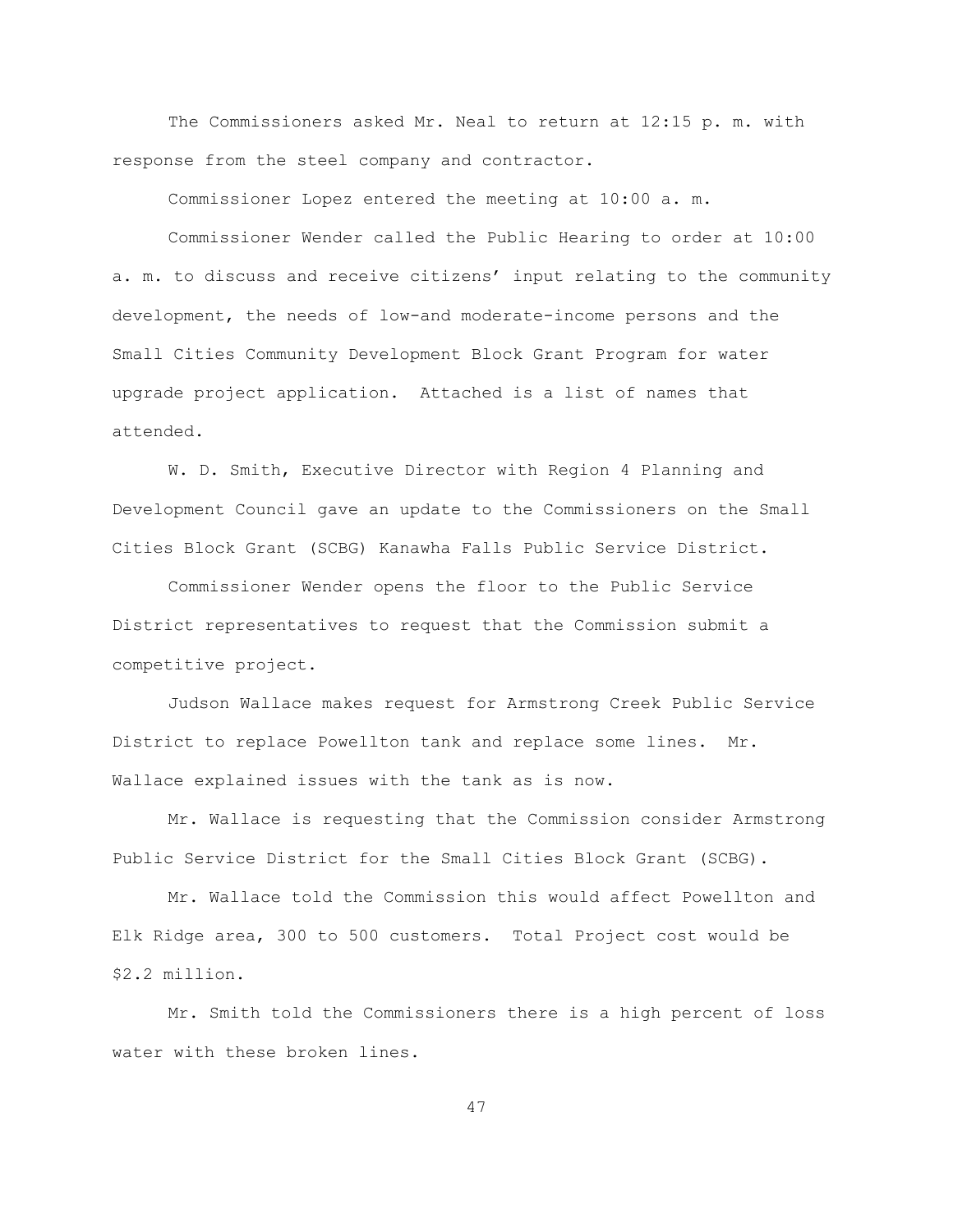The Commissioners asked Mr. Neal to return at 12:15 p. m. with response from the steel company and contractor.

Commissioner Lopez entered the meeting at 10:00 a. m.

Commissioner Wender called the Public Hearing to order at 10:00 a. m. to discuss and receive citizens' input relating to the community development, the needs of low-and moderate-income persons and the Small Cities Community Development Block Grant Program for water upgrade project application. Attached is a list of names that attended.

W. D. Smith, Executive Director with Region 4 Planning and Development Council gave an update to the Commissioners on the Small Cities Block Grant (SCBG) Kanawha Falls Public Service District.

Commissioner Wender opens the floor to the Public Service District representatives to request that the Commission submit a competitive project.

Judson Wallace makes request for Armstrong Creek Public Service District to replace Powellton tank and replace some lines. Mr. Wallace explained issues with the tank as is now.

Mr. Wallace is requesting that the Commission consider Armstrong Public Service District for the Small Cities Block Grant (SCBG).

Mr. Wallace told the Commission this would affect Powellton and Elk Ridge area, 300 to 500 customers. Total Project cost would be $2.2 million.

Mr. Smith told the Commissioners there is a high percent of loss water with these broken lines.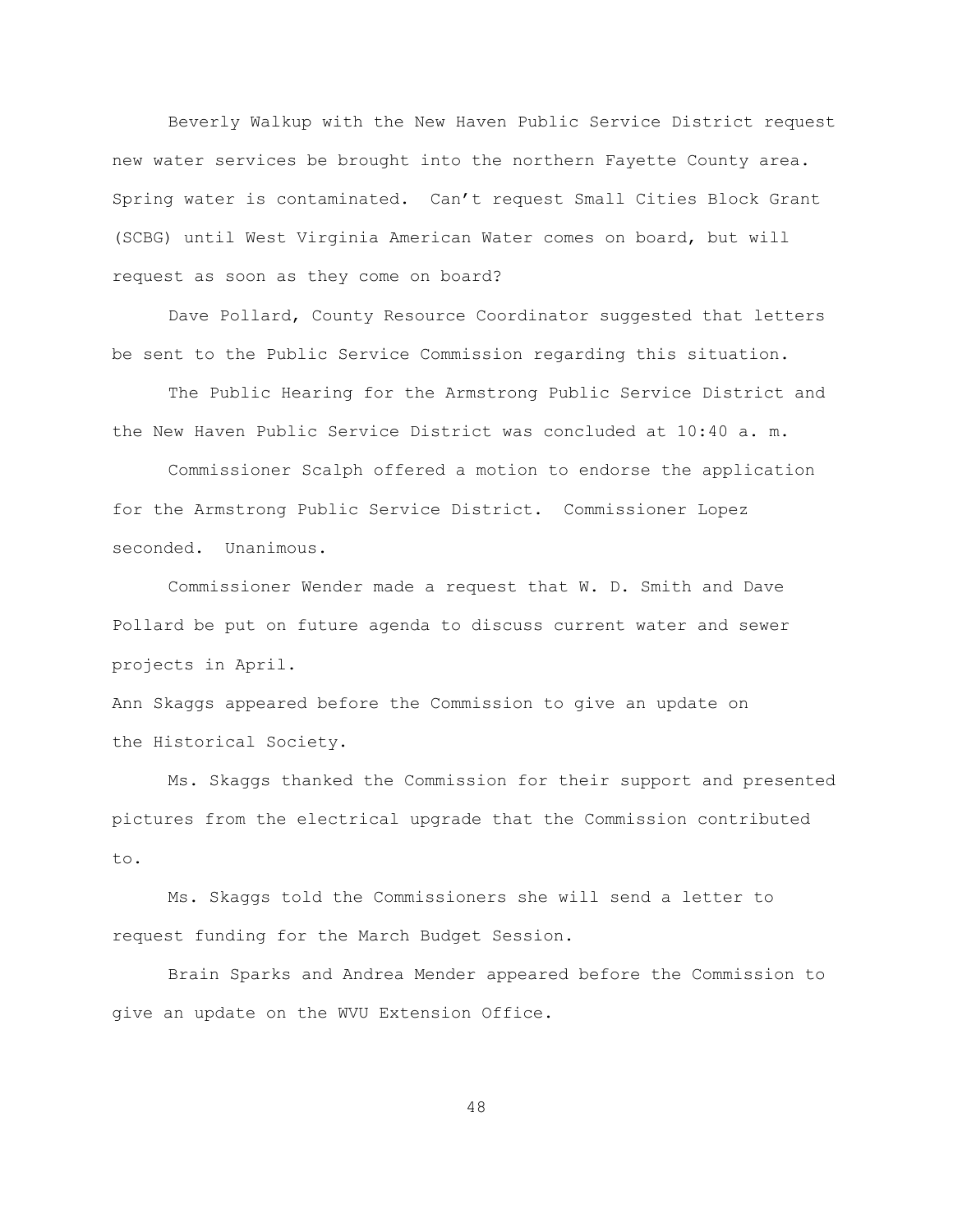Beverly Walkup with the New Haven Public Service District request new water services be brought into the northern Fayette County area. Spring water is contaminated. Can't request Small Cities Block Grant (SCBG) until West Virginia American Water comes on board, but will request as soon as they come on board?

Dave Pollard, County Resource Coordinator suggested that letters be sent to the Public Service Commission regarding this situation.

The Public Hearing for the Armstrong Public Service District and the New Haven Public Service District was concluded at 10:40 a. m.

Commissioner Scalph offered a motion to endorse the application for the Armstrong Public Service District. Commissioner Lopez seconded. Unanimous.

Commissioner Wender made a request that W. D. Smith and Dave Pollard be put on future agenda to discuss current water and sewer projects in April.

Ann Skaggs appeared before the Commission to give an update on the Historical Society.

Ms. Skaggs thanked the Commission for their support and presented pictures from the electrical upgrade that the Commission contributed to.

Ms. Skaggs told the Commissioners she will send a letter to request funding for the March Budget Session.

Brain Sparks and Andrea Mender appeared before the Commission to give an update on the WVU Extension Office.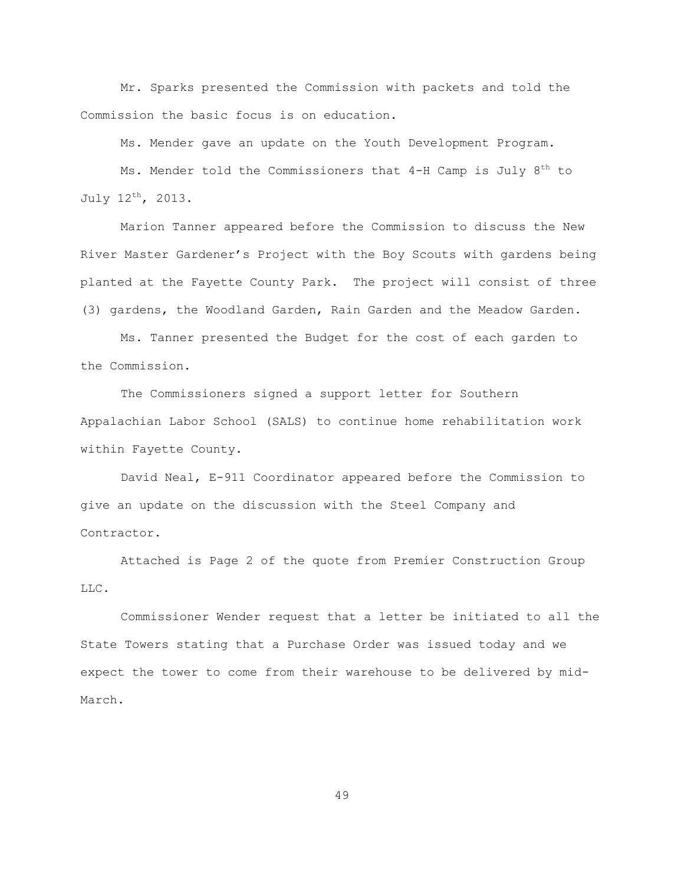Mr. Sparks presented the Commission with packets and told the Commission the basic focus is on education.

Ms. Mender gave an update on the Youth Development Program.

Ms. Mender told the Commissioners that 4-H Camp is July 8th to July 12th, 2013.

Marion Tanner appeared before the Commission to discuss the New River Master Gardener's Project with the Boy Scouts with gardens being planted at the Fayette County Park. The project will consist of three (3) gardens, the Woodland Garden, Rain Garden and the Meadow Garden.

Ms. Tanner presented the Budget for the cost of each garden to the Commission.

The Commissioners signed a support letter for Southern Appalachian Labor School (SALS) to continue home rehabilitation work within Fayette County.

David Neal, E-911 Coordinator appeared before the Commission to give an update on the discussion with the Steel Company and Contractor.

Attached is Page 2 of the quote from Premier Construction Group LLC.

Commissioner Wender request that a letter be initiated to all the State Towers stating that a Purchase Order was issued today and we expect the tower to come from their warehouse to be delivered by mid-March.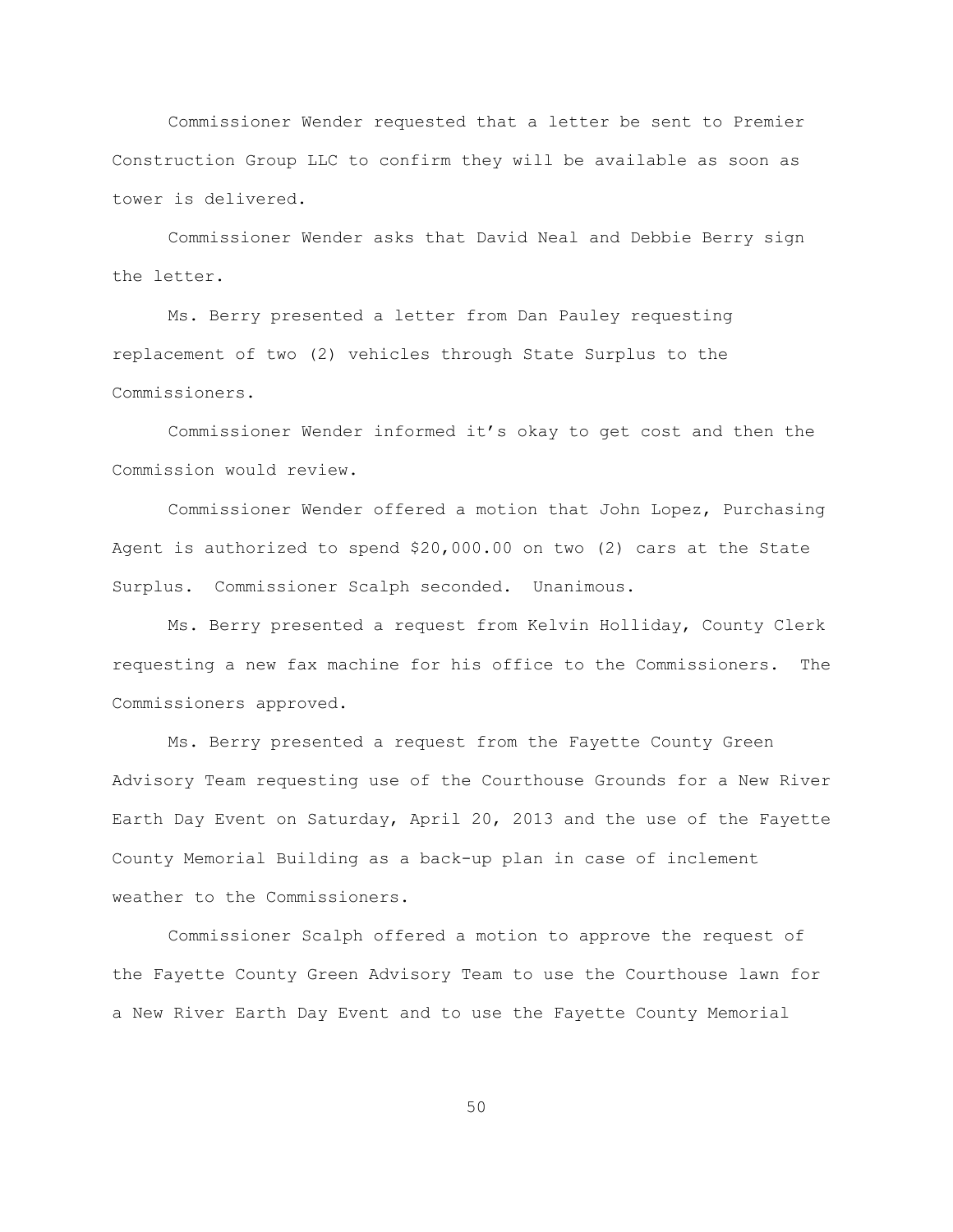Commissioner Wender requested that a letter be sent to Premier Construction Group LLC to confirm they will be available as soon as tower is delivered.

Commissioner Wender asks that David Neal and Debbie Berry sign the letter.

Ms. Berry presented a letter from Dan Pauley requesting replacement of two (2) vehicles through State Surplus to the Commissioners.

Commissioner Wender informed it's okay to get cost and then the Commission would review.

Commissioner Wender offered a motion that John Lopez, Purchasing Agent is authorized to spend $20,000.00 on two (2) cars at the State Surplus. Commissioner Scalph seconded. Unanimous.

Ms. Berry presented a request from Kelvin Holliday, County Clerk requesting a new fax machine for his office to the Commissioners. The Commissioners approved.

Ms. Berry presented a request from the Fayette County Green Advisory Team requesting use of the Courthouse Grounds for a New River Earth Day Event on Saturday, April 20, 2013 and the use of the Fayette County Memorial Building as a back-up plan in case of inclement weather to the Commissioners.

Commissioner Scalph offered a motion to approve the request of the Fayette County Green Advisory Team to use the Courthouse lawn for a New River Earth Day Event and to use the Fayette County Memorial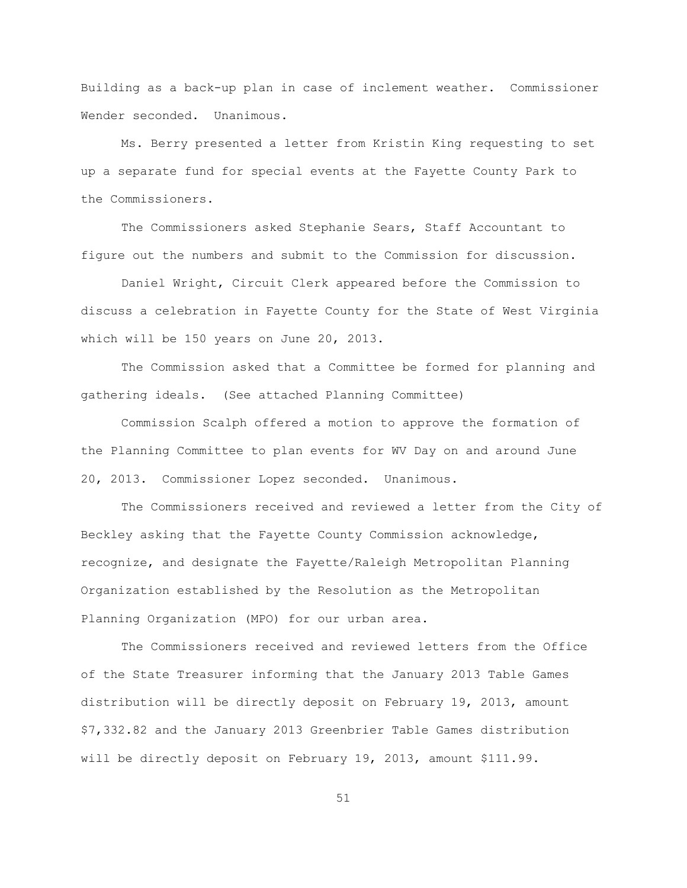Building as a back-up plan in case of inclement weather. Commissioner Wender seconded. Unanimous.

Ms. Berry presented a letter from Kristin King requesting to set up a separate fund for special events at the Fayette County Park to the Commissioners.

The Commissioners asked Stephanie Sears, Staff Accountant to figure out the numbers and submit to the Commission for discussion.

Daniel Wright, Circuit Clerk appeared before the Commission to discuss a celebration in Fayette County for the State of West Virginia which will be 150 years on June 20, 2013.

The Commission asked that a Committee be formed for planning and gathering ideals. (See attached Planning Committee)

Commission Scalph offered a motion to approve the formation of the Planning Committee to plan events for WV Day on and around June 20, 2013. Commissioner Lopez seconded. Unanimous.

The Commissioners received and reviewed a letter from the City of Beckley asking that the Fayette County Commission acknowledge, recognize, and designate the Fayette/Raleigh Metropolitan Planning Organization established by the Resolution as the Metropolitan Planning Organization (MPO) for our urban area.

The Commissioners received and reviewed letters from the Office of the State Treasurer informing that the January 2013 Table Games distribution will be directly deposit on February 19, 2013, amount $7,332.82 and the January 2013 Greenbrier Table Games distribution will be directly deposit on February 19, 2013, amount $111.99.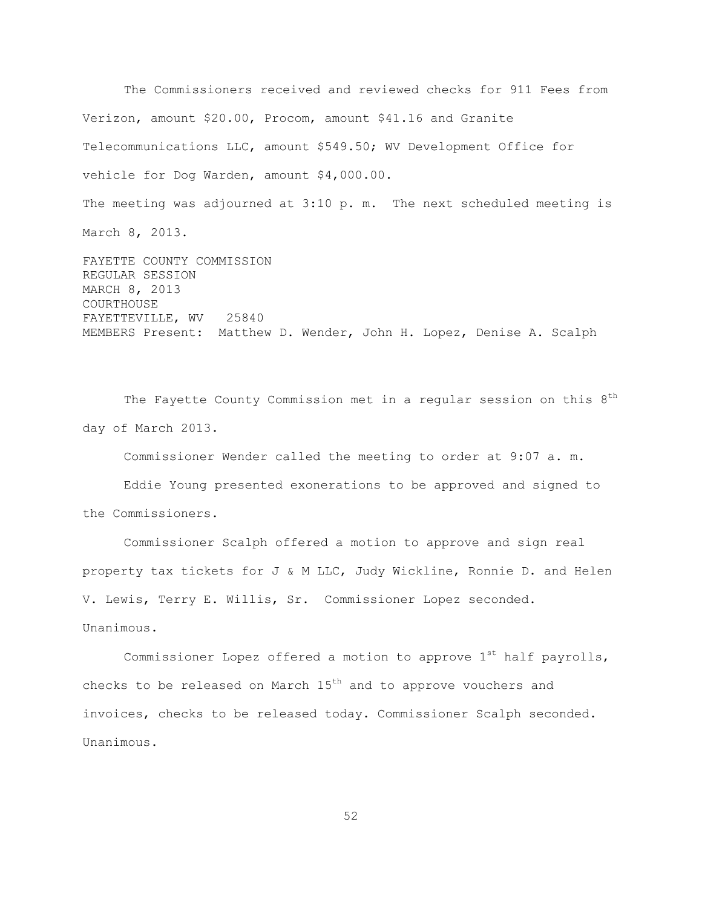The Commissioners received and reviewed checks for 911 Fees from Verizon, amount $20.00, Procom, amount $41.16 and Granite Telecommunications LLC, amount $549.50; WV Development Office for vehicle for Dog Warden, amount $4,000.00.

The meeting was adjourned at 3:10 p. m. The next scheduled meeting is March 8, 2013.

FAYETTE COUNTY COMMISSION
REGULAR SESSION
MARCH 8, 2013
COURTHOUSE
FAYETTEVILLE, WV 25840
MEMBERS Present: Matthew D. Wender, John H. Lopez, Denise A. Scalph

The Fayette County Commission met in a regular session on this 8th day of March 2013.

Commissioner Wender called the meeting to order at 9:07 a. m.

Eddie Young presented exonerations to be approved and signed to the Commissioners.

Commissioner Scalph offered a motion to approve and sign real property tax tickets for J & M LLC, Judy Wickline, Ronnie D. and Helen V. Lewis, Terry E. Willis, Sr. Commissioner Lopez seconded. Unanimous.

Commissioner Lopez offered a motion to approve 1st half payrolls, checks to be released on March 15th and to approve vouchers and invoices, checks to be released today. Commissioner Scalph seconded. Unanimous.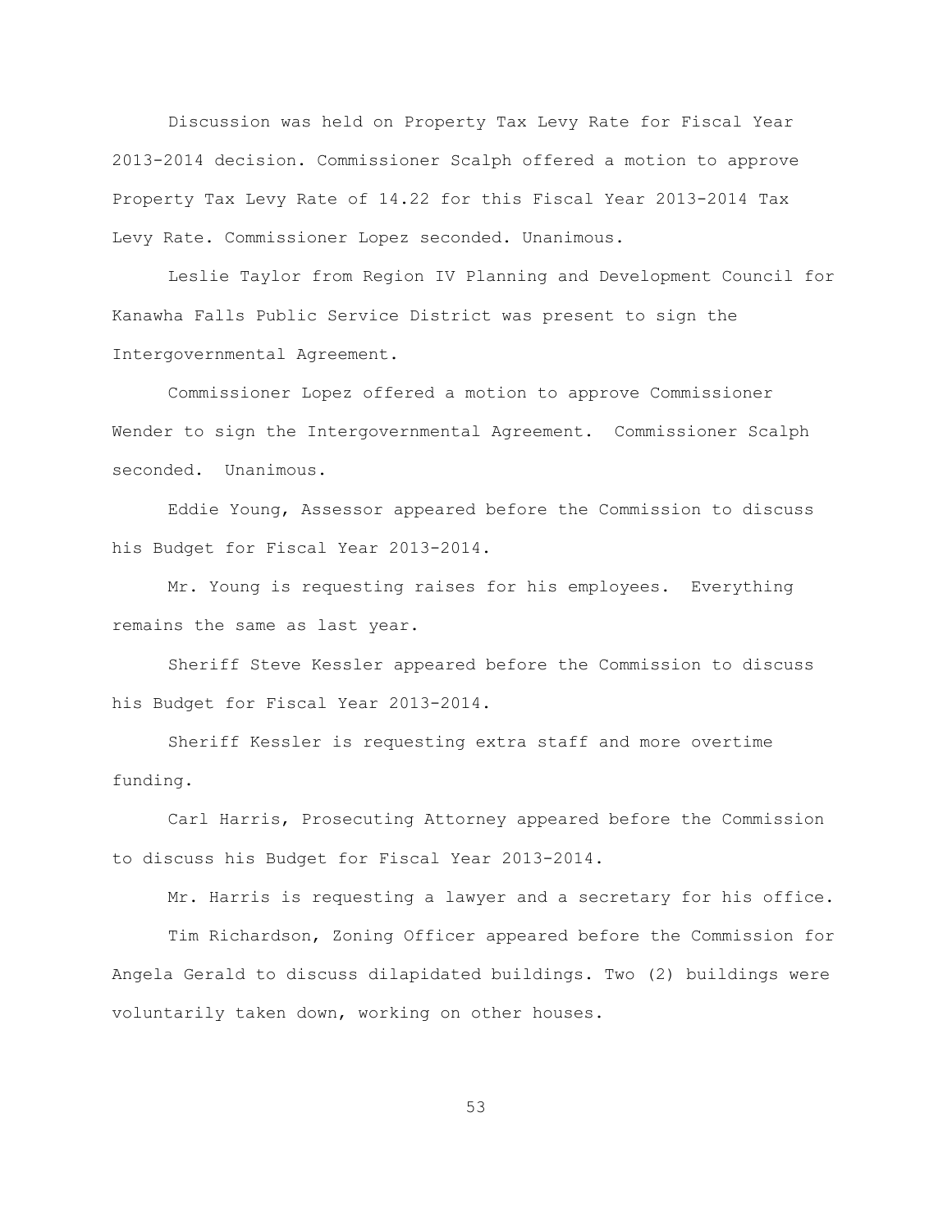Discussion was held on Property Tax Levy Rate for Fiscal Year 2013-2014 decision. Commissioner Scalph offered a motion to approve Property Tax Levy Rate of 14.22 for this Fiscal Year 2013-2014 Tax Levy Rate. Commissioner Lopez seconded. Unanimous.

Leslie Taylor from Region IV Planning and Development Council for Kanawha Falls Public Service District was present to sign the Intergovernmental Agreement.

Commissioner Lopez offered a motion to approve Commissioner Wender to sign the Intergovernmental Agreement. Commissioner Scalph seconded. Unanimous.

Eddie Young, Assessor appeared before the Commission to discuss his Budget for Fiscal Year 2013-2014.

Mr. Young is requesting raises for his employees. Everything remains the same as last year.

Sheriff Steve Kessler appeared before the Commission to discuss his Budget for Fiscal Year 2013-2014.

Sheriff Kessler is requesting extra staff and more overtime funding.

Carl Harris, Prosecuting Attorney appeared before the Commission to discuss his Budget for Fiscal Year 2013-2014.

Mr. Harris is requesting a lawyer and a secretary for his office.

Tim Richardson, Zoning Officer appeared before the Commission for Angela Gerald to discuss dilapidated buildings. Two (2) buildings were voluntarily taken down, working on other houses.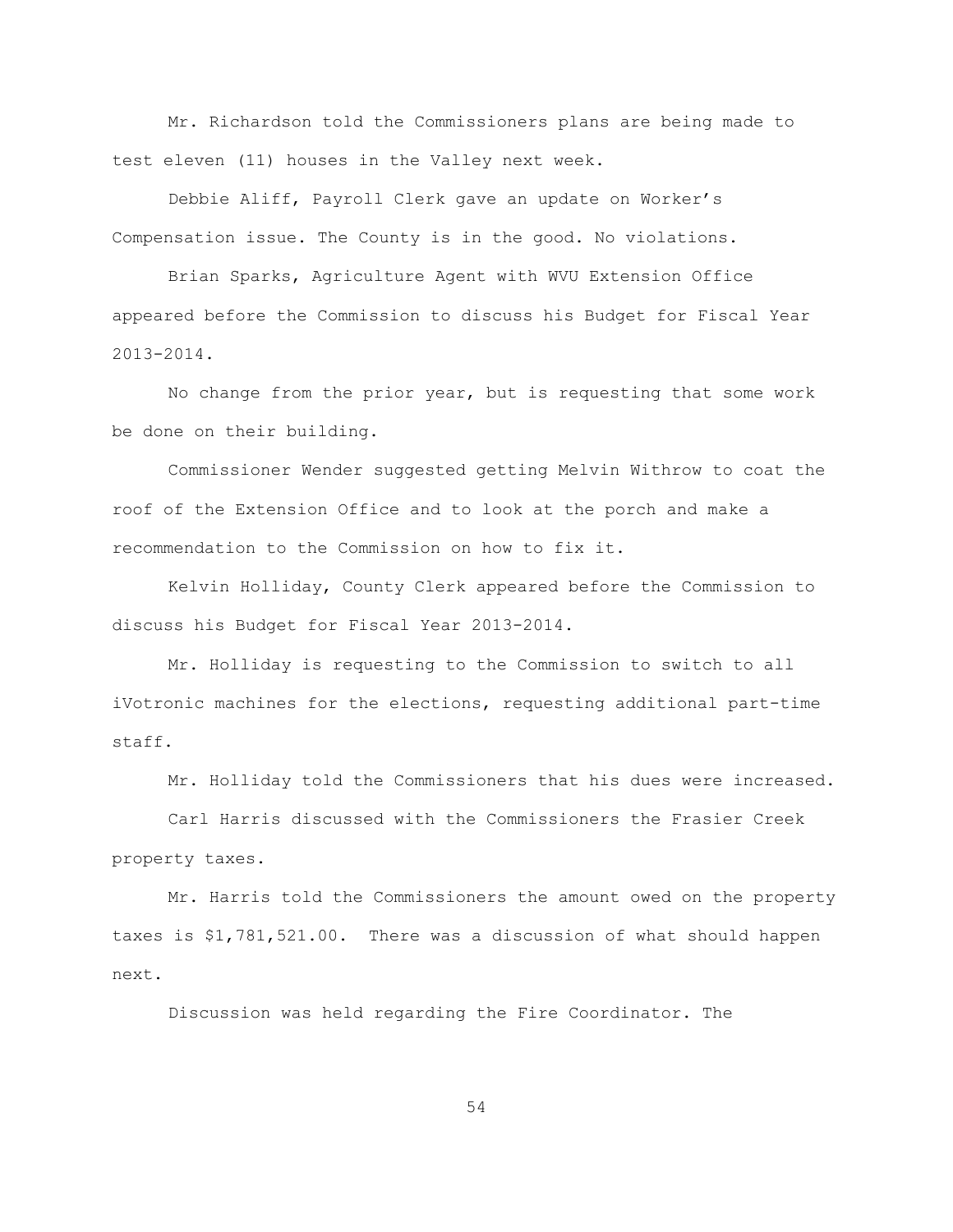Mr. Richardson told the Commissioners plans are being made to test eleven (11) houses in the Valley next week.

Debbie Aliff, Payroll Clerk gave an update on Worker's Compensation issue. The County is in the good. No violations.

Brian Sparks, Agriculture Agent with WVU Extension Office appeared before the Commission to discuss his Budget for Fiscal Year 2013-2014.

No change from the prior year, but is requesting that some work be done on their building.

Commissioner Wender suggested getting Melvin Withrow to coat the roof of the Extension Office and to look at the porch and make a recommendation to the Commission on how to fix it.

Kelvin Holliday, County Clerk appeared before the Commission to discuss his Budget for Fiscal Year 2013-2014.

Mr. Holliday is requesting to the Commission to switch to all iVotronic machines for the elections, requesting additional part-time staff.

Mr. Holliday told the Commissioners that his dues were increased.

Carl Harris discussed with the Commissioners the Frasier Creek property taxes.

Mr. Harris told the Commissioners the amount owed on the property taxes is $1,781,521.00. There was a discussion of what should happen next.

Discussion was held regarding the Fire Coordinator. The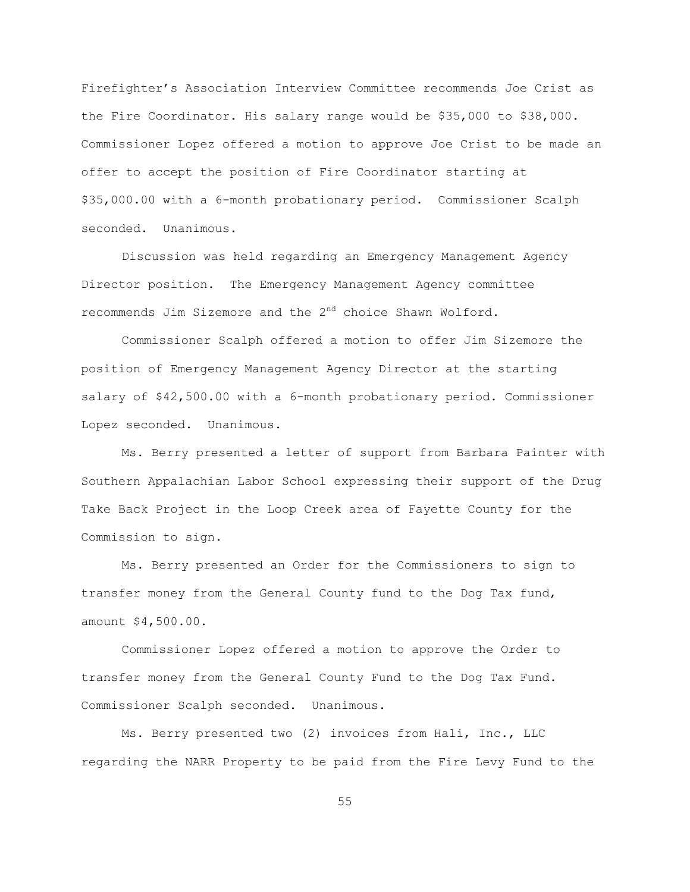Firefighter's Association Interview Committee recommends Joe Crist as the Fire Coordinator. His salary range would be $35,000 to $38,000. Commissioner Lopez offered a motion to approve Joe Crist to be made an offer to accept the position of Fire Coordinator starting at $35,000.00 with a 6-month probationary period. Commissioner Scalph seconded. Unanimous.

Discussion was held regarding an Emergency Management Agency Director position. The Emergency Management Agency committee recommends Jim Sizemore and the 2nd choice Shawn Wolford.

Commissioner Scalph offered a motion to offer Jim Sizemore the position of Emergency Management Agency Director at the starting salary of $42,500.00 with a 6-month probationary period. Commissioner Lopez seconded. Unanimous.

Ms. Berry presented a letter of support from Barbara Painter with Southern Appalachian Labor School expressing their support of the Drug Take Back Project in the Loop Creek area of Fayette County for the Commission to sign.

Ms. Berry presented an Order for the Commissioners to sign to transfer money from the General County fund to the Dog Tax fund, amount $4,500.00.

Commissioner Lopez offered a motion to approve the Order to transfer money from the General County Fund to the Dog Tax Fund. Commissioner Scalph seconded. Unanimous.

Ms. Berry presented two (2) invoices from Hali, Inc., LLC regarding the NARR Property to be paid from the Fire Levy Fund to the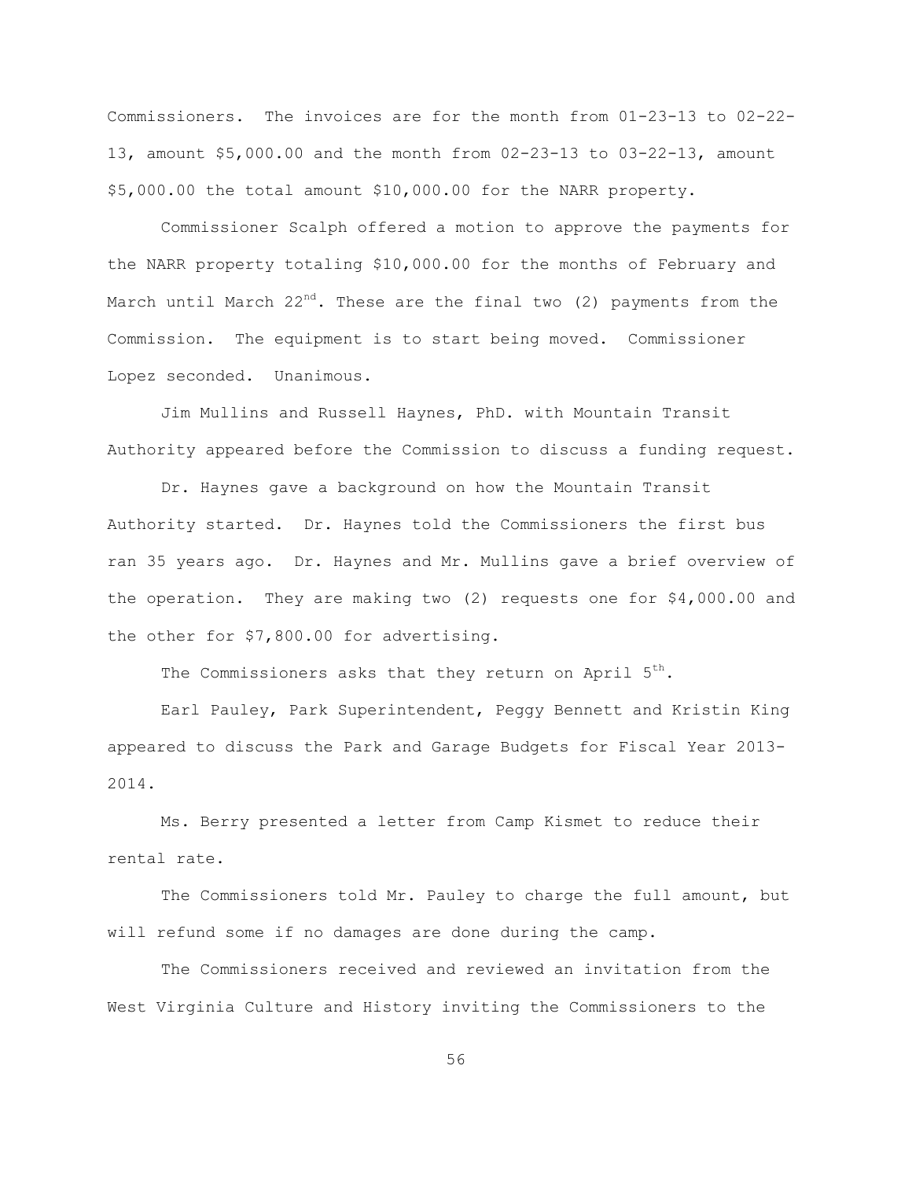Commissioners. The invoices are for the month from 01-23-13 to 02-22-13, amount $5,000.00 and the month from 02-23-13 to 03-22-13, amount $5,000.00 the total amount $10,000.00 for the NARR property.

Commissioner Scalph offered a motion to approve the payments for the NARR property totaling $10,000.00 for the months of February and March until March 22nd. These are the final two (2) payments from the Commission. The equipment is to start being moved. Commissioner Lopez seconded. Unanimous.

Jim Mullins and Russell Haynes, PhD. with Mountain Transit Authority appeared before the Commission to discuss a funding request.

Dr. Haynes gave a background on how the Mountain Transit Authority started. Dr. Haynes told the Commissioners the first bus ran 35 years ago. Dr. Haynes and Mr. Mullins gave a brief overview of the operation. They are making two (2) requests one for $4,000.00 and the other for $7,800.00 for advertising.

The Commissioners asks that they return on April 5th.

Earl Pauley, Park Superintendent, Peggy Bennett and Kristin King appeared to discuss the Park and Garage Budgets for Fiscal Year 2013-2014.

Ms. Berry presented a letter from Camp Kismet to reduce their rental rate.

The Commissioners told Mr. Pauley to charge the full amount, but will refund some if no damages are done during the camp.

The Commissioners received and reviewed an invitation from the West Virginia Culture and History inviting the Commissioners to the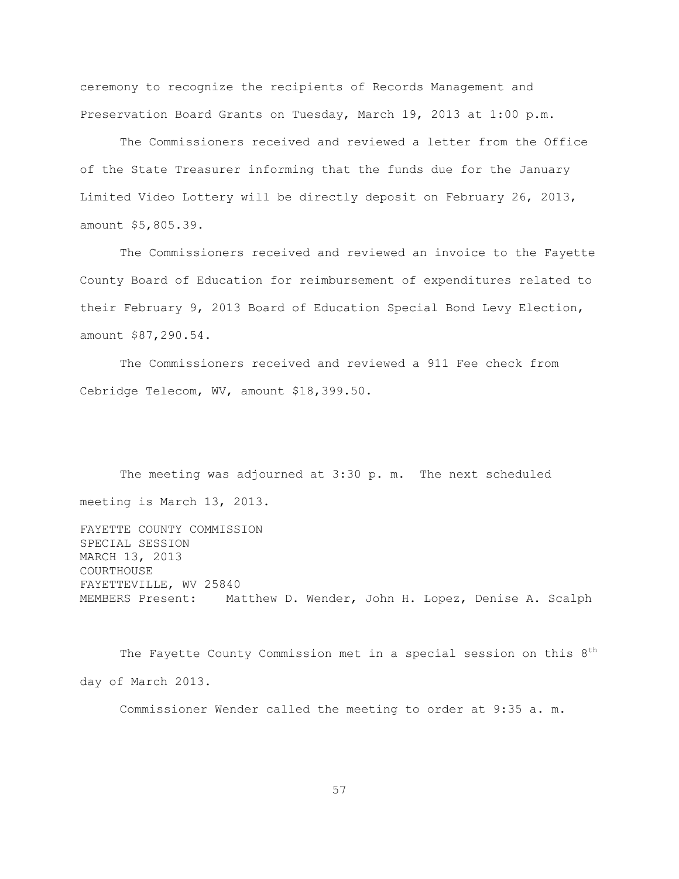ceremony to recognize the recipients of Records Management and Preservation Board Grants on Tuesday, March 19, 2013 at 1:00 p.m.

The Commissioners received and reviewed a letter from the Office of the State Treasurer informing that the funds due for the January Limited Video Lottery will be directly deposit on February 26, 2013, amount $5,805.39.

The Commissioners received and reviewed an invoice to the Fayette County Board of Education for reimbursement of expenditures related to their February 9, 2013 Board of Education Special Bond Levy Election, amount $87,290.54.

The Commissioners received and reviewed a 911 Fee check from Cebridge Telecom, WV, amount $18,399.50.

The meeting was adjourned at 3:30 p. m. The next scheduled meeting is March 13, 2013.

FAYETTE COUNTY COMMISSION
SPECIAL SESSION
MARCH 13, 2013
COURTHOUSE
FAYETTEVILLE, WV 25840
MEMBERS Present: Matthew D. Wender, John H. Lopez, Denise A. Scalph

The Fayette County Commission met in a special session on this 8th day of March 2013.

Commissioner Wender called the meeting to order at 9:35 a. m.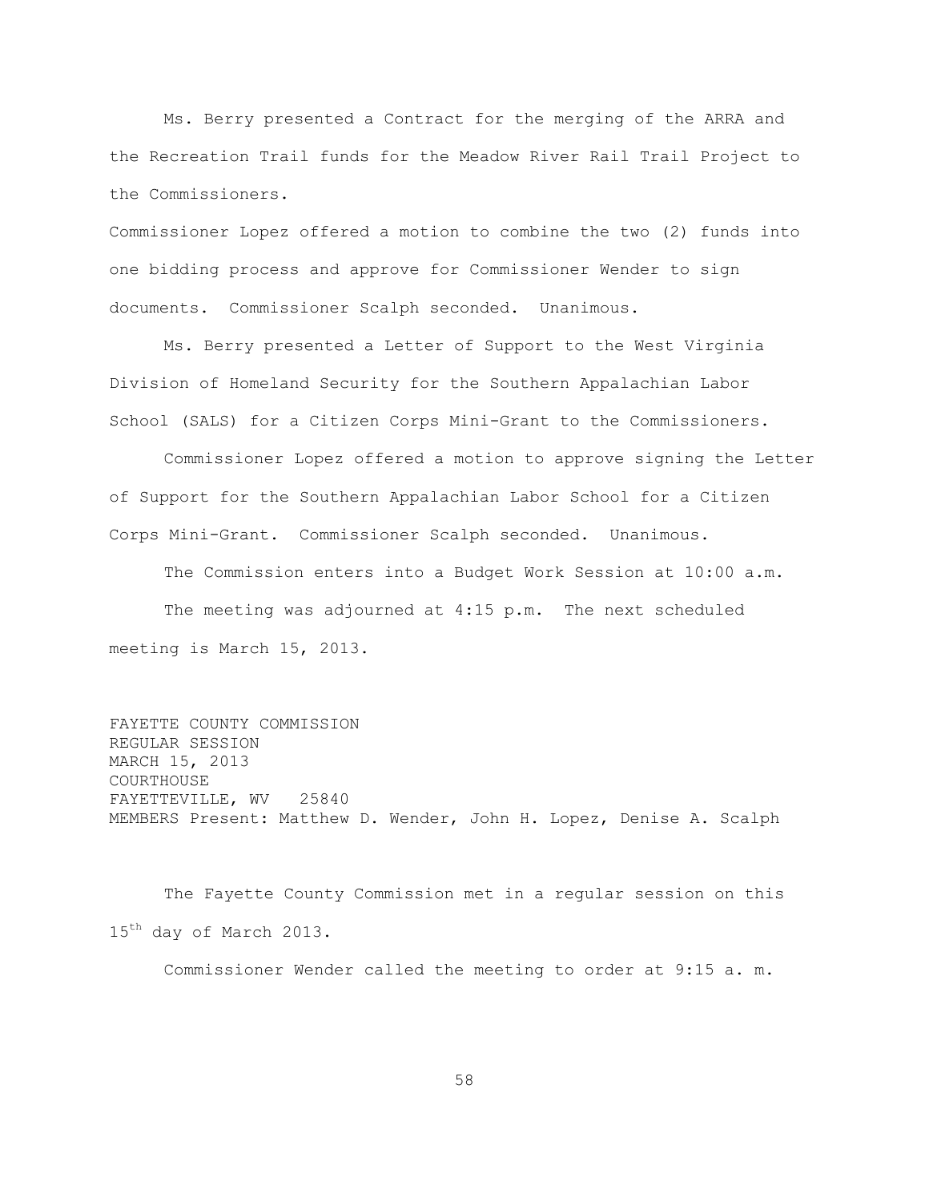Ms. Berry presented a Contract for the merging of the ARRA and the Recreation Trail funds for the Meadow River Rail Trail Project to the Commissioners.

Commissioner Lopez offered a motion to combine the two (2) funds into one bidding process and approve for Commissioner Wender to sign documents. Commissioner Scalph seconded. Unanimous.

Ms. Berry presented a Letter of Support to the West Virginia Division of Homeland Security for the Southern Appalachian Labor School (SALS) for a Citizen Corps Mini-Grant to the Commissioners.

Commissioner Lopez offered a motion to approve signing the Letter of Support for the Southern Appalachian Labor School for a Citizen Corps Mini-Grant. Commissioner Scalph seconded. Unanimous.

The Commission enters into a Budget Work Session at 10:00 a.m.

The meeting was adjourned at 4:15 p.m. The next scheduled meeting is March 15, 2013.

FAYETTE COUNTY COMMISSION
REGULAR SESSION
MARCH 15, 2013
COURTHOUSE
FAYETTEVILLE, WV 25840
MEMBERS Present: Matthew D. Wender, John H. Lopez, Denise A. Scalph

The Fayette County Commission met in a regular session on this 15th day of March 2013.

Commissioner Wender called the meeting to order at 9:15 a. m.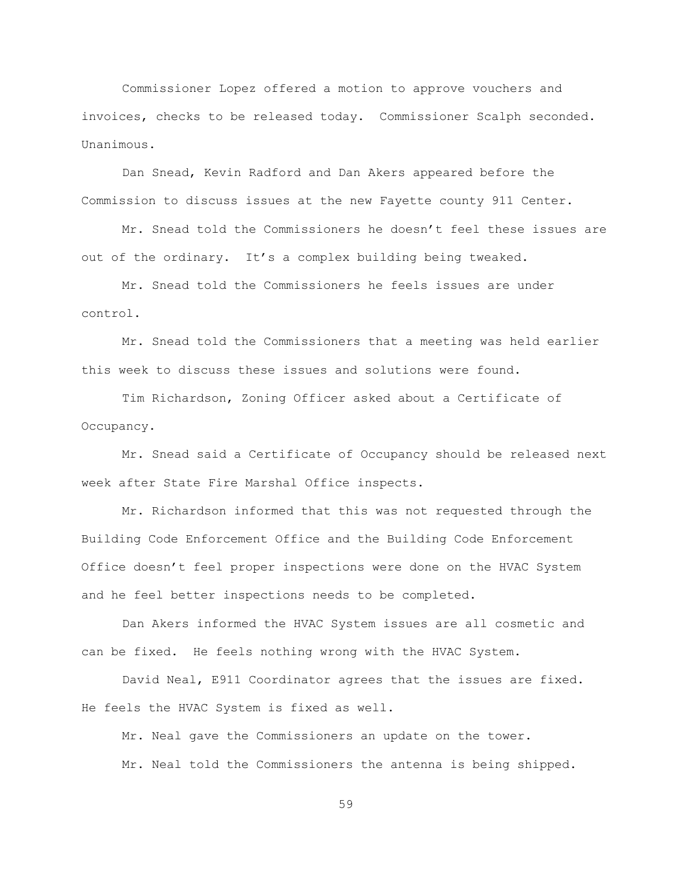Commissioner Lopez offered a motion to approve vouchers and invoices, checks to be released today. Commissioner Scalph seconded. Unanimous.

Dan Snead, Kevin Radford and Dan Akers appeared before the Commission to discuss issues at the new Fayette county 911 Center.

Mr. Snead told the Commissioners he doesn't feel these issues are out of the ordinary. It's a complex building being tweaked.

Mr. Snead told the Commissioners he feels issues are under control.

Mr. Snead told the Commissioners that a meeting was held earlier this week to discuss these issues and solutions were found.

Tim Richardson, Zoning Officer asked about a Certificate of Occupancy.

Mr. Snead said a Certificate of Occupancy should be released next week after State Fire Marshal Office inspects.

Mr. Richardson informed that this was not requested through the Building Code Enforcement Office and the Building Code Enforcement Office doesn't feel proper inspections were done on the HVAC System and he feel better inspections needs to be completed.

Dan Akers informed the HVAC System issues are all cosmetic and can be fixed. He feels nothing wrong with the HVAC System.

David Neal, E911 Coordinator agrees that the issues are fixed. He feels the HVAC System is fixed as well.

Mr. Neal gave the Commissioners an update on the tower.

Mr. Neal told the Commissioners the antenna is being shipped.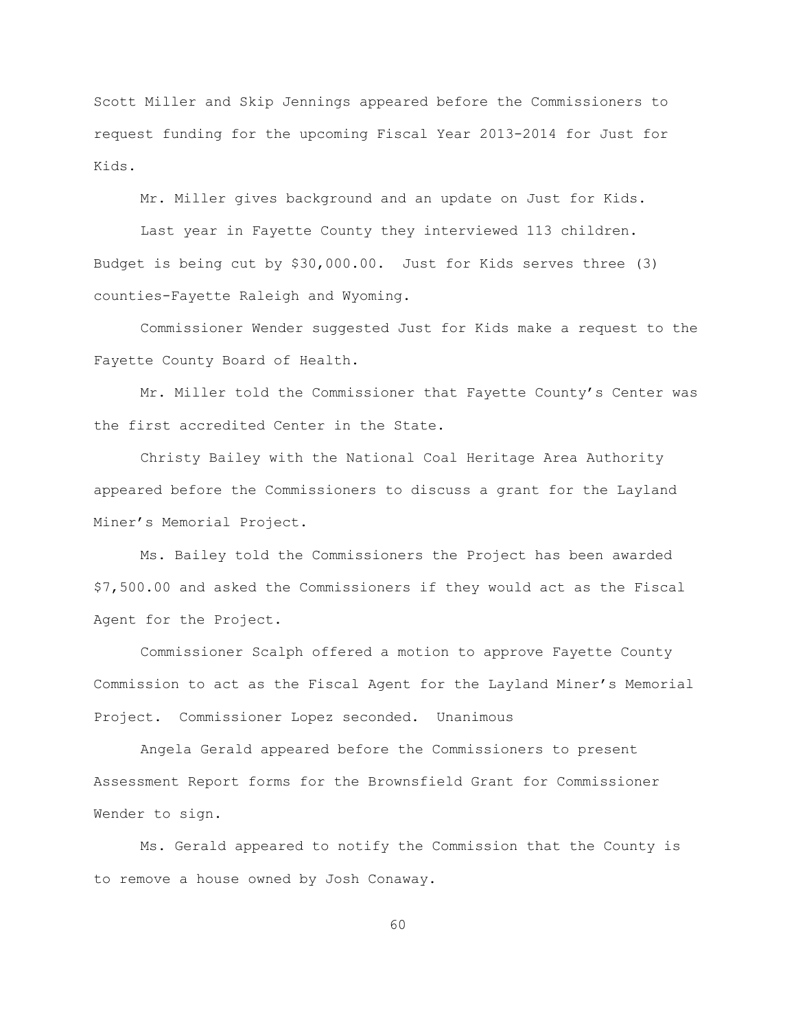Scott Miller and Skip Jennings appeared before the Commissioners to request funding for the upcoming Fiscal Year 2013-2014 for Just for Kids.

Mr. Miller gives background and an update on Just for Kids.

Last year in Fayette County they interviewed 113 children. Budget is being cut by $30,000.00. Just for Kids serves three (3) counties-Fayette Raleigh and Wyoming.

Commissioner Wender suggested Just for Kids make a request to the Fayette County Board of Health.

Mr. Miller told the Commissioner that Fayette County's Center was the first accredited Center in the State.

Christy Bailey with the National Coal Heritage Area Authority appeared before the Commissioners to discuss a grant for the Layland Miner's Memorial Project.

Ms. Bailey told the Commissioners the Project has been awarded $7,500.00 and asked the Commissioners if they would act as the Fiscal Agent for the Project.

Commissioner Scalph offered a motion to approve Fayette County Commission to act as the Fiscal Agent for the Layland Miner's Memorial Project. Commissioner Lopez seconded. Unanimous

Angela Gerald appeared before the Commissioners to present Assessment Report forms for the Brownsfield Grant for Commissioner Wender to sign.

Ms. Gerald appeared to notify the Commission that the County is to remove a house owned by Josh Conaway.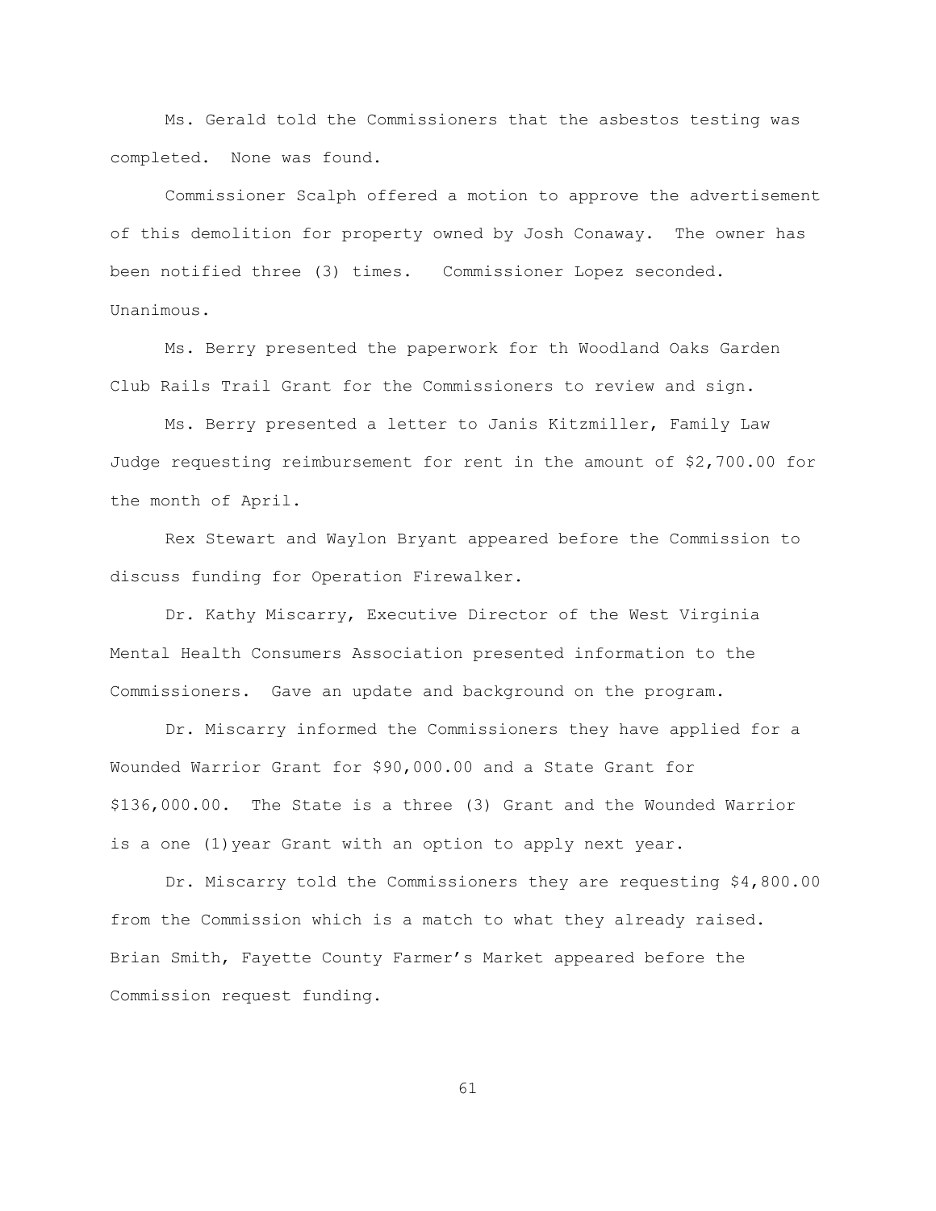Ms. Gerald told the Commissioners that the asbestos testing was completed. None was found.

Commissioner Scalph offered a motion to approve the advertisement of this demolition for property owned by Josh Conaway. The owner has been notified three (3) times. Commissioner Lopez seconded. Unanimous.

Ms. Berry presented the paperwork for th Woodland Oaks Garden Club Rails Trail Grant for the Commissioners to review and sign.

Ms. Berry presented a letter to Janis Kitzmiller, Family Law Judge requesting reimbursement for rent in the amount of $2,700.00 for the month of April.

Rex Stewart and Waylon Bryant appeared before the Commission to discuss funding for Operation Firewalker.

Dr. Kathy Miscarry, Executive Director of the West Virginia Mental Health Consumers Association presented information to the Commissioners. Gave an update and background on the program.

Dr. Miscarry informed the Commissioners they have applied for a Wounded Warrior Grant for $90,000.00 and a State Grant for $136,000.00. The State is a three (3) Grant and the Wounded Warrior is a one (1)year Grant with an option to apply next year.

Dr. Miscarry told the Commissioners they are requesting $4,800.00 from the Commission which is a match to what they already raised. Brian Smith, Fayette County Farmer's Market appeared before the Commission request funding.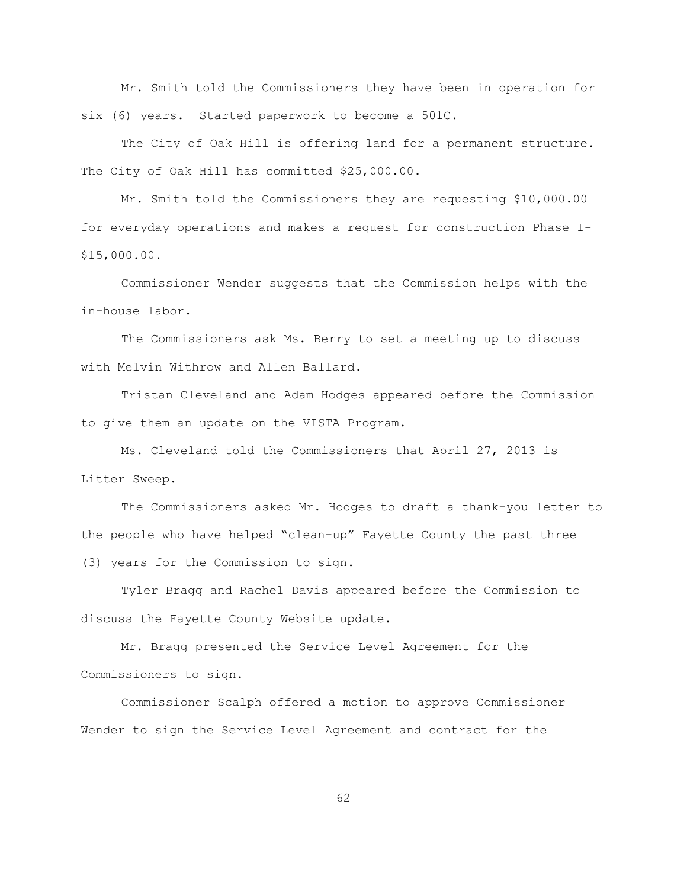Mr. Smith told the Commissioners they have been in operation for six (6) years. Started paperwork to become a 501C.

The City of Oak Hill is offering land for a permanent structure. The City of Oak Hill has committed $25,000.00.

Mr. Smith told the Commissioners they are requesting $10,000.00 for everyday operations and makes a request for construction Phase I- $15,000.00.

Commissioner Wender suggests that the Commission helps with the in-house labor.

The Commissioners ask Ms. Berry to set a meeting up to discuss with Melvin Withrow and Allen Ballard.

Tristan Cleveland and Adam Hodges appeared before the Commission to give them an update on the VISTA Program.

Ms. Cleveland told the Commissioners that April 27, 2013 is Litter Sweep.

The Commissioners asked Mr. Hodges to draft a thank-you letter to the people who have helped "clean-up" Fayette County the past three (3) years for the Commission to sign.

Tyler Bragg and Rachel Davis appeared before the Commission to discuss the Fayette County Website update.

Mr. Bragg presented the Service Level Agreement for the Commissioners to sign.

Commissioner Scalph offered a motion to approve Commissioner Wender to sign the Service Level Agreement and contract for the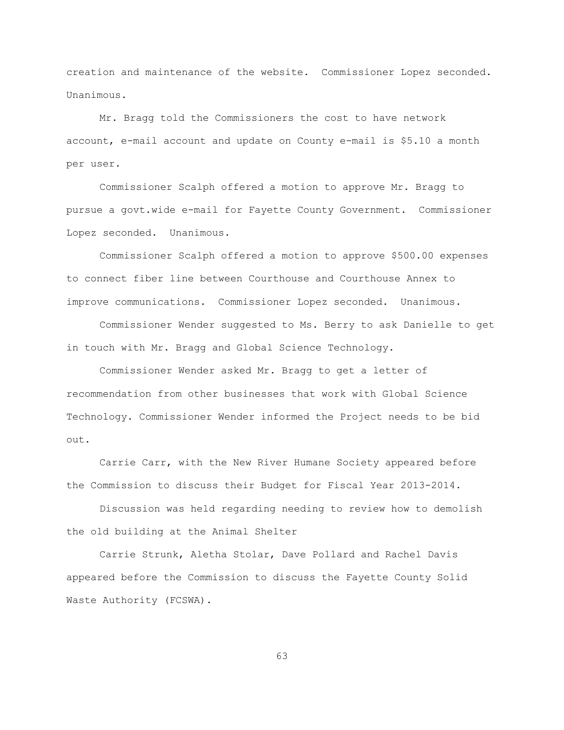creation and maintenance of the website. Commissioner Lopez seconded. Unanimous.

Mr. Bragg told the Commissioners the cost to have network account, e-mail account and update on County e-mail is $5.10 a month per user.

Commissioner Scalph offered a motion to approve Mr. Bragg to pursue a govt.wide e-mail for Fayette County Government. Commissioner Lopez seconded. Unanimous.

Commissioner Scalph offered a motion to approve $500.00 expenses to connect fiber line between Courthouse and Courthouse Annex to improve communications. Commissioner Lopez seconded. Unanimous.

Commissioner Wender suggested to Ms. Berry to ask Danielle to get in touch with Mr. Bragg and Global Science Technology.

Commissioner Wender asked Mr. Bragg to get a letter of recommendation from other businesses that work with Global Science Technology. Commissioner Wender informed the Project needs to be bid out.

Carrie Carr, with the New River Humane Society appeared before the Commission to discuss their Budget for Fiscal Year 2013-2014.

Discussion was held regarding needing to review how to demolish the old building at the Animal Shelter

Carrie Strunk, Aletha Stolar, Dave Pollard and Rachel Davis appeared before the Commission to discuss the Fayette County Solid Waste Authority (FCSWA).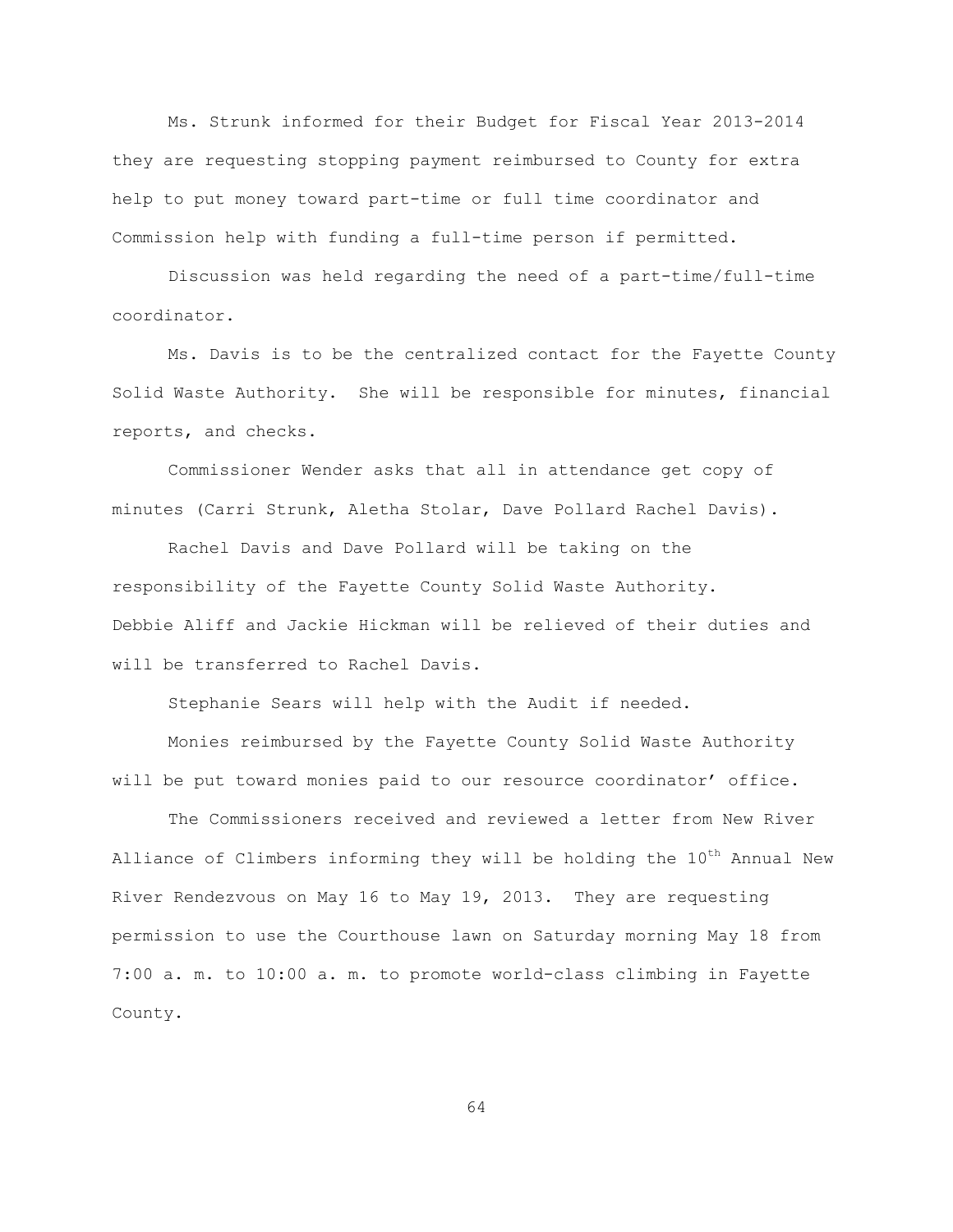Ms. Strunk informed for their Budget for Fiscal Year 2013-2014 they are requesting stopping payment reimbursed to County for extra help to put money toward part-time or full time coordinator and Commission help with funding a full-time person if permitted.

Discussion was held regarding the need of a part-time/full-time coordinator.

Ms. Davis is to be the centralized contact for the Fayette County Solid Waste Authority. She will be responsible for minutes, financial reports, and checks.

Commissioner Wender asks that all in attendance get copy of minutes (Carri Strunk, Aletha Stolar, Dave Pollard Rachel Davis).

Rachel Davis and Dave Pollard will be taking on the responsibility of the Fayette County Solid Waste Authority. Debbie Aliff and Jackie Hickman will be relieved of their duties and will be transferred to Rachel Davis.

Stephanie Sears will help with the Audit if needed.

Monies reimbursed by the Fayette County Solid Waste Authority will be put toward monies paid to our resource coordinator' office.

The Commissioners received and reviewed a letter from New River Alliance of Climbers informing they will be holding the 10th Annual New River Rendezvous on May 16 to May 19, 2013. They are requesting permission to use the Courthouse lawn on Saturday morning May 18 from 7:00 a. m. to 10:00 a. m. to promote world-class climbing in Fayette County.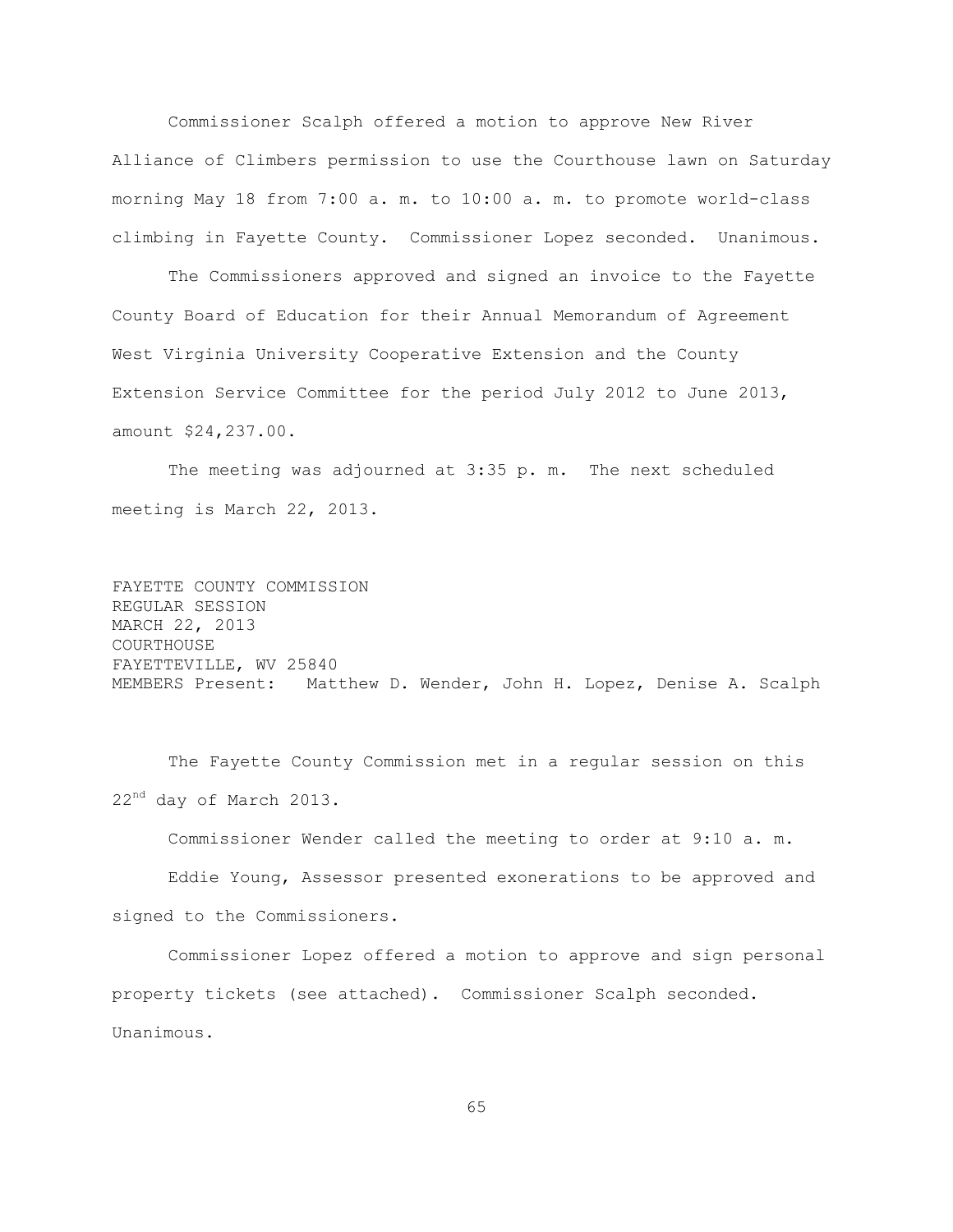Commissioner Scalph offered a motion to approve New River Alliance of Climbers permission to use the Courthouse lawn on Saturday morning May 18 from 7:00 a. m. to 10:00 a. m. to promote world-class climbing in Fayette County. Commissioner Lopez seconded. Unanimous.

The Commissioners approved and signed an invoice to the Fayette County Board of Education for their Annual Memorandum of Agreement West Virginia University Cooperative Extension and the County Extension Service Committee for the period July 2012 to June 2013, amount $24,237.00.

The meeting was adjourned at 3:35 p. m. The next scheduled meeting is March 22, 2013.

FAYETTE COUNTY COMMISSION
REGULAR SESSION
MARCH 22, 2013
COURTHOUSE
FAYETTEVILLE, WV 25840
MEMBERS Present: Matthew D. Wender, John H. Lopez, Denise A. Scalph

The Fayette County Commission met in a regular session on this 22nd day of March 2013.

Commissioner Wender called the meeting to order at 9:10 a. m.

Eddie Young, Assessor presented exonerations to be approved and signed to the Commissioners.

Commissioner Lopez offered a motion to approve and sign personal property tickets (see attached). Commissioner Scalph seconded. Unanimous.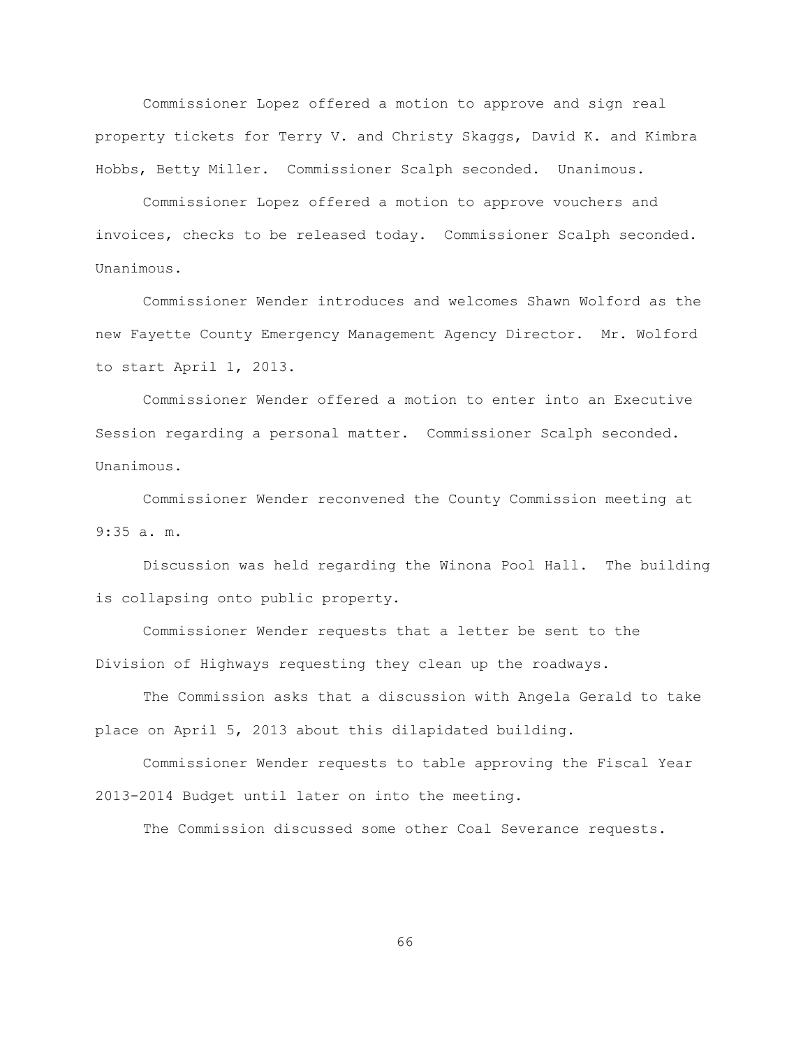Commissioner Lopez offered a motion to approve and sign real property tickets for Terry V. and Christy Skaggs, David K. and Kimbra Hobbs, Betty Miller. Commissioner Scalph seconded. Unanimous.

Commissioner Lopez offered a motion to approve vouchers and invoices, checks to be released today. Commissioner Scalph seconded. Unanimous.

Commissioner Wender introduces and welcomes Shawn Wolford as the new Fayette County Emergency Management Agency Director. Mr. Wolford to start April 1, 2013.

Commissioner Wender offered a motion to enter into an Executive Session regarding a personal matter. Commissioner Scalph seconded. Unanimous.

Commissioner Wender reconvened the County Commission meeting at 9:35 a. m.

Discussion was held regarding the Winona Pool Hall. The building is collapsing onto public property.

Commissioner Wender requests that a letter be sent to the Division of Highways requesting they clean up the roadways.

The Commission asks that a discussion with Angela Gerald to take place on April 5, 2013 about this dilapidated building.

Commissioner Wender requests to table approving the Fiscal Year 2013-2014 Budget until later on into the meeting.

The Commission discussed some other Coal Severance requests.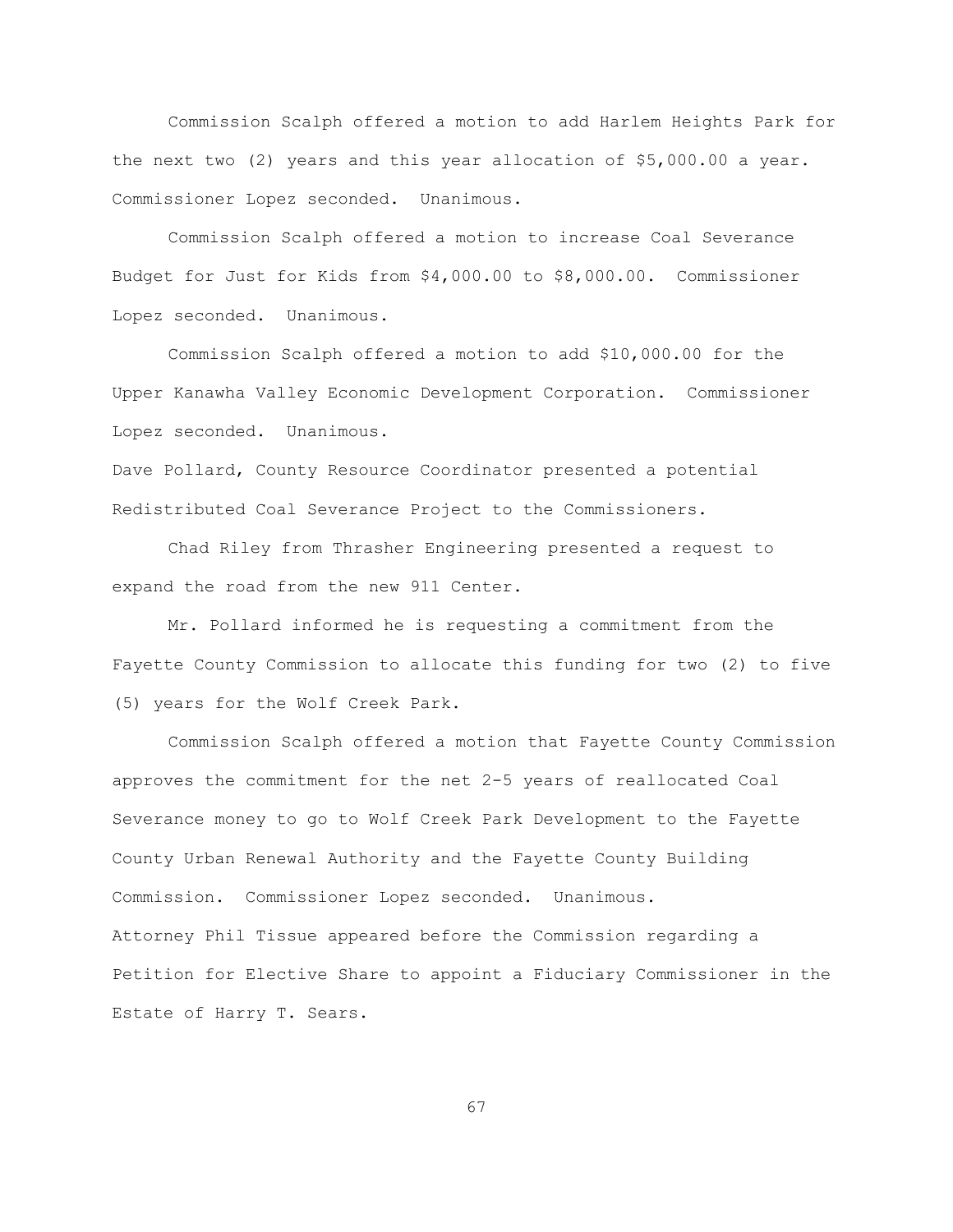Commission Scalph offered a motion to add Harlem Heights Park for the next two (2) years and this year allocation of $5,000.00 a year. Commissioner Lopez seconded. Unanimous.

Commission Scalph offered a motion to increase Coal Severance Budget for Just for Kids from $4,000.00 to $8,000.00. Commissioner Lopez seconded. Unanimous.

Commission Scalph offered a motion to add $10,000.00 for the Upper Kanawha Valley Economic Development Corporation. Commissioner Lopez seconded. Unanimous.

Dave Pollard, County Resource Coordinator presented a potential Redistributed Coal Severance Project to the Commissioners.

Chad Riley from Thrasher Engineering presented a request to expand the road from the new 911 Center.

Mr. Pollard informed he is requesting a commitment from the Fayette County Commission to allocate this funding for two (2) to five (5) years for the Wolf Creek Park.

Commission Scalph offered a motion that Fayette County Commission approves the commitment for the net 2-5 years of reallocated Coal Severance money to go to Wolf Creek Park Development to the Fayette County Urban Renewal Authority and the Fayette County Building Commission. Commissioner Lopez seconded. Unanimous.

Attorney Phil Tissue appeared before the Commission regarding a Petition for Elective Share to appoint a Fiduciary Commissioner in the Estate of Harry T. Sears.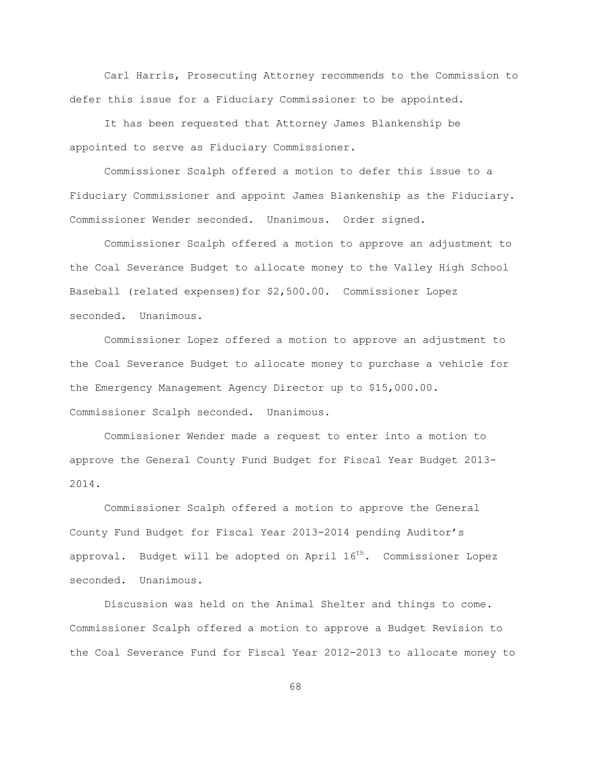Carl Harris, Prosecuting Attorney recommends to the Commission to defer this issue for a Fiduciary Commissioner to be appointed.

It has been requested that Attorney James Blankenship be appointed to serve as Fiduciary Commissioner.

Commissioner Scalph offered a motion to defer this issue to a Fiduciary Commissioner and appoint James Blankenship as the Fiduciary. Commissioner Wender seconded. Unanimous. Order signed.

Commissioner Scalph offered a motion to approve an adjustment to the Coal Severance Budget to allocate money to the Valley High School Baseball (related expenses)for $2,500.00. Commissioner Lopez seconded. Unanimous.

Commissioner Lopez offered a motion to approve an adjustment to the Coal Severance Budget to allocate money to purchase a vehicle for the Emergency Management Agency Director up to $15,000.00. Commissioner Scalph seconded. Unanimous.

Commissioner Wender made a request to enter into a motion to approve the General County Fund Budget for Fiscal Year Budget 2013-2014.

Commissioner Scalph offered a motion to approve the General County Fund Budget for Fiscal Year 2013-2014 pending Auditor's approval. Budget will be adopted on April 16th. Commissioner Lopez seconded. Unanimous.

Discussion was held on the Animal Shelter and things to come. Commissioner Scalph offered a motion to approve a Budget Revision to the Coal Severance Fund for Fiscal Year 2012-2013 to allocate money to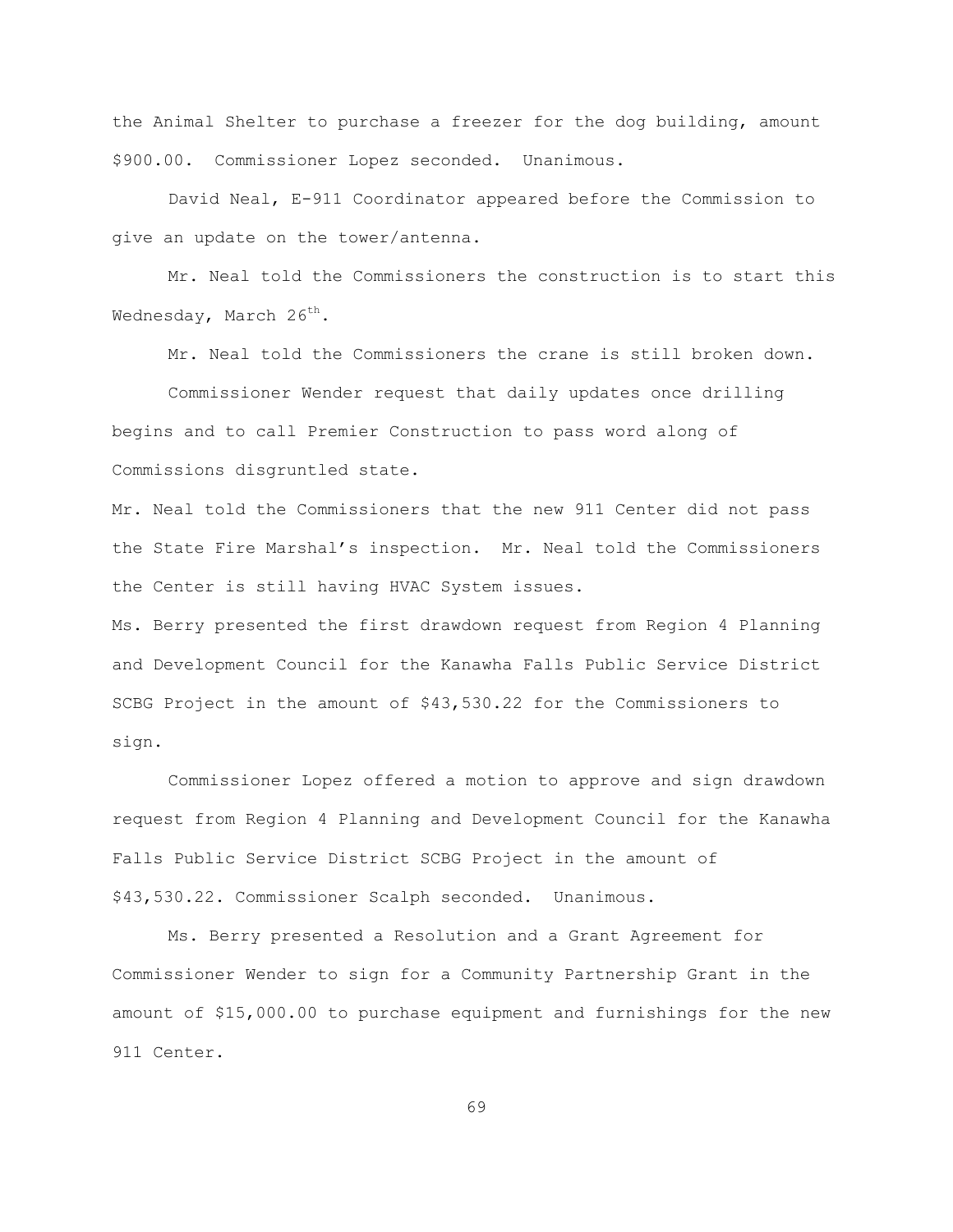the Animal Shelter to purchase a freezer for the dog building, amount $900.00. Commissioner Lopez seconded. Unanimous.

David Neal, E-911 Coordinator appeared before the Commission to give an update on the tower/antenna.

Mr. Neal told the Commissioners the construction is to start this Wednesday, March 26th.

Mr. Neal told the Commissioners the crane is still broken down.

Commissioner Wender request that daily updates once drilling begins and to call Premier Construction to pass word along of Commissions disgruntled state.

Mr. Neal told the Commissioners that the new 911 Center did not pass the State Fire Marshal's inspection. Mr. Neal told the Commissioners the Center is still having HVAC System issues.

Ms. Berry presented the first drawdown request from Region 4 Planning and Development Council for the Kanawha Falls Public Service District SCBG Project in the amount of $43,530.22 for the Commissioners to sign.

Commissioner Lopez offered a motion to approve and sign drawdown request from Region 4 Planning and Development Council for the Kanawha Falls Public Service District SCBG Project in the amount of $43,530.22. Commissioner Scalph seconded. Unanimous.

Ms. Berry presented a Resolution and a Grant Agreement for Commissioner Wender to sign for a Community Partnership Grant in the amount of $15,000.00 to purchase equipment and furnishings for the new 911 Center.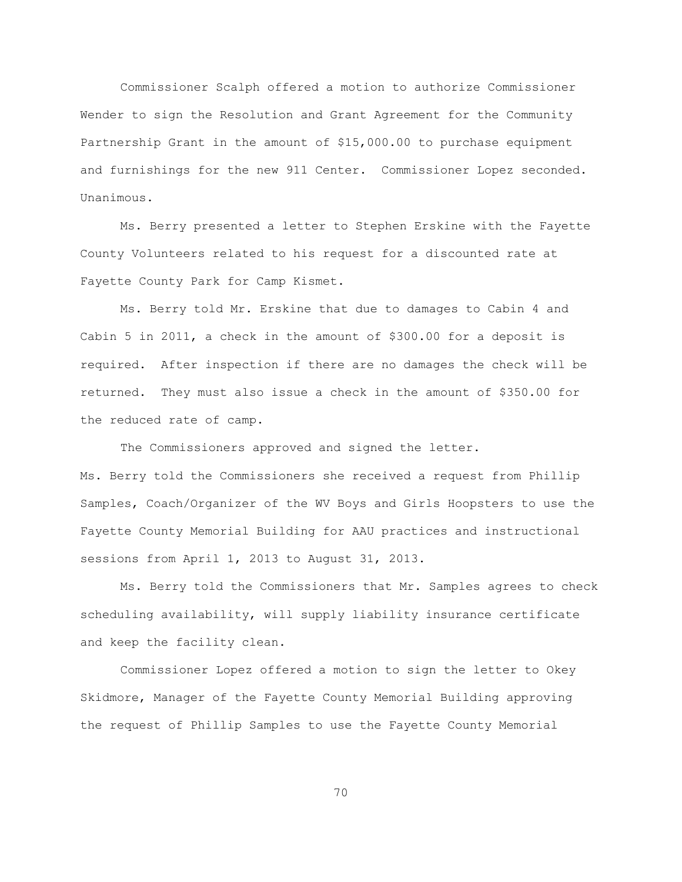Commissioner Scalph offered a motion to authorize Commissioner Wender to sign the Resolution and Grant Agreement for the Community Partnership Grant in the amount of $15,000.00 to purchase equipment and furnishings for the new 911 Center. Commissioner Lopez seconded. Unanimous.

Ms. Berry presented a letter to Stephen Erskine with the Fayette County Volunteers related to his request for a discounted rate at Fayette County Park for Camp Kismet.

Ms. Berry told Mr. Erskine that due to damages to Cabin 4 and Cabin 5 in 2011, a check in the amount of $300.00 for a deposit is required. After inspection if there are no damages the check will be returned. They must also issue a check in the amount of $350.00 for the reduced rate of camp.

The Commissioners approved and signed the letter.

Ms. Berry told the Commissioners she received a request from Phillip Samples, Coach/Organizer of the WV Boys and Girls Hoopsters to use the Fayette County Memorial Building for AAU practices and instructional sessions from April 1, 2013 to August 31, 2013.

Ms. Berry told the Commissioners that Mr. Samples agrees to check scheduling availability, will supply liability insurance certificate and keep the facility clean.

Commissioner Lopez offered a motion to sign the letter to Okey Skidmore, Manager of the Fayette County Memorial Building approving the request of Phillip Samples to use the Fayette County Memorial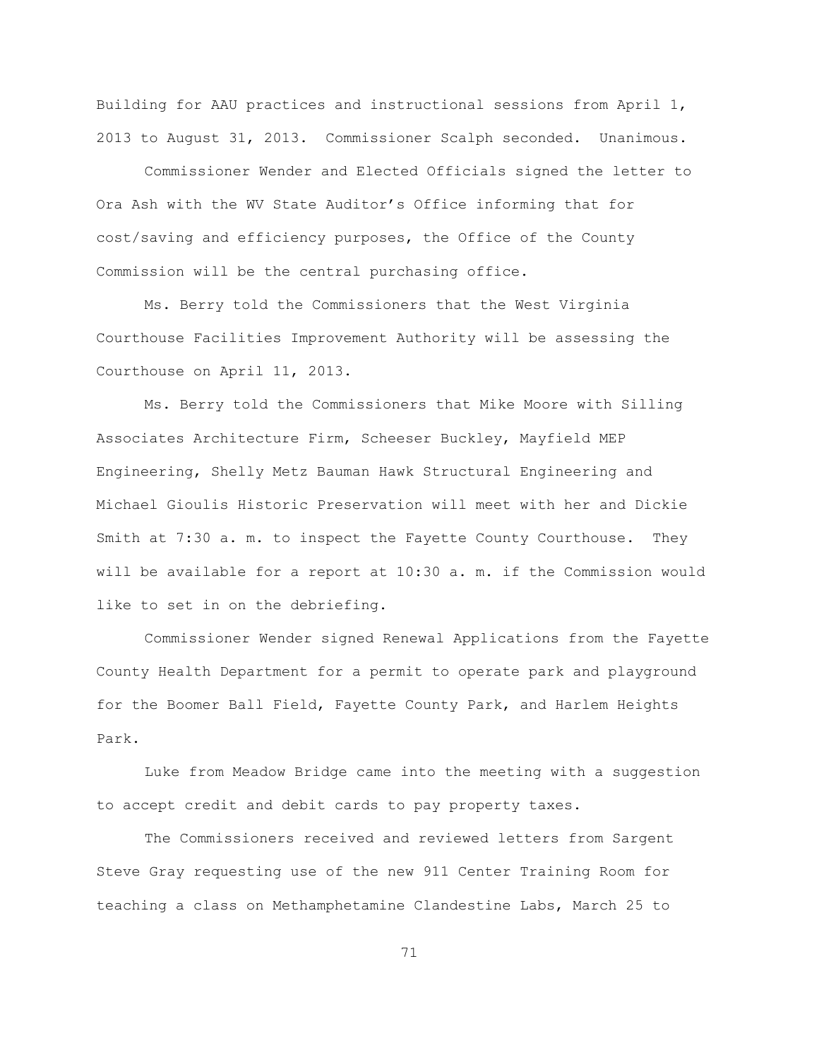Building for AAU practices and instructional sessions from April 1, 2013 to August 31, 2013. Commissioner Scalph seconded. Unanimous.

Commissioner Wender and Elected Officials signed the letter to Ora Ash with the WV State Auditor's Office informing that for cost/saving and efficiency purposes, the Office of the County Commission will be the central purchasing office.

Ms. Berry told the Commissioners that the West Virginia Courthouse Facilities Improvement Authority will be assessing the Courthouse on April 11, 2013.

Ms. Berry told the Commissioners that Mike Moore with Silling Associates Architecture Firm, Scheeser Buckley, Mayfield MEP Engineering, Shelly Metz Bauman Hawk Structural Engineering and Michael Gioulis Historic Preservation will meet with her and Dickie Smith at 7:30 a. m. to inspect the Fayette County Courthouse. They will be available for a report at 10:30 a. m. if the Commission would like to set in on the debriefing.

Commissioner Wender signed Renewal Applications from the Fayette County Health Department for a permit to operate park and playground for the Boomer Ball Field, Fayette County Park, and Harlem Heights Park.

Luke from Meadow Bridge came into the meeting with a suggestion to accept credit and debit cards to pay property taxes.

The Commissioners received and reviewed letters from Sargent Steve Gray requesting use of the new 911 Center Training Room for teaching a class on Methamphetamine Clandestine Labs, March 25 to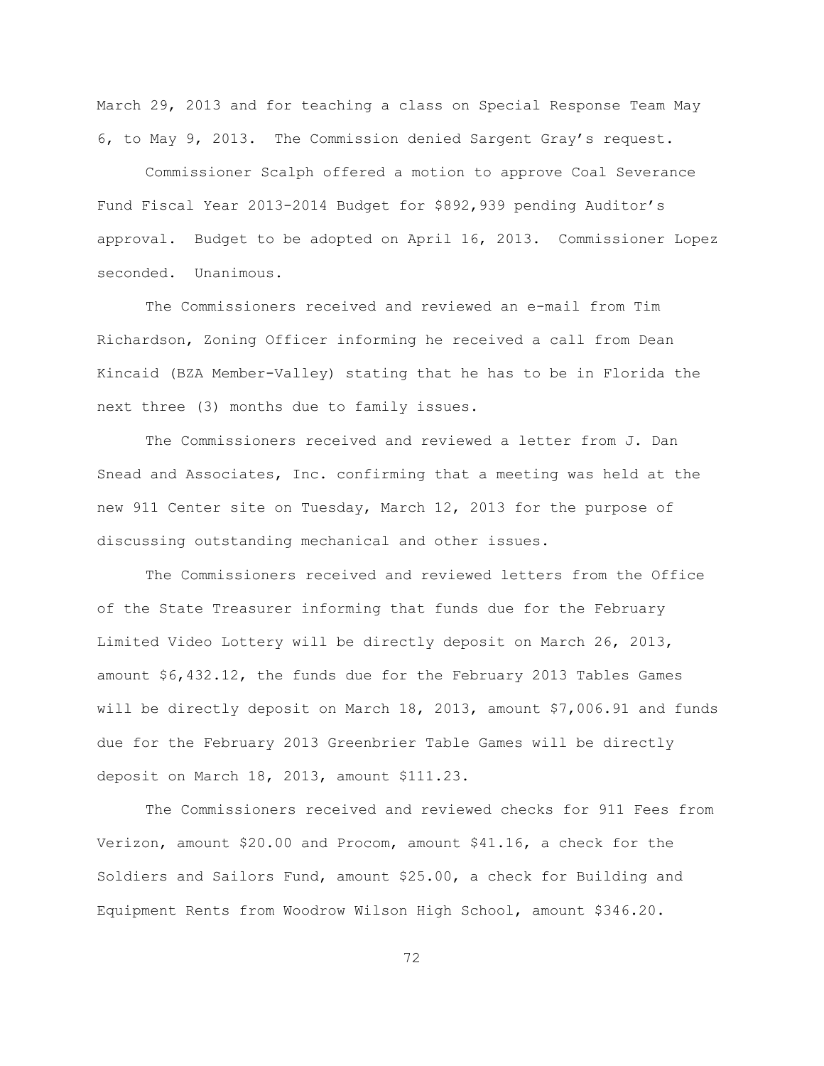March 29, 2013 and for teaching a class on Special Response Team May 6, to May 9, 2013. The Commission denied Sargent Gray's request.

Commissioner Scalph offered a motion to approve Coal Severance Fund Fiscal Year 2013-2014 Budget for $892,939 pending Auditor's approval. Budget to be adopted on April 16, 2013. Commissioner Lopez seconded. Unanimous.

The Commissioners received and reviewed an e-mail from Tim Richardson, Zoning Officer informing he received a call from Dean Kincaid (BZA Member-Valley) stating that he has to be in Florida the next three (3) months due to family issues.

The Commissioners received and reviewed a letter from J. Dan Snead and Associates, Inc. confirming that a meeting was held at the new 911 Center site on Tuesday, March 12, 2013 for the purpose of discussing outstanding mechanical and other issues.

The Commissioners received and reviewed letters from the Office of the State Treasurer informing that funds due for the February Limited Video Lottery will be directly deposit on March 26, 2013, amount $6,432.12, the funds due for the February 2013 Tables Games will be directly deposit on March 18, 2013, amount $7,006.91 and funds due for the February 2013 Greenbrier Table Games will be directly deposit on March 18, 2013, amount $111.23.

The Commissioners received and reviewed checks for 911 Fees from Verizon, amount $20.00 and Procom, amount $41.16, a check for the Soldiers and Sailors Fund, amount $25.00, a check for Building and Equipment Rents from Woodrow Wilson High School, amount $346.20.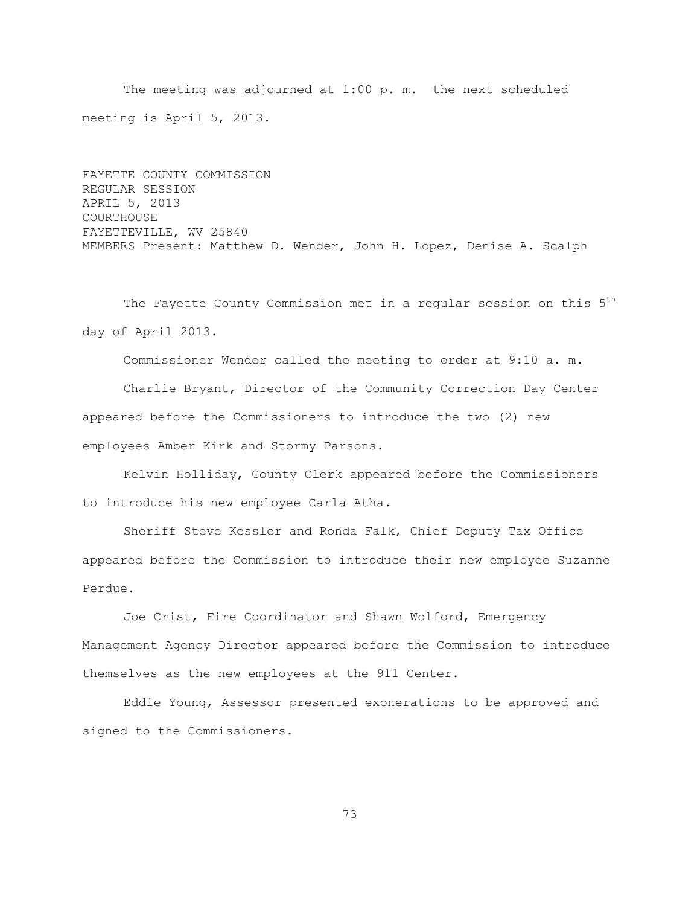The meeting was adjourned at 1:00 p. m. the next scheduled meeting is April 5, 2013.

FAYETTE COUNTY COMMISSION
REGULAR SESSION
APRIL 5, 2013
COURTHOUSE
FAYETTEVILLE, WV 25840
MEMBERS Present: Matthew D. Wender, John H. Lopez, Denise A. Scalph

The Fayette County Commission met in a regular session on this 5th day of April 2013.

Commissioner Wender called the meeting to order at 9:10 a. m.

Charlie Bryant, Director of the Community Correction Day Center appeared before the Commissioners to introduce the two (2) new employees Amber Kirk and Stormy Parsons.

Kelvin Holliday, County Clerk appeared before the Commissioners to introduce his new employee Carla Atha.

Sheriff Steve Kessler and Ronda Falk, Chief Deputy Tax Office appeared before the Commission to introduce their new employee Suzanne Perdue.

Joe Crist, Fire Coordinator and Shawn Wolford, Emergency Management Agency Director appeared before the Commission to introduce themselves as the new employees at the 911 Center.

Eddie Young, Assessor presented exonerations to be approved and signed to the Commissioners.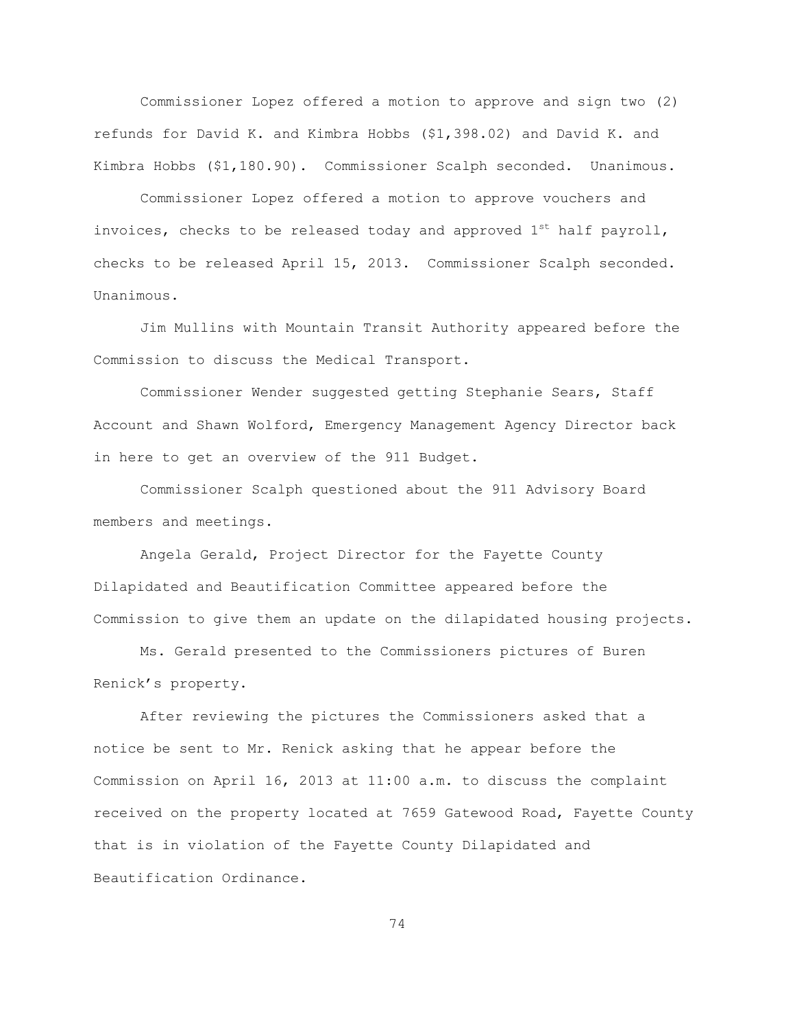Commissioner Lopez offered a motion to approve and sign two (2) refunds for David K. and Kimbra Hobbs ($1,398.02) and David K. and Kimbra Hobbs ($1,180.90). Commissioner Scalph seconded. Unanimous.

Commissioner Lopez offered a motion to approve vouchers and invoices, checks to be released today and approved 1st half payroll, checks to be released April 15, 2013. Commissioner Scalph seconded. Unanimous.

Jim Mullins with Mountain Transit Authority appeared before the Commission to discuss the Medical Transport.

Commissioner Wender suggested getting Stephanie Sears, Staff Account and Shawn Wolford, Emergency Management Agency Director back in here to get an overview of the 911 Budget.

Commissioner Scalph questioned about the 911 Advisory Board members and meetings.

Angela Gerald, Project Director for the Fayette County Dilapidated and Beautification Committee appeared before the Commission to give them an update on the dilapidated housing projects.

Ms. Gerald presented to the Commissioners pictures of Buren Renick's property.

After reviewing the pictures the Commissioners asked that a notice be sent to Mr. Renick asking that he appear before the Commission on April 16, 2013 at 11:00 a.m. to discuss the complaint received on the property located at 7659 Gatewood Road, Fayette County that is in violation of the Fayette County Dilapidated and Beautification Ordinance.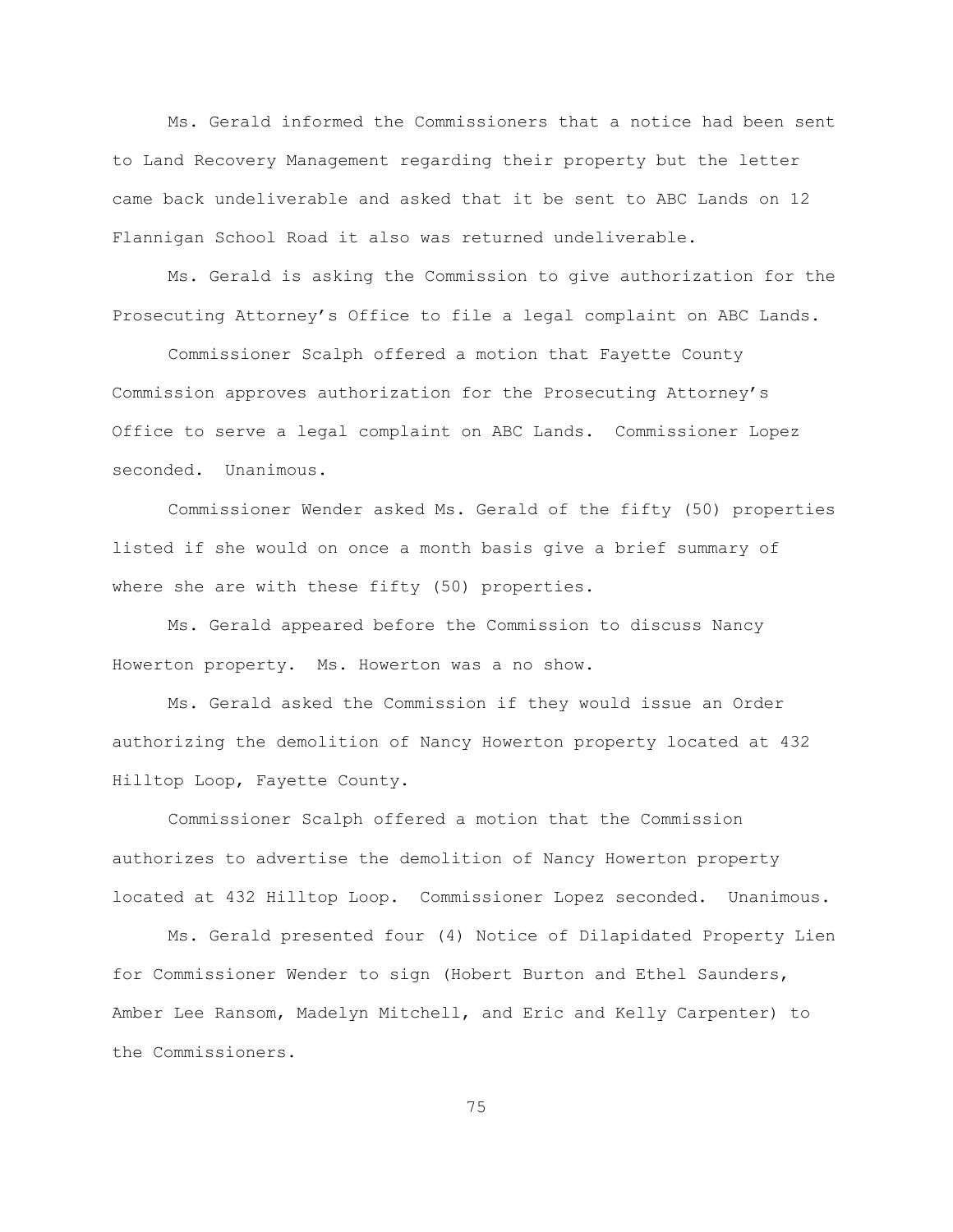Ms. Gerald informed the Commissioners that a notice had been sent to Land Recovery Management regarding their property but the letter came back undeliverable and asked that it be sent to ABC Lands on 12 Flannigan School Road it also was returned undeliverable.

Ms. Gerald is asking the Commission to give authorization for the Prosecuting Attorney's Office to file a legal complaint on ABC Lands.

Commissioner Scalph offered a motion that Fayette County Commission approves authorization for the Prosecuting Attorney's Office to serve a legal complaint on ABC Lands. Commissioner Lopez seconded. Unanimous.

Commissioner Wender asked Ms. Gerald of the fifty (50) properties listed if she would on once a month basis give a brief summary of where she are with these fifty (50) properties.

Ms. Gerald appeared before the Commission to discuss Nancy Howerton property. Ms. Howerton was a no show.

Ms. Gerald asked the Commission if they would issue an Order authorizing the demolition of Nancy Howerton property located at 432 Hilltop Loop, Fayette County.

Commissioner Scalph offered a motion that the Commission authorizes to advertise the demolition of Nancy Howerton property located at 432 Hilltop Loop. Commissioner Lopez seconded. Unanimous.

Ms. Gerald presented four (4) Notice of Dilapidated Property Lien for Commissioner Wender to sign (Hobert Burton and Ethel Saunders, Amber Lee Ransom, Madelyn Mitchell, and Eric and Kelly Carpenter) to the Commissioners.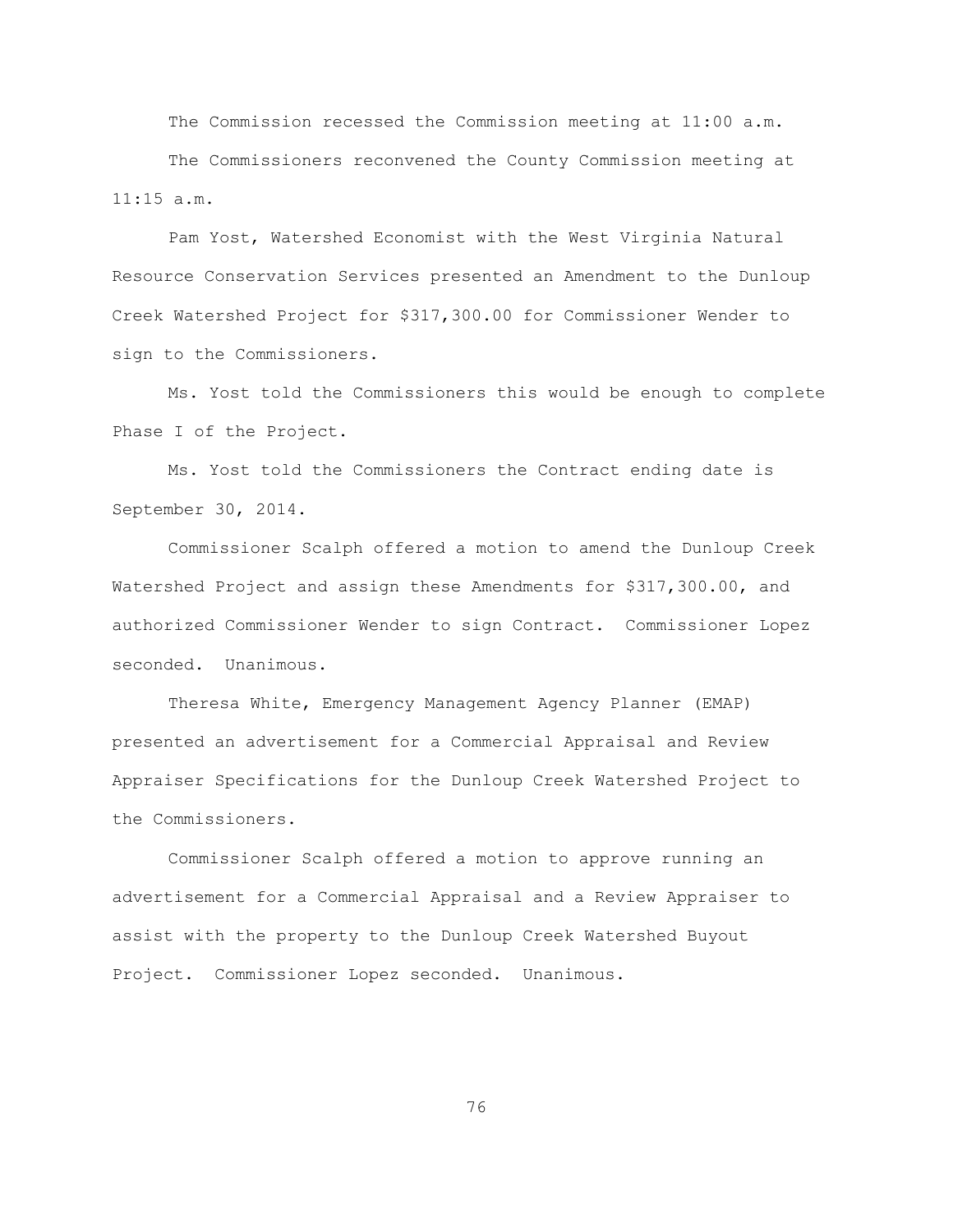The Commission recessed the Commission meeting at 11:00 a.m.

The Commissioners reconvened the County Commission meeting at 11:15 a.m.

Pam Yost, Watershed Economist with the West Virginia Natural Resource Conservation Services presented an Amendment to the Dunloup Creek Watershed Project for $317,300.00 for Commissioner Wender to sign to the Commissioners.

Ms. Yost told the Commissioners this would be enough to complete Phase I of the Project.

Ms. Yost told the Commissioners the Contract ending date is September 30, 2014.

Commissioner Scalph offered a motion to amend the Dunloup Creek Watershed Project and assign these Amendments for $317,300.00, and authorized Commissioner Wender to sign Contract. Commissioner Lopez seconded. Unanimous.

Theresa White, Emergency Management Agency Planner (EMAP) presented an advertisement for a Commercial Appraisal and Review Appraiser Specifications for the Dunloup Creek Watershed Project to the Commissioners.

Commissioner Scalph offered a motion to approve running an advertisement for a Commercial Appraisal and a Review Appraiser to assist with the property to the Dunloup Creek Watershed Buyout Project. Commissioner Lopez seconded. Unanimous.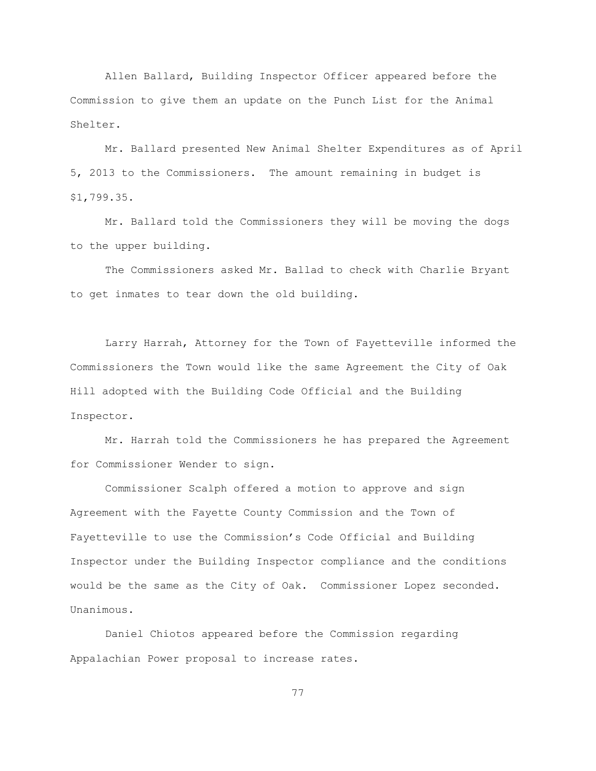Allen Ballard, Building Inspector Officer appeared before the Commission to give them an update on the Punch List for the Animal Shelter.

Mr. Ballard presented New Animal Shelter Expenditures as of April 5, 2013 to the Commissioners. The amount remaining in budget is $1,799.35.

Mr. Ballard told the Commissioners they will be moving the dogs to the upper building.

The Commissioners asked Mr. Ballad to check with Charlie Bryant to get inmates to tear down the old building.

Larry Harrah, Attorney for the Town of Fayetteville informed the Commissioners the Town would like the same Agreement the City of Oak Hill adopted with the Building Code Official and the Building Inspector.

Mr. Harrah told the Commissioners he has prepared the Agreement for Commissioner Wender to sign.

Commissioner Scalph offered a motion to approve and sign Agreement with the Fayette County Commission and the Town of Fayetteville to use the Commission's Code Official and Building Inspector under the Building Inspector compliance and the conditions would be the same as the City of Oak. Commissioner Lopez seconded. Unanimous.

Daniel Chiotos appeared before the Commission regarding Appalachian Power proposal to increase rates.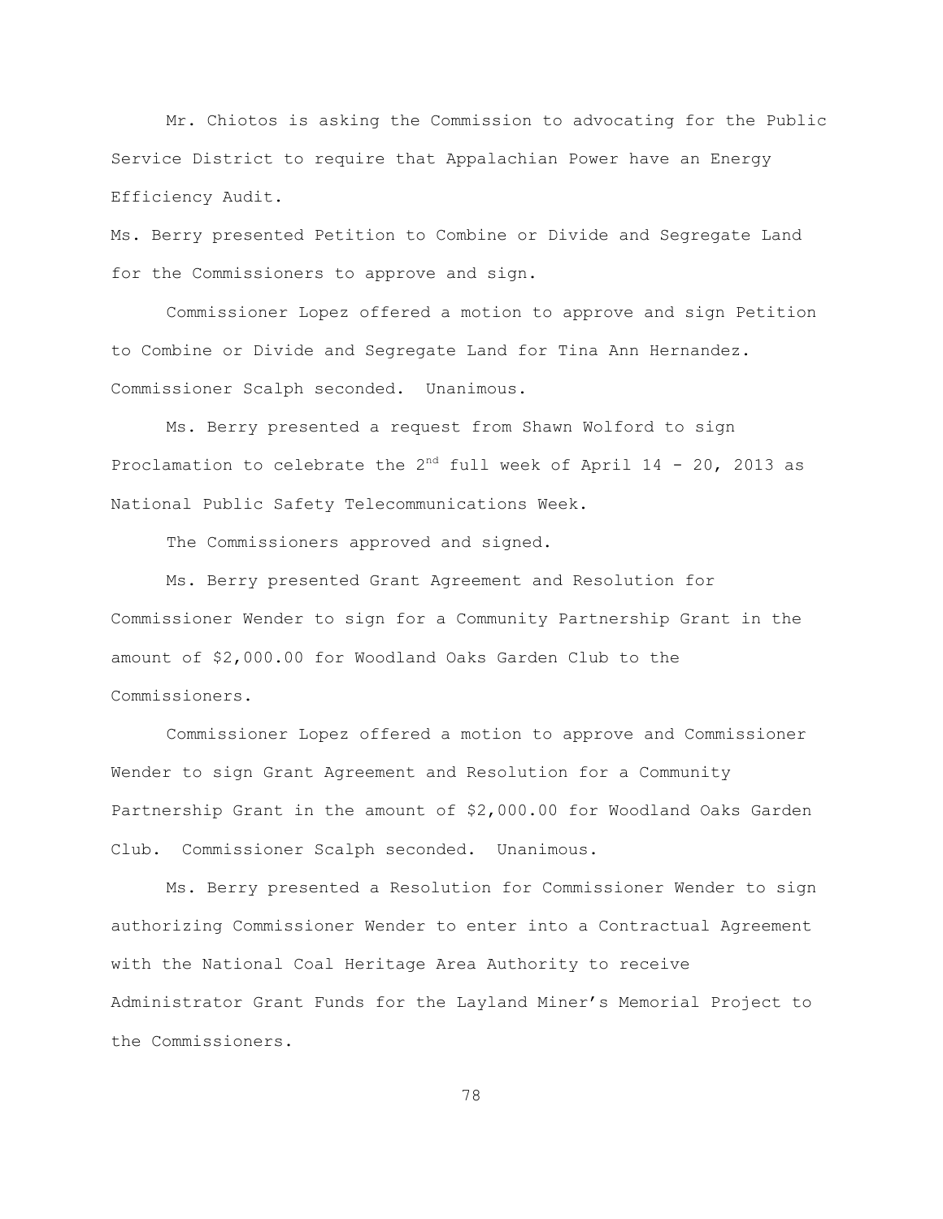Mr. Chiotos is asking the Commission to advocating for the Public Service District to require that Appalachian Power have an Energy Efficiency Audit.

Ms. Berry presented Petition to Combine or Divide and Segregate Land for the Commissioners to approve and sign.

Commissioner Lopez offered a motion to approve and sign Petition to Combine or Divide and Segregate Land for Tina Ann Hernandez. Commissioner Scalph seconded. Unanimous.

Ms. Berry presented a request from Shawn Wolford to sign Proclamation to celebrate the 2nd full week of April 14 - 20, 2013 as National Public Safety Telecommunications Week.

The Commissioners approved and signed.

Ms. Berry presented Grant Agreement and Resolution for Commissioner Wender to sign for a Community Partnership Grant in the amount of $2,000.00 for Woodland Oaks Garden Club to the Commissioners.

Commissioner Lopez offered a motion to approve and Commissioner Wender to sign Grant Agreement and Resolution for a Community Partnership Grant in the amount of $2,000.00 for Woodland Oaks Garden Club. Commissioner Scalph seconded. Unanimous.

Ms. Berry presented a Resolution for Commissioner Wender to sign authorizing Commissioner Wender to enter into a Contractual Agreement with the National Coal Heritage Area Authority to receive Administrator Grant Funds for the Layland Miner's Memorial Project to the Commissioners.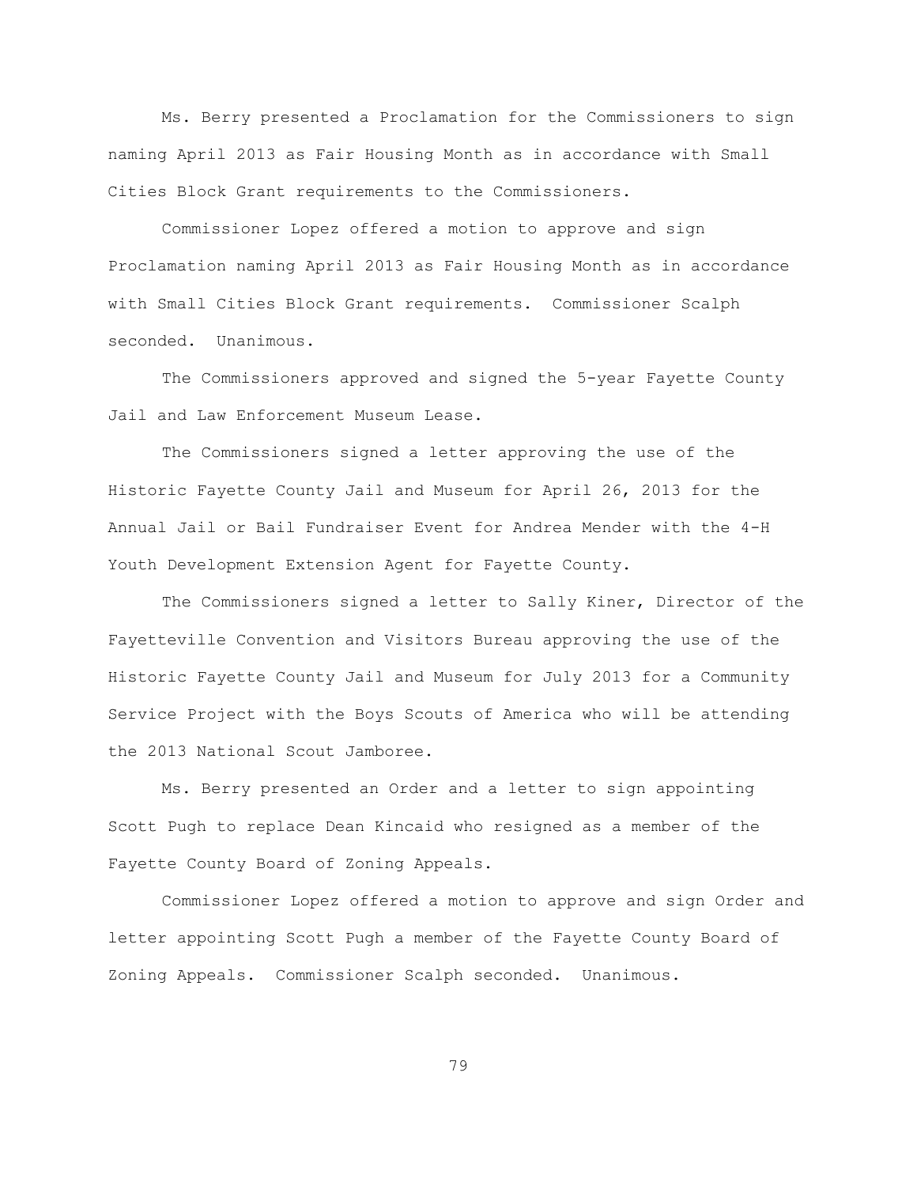Ms. Berry presented a Proclamation for the Commissioners to sign naming April 2013 as Fair Housing Month as in accordance with Small Cities Block Grant requirements to the Commissioners.

Commissioner Lopez offered a motion to approve and sign Proclamation naming April 2013 as Fair Housing Month as in accordance with Small Cities Block Grant requirements. Commissioner Scalph seconded. Unanimous.

The Commissioners approved and signed the 5-year Fayette County Jail and Law Enforcement Museum Lease.

The Commissioners signed a letter approving the use of the Historic Fayette County Jail and Museum for April 26, 2013 for the Annual Jail or Bail Fundraiser Event for Andrea Mender with the 4-H Youth Development Extension Agent for Fayette County.

The Commissioners signed a letter to Sally Kiner, Director of the Fayetteville Convention and Visitors Bureau approving the use of the Historic Fayette County Jail and Museum for July 2013 for a Community Service Project with the Boys Scouts of America who will be attending the 2013 National Scout Jamboree.

Ms. Berry presented an Order and a letter to sign appointing Scott Pugh to replace Dean Kincaid who resigned as a member of the Fayette County Board of Zoning Appeals.

Commissioner Lopez offered a motion to approve and sign Order and letter appointing Scott Pugh a member of the Fayette County Board of Zoning Appeals. Commissioner Scalph seconded. Unanimous.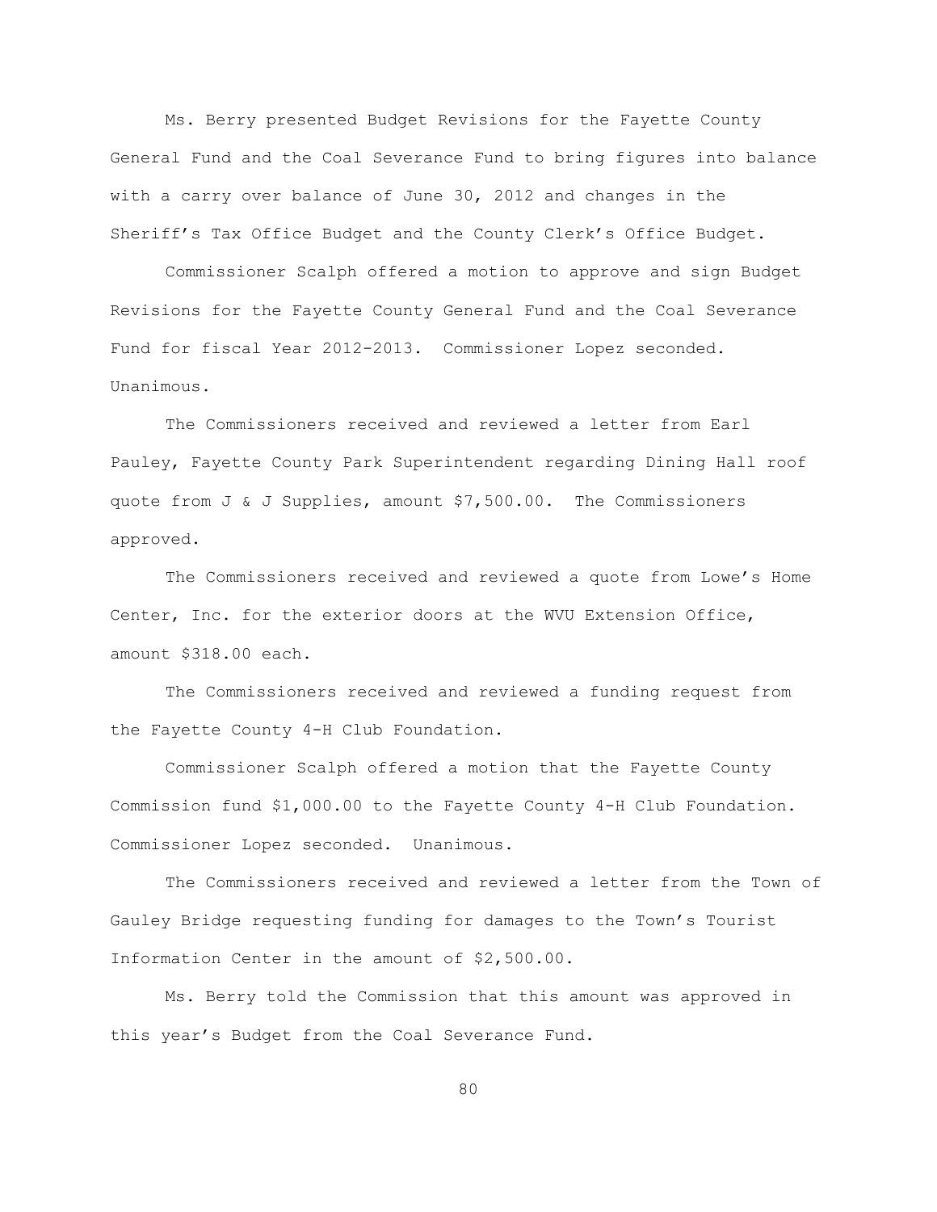Ms. Berry presented Budget Revisions for the Fayette County General Fund and the Coal Severance Fund to bring figures into balance with a carry over balance of June 30, 2012 and changes in the Sheriff's Tax Office Budget and the County Clerk's Office Budget.

Commissioner Scalph offered a motion to approve and sign Budget Revisions for the Fayette County General Fund and the Coal Severance Fund for fiscal Year 2012-2013. Commissioner Lopez seconded. Unanimous.

The Commissioners received and reviewed a letter from Earl Pauley, Fayette County Park Superintendent regarding Dining Hall roof quote from J & J Supplies, amount $7,500.00. The Commissioners approved.

The Commissioners received and reviewed a quote from Lowe's Home Center, Inc. for the exterior doors at the WVU Extension Office, amount $318.00 each.

The Commissioners received and reviewed a funding request from the Fayette County 4-H Club Foundation.

Commissioner Scalph offered a motion that the Fayette County Commission fund $1,000.00 to the Fayette County 4-H Club Foundation. Commissioner Lopez seconded. Unanimous.

The Commissioners received and reviewed a letter from the Town of Gauley Bridge requesting funding for damages to the Town's Tourist Information Center in the amount of $2,500.00.

Ms. Berry told the Commission that this amount was approved in this year's Budget from the Coal Severance Fund.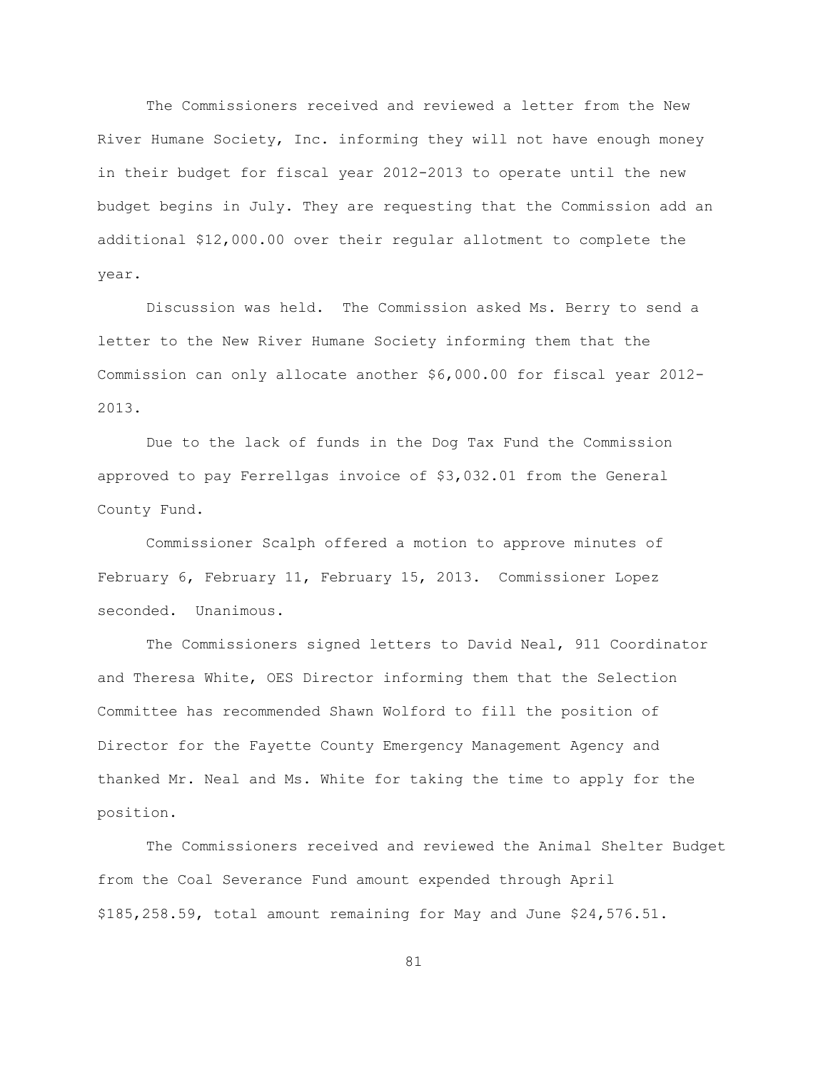The Commissioners received and reviewed a letter from the New River Humane Society, Inc. informing they will not have enough money in their budget for fiscal year 2012-2013 to operate until the new budget begins in July. They are requesting that the Commission add an additional $12,000.00 over their regular allotment to complete the year.

Discussion was held. The Commission asked Ms. Berry to send a letter to the New River Humane Society informing them that the Commission can only allocate another $6,000.00 for fiscal year 2012-2013.

Due to the lack of funds in the Dog Tax Fund the Commission approved to pay Ferrellgas invoice of $3,032.01 from the General County Fund.

Commissioner Scalph offered a motion to approve minutes of February 6, February 11, February 15, 2013. Commissioner Lopez seconded. Unanimous.

The Commissioners signed letters to David Neal, 911 Coordinator and Theresa White, OES Director informing them that the Selection Committee has recommended Shawn Wolford to fill the position of Director for the Fayette County Emergency Management Agency and thanked Mr. Neal and Ms. White for taking the time to apply for the position.

The Commissioners received and reviewed the Animal Shelter Budget from the Coal Severance Fund amount expended through April $185,258.59, total amount remaining for May and June $24,576.51.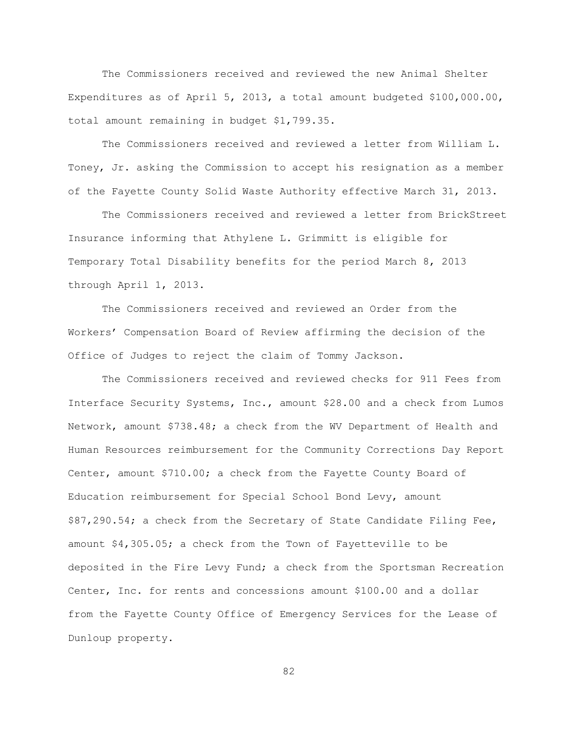The Commissioners received and reviewed the new Animal Shelter Expenditures as of April 5, 2013, a total amount budgeted $100,000.00, total amount remaining in budget $1,799.35.

The Commissioners received and reviewed a letter from William L. Toney, Jr. asking the Commission to accept his resignation as a member of the Fayette County Solid Waste Authority effective March 31, 2013.

The Commissioners received and reviewed a letter from BrickStreet Insurance informing that Athylene L. Grimmitt is eligible for Temporary Total Disability benefits for the period March 8, 2013 through April 1, 2013.

The Commissioners received and reviewed an Order from the Workers' Compensation Board of Review affirming the decision of the Office of Judges to reject the claim of Tommy Jackson.

The Commissioners received and reviewed checks for 911 Fees from Interface Security Systems, Inc., amount $28.00 and a check from Lumos Network, amount $738.48; a check from the WV Department of Health and Human Resources reimbursement for the Community Corrections Day Report Center, amount $710.00; a check from the Fayette County Board of Education reimbursement for Special School Bond Levy, amount $87,290.54; a check from the Secretary of State Candidate Filing Fee, amount $4,305.05; a check from the Town of Fayetteville to be deposited in the Fire Levy Fund; a check from the Sportsman Recreation Center, Inc. for rents and concessions amount $100.00 and a dollar from the Fayette County Office of Emergency Services for the Lease of Dunloup property.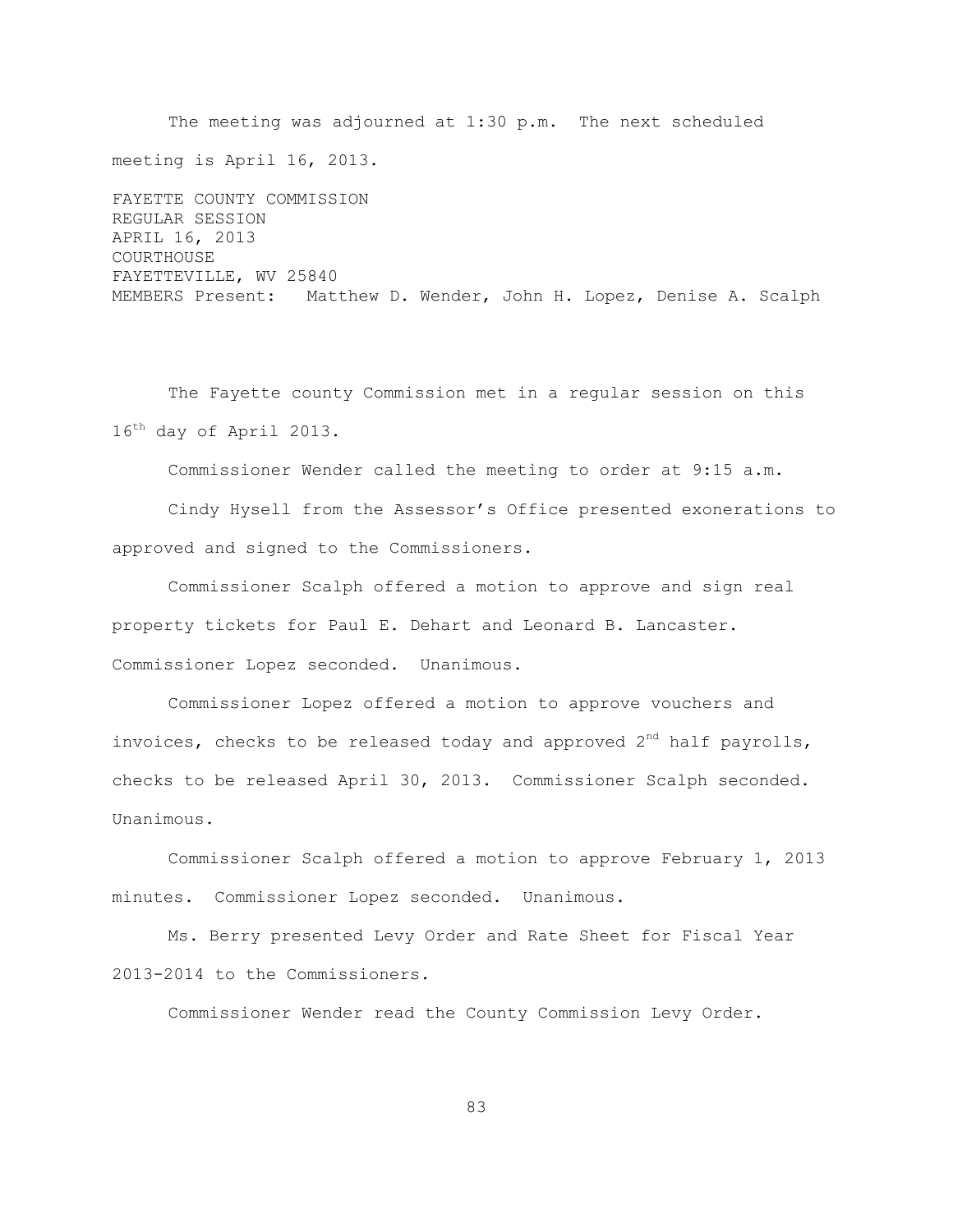The meeting was adjourned at 1:30 p.m. The next scheduled meeting is April 16, 2013.

FAYETTE COUNTY COMMISSION
REGULAR SESSION
APRIL 16, 2013
COURTHOUSE
FAYETTEVILLE, WV 25840
MEMBERS Present: Matthew D. Wender, John H. Lopez, Denise A. Scalph

The Fayette county Commission met in a regular session on this 16th day of April 2013.

Commissioner Wender called the meeting to order at 9:15 a.m.

Cindy Hysell from the Assessor's Office presented exonerations to approved and signed to the Commissioners.

Commissioner Scalph offered a motion to approve and sign real property tickets for Paul E. Dehart and Leonard B. Lancaster. Commissioner Lopez seconded. Unanimous.

Commissioner Lopez offered a motion to approve vouchers and invoices, checks to be released today and approved 2nd half payrolls, checks to be released April 30, 2013. Commissioner Scalph seconded. Unanimous.

Commissioner Scalph offered a motion to approve February 1, 2013 minutes. Commissioner Lopez seconded. Unanimous.

Ms. Berry presented Levy Order and Rate Sheet for Fiscal Year 2013-2014 to the Commissioners.

Commissioner Wender read the County Commission Levy Order.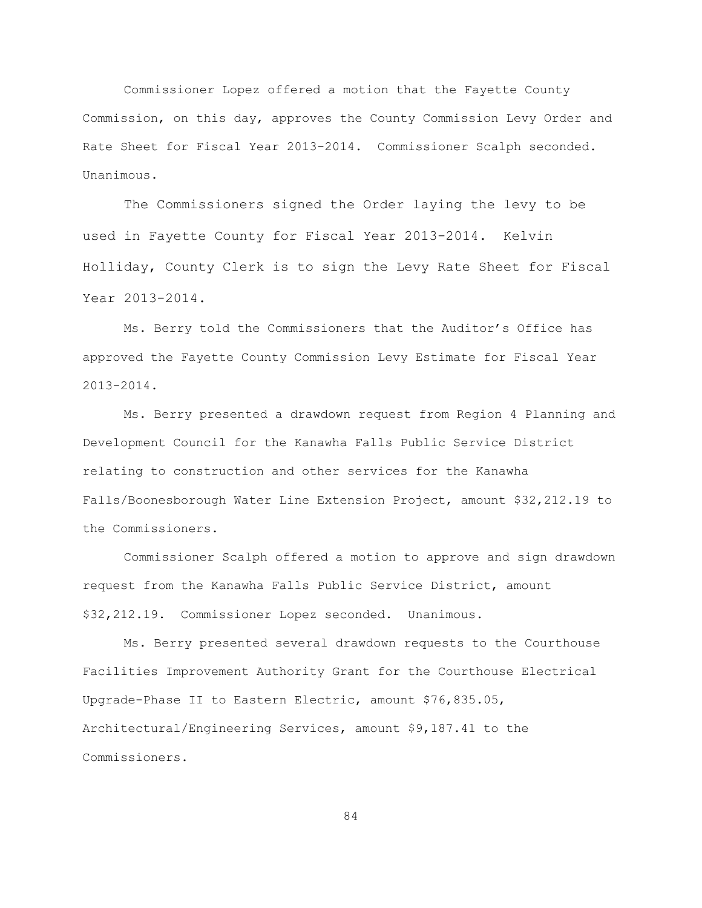Commissioner Lopez offered a motion that the Fayette County Commission, on this day, approves the County Commission Levy Order and Rate Sheet for Fiscal Year 2013-2014. Commissioner Scalph seconded. Unanimous.

The Commissioners signed the Order laying the levy to be used in Fayette County for Fiscal Year 2013-2014. Kelvin Holliday, County Clerk is to sign the Levy Rate Sheet for Fiscal Year 2013-2014.

Ms. Berry told the Commissioners that the Auditor's Office has approved the Fayette County Commission Levy Estimate for Fiscal Year 2013-2014.

Ms. Berry presented a drawdown request from Region 4 Planning and Development Council for the Kanawha Falls Public Service District relating to construction and other services for the Kanawha Falls/Boonesborough Water Line Extension Project, amount $32,212.19 to the Commissioners.

Commissioner Scalph offered a motion to approve and sign drawdown request from the Kanawha Falls Public Service District, amount $32,212.19. Commissioner Lopez seconded. Unanimous.

Ms. Berry presented several drawdown requests to the Courthouse Facilities Improvement Authority Grant for the Courthouse Electrical Upgrade-Phase II to Eastern Electric, amount $76,835.05, Architectural/Engineering Services, amount $9,187.41 to the Commissioners.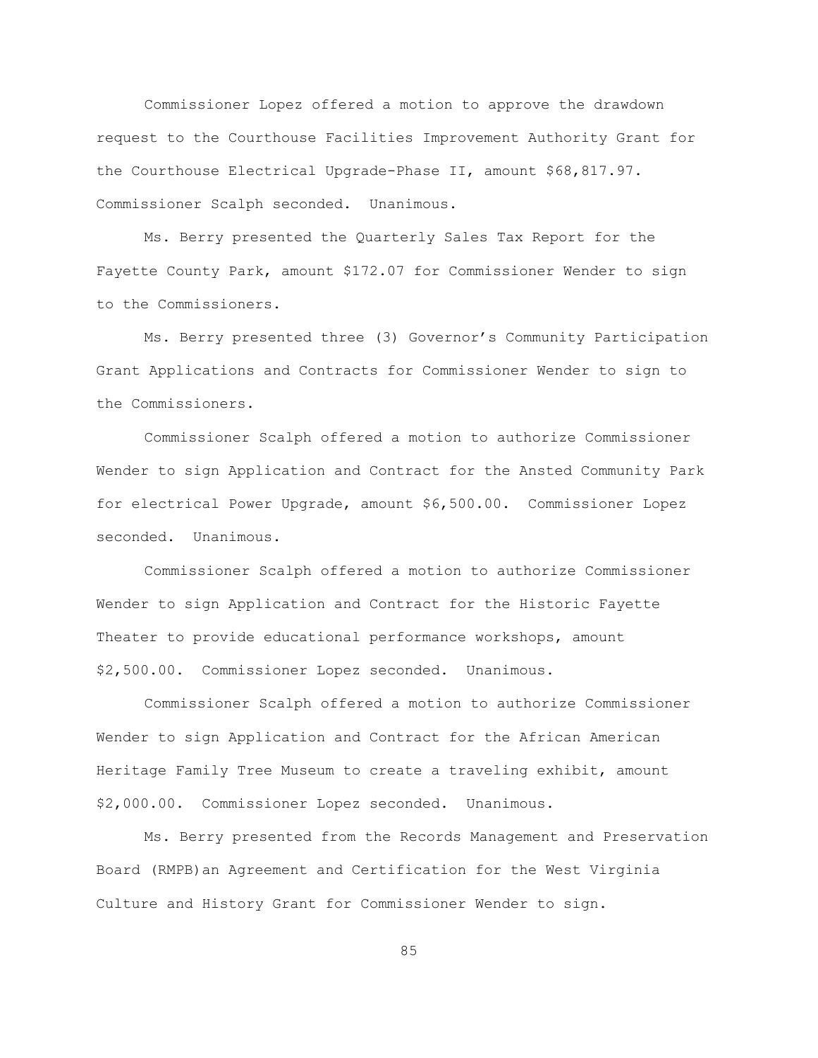Commissioner Lopez offered a motion to approve the drawdown request to the Courthouse Facilities Improvement Authority Grant for the Courthouse Electrical Upgrade-Phase II, amount $68,817.97. Commissioner Scalph seconded. Unanimous.

Ms. Berry presented the Quarterly Sales Tax Report for the Fayette County Park, amount $172.07 for Commissioner Wender to sign to the Commissioners.

Ms. Berry presented three (3) Governor's Community Participation Grant Applications and Contracts for Commissioner Wender to sign to the Commissioners.

Commissioner Scalph offered a motion to authorize Commissioner Wender to sign Application and Contract for the Ansted Community Park for electrical Power Upgrade, amount $6,500.00. Commissioner Lopez seconded. Unanimous.

Commissioner Scalph offered a motion to authorize Commissioner Wender to sign Application and Contract for the Historic Fayette Theater to provide educational performance workshops, amount $2,500.00. Commissioner Lopez seconded. Unanimous.

Commissioner Scalph offered a motion to authorize Commissioner Wender to sign Application and Contract for the African American Heritage Family Tree Museum to create a traveling exhibit, amount $2,000.00. Commissioner Lopez seconded. Unanimous.

Ms. Berry presented from the Records Management and Preservation Board (RMPB)an Agreement and Certification for the West Virginia Culture and History Grant for Commissioner Wender to sign.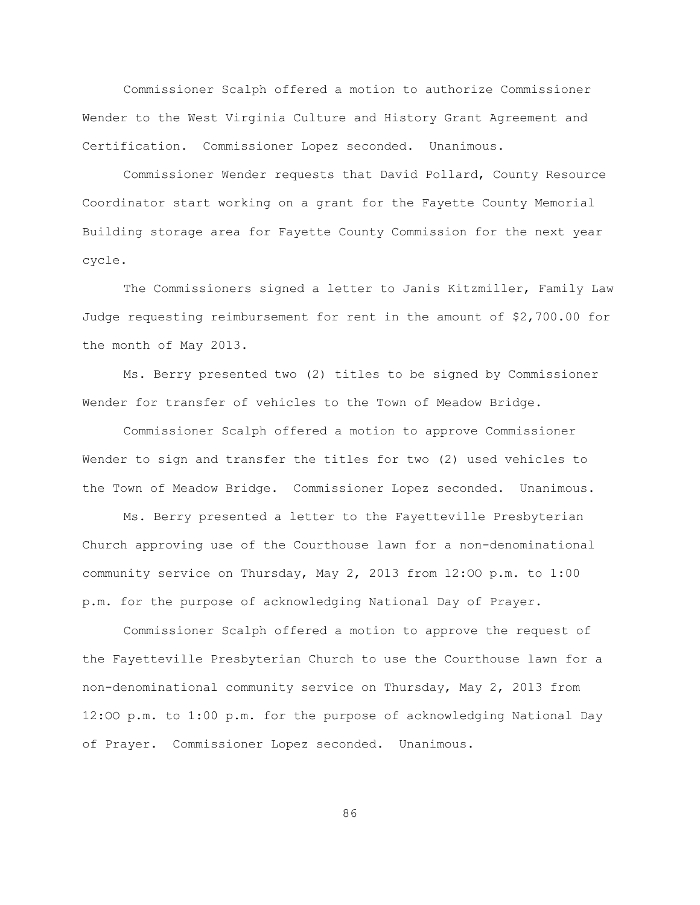Commissioner Scalph offered a motion to authorize Commissioner Wender to the West Virginia Culture and History Grant Agreement and Certification. Commissioner Lopez seconded. Unanimous.

Commissioner Wender requests that David Pollard, County Resource Coordinator start working on a grant for the Fayette County Memorial Building storage area for Fayette County Commission for the next year cycle.

The Commissioners signed a letter to Janis Kitzmiller, Family Law Judge requesting reimbursement for rent in the amount of $2,700.00 for the month of May 2013.

Ms. Berry presented two (2) titles to be signed by Commissioner Wender for transfer of vehicles to the Town of Meadow Bridge.

Commissioner Scalph offered a motion to approve Commissioner Wender to sign and transfer the titles for two (2) used vehicles to the Town of Meadow Bridge. Commissioner Lopez seconded. Unanimous.

Ms. Berry presented a letter to the Fayetteville Presbyterian Church approving use of the Courthouse lawn for a non-denominational community service on Thursday, May 2, 2013 from 12:OO p.m. to 1:00 p.m. for the purpose of acknowledging National Day of Prayer.

Commissioner Scalph offered a motion to approve the request of the Fayetteville Presbyterian Church to use the Courthouse lawn for a non-denominational community service on Thursday, May 2, 2013 from 12:OO p.m. to 1:00 p.m. for the purpose of acknowledging National Day of Prayer. Commissioner Lopez seconded. Unanimous.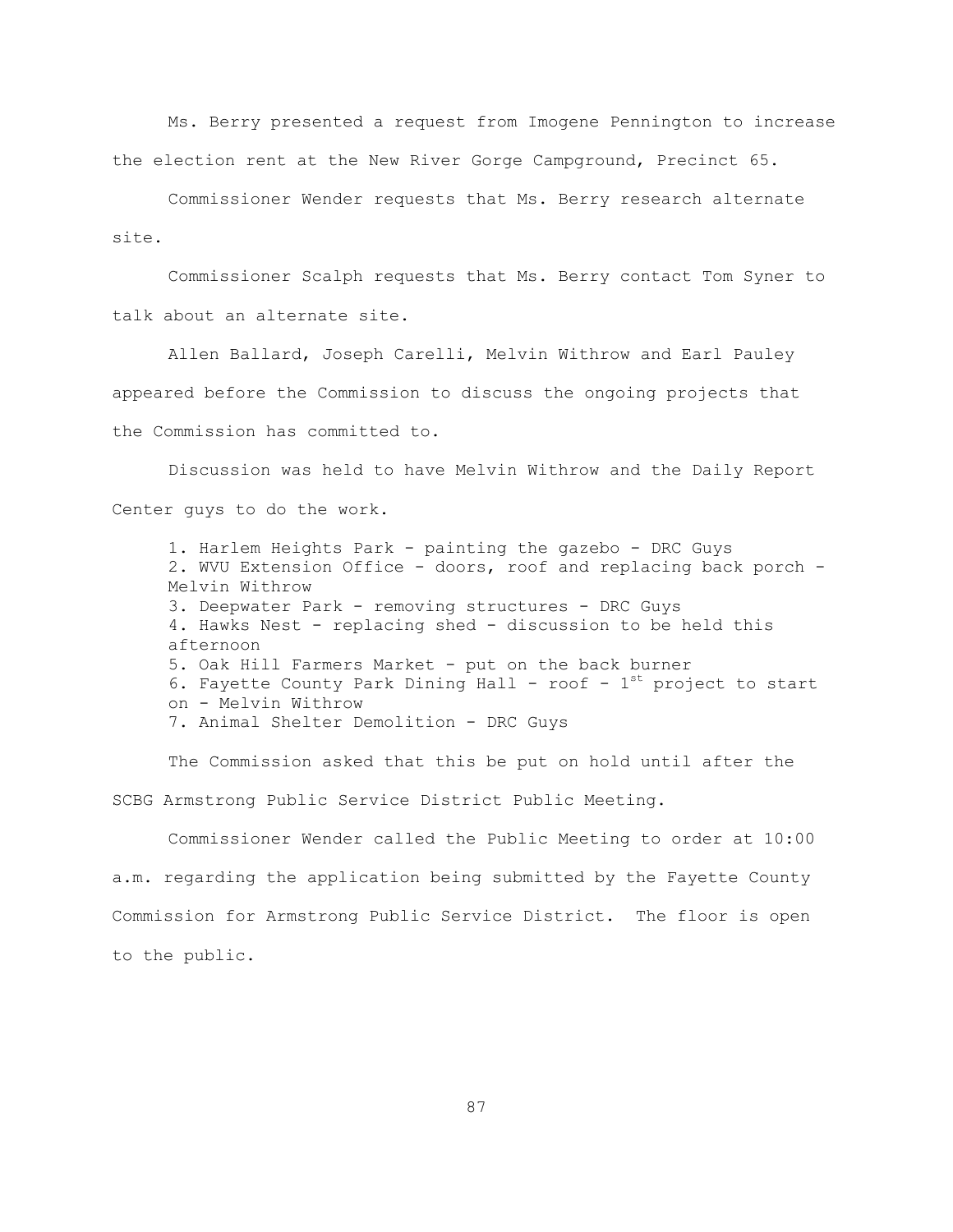Ms. Berry presented a request from Imogene Pennington to increase the election rent at the New River Gorge Campground, Precinct 65.

Commissioner Wender requests that Ms. Berry research alternate site.

Commissioner Scalph requests that Ms. Berry contact Tom Syner to talk about an alternate site.

Allen Ballard, Joseph Carelli, Melvin Withrow and Earl Pauley appeared before the Commission to discuss the ongoing projects that the Commission has committed to.

Discussion was held to have Melvin Withrow and the Daily Report Center guys to do the work.

1. Harlem Heights Park - painting the gazebo - DRC Guys
2. WVU Extension Office - doors, roof and replacing back porch - Melvin Withrow
3. Deepwater Park - removing structures - DRC Guys
4. Hawks Nest - replacing shed - discussion to be held this afternoon
5. Oak Hill Farmers Market - put on the back burner
6. Fayette County Park Dining Hall - roof - 1st project to start on - Melvin Withrow
7. Animal Shelter Demolition - DRC Guys

The Commission asked that this be put on hold until after the SCBG Armstrong Public Service District Public Meeting.

Commissioner Wender called the Public Meeting to order at 10:00 a.m. regarding the application being submitted by the Fayette County Commission for Armstrong Public Service District. The floor is open to the public.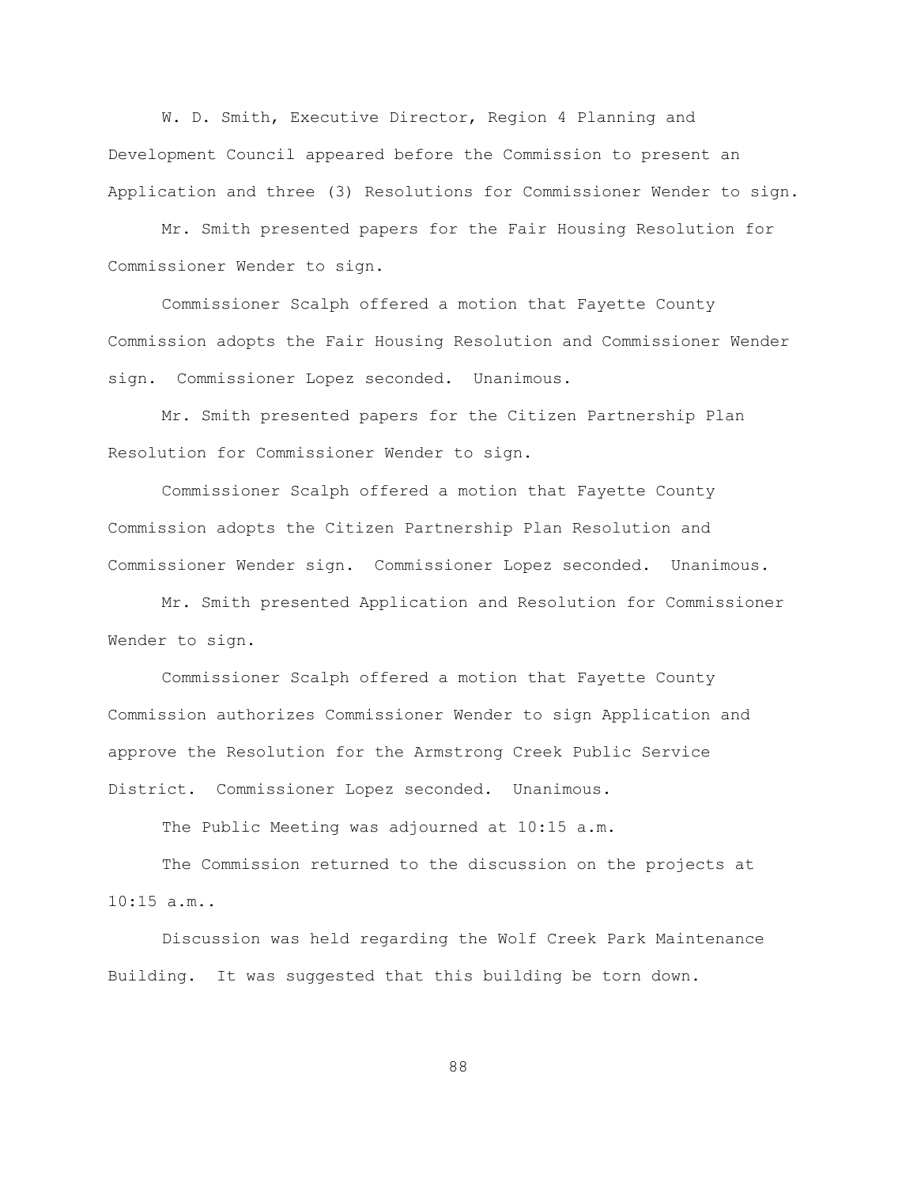W. D. Smith, Executive Director, Region 4 Planning and Development Council appeared before the Commission to present an Application and three (3) Resolutions for Commissioner Wender to sign.

Mr. Smith presented papers for the Fair Housing Resolution for Commissioner Wender to sign.

Commissioner Scalph offered a motion that Fayette County Commission adopts the Fair Housing Resolution and Commissioner Wender sign. Commissioner Lopez seconded. Unanimous.

Mr. Smith presented papers for the Citizen Partnership Plan Resolution for Commissioner Wender to sign.

Commissioner Scalph offered a motion that Fayette County Commission adopts the Citizen Partnership Plan Resolution and Commissioner Wender sign. Commissioner Lopez seconded. Unanimous.

Mr. Smith presented Application and Resolution for Commissioner Wender to sign.

Commissioner Scalph offered a motion that Fayette County Commission authorizes Commissioner Wender to sign Application and approve the Resolution for the Armstrong Creek Public Service District. Commissioner Lopez seconded. Unanimous.

The Public Meeting was adjourned at 10:15 a.m.

The Commission returned to the discussion on the projects at 10:15 a.m..

Discussion was held regarding the Wolf Creek Park Maintenance Building. It was suggested that this building be torn down.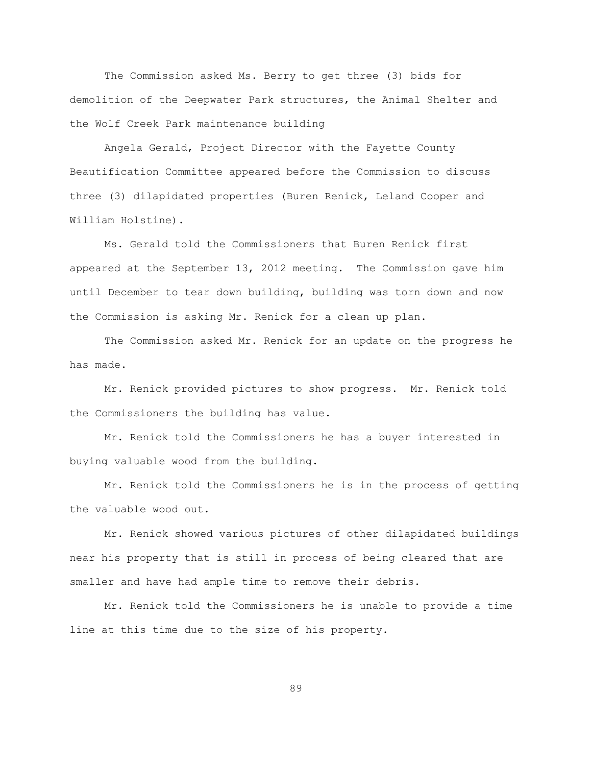The Commission asked Ms. Berry to get three (3) bids for demolition of the Deepwater Park structures, the Animal Shelter and the Wolf Creek Park maintenance building

Angela Gerald, Project Director with the Fayette County Beautification Committee appeared before the Commission to discuss three (3) dilapidated properties (Buren Renick, Leland Cooper and William Holstine).

Ms. Gerald told the Commissioners that Buren Renick first appeared at the September 13, 2012 meeting. The Commission gave him until December to tear down building, building was torn down and now the Commission is asking Mr. Renick for a clean up plan.

The Commission asked Mr. Renick for an update on the progress he has made.

Mr. Renick provided pictures to show progress. Mr. Renick told the Commissioners the building has value.

Mr. Renick told the Commissioners he has a buyer interested in buying valuable wood from the building.

Mr. Renick told the Commissioners he is in the process of getting the valuable wood out.

Mr. Renick showed various pictures of other dilapidated buildings near his property that is still in process of being cleared that are smaller and have had ample time to remove their debris.

Mr. Renick told the Commissioners he is unable to provide a time line at this time due to the size of his property.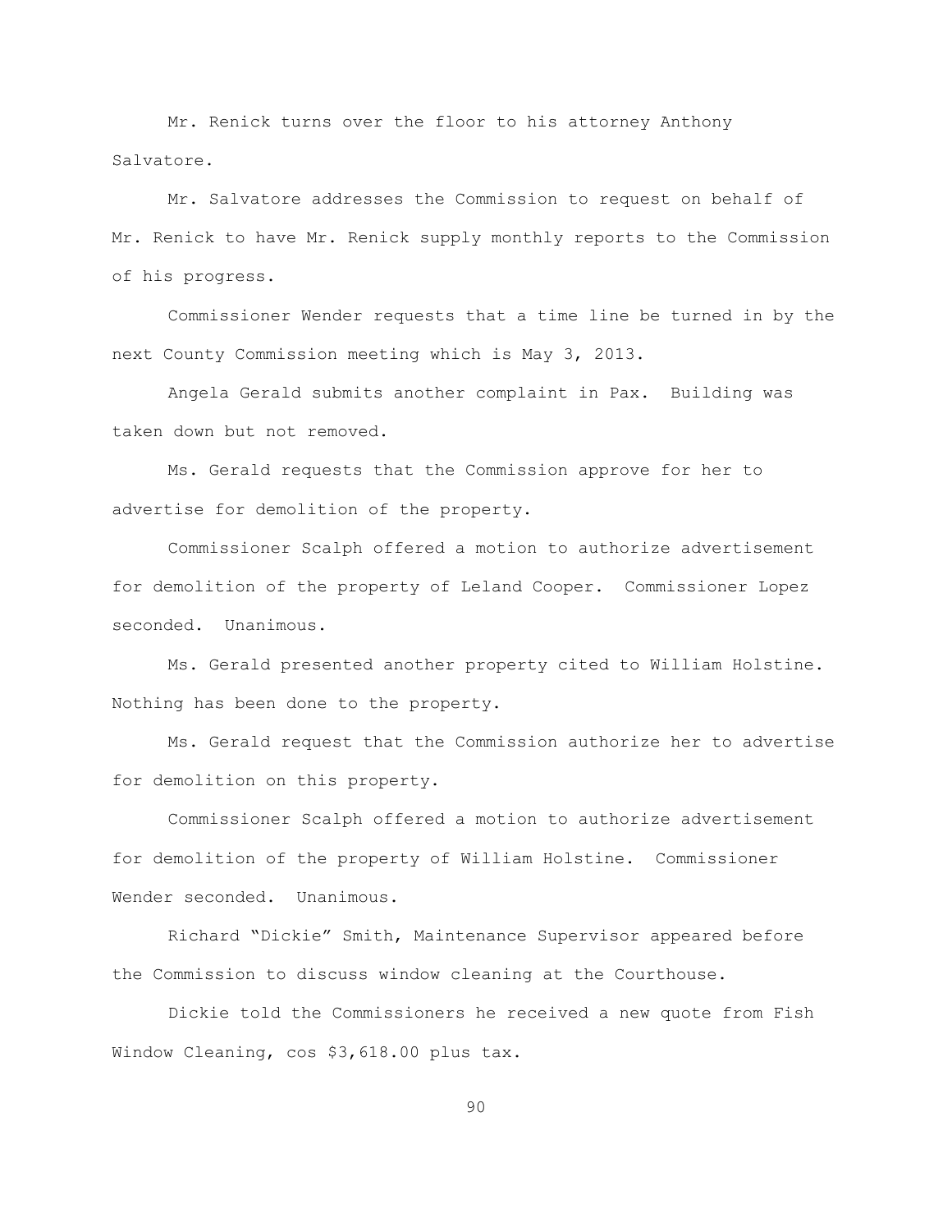Mr. Renick turns over the floor to his attorney Anthony Salvatore.

Mr. Salvatore addresses the Commission to request on behalf of Mr. Renick to have Mr. Renick supply monthly reports to the Commission of his progress.

Commissioner Wender requests that a time line be turned in by the next County Commission meeting which is May 3, 2013.

Angela Gerald submits another complaint in Pax. Building was taken down but not removed.

Ms. Gerald requests that the Commission approve for her to advertise for demolition of the property.

Commissioner Scalph offered a motion to authorize advertisement for demolition of the property of Leland Cooper. Commissioner Lopez seconded. Unanimous.

Ms. Gerald presented another property cited to William Holstine. Nothing has been done to the property.

Ms. Gerald request that the Commission authorize her to advertise for demolition on this property.

Commissioner Scalph offered a motion to authorize advertisement for demolition of the property of William Holstine. Commissioner Wender seconded. Unanimous.

Richard "Dickie" Smith, Maintenance Supervisor appeared before the Commission to discuss window cleaning at the Courthouse.

Dickie told the Commissioners he received a new quote from Fish Window Cleaning, cos $3,618.00 plus tax.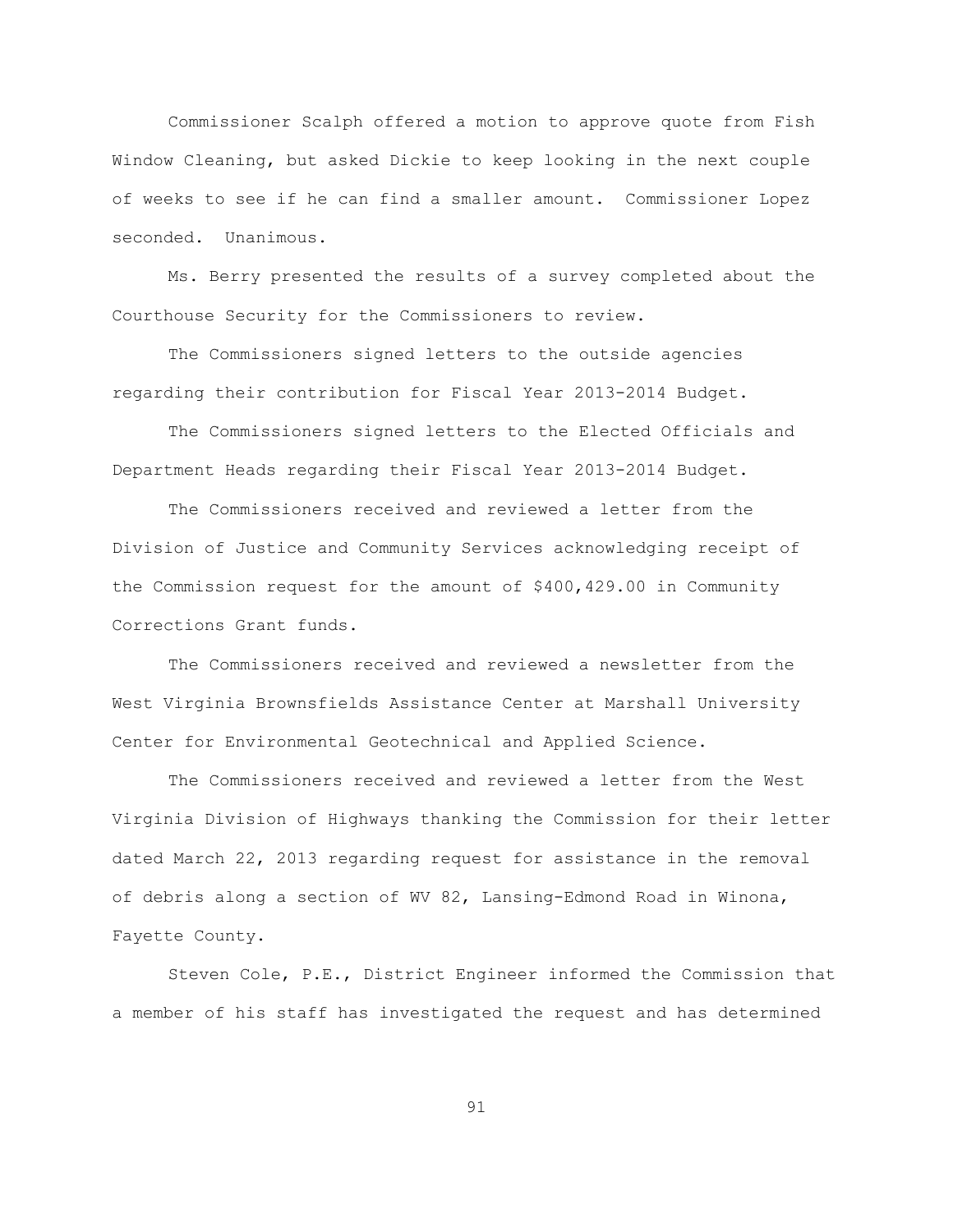Commissioner Scalph offered a motion to approve quote from Fish Window Cleaning, but asked Dickie to keep looking in the next couple of weeks to see if he can find a smaller amount. Commissioner Lopez seconded. Unanimous.

Ms. Berry presented the results of a survey completed about the Courthouse Security for the Commissioners to review.

The Commissioners signed letters to the outside agencies regarding their contribution for Fiscal Year 2013-2014 Budget.

The Commissioners signed letters to the Elected Officials and Department Heads regarding their Fiscal Year 2013-2014 Budget.

The Commissioners received and reviewed a letter from the Division of Justice and Community Services acknowledging receipt of the Commission request for the amount of $400,429.00 in Community Corrections Grant funds.

The Commissioners received and reviewed a newsletter from the West Virginia Brownsfields Assistance Center at Marshall University Center for Environmental Geotechnical and Applied Science.

The Commissioners received and reviewed a letter from the West Virginia Division of Highways thanking the Commission for their letter dated March 22, 2013 regarding request for assistance in the removal of debris along a section of WV 82, Lansing-Edmond Road in Winona, Fayette County.

Steven Cole, P.E., District Engineer informed the Commission that a member of his staff has investigated the request and has determined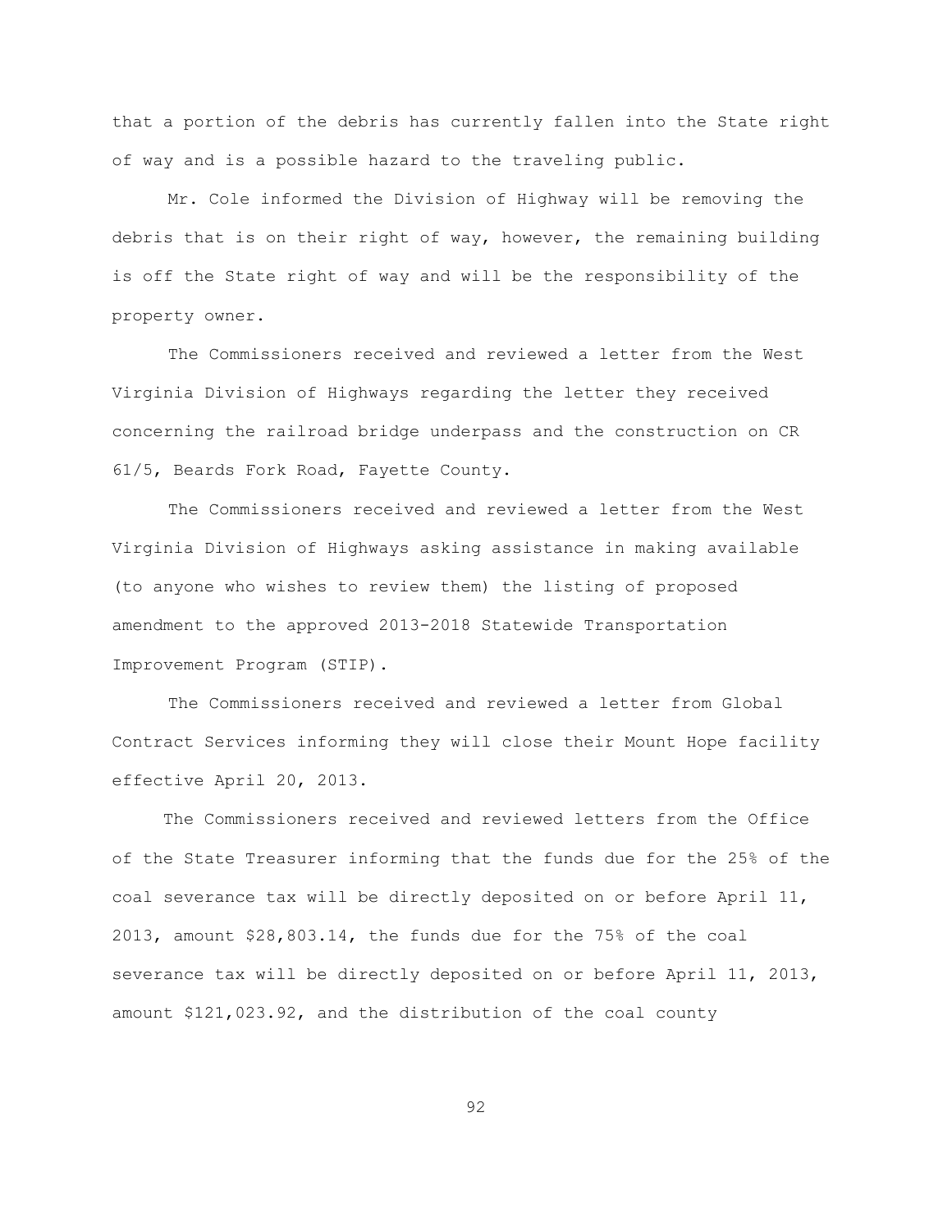that a portion of the debris has currently fallen into the State right of way and is a possible hazard to the traveling public.

Mr. Cole informed the Division of Highway will be removing the debris that is on their right of way, however, the remaining building is off the State right of way and will be the responsibility of the property owner.

The Commissioners received and reviewed a letter from the West Virginia Division of Highways regarding the letter they received concerning the railroad bridge underpass and the construction on CR 61/5, Beards Fork Road, Fayette County.

The Commissioners received and reviewed a letter from the West Virginia Division of Highways asking assistance in making available (to anyone who wishes to review them) the listing of proposed amendment to the approved 2013-2018 Statewide Transportation Improvement Program (STIP).

The Commissioners received and reviewed a letter from Global Contract Services informing they will close their Mount Hope facility effective April 20, 2013.

The Commissioners received and reviewed letters from the Office of the State Treasurer informing that the funds due for the 25% of the coal severance tax will be directly deposited on or before April 11, 2013, amount $28,803.14, the funds due for the 75% of the coal severance tax will be directly deposited on or before April 11, 2013, amount $121,023.92, and the distribution of the coal county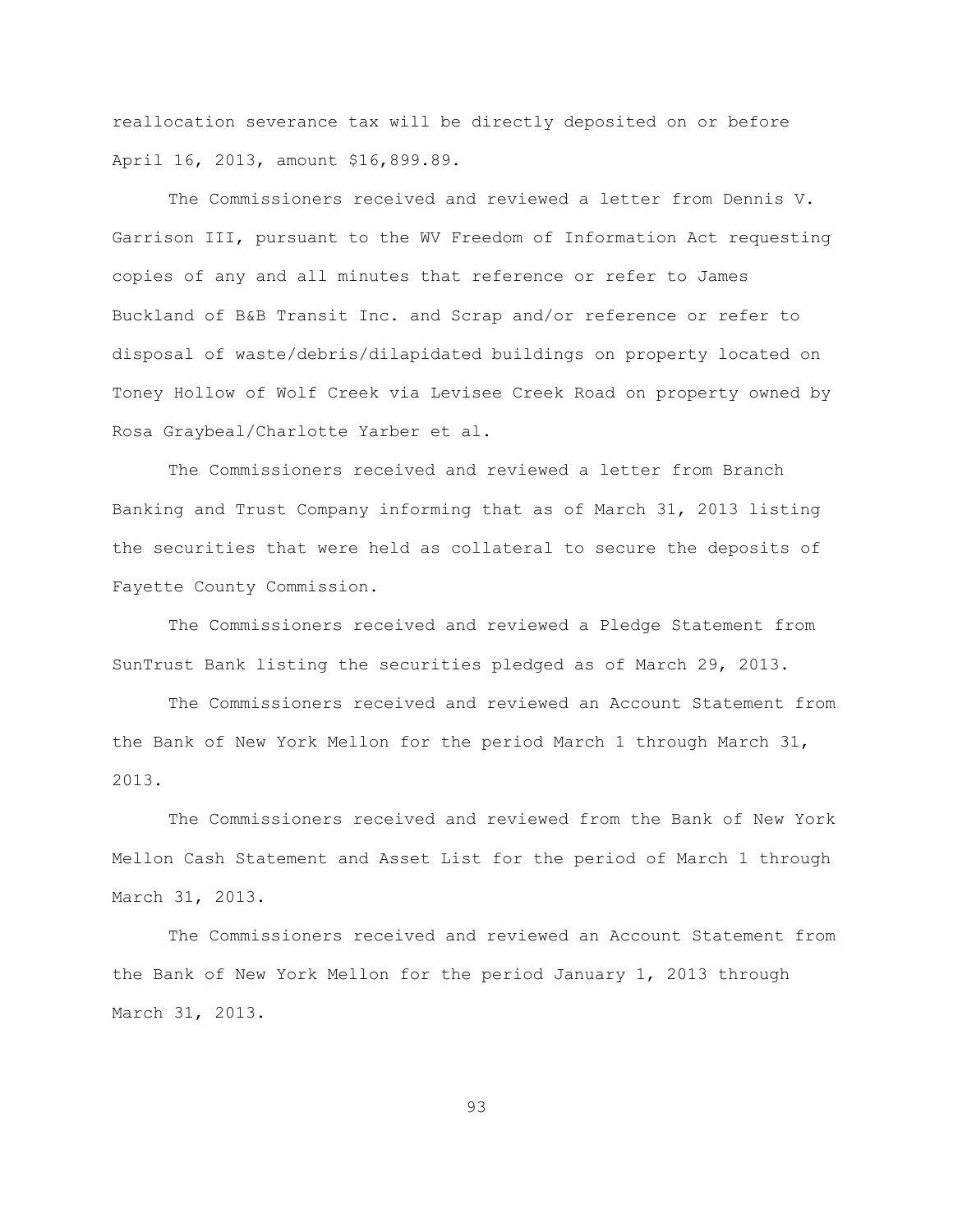reallocation severance tax will be directly deposited on or before April 16, 2013, amount $16,899.89.

The Commissioners received and reviewed a letter from Dennis V. Garrison III, pursuant to the WV Freedom of Information Act requesting copies of any and all minutes that reference or refer to James Buckland of B&B Transit Inc. and Scrap and/or reference or refer to disposal of waste/debris/dilapidated buildings on property located on Toney Hollow of Wolf Creek via Levisee Creek Road on property owned by Rosa Graybeal/Charlotte Yarber et al.

The Commissioners received and reviewed a letter from Branch Banking and Trust Company informing that as of March 31, 2013 listing the securities that were held as collateral to secure the deposits of Fayette County Commission.

The Commissioners received and reviewed a Pledge Statement from SunTrust Bank listing the securities pledged as of March 29, 2013.

The Commissioners received and reviewed an Account Statement from the Bank of New York Mellon for the period March 1 through March 31, 2013.

The Commissioners received and reviewed from the Bank of New York Mellon Cash Statement and Asset List for the period of March 1 through March 31, 2013.

The Commissioners received and reviewed an Account Statement from the Bank of New York Mellon for the period January 1, 2013 through March 31, 2013.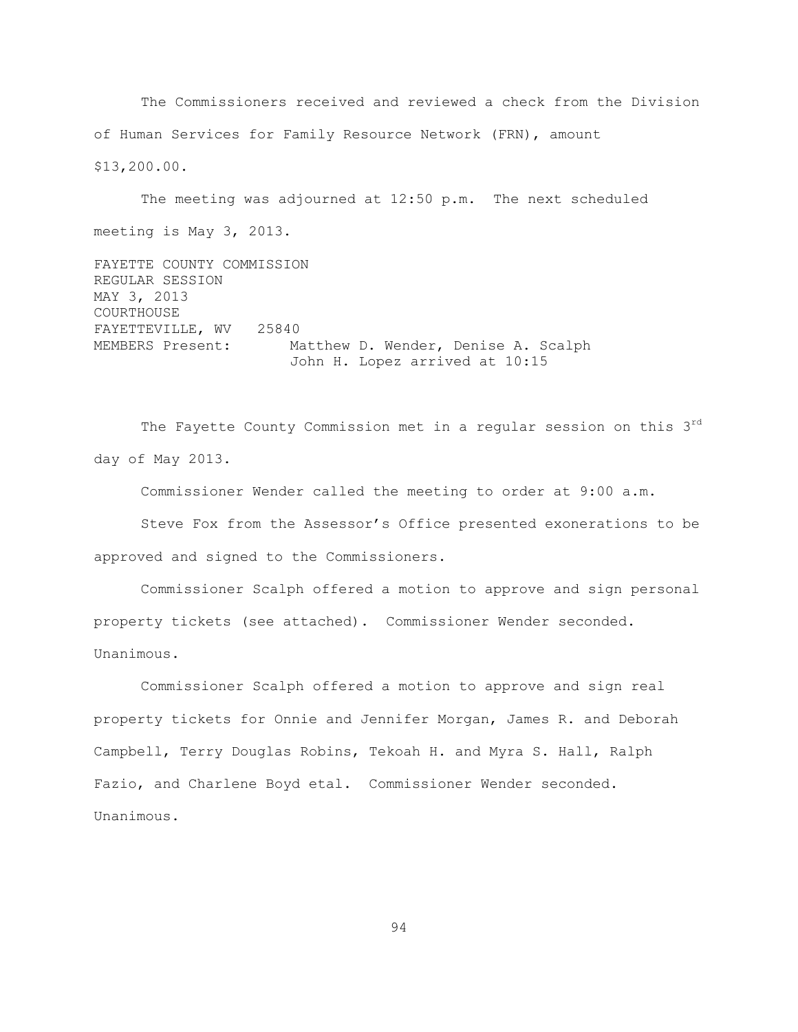The Commissioners received and reviewed a check from the Division of Human Services for Family Resource Network (FRN), amount $13,200.00.

The meeting was adjourned at 12:50 p.m. The next scheduled meeting is May 3, 2013.

FAYETTE COUNTY COMMISSION
REGULAR SESSION
MAY 3, 2013
COURTHOUSE
FAYETTEVILLE, WV 25840
MEMBERS Present: Matthew D. Wender, Denise A. Scalph
John H. Lopez arrived at 10:15

The Fayette County Commission met in a regular session on this 3rd day of May 2013.

Commissioner Wender called the meeting to order at 9:00 a.m.

Steve Fox from the Assessor's Office presented exonerations to be approved and signed to the Commissioners.

Commissioner Scalph offered a motion to approve and sign personal property tickets (see attached). Commissioner Wender seconded. Unanimous.

Commissioner Scalph offered a motion to approve and sign real property tickets for Onnie and Jennifer Morgan, James R. and Deborah Campbell, Terry Douglas Robins, Tekoah H. and Myra S. Hall, Ralph Fazio, and Charlene Boyd etal. Commissioner Wender seconded. Unanimous.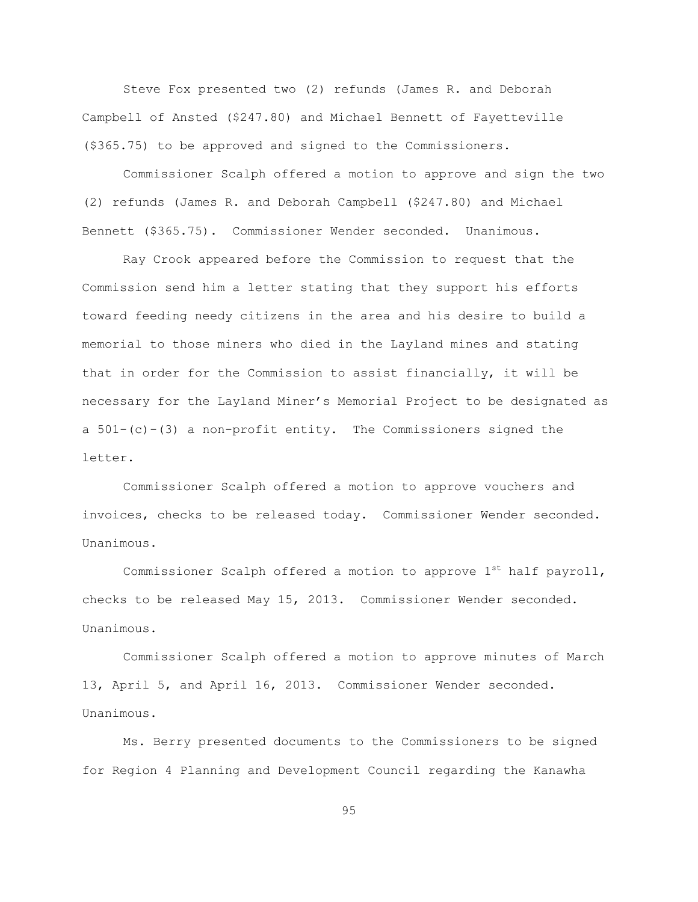Steve Fox presented two (2) refunds (James R. and Deborah Campbell of Ansted ($247.80) and Michael Bennett of Fayetteville ($365.75) to be approved and signed to the Commissioners.

Commissioner Scalph offered a motion to approve and sign the two (2) refunds (James R. and Deborah Campbell ($247.80) and Michael Bennett ($365.75). Commissioner Wender seconded. Unanimous.

Ray Crook appeared before the Commission to request that the Commission send him a letter stating that they support his efforts toward feeding needy citizens in the area and his desire to build a memorial to those miners who died in the Layland mines and stating that in order for the Commission to assist financially, it will be necessary for the Layland Miner's Memorial Project to be designated as a 501-(c)-(3) a non-profit entity. The Commissioners signed the letter.

Commissioner Scalph offered a motion to approve vouchers and invoices, checks to be released today. Commissioner Wender seconded. Unanimous.

Commissioner Scalph offered a motion to approve 1st half payroll, checks to be released May 15, 2013. Commissioner Wender seconded. Unanimous.

Commissioner Scalph offered a motion to approve minutes of March 13, April 5, and April 16, 2013. Commissioner Wender seconded. Unanimous.

Ms. Berry presented documents to the Commissioners to be signed for Region 4 Planning and Development Council regarding the Kanawha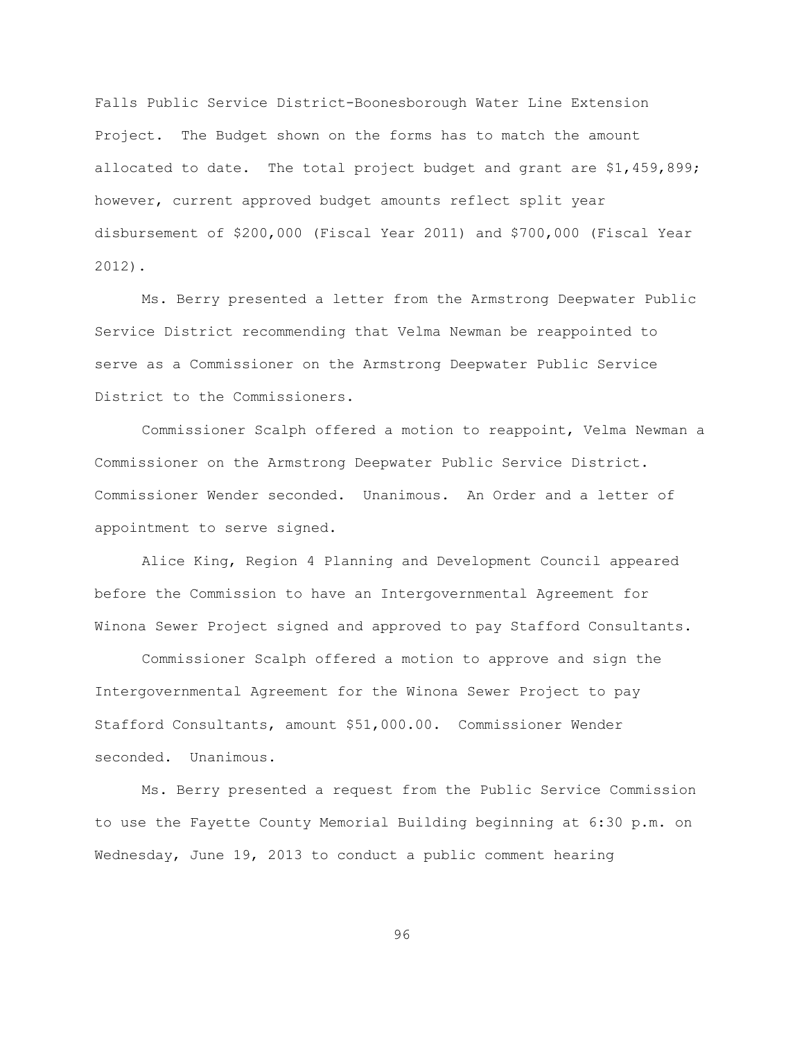Falls Public Service District-Boonesborough Water Line Extension Project. The Budget shown on the forms has to match the amount allocated to date. The total project budget and grant are $1,459,899; however, current approved budget amounts reflect split year disbursement of $200,000 (Fiscal Year 2011) and $700,000 (Fiscal Year 2012).

Ms. Berry presented a letter from the Armstrong Deepwater Public Service District recommending that Velma Newman be reappointed to serve as a Commissioner on the Armstrong Deepwater Public Service District to the Commissioners.

Commissioner Scalph offered a motion to reappoint, Velma Newman a Commissioner on the Armstrong Deepwater Public Service District. Commissioner Wender seconded. Unanimous. An Order and a letter of appointment to serve signed.

Alice King, Region 4 Planning and Development Council appeared before the Commission to have an Intergovernmental Agreement for Winona Sewer Project signed and approved to pay Stafford Consultants.

Commissioner Scalph offered a motion to approve and sign the Intergovernmental Agreement for the Winona Sewer Project to pay Stafford Consultants, amount $51,000.00. Commissioner Wender seconded. Unanimous.

Ms. Berry presented a request from the Public Service Commission to use the Fayette County Memorial Building beginning at 6:30 p.m. on Wednesday, June 19, 2013 to conduct a public comment hearing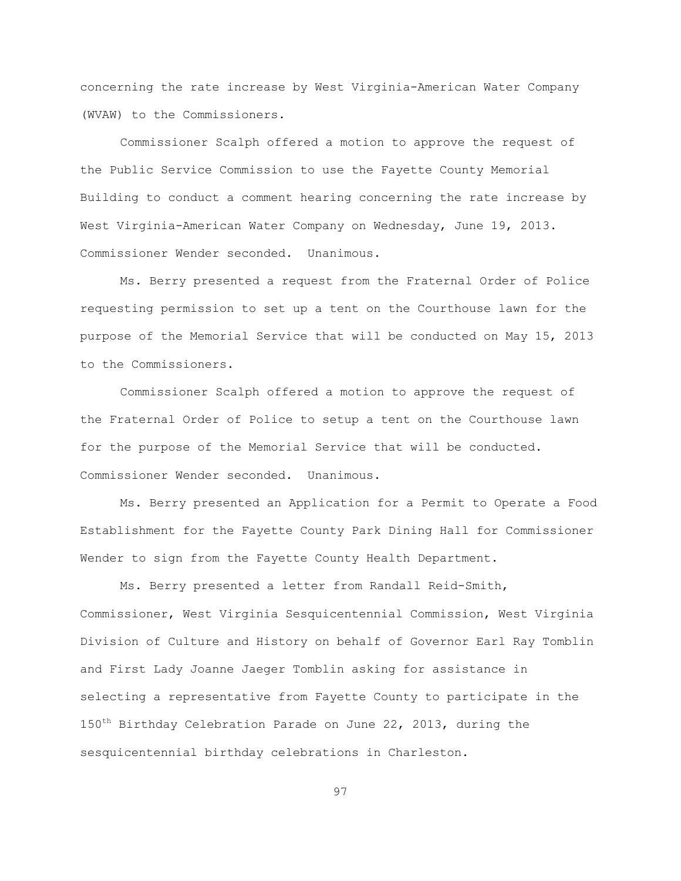concerning the rate increase by West Virginia-American Water Company (WVAW) to the Commissioners.

Commissioner Scalph offered a motion to approve the request of the Public Service Commission to use the Fayette County Memorial Building to conduct a comment hearing concerning the rate increase by West Virginia-American Water Company on Wednesday, June 19, 2013. Commissioner Wender seconded. Unanimous.

Ms. Berry presented a request from the Fraternal Order of Police requesting permission to set up a tent on the Courthouse lawn for the purpose of the Memorial Service that will be conducted on May 15, 2013 to the Commissioners.

Commissioner Scalph offered a motion to approve the request of the Fraternal Order of Police to setup a tent on the Courthouse lawn for the purpose of the Memorial Service that will be conducted. Commissioner Wender seconded. Unanimous.

Ms. Berry presented an Application for a Permit to Operate a Food Establishment for the Fayette County Park Dining Hall for Commissioner Wender to sign from the Fayette County Health Department.

Ms. Berry presented a letter from Randall Reid-Smith, Commissioner, West Virginia Sesquicentennial Commission, West Virginia Division of Culture and History on behalf of Governor Earl Ray Tomblin and First Lady Joanne Jaeger Tomblin asking for assistance in selecting a representative from Fayette County to participate in the 150th Birthday Celebration Parade on June 22, 2013, during the sesquicentennial birthday celebrations in Charleston.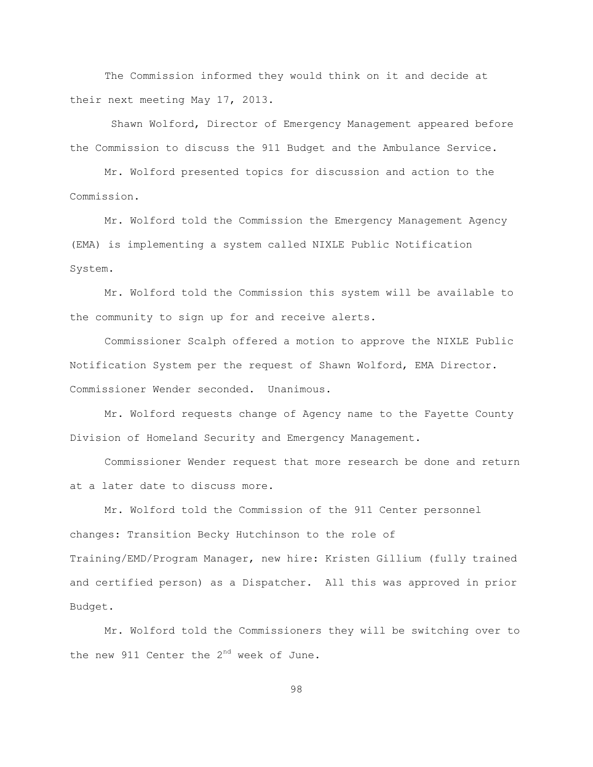The Commission informed they would think on it and decide at their next meeting May 17, 2013.

Shawn Wolford, Director of Emergency Management appeared before the Commission to discuss the 911 Budget and the Ambulance Service.

Mr. Wolford presented topics for discussion and action to the Commission.

Mr. Wolford told the Commission the Emergency Management Agency (EMA) is implementing a system called NIXLE Public Notification System.

Mr. Wolford told the Commission this system will be available to the community to sign up for and receive alerts.

Commissioner Scalph offered a motion to approve the NIXLE Public Notification System per the request of Shawn Wolford, EMA Director. Commissioner Wender seconded. Unanimous.

Mr. Wolford requests change of Agency name to the Fayette County Division of Homeland Security and Emergency Management.

Commissioner Wender request that more research be done and return at a later date to discuss more.

Mr. Wolford told the Commission of the 911 Center personnel changes: Transition Becky Hutchinson to the role of Training/EMD/Program Manager, new hire: Kristen Gillium (fully trained and certified person) as a Dispatcher. All this was approved in prior Budget.

Mr. Wolford told the Commissioners they will be switching over to the new 911 Center the 2nd week of June.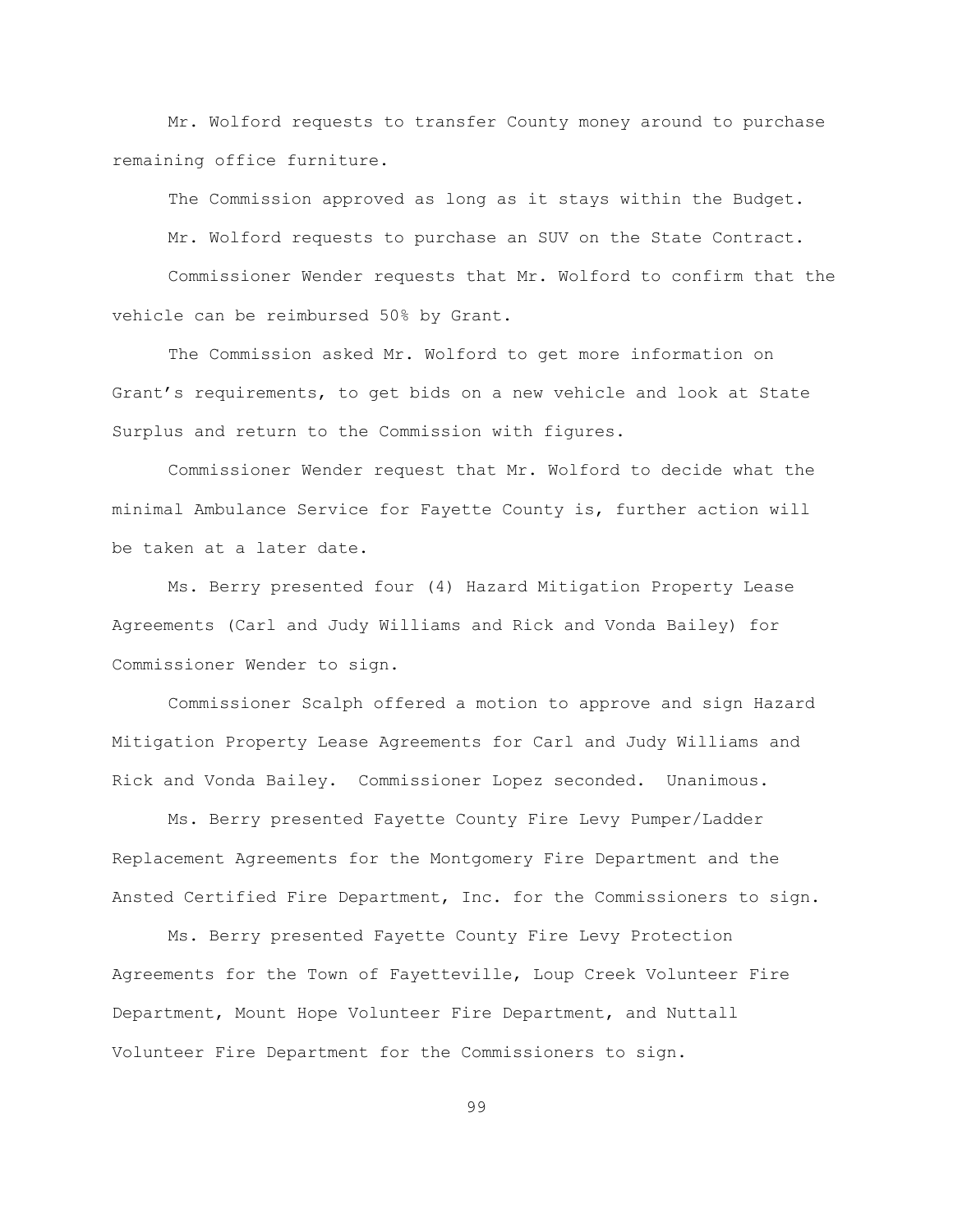Mr. Wolford requests to transfer County money around to purchase remaining office furniture.

The Commission approved as long as it stays within the Budget.

Mr. Wolford requests to purchase an SUV on the State Contract.

Commissioner Wender requests that Mr. Wolford to confirm that the vehicle can be reimbursed 50% by Grant.

The Commission asked Mr. Wolford to get more information on Grant's requirements, to get bids on a new vehicle and look at State Surplus and return to the Commission with figures.

Commissioner Wender request that Mr. Wolford to decide what the minimal Ambulance Service for Fayette County is, further action will be taken at a later date.

Ms. Berry presented four (4) Hazard Mitigation Property Lease Agreements (Carl and Judy Williams and Rick and Vonda Bailey) for Commissioner Wender to sign.

Commissioner Scalph offered a motion to approve and sign Hazard Mitigation Property Lease Agreements for Carl and Judy Williams and Rick and Vonda Bailey. Commissioner Lopez seconded. Unanimous.

Ms. Berry presented Fayette County Fire Levy Pumper/Ladder Replacement Agreements for the Montgomery Fire Department and the Ansted Certified Fire Department, Inc. for the Commissioners to sign.

Ms. Berry presented Fayette County Fire Levy Protection Agreements for the Town of Fayetteville, Loup Creek Volunteer Fire Department, Mount Hope Volunteer Fire Department, and Nuttall Volunteer Fire Department for the Commissioners to sign.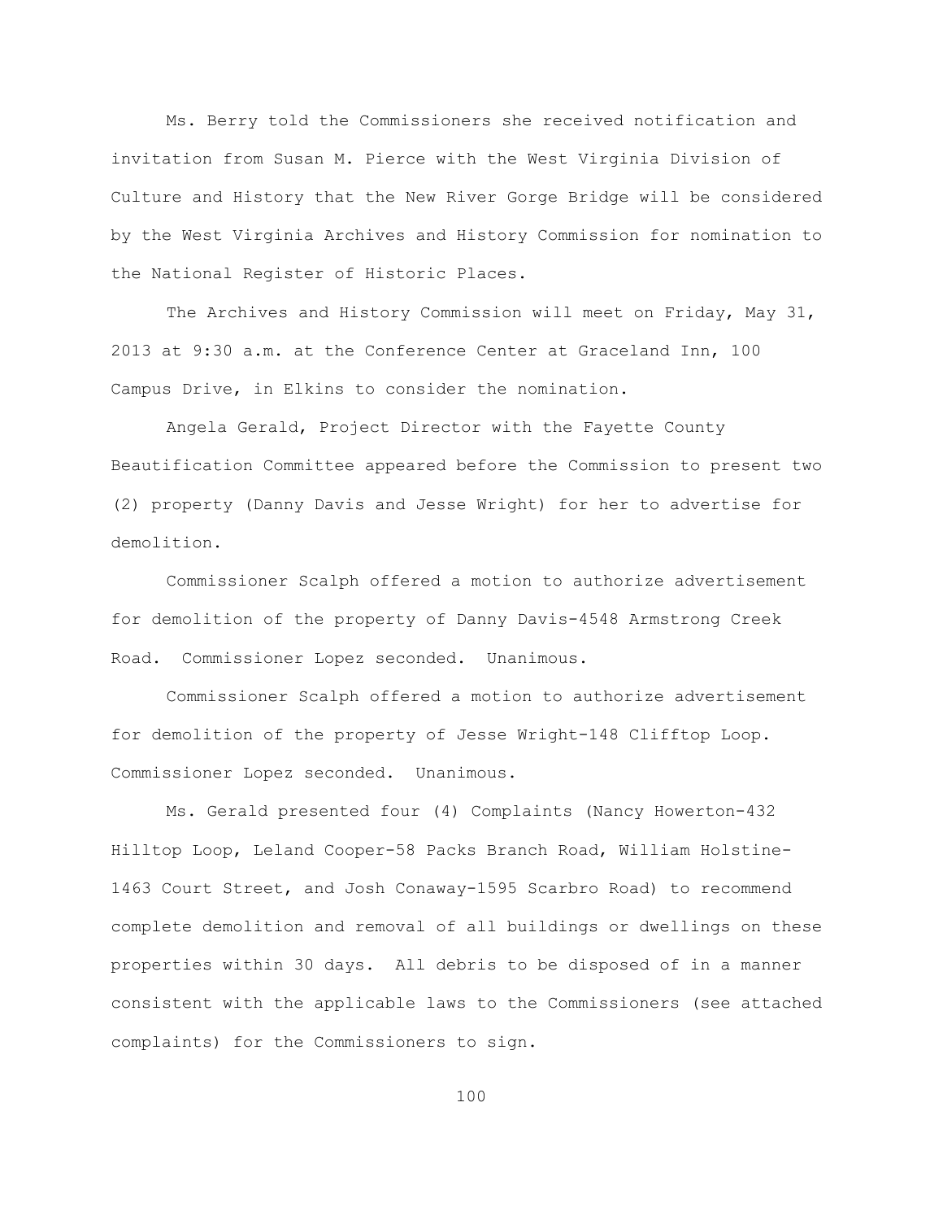Ms. Berry told the Commissioners she received notification and invitation from Susan M. Pierce with the West Virginia Division of Culture and History that the New River Gorge Bridge will be considered by the West Virginia Archives and History Commission for nomination to the National Register of Historic Places.

The Archives and History Commission will meet on Friday, May 31, 2013 at 9:30 a.m. at the Conference Center at Graceland Inn, 100 Campus Drive, in Elkins to consider the nomination.

Angela Gerald, Project Director with the Fayette County Beautification Committee appeared before the Commission to present two (2) property (Danny Davis and Jesse Wright) for her to advertise for demolition.

Commissioner Scalph offered a motion to authorize advertisement for demolition of the property of Danny Davis-4548 Armstrong Creek Road. Commissioner Lopez seconded. Unanimous.

Commissioner Scalph offered a motion to authorize advertisement for demolition of the property of Jesse Wright-148 Clifftop Loop. Commissioner Lopez seconded. Unanimous.

Ms. Gerald presented four (4) Complaints (Nancy Howerton-432 Hilltop Loop, Leland Cooper-58 Packs Branch Road, William Holstine-1463 Court Street, and Josh Conaway-1595 Scarbro Road) to recommend complete demolition and removal of all buildings or dwellings on these properties within 30 days. All debris to be disposed of in a manner consistent with the applicable laws to the Commissioners (see attached complaints) for the Commissioners to sign.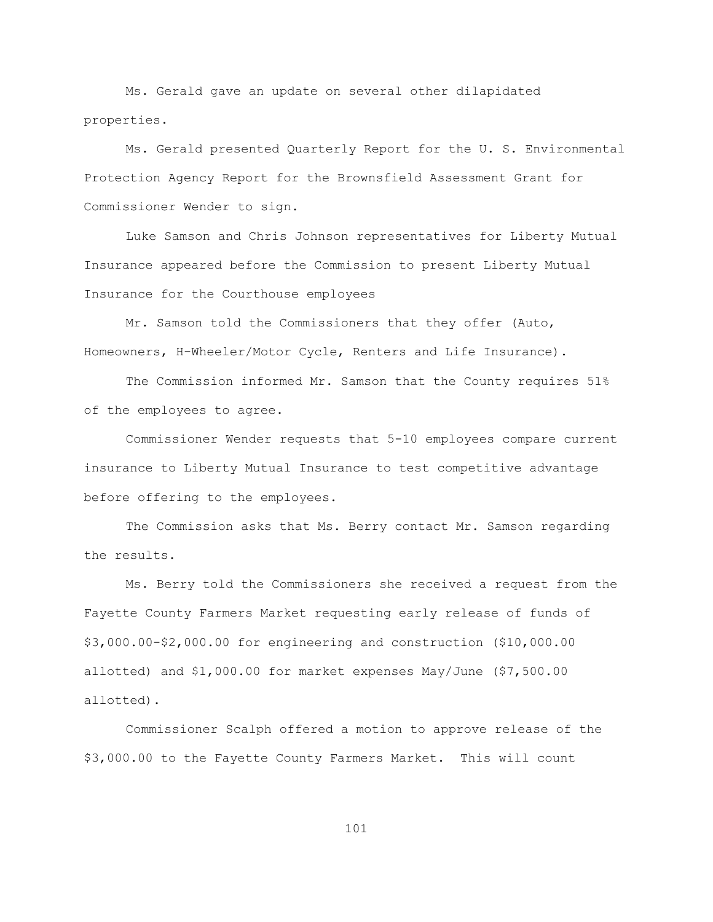Ms. Gerald gave an update on several other dilapidated properties.

Ms. Gerald presented Quarterly Report for the U. S. Environmental Protection Agency Report for the Brownsfield Assessment Grant for Commissioner Wender to sign.

Luke Samson and Chris Johnson representatives for Liberty Mutual Insurance appeared before the Commission to present Liberty Mutual Insurance for the Courthouse employees

Mr. Samson told the Commissioners that they offer (Auto, Homeowners, H-Wheeler/Motor Cycle, Renters and Life Insurance).

The Commission informed Mr. Samson that the County requires 51% of the employees to agree.

Commissioner Wender requests that 5-10 employees compare current insurance to Liberty Mutual Insurance to test competitive advantage before offering to the employees.

The Commission asks that Ms. Berry contact Mr. Samson regarding the results.

Ms. Berry told the Commissioners she received a request from the Fayette County Farmers Market requesting early release of funds of $3,000.00-$2,000.00 for engineering and construction ($10,000.00 allotted) and $1,000.00 for market expenses May/June ($7,500.00 allotted).

Commissioner Scalph offered a motion to approve release of the $3,000.00 to the Fayette County Farmers Market. This will count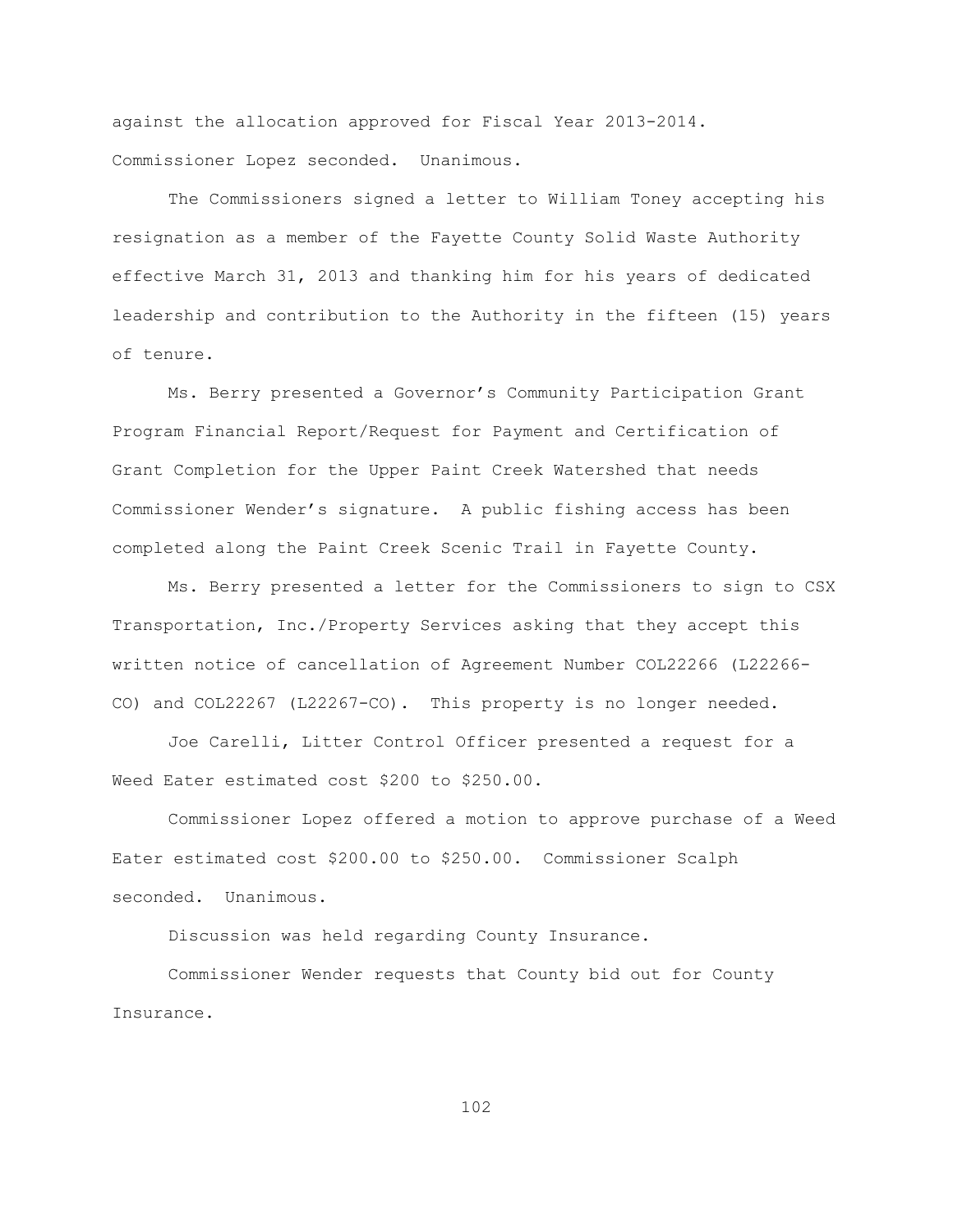against the allocation approved for Fiscal Year 2013-2014. Commissioner Lopez seconded. Unanimous.

The Commissioners signed a letter to William Toney accepting his resignation as a member of the Fayette County Solid Waste Authority effective March 31, 2013 and thanking him for his years of dedicated leadership and contribution to the Authority in the fifteen (15) years of tenure.

Ms. Berry presented a Governor's Community Participation Grant Program Financial Report/Request for Payment and Certification of Grant Completion for the Upper Paint Creek Watershed that needs Commissioner Wender's signature. A public fishing access has been completed along the Paint Creek Scenic Trail in Fayette County.

Ms. Berry presented a letter for the Commissioners to sign to CSX Transportation, Inc./Property Services asking that they accept this written notice of cancellation of Agreement Number COL22266 (L22266-CO) and COL22267 (L22267-CO). This property is no longer needed.

Joe Carelli, Litter Control Officer presented a request for a Weed Eater estimated cost $200 to $250.00.

Commissioner Lopez offered a motion to approve purchase of a Weed Eater estimated cost $200.00 to $250.00. Commissioner Scalph seconded. Unanimous.

Discussion was held regarding County Insurance.

Commissioner Wender requests that County bid out for County Insurance.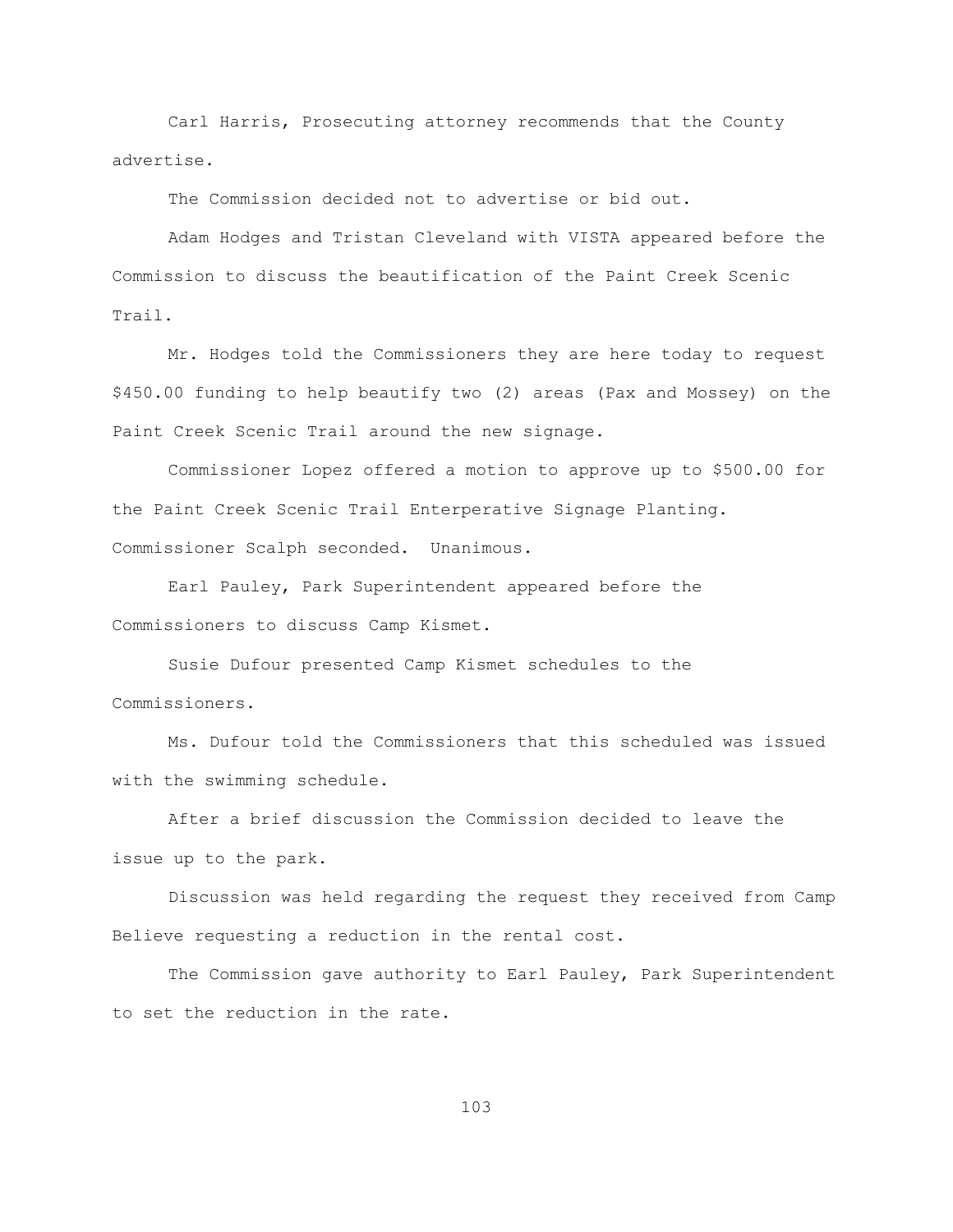Carl Harris, Prosecuting attorney recommends that the County advertise.

The Commission decided not to advertise or bid out.

Adam Hodges and Tristan Cleveland with VISTA appeared before the Commission to discuss the beautification of the Paint Creek Scenic Trail.

Mr. Hodges told the Commissioners they are here today to request $450.00 funding to help beautify two (2) areas (Pax and Mossey) on the Paint Creek Scenic Trail around the new signage.

Commissioner Lopez offered a motion to approve up to $500.00 for the Paint Creek Scenic Trail Enterperative Signage Planting. Commissioner Scalph seconded. Unanimous.

Earl Pauley, Park Superintendent appeared before the Commissioners to discuss Camp Kismet.

Susie Dufour presented Camp Kismet schedules to the Commissioners.

Ms. Dufour told the Commissioners that this scheduled was issued with the swimming schedule.

After a brief discussion the Commission decided to leave the issue up to the park.

Discussion was held regarding the request they received from Camp Believe requesting a reduction in the rental cost.

The Commission gave authority to Earl Pauley, Park Superintendent to set the reduction in the rate.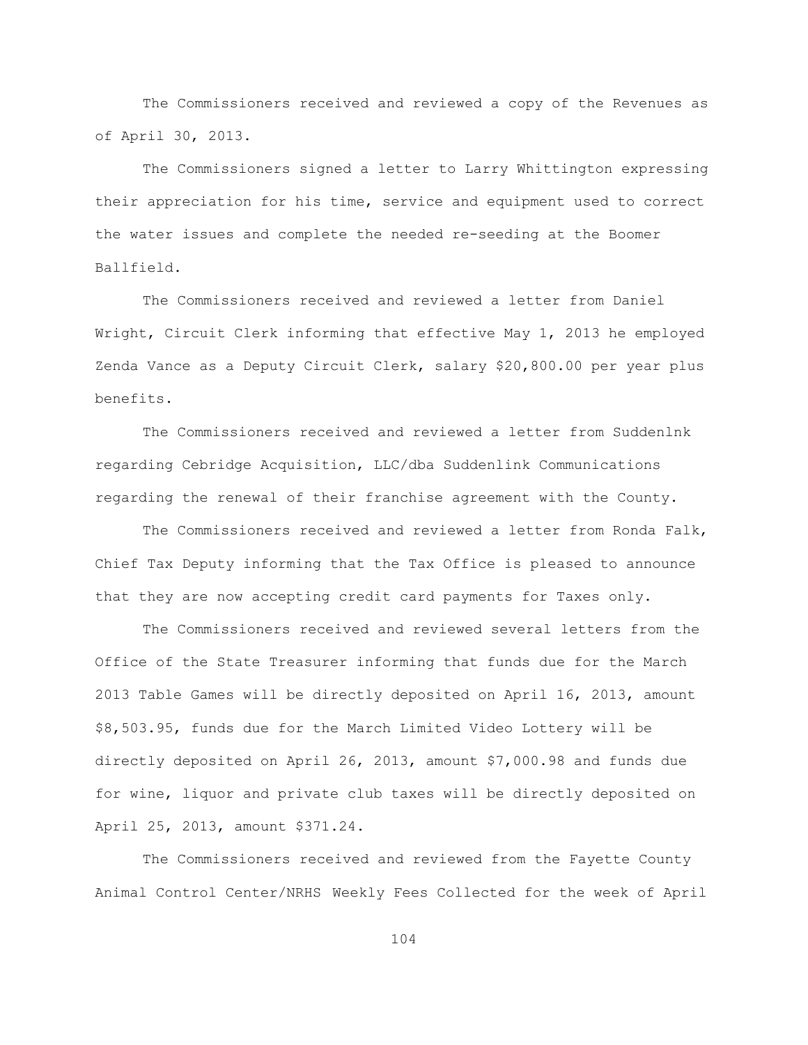The Commissioners received and reviewed a copy of the Revenues as of April 30, 2013.

The Commissioners signed a letter to Larry Whittington expressing their appreciation for his time, service and equipment used to correct the water issues and complete the needed re-seeding at the Boomer Ballfield.

The Commissioners received and reviewed a letter from Daniel Wright, Circuit Clerk informing that effective May 1, 2013 he employed Zenda Vance as a Deputy Circuit Clerk, salary $20,800.00 per year plus benefits.

The Commissioners received and reviewed a letter from Suddenlnk regarding Cebridge Acquisition, LLC/dba Suddenlink Communications regarding the renewal of their franchise agreement with the County.

The Commissioners received and reviewed a letter from Ronda Falk, Chief Tax Deputy informing that the Tax Office is pleased to announce that they are now accepting credit card payments for Taxes only.

The Commissioners received and reviewed several letters from the Office of the State Treasurer informing that funds due for the March 2013 Table Games will be directly deposited on April 16, 2013, amount $8,503.95, funds due for the March Limited Video Lottery will be directly deposited on April 26, 2013, amount $7,000.98 and funds due for wine, liquor and private club taxes will be directly deposited on April 25, 2013, amount $371.24.

The Commissioners received and reviewed from the Fayette County Animal Control Center/NRHS Weekly Fees Collected for the week of April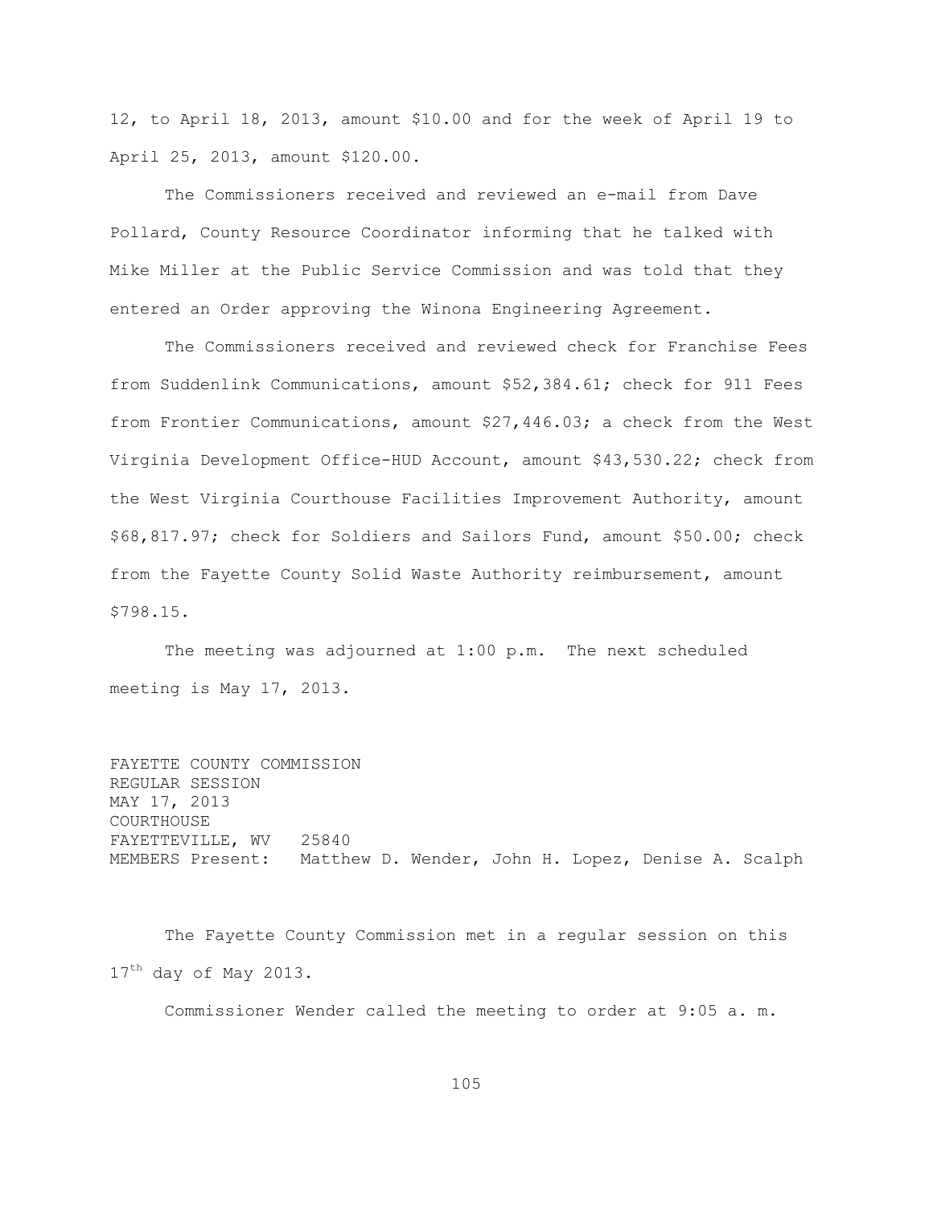12, to April 18, 2013, amount $10.00 and for the week of April 19 to April 25, 2013, amount $120.00.

The Commissioners received and reviewed an e-mail from Dave Pollard, County Resource Coordinator informing that he talked with Mike Miller at the Public Service Commission and was told that they entered an Order approving the Winona Engineering Agreement.

The Commissioners received and reviewed check for Franchise Fees from Suddenlink Communications, amount $52,384.61; check for 911 Fees from Frontier Communications, amount $27,446.03; a check from the West Virginia Development Office-HUD Account, amount $43,530.22; check from the West Virginia Courthouse Facilities Improvement Authority, amount $68,817.97; check for Soldiers and Sailors Fund, amount $50.00; check from the Fayette County Solid Waste Authority reimbursement, amount $798.15.

The meeting was adjourned at 1:00 p.m. The next scheduled meeting is May 17, 2013.

FAYETTE COUNTY COMMISSION
REGULAR SESSION
MAY 17, 2013
COURTHOUSE
FAYETTEVILLE, WV 25840
MEMBERS Present: Matthew D. Wender, John H. Lopez, Denise A. Scalph

The Fayette County Commission met in a regular session on this 17th day of May 2013.

Commissioner Wender called the meeting to order at 9:05 a. m.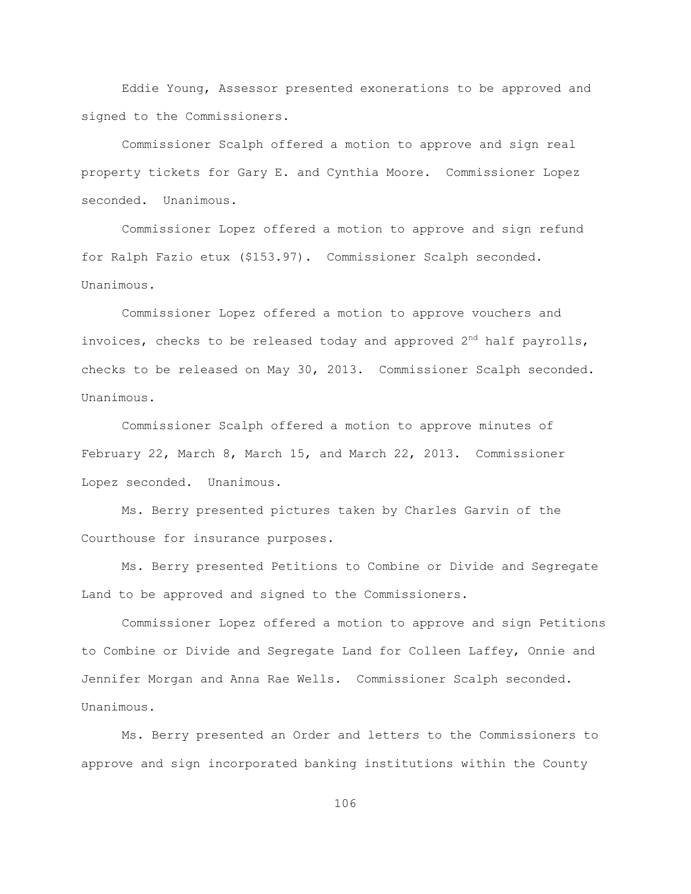Eddie Young, Assessor presented exonerations to be approved and signed to the Commissioners.

Commissioner Scalph offered a motion to approve and sign real property tickets for Gary E. and Cynthia Moore. Commissioner Lopez seconded. Unanimous.

Commissioner Lopez offered a motion to approve and sign refund for Ralph Fazio etux ($153.97). Commissioner Scalph seconded. Unanimous.

Commissioner Lopez offered a motion to approve vouchers and invoices, checks to be released today and approved 2nd half payrolls, checks to be released on May 30, 2013. Commissioner Scalph seconded. Unanimous.

Commissioner Scalph offered a motion to approve minutes of February 22, March 8, March 15, and March 22, 2013. Commissioner Lopez seconded. Unanimous.

Ms. Berry presented pictures taken by Charles Garvin of the Courthouse for insurance purposes.

Ms. Berry presented Petitions to Combine or Divide and Segregate Land to be approved and signed to the Commissioners.

Commissioner Lopez offered a motion to approve and sign Petitions to Combine or Divide and Segregate Land for Colleen Laffey, Onnie and Jennifer Morgan and Anna Rae Wells. Commissioner Scalph seconded. Unanimous.

Ms. Berry presented an Order and letters to the Commissioners to approve and sign incorporated banking institutions within the County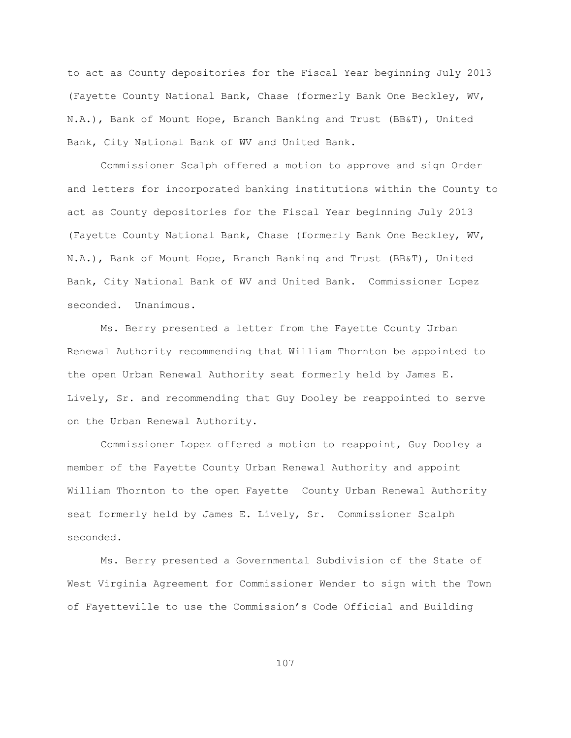to act as County depositories for the Fiscal Year beginning July 2013 (Fayette County National Bank, Chase (formerly Bank One Beckley, WV, N.A.), Bank of Mount Hope, Branch Banking and Trust (BB&T), United Bank, City National Bank of WV and United Bank.

Commissioner Scalph offered a motion to approve and sign Order and letters for incorporated banking institutions within the County to act as County depositories for the Fiscal Year beginning July 2013 (Fayette County National Bank, Chase (formerly Bank One Beckley, WV, N.A.), Bank of Mount Hope, Branch Banking and Trust (BB&T), United Bank, City National Bank of WV and United Bank. Commissioner Lopez seconded. Unanimous.

Ms. Berry presented a letter from the Fayette County Urban Renewal Authority recommending that William Thornton be appointed to the open Urban Renewal Authority seat formerly held by James E. Lively, Sr. and recommending that Guy Dooley be reappointed to serve on the Urban Renewal Authority.

Commissioner Lopez offered a motion to reappoint, Guy Dooley a member of the Fayette County Urban Renewal Authority and appoint William Thornton to the open Fayette County Urban Renewal Authority seat formerly held by James E. Lively, Sr. Commissioner Scalph seconded.

Ms. Berry presented a Governmental Subdivision of the State of West Virginia Agreement for Commissioner Wender to sign with the Town of Fayetteville to use the Commission's Code Official and Building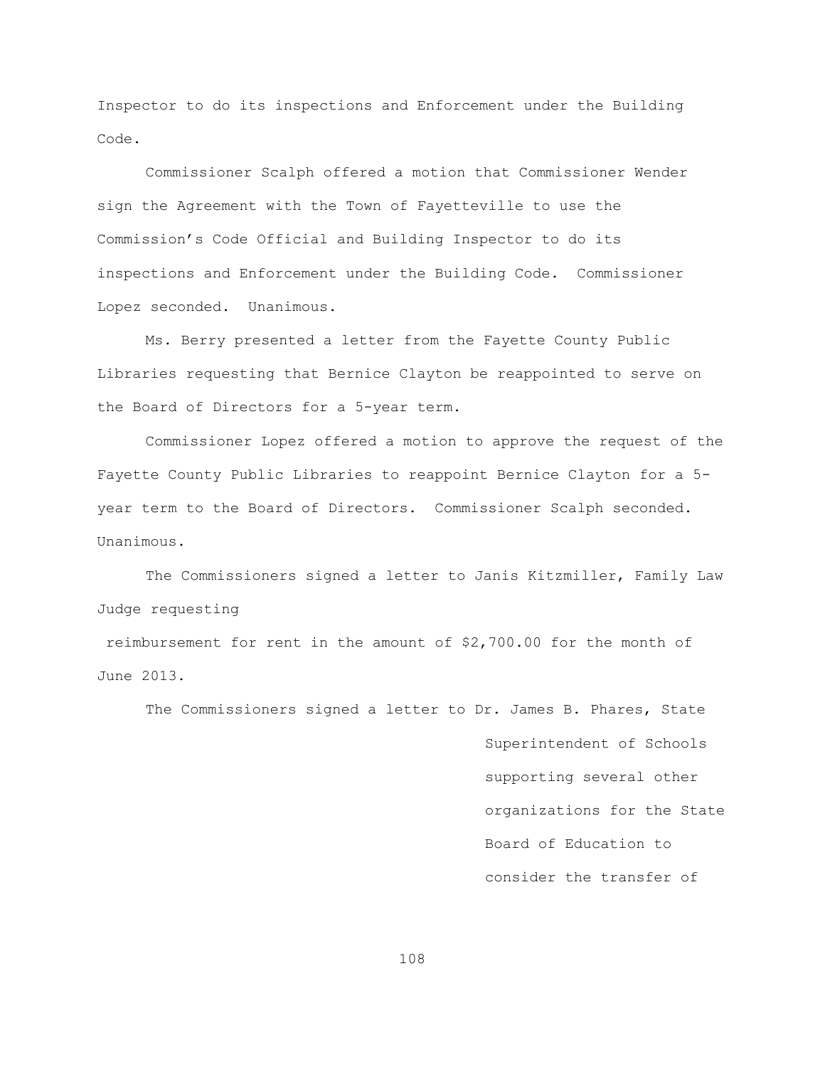Inspector to do its inspections and Enforcement under the Building Code.

Commissioner Scalph offered a motion that Commissioner Wender sign the Agreement with the Town of Fayetteville to use the Commission's Code Official and Building Inspector to do its inspections and Enforcement under the Building Code. Commissioner Lopez seconded. Unanimous.

Ms. Berry presented a letter from the Fayette County Public Libraries requesting that Bernice Clayton be reappointed to serve on the Board of Directors for a 5-year term.

Commissioner Lopez offered a motion to approve the request of the Fayette County Public Libraries to reappoint Bernice Clayton for a 5-year term to the Board of Directors. Commissioner Scalph seconded. Unanimous.

The Commissioners signed a letter to Janis Kitzmiller, Family Law Judge requesting reimbursement for rent in the amount of $2,700.00 for the month of June 2013.

The Commissioners signed a letter to Dr. James B. Phares, State Superintendent of Schools supporting several other organizations for the State Board of Education to consider the transfer of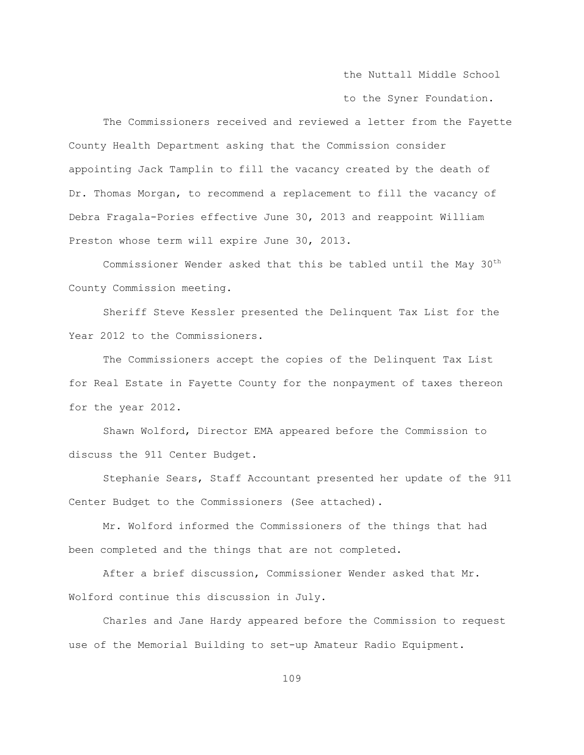the Nuttall Middle School
to the Syner Foundation.

The Commissioners received and reviewed a letter from the Fayette County Health Department asking that the Commission consider appointing Jack Tamplin to fill the vacancy created by the death of Dr. Thomas Morgan, to recommend a replacement to fill the vacancy of Debra Fragala-Pories effective June 30, 2013 and reappoint William Preston whose term will expire June 30, 2013.

Commissioner Wender asked that this be tabled until the May 30th County Commission meeting.

Sheriff Steve Kessler presented the Delinquent Tax List for the Year 2012 to the Commissioners.

The Commissioners accept the copies of the Delinquent Tax List for Real Estate in Fayette County for the nonpayment of taxes thereon for the year 2012.

Shawn Wolford, Director EMA appeared before the Commission to discuss the 911 Center Budget.

Stephanie Sears, Staff Accountant presented her update of the 911 Center Budget to the Commissioners (See attached).

Mr. Wolford informed the Commissioners of the things that had been completed and the things that are not completed.

After a brief discussion, Commissioner Wender asked that Mr. Wolford continue this discussion in July.

Charles and Jane Hardy appeared before the Commission to request use of the Memorial Building to set-up Amateur Radio Equipment.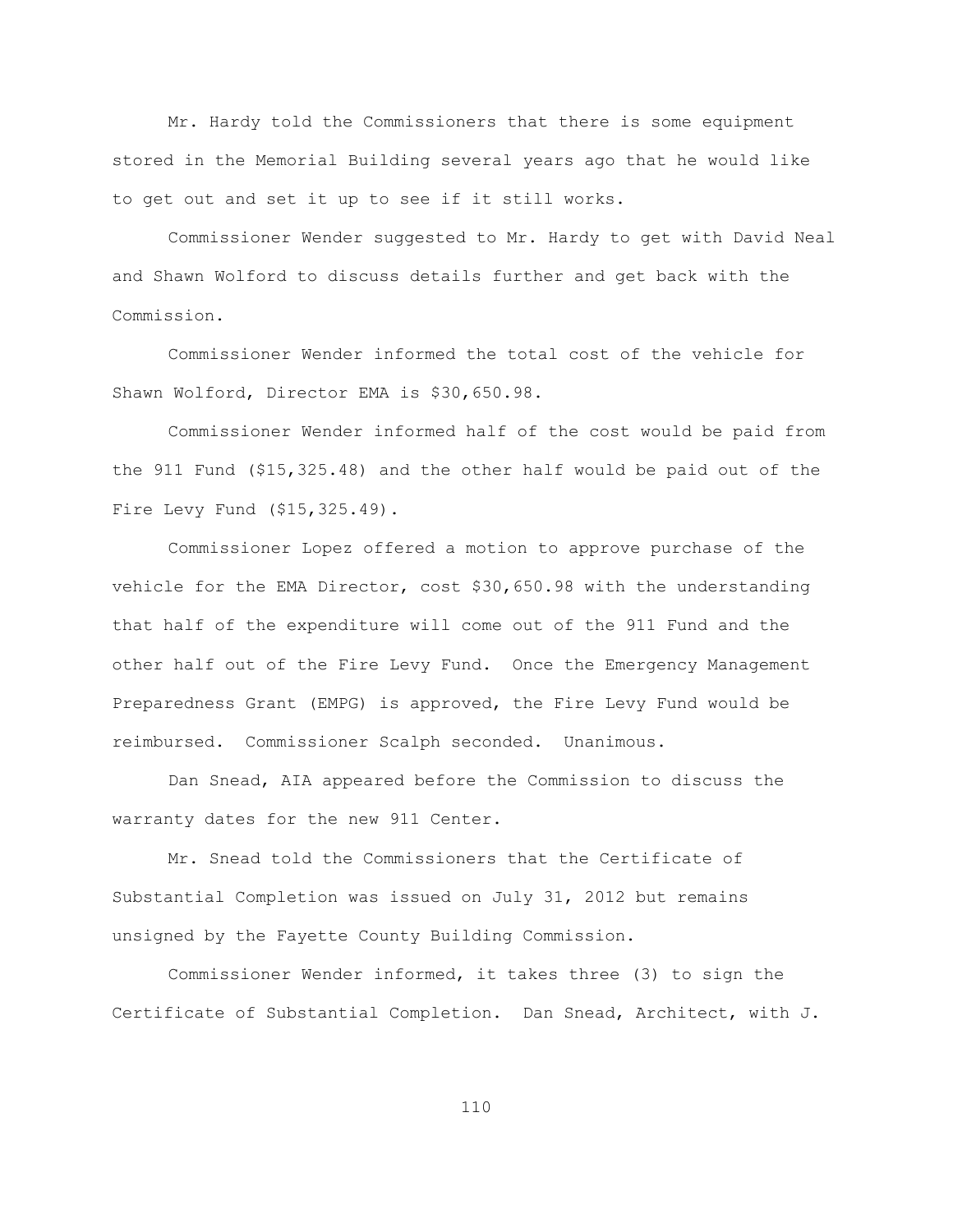Mr. Hardy told the Commissioners that there is some equipment stored in the Memorial Building several years ago that he would like to get out and set it up to see if it still works.

Commissioner Wender suggested to Mr. Hardy to get with David Neal and Shawn Wolford to discuss details further and get back with the Commission.

Commissioner Wender informed the total cost of the vehicle for Shawn Wolford, Director EMA is $30,650.98.

Commissioner Wender informed half of the cost would be paid from the 911 Fund ($15,325.48) and the other half would be paid out of the Fire Levy Fund ($15,325.49).

Commissioner Lopez offered a motion to approve purchase of the vehicle for the EMA Director, cost $30,650.98 with the understanding that half of the expenditure will come out of the 911 Fund and the other half out of the Fire Levy Fund. Once the Emergency Management Preparedness Grant (EMPG) is approved, the Fire Levy Fund would be reimbursed. Commissioner Scalph seconded. Unanimous.

Dan Snead, AIA appeared before the Commission to discuss the warranty dates for the new 911 Center.

Mr. Snead told the Commissioners that the Certificate of Substantial Completion was issued on July 31, 2012 but remains unsigned by the Fayette County Building Commission.

Commissioner Wender informed, it takes three (3) to sign the Certificate of Substantial Completion. Dan Snead, Architect, with J.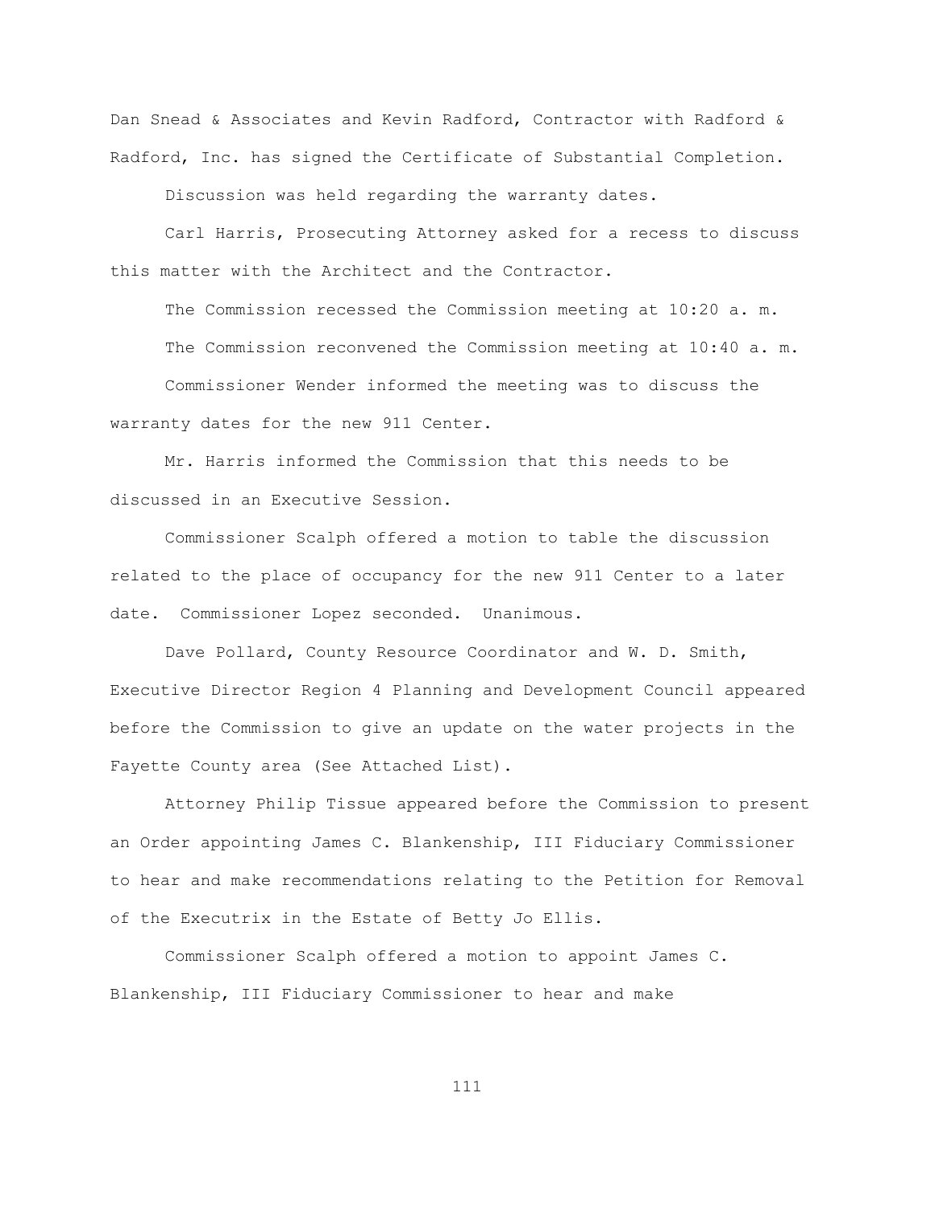Dan Snead & Associates and Kevin Radford, Contractor with Radford & Radford, Inc. has signed the Certificate of Substantial Completion.

Discussion was held regarding the warranty dates.

Carl Harris, Prosecuting Attorney asked for a recess to discuss this matter with the Architect and the Contractor.

The Commission recessed the Commission meeting at 10:20 a. m.

The Commission reconvened the Commission meeting at 10:40 a. m.

Commissioner Wender informed the meeting was to discuss the warranty dates for the new 911 Center.

Mr. Harris informed the Commission that this needs to be discussed in an Executive Session.

Commissioner Scalph offered a motion to table the discussion related to the place of occupancy for the new 911 Center to a later date. Commissioner Lopez seconded. Unanimous.

Dave Pollard, County Resource Coordinator and W. D. Smith, Executive Director Region 4 Planning and Development Council appeared before the Commission to give an update on the water projects in the Fayette County area (See Attached List).

Attorney Philip Tissue appeared before the Commission to present an Order appointing James C. Blankenship, III Fiduciary Commissioner to hear and make recommendations relating to the Petition for Removal of the Executrix in the Estate of Betty Jo Ellis.

Commissioner Scalph offered a motion to appoint James C. Blankenship, III Fiduciary Commissioner to hear and make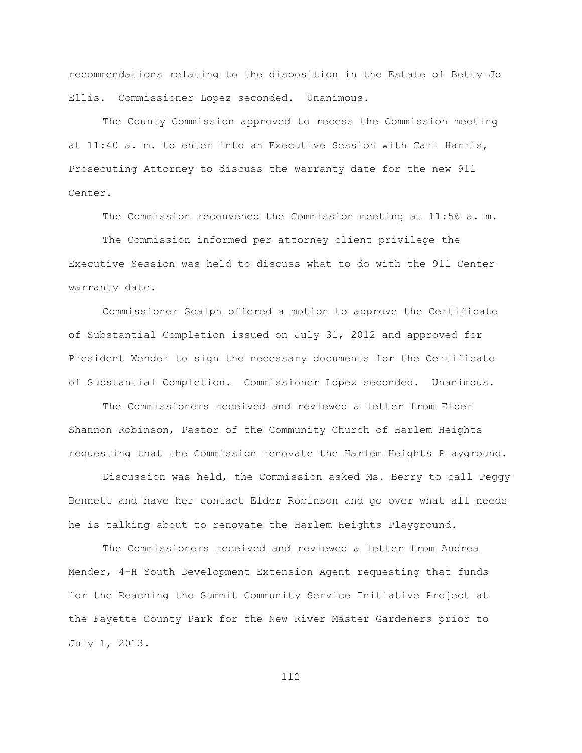recommendations relating to the disposition in the Estate of Betty Jo Ellis. Commissioner Lopez seconded. Unanimous.

The County Commission approved to recess the Commission meeting at 11:40 a. m. to enter into an Executive Session with Carl Harris, Prosecuting Attorney to discuss the warranty date for the new 911 Center.

The Commission reconvened the Commission meeting at 11:56 a. m.

The Commission informed per attorney client privilege the Executive Session was held to discuss what to do with the 911 Center warranty date.

Commissioner Scalph offered a motion to approve the Certificate of Substantial Completion issued on July 31, 2012 and approved for President Wender to sign the necessary documents for the Certificate of Substantial Completion. Commissioner Lopez seconded. Unanimous.

The Commissioners received and reviewed a letter from Elder Shannon Robinson, Pastor of the Community Church of Harlem Heights requesting that the Commission renovate the Harlem Heights Playground.

Discussion was held, the Commission asked Ms. Berry to call Peggy Bennett and have her contact Elder Robinson and go over what all needs he is talking about to renovate the Harlem Heights Playground.

The Commissioners received and reviewed a letter from Andrea Mender, 4-H Youth Development Extension Agent requesting that funds for the Reaching the Summit Community Service Initiative Project at the Fayette County Park for the New River Master Gardeners prior to July 1, 2013.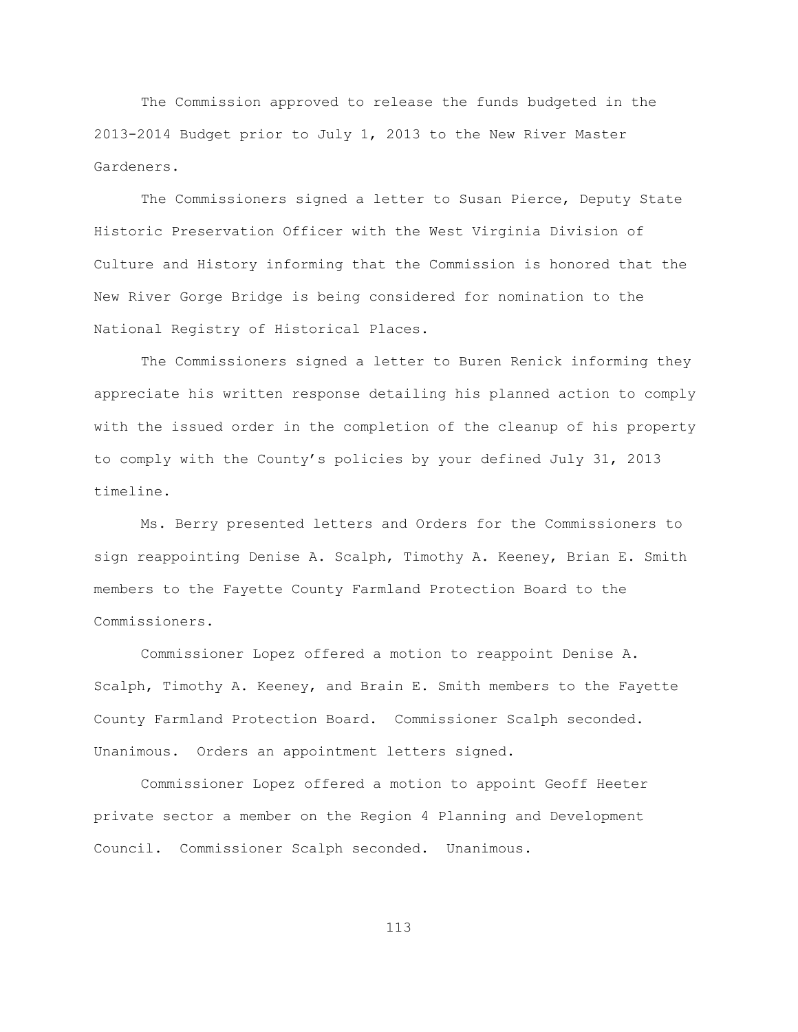The Commission approved to release the funds budgeted in the 2013-2014 Budget prior to July 1, 2013 to the New River Master Gardeners.

The Commissioners signed a letter to Susan Pierce, Deputy State Historic Preservation Officer with the West Virginia Division of Culture and History informing that the Commission is honored that the New River Gorge Bridge is being considered for nomination to the National Registry of Historical Places.

The Commissioners signed a letter to Buren Renick informing they appreciate his written response detailing his planned action to comply with the issued order in the completion of the cleanup of his property to comply with the County's policies by your defined July 31, 2013 timeline.

Ms. Berry presented letters and Orders for the Commissioners to sign reappointing Denise A. Scalph, Timothy A. Keeney, Brian E. Smith members to the Fayette County Farmland Protection Board to the Commissioners.

Commissioner Lopez offered a motion to reappoint Denise A. Scalph, Timothy A. Keeney, and Brain E. Smith members to the Fayette County Farmland Protection Board. Commissioner Scalph seconded. Unanimous. Orders an appointment letters signed.

Commissioner Lopez offered a motion to appoint Geoff Heeter private sector a member on the Region 4 Planning and Development Council. Commissioner Scalph seconded. Unanimous.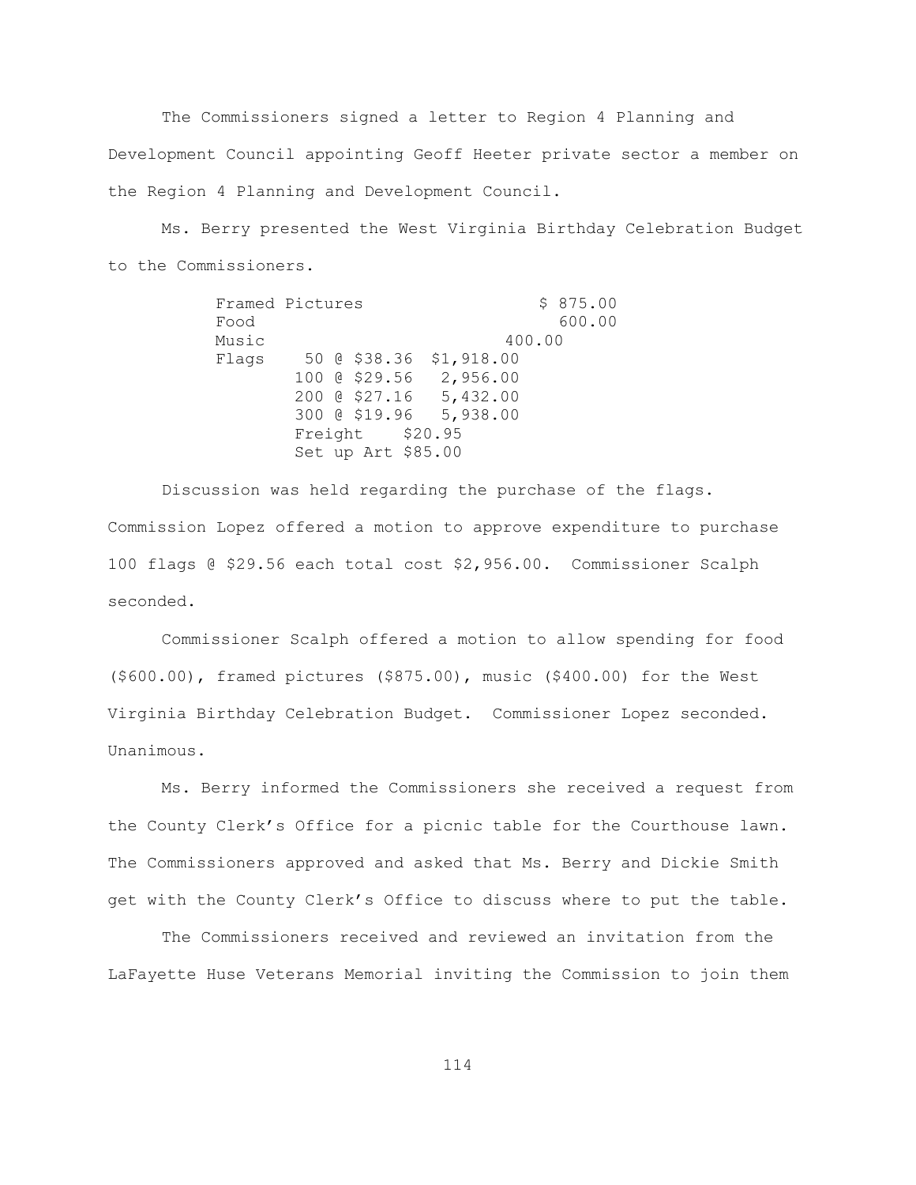The Commissioners signed a letter to Region 4 Planning and Development Council appointing Geoff Heeter private sector a member on the Region 4 Planning and Development Council.

Ms. Berry presented the West Virginia Birthday Celebration Budget to the Commissioners.

```
Framed Pictures                    $ 875.00
Food                                 600.00
Music                          400.00
Flags    50 @ $38.36  $1,918.00
        100 @ $29.56   2,956.00
        200 @ $27.16   5,432.00
        300 @ $19.96   5,938.00
        Freight    $20.95
        Set up Art $85.00
```

Discussion was held regarding the purchase of the flags. Commission Lopez offered a motion to approve expenditure to purchase 100 flags @ $29.56 each total cost $2,956.00. Commissioner Scalph seconded.

Commissioner Scalph offered a motion to allow spending for food ($600.00), framed pictures ($875.00), music ($400.00) for the West Virginia Birthday Celebration Budget. Commissioner Lopez seconded. Unanimous.

Ms. Berry informed the Commissioners she received a request from the County Clerk's Office for a picnic table for the Courthouse lawn. The Commissioners approved and asked that Ms. Berry and Dickie Smith get with the County Clerk's Office to discuss where to put the table.

The Commissioners received and reviewed an invitation from the LaFayette Huse Veterans Memorial inviting the Commission to join them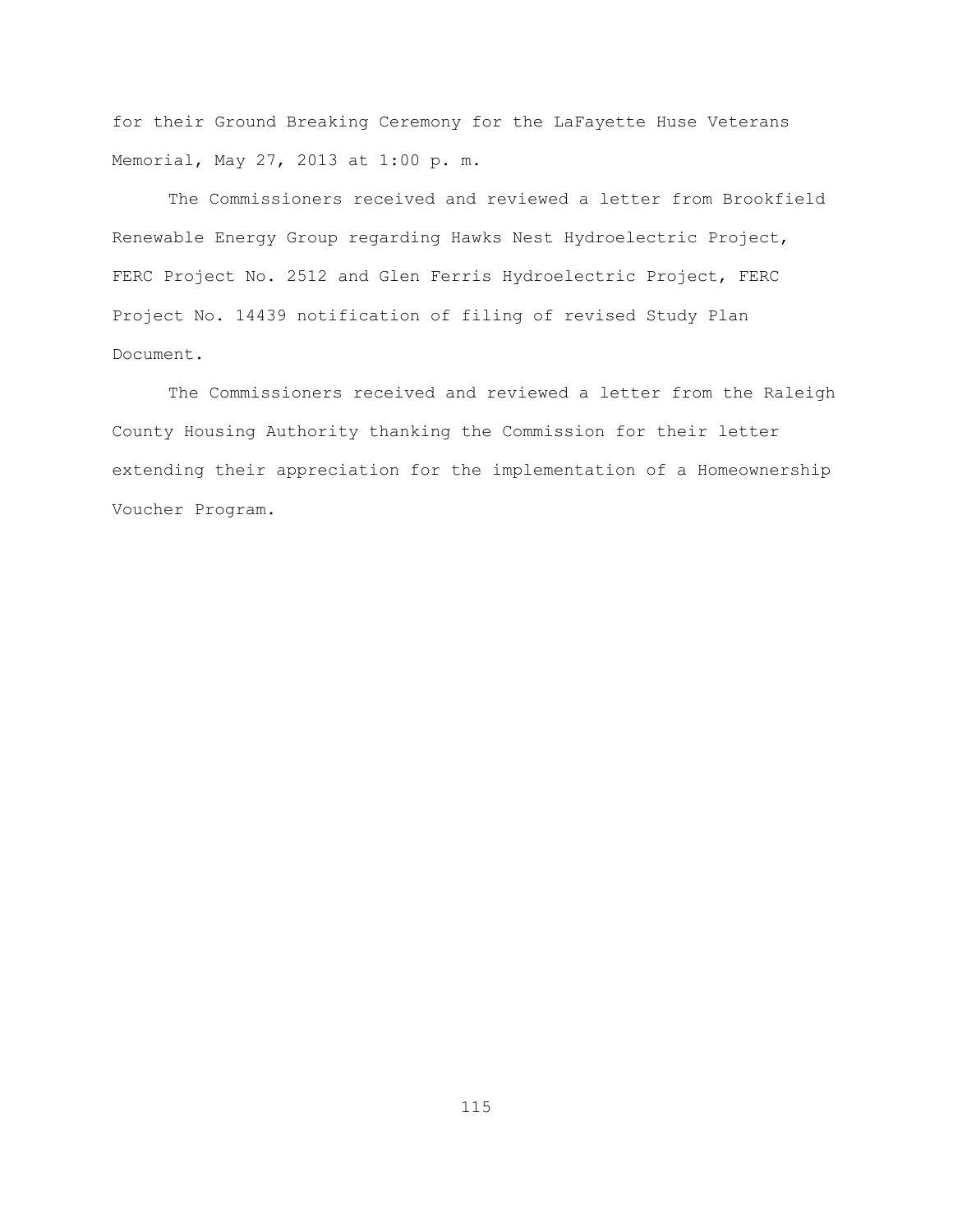for their Ground Breaking Ceremony for the LaFayette Huse Veterans Memorial, May 27, 2013 at 1:00 p. m.

The Commissioners received and reviewed a letter from Brookfield Renewable Energy Group regarding Hawks Nest Hydroelectric Project, FERC Project No. 2512 and Glen Ferris Hydroelectric Project, FERC Project No. 14439 notification of filing of revised Study Plan Document.

The Commissioners received and reviewed a letter from the Raleigh County Housing Authority thanking the Commission for their letter extending their appreciation for the implementation of a Homeownership Voucher Program.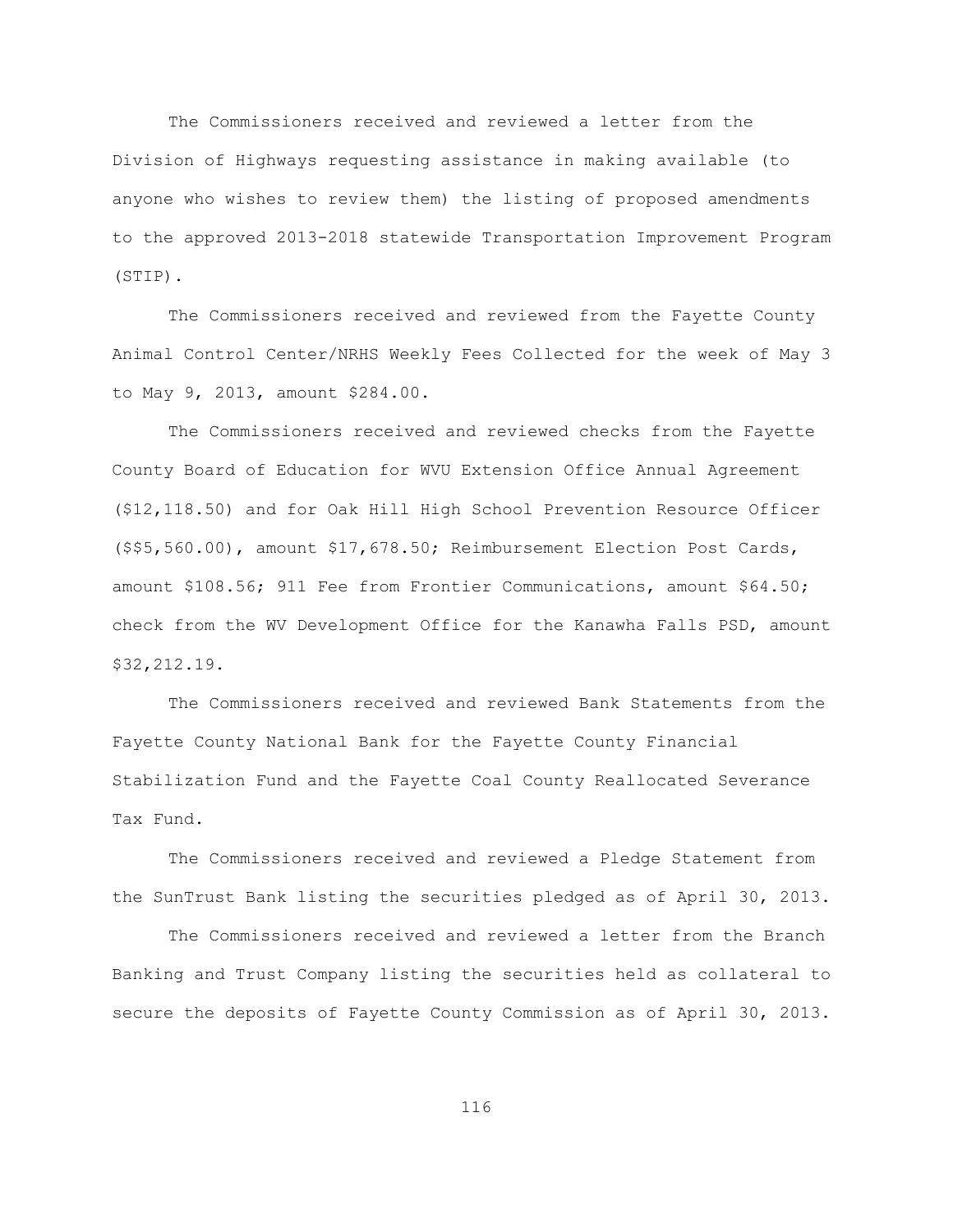The Commissioners received and reviewed a letter from the Division of Highways requesting assistance in making available (to anyone who wishes to review them) the listing of proposed amendments to the approved 2013-2018 statewide Transportation Improvement Program (STIP).

The Commissioners received and reviewed from the Fayette County Animal Control Center/NRHS Weekly Fees Collected for the week of May 3 to May 9, 2013, amount $284.00.

The Commissioners received and reviewed checks from the Fayette County Board of Education for WVU Extension Office Annual Agreement ($12,118.50) and for Oak Hill High School Prevention Resource Officer ($$5,560.00), amount $17,678.50; Reimbursement Election Post Cards, amount $108.56; 911 Fee from Frontier Communications, amount $64.50; check from the WV Development Office for the Kanawha Falls PSD, amount $32,212.19.

The Commissioners received and reviewed Bank Statements from the Fayette County National Bank for the Fayette County Financial Stabilization Fund and the Fayette Coal County Reallocated Severance Tax Fund.

The Commissioners received and reviewed a Pledge Statement from the SunTrust Bank listing the securities pledged as of April 30, 2013.

The Commissioners received and reviewed a letter from the Branch Banking and Trust Company listing the securities held as collateral to secure the deposits of Fayette County Commission as of April 30, 2013.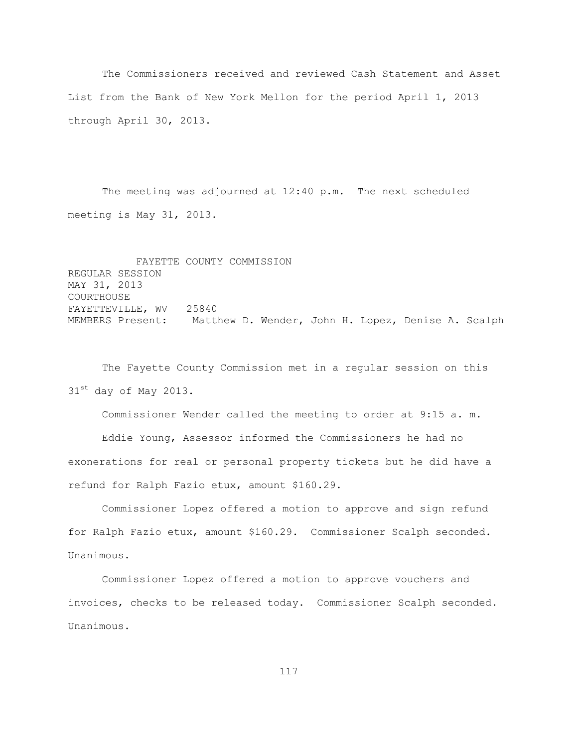The Commissioners received and reviewed Cash Statement and Asset List from the Bank of New York Mellon for the period April 1, 2013 through April 30, 2013.

The meeting was adjourned at 12:40 p.m. The next scheduled meeting is May 31, 2013.

FAYETTE COUNTY COMMISSION
REGULAR SESSION
MAY 31, 2013
COURTHOUSE
FAYETTEVILLE, WV 25840
MEMBERS Present: Matthew D. Wender, John H. Lopez, Denise A. Scalph

The Fayette County Commission met in a regular session on this 31st day of May 2013.

Commissioner Wender called the meeting to order at 9:15 a. m.

Eddie Young, Assessor informed the Commissioners he had no exonerations for real or personal property tickets but he did have a refund for Ralph Fazio etux, amount $160.29.

Commissioner Lopez offered a motion to approve and sign refund for Ralph Fazio etux, amount $160.29. Commissioner Scalph seconded. Unanimous.

Commissioner Lopez offered a motion to approve vouchers and invoices, checks to be released today. Commissioner Scalph seconded. Unanimous.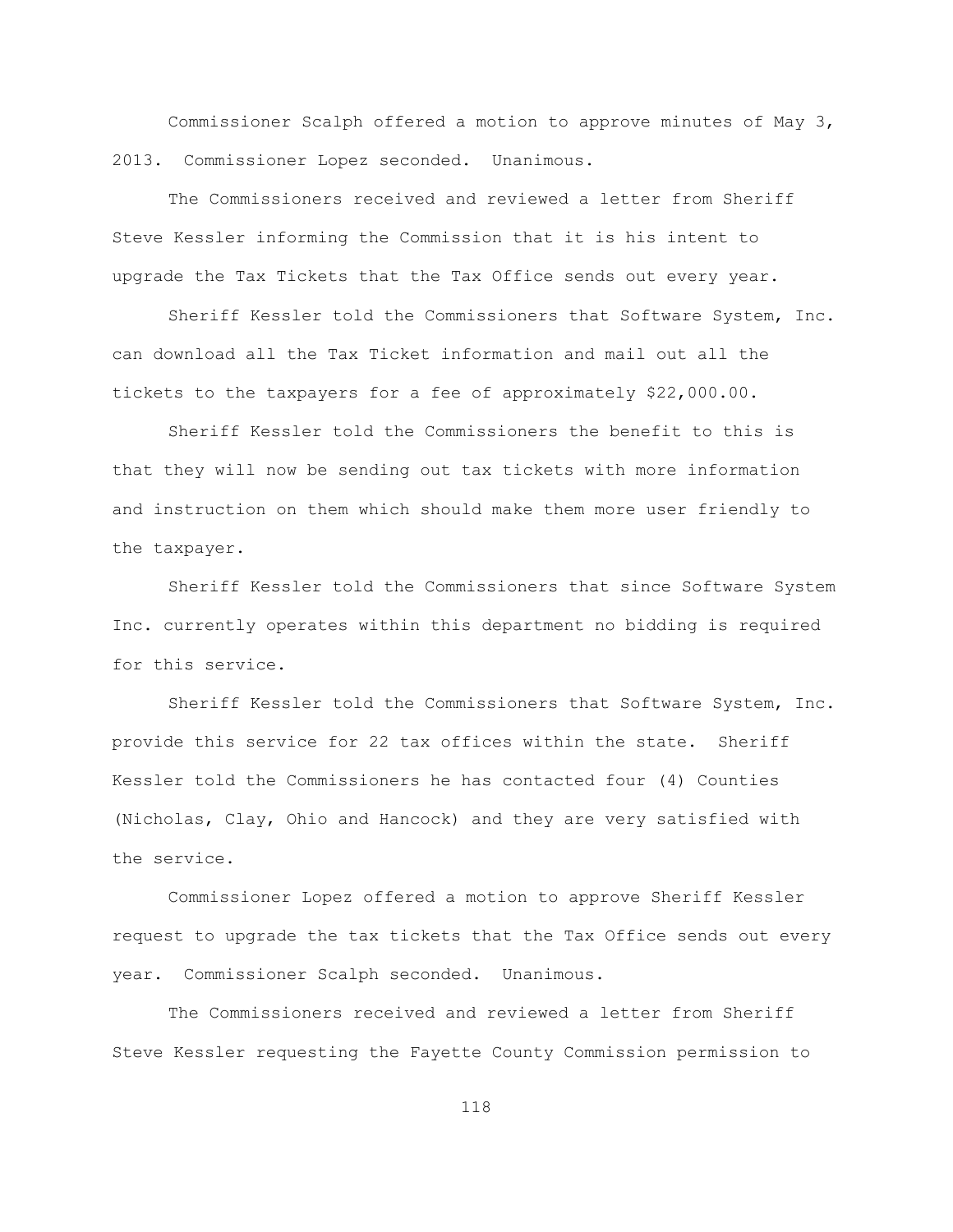Commissioner Scalph offered a motion to approve minutes of May 3, 2013. Commissioner Lopez seconded. Unanimous.

The Commissioners received and reviewed a letter from Sheriff Steve Kessler informing the Commission that it is his intent to upgrade the Tax Tickets that the Tax Office sends out every year.

Sheriff Kessler told the Commissioners that Software System, Inc. can download all the Tax Ticket information and mail out all the tickets to the taxpayers for a fee of approximately $22,000.00.

Sheriff Kessler told the Commissioners the benefit to this is that they will now be sending out tax tickets with more information and instruction on them which should make them more user friendly to the taxpayer.

Sheriff Kessler told the Commissioners that since Software System Inc. currently operates within this department no bidding is required for this service.

Sheriff Kessler told the Commissioners that Software System, Inc. provide this service for 22 tax offices within the state. Sheriff Kessler told the Commissioners he has contacted four (4) Counties (Nicholas, Clay, Ohio and Hancock) and they are very satisfied with the service.

Commissioner Lopez offered a motion to approve Sheriff Kessler request to upgrade the tax tickets that the Tax Office sends out every year. Commissioner Scalph seconded. Unanimous.

The Commissioners received and reviewed a letter from Sheriff Steve Kessler requesting the Fayette County Commission permission to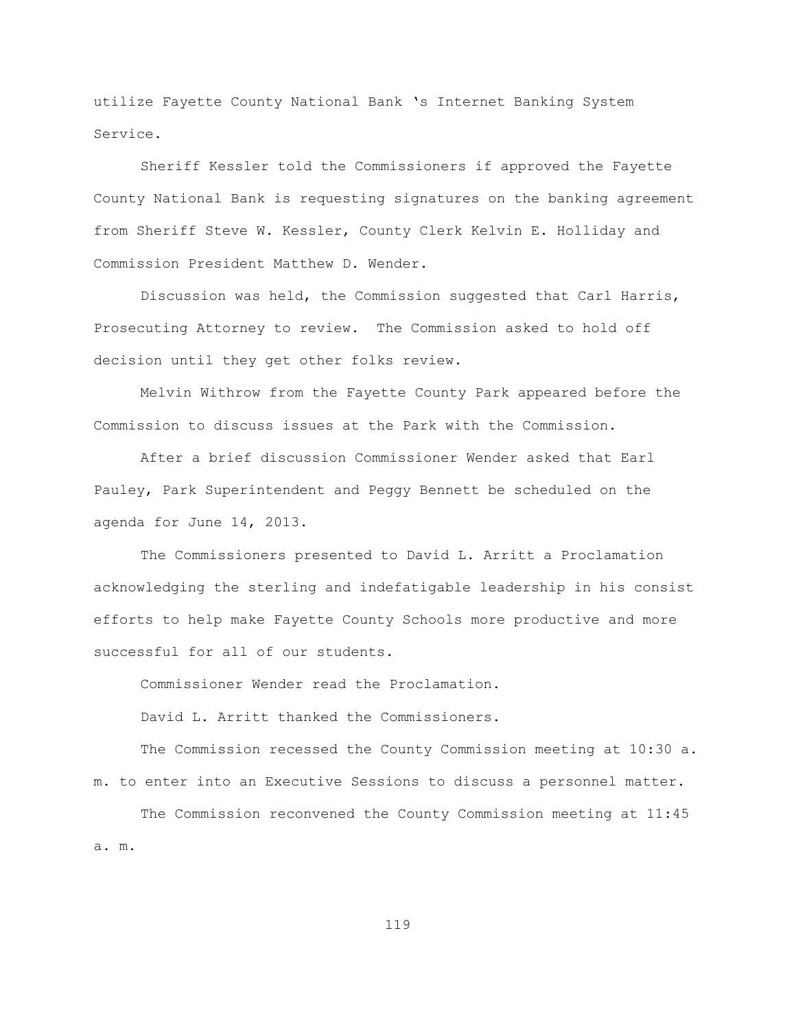utilize Fayette County National Bank 's Internet Banking System Service.

Sheriff Kessler told the Commissioners if approved the Fayette County National Bank is requesting signatures on the banking agreement from Sheriff Steve W. Kessler, County Clerk Kelvin E. Holliday and Commission President Matthew D. Wender.

Discussion was held, the Commission suggested that Carl Harris, Prosecuting Attorney to review. The Commission asked to hold off decision until they get other folks review.

Melvin Withrow from the Fayette County Park appeared before the Commission to discuss issues at the Park with the Commission.

After a brief discussion Commissioner Wender asked that Earl Pauley, Park Superintendent and Peggy Bennett be scheduled on the agenda for June 14, 2013.

The Commissioners presented to David L. Arritt a Proclamation acknowledging the sterling and indefatigable leadership in his consist efforts to help make Fayette County Schools more productive and more successful for all of our students.

Commissioner Wender read the Proclamation.

David L. Arritt thanked the Commissioners.

The Commission recessed the County Commission meeting at 10:30 a. m. to enter into an Executive Sessions to discuss a personnel matter.

The Commission reconvened the County Commission meeting at 11:45 a. m.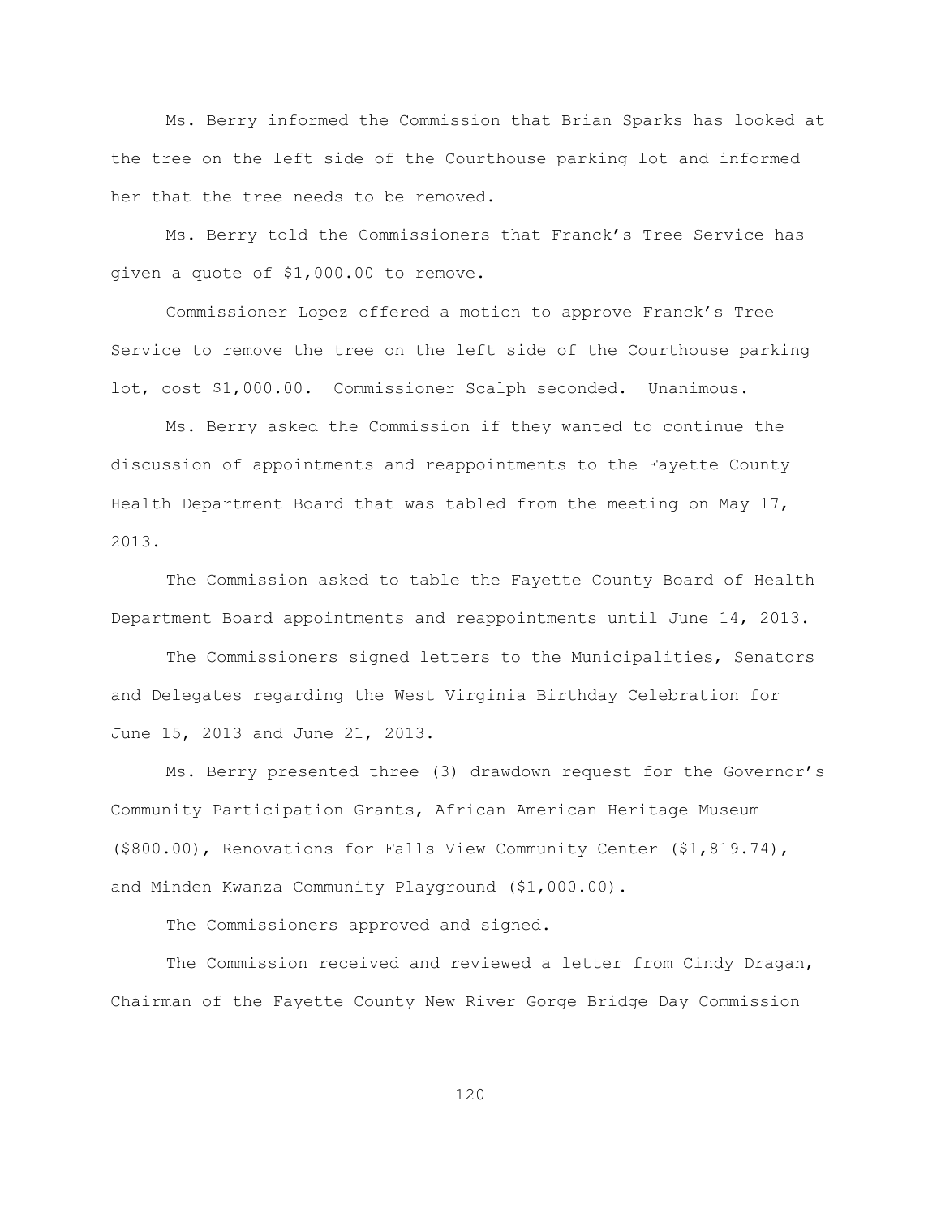Ms. Berry informed the Commission that Brian Sparks has looked at the tree on the left side of the Courthouse parking lot and informed her that the tree needs to be removed.

Ms. Berry told the Commissioners that Franck's Tree Service has given a quote of $1,000.00 to remove.

Commissioner Lopez offered a motion to approve Franck's Tree Service to remove the tree on the left side of the Courthouse parking lot, cost $1,000.00. Commissioner Scalph seconded. Unanimous.

Ms. Berry asked the Commission if they wanted to continue the discussion of appointments and reappointments to the Fayette County Health Department Board that was tabled from the meeting on May 17, 2013.

The Commission asked to table the Fayette County Board of Health Department Board appointments and reappointments until June 14, 2013.

The Commissioners signed letters to the Municipalities, Senators and Delegates regarding the West Virginia Birthday Celebration for June 15, 2013 and June 21, 2013.

Ms. Berry presented three (3) drawdown request for the Governor's Community Participation Grants, African American Heritage Museum ($800.00), Renovations for Falls View Community Center ($1,819.74), and Minden Kwanza Community Playground ($1,000.00).

The Commissioners approved and signed.

The Commission received and reviewed a letter from Cindy Dragan, Chairman of the Fayette County New River Gorge Bridge Day Commission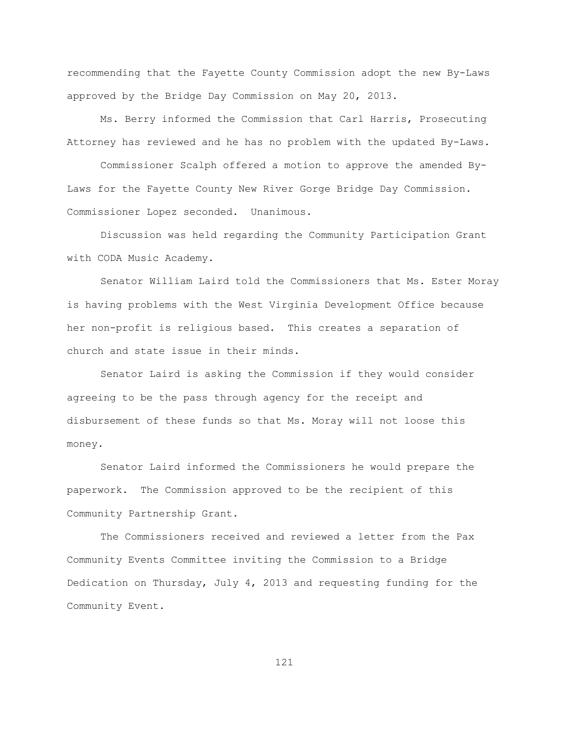recommending that the Fayette County Commission adopt the new By-Laws approved by the Bridge Day Commission on May 20, 2013.

Ms. Berry informed the Commission that Carl Harris, Prosecuting Attorney has reviewed and he has no problem with the updated By-Laws.

Commissioner Scalph offered a motion to approve the amended By-Laws for the Fayette County New River Gorge Bridge Day Commission. Commissioner Lopez seconded. Unanimous.

Discussion was held regarding the Community Participation Grant with CODA Music Academy.

Senator William Laird told the Commissioners that Ms. Ester Moray is having problems with the West Virginia Development Office because her non-profit is religious based. This creates a separation of church and state issue in their minds.

Senator Laird is asking the Commission if they would consider agreeing to be the pass through agency for the receipt and disbursement of these funds so that Ms. Moray will not loose this money.

Senator Laird informed the Commissioners he would prepare the paperwork. The Commission approved to be the recipient of this Community Partnership Grant.

The Commissioners received and reviewed a letter from the Pax Community Events Committee inviting the Commission to a Bridge Dedication on Thursday, July 4, 2013 and requesting funding for the Community Event.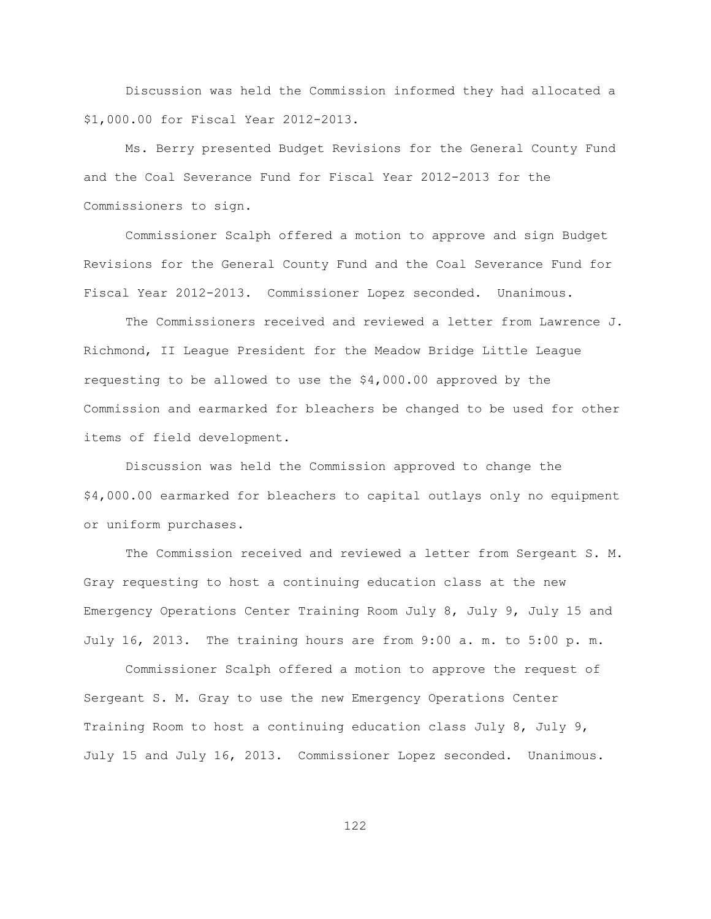Discussion was held the Commission informed they had allocated a $1,000.00 for Fiscal Year 2012-2013.

Ms. Berry presented Budget Revisions for the General County Fund and the Coal Severance Fund for Fiscal Year 2012-2013 for the Commissioners to sign.

Commissioner Scalph offered a motion to approve and sign Budget Revisions for the General County Fund and the Coal Severance Fund for Fiscal Year 2012-2013. Commissioner Lopez seconded. Unanimous.

The Commissioners received and reviewed a letter from Lawrence J. Richmond, II League President for the Meadow Bridge Little League requesting to be allowed to use the $4,000.00 approved by the Commission and earmarked for bleachers be changed to be used for other items of field development.

Discussion was held the Commission approved to change the $4,000.00 earmarked for bleachers to capital outlays only no equipment or uniform purchases.

The Commission received and reviewed a letter from Sergeant S. M. Gray requesting to host a continuing education class at the new Emergency Operations Center Training Room July 8, July 9, July 15 and July 16, 2013. The training hours are from 9:00 a. m. to 5:00 p. m.

Commissioner Scalph offered a motion to approve the request of Sergeant S. M. Gray to use the new Emergency Operations Center Training Room to host a continuing education class July 8, July 9, July 15 and July 16, 2013. Commissioner Lopez seconded. Unanimous.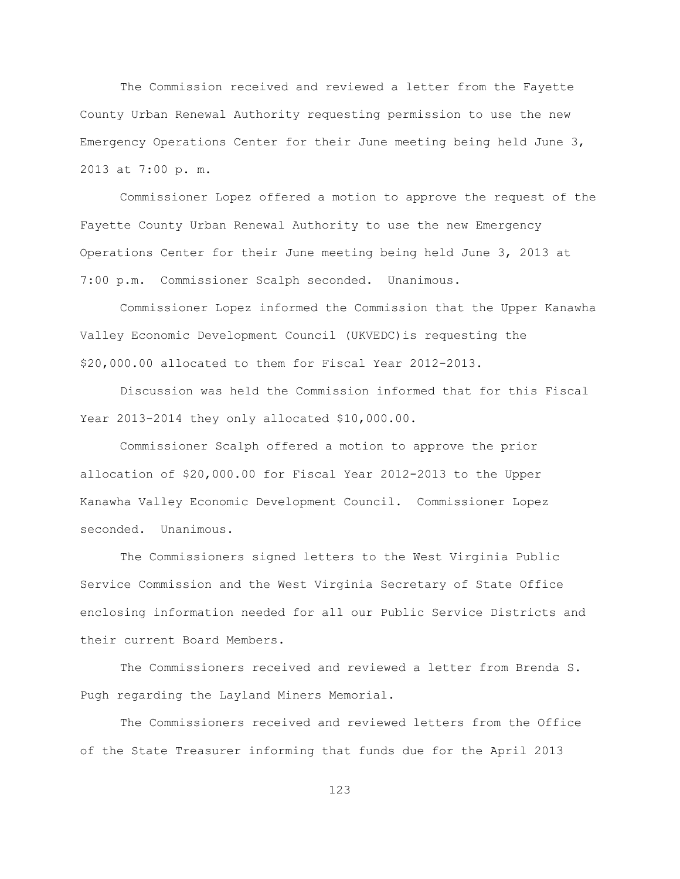The Commission received and reviewed a letter from the Fayette County Urban Renewal Authority requesting permission to use the new Emergency Operations Center for their June meeting being held June 3, 2013 at 7:00 p. m.

Commissioner Lopez offered a motion to approve the request of the Fayette County Urban Renewal Authority to use the new Emergency Operations Center for their June meeting being held June 3, 2013 at 7:00 p.m. Commissioner Scalph seconded. Unanimous.

Commissioner Lopez informed the Commission that the Upper Kanawha Valley Economic Development Council (UKVEDC)is requesting the $20,000.00 allocated to them for Fiscal Year 2012-2013.

Discussion was held the Commission informed that for this Fiscal Year 2013-2014 they only allocated $10,000.00.

Commissioner Scalph offered a motion to approve the prior allocation of $20,000.00 for Fiscal Year 2012-2013 to the Upper Kanawha Valley Economic Development Council. Commissioner Lopez seconded. Unanimous.

The Commissioners signed letters to the West Virginia Public Service Commission and the West Virginia Secretary of State Office enclosing information needed for all our Public Service Districts and their current Board Members.

The Commissioners received and reviewed a letter from Brenda S. Pugh regarding the Layland Miners Memorial.

The Commissioners received and reviewed letters from the Office of the State Treasurer informing that funds due for the April 2013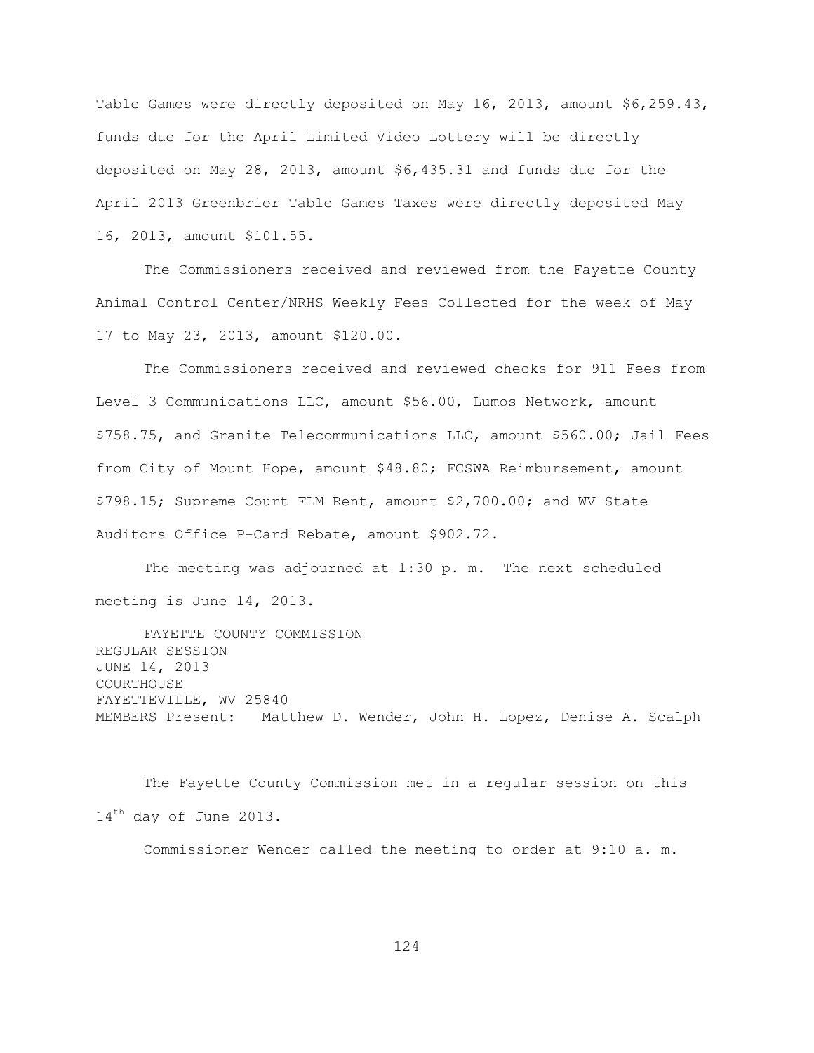Table Games were directly deposited on May 16, 2013, amount $6,259.43, funds due for the April Limited Video Lottery will be directly deposited on May 28, 2013, amount $6,435.31 and funds due for the April 2013 Greenbrier Table Games Taxes were directly deposited May 16, 2013, amount $101.55.

The Commissioners received and reviewed from the Fayette County Animal Control Center/NRHS Weekly Fees Collected for the week of May 17 to May 23, 2013, amount $120.00.

The Commissioners received and reviewed checks for 911 Fees from Level 3 Communications LLC, amount $56.00, Lumos Network, amount $758.75, and Granite Telecommunications LLC, amount $560.00; Jail Fees from City of Mount Hope, amount $48.80; FCSWA Reimbursement, amount $798.15; Supreme Court FLM Rent, amount $2,700.00; and WV State Auditors Office P-Card Rebate, amount $902.72.

The meeting was adjourned at 1:30 p. m. The next scheduled meeting is June 14, 2013.

FAYETTE COUNTY COMMISSION
REGULAR SESSION
JUNE 14, 2013
COURTHOUSE
FAYETTEVILLE, WV 25840
MEMBERS Present: Matthew D. Wender, John H. Lopez, Denise A. Scalph

The Fayette County Commission met in a regular session on this 14th day of June 2013.

Commissioner Wender called the meeting to order at 9:10 a. m.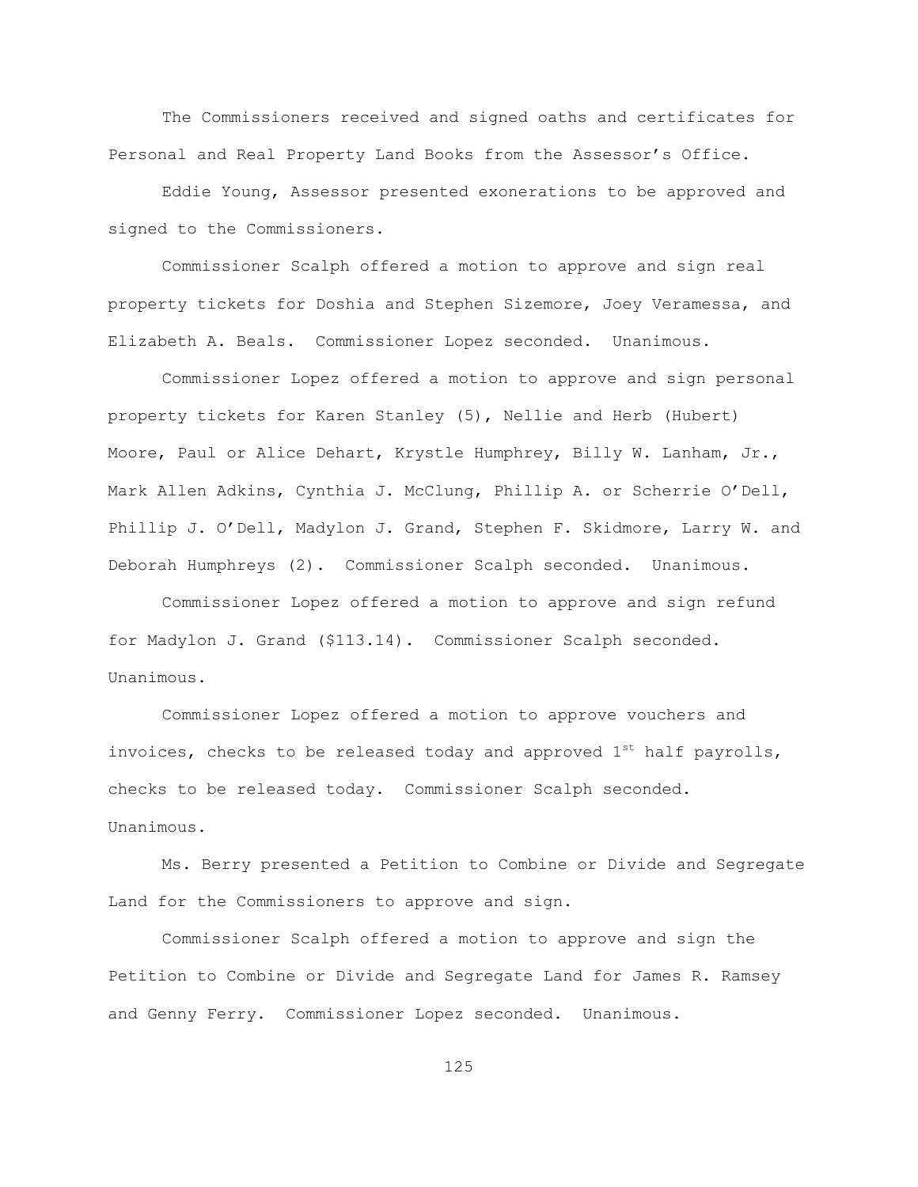The Commissioners received and signed oaths and certificates for Personal and Real Property Land Books from the Assessor's Office.

Eddie Young, Assessor presented exonerations to be approved and signed to the Commissioners.

Commissioner Scalph offered a motion to approve and sign real property tickets for Doshia and Stephen Sizemore, Joey Veramessa, and Elizabeth A. Beals. Commissioner Lopez seconded. Unanimous.

Commissioner Lopez offered a motion to approve and sign personal property tickets for Karen Stanley (5), Nellie and Herb (Hubert) Moore, Paul or Alice Dehart, Krystle Humphrey, Billy W. Lanham, Jr., Mark Allen Adkins, Cynthia J. McClung, Phillip A. or Scherrie O'Dell, Phillip J. O'Dell, Madylon J. Grand, Stephen F. Skidmore, Larry W. and Deborah Humphreys (2). Commissioner Scalph seconded. Unanimous.

Commissioner Lopez offered a motion to approve and sign refund for Madylon J. Grand ($113.14). Commissioner Scalph seconded. Unanimous.

Commissioner Lopez offered a motion to approve vouchers and invoices, checks to be released today and approved 1st half payrolls, checks to be released today. Commissioner Scalph seconded. Unanimous.

Ms. Berry presented a Petition to Combine or Divide and Segregate Land for the Commissioners to approve and sign.

Commissioner Scalph offered a motion to approve and sign the Petition to Combine or Divide and Segregate Land for James R. Ramsey and Genny Ferry. Commissioner Lopez seconded. Unanimous.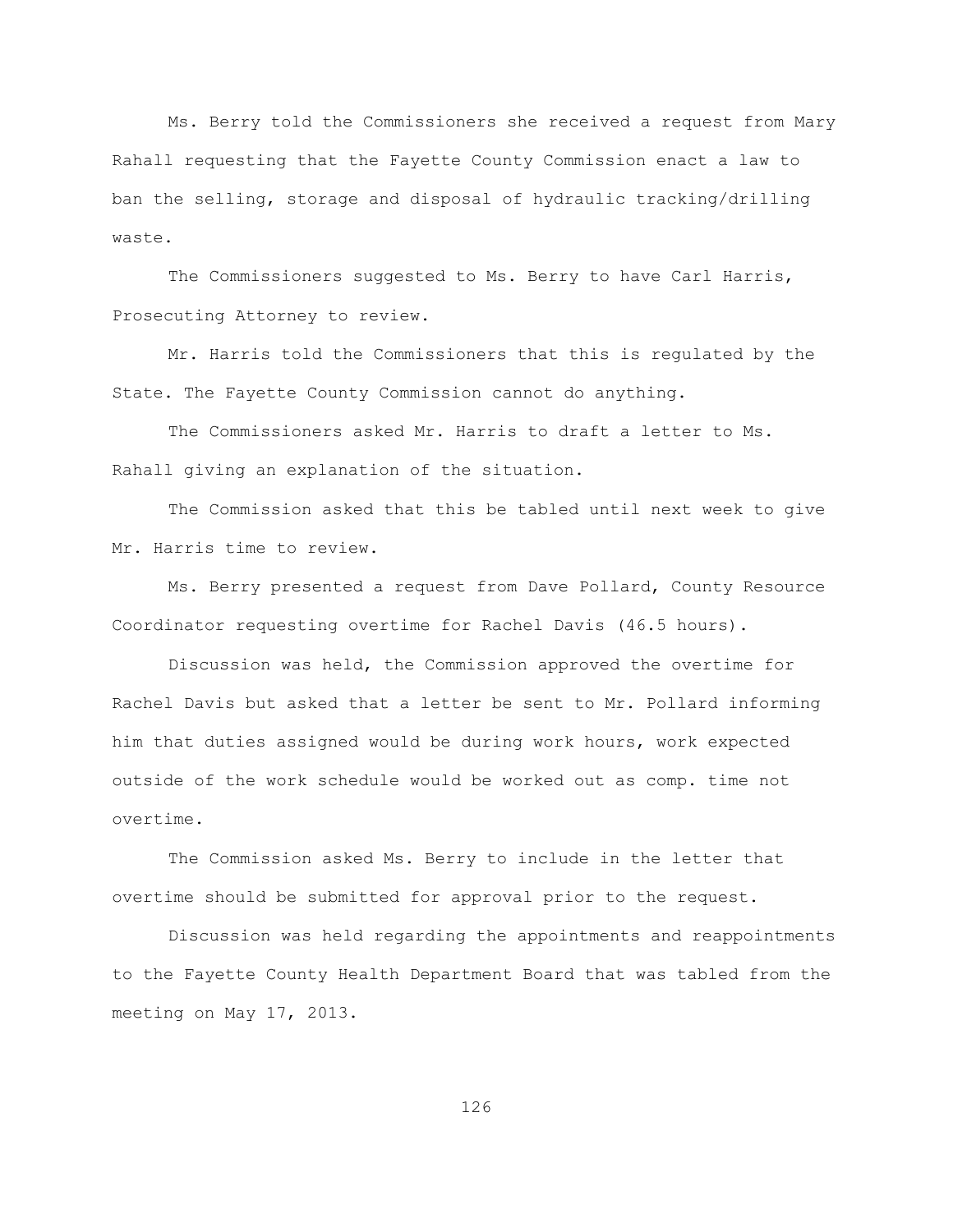Ms. Berry told the Commissioners she received a request from Mary Rahall requesting that the Fayette County Commission enact a law to ban the selling, storage and disposal of hydraulic tracking/drilling waste.

The Commissioners suggested to Ms. Berry to have Carl Harris, Prosecuting Attorney to review.

Mr. Harris told the Commissioners that this is regulated by the State. The Fayette County Commission cannot do anything.

The Commissioners asked Mr. Harris to draft a letter to Ms. Rahall giving an explanation of the situation.

The Commission asked that this be tabled until next week to give Mr. Harris time to review.

Ms. Berry presented a request from Dave Pollard, County Resource Coordinator requesting overtime for Rachel Davis (46.5 hours).

Discussion was held, the Commission approved the overtime for Rachel Davis but asked that a letter be sent to Mr. Pollard informing him that duties assigned would be during work hours, work expected outside of the work schedule would be worked out as comp. time not overtime.

The Commission asked Ms. Berry to include in the letter that overtime should be submitted for approval prior to the request.

Discussion was held regarding the appointments and reappointments to the Fayette County Health Department Board that was tabled from the meeting on May 17, 2013.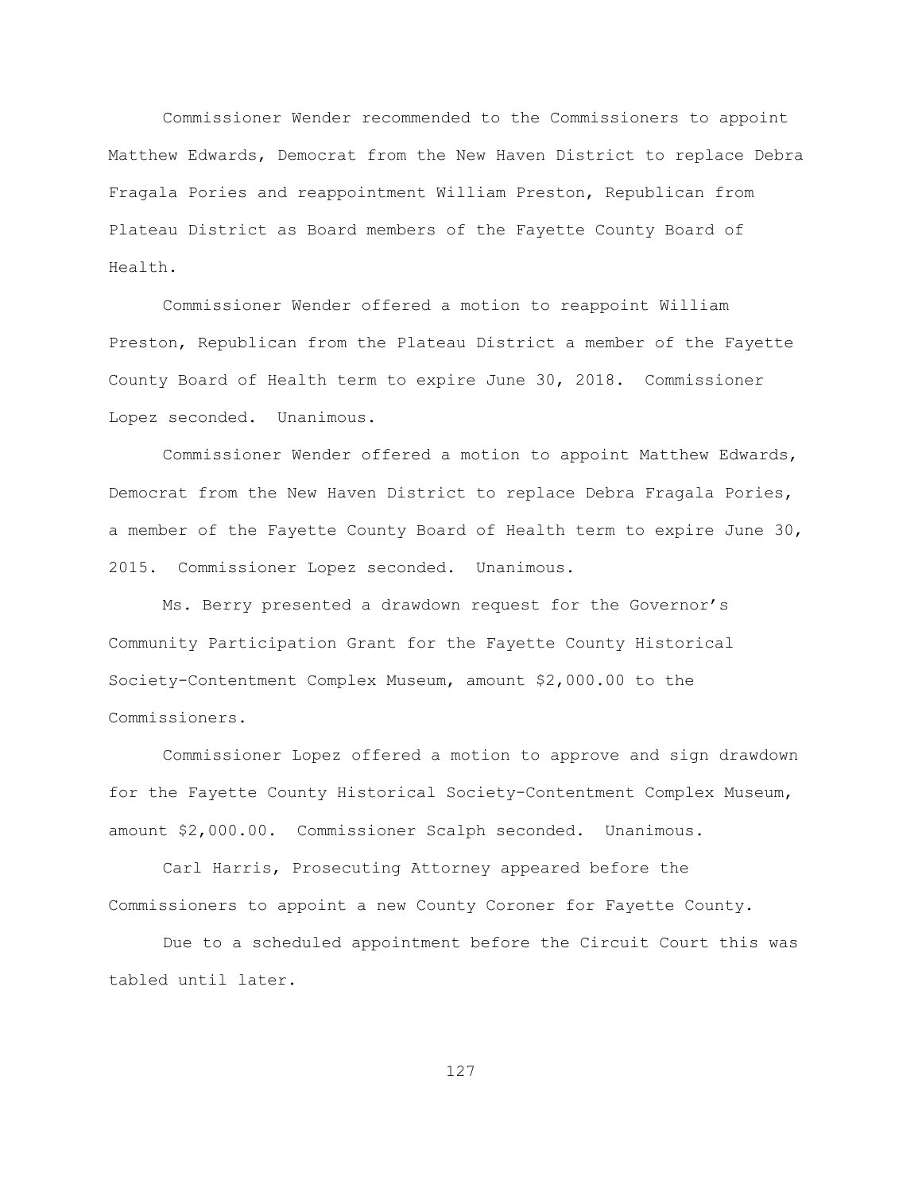Commissioner Wender recommended to the Commissioners to appoint Matthew Edwards, Democrat from the New Haven District to replace Debra Fragala Pories and reappointment William Preston, Republican from Plateau District as Board members of the Fayette County Board of Health.

Commissioner Wender offered a motion to reappoint William Preston, Republican from the Plateau District a member of the Fayette County Board of Health term to expire June 30, 2018. Commissioner Lopez seconded. Unanimous.

Commissioner Wender offered a motion to appoint Matthew Edwards, Democrat from the New Haven District to replace Debra Fragala Pories, a member of the Fayette County Board of Health term to expire June 30, 2015. Commissioner Lopez seconded. Unanimous.

Ms. Berry presented a drawdown request for the Governor's Community Participation Grant for the Fayette County Historical Society-Contentment Complex Museum, amount $2,000.00 to the Commissioners.

Commissioner Lopez offered a motion to approve and sign drawdown for the Fayette County Historical Society-Contentment Complex Museum, amount $2,000.00. Commissioner Scalph seconded. Unanimous.

Carl Harris, Prosecuting Attorney appeared before the Commissioners to appoint a new County Coroner for Fayette County.

Due to a scheduled appointment before the Circuit Court this was tabled until later.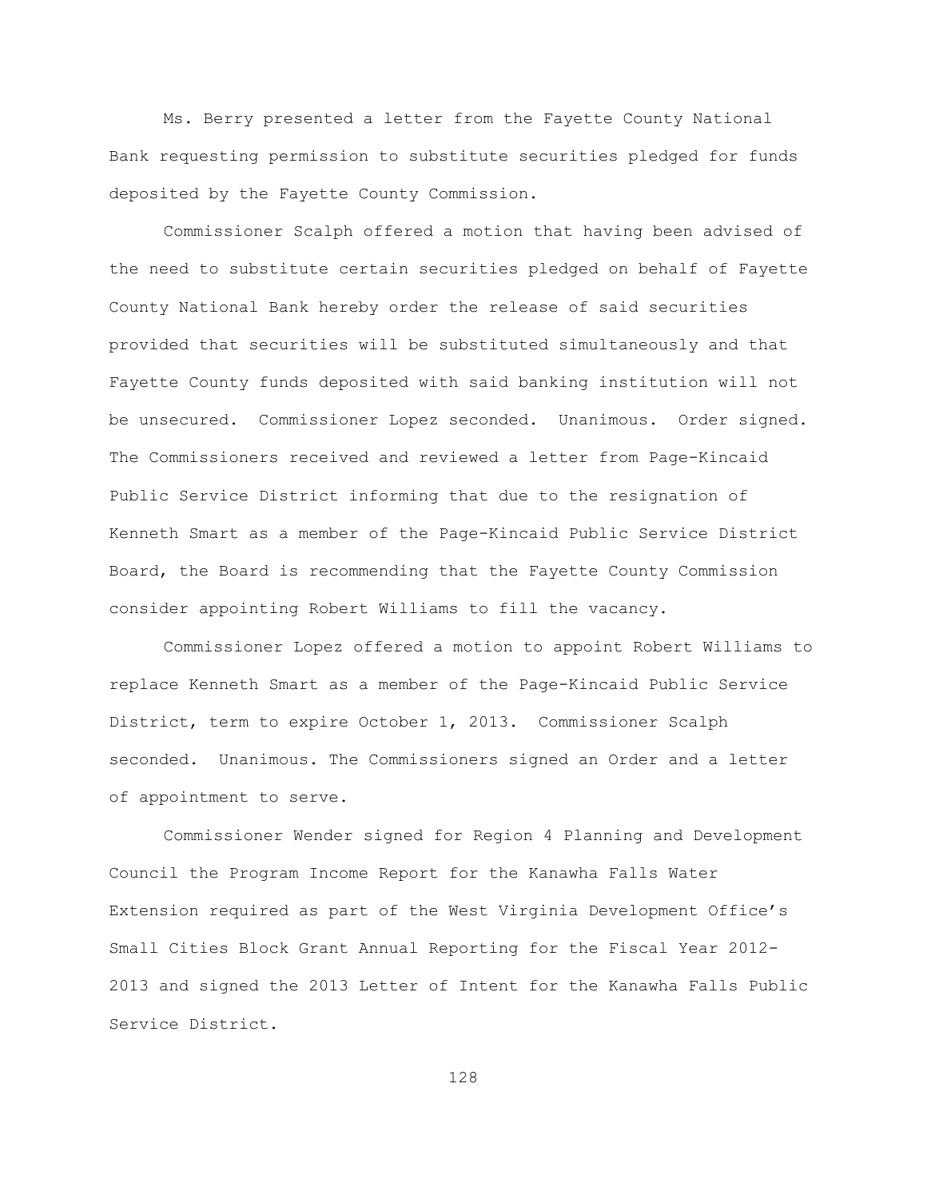Ms. Berry presented a letter from the Fayette County National Bank requesting permission to substitute securities pledged for funds deposited by the Fayette County Commission.

Commissioner Scalph offered a motion that having been advised of the need to substitute certain securities pledged on behalf of Fayette County National Bank hereby order the release of said securities provided that securities will be substituted simultaneously and that Fayette County funds deposited with said banking institution will not be unsecured. Commissioner Lopez seconded. Unanimous. Order signed. The Commissioners received and reviewed a letter from Page-Kincaid Public Service District informing that due to the resignation of Kenneth Smart as a member of the Page-Kincaid Public Service District Board, the Board is recommending that the Fayette County Commission consider appointing Robert Williams to fill the vacancy.

Commissioner Lopez offered a motion to appoint Robert Williams to replace Kenneth Smart as a member of the Page-Kincaid Public Service District, term to expire October 1, 2013. Commissioner Scalph seconded. Unanimous. The Commissioners signed an Order and a letter of appointment to serve.

Commissioner Wender signed for Region 4 Planning and Development Council the Program Income Report for the Kanawha Falls Water Extension required as part of the West Virginia Development Office's Small Cities Block Grant Annual Reporting for the Fiscal Year 2012-2013 and signed the 2013 Letter of Intent for the Kanawha Falls Public Service District.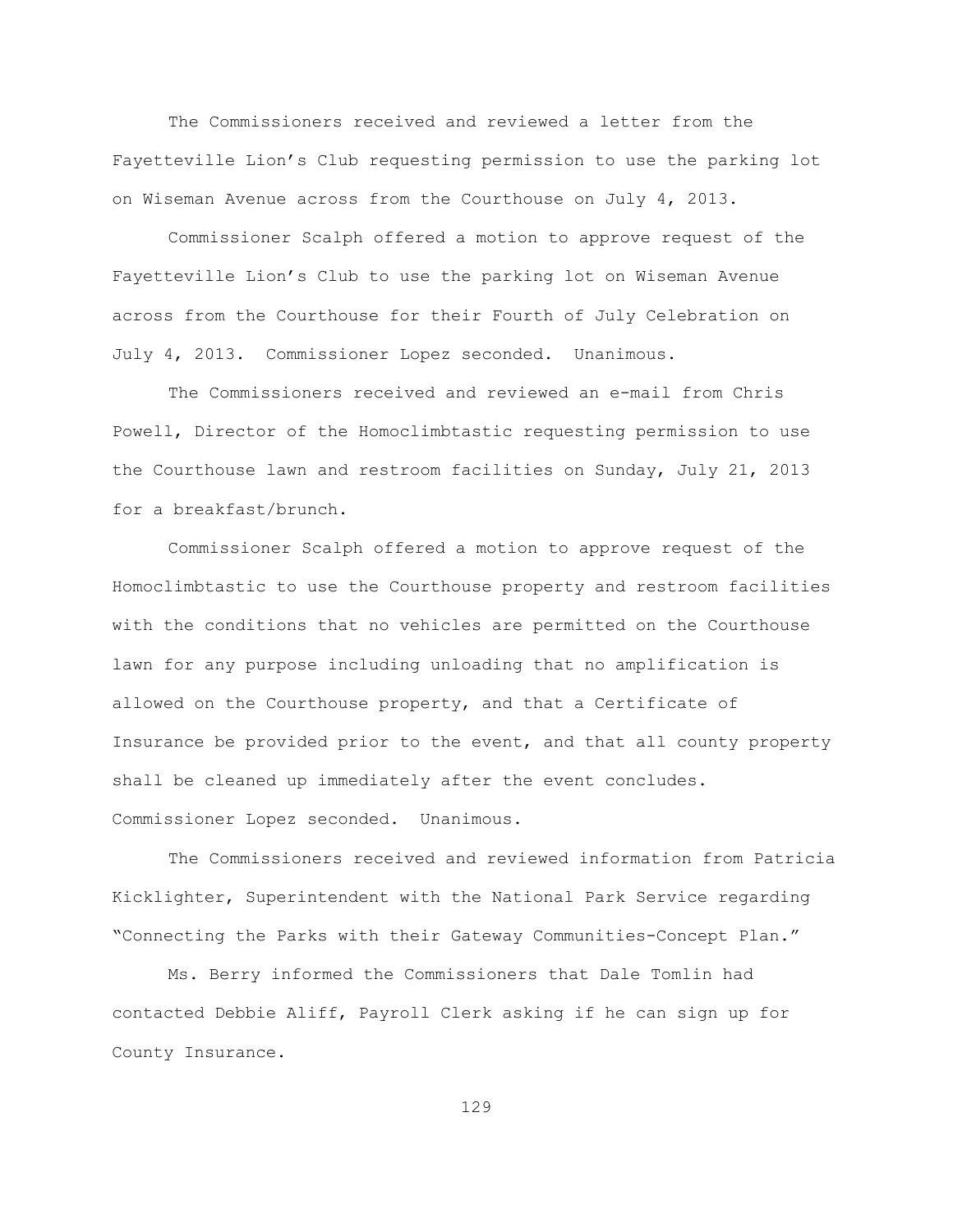The Commissioners received and reviewed a letter from the Fayetteville Lion's Club requesting permission to use the parking lot on Wiseman Avenue across from the Courthouse on July 4, 2013.

Commissioner Scalph offered a motion to approve request of the Fayetteville Lion's Club to use the parking lot on Wiseman Avenue across from the Courthouse for their Fourth of July Celebration on July 4, 2013. Commissioner Lopez seconded. Unanimous.

The Commissioners received and reviewed an e-mail from Chris Powell, Director of the Homoclimbtastic requesting permission to use the Courthouse lawn and restroom facilities on Sunday, July 21, 2013 for a breakfast/brunch.

Commissioner Scalph offered a motion to approve request of the Homoclimbtastic to use the Courthouse property and restroom facilities with the conditions that no vehicles are permitted on the Courthouse lawn for any purpose including unloading that no amplification is allowed on the Courthouse property, and that a Certificate of Insurance be provided prior to the event, and that all county property shall be cleaned up immediately after the event concludes. Commissioner Lopez seconded. Unanimous.

The Commissioners received and reviewed information from Patricia Kicklighter, Superintendent with the National Park Service regarding "Connecting the Parks with their Gateway Communities-Concept Plan."

Ms. Berry informed the Commissioners that Dale Tomlin had contacted Debbie Aliff, Payroll Clerk asking if he can sign up for County Insurance.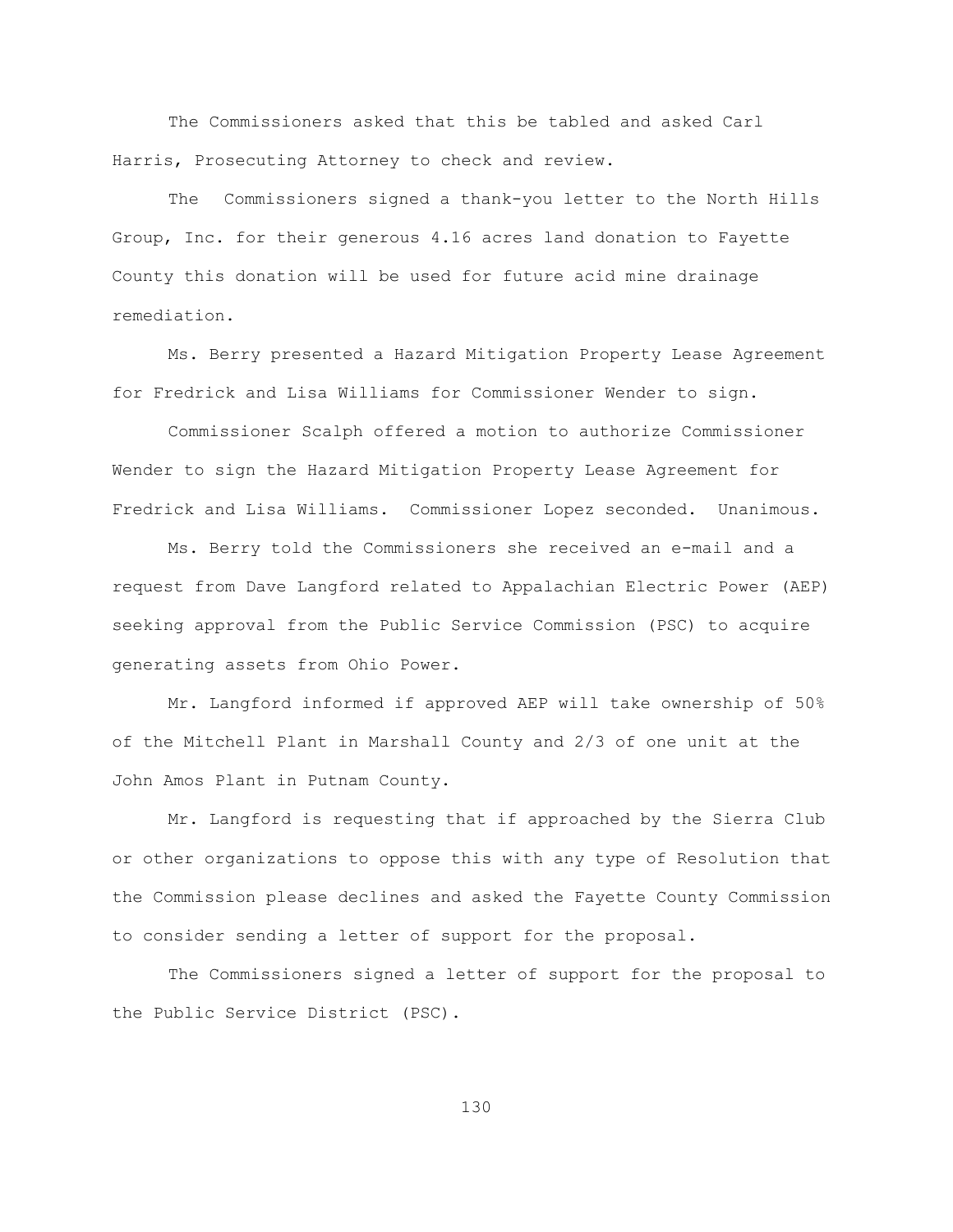The Commissioners asked that this be tabled and asked Carl Harris, Prosecuting Attorney to check and review.

The  Commissioners signed a thank-you letter to the North Hills Group, Inc. for their generous 4.16 acres land donation to Fayette County this donation will be used for future acid mine drainage remediation.

Ms. Berry presented a Hazard Mitigation Property Lease Agreement for Fredrick and Lisa Williams for Commissioner Wender to sign.

Commissioner Scalph offered a motion to authorize Commissioner Wender to sign the Hazard Mitigation Property Lease Agreement for Fredrick and Lisa Williams.  Commissioner Lopez seconded.  Unanimous.

Ms. Berry told the Commissioners she received an e-mail and a request from Dave Langford related to Appalachian Electric Power (AEP) seeking approval from the Public Service Commission (PSC) to acquire generating assets from Ohio Power.

Mr. Langford informed if approved AEP will take ownership of 50% of the Mitchell Plant in Marshall County and 2/3 of one unit at the John Amos Plant in Putnam County.

Mr. Langford is requesting that if approached by the Sierra Club or other organizations to oppose this with any type of Resolution that the Commission please declines and asked the Fayette County Commission to consider sending a letter of support for the proposal.

The Commissioners signed a letter of support for the proposal to the Public Service District (PSC).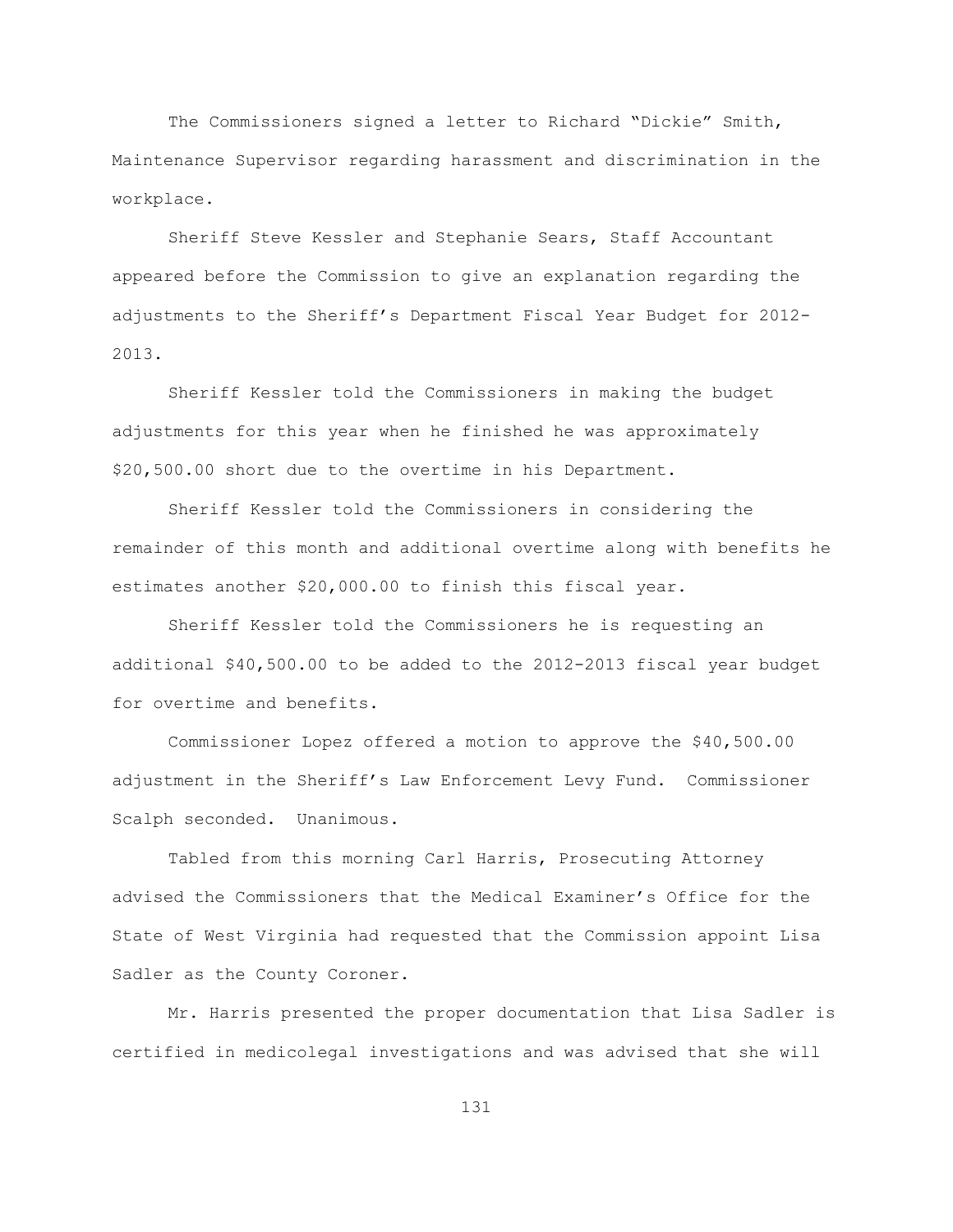The Commissioners signed a letter to Richard "Dickie" Smith, Maintenance Supervisor regarding harassment and discrimination in the workplace.

Sheriff Steve Kessler and Stephanie Sears, Staff Accountant appeared before the Commission to give an explanation regarding the adjustments to the Sheriff's Department Fiscal Year Budget for 2012-2013.

Sheriff Kessler told the Commissioners in making the budget adjustments for this year when he finished he was approximately $20,500.00 short due to the overtime in his Department.

Sheriff Kessler told the Commissioners in considering the remainder of this month and additional overtime along with benefits he estimates another $20,000.00 to finish this fiscal year.

Sheriff Kessler told the Commissioners he is requesting an additional $40,500.00 to be added to the 2012-2013 fiscal year budget for overtime and benefits.

Commissioner Lopez offered a motion to approve the $40,500.00 adjustment in the Sheriff's Law Enforcement Levy Fund. Commissioner Scalph seconded. Unanimous.

Tabled from this morning Carl Harris, Prosecuting Attorney advised the Commissioners that the Medical Examiner's Office for the State of West Virginia had requested that the Commission appoint Lisa Sadler as the County Coroner.

Mr. Harris presented the proper documentation that Lisa Sadler is certified in medicolegal investigations and was advised that she will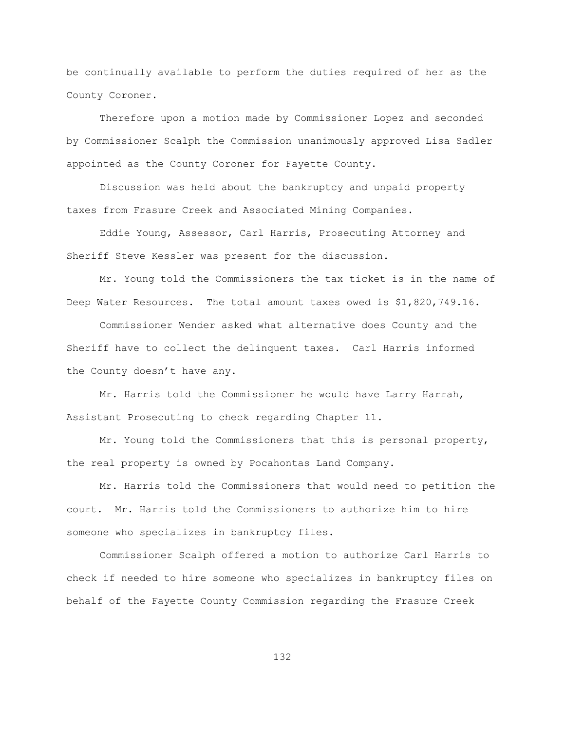be continually available to perform the duties required of her as the County Coroner.

Therefore upon a motion made by Commissioner Lopez and seconded by Commissioner Scalph the Commission unanimously approved Lisa Sadler appointed as the County Coroner for Fayette County.

Discussion was held about the bankruptcy and unpaid property taxes from Frasure Creek and Associated Mining Companies.

Eddie Young, Assessor, Carl Harris, Prosecuting Attorney and Sheriff Steve Kessler was present for the discussion.

Mr. Young told the Commissioners the tax ticket is in the name of Deep Water Resources. The total amount taxes owed is $1,820,749.16.

Commissioner Wender asked what alternative does County and the Sheriff have to collect the delinquent taxes. Carl Harris informed the County doesn't have any.

Mr. Harris told the Commissioner he would have Larry Harrah, Assistant Prosecuting to check regarding Chapter 11.

Mr. Young told the Commissioners that this is personal property, the real property is owned by Pocahontas Land Company.

Mr. Harris told the Commissioners that would need to petition the court. Mr. Harris told the Commissioners to authorize him to hire someone who specializes in bankruptcy files.

Commissioner Scalph offered a motion to authorize Carl Harris to check if needed to hire someone who specializes in bankruptcy files on behalf of the Fayette County Commission regarding the Frasure Creek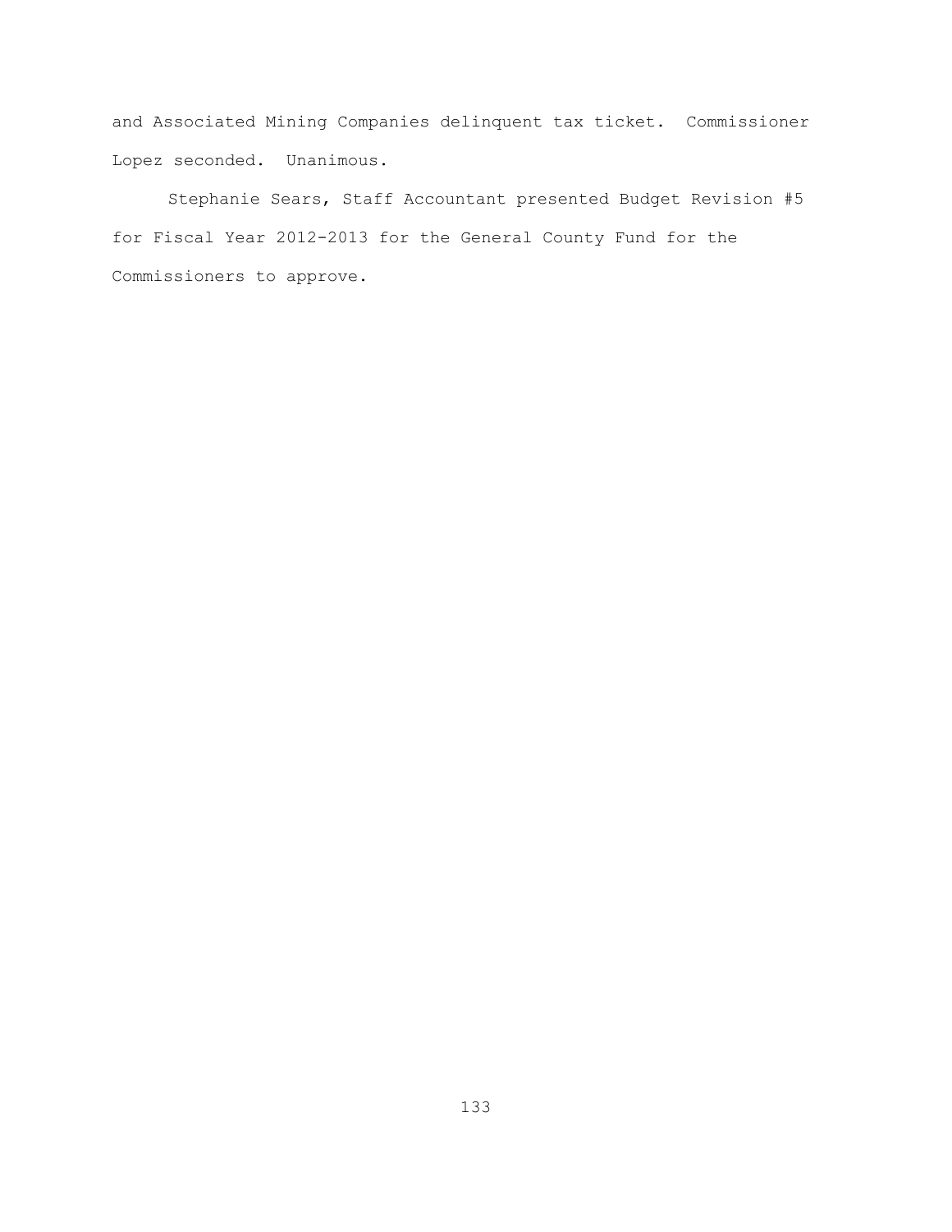and Associated Mining Companies delinquent tax ticket. Commissioner Lopez seconded. Unanimous.

Stephanie Sears, Staff Accountant presented Budget Revision #5 for Fiscal Year 2012-2013 for the General County Fund for the Commissioners to approve.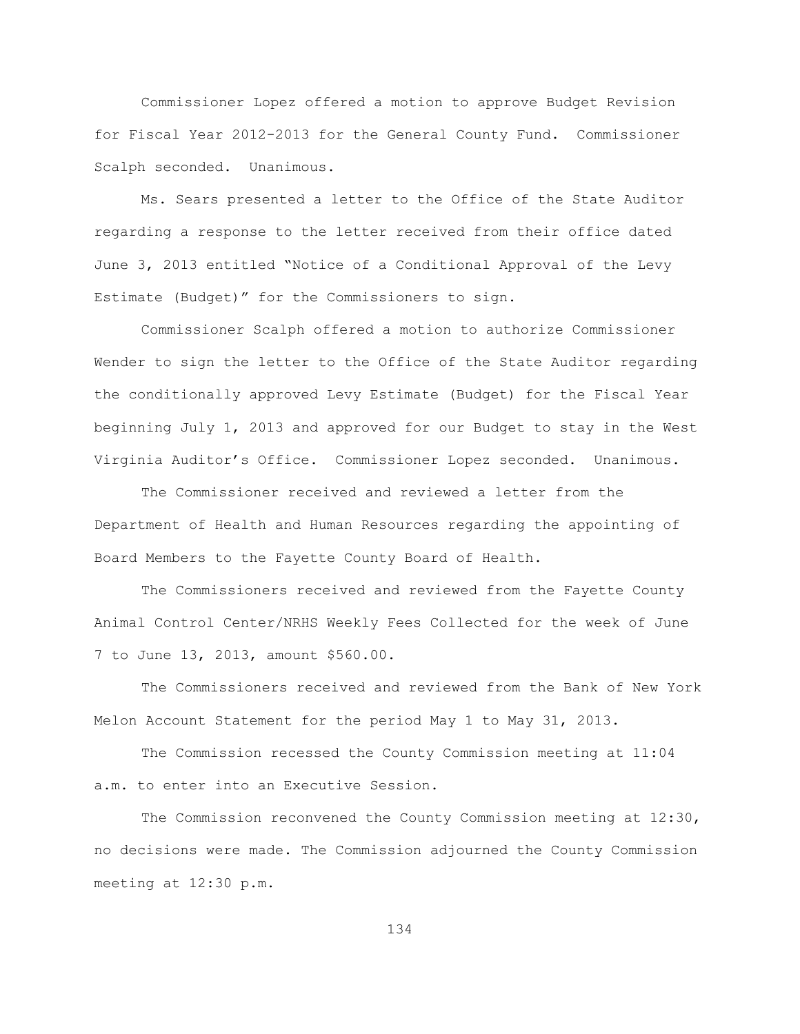Commissioner Lopez offered a motion to approve Budget Revision for Fiscal Year 2012-2013 for the General County Fund. Commissioner Scalph seconded. Unanimous.

Ms. Sears presented a letter to the Office of the State Auditor regarding a response to the letter received from their office dated June 3, 2013 entitled "Notice of a Conditional Approval of the Levy Estimate (Budget)" for the Commissioners to sign.

Commissioner Scalph offered a motion to authorize Commissioner Wender to sign the letter to the Office of the State Auditor regarding the conditionally approved Levy Estimate (Budget) for the Fiscal Year beginning July 1, 2013 and approved for our Budget to stay in the West Virginia Auditor's Office. Commissioner Lopez seconded. Unanimous.

The Commissioner received and reviewed a letter from the Department of Health and Human Resources regarding the appointing of Board Members to the Fayette County Board of Health.

The Commissioners received and reviewed from the Fayette County Animal Control Center/NRHS Weekly Fees Collected for the week of June 7 to June 13, 2013, amount $560.00.

The Commissioners received and reviewed from the Bank of New York Melon Account Statement for the period May 1 to May 31, 2013.

The Commission recessed the County Commission meeting at 11:04 a.m. to enter into an Executive Session.

The Commission reconvened the County Commission meeting at 12:30, no decisions were made. The Commission adjourned the County Commission meeting at 12:30 p.m.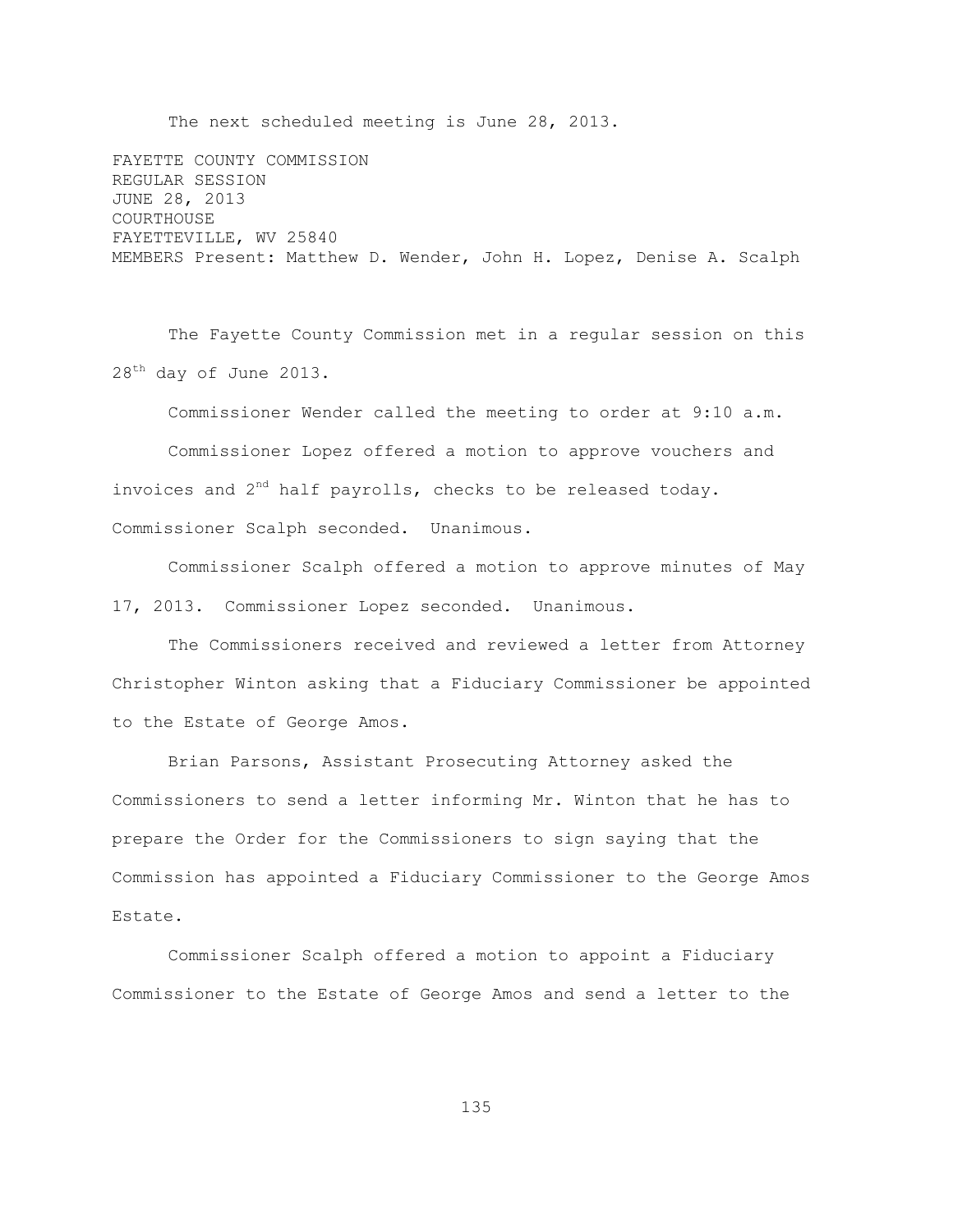The next scheduled meeting is June 28, 2013.

FAYETTE COUNTY COMMISSION
REGULAR SESSION
JUNE 28, 2013
COURTHOUSE
FAYETTEVILLE, WV 25840
MEMBERS Present: Matthew D. Wender, John H. Lopez, Denise A. Scalph

The Fayette County Commission met in a regular session on this 28th day of June 2013.

Commissioner Wender called the meeting to order at 9:10 a.m.

Commissioner Lopez offered a motion to approve vouchers and invoices and 2nd half payrolls, checks to be released today. Commissioner Scalph seconded. Unanimous.

Commissioner Scalph offered a motion to approve minutes of May 17, 2013. Commissioner Lopez seconded. Unanimous.

The Commissioners received and reviewed a letter from Attorney Christopher Winton asking that a Fiduciary Commissioner be appointed to the Estate of George Amos.

Brian Parsons, Assistant Prosecuting Attorney asked the Commissioners to send a letter informing Mr. Winton that he has to prepare the Order for the Commissioners to sign saying that the Commission has appointed a Fiduciary Commissioner to the George Amos Estate.

Commissioner Scalph offered a motion to appoint a Fiduciary Commissioner to the Estate of George Amos and send a letter to the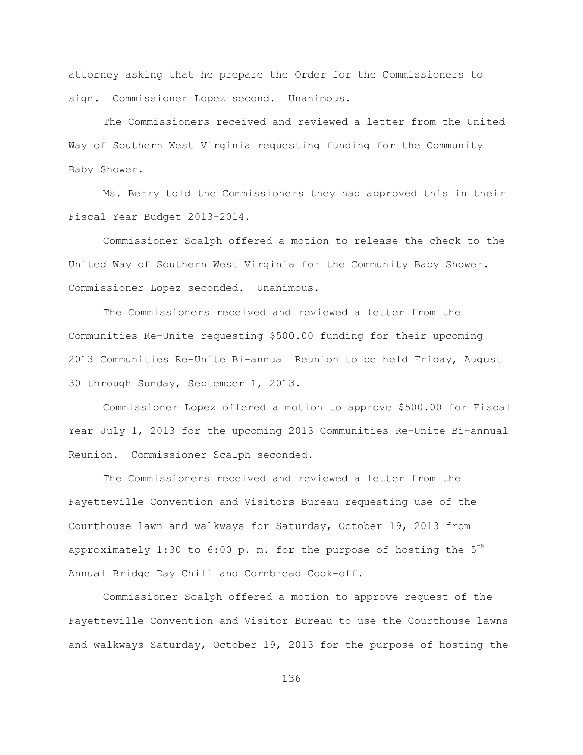attorney asking that he prepare the Order for the Commissioners to sign. Commissioner Lopez second. Unanimous.

The Commissioners received and reviewed a letter from the United Way of Southern West Virginia requesting funding for the Community Baby Shower.

Ms. Berry told the Commissioners they had approved this in their Fiscal Year Budget 2013-2014.

Commissioner Scalph offered a motion to release the check to the United Way of Southern West Virginia for the Community Baby Shower. Commissioner Lopez seconded. Unanimous.

The Commissioners received and reviewed a letter from the Communities Re-Unite requesting $500.00 funding for their upcoming 2013 Communities Re-Unite Bi-annual Reunion to be held Friday, August 30 through Sunday, September 1, 2013.

Commissioner Lopez offered a motion to approve $500.00 for Fiscal Year July 1, 2013 for the upcoming 2013 Communities Re-Unite Bi-annual Reunion. Commissioner Scalph seconded.

The Commissioners received and reviewed a letter from the Fayetteville Convention and Visitors Bureau requesting use of the Courthouse lawn and walkways for Saturday, October 19, 2013 from approximately 1:30 to 6:00 p. m. for the purpose of hosting the 5th Annual Bridge Day Chili and Cornbread Cook-off.

Commissioner Scalph offered a motion to approve request of the Fayetteville Convention and Visitor Bureau to use the Courthouse lawns and walkways Saturday, October 19, 2013 for the purpose of hosting the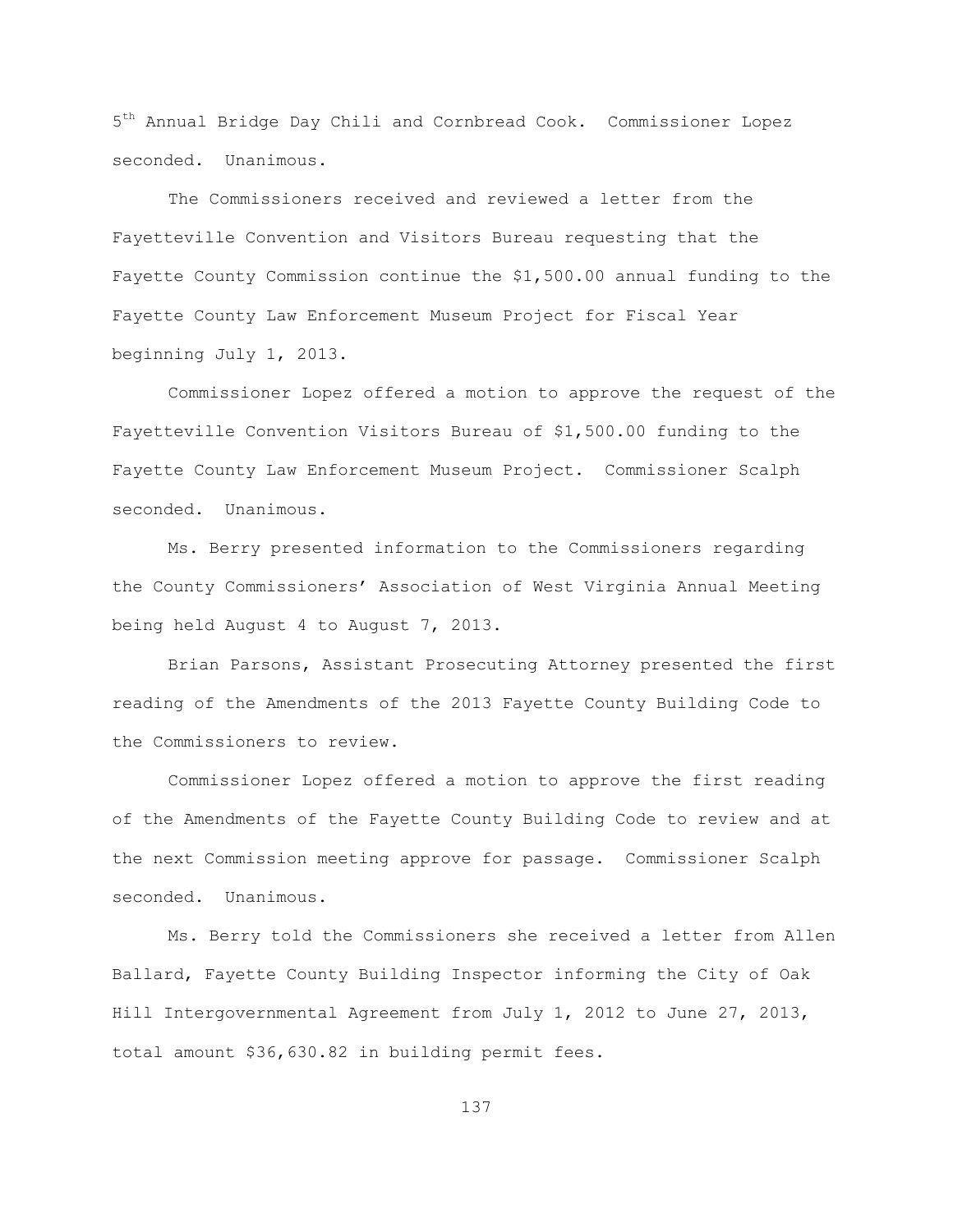5th Annual Bridge Day Chili and Cornbread Cook. Commissioner Lopez seconded. Unanimous.

The Commissioners received and reviewed a letter from the Fayetteville Convention and Visitors Bureau requesting that the Fayette County Commission continue the $1,500.00 annual funding to the Fayette County Law Enforcement Museum Project for Fiscal Year beginning July 1, 2013.

Commissioner Lopez offered a motion to approve the request of the Fayetteville Convention Visitors Bureau of $1,500.00 funding to the Fayette County Law Enforcement Museum Project. Commissioner Scalph seconded. Unanimous.

Ms. Berry presented information to the Commissioners regarding the County Commissioners' Association of West Virginia Annual Meeting being held August 4 to August 7, 2013.

Brian Parsons, Assistant Prosecuting Attorney presented the first reading of the Amendments of the 2013 Fayette County Building Code to the Commissioners to review.

Commissioner Lopez offered a motion to approve the first reading of the Amendments of the Fayette County Building Code to review and at the next Commission meeting approve for passage. Commissioner Scalph seconded. Unanimous.

Ms. Berry told the Commissioners she received a letter from Allen Ballard, Fayette County Building Inspector informing the City of Oak Hill Intergovernmental Agreement from July 1, 2012 to June 27, 2013, total amount $36,630.82 in building permit fees.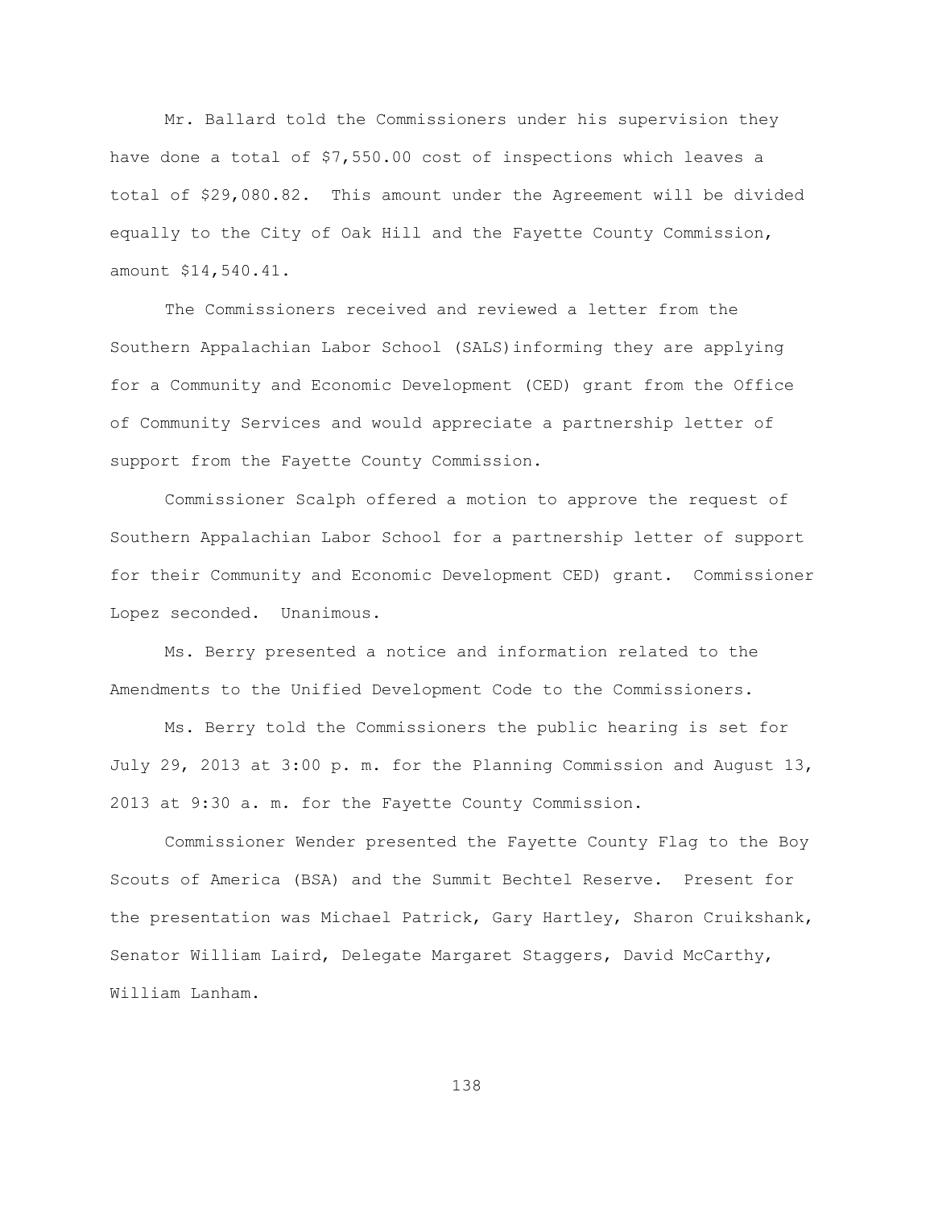Mr. Ballard told the Commissioners under his supervision they have done a total of $7,550.00 cost of inspections which leaves a total of $29,080.82. This amount under the Agreement will be divided equally to the City of Oak Hill and the Fayette County Commission, amount $14,540.41.

The Commissioners received and reviewed a letter from the Southern Appalachian Labor School (SALS)informing they are applying for a Community and Economic Development (CED) grant from the Office of Community Services and would appreciate a partnership letter of support from the Fayette County Commission.

Commissioner Scalph offered a motion to approve the request of Southern Appalachian Labor School for a partnership letter of support for their Community and Economic Development CED) grant. Commissioner Lopez seconded. Unanimous.

Ms. Berry presented a notice and information related to the Amendments to the Unified Development Code to the Commissioners.

Ms. Berry told the Commissioners the public hearing is set for July 29, 2013 at 3:00 p. m. for the Planning Commission and August 13, 2013 at 9:30 a. m. for the Fayette County Commission.

Commissioner Wender presented the Fayette County Flag to the Boy Scouts of America (BSA) and the Summit Bechtel Reserve. Present for the presentation was Michael Patrick, Gary Hartley, Sharon Cruikshank, Senator William Laird, Delegate Margaret Staggers, David McCarthy, William Lanham.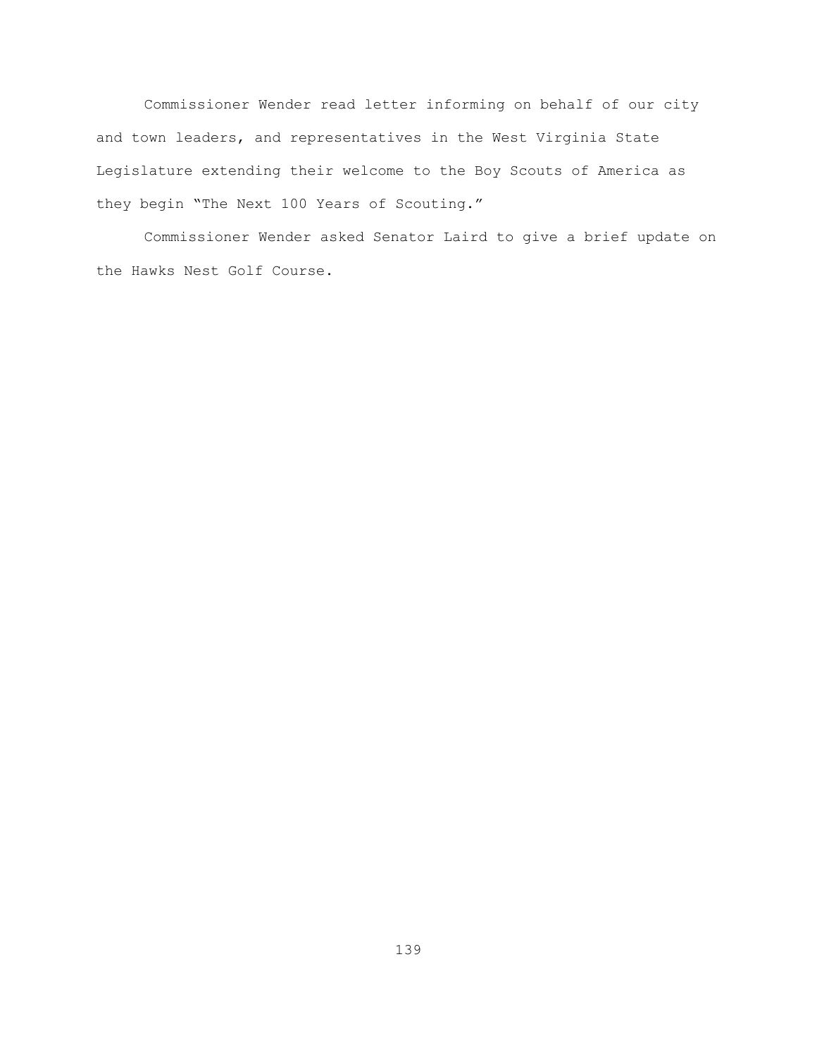Commissioner Wender read letter informing on behalf of our city and town leaders, and representatives in the West Virginia State Legislature extending their welcome to the Boy Scouts of America as they begin "The Next 100 Years of Scouting."

Commissioner Wender asked Senator Laird to give a brief update on the Hawks Nest Golf Course.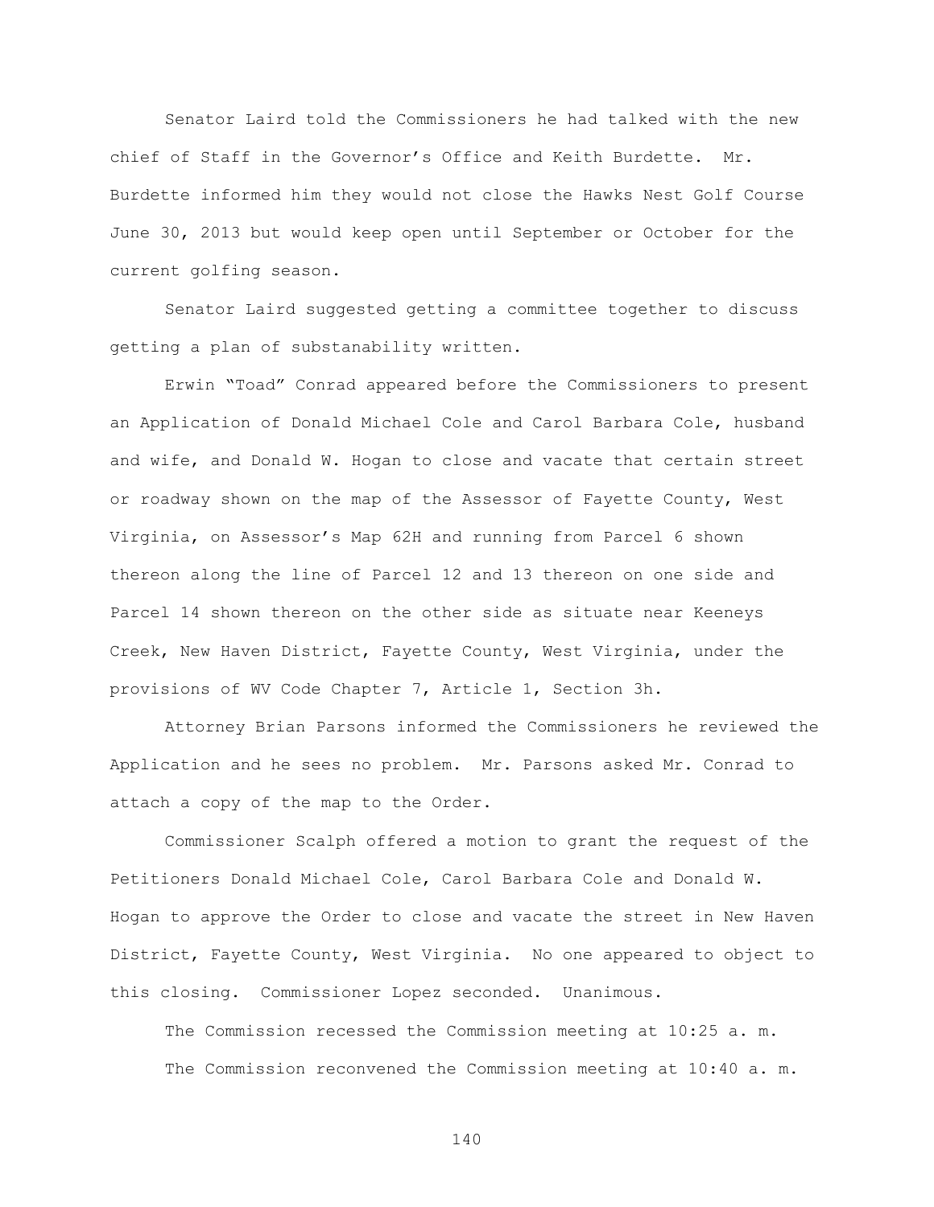Senator Laird told the Commissioners he had talked with the new chief of Staff in the Governor's Office and Keith Burdette. Mr. Burdette informed him they would not close the Hawks Nest Golf Course June 30, 2013 but would keep open until September or October for the current golfing season.

Senator Laird suggested getting a committee together to discuss getting a plan of substanability written.

Erwin "Toad" Conrad appeared before the Commissioners to present an Application of Donald Michael Cole and Carol Barbara Cole, husband and wife, and Donald W. Hogan to close and vacate that certain street or roadway shown on the map of the Assessor of Fayette County, West Virginia, on Assessor's Map 62H and running from Parcel 6 shown thereon along the line of Parcel 12 and 13 thereon on one side and Parcel 14 shown thereon on the other side as situate near Keeneys Creek, New Haven District, Fayette County, West Virginia, under the provisions of WV Code Chapter 7, Article 1, Section 3h.

Attorney Brian Parsons informed the Commissioners he reviewed the Application and he sees no problem. Mr. Parsons asked Mr. Conrad to attach a copy of the map to the Order.

Commissioner Scalph offered a motion to grant the request of the Petitioners Donald Michael Cole, Carol Barbara Cole and Donald W. Hogan to approve the Order to close and vacate the street in New Haven District, Fayette County, West Virginia. No one appeared to object to this closing. Commissioner Lopez seconded. Unanimous.

The Commission recessed the Commission meeting at 10:25 a. m.

The Commission reconvened the Commission meeting at 10:40 a. m.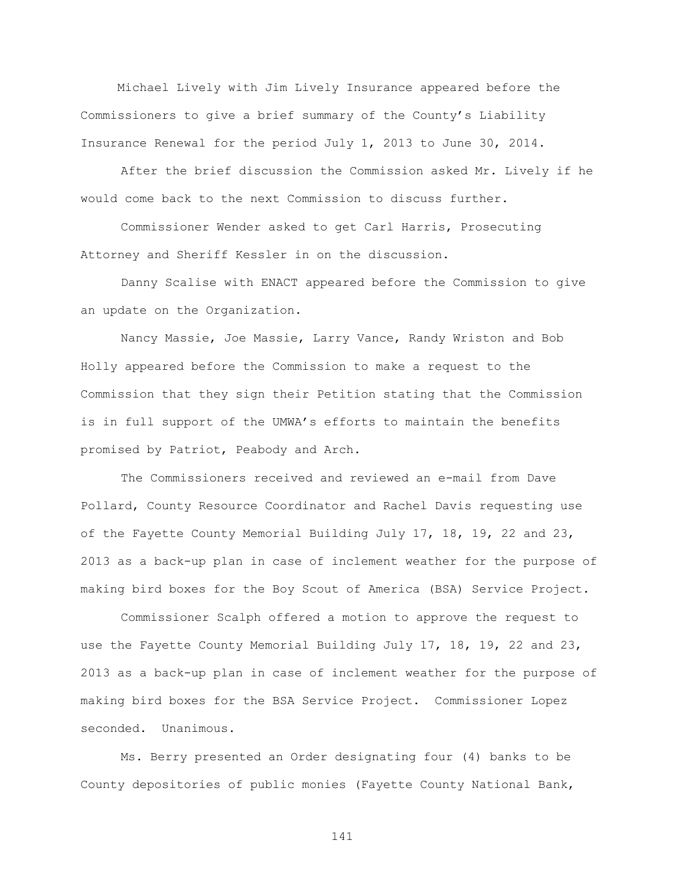Michael Lively with Jim Lively Insurance appeared before the Commissioners to give a brief summary of the County's Liability Insurance Renewal for the period July 1, 2013 to June 30, 2014.

After the brief discussion the Commission asked Mr. Lively if he would come back to the next Commission to discuss further.

Commissioner Wender asked to get Carl Harris, Prosecuting Attorney and Sheriff Kessler in on the discussion.

Danny Scalise with ENACT appeared before the Commission to give an update on the Organization.

Nancy Massie, Joe Massie, Larry Vance, Randy Wriston and Bob Holly appeared before the Commission to make a request to the Commission that they sign their Petition stating that the Commission is in full support of the UMWA's efforts to maintain the benefits promised by Patriot, Peabody and Arch.

The Commissioners received and reviewed an e-mail from Dave Pollard, County Resource Coordinator and Rachel Davis requesting use of the Fayette County Memorial Building July 17, 18, 19, 22 and 23, 2013 as a back-up plan in case of inclement weather for the purpose of making bird boxes for the Boy Scout of America (BSA) Service Project.

Commissioner Scalph offered a motion to approve the request to use the Fayette County Memorial Building July 17, 18, 19, 22 and 23, 2013 as a back-up plan in case of inclement weather for the purpose of making bird boxes for the BSA Service Project. Commissioner Lopez seconded. Unanimous.

Ms. Berry presented an Order designating four (4) banks to be County depositories of public monies (Fayette County National Bank,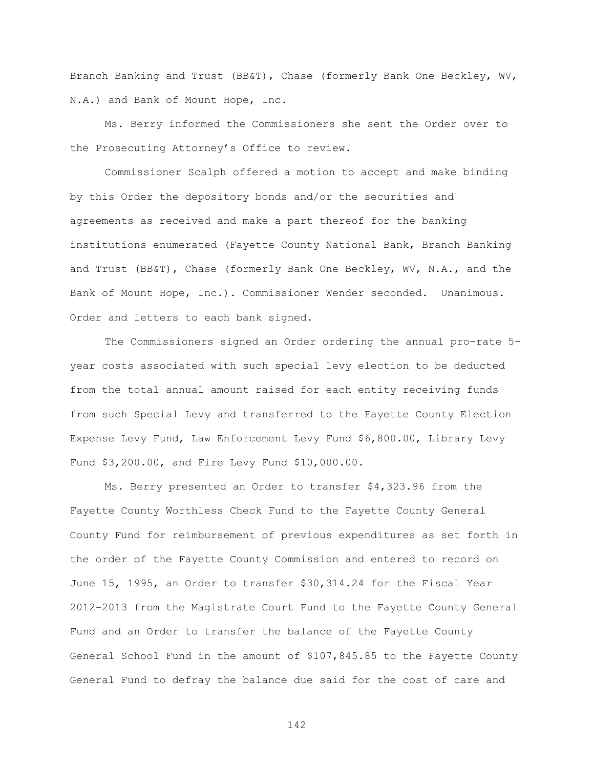Branch Banking and Trust (BB&T), Chase (formerly Bank One Beckley, WV, N.A.) and Bank of Mount Hope, Inc.

Ms. Berry informed the Commissioners she sent the Order over to the Prosecuting Attorney's Office to review.

Commissioner Scalph offered a motion to accept and make binding by this Order the depository bonds and/or the securities and agreements as received and make a part thereof for the banking institutions enumerated (Fayette County National Bank, Branch Banking and Trust (BB&T), Chase (formerly Bank One Beckley, WV, N.A., and the Bank of Mount Hope, Inc.). Commissioner Wender seconded. Unanimous. Order and letters to each bank signed.

The Commissioners signed an Order ordering the annual pro-rate 5-year costs associated with such special levy election to be deducted from the total annual amount raised for each entity receiving funds from such Special Levy and transferred to the Fayette County Election Expense Levy Fund, Law Enforcement Levy Fund $6,800.00, Library Levy Fund $3,200.00, and Fire Levy Fund $10,000.00.

Ms. Berry presented an Order to transfer $4,323.96 from the Fayette County Worthless Check Fund to the Fayette County General County Fund for reimbursement of previous expenditures as set forth in the order of the Fayette County Commission and entered to record on June 15, 1995, an Order to transfer $30,314.24 for the Fiscal Year 2012-2013 from the Magistrate Court Fund to the Fayette County General Fund and an Order to transfer the balance of the Fayette County General School Fund in the amount of $107,845.85 to the Fayette County General Fund to defray the balance due said for the cost of care and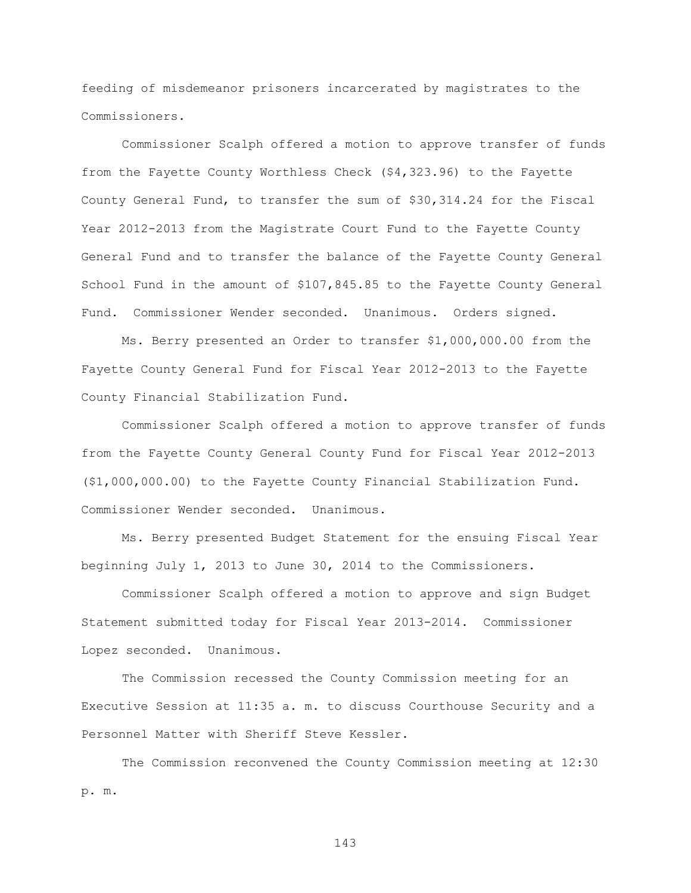feeding of misdemeanor prisoners incarcerated by magistrates to the Commissioners.

Commissioner Scalph offered a motion to approve transfer of funds from the Fayette County Worthless Check ($4,323.96) to the Fayette County General Fund, to transfer the sum of $30,314.24 for the Fiscal Year 2012-2013 from the Magistrate Court Fund to the Fayette County General Fund and to transfer the balance of the Fayette County General School Fund in the amount of $107,845.85 to the Fayette County General Fund. Commissioner Wender seconded. Unanimous. Orders signed.

Ms. Berry presented an Order to transfer $1,000,000.00 from the Fayette County General Fund for Fiscal Year 2012-2013 to the Fayette County Financial Stabilization Fund.

Commissioner Scalph offered a motion to approve transfer of funds from the Fayette County General County Fund for Fiscal Year 2012-2013 ($1,000,000.00) to the Fayette County Financial Stabilization Fund. Commissioner Wender seconded. Unanimous.

Ms. Berry presented Budget Statement for the ensuing Fiscal Year beginning July 1, 2013 to June 30, 2014 to the Commissioners.

Commissioner Scalph offered a motion to approve and sign Budget Statement submitted today for Fiscal Year 2013-2014. Commissioner Lopez seconded. Unanimous.

The Commission recessed the County Commission meeting for an Executive Session at 11:35 a. m. to discuss Courthouse Security and a Personnel Matter with Sheriff Steve Kessler.

The Commission reconvened the County Commission meeting at 12:30 p. m.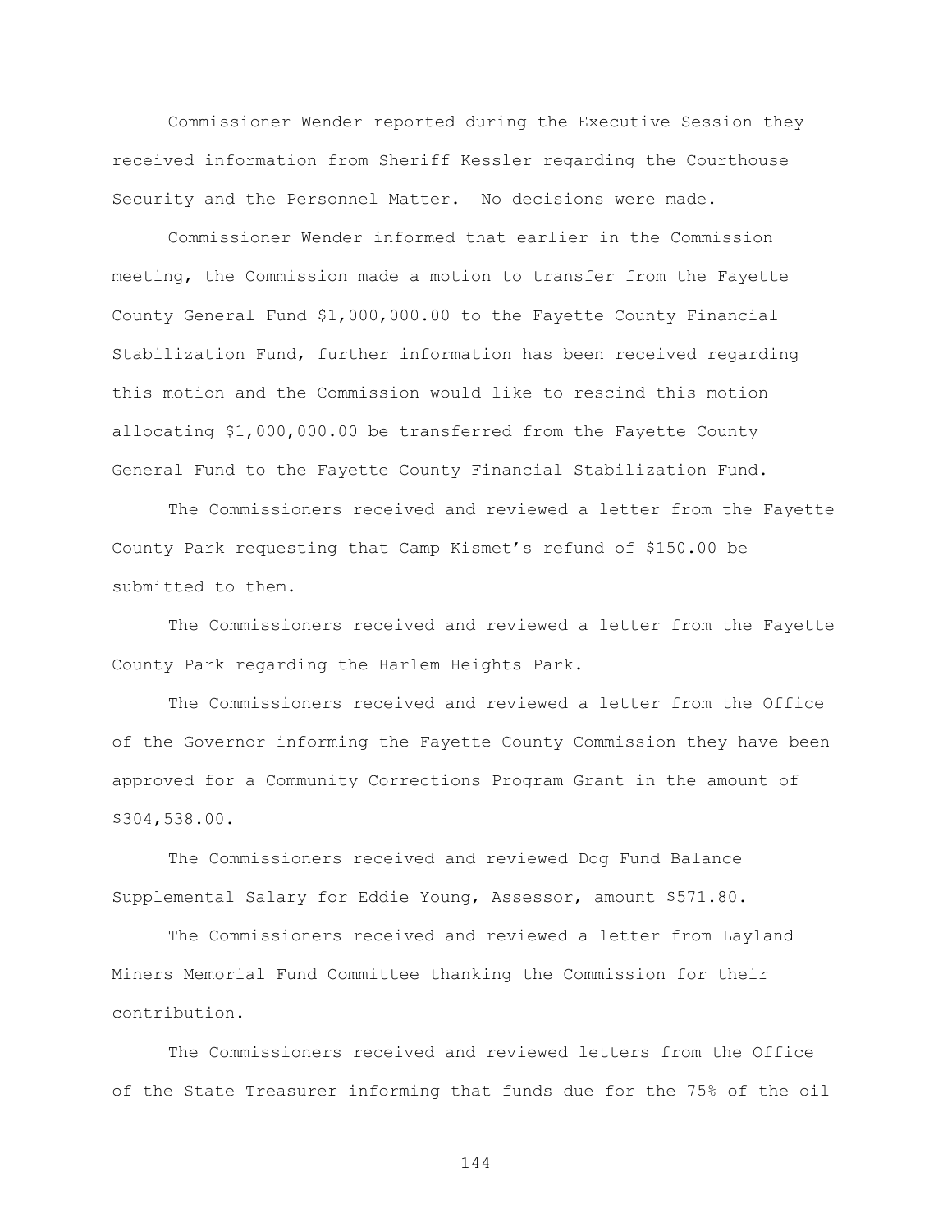Commissioner Wender reported during the Executive Session they received information from Sheriff Kessler regarding the Courthouse Security and the Personnel Matter. No decisions were made.

Commissioner Wender informed that earlier in the Commission meeting, the Commission made a motion to transfer from the Fayette County General Fund $1,000,000.00 to the Fayette County Financial Stabilization Fund, further information has been received regarding this motion and the Commission would like to rescind this motion allocating $1,000,000.00 be transferred from the Fayette County General Fund to the Fayette County Financial Stabilization Fund.

The Commissioners received and reviewed a letter from the Fayette County Park requesting that Camp Kismet's refund of $150.00 be submitted to them.

The Commissioners received and reviewed a letter from the Fayette County Park regarding the Harlem Heights Park.

The Commissioners received and reviewed a letter from the Office of the Governor informing the Fayette County Commission they have been approved for a Community Corrections Program Grant in the amount of $304,538.00.

The Commissioners received and reviewed Dog Fund Balance Supplemental Salary for Eddie Young, Assessor, amount $571.80.

The Commissioners received and reviewed a letter from Layland Miners Memorial Fund Committee thanking the Commission for their contribution.

The Commissioners received and reviewed letters from the Office of the State Treasurer informing that funds due for the 75% of the oil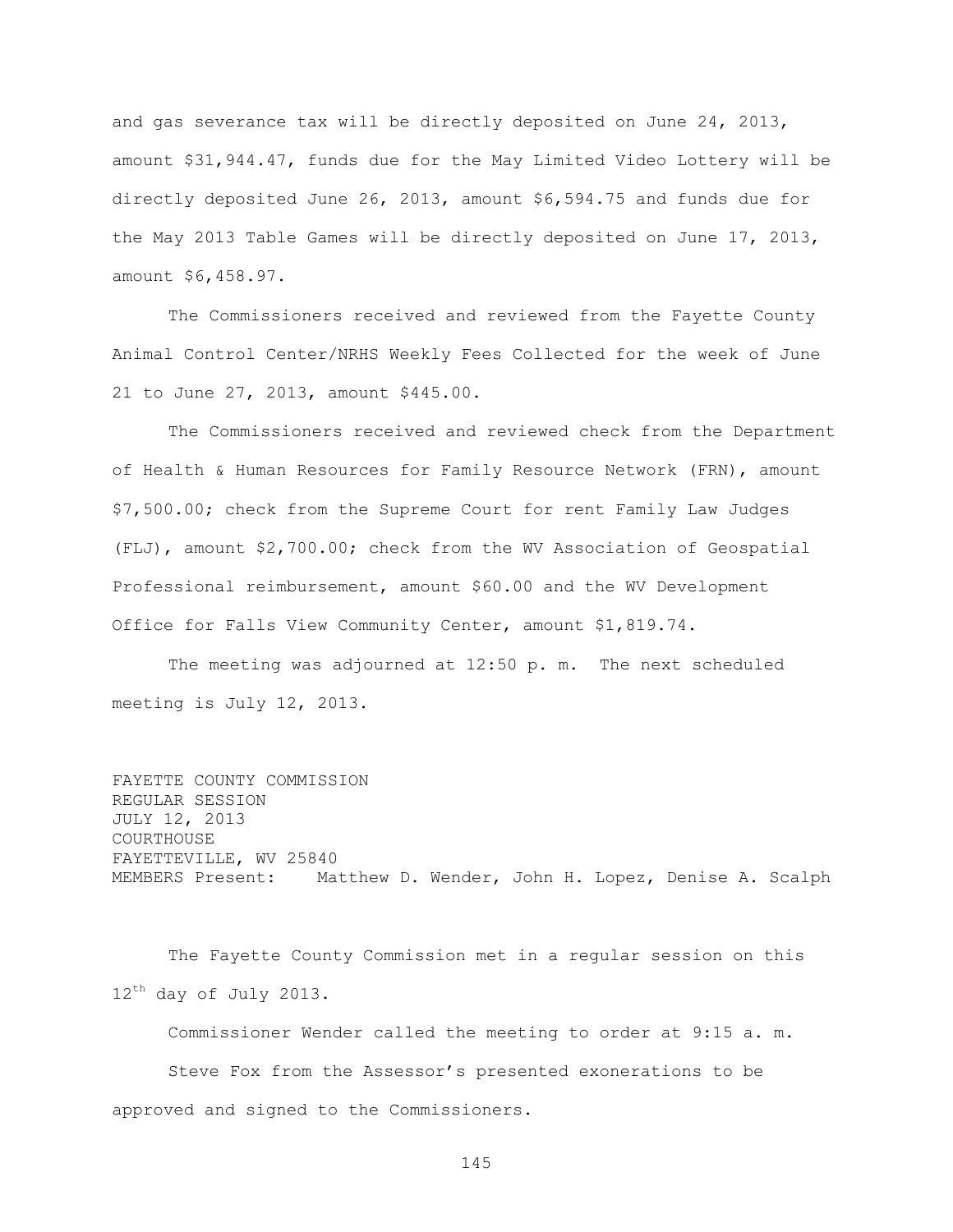and gas severance tax will be directly deposited on June 24, 2013, amount $31,944.47, funds due for the May Limited Video Lottery will be directly deposited June 26, 2013, amount $6,594.75 and funds due for the May 2013 Table Games will be directly deposited on June 17, 2013, amount $6,458.97.

The Commissioners received and reviewed from the Fayette County Animal Control Center/NRHS Weekly Fees Collected for the week of June 21 to June 27, 2013, amount $445.00.

The Commissioners received and reviewed check from the Department of Health & Human Resources for Family Resource Network (FRN), amount $7,500.00; check from the Supreme Court for rent Family Law Judges (FLJ), amount $2,700.00; check from the WV Association of Geospatial Professional reimbursement, amount $60.00 and the WV Development Office for Falls View Community Center, amount $1,819.74.

The meeting was adjourned at 12:50 p. m. The next scheduled meeting is July 12, 2013.

FAYETTE COUNTY COMMISSION
REGULAR SESSION
JULY 12, 2013
COURTHOUSE
FAYETTEVILLE, WV 25840
MEMBERS Present: Matthew D. Wender, John H. Lopez, Denise A. Scalph

The Fayette County Commission met in a regular session on this 12th day of July 2013.

Commissioner Wender called the meeting to order at 9:15 a. m.

Steve Fox from the Assessor's presented exonerations to be approved and signed to the Commissioners.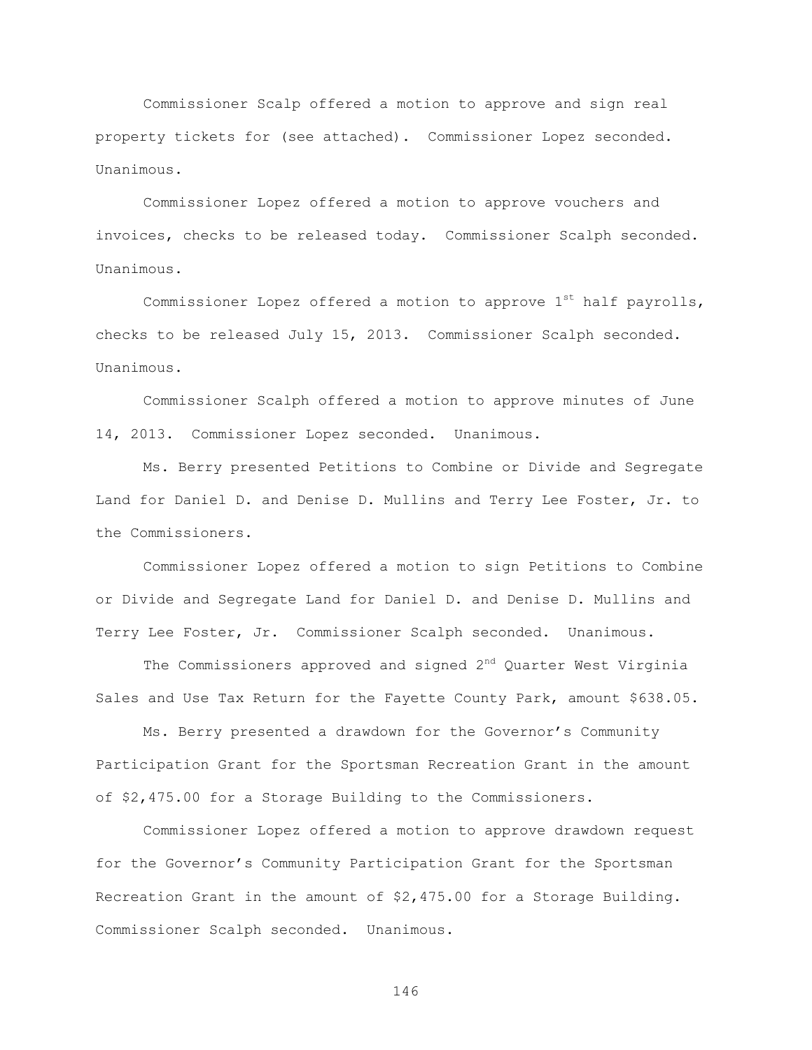Commissioner Scalp offered a motion to approve and sign real property tickets for (see attached). Commissioner Lopez seconded. Unanimous.

Commissioner Lopez offered a motion to approve vouchers and invoices, checks to be released today. Commissioner Scalph seconded. Unanimous.

Commissioner Lopez offered a motion to approve 1st half payrolls, checks to be released July 15, 2013. Commissioner Scalph seconded. Unanimous.

Commissioner Scalph offered a motion to approve minutes of June 14, 2013. Commissioner Lopez seconded. Unanimous.

Ms. Berry presented Petitions to Combine or Divide and Segregate Land for Daniel D. and Denise D. Mullins and Terry Lee Foster, Jr. to the Commissioners.

Commissioner Lopez offered a motion to sign Petitions to Combine or Divide and Segregate Land for Daniel D. and Denise D. Mullins and Terry Lee Foster, Jr. Commissioner Scalph seconded. Unanimous.

The Commissioners approved and signed 2nd Quarter West Virginia Sales and Use Tax Return for the Fayette County Park, amount $638.05.

Ms. Berry presented a drawdown for the Governor's Community Participation Grant for the Sportsman Recreation Grant in the amount of $2,475.00 for a Storage Building to the Commissioners.

Commissioner Lopez offered a motion to approve drawdown request for the Governor's Community Participation Grant for the Sportsman Recreation Grant in the amount of $2,475.00 for a Storage Building. Commissioner Scalph seconded. Unanimous.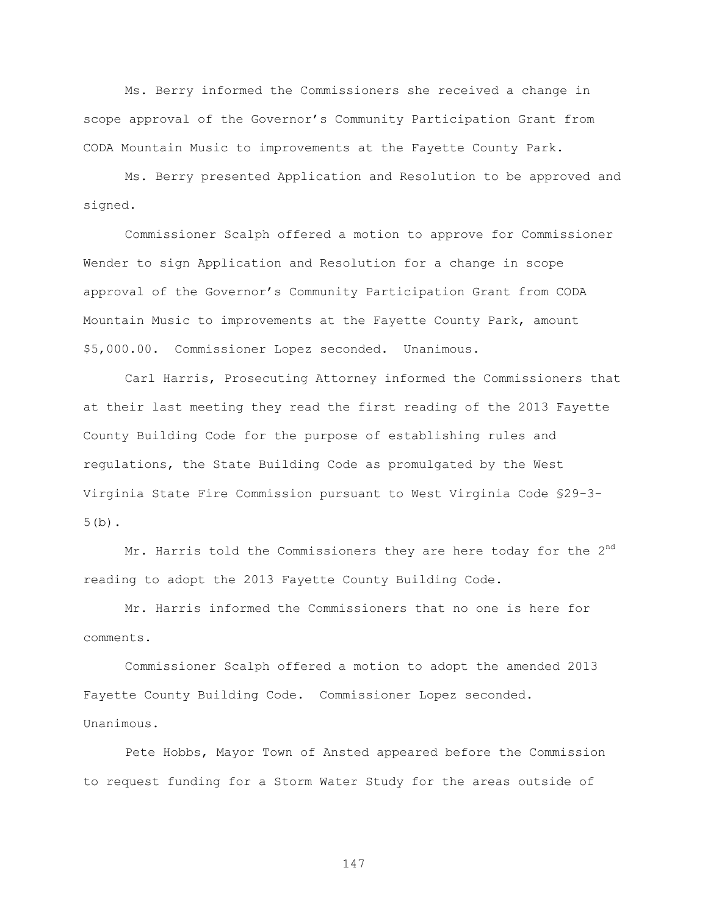Ms. Berry informed the Commissioners she received a change in scope approval of the Governor's Community Participation Grant from CODA Mountain Music to improvements at the Fayette County Park.

Ms. Berry presented Application and Resolution to be approved and signed.

Commissioner Scalph offered a motion to approve for Commissioner Wender to sign Application and Resolution for a change in scope approval of the Governor's Community Participation Grant from CODA Mountain Music to improvements at the Fayette County Park, amount $5,000.00. Commissioner Lopez seconded. Unanimous.

Carl Harris, Prosecuting Attorney informed the Commissioners that at their last meeting they read the first reading of the 2013 Fayette County Building Code for the purpose of establishing rules and regulations, the State Building Code as promulgated by the West Virginia State Fire Commission pursuant to West Virginia Code §29-3-5(b).

Mr. Harris told the Commissioners they are here today for the 2nd reading to adopt the 2013 Fayette County Building Code.

Mr. Harris informed the Commissioners that no one is here for comments.

Commissioner Scalph offered a motion to adopt the amended 2013 Fayette County Building Code. Commissioner Lopez seconded. Unanimous.

Pete Hobbs, Mayor Town of Ansted appeared before the Commission to request funding for a Storm Water Study for the areas outside of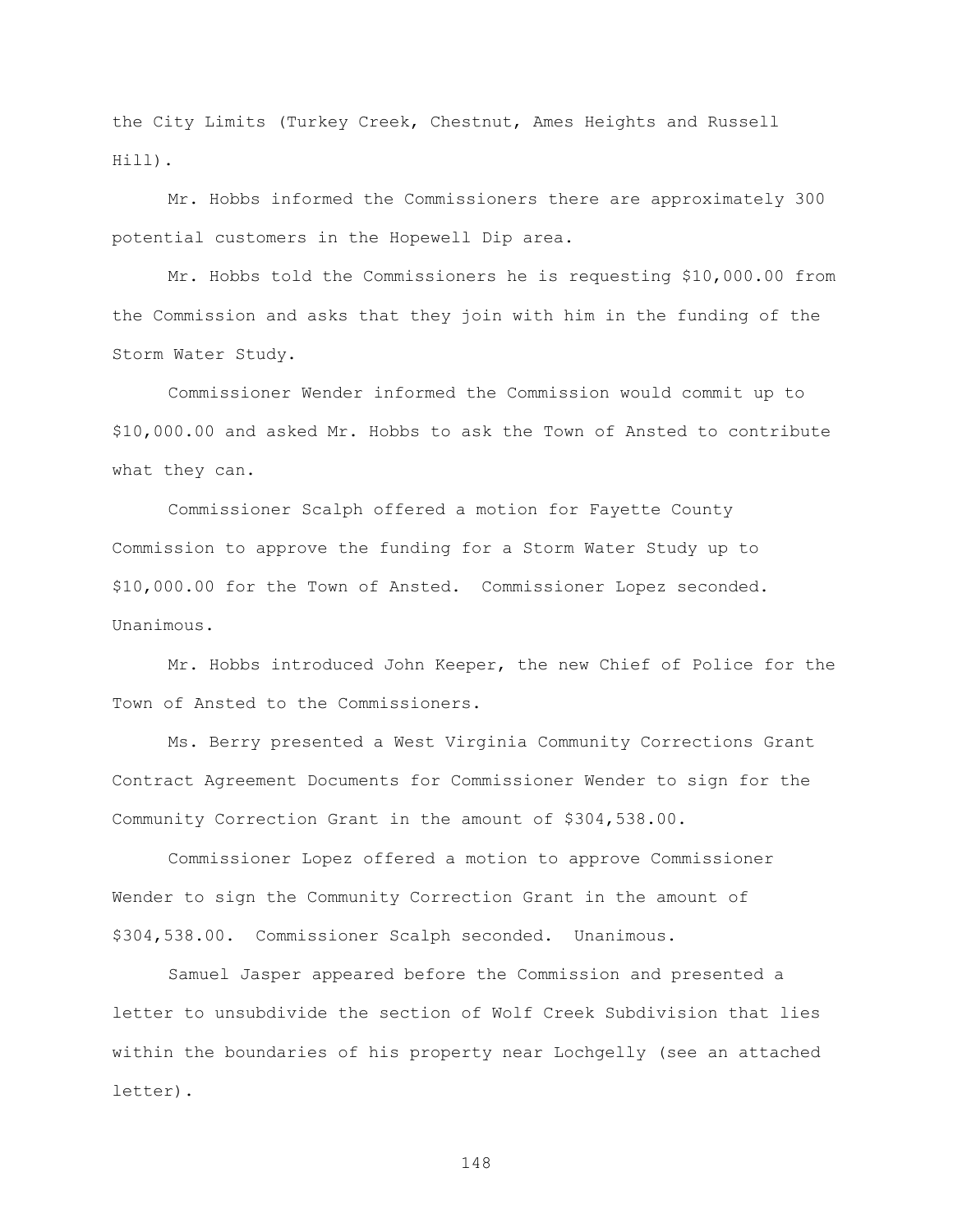the City Limits (Turkey Creek, Chestnut, Ames Heights and Russell Hill).

Mr. Hobbs informed the Commissioners there are approximately 300 potential customers in the Hopewell Dip area.

Mr. Hobbs told the Commissioners he is requesting $10,000.00 from the Commission and asks that they join with him in the funding of the Storm Water Study.

Commissioner Wender informed the Commission would commit up to $10,000.00 and asked Mr. Hobbs to ask the Town of Ansted to contribute what they can.

Commissioner Scalph offered a motion for Fayette County Commission to approve the funding for a Storm Water Study up to $10,000.00 for the Town of Ansted. Commissioner Lopez seconded. Unanimous.

Mr. Hobbs introduced John Keeper, the new Chief of Police for the Town of Ansted to the Commissioners.

Ms. Berry presented a West Virginia Community Corrections Grant Contract Agreement Documents for Commissioner Wender to sign for the Community Correction Grant in the amount of $304,538.00.

Commissioner Lopez offered a motion to approve Commissioner Wender to sign the Community Correction Grant in the amount of $304,538.00. Commissioner Scalph seconded. Unanimous.

Samuel Jasper appeared before the Commission and presented a letter to unsubdivide the section of Wolf Creek Subdivision that lies within the boundaries of his property near Lochgelly (see an attached letter).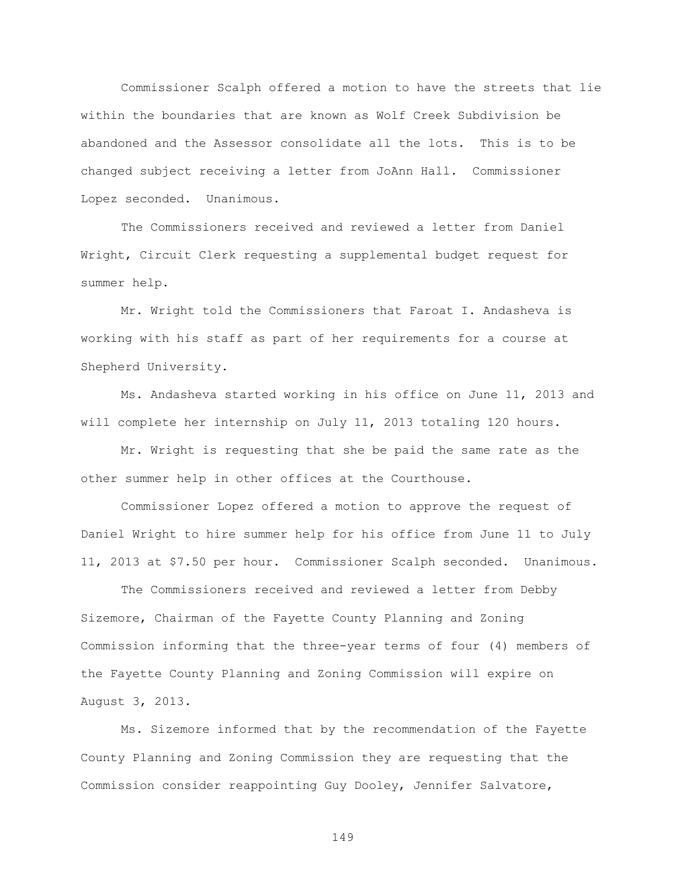Commissioner Scalph offered a motion to have the streets that lie within the boundaries that are known as Wolf Creek Subdivision be abandoned and the Assessor consolidate all the lots. This is to be changed subject receiving a letter from JoAnn Hall. Commissioner Lopez seconded. Unanimous.

The Commissioners received and reviewed a letter from Daniel Wright, Circuit Clerk requesting a supplemental budget request for summer help.

Mr. Wright told the Commissioners that Faroat I. Andasheva is working with his staff as part of her requirements for a course at Shepherd University.

Ms. Andasheva started working in his office on June 11, 2013 and will complete her internship on July 11, 2013 totaling 120 hours.

Mr. Wright is requesting that she be paid the same rate as the other summer help in other offices at the Courthouse.

Commissioner Lopez offered a motion to approve the request of Daniel Wright to hire summer help for his office from June 11 to July 11, 2013 at $7.50 per hour. Commissioner Scalph seconded. Unanimous.

The Commissioners received and reviewed a letter from Debby Sizemore, Chairman of the Fayette County Planning and Zoning Commission informing that the three-year terms of four (4) members of the Fayette County Planning and Zoning Commission will expire on August 3, 2013.

Ms. Sizemore informed that by the recommendation of the Fayette County Planning and Zoning Commission they are requesting that the Commission consider reappointing Guy Dooley, Jennifer Salvatore,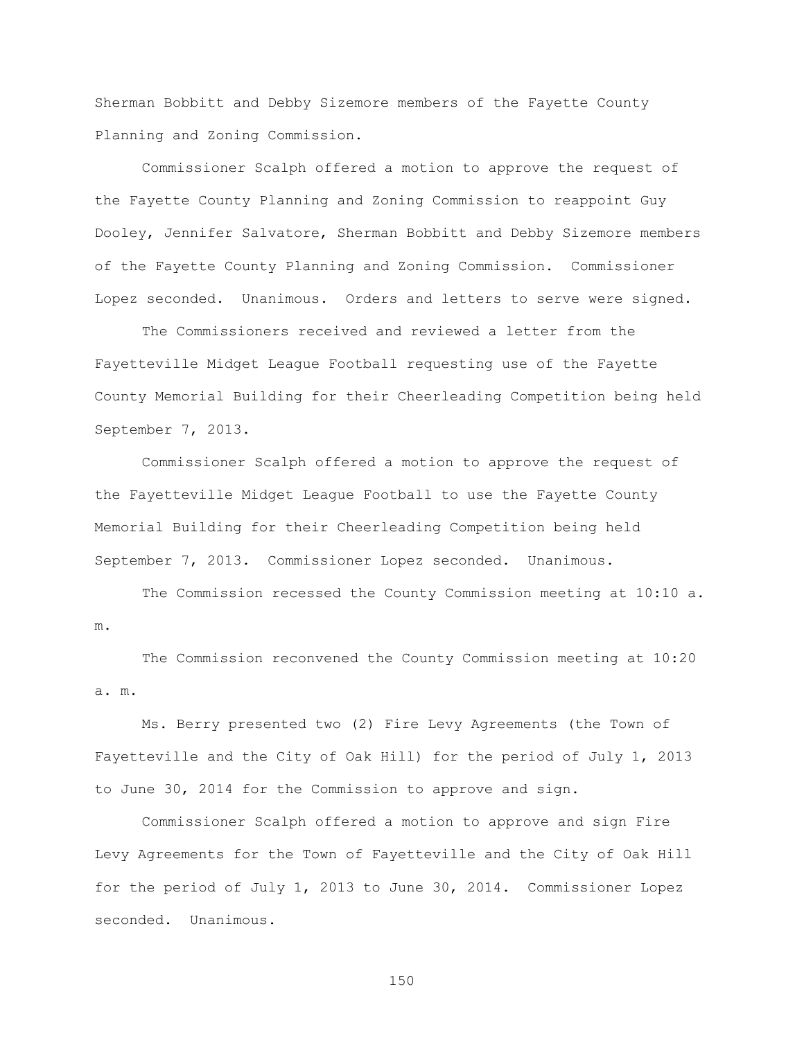Sherman Bobbitt and Debby Sizemore members of the Fayette County Planning and Zoning Commission.

Commissioner Scalph offered a motion to approve the request of the Fayette County Planning and Zoning Commission to reappoint Guy Dooley, Jennifer Salvatore, Sherman Bobbitt and Debby Sizemore members of the Fayette County Planning and Zoning Commission. Commissioner Lopez seconded. Unanimous. Orders and letters to serve were signed.

The Commissioners received and reviewed a letter from the Fayetteville Midget League Football requesting use of the Fayette County Memorial Building for their Cheerleading Competition being held September 7, 2013.

Commissioner Scalph offered a motion to approve the request of the Fayetteville Midget League Football to use the Fayette County Memorial Building for their Cheerleading Competition being held September 7, 2013. Commissioner Lopez seconded. Unanimous.

The Commission recessed the County Commission meeting at 10:10 a. m.

The Commission reconvened the County Commission meeting at 10:20 a. m.

Ms. Berry presented two (2) Fire Levy Agreements (the Town of Fayetteville and the City of Oak Hill) for the period of July 1, 2013 to June 30, 2014 for the Commission to approve and sign.

Commissioner Scalph offered a motion to approve and sign Fire Levy Agreements for the Town of Fayetteville and the City of Oak Hill for the period of July 1, 2013 to June 30, 2014. Commissioner Lopez seconded. Unanimous.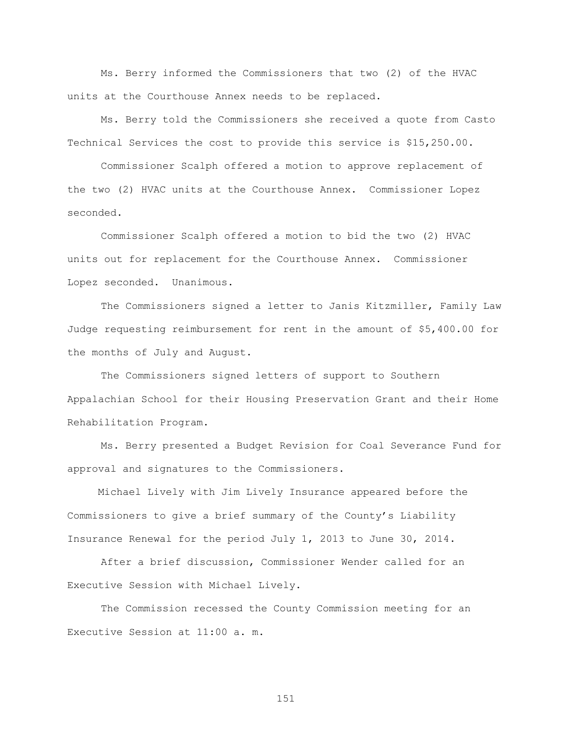Ms. Berry informed the Commissioners that two (2) of the HVAC units at the Courthouse Annex needs to be replaced.

Ms. Berry told the Commissioners she received a quote from Casto Technical Services the cost to provide this service is $15,250.00.

Commissioner Scalph offered a motion to approve replacement of the two (2) HVAC units at the Courthouse Annex. Commissioner Lopez seconded.

Commissioner Scalph offered a motion to bid the two (2) HVAC units out for replacement for the Courthouse Annex. Commissioner Lopez seconded. Unanimous.

The Commissioners signed a letter to Janis Kitzmiller, Family Law Judge requesting reimbursement for rent in the amount of $5,400.00 for the months of July and August.

The Commissioners signed letters of support to Southern Appalachian School for their Housing Preservation Grant and their Home Rehabilitation Program.

Ms. Berry presented a Budget Revision for Coal Severance Fund for approval and signatures to the Commissioners.

Michael Lively with Jim Lively Insurance appeared before the Commissioners to give a brief summary of the County's Liability Insurance Renewal for the period July 1, 2013 to June 30, 2014.

After a brief discussion, Commissioner Wender called for an Executive Session with Michael Lively.

The Commission recessed the County Commission meeting for an Executive Session at 11:00 a. m.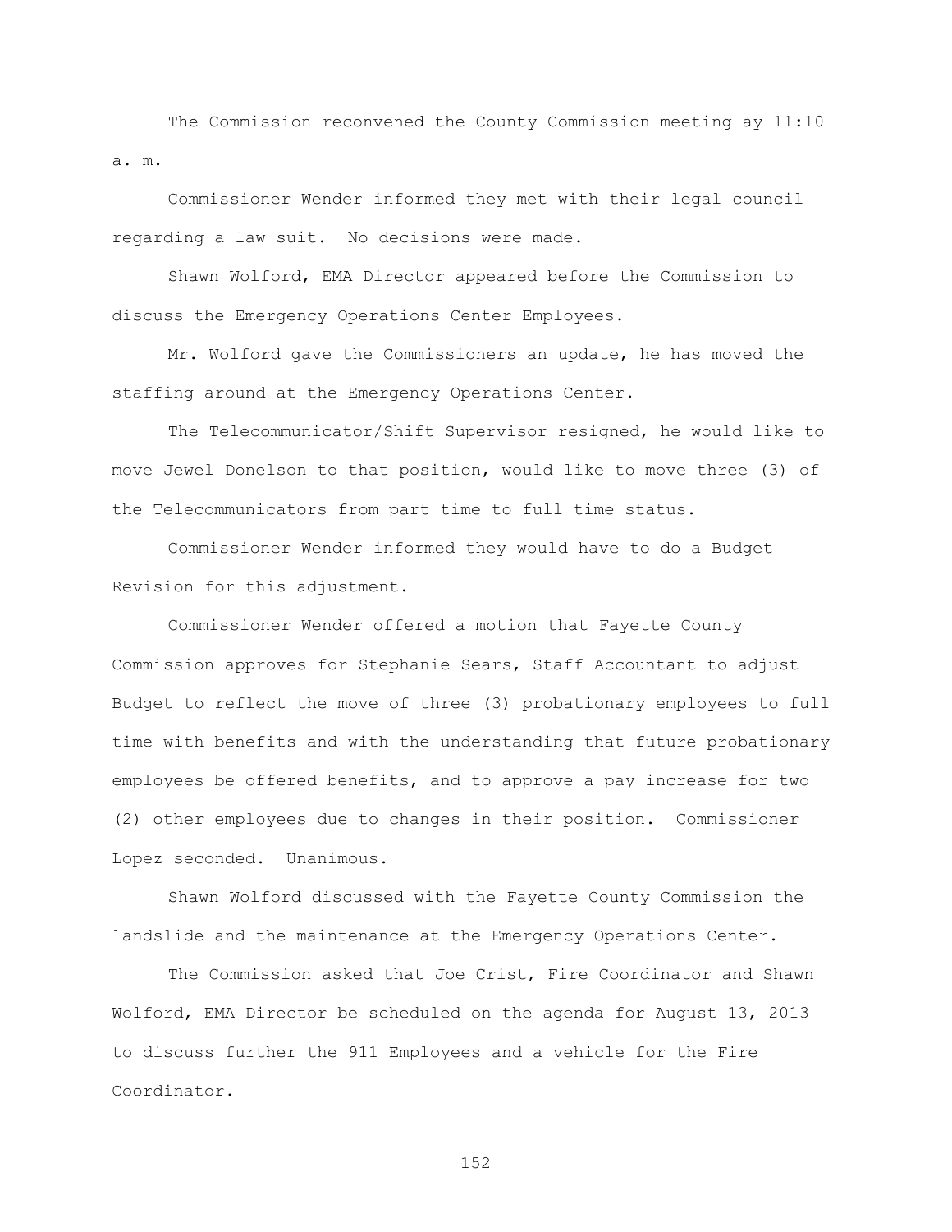The Commission reconvened the County Commission meeting ay 11:10 a. m.

Commissioner Wender informed they met with their legal council regarding a law suit. No decisions were made.

Shawn Wolford, EMA Director appeared before the Commission to discuss the Emergency Operations Center Employees.

Mr. Wolford gave the Commissioners an update, he has moved the staffing around at the Emergency Operations Center.

The Telecommunicator/Shift Supervisor resigned, he would like to move Jewel Donelson to that position, would like to move three (3) of the Telecommunicators from part time to full time status.

Commissioner Wender informed they would have to do a Budget Revision for this adjustment.

Commissioner Wender offered a motion that Fayette County Commission approves for Stephanie Sears, Staff Accountant to adjust Budget to reflect the move of three (3) probationary employees to full time with benefits and with the understanding that future probationary employees be offered benefits, and to approve a pay increase for two (2) other employees due to changes in their position. Commissioner Lopez seconded. Unanimous.

Shawn Wolford discussed with the Fayette County Commission the landslide and the maintenance at the Emergency Operations Center.

The Commission asked that Joe Crist, Fire Coordinator and Shawn Wolford, EMA Director be scheduled on the agenda for August 13, 2013 to discuss further the 911 Employees and a vehicle for the Fire Coordinator.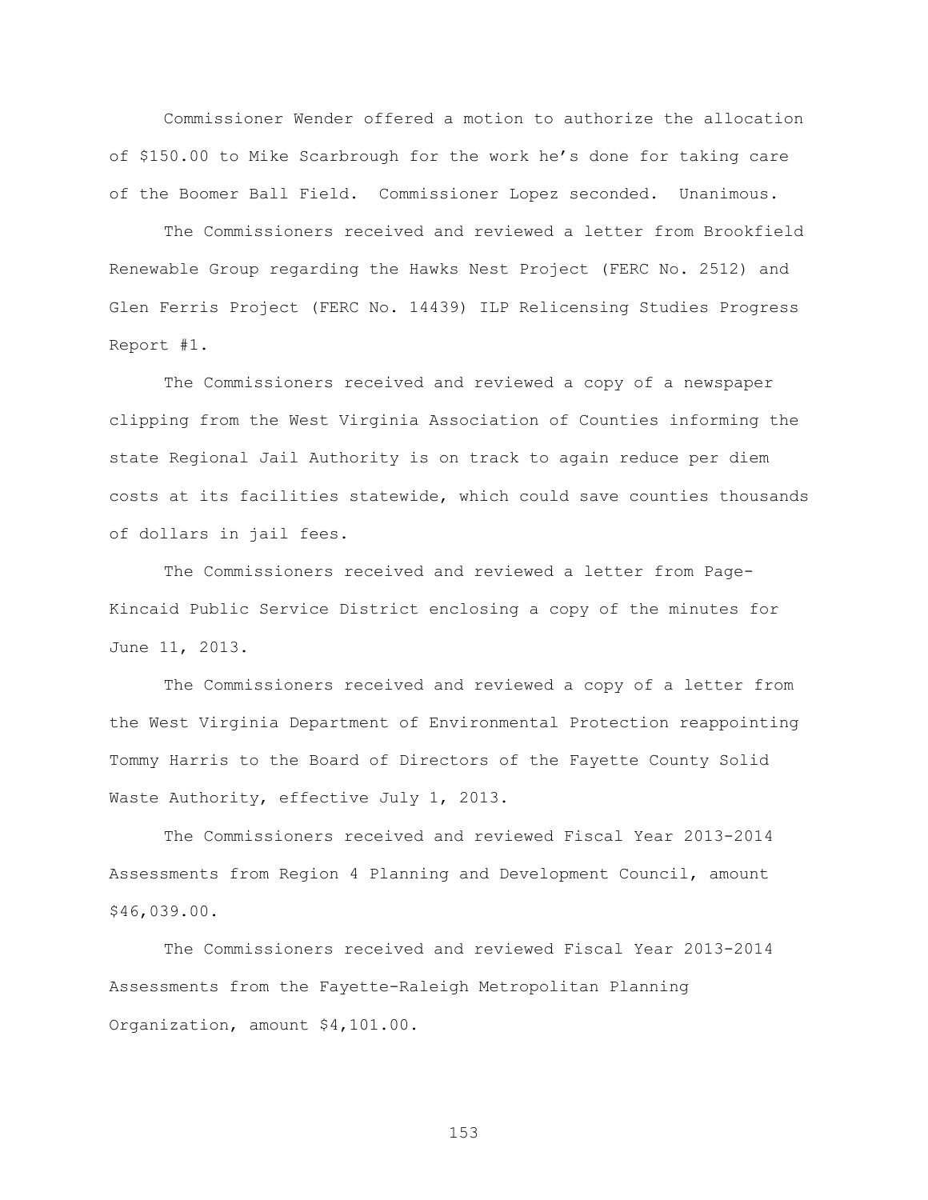Commissioner Wender offered a motion to authorize the allocation of $150.00 to Mike Scarbrough for the work he's done for taking care of the Boomer Ball Field. Commissioner Lopez seconded. Unanimous.

The Commissioners received and reviewed a letter from Brookfield Renewable Group regarding the Hawks Nest Project (FERC No. 2512) and Glen Ferris Project (FERC No. 14439) ILP Relicensing Studies Progress Report #1.

The Commissioners received and reviewed a copy of a newspaper clipping from the West Virginia Association of Counties informing the state Regional Jail Authority is on track to again reduce per diem costs at its facilities statewide, which could save counties thousands of dollars in jail fees.

The Commissioners received and reviewed a letter from Page-Kincaid Public Service District enclosing a copy of the minutes for June 11, 2013.

The Commissioners received and reviewed a copy of a letter from the West Virginia Department of Environmental Protection reappointing Tommy Harris to the Board of Directors of the Fayette County Solid Waste Authority, effective July 1, 2013.

The Commissioners received and reviewed Fiscal Year 2013-2014 Assessments from Region 4 Planning and Development Council, amount $46,039.00.

The Commissioners received and reviewed Fiscal Year 2013-2014 Assessments from the Fayette-Raleigh Metropolitan Planning Organization, amount $4,101.00.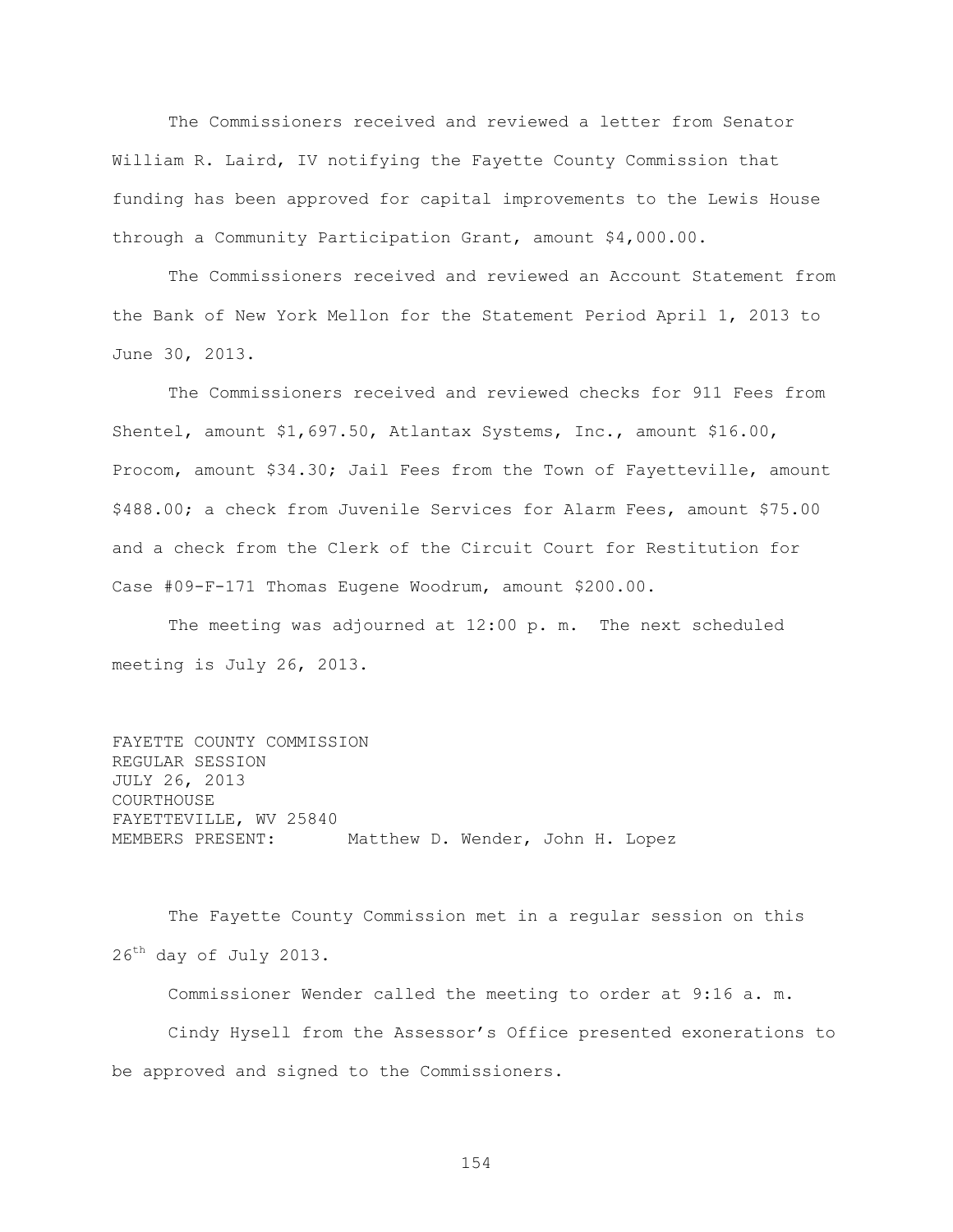The Commissioners received and reviewed a letter from Senator William R. Laird, IV notifying the Fayette County Commission that funding has been approved for capital improvements to the Lewis House through a Community Participation Grant, amount $4,000.00.

The Commissioners received and reviewed an Account Statement from the Bank of New York Mellon for the Statement Period April 1, 2013 to June 30, 2013.

The Commissioners received and reviewed checks for 911 Fees from Shentel, amount $1,697.50, Atlantax Systems, Inc., amount $16.00, Procom, amount $34.30; Jail Fees from the Town of Fayetteville, amount $488.00; a check from Juvenile Services for Alarm Fees, amount $75.00 and a check from the Clerk of the Circuit Court for Restitution for Case #09-F-171 Thomas Eugene Woodrum, amount $200.00.

The meeting was adjourned at 12:00 p. m. The next scheduled meeting is July 26, 2013.

FAYETTE COUNTY COMMISSION
REGULAR SESSION
JULY 26, 2013
COURTHOUSE
FAYETTEVILLE, WV 25840
MEMBERS PRESENT: Matthew D. Wender, John H. Lopez

The Fayette County Commission met in a regular session on this 26th day of July 2013.

Commissioner Wender called the meeting to order at 9:16 a. m.

Cindy Hysell from the Assessor's Office presented exonerations to be approved and signed to the Commissioners.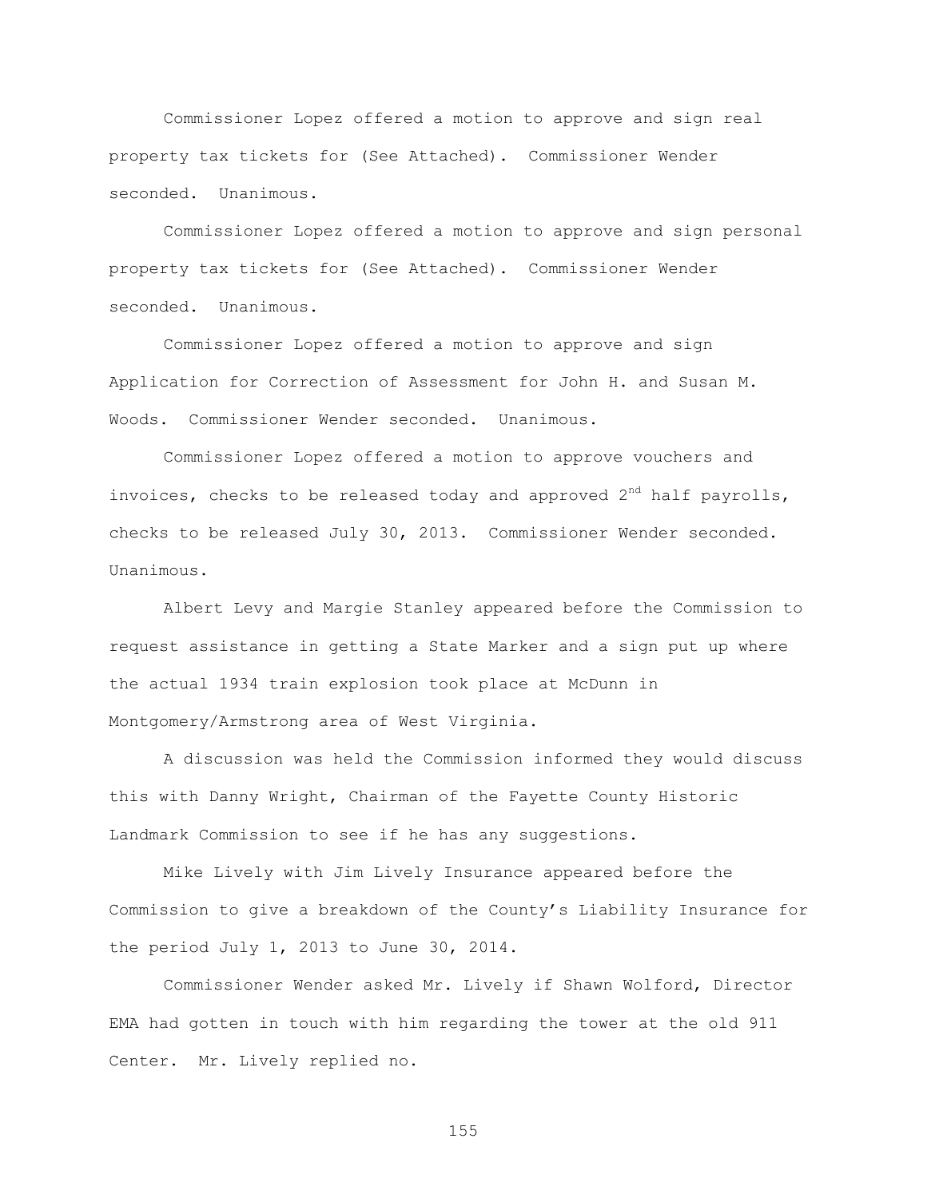Commissioner Lopez offered a motion to approve and sign real property tax tickets for (See Attached). Commissioner Wender seconded. Unanimous.

Commissioner Lopez offered a motion to approve and sign personal property tax tickets for (See Attached). Commissioner Wender seconded. Unanimous.

Commissioner Lopez offered a motion to approve and sign Application for Correction of Assessment for John H. and Susan M. Woods. Commissioner Wender seconded. Unanimous.

Commissioner Lopez offered a motion to approve vouchers and invoices, checks to be released today and approved 2nd half payrolls, checks to be released July 30, 2013. Commissioner Wender seconded. Unanimous.

Albert Levy and Margie Stanley appeared before the Commission to request assistance in getting a State Marker and a sign put up where the actual 1934 train explosion took place at McDunn in Montgomery/Armstrong area of West Virginia.

A discussion was held the Commission informed they would discuss this with Danny Wright, Chairman of the Fayette County Historic Landmark Commission to see if he has any suggestions.

Mike Lively with Jim Lively Insurance appeared before the Commission to give a breakdown of the County's Liability Insurance for the period July 1, 2013 to June 30, 2014.

Commissioner Wender asked Mr. Lively if Shawn Wolford, Director EMA had gotten in touch with him regarding the tower at the old 911 Center. Mr. Lively replied no.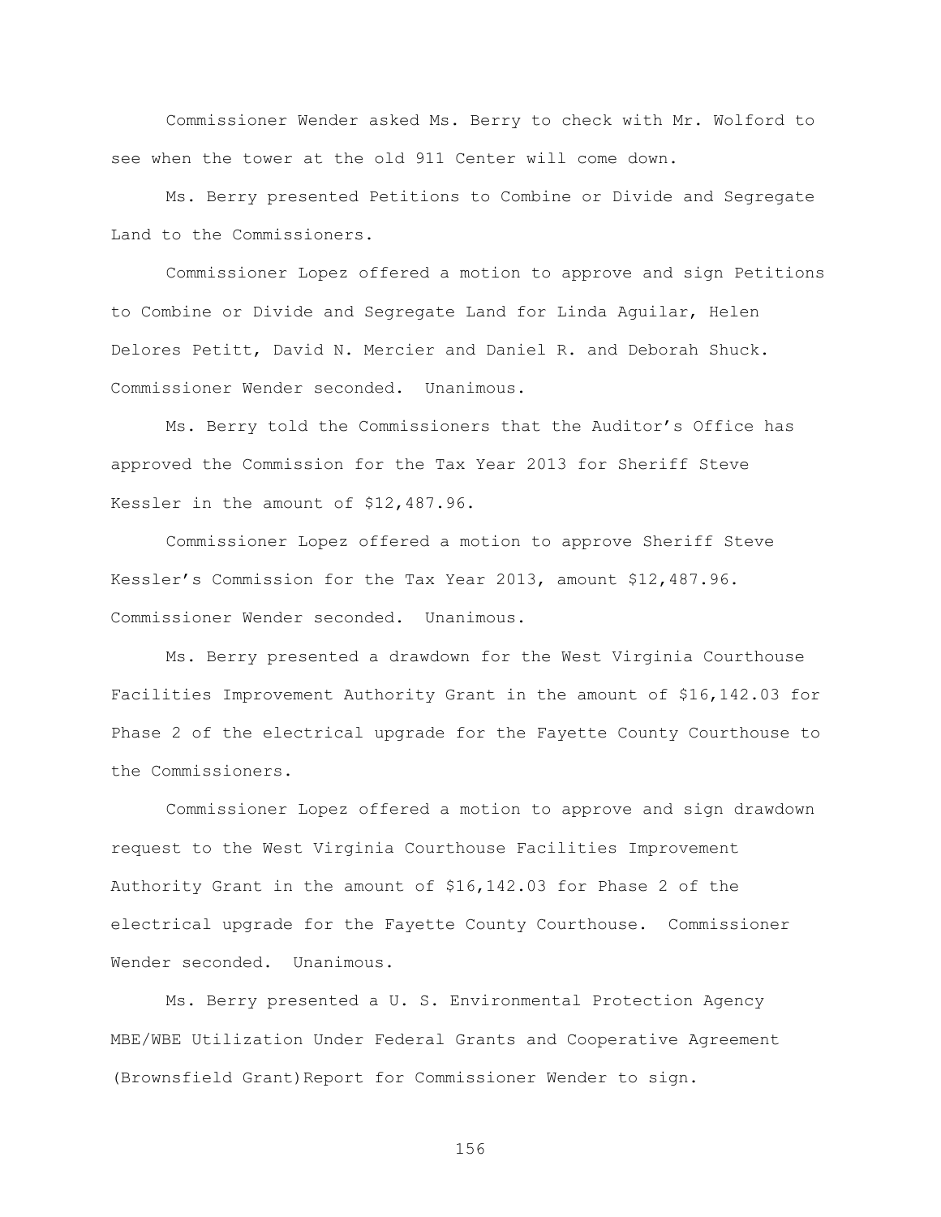Commissioner Wender asked Ms. Berry to check with Mr. Wolford to see when the tower at the old 911 Center will come down.

Ms. Berry presented Petitions to Combine or Divide and Segregate Land to the Commissioners.

Commissioner Lopez offered a motion to approve and sign Petitions to Combine or Divide and Segregate Land for Linda Aguilar, Helen Delores Petitt, David N. Mercier and Daniel R. and Deborah Shuck. Commissioner Wender seconded. Unanimous.

Ms. Berry told the Commissioners that the Auditor's Office has approved the Commission for the Tax Year 2013 for Sheriff Steve Kessler in the amount of $12,487.96.

Commissioner Lopez offered a motion to approve Sheriff Steve Kessler's Commission for the Tax Year 2013, amount $12,487.96. Commissioner Wender seconded. Unanimous.

Ms. Berry presented a drawdown for the West Virginia Courthouse Facilities Improvement Authority Grant in the amount of $16,142.03 for Phase 2 of the electrical upgrade for the Fayette County Courthouse to the Commissioners.

Commissioner Lopez offered a motion to approve and sign drawdown request to the West Virginia Courthouse Facilities Improvement Authority Grant in the amount of $16,142.03 for Phase 2 of the electrical upgrade for the Fayette County Courthouse. Commissioner Wender seconded. Unanimous.

Ms. Berry presented a U. S. Environmental Protection Agency MBE/WBE Utilization Under Federal Grants and Cooperative Agreement (Brownsfield Grant)Report for Commissioner Wender to sign.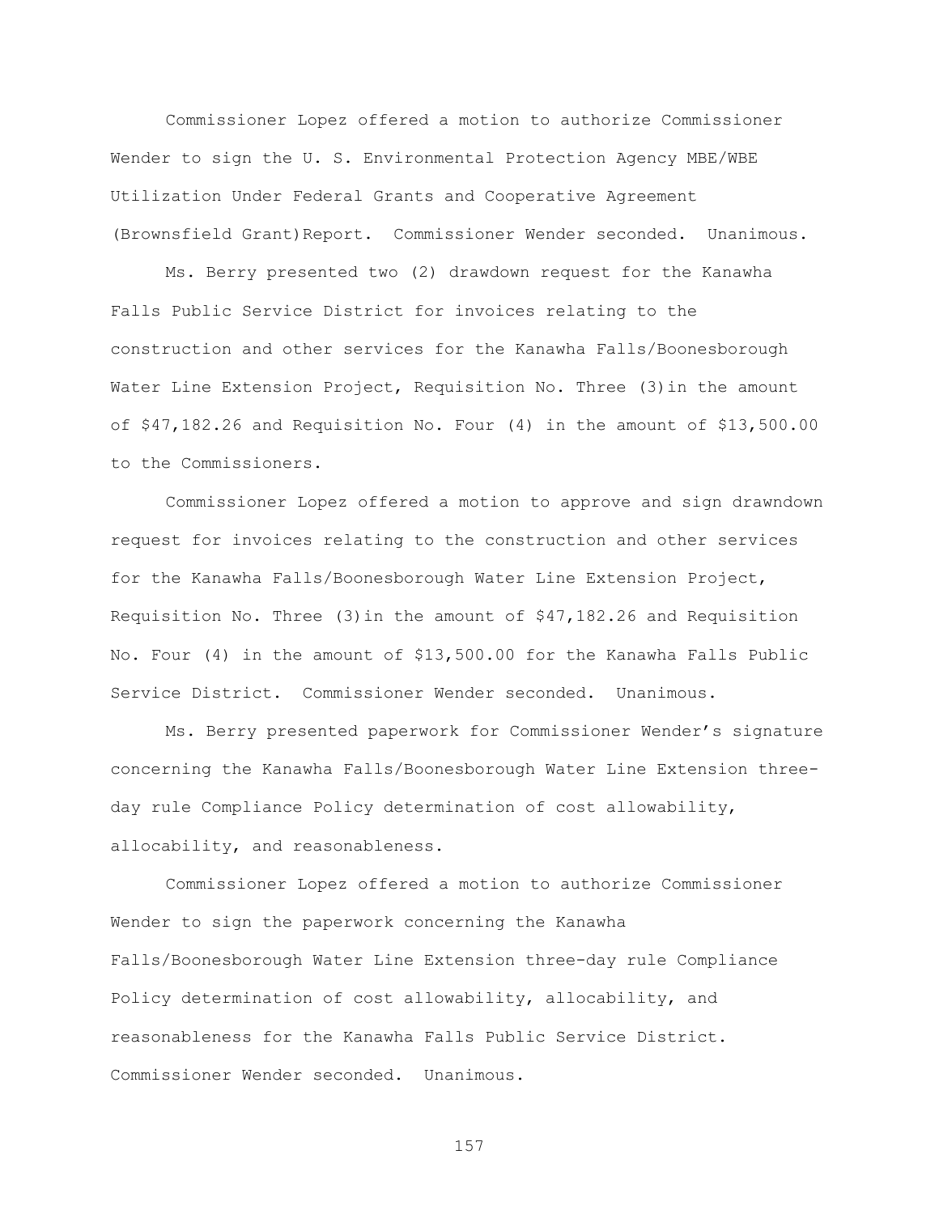Commissioner Lopez offered a motion to authorize Commissioner Wender to sign the U. S. Environmental Protection Agency MBE/WBE Utilization Under Federal Grants and Cooperative Agreement (Brownsfield Grant)Report. Commissioner Wender seconded. Unanimous.

Ms. Berry presented two (2) drawdown request for the Kanawha Falls Public Service District for invoices relating to the construction and other services for the Kanawha Falls/Boonesborough Water Line Extension Project, Requisition No. Three (3)in the amount of $47,182.26 and Requisition No. Four (4) in the amount of $13,500.00 to the Commissioners.

Commissioner Lopez offered a motion to approve and sign drawndown request for invoices relating to the construction and other services for the Kanawha Falls/Boonesborough Water Line Extension Project, Requisition No. Three (3)in the amount of $47,182.26 and Requisition No. Four (4) in the amount of $13,500.00 for the Kanawha Falls Public Service District. Commissioner Wender seconded. Unanimous.

Ms. Berry presented paperwork for Commissioner Wender's signature concerning the Kanawha Falls/Boonesborough Water Line Extension three-day rule Compliance Policy determination of cost allowability, allocability, and reasonableness.

Commissioner Lopez offered a motion to authorize Commissioner Wender to sign the paperwork concerning the Kanawha Falls/Boonesborough Water Line Extension three-day rule Compliance Policy determination of cost allowability, allocability, and reasonableness for the Kanawha Falls Public Service District. Commissioner Wender seconded. Unanimous.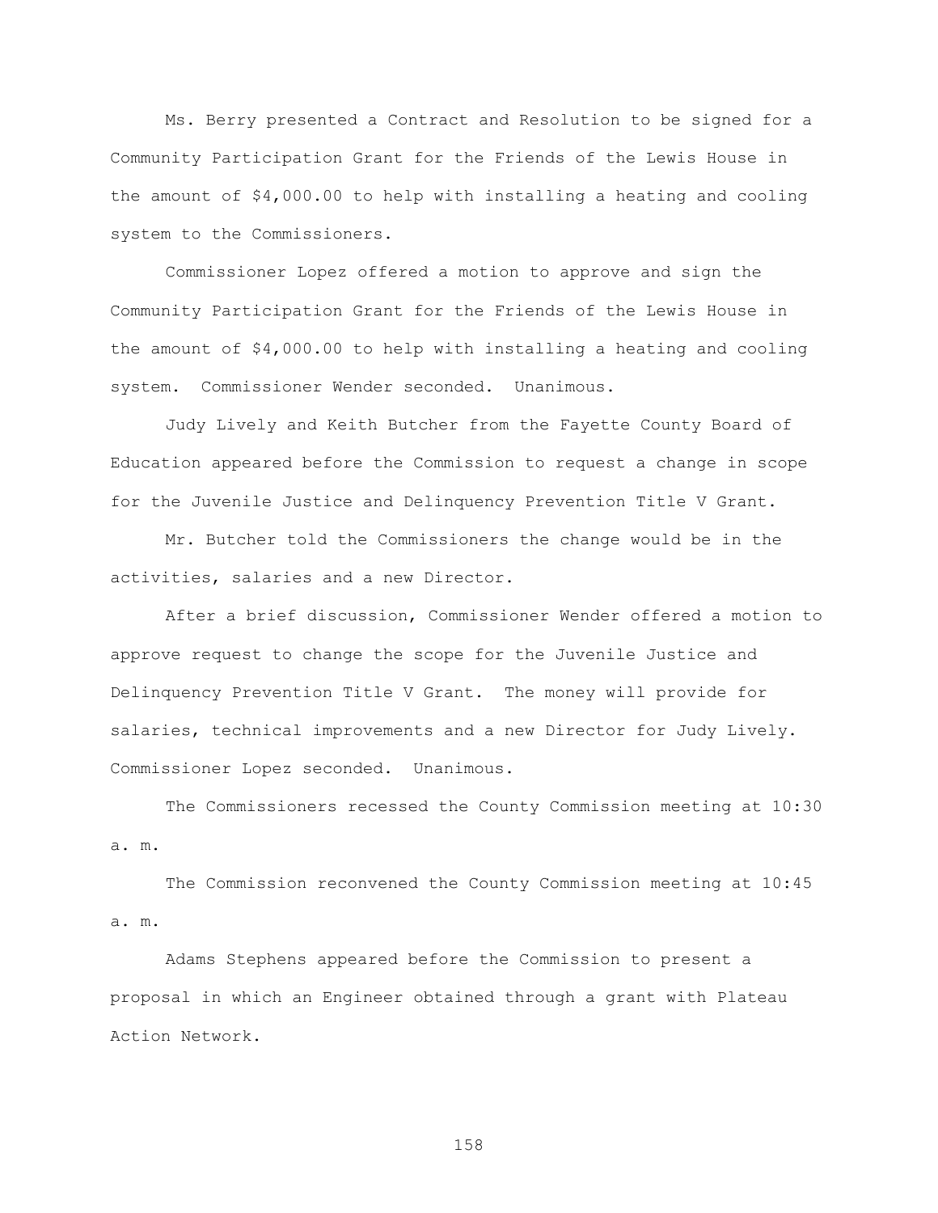Ms. Berry presented a Contract and Resolution to be signed for a Community Participation Grant for the Friends of the Lewis House in the amount of $4,000.00 to help with installing a heating and cooling system to the Commissioners.

Commissioner Lopez offered a motion to approve and sign the Community Participation Grant for the Friends of the Lewis House in the amount of $4,000.00 to help with installing a heating and cooling system. Commissioner Wender seconded. Unanimous.

Judy Lively and Keith Butcher from the Fayette County Board of Education appeared before the Commission to request a change in scope for the Juvenile Justice and Delinquency Prevention Title V Grant.

Mr. Butcher told the Commissioners the change would be in the activities, salaries and a new Director.

After a brief discussion, Commissioner Wender offered a motion to approve request to change the scope for the Juvenile Justice and Delinquency Prevention Title V Grant. The money will provide for salaries, technical improvements and a new Director for Judy Lively. Commissioner Lopez seconded. Unanimous.

The Commissioners recessed the County Commission meeting at 10:30 a. m.

The Commission reconvened the County Commission meeting at 10:45 a. m.

Adams Stephens appeared before the Commission to present a proposal in which an Engineer obtained through a grant with Plateau Action Network.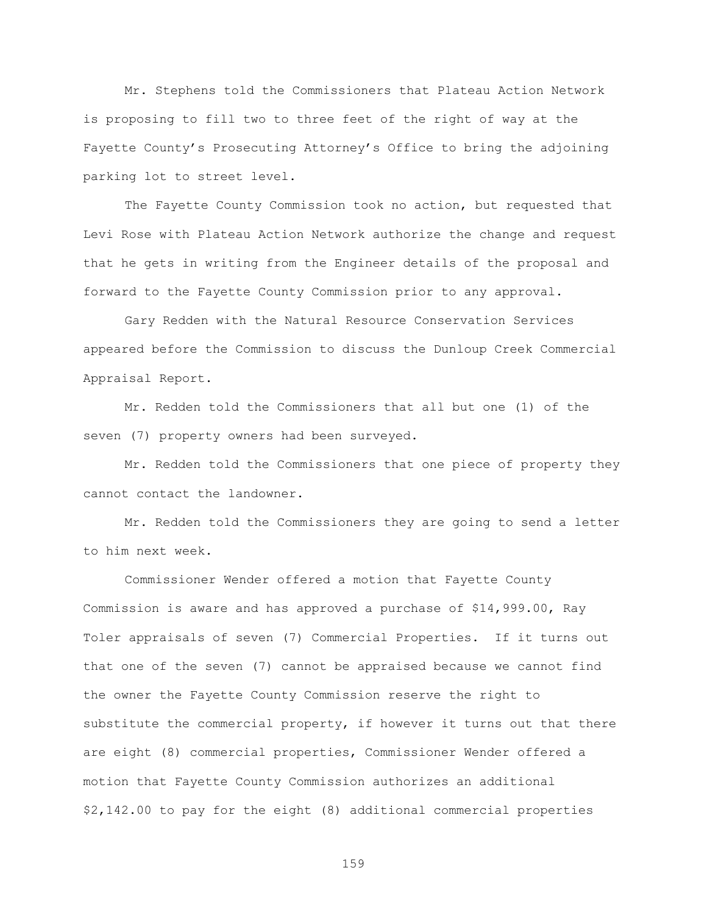Mr. Stephens told the Commissioners that Plateau Action Network is proposing to fill two to three feet of the right of way at the Fayette County's Prosecuting Attorney's Office to bring the adjoining parking lot to street level.

The Fayette County Commission took no action, but requested that Levi Rose with Plateau Action Network authorize the change and request that he gets in writing from the Engineer details of the proposal and forward to the Fayette County Commission prior to any approval.

Gary Redden with the Natural Resource Conservation Services appeared before the Commission to discuss the Dunloup Creek Commercial Appraisal Report.

Mr. Redden told the Commissioners that all but one (1) of the seven (7) property owners had been surveyed.

Mr. Redden told the Commissioners that one piece of property they cannot contact the landowner.

Mr. Redden told the Commissioners they are going to send a letter to him next week.

Commissioner Wender offered a motion that Fayette County Commission is aware and has approved a purchase of $14,999.00, Ray Toler appraisals of seven (7) Commercial Properties. If it turns out that one of the seven (7) cannot be appraised because we cannot find the owner the Fayette County Commission reserve the right to substitute the commercial property, if however it turns out that there are eight (8) commercial properties, Commissioner Wender offered a motion that Fayette County Commission authorizes an additional $2,142.00 to pay for the eight (8) additional commercial properties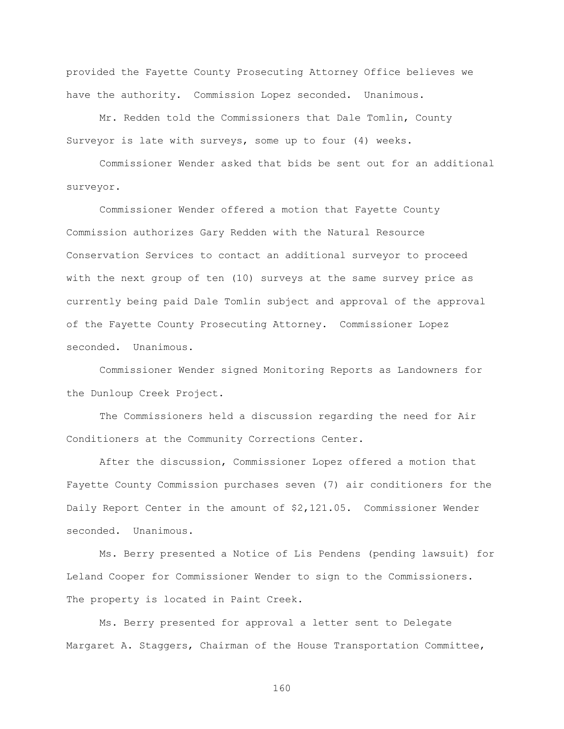provided the Fayette County Prosecuting Attorney Office believes we have the authority. Commission Lopez seconded. Unanimous.

Mr. Redden told the Commissioners that Dale Tomlin, County Surveyor is late with surveys, some up to four (4) weeks.

Commissioner Wender asked that bids be sent out for an additional surveyor.

Commissioner Wender offered a motion that Fayette County Commission authorizes Gary Redden with the Natural Resource Conservation Services to contact an additional surveyor to proceed with the next group of ten (10) surveys at the same survey price as currently being paid Dale Tomlin subject and approval of the approval of the Fayette County Prosecuting Attorney. Commissioner Lopez seconded. Unanimous.

Commissioner Wender signed Monitoring Reports as Landowners for the Dunloup Creek Project.

The Commissioners held a discussion regarding the need for Air Conditioners at the Community Corrections Center.

After the discussion, Commissioner Lopez offered a motion that Fayette County Commission purchases seven (7) air conditioners for the Daily Report Center in the amount of $2,121.05. Commissioner Wender seconded. Unanimous.

Ms. Berry presented a Notice of Lis Pendens (pending lawsuit) for Leland Cooper for Commissioner Wender to sign to the Commissioners. The property is located in Paint Creek.

Ms. Berry presented for approval a letter sent to Delegate Margaret A. Staggers, Chairman of the House Transportation Committee,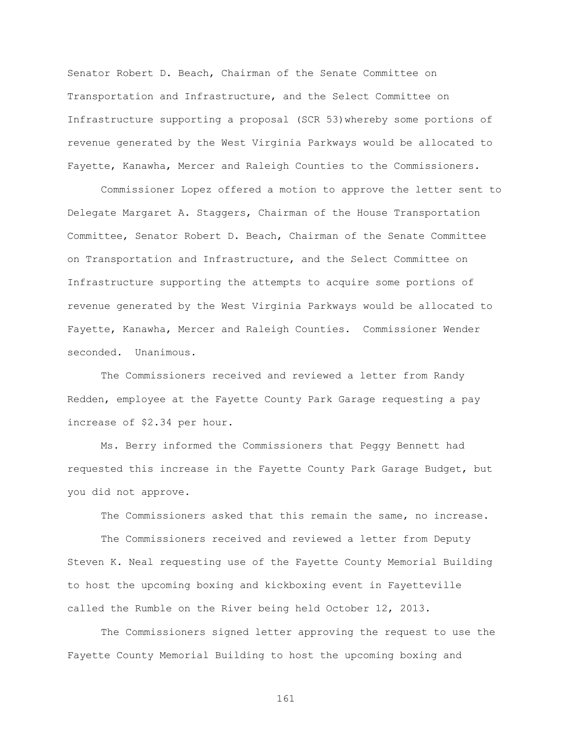Senator Robert D. Beach, Chairman of the Senate Committee on Transportation and Infrastructure, and the Select Committee on Infrastructure supporting a proposal (SCR 53)whereby some portions of revenue generated by the West Virginia Parkways would be allocated to Fayette, Kanawha, Mercer and Raleigh Counties to the Commissioners.

Commissioner Lopez offered a motion to approve the letter sent to Delegate Margaret A. Staggers, Chairman of the House Transportation Committee, Senator Robert D. Beach, Chairman of the Senate Committee on Transportation and Infrastructure, and the Select Committee on Infrastructure supporting the attempts to acquire some portions of revenue generated by the West Virginia Parkways would be allocated to Fayette, Kanawha, Mercer and Raleigh Counties. Commissioner Wender seconded. Unanimous.

The Commissioners received and reviewed a letter from Randy Redden, employee at the Fayette County Park Garage requesting a pay increase of $2.34 per hour.

Ms. Berry informed the Commissioners that Peggy Bennett had requested this increase in the Fayette County Park Garage Budget, but you did not approve.

The Commissioners asked that this remain the same, no increase.

The Commissioners received and reviewed a letter from Deputy Steven K. Neal requesting use of the Fayette County Memorial Building to host the upcoming boxing and kickboxing event in Fayetteville called the Rumble on the River being held October 12, 2013.

The Commissioners signed letter approving the request to use the Fayette County Memorial Building to host the upcoming boxing and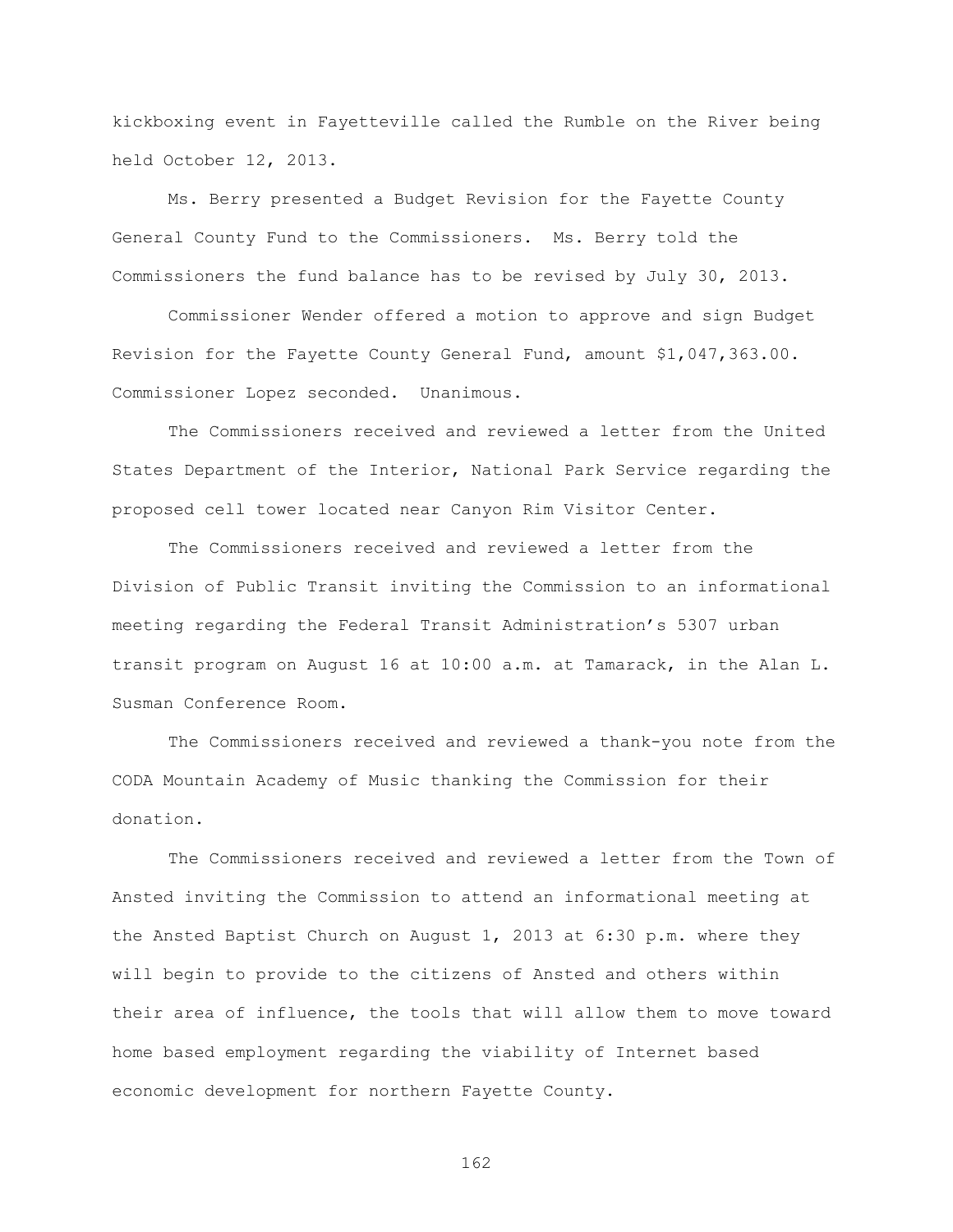kickboxing event in Fayetteville called the Rumble on the River being held October 12, 2013.

Ms. Berry presented a Budget Revision for the Fayette County General County Fund to the Commissioners. Ms. Berry told the Commissioners the fund balance has to be revised by July 30, 2013.

Commissioner Wender offered a motion to approve and sign Budget Revision for the Fayette County General Fund, amount $1,047,363.00. Commissioner Lopez seconded. Unanimous.

The Commissioners received and reviewed a letter from the United States Department of the Interior, National Park Service regarding the proposed cell tower located near Canyon Rim Visitor Center.

The Commissioners received and reviewed a letter from the Division of Public Transit inviting the Commission to an informational meeting regarding the Federal Transit Administration's 5307 urban transit program on August 16 at 10:00 a.m. at Tamarack, in the Alan L. Susman Conference Room.

The Commissioners received and reviewed a thank-you note from the CODA Mountain Academy of Music thanking the Commission for their donation.

The Commissioners received and reviewed a letter from the Town of Ansted inviting the Commission to attend an informational meeting at the Ansted Baptist Church on August 1, 2013 at 6:30 p.m. where they will begin to provide to the citizens of Ansted and others within their area of influence, the tools that will allow them to move toward home based employment regarding the viability of Internet based economic development for northern Fayette County.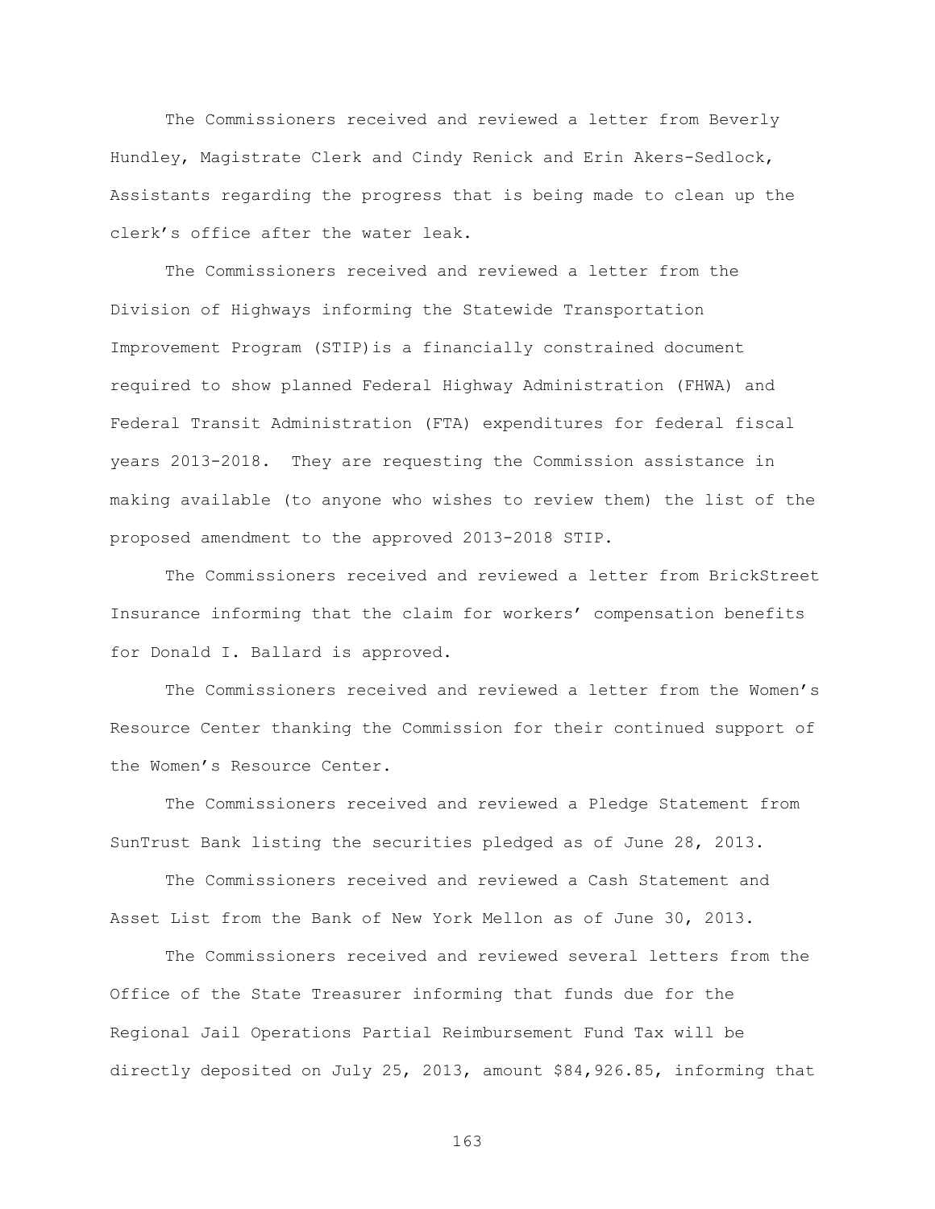The Commissioners received and reviewed a letter from Beverly Hundley, Magistrate Clerk and Cindy Renick and Erin Akers-Sedlock, Assistants regarding the progress that is being made to clean up the clerk's office after the water leak.

The Commissioners received and reviewed a letter from the Division of Highways informing the Statewide Transportation Improvement Program (STIP)is a financially constrained document required to show planned Federal Highway Administration (FHWA) and Federal Transit Administration (FTA) expenditures for federal fiscal years 2013-2018. They are requesting the Commission assistance in making available (to anyone who wishes to review them) the list of the proposed amendment to the approved 2013-2018 STIP.

The Commissioners received and reviewed a letter from BrickStreet Insurance informing that the claim for workers' compensation benefits for Donald I. Ballard is approved.

The Commissioners received and reviewed a letter from the Women's Resource Center thanking the Commission for their continued support of the Women's Resource Center.

The Commissioners received and reviewed a Pledge Statement from SunTrust Bank listing the securities pledged as of June 28, 2013.

The Commissioners received and reviewed a Cash Statement and Asset List from the Bank of New York Mellon as of June 30, 2013.

The Commissioners received and reviewed several letters from the Office of the State Treasurer informing that funds due for the Regional Jail Operations Partial Reimbursement Fund Tax will be directly deposited on July 25, 2013, amount $84,926.85, informing that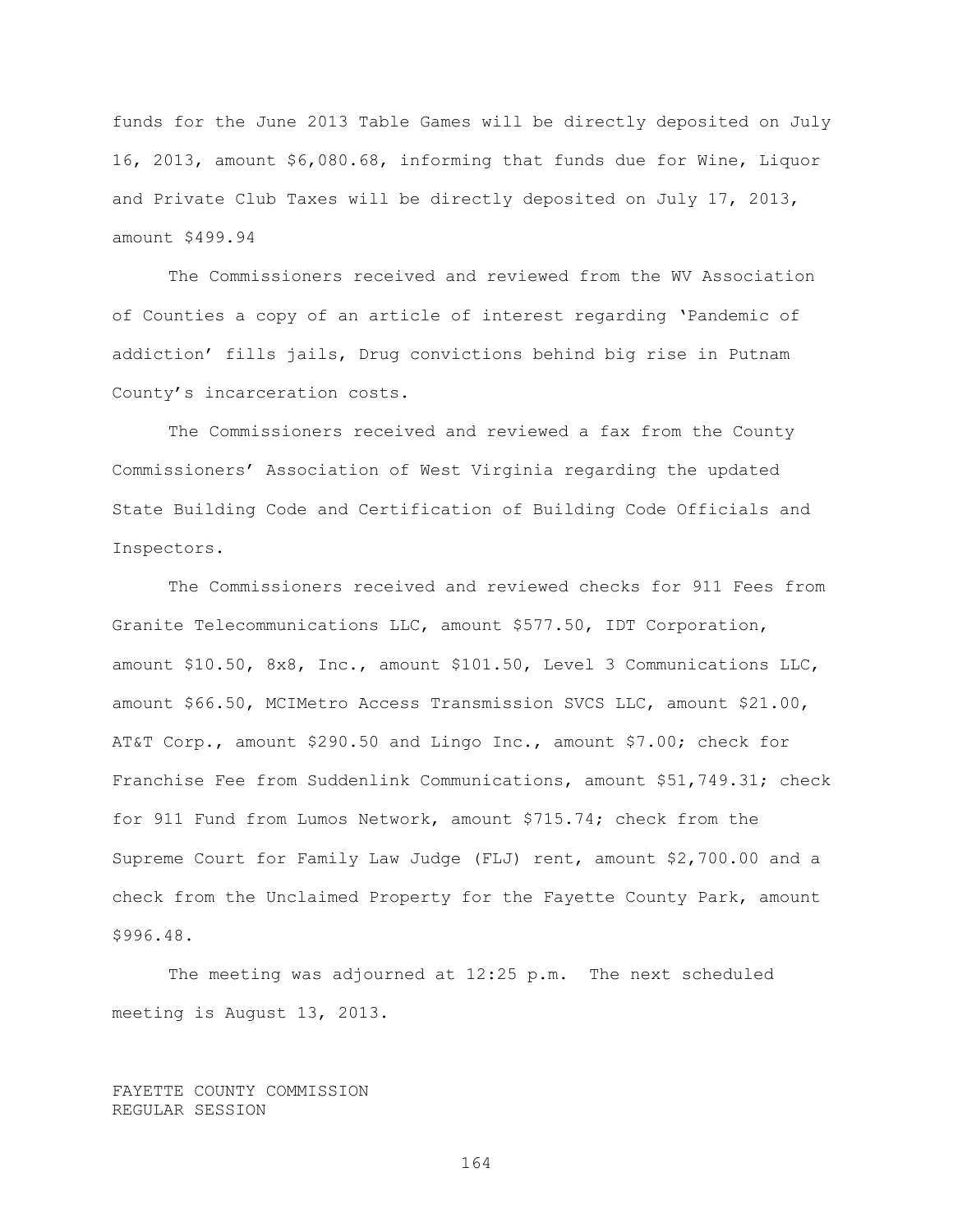funds for the June 2013 Table Games will be directly deposited on July 16, 2013, amount $6,080.68, informing that funds due for Wine, Liquor and Private Club Taxes will be directly deposited on July 17, 2013, amount $499.94

The Commissioners received and reviewed from the WV Association of Counties a copy of an article of interest regarding 'Pandemic of addiction' fills jails, Drug convictions behind big rise in Putnam County's incarceration costs.

The Commissioners received and reviewed a fax from the County Commissioners' Association of West Virginia regarding the updated State Building Code and Certification of Building Code Officials and Inspectors.

The Commissioners received and reviewed checks for 911 Fees from Granite Telecommunications LLC, amount $577.50, IDT Corporation, amount $10.50, 8x8, Inc., amount $101.50, Level 3 Communications LLC, amount $66.50, MCIMetro Access Transmission SVCS LLC, amount $21.00, AT&T Corp., amount $290.50 and Lingo Inc., amount $7.00; check for Franchise Fee from Suddenlink Communications, amount $51,749.31; check for 911 Fund from Lumos Network, amount $715.74; check from the Supreme Court for Family Law Judge (FLJ) rent, amount $2,700.00 and a check from the Unclaimed Property for the Fayette County Park, amount $996.48.

The meeting was adjourned at 12:25 p.m. The next scheduled meeting is August 13, 2013.

FAYETTE COUNTY COMMISSION
REGULAR SESSION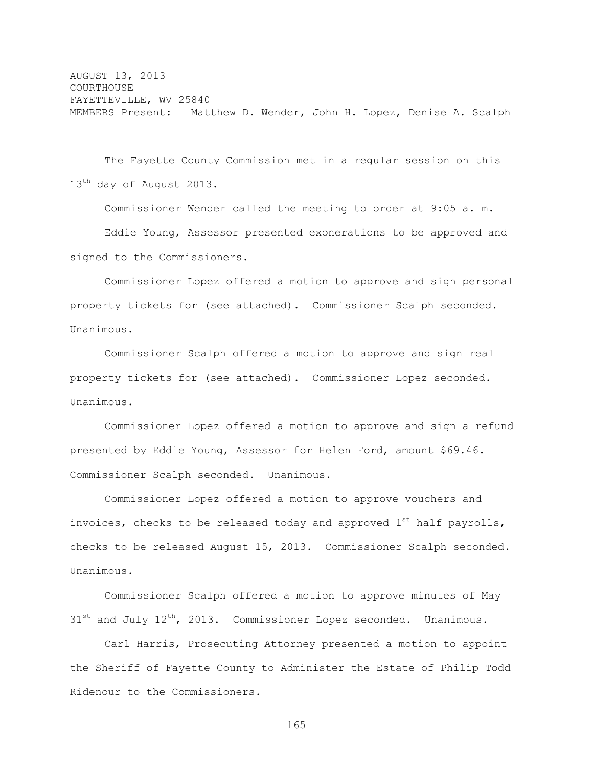AUGUST 13, 2013
COURTHOUSE
FAYETTEVILLE, WV 25840
MEMBERS Present: Matthew D. Wender, John H. Lopez, Denise A. Scalph

The Fayette County Commission met in a regular session on this 13th day of August 2013.

Commissioner Wender called the meeting to order at 9:05 a. m.

Eddie Young, Assessor presented exonerations to be approved and signed to the Commissioners.

Commissioner Lopez offered a motion to approve and sign personal property tickets for (see attached). Commissioner Scalph seconded. Unanimous.

Commissioner Scalph offered a motion to approve and sign real property tickets for (see attached). Commissioner Lopez seconded. Unanimous.

Commissioner Lopez offered a motion to approve and sign a refund presented by Eddie Young, Assessor for Helen Ford, amount $69.46. Commissioner Scalph seconded. Unanimous.

Commissioner Lopez offered a motion to approve vouchers and invoices, checks to be released today and approved 1st half payrolls, checks to be released August 15, 2013. Commissioner Scalph seconded. Unanimous.

Commissioner Scalph offered a motion to approve minutes of May 31st and July 12th, 2013. Commissioner Lopez seconded. Unanimous.

Carl Harris, Prosecuting Attorney presented a motion to appoint the Sheriff of Fayette County to Administer the Estate of Philip Todd Ridenour to the Commissioners.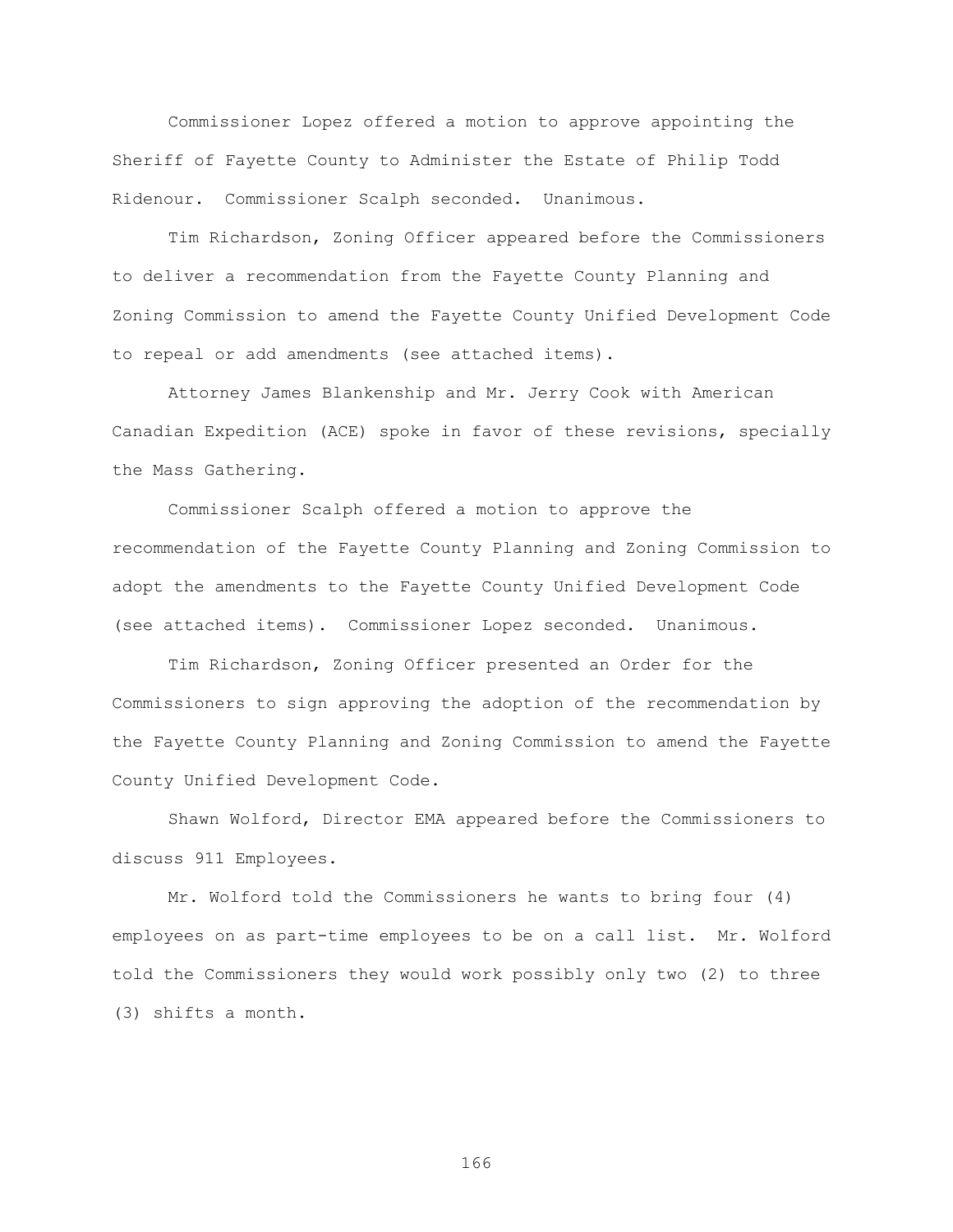Commissioner Lopez offered a motion to approve appointing the Sheriff of Fayette County to Administer the Estate of Philip Todd Ridenour. Commissioner Scalph seconded. Unanimous.

Tim Richardson, Zoning Officer appeared before the Commissioners to deliver a recommendation from the Fayette County Planning and Zoning Commission to amend the Fayette County Unified Development Code to repeal or add amendments (see attached items).

Attorney James Blankenship and Mr. Jerry Cook with American Canadian Expedition (ACE) spoke in favor of these revisions, specially the Mass Gathering.

Commissioner Scalph offered a motion to approve the recommendation of the Fayette County Planning and Zoning Commission to adopt the amendments to the Fayette County Unified Development Code (see attached items). Commissioner Lopez seconded. Unanimous.

Tim Richardson, Zoning Officer presented an Order for the Commissioners to sign approving the adoption of the recommendation by the Fayette County Planning and Zoning Commission to amend the Fayette County Unified Development Code.

Shawn Wolford, Director EMA appeared before the Commissioners to discuss 911 Employees.

Mr. Wolford told the Commissioners he wants to bring four (4) employees on as part-time employees to be on a call list. Mr. Wolford told the Commissioners they would work possibly only two (2) to three (3) shifts a month.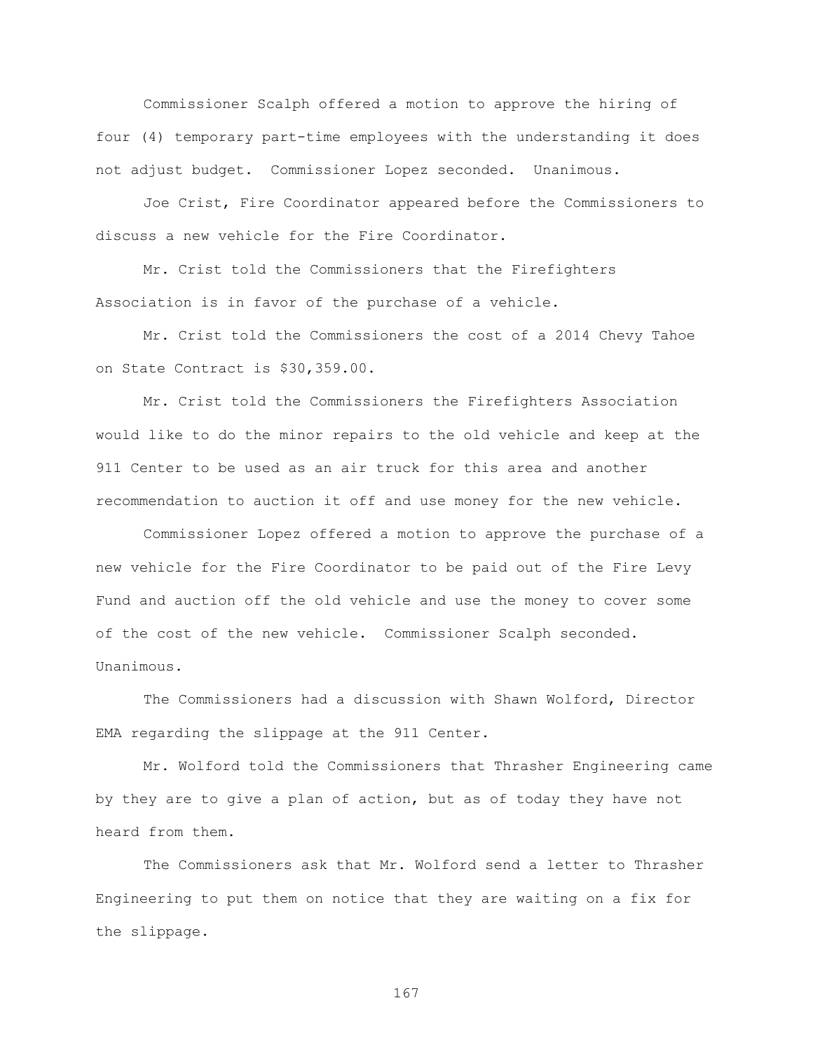Commissioner Scalph offered a motion to approve the hiring of four (4) temporary part-time employees with the understanding it does not adjust budget.  Commissioner Lopez seconded.  Unanimous.

Joe Crist, Fire Coordinator appeared before the Commissioners to discuss a new vehicle for the Fire Coordinator.

Mr. Crist told the Commissioners that the Firefighters Association is in favor of the purchase of a vehicle.

Mr. Crist told the Commissioners the cost of a 2014 Chevy Tahoe on State Contract is $30,359.00.

Mr. Crist told the Commissioners the Firefighters Association would like to do the minor repairs to the old vehicle and keep at the 911 Center to be used as an air truck for this area and another recommendation to auction it off and use money for the new vehicle.

Commissioner Lopez offered a motion to approve the purchase of a new vehicle for the Fire Coordinator to be paid out of the Fire Levy Fund and auction off the old vehicle and use the money to cover some of the cost of the new vehicle.  Commissioner Scalph seconded. Unanimous.

The Commissioners had a discussion with Shawn Wolford, Director EMA regarding the slippage at the 911 Center.

Mr. Wolford told the Commissioners that Thrasher Engineering came by they are to give a plan of action, but as of today they have not heard from them.

The Commissioners ask that Mr. Wolford send a letter to Thrasher Engineering to put them on notice that they are waiting on a fix for the slippage.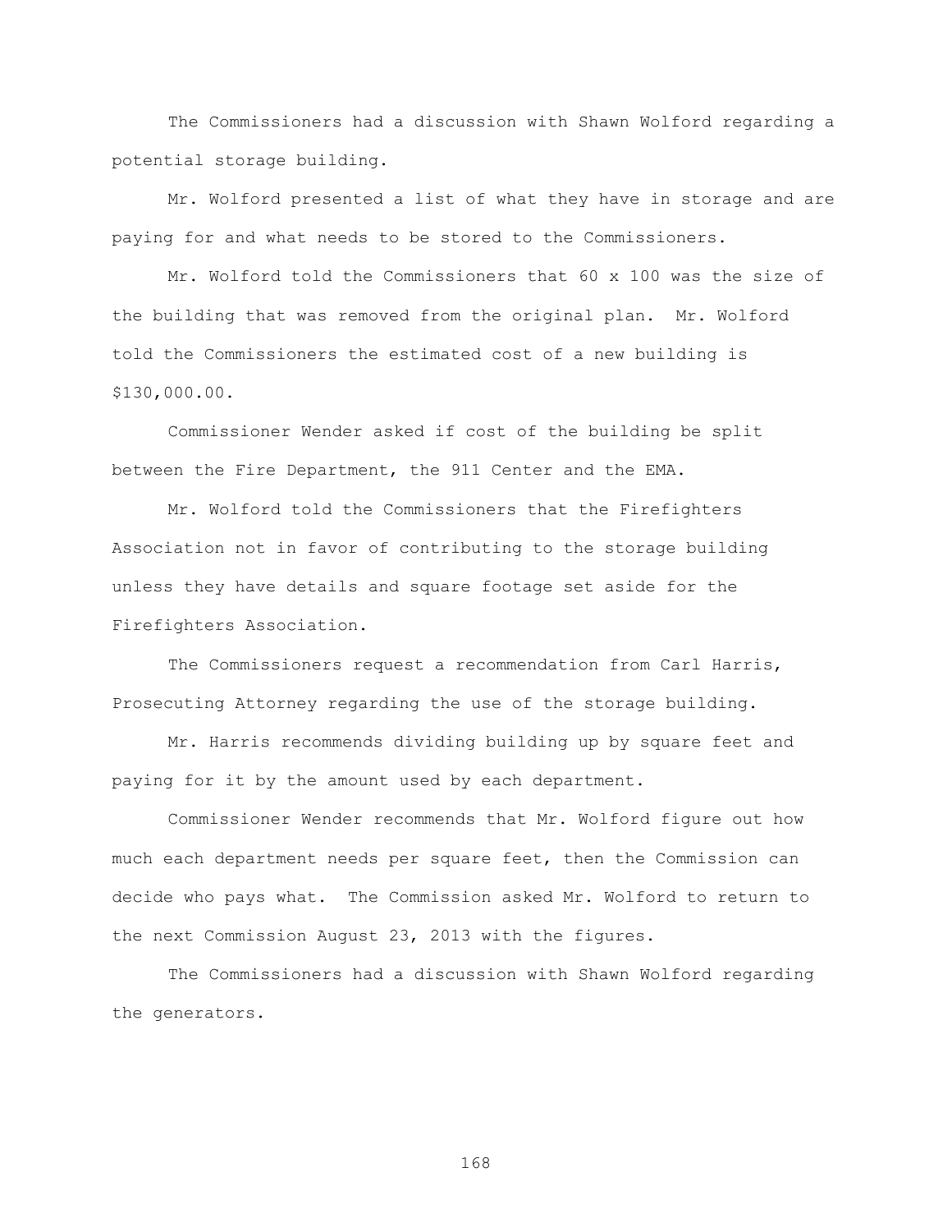The Commissioners had a discussion with Shawn Wolford regarding a potential storage building.

Mr. Wolford presented a list of what they have in storage and are paying for and what needs to be stored to the Commissioners.

Mr. Wolford told the Commissioners that 60 x 100 was the size of the building that was removed from the original plan. Mr. Wolford told the Commissioners the estimated cost of a new building is $130,000.00.

Commissioner Wender asked if cost of the building be split between the Fire Department, the 911 Center and the EMA.

Mr. Wolford told the Commissioners that the Firefighters Association not in favor of contributing to the storage building unless they have details and square footage set aside for the Firefighters Association.

The Commissioners request a recommendation from Carl Harris, Prosecuting Attorney regarding the use of the storage building.

Mr. Harris recommends dividing building up by square feet and paying for it by the amount used by each department.

Commissioner Wender recommends that Mr. Wolford figure out how much each department needs per square feet, then the Commission can decide who pays what. The Commission asked Mr. Wolford to return to the next Commission August 23, 2013 with the figures.

The Commissioners had a discussion with Shawn Wolford regarding the generators.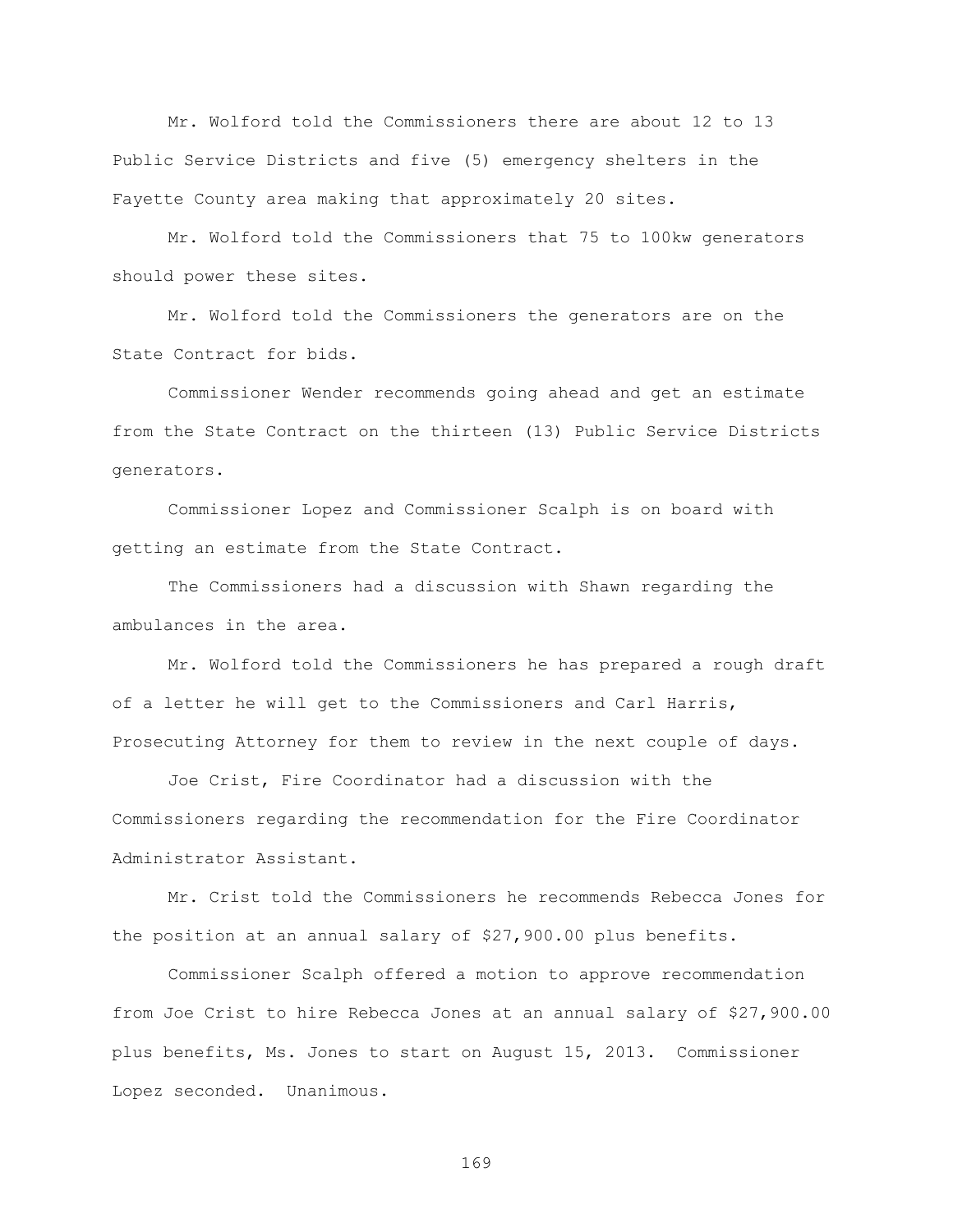Mr. Wolford told the Commissioners there are about 12 to 13 Public Service Districts and five (5) emergency shelters in the Fayette County area making that approximately 20 sites.

Mr. Wolford told the Commissioners that 75 to 100kw generators should power these sites.

Mr. Wolford told the Commissioners the generators are on the State Contract for bids.

Commissioner Wender recommends going ahead and get an estimate from the State Contract on the thirteen (13) Public Service Districts generators.

Commissioner Lopez and Commissioner Scalph is on board with getting an estimate from the State Contract.

The Commissioners had a discussion with Shawn regarding the ambulances in the area.

Mr. Wolford told the Commissioners he has prepared a rough draft of a letter he will get to the Commissioners and Carl Harris, Prosecuting Attorney for them to review in the next couple of days.

Joe Crist, Fire Coordinator had a discussion with the Commissioners regarding the recommendation for the Fire Coordinator Administrator Assistant.

Mr. Crist told the Commissioners he recommends Rebecca Jones for the position at an annual salary of $27,900.00 plus benefits.

Commissioner Scalph offered a motion to approve recommendation from Joe Crist to hire Rebecca Jones at an annual salary of $27,900.00 plus benefits, Ms. Jones to start on August 15, 2013. Commissioner Lopez seconded. Unanimous.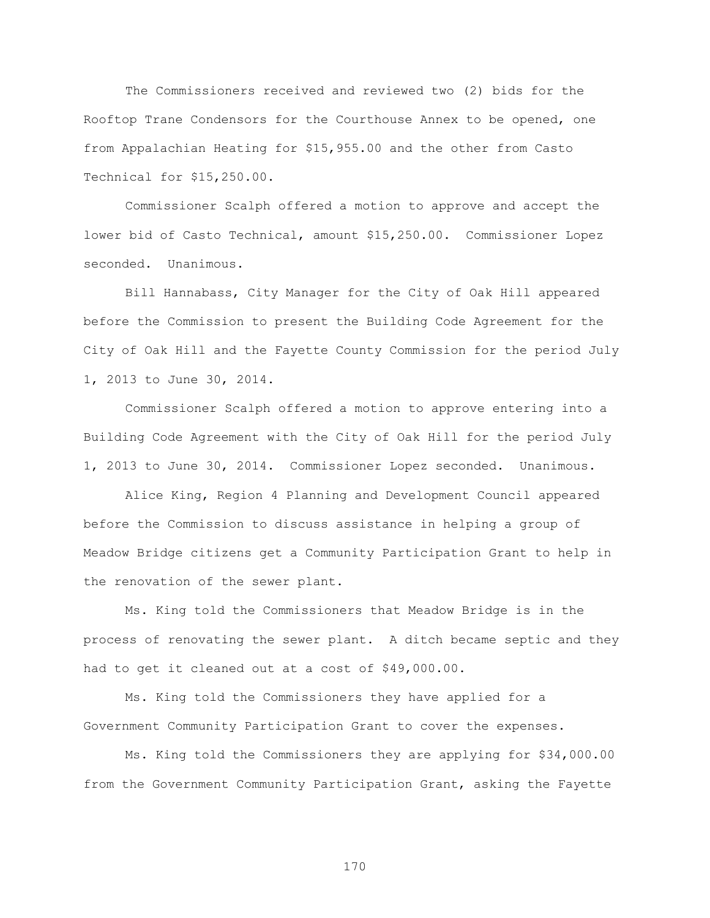The Commissioners received and reviewed two (2) bids for the Rooftop Trane Condensors for the Courthouse Annex to be opened, one from Appalachian Heating for $15,955.00 and the other from Casto Technical for $15,250.00.

Commissioner Scalph offered a motion to approve and accept the lower bid of Casto Technical, amount $15,250.00. Commissioner Lopez seconded. Unanimous.

Bill Hannabass, City Manager for the City of Oak Hill appeared before the Commission to present the Building Code Agreement for the City of Oak Hill and the Fayette County Commission for the period July 1, 2013 to June 30, 2014.

Commissioner Scalph offered a motion to approve entering into a Building Code Agreement with the City of Oak Hill for the period July 1, 2013 to June 30, 2014. Commissioner Lopez seconded. Unanimous.

Alice King, Region 4 Planning and Development Council appeared before the Commission to discuss assistance in helping a group of Meadow Bridge citizens get a Community Participation Grant to help in the renovation of the sewer plant.

Ms. King told the Commissioners that Meadow Bridge is in the process of renovating the sewer plant. A ditch became septic and they had to get it cleaned out at a cost of $49,000.00.

Ms. King told the Commissioners they have applied for a Government Community Participation Grant to cover the expenses.

Ms. King told the Commissioners they are applying for $34,000.00 from the Government Community Participation Grant, asking the Fayette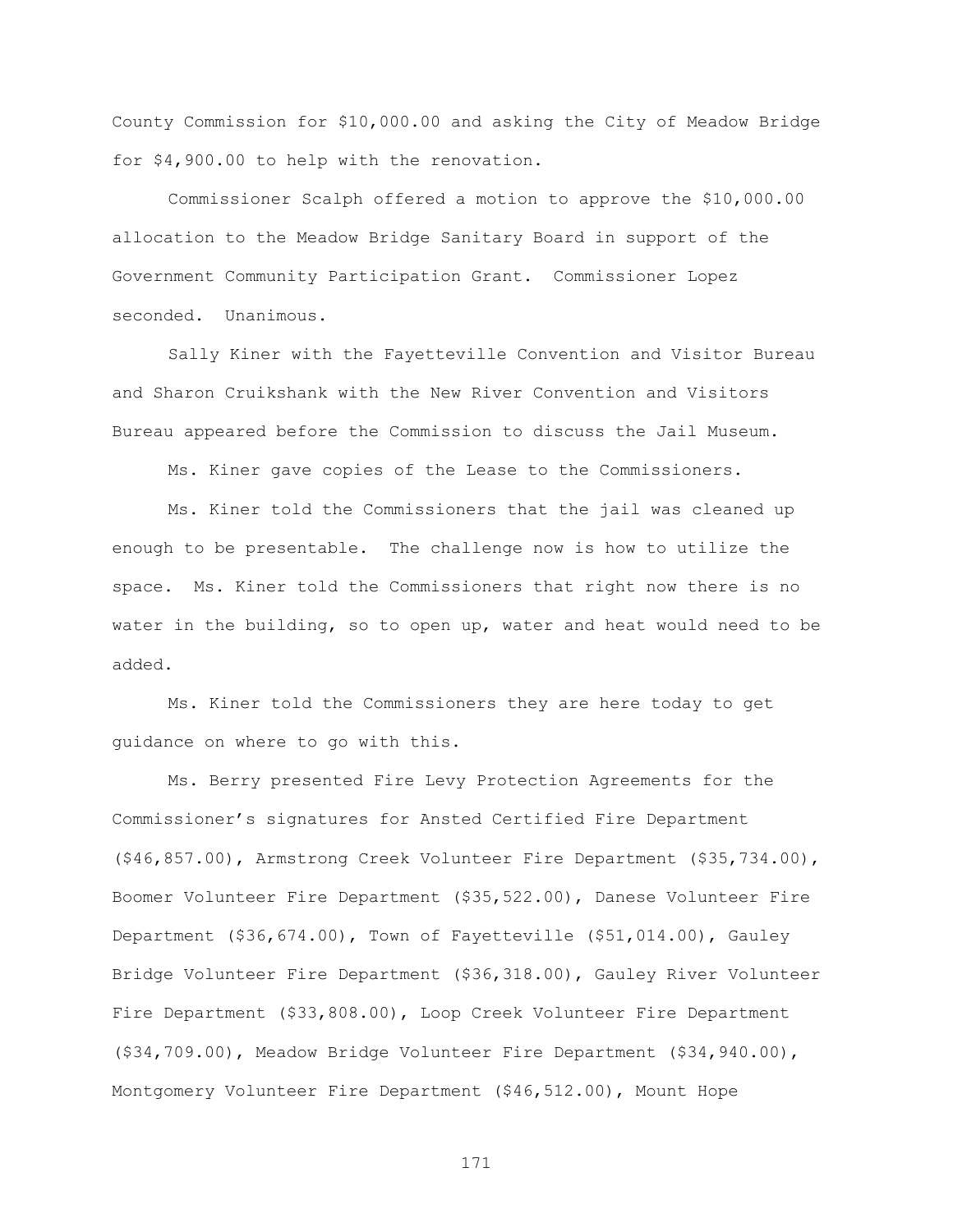County Commission for $10,000.00 and asking the City of Meadow Bridge for $4,900.00 to help with the renovation.

Commissioner Scalph offered a motion to approve the $10,000.00 allocation to the Meadow Bridge Sanitary Board in support of the Government Community Participation Grant. Commissioner Lopez seconded. Unanimous.

Sally Kiner with the Fayetteville Convention and Visitor Bureau and Sharon Cruikshank with the New River Convention and Visitors Bureau appeared before the Commission to discuss the Jail Museum.

Ms. Kiner gave copies of the Lease to the Commissioners.

Ms. Kiner told the Commissioners that the jail was cleaned up enough to be presentable. The challenge now is how to utilize the space. Ms. Kiner told the Commissioners that right now there is no water in the building, so to open up, water and heat would need to be added.

Ms. Kiner told the Commissioners they are here today to get guidance on where to go with this.

Ms. Berry presented Fire Levy Protection Agreements for the Commissioner's signatures for Ansted Certified Fire Department ($46,857.00), Armstrong Creek Volunteer Fire Department ($35,734.00), Boomer Volunteer Fire Department ($35,522.00), Danese Volunteer Fire Department ($36,674.00), Town of Fayetteville ($51,014.00), Gauley Bridge Volunteer Fire Department ($36,318.00), Gauley River Volunteer Fire Department ($33,808.00), Loop Creek Volunteer Fire Department ($34,709.00), Meadow Bridge Volunteer Fire Department ($34,940.00), Montgomery Volunteer Fire Department ($46,512.00), Mount Hope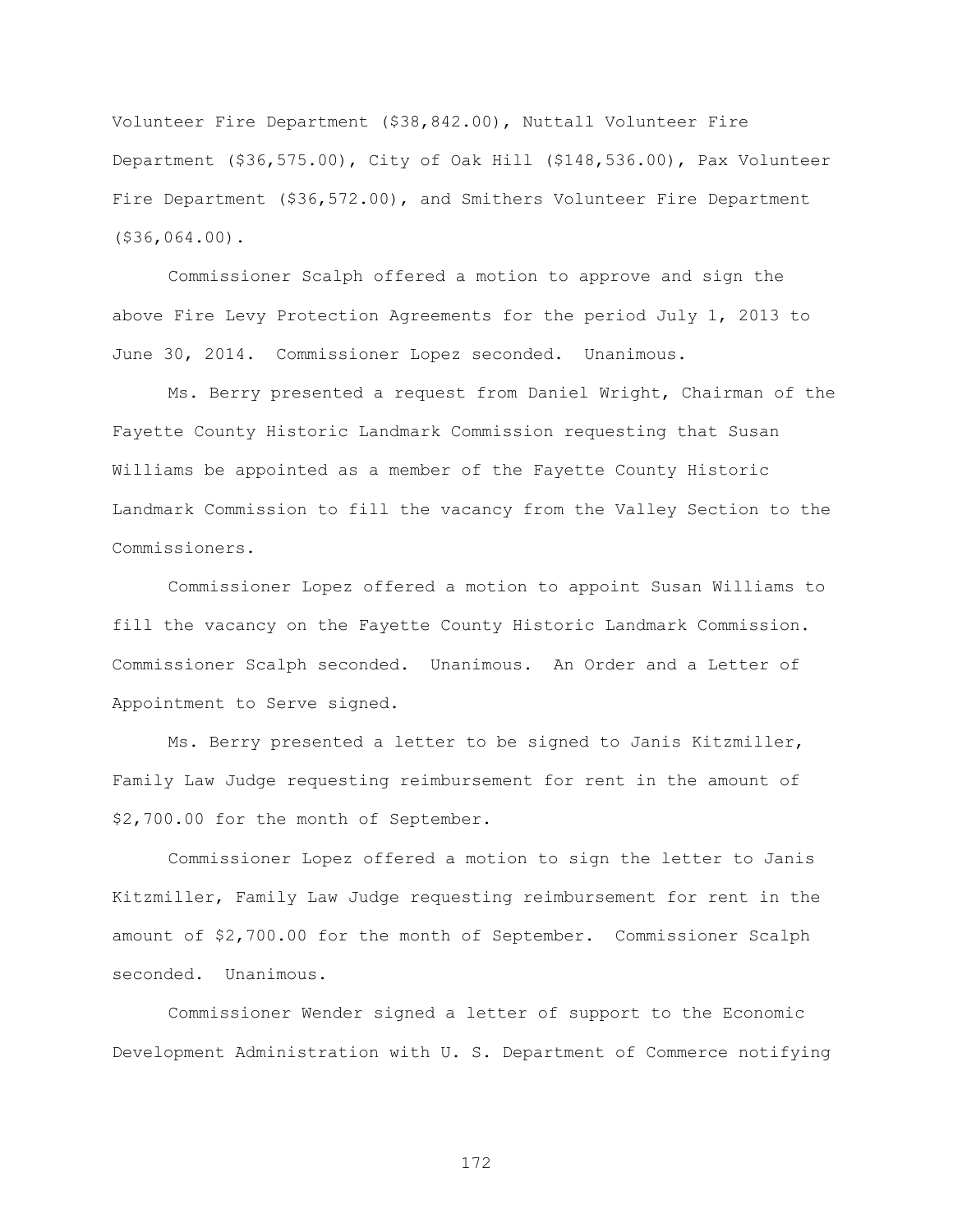Volunteer Fire Department ($38,842.00), Nuttall Volunteer Fire Department ($36,575.00), City of Oak Hill ($148,536.00), Pax Volunteer Fire Department ($36,572.00), and Smithers Volunteer Fire Department ($36,064.00).

Commissioner Scalph offered a motion to approve and sign the above Fire Levy Protection Agreements for the period July 1, 2013 to June 30, 2014. Commissioner Lopez seconded. Unanimous.

Ms. Berry presented a request from Daniel Wright, Chairman of the Fayette County Historic Landmark Commission requesting that Susan Williams be appointed as a member of the Fayette County Historic Landmark Commission to fill the vacancy from the Valley Section to the Commissioners.

Commissioner Lopez offered a motion to appoint Susan Williams to fill the vacancy on the Fayette County Historic Landmark Commission. Commissioner Scalph seconded. Unanimous. An Order and a Letter of Appointment to Serve signed.

Ms. Berry presented a letter to be signed to Janis Kitzmiller, Family Law Judge requesting reimbursement for rent in the amount of $2,700.00 for the month of September.

Commissioner Lopez offered a motion to sign the letter to Janis Kitzmiller, Family Law Judge requesting reimbursement for rent in the amount of $2,700.00 for the month of September. Commissioner Scalph seconded. Unanimous.

Commissioner Wender signed a letter of support to the Economic Development Administration with U. S. Department of Commerce notifying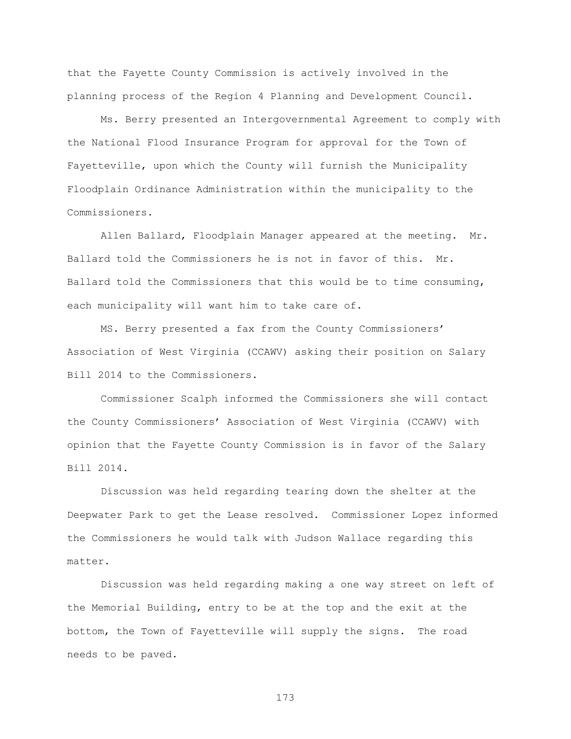that the Fayette County Commission is actively involved in the planning process of the Region 4 Planning and Development Council.

Ms. Berry presented an Intergovernmental Agreement to comply with the National Flood Insurance Program for approval for the Town of Fayetteville, upon which the County will furnish the Municipality Floodplain Ordinance Administration within the municipality to the Commissioners.

Allen Ballard, Floodplain Manager appeared at the meeting. Mr. Ballard told the Commissioners he is not in favor of this. Mr. Ballard told the Commissioners that this would be to time consuming, each municipality will want him to take care of.

MS. Berry presented a fax from the County Commissioners' Association of West Virginia (CCAWV) asking their position on Salary Bill 2014 to the Commissioners.

Commissioner Scalph informed the Commissioners she will contact the County Commissioners' Association of West Virginia (CCAWV) with opinion that the Fayette County Commission is in favor of the Salary Bill 2014.

Discussion was held regarding tearing down the shelter at the Deepwater Park to get the Lease resolved. Commissioner Lopez informed the Commissioners he would talk with Judson Wallace regarding this matter.

Discussion was held regarding making a one way street on left of the Memorial Building, entry to be at the top and the exit at the bottom, the Town of Fayetteville will supply the signs. The road needs to be paved.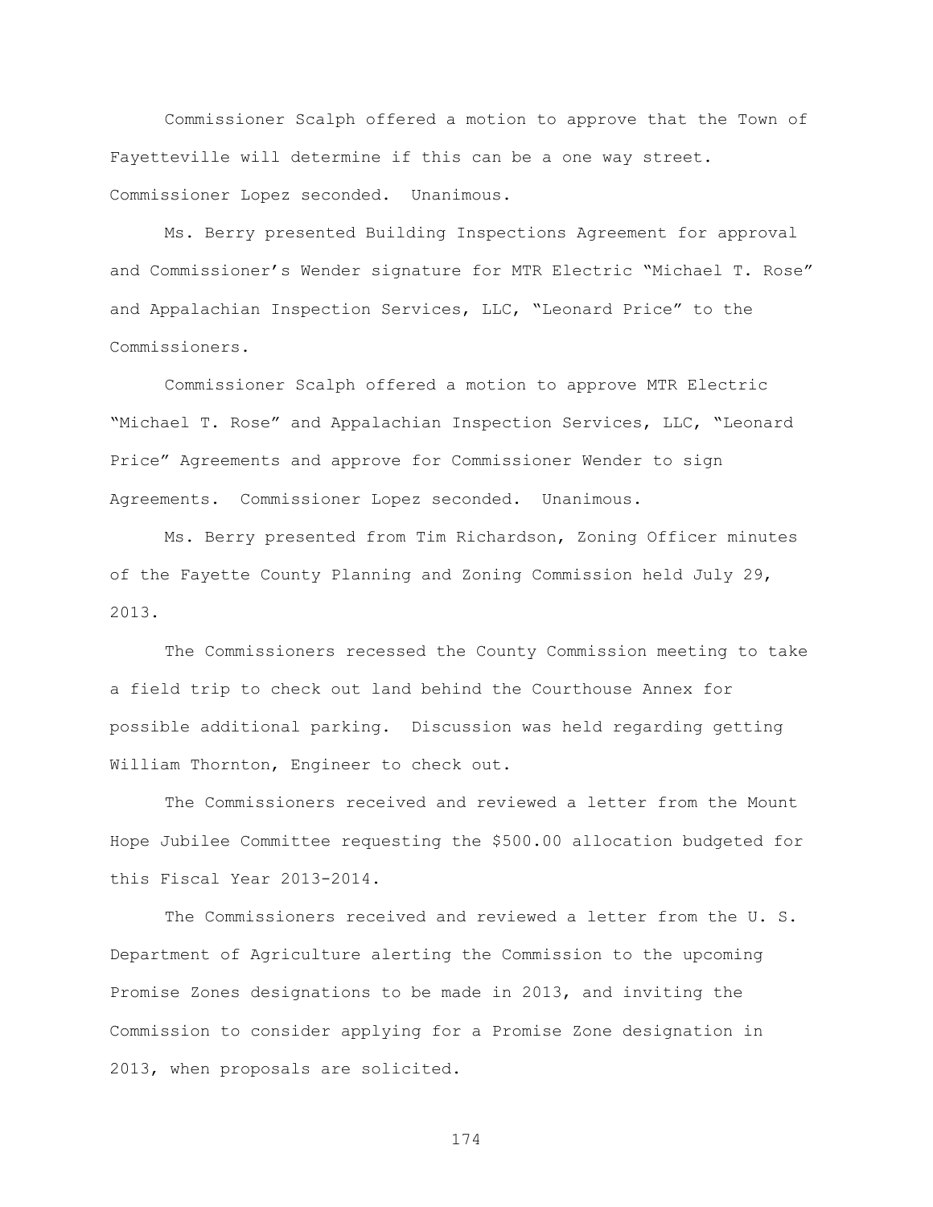Commissioner Scalph offered a motion to approve that the Town of Fayetteville will determine if this can be a one way street. Commissioner Lopez seconded. Unanimous.

Ms. Berry presented Building Inspections Agreement for approval and Commissioner's Wender signature for MTR Electric "Michael T. Rose" and Appalachian Inspection Services, LLC, "Leonard Price" to the Commissioners.

Commissioner Scalph offered a motion to approve MTR Electric "Michael T. Rose" and Appalachian Inspection Services, LLC, "Leonard Price" Agreements and approve for Commissioner Wender to sign Agreements. Commissioner Lopez seconded. Unanimous.

Ms. Berry presented from Tim Richardson, Zoning Officer minutes of the Fayette County Planning and Zoning Commission held July 29, 2013.

The Commissioners recessed the County Commission meeting to take a field trip to check out land behind the Courthouse Annex for possible additional parking. Discussion was held regarding getting William Thornton, Engineer to check out.

The Commissioners received and reviewed a letter from the Mount Hope Jubilee Committee requesting the $500.00 allocation budgeted for this Fiscal Year 2013-2014.

The Commissioners received and reviewed a letter from the U. S. Department of Agriculture alerting the Commission to the upcoming Promise Zones designations to be made in 2013, and inviting the Commission to consider applying for a Promise Zone designation in 2013, when proposals are solicited.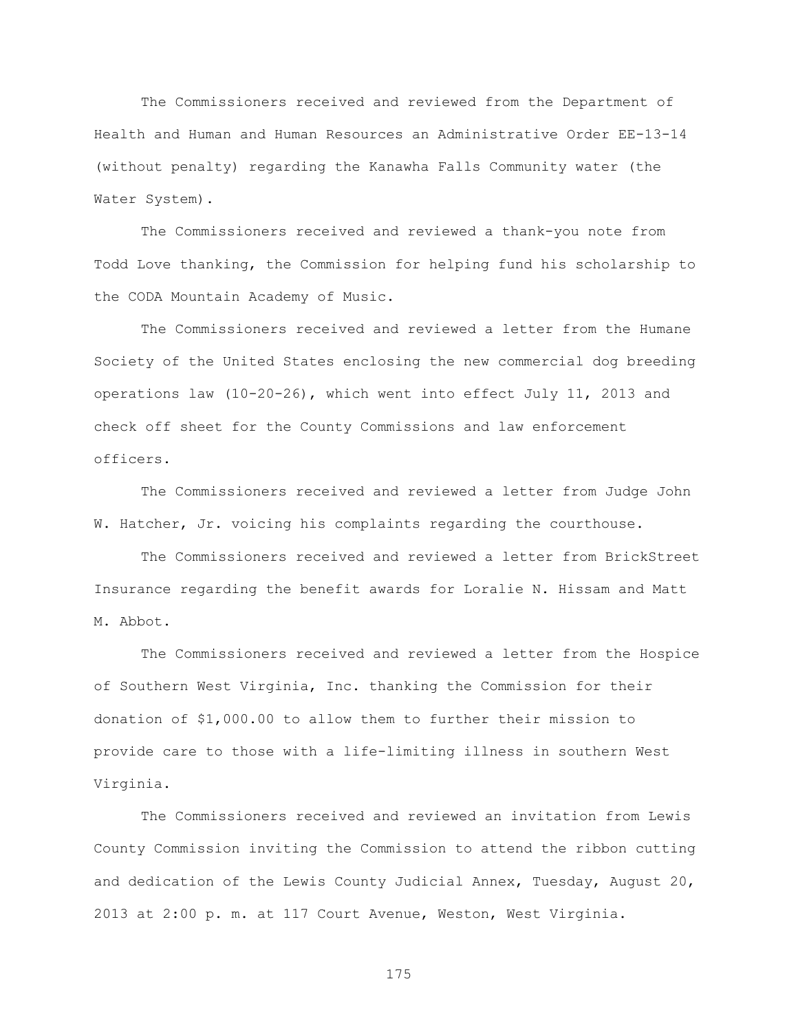The Commissioners received and reviewed from the Department of Health and Human and Human Resources an Administrative Order EE-13-14 (without penalty) regarding the Kanawha Falls Community water (the Water System).

The Commissioners received and reviewed a thank-you note from Todd Love thanking, the Commission for helping fund his scholarship to the CODA Mountain Academy of Music.

The Commissioners received and reviewed a letter from the Humane Society of the United States enclosing the new commercial dog breeding operations law (10-20-26), which went into effect July 11, 2013 and check off sheet for the County Commissions and law enforcement officers.

The Commissioners received and reviewed a letter from Judge John W. Hatcher, Jr. voicing his complaints regarding the courthouse.

The Commissioners received and reviewed a letter from BrickStreet Insurance regarding the benefit awards for Loralie N. Hissam and Matt M. Abbot.

The Commissioners received and reviewed a letter from the Hospice of Southern West Virginia, Inc. thanking the Commission for their donation of $1,000.00 to allow them to further their mission to provide care to those with a life-limiting illness in southern West Virginia.

The Commissioners received and reviewed an invitation from Lewis County Commission inviting the Commission to attend the ribbon cutting and dedication of the Lewis County Judicial Annex, Tuesday, August 20, 2013 at 2:00 p. m. at 117 Court Avenue, Weston, West Virginia.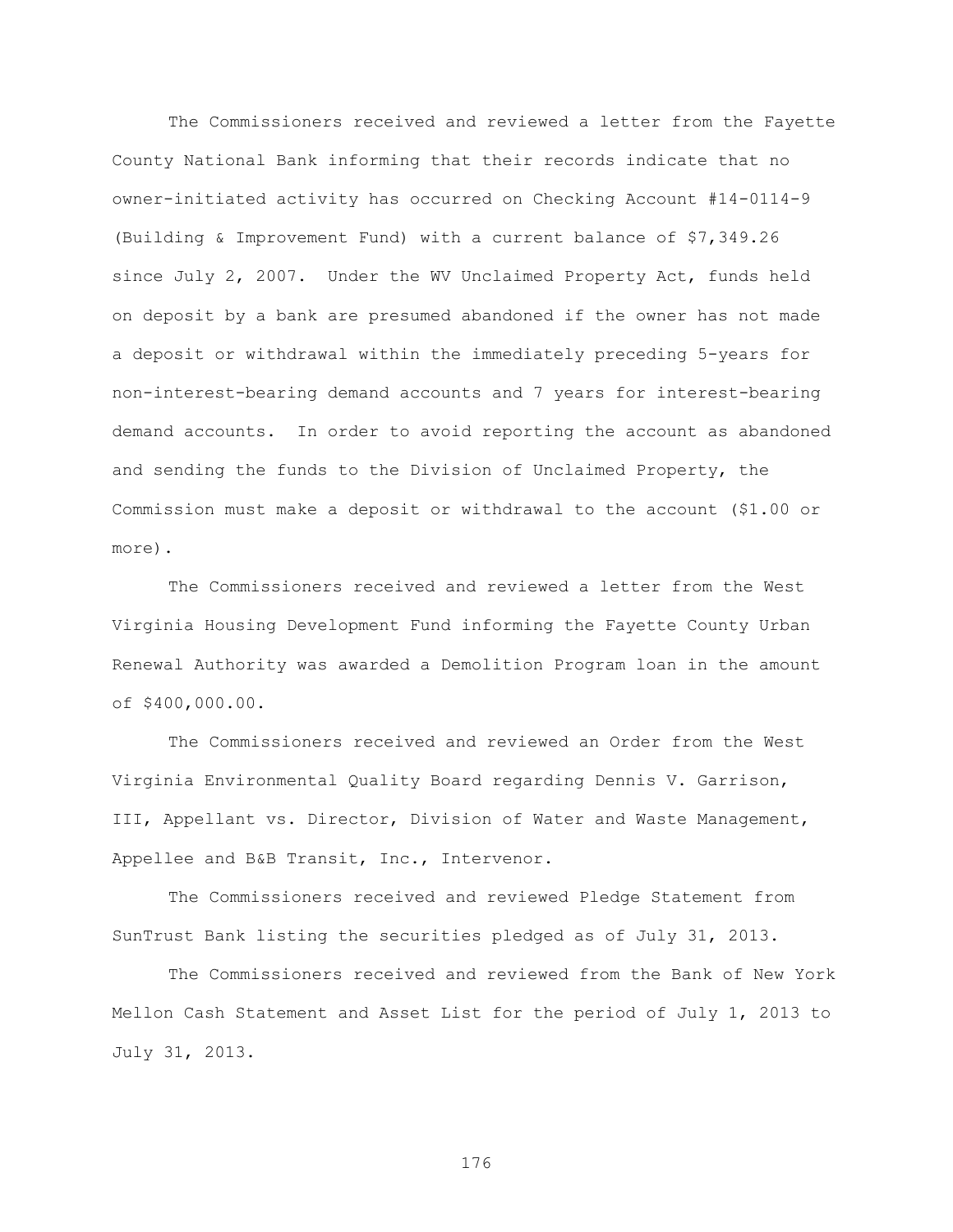The Commissioners received and reviewed a letter from the Fayette County National Bank informing that their records indicate that no owner-initiated activity has occurred on Checking Account #14-0114-9 (Building & Improvement Fund) with a current balance of $7,349.26 since July 2, 2007. Under the WV Unclaimed Property Act, funds held on deposit by a bank are presumed abandoned if the owner has not made a deposit or withdrawal within the immediately preceding 5-years for non-interest-bearing demand accounts and 7 years for interest-bearing demand accounts. In order to avoid reporting the account as abandoned and sending the funds to the Division of Unclaimed Property, the Commission must make a deposit or withdrawal to the account ($1.00 or more).

The Commissioners received and reviewed a letter from the West Virginia Housing Development Fund informing the Fayette County Urban Renewal Authority was awarded a Demolition Program loan in the amount of $400,000.00.

The Commissioners received and reviewed an Order from the West Virginia Environmental Quality Board regarding Dennis V. Garrison, III, Appellant vs. Director, Division of Water and Waste Management, Appellee and B&B Transit, Inc., Intervenor.

The Commissioners received and reviewed Pledge Statement from SunTrust Bank listing the securities pledged as of July 31, 2013.

The Commissioners received and reviewed from the Bank of New York Mellon Cash Statement and Asset List for the period of July 1, 2013 to July 31, 2013.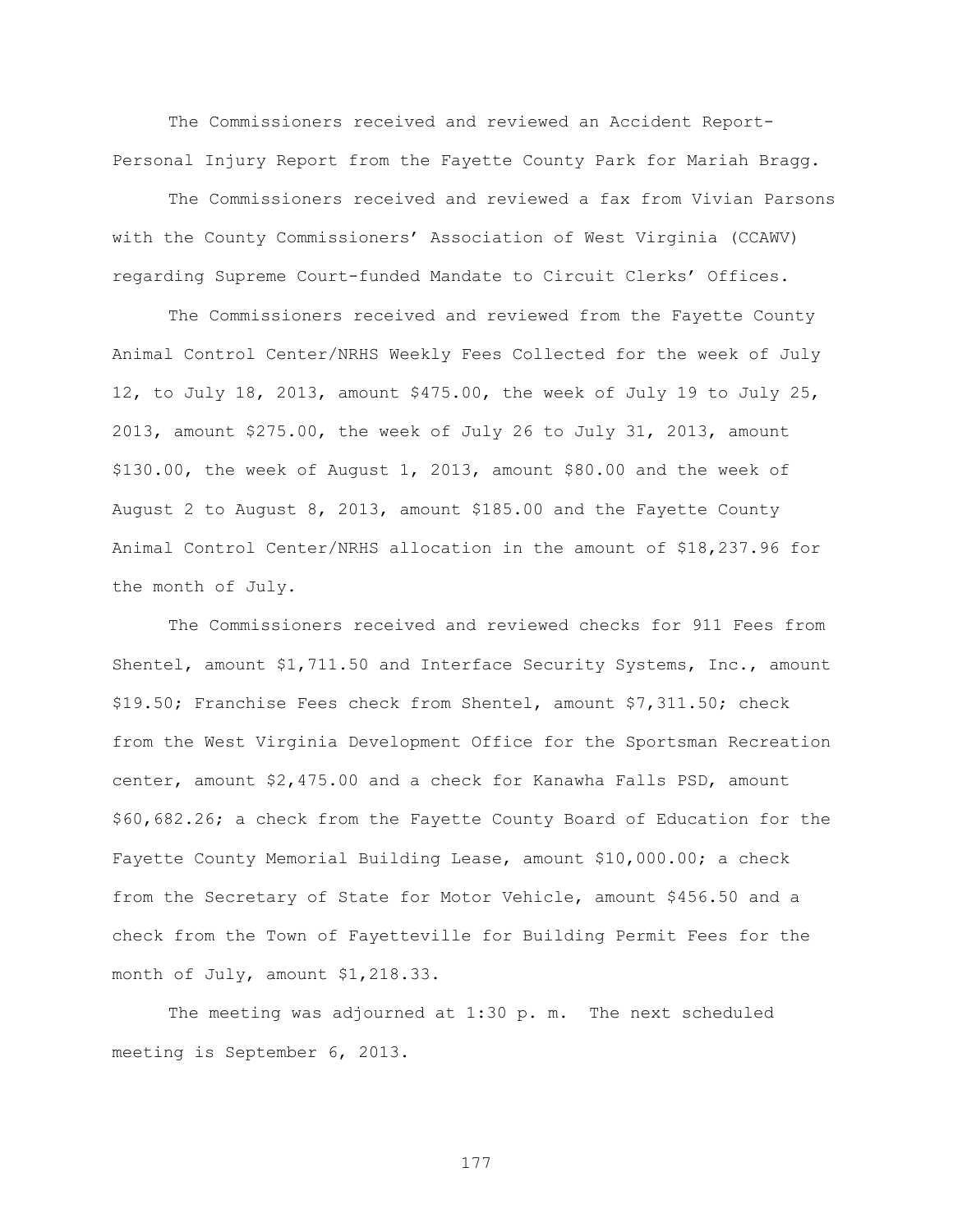The Commissioners received and reviewed an Accident Report-Personal Injury Report from the Fayette County Park for Mariah Bragg.

The Commissioners received and reviewed a fax from Vivian Parsons with the County Commissioners' Association of West Virginia (CCAWV) regarding Supreme Court-funded Mandate to Circuit Clerks' Offices.

The Commissioners received and reviewed from the Fayette County Animal Control Center/NRHS Weekly Fees Collected for the week of July 12, to July 18, 2013, amount $475.00, the week of July 19 to July 25, 2013, amount $275.00, the week of July 26 to July 31, 2013, amount $130.00, the week of August 1, 2013, amount $80.00 and the week of August 2 to August 8, 2013, amount $185.00 and the Fayette County Animal Control Center/NRHS allocation in the amount of $18,237.96 for the month of July.

The Commissioners received and reviewed checks for 911 Fees from Shentel, amount $1,711.50 and Interface Security Systems, Inc., amount $19.50; Franchise Fees check from Shentel, amount $7,311.50; check from the West Virginia Development Office for the Sportsman Recreation center, amount $2,475.00 and a check for Kanawha Falls PSD, amount $60,682.26; a check from the Fayette County Board of Education for the Fayette County Memorial Building Lease, amount $10,000.00; a check from the Secretary of State for Motor Vehicle, amount $456.50 and a check from the Town of Fayetteville for Building Permit Fees for the month of July, amount $1,218.33.

The meeting was adjourned at 1:30 p. m. The next scheduled meeting is September 6, 2013.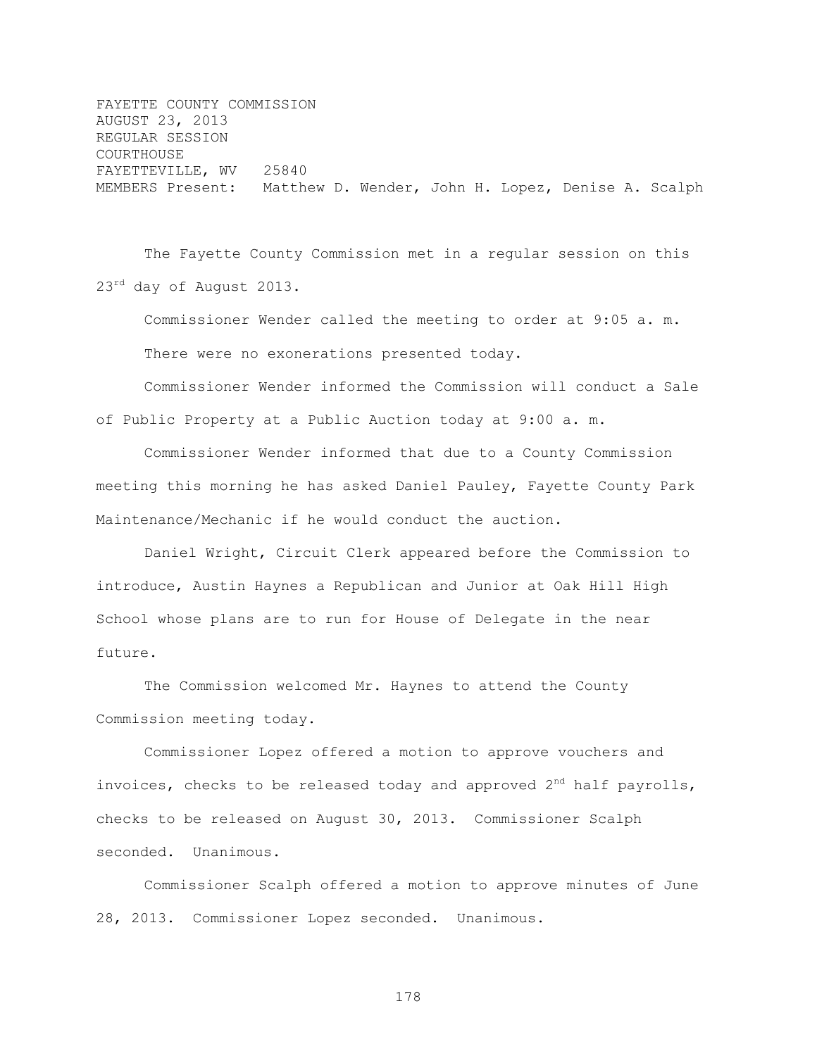FAYETTE COUNTY COMMISSION
AUGUST 23, 2013
REGULAR SESSION
COURTHOUSE
FAYETTEVILLE, WV 25840
MEMBERS Present: Matthew D. Wender, John H. Lopez, Denise A. Scalph

The Fayette County Commission met in a regular session on this 23rd day of August 2013.

Commissioner Wender called the meeting to order at 9:05 a. m.

There were no exonerations presented today.

Commissioner Wender informed the Commission will conduct a Sale of Public Property at a Public Auction today at 9:00 a. m.

Commissioner Wender informed that due to a County Commission meeting this morning he has asked Daniel Pauley, Fayette County Park Maintenance/Mechanic if he would conduct the auction.

Daniel Wright, Circuit Clerk appeared before the Commission to introduce, Austin Haynes a Republican and Junior at Oak Hill High School whose plans are to run for House of Delegate in the near future.

The Commission welcomed Mr. Haynes to attend the County Commission meeting today.

Commissioner Lopez offered a motion to approve vouchers and invoices, checks to be released today and approved 2nd half payrolls, checks to be released on August 30, 2013. Commissioner Scalph seconded. Unanimous.

Commissioner Scalph offered a motion to approve minutes of June 28, 2013. Commissioner Lopez seconded. Unanimous.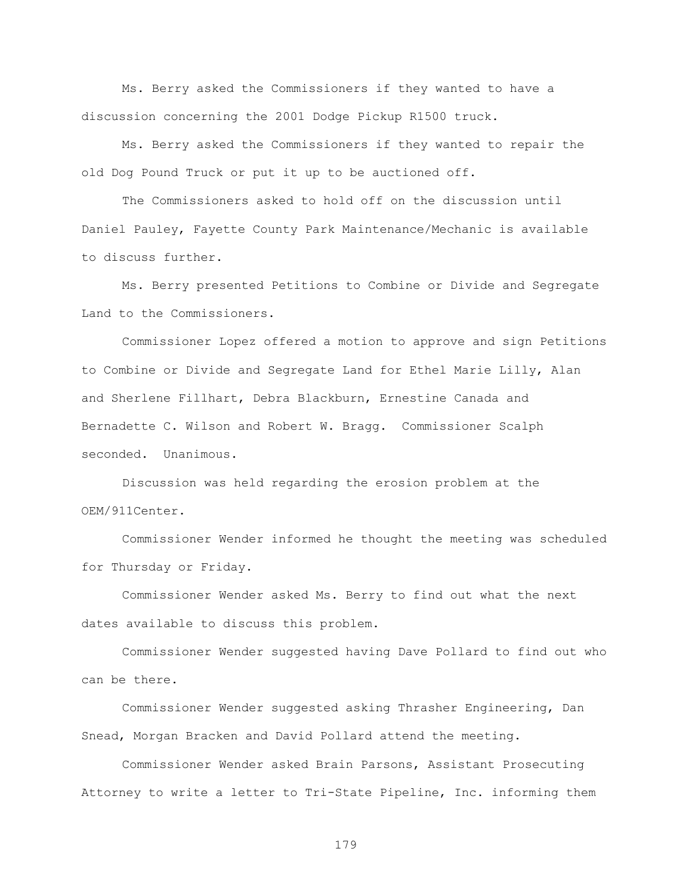Ms. Berry asked the Commissioners if they wanted to have a discussion concerning the 2001 Dodge Pickup R1500 truck.

Ms. Berry asked the Commissioners if they wanted to repair the old Dog Pound Truck or put it up to be auctioned off.

The Commissioners asked to hold off on the discussion until Daniel Pauley, Fayette County Park Maintenance/Mechanic is available to discuss further.

Ms. Berry presented Petitions to Combine or Divide and Segregate Land to the Commissioners.

Commissioner Lopez offered a motion to approve and sign Petitions to Combine or Divide and Segregate Land for Ethel Marie Lilly, Alan and Sherlene Fillhart, Debra Blackburn, Ernestine Canada and Bernadette C. Wilson and Robert W. Bragg. Commissioner Scalph seconded. Unanimous.

Discussion was held regarding the erosion problem at the OEM/911Center.

Commissioner Wender informed he thought the meeting was scheduled for Thursday or Friday.

Commissioner Wender asked Ms. Berry to find out what the next dates available to discuss this problem.

Commissioner Wender suggested having Dave Pollard to find out who can be there.

Commissioner Wender suggested asking Thrasher Engineering, Dan Snead, Morgan Bracken and David Pollard attend the meeting.

Commissioner Wender asked Brain Parsons, Assistant Prosecuting Attorney to write a letter to Tri-State Pipeline, Inc. informing them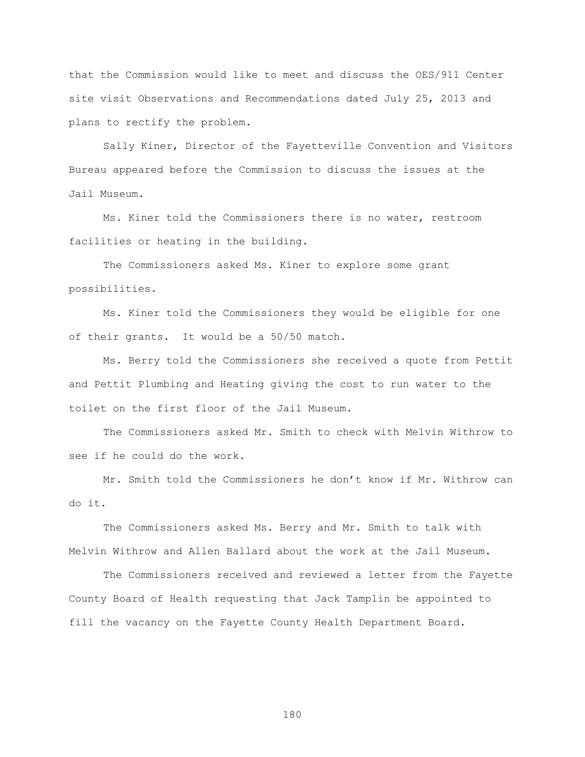that the Commission would like to meet and discuss the OES/911 Center site visit Observations and Recommendations dated July 25, 2013 and plans to rectify the problem.

Sally Kiner, Director of the Fayetteville Convention and Visitors Bureau appeared before the Commission to discuss the issues at the Jail Museum.

Ms. Kiner told the Commissioners there is no water, restroom facilities or heating in the building.

The Commissioners asked Ms. Kiner to explore some grant possibilities.

Ms. Kiner told the Commissioners they would be eligible for one of their grants. It would be a 50/50 match.

Ms. Berry told the Commissioners she received a quote from Pettit and Pettit Plumbing and Heating giving the cost to run water to the toilet on the first floor of the Jail Museum.

The Commissioners asked Mr. Smith to check with Melvin Withrow to see if he could do the work.

Mr. Smith told the Commissioners he don't know if Mr. Withrow can do it.

The Commissioners asked Ms. Berry and Mr. Smith to talk with Melvin Withrow and Allen Ballard about the work at the Jail Museum.

The Commissioners received and reviewed a letter from the Fayette County Board of Health requesting that Jack Tamplin be appointed to fill the vacancy on the Fayette County Health Department Board.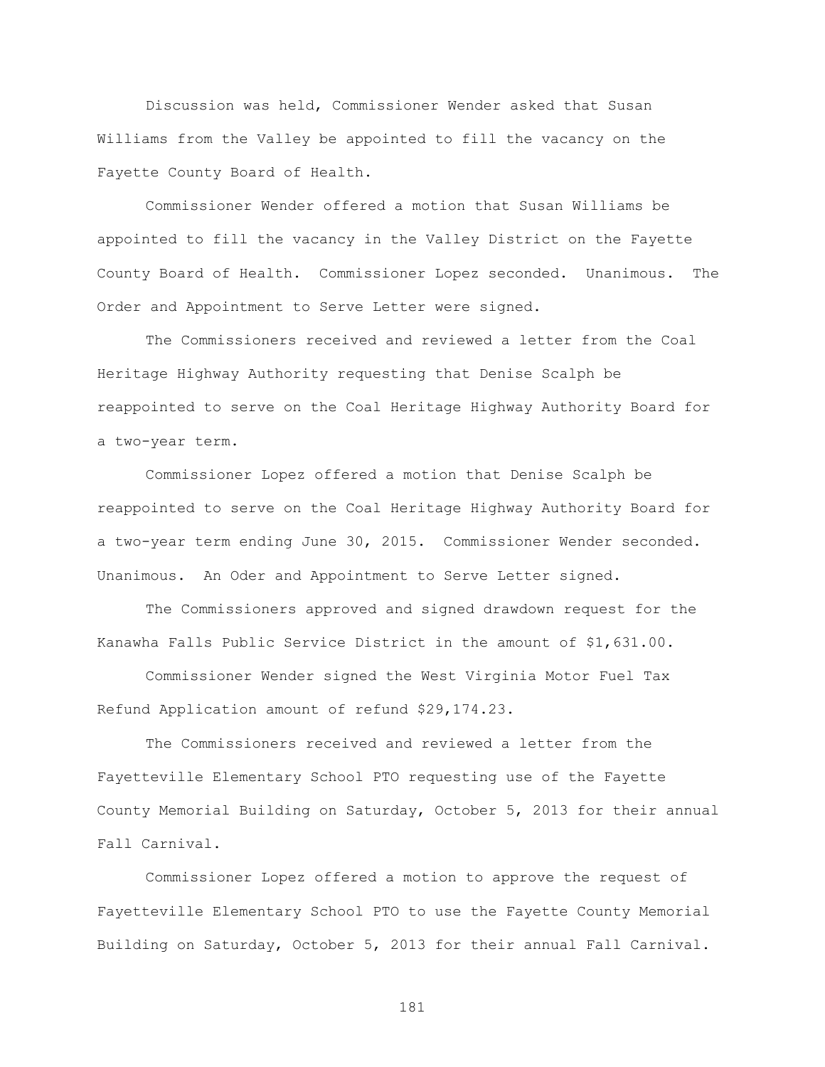Discussion was held, Commissioner Wender asked that Susan Williams from the Valley be appointed to fill the vacancy on the Fayette County Board of Health.

Commissioner Wender offered a motion that Susan Williams be appointed to fill the vacancy in the Valley District on the Fayette County Board of Health. Commissioner Lopez seconded. Unanimous. The Order and Appointment to Serve Letter were signed.

The Commissioners received and reviewed a letter from the Coal Heritage Highway Authority requesting that Denise Scalph be reappointed to serve on the Coal Heritage Highway Authority Board for a two-year term.

Commissioner Lopez offered a motion that Denise Scalph be reappointed to serve on the Coal Heritage Highway Authority Board for a two-year term ending June 30, 2015. Commissioner Wender seconded. Unanimous. An Oder and Appointment to Serve Letter signed.

The Commissioners approved and signed drawdown request for the Kanawha Falls Public Service District in the amount of $1,631.00.

Commissioner Wender signed the West Virginia Motor Fuel Tax Refund Application amount of refund $29,174.23.

The Commissioners received and reviewed a letter from the Fayetteville Elementary School PTO requesting use of the Fayette County Memorial Building on Saturday, October 5, 2013 for their annual Fall Carnival.

Commissioner Lopez offered a motion to approve the request of Fayetteville Elementary School PTO to use the Fayette County Memorial Building on Saturday, October 5, 2013 for their annual Fall Carnival.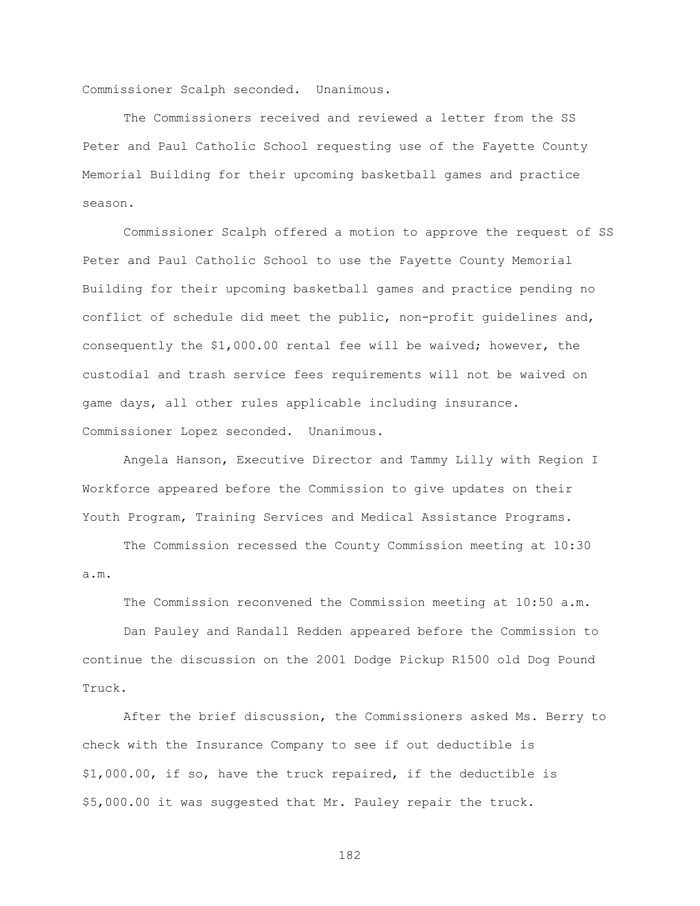Commissioner Scalph seconded. Unanimous.

The Commissioners received and reviewed a letter from the SS Peter and Paul Catholic School requesting use of the Fayette County Memorial Building for their upcoming basketball games and practice season.

Commissioner Scalph offered a motion to approve the request of SS Peter and Paul Catholic School to use the Fayette County Memorial Building for their upcoming basketball games and practice pending no conflict of schedule did meet the public, non-profit guidelines and, consequently the $1,000.00 rental fee will be waived; however, the custodial and trash service fees requirements will not be waived on game days, all other rules applicable including insurance. Commissioner Lopez seconded. Unanimous.

Angela Hanson, Executive Director and Tammy Lilly with Region I Workforce appeared before the Commission to give updates on their Youth Program, Training Services and Medical Assistance Programs.

The Commission recessed the County Commission meeting at 10:30 a.m.

The Commission reconvened the Commission meeting at 10:50 a.m.

Dan Pauley and Randall Redden appeared before the Commission to continue the discussion on the 2001 Dodge Pickup R1500 old Dog Pound Truck.

After the brief discussion, the Commissioners asked Ms. Berry to check with the Insurance Company to see if out deductible is $1,000.00, if so, have the truck repaired, if the deductible is $5,000.00 it was suggested that Mr. Pauley repair the truck.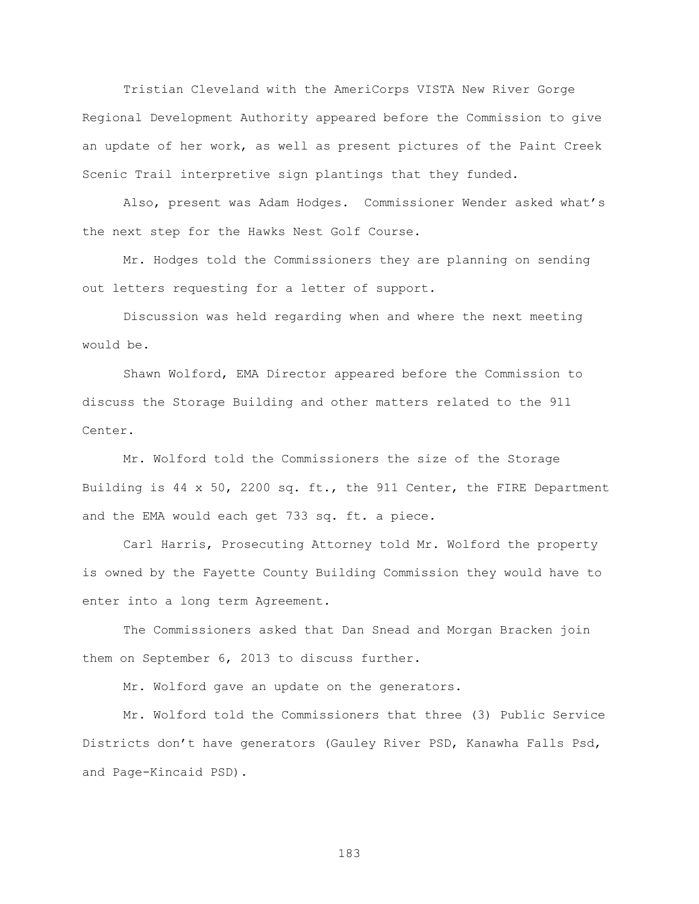Tristian Cleveland with the AmeriCorps VISTA New River Gorge Regional Development Authority appeared before the Commission to give an update of her work, as well as present pictures of the Paint Creek Scenic Trail interpretive sign plantings that they funded.

Also, present was Adam Hodges. Commissioner Wender asked what's the next step for the Hawks Nest Golf Course.

Mr. Hodges told the Commissioners they are planning on sending out letters requesting for a letter of support.

Discussion was held regarding when and where the next meeting would be.

Shawn Wolford, EMA Director appeared before the Commission to discuss the Storage Building and other matters related to the 911 Center.

Mr. Wolford told the Commissioners the size of the Storage Building is 44 x 50, 2200 sq. ft., the 911 Center, the FIRE Department and the EMA would each get 733 sq. ft. a piece.

Carl Harris, Prosecuting Attorney told Mr. Wolford the property is owned by the Fayette County Building Commission they would have to enter into a long term Agreement.

The Commissioners asked that Dan Snead and Morgan Bracken join them on September 6, 2013 to discuss further.

Mr. Wolford gave an update on the generators.

Mr. Wolford told the Commissioners that three (3) Public Service Districts don't have generators (Gauley River PSD, Kanawha Falls Psd, and Page-Kincaid PSD).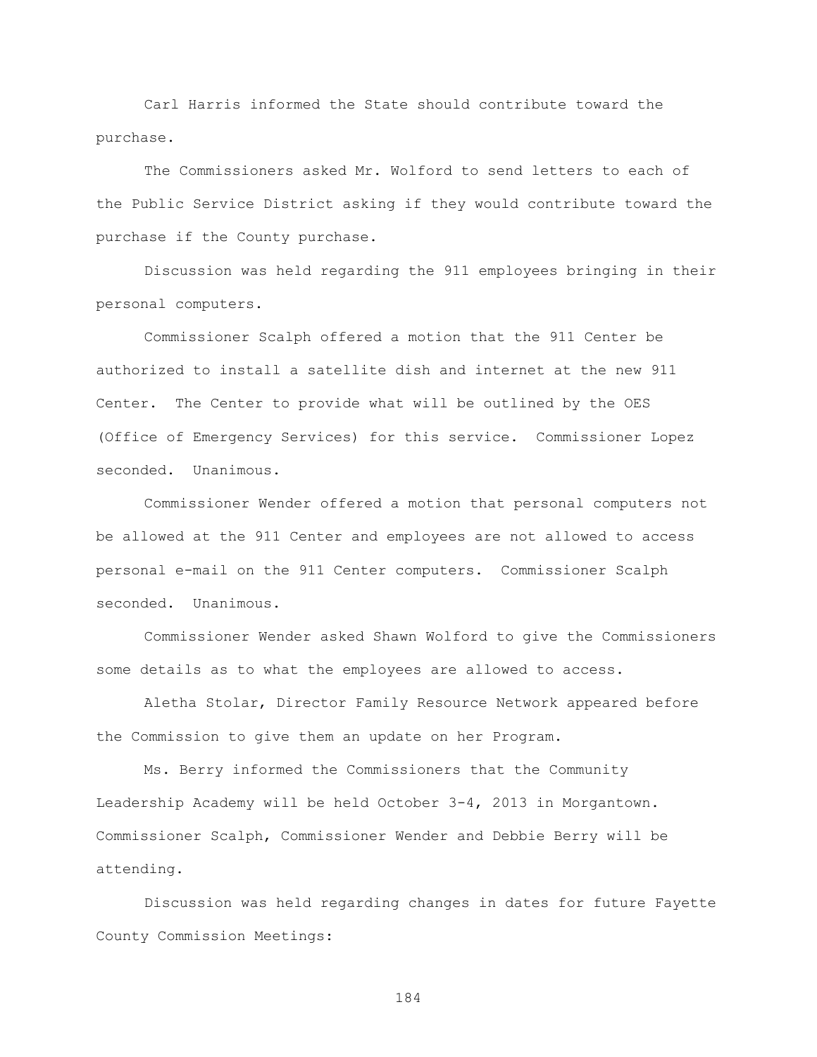Carl Harris informed the State should contribute toward the purchase.

The Commissioners asked Mr. Wolford to send letters to each of the Public Service District asking if they would contribute toward the purchase if the County purchase.

Discussion was held regarding the 911 employees bringing in their personal computers.

Commissioner Scalph offered a motion that the 911 Center be authorized to install a satellite dish and internet at the new 911 Center. The Center to provide what will be outlined by the OES (Office of Emergency Services) for this service. Commissioner Lopez seconded. Unanimous.

Commissioner Wender offered a motion that personal computers not be allowed at the 911 Center and employees are not allowed to access personal e-mail on the 911 Center computers. Commissioner Scalph seconded. Unanimous.

Commissioner Wender asked Shawn Wolford to give the Commissioners some details as to what the employees are allowed to access.

Aletha Stolar, Director Family Resource Network appeared before the Commission to give them an update on her Program.

Ms. Berry informed the Commissioners that the Community Leadership Academy will be held October 3-4, 2013 in Morgantown. Commissioner Scalph, Commissioner Wender and Debbie Berry will be attending.

Discussion was held regarding changes in dates for future Fayette County Commission Meetings: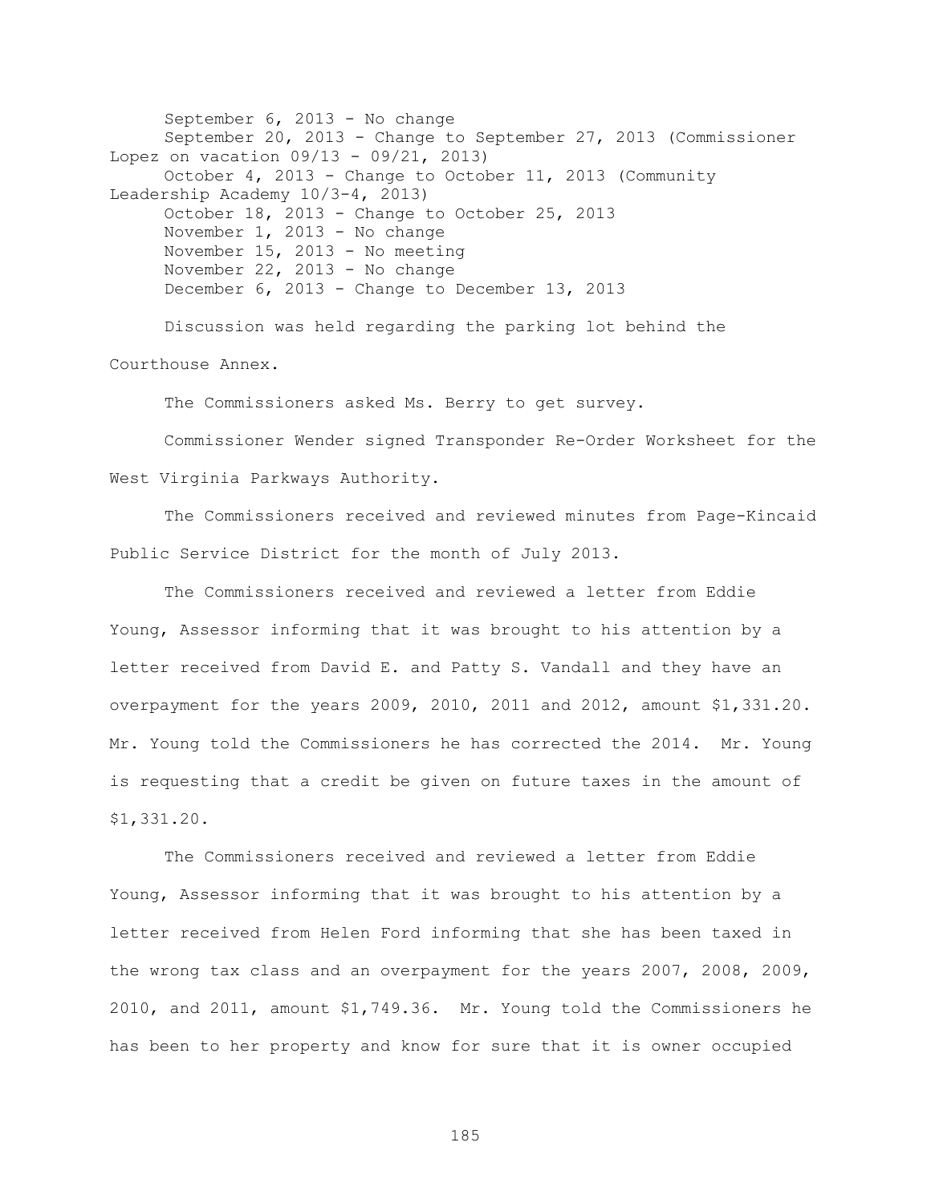September 6, 2013 - No change
September 20, 2013 - Change to September 27, 2013 (Commissioner Lopez on vacation 09/13 - 09/21, 2013)
October 4, 2013 - Change to October 11, 2013 (Community Leadership Academy 10/3-4, 2013)
October 18, 2013 - Change to October 25, 2013
November 1, 2013 - No change
November 15, 2013 - No meeting
November 22, 2013 - No change
December 6, 2013 - Change to December 13, 2013

Discussion was held regarding the parking lot behind the Courthouse Annex.

The Commissioners asked Ms. Berry to get survey.

Commissioner Wender signed Transponder Re-Order Worksheet for the West Virginia Parkways Authority.

The Commissioners received and reviewed minutes from Page-Kincaid Public Service District for the month of July 2013.

The Commissioners received and reviewed a letter from Eddie Young, Assessor informing that it was brought to his attention by a letter received from David E. and Patty S. Vandall and they have an overpayment for the years 2009, 2010, 2011 and 2012, amount $1,331.20. Mr. Young told the Commissioners he has corrected the 2014. Mr. Young is requesting that a credit be given on future taxes in the amount of $1,331.20.

The Commissioners received and reviewed a letter from Eddie Young, Assessor informing that it was brought to his attention by a letter received from Helen Ford informing that she has been taxed in the wrong tax class and an overpayment for the years 2007, 2008, 2009, 2010, and 2011, amount $1,749.36. Mr. Young told the Commissioners he has been to her property and know for sure that it is owner occupied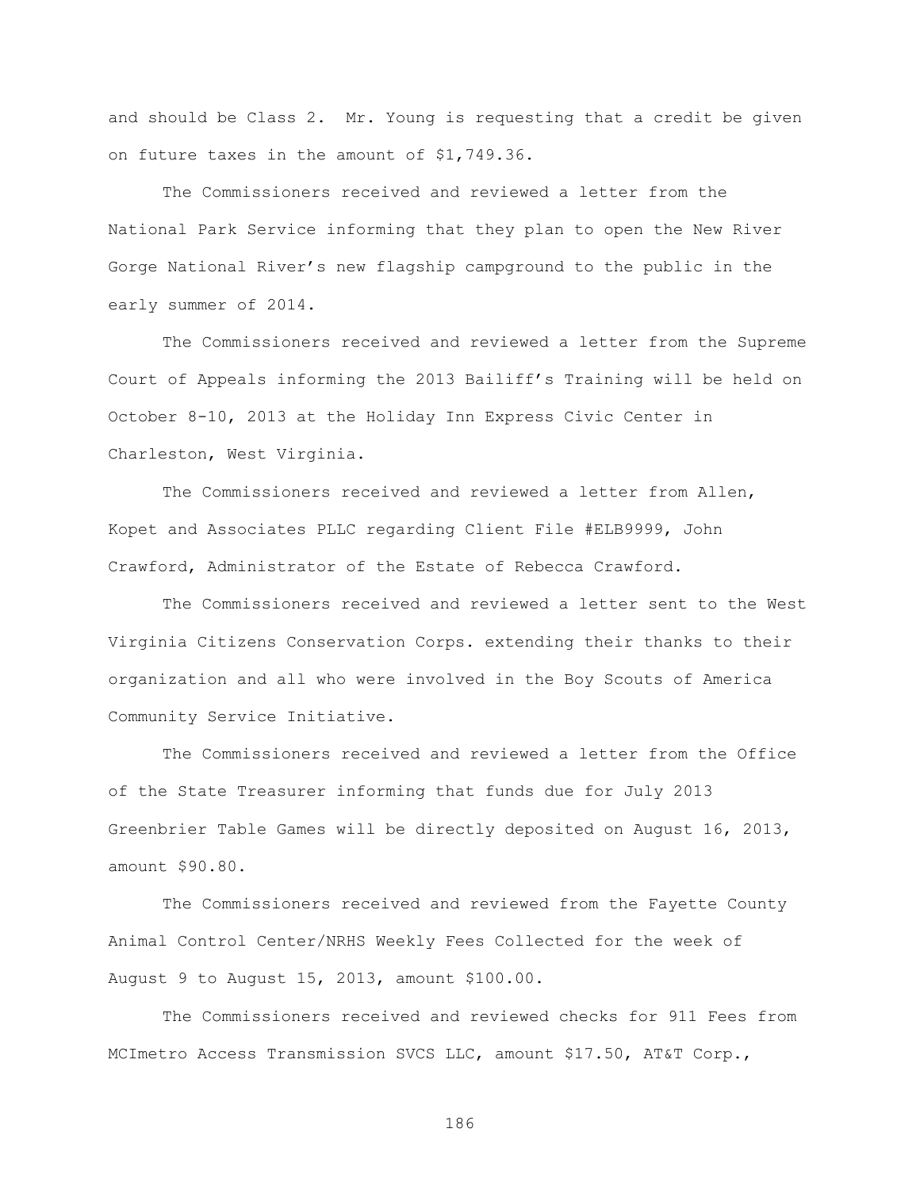and should be Class 2. Mr. Young is requesting that a credit be given on future taxes in the amount of $1,749.36.

The Commissioners received and reviewed a letter from the National Park Service informing that they plan to open the New River Gorge National River's new flagship campground to the public in the early summer of 2014.

The Commissioners received and reviewed a letter from the Supreme Court of Appeals informing the 2013 Bailiff's Training will be held on October 8-10, 2013 at the Holiday Inn Express Civic Center in Charleston, West Virginia.

The Commissioners received and reviewed a letter from Allen, Kopet and Associates PLLC regarding Client File #ELB9999, John Crawford, Administrator of the Estate of Rebecca Crawford.

The Commissioners received and reviewed a letter sent to the West Virginia Citizens Conservation Corps. extending their thanks to their organization and all who were involved in the Boy Scouts of America Community Service Initiative.

The Commissioners received and reviewed a letter from the Office of the State Treasurer informing that funds due for July 2013 Greenbrier Table Games will be directly deposited on August 16, 2013, amount $90.80.

The Commissioners received and reviewed from the Fayette County Animal Control Center/NRHS Weekly Fees Collected for the week of August 9 to August 15, 2013, amount $100.00.

The Commissioners received and reviewed checks for 911 Fees from MCImetro Access Transmission SVCS LLC, amount $17.50, AT&T Corp.,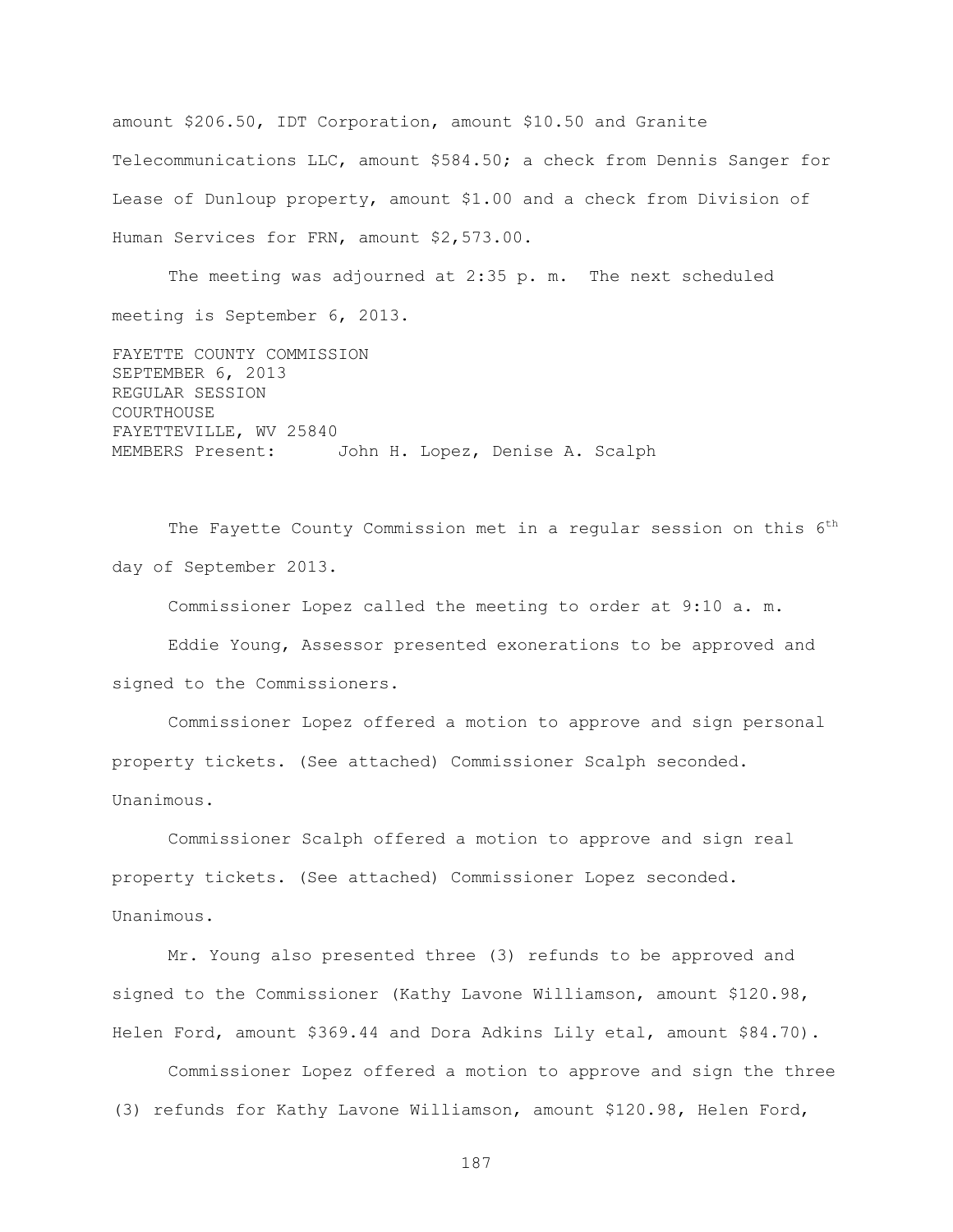amount $206.50, IDT Corporation, amount $10.50 and Granite Telecommunications LLC, amount $584.50; a check from Dennis Sanger for Lease of Dunloup property, amount $1.00 and a check from Division of Human Services for FRN, amount $2,573.00.

The meeting was adjourned at 2:35 p. m. The next scheduled meeting is September 6, 2013.

FAYETTE COUNTY COMMISSION
SEPTEMBER 6, 2013
REGULAR SESSION
COURTHOUSE
FAYETTEVILLE, WV 25840
MEMBERS Present: John H. Lopez, Denise A. Scalph

The Fayette County Commission met in a regular session on this 6th day of September 2013.

Commissioner Lopez called the meeting to order at 9:10 a. m.

Eddie Young, Assessor presented exonerations to be approved and signed to the Commissioners.

Commissioner Lopez offered a motion to approve and sign personal property tickets. (See attached) Commissioner Scalph seconded. Unanimous.

Commissioner Scalph offered a motion to approve and sign real property tickets. (See attached) Commissioner Lopez seconded. Unanimous.

Mr. Young also presented three (3) refunds to be approved and signed to the Commissioner (Kathy Lavone Williamson, amount $120.98, Helen Ford, amount $369.44 and Dora Adkins Lily etal, amount $84.70).

Commissioner Lopez offered a motion to approve and sign the three (3) refunds for Kathy Lavone Williamson, amount $120.98, Helen Ford,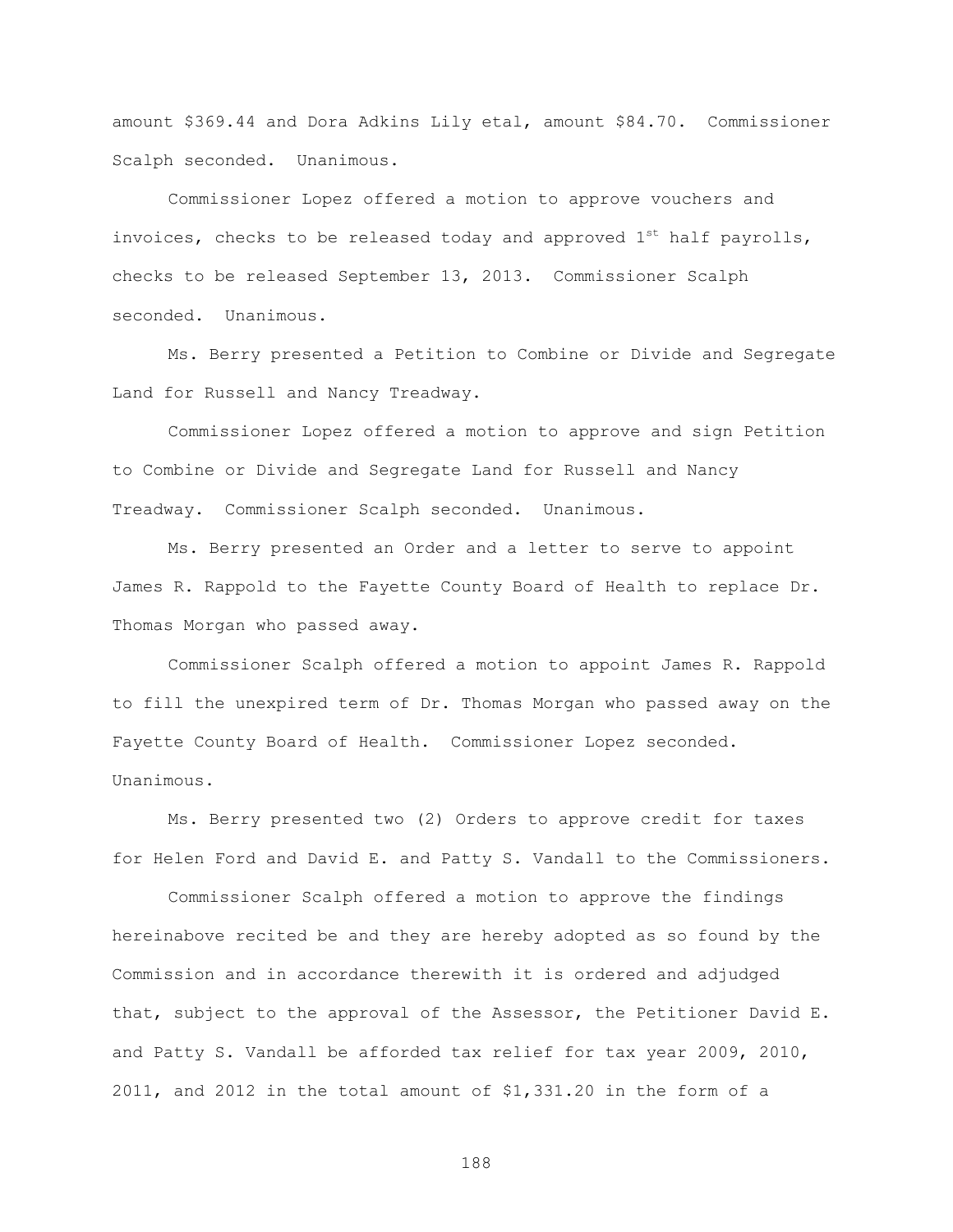amount $369.44 and Dora Adkins Lily etal, amount $84.70. Commissioner Scalph seconded. Unanimous.

Commissioner Lopez offered a motion to approve vouchers and invoices, checks to be released today and approved 1st half payrolls, checks to be released September 13, 2013. Commissioner Scalph seconded. Unanimous.

Ms. Berry presented a Petition to Combine or Divide and Segregate Land for Russell and Nancy Treadway.

Commissioner Lopez offered a motion to approve and sign Petition to Combine or Divide and Segregate Land for Russell and Nancy Treadway. Commissioner Scalph seconded. Unanimous.

Ms. Berry presented an Order and a letter to serve to appoint James R. Rappold to the Fayette County Board of Health to replace Dr. Thomas Morgan who passed away.

Commissioner Scalph offered a motion to appoint James R. Rappold to fill the unexpired term of Dr. Thomas Morgan who passed away on the Fayette County Board of Health. Commissioner Lopez seconded. Unanimous.

Ms. Berry presented two (2) Orders to approve credit for taxes for Helen Ford and David E. and Patty S. Vandall to the Commissioners.

Commissioner Scalph offered a motion to approve the findings hereinabove recited be and they are hereby adopted as so found by the Commission and in accordance therewith it is ordered and adjudged that, subject to the approval of the Assessor, the Petitioner David E. and Patty S. Vandall be afforded tax relief for tax year 2009, 2010, 2011, and 2012 in the total amount of $1,331.20 in the form of a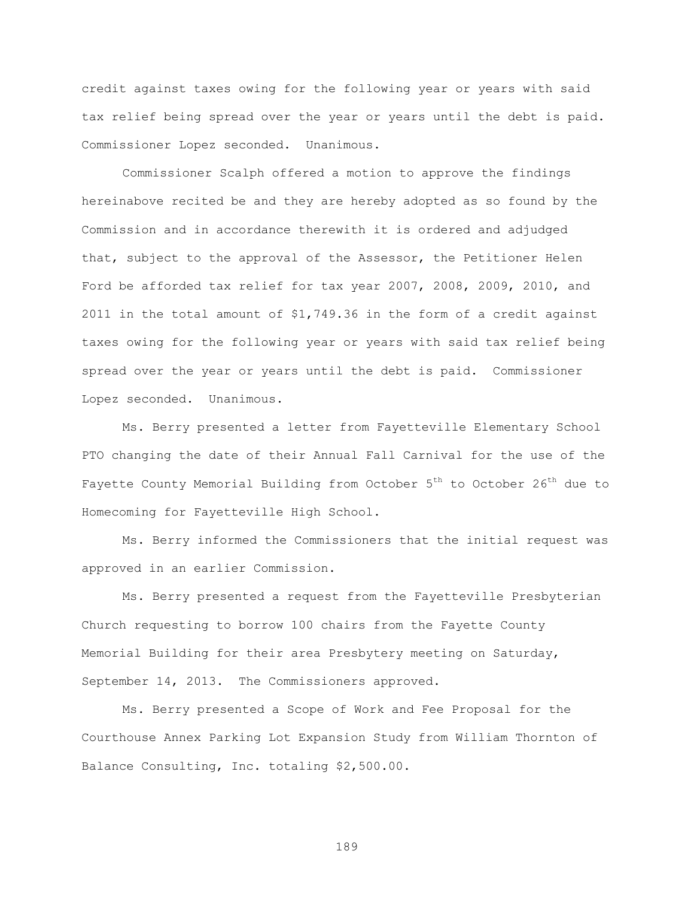credit against taxes owing for the following year or years with said tax relief being spread over the year or years until the debt is paid. Commissioner Lopez seconded. Unanimous.

Commissioner Scalph offered a motion to approve the findings hereinabove recited be and they are hereby adopted as so found by the Commission and in accordance therewith it is ordered and adjudged that, subject to the approval of the Assessor, the Petitioner Helen Ford be afforded tax relief for tax year 2007, 2008, 2009, 2010, and 2011 in the total amount of $1,749.36 in the form of a credit against taxes owing for the following year or years with said tax relief being spread over the year or years until the debt is paid. Commissioner Lopez seconded. Unanimous.

Ms. Berry presented a letter from Fayetteville Elementary School PTO changing the date of their Annual Fall Carnival for the use of the Fayette County Memorial Building from October 5th to October 26th due to Homecoming for Fayetteville High School.

Ms. Berry informed the Commissioners that the initial request was approved in an earlier Commission.

Ms. Berry presented a request from the Fayetteville Presbyterian Church requesting to borrow 100 chairs from the Fayette County Memorial Building for their area Presbytery meeting on Saturday, September 14, 2013. The Commissioners approved.

Ms. Berry presented a Scope of Work and Fee Proposal for the Courthouse Annex Parking Lot Expansion Study from William Thornton of Balance Consulting, Inc. totaling $2,500.00.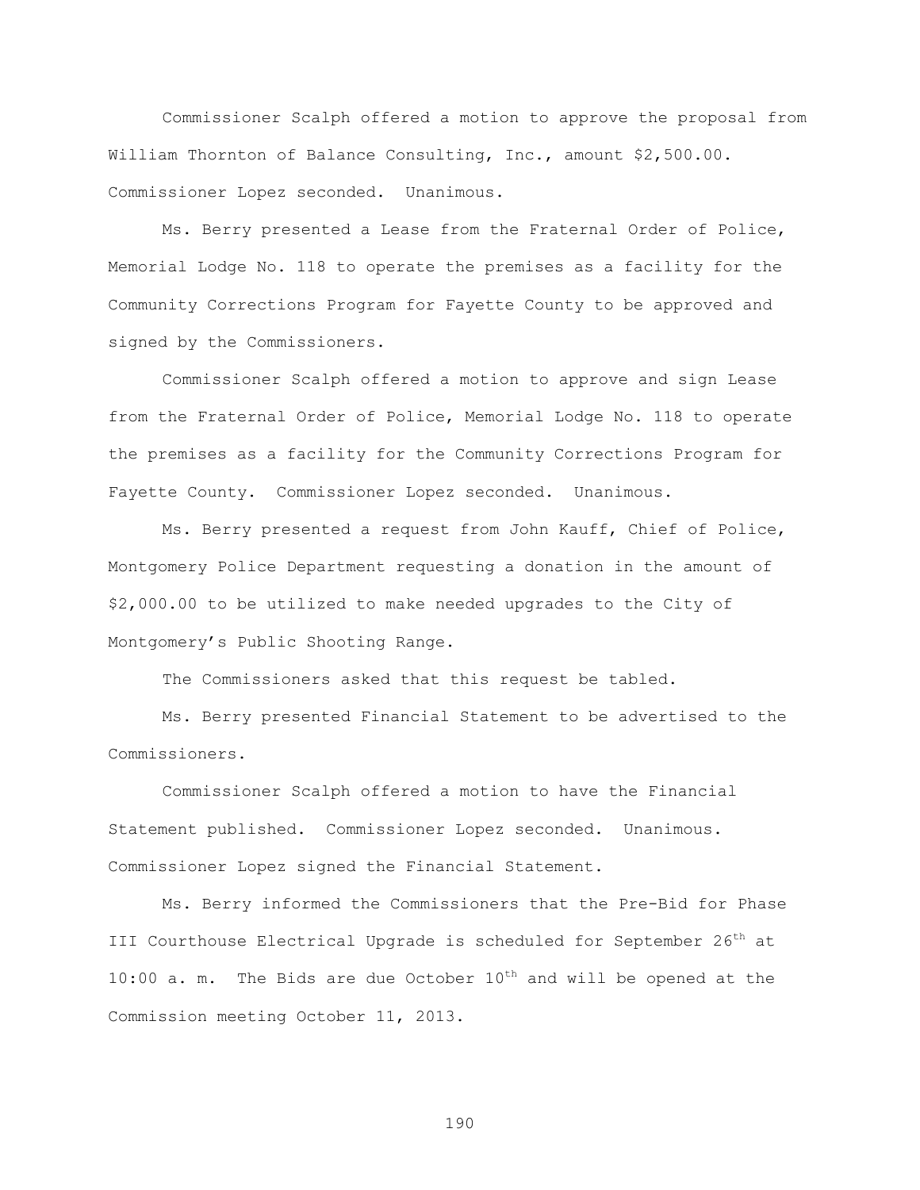Commissioner Scalph offered a motion to approve the proposal from William Thornton of Balance Consulting, Inc., amount $2,500.00. Commissioner Lopez seconded. Unanimous.

Ms. Berry presented a Lease from the Fraternal Order of Police, Memorial Lodge No. 118 to operate the premises as a facility for the Community Corrections Program for Fayette County to be approved and signed by the Commissioners.

Commissioner Scalph offered a motion to approve and sign Lease from the Fraternal Order of Police, Memorial Lodge No. 118 to operate the premises as a facility for the Community Corrections Program for Fayette County. Commissioner Lopez seconded. Unanimous.

Ms. Berry presented a request from John Kauff, Chief of Police, Montgomery Police Department requesting a donation in the amount of $2,000.00 to be utilized to make needed upgrades to the City of Montgomery's Public Shooting Range.

The Commissioners asked that this request be tabled.

Ms. Berry presented Financial Statement to be advertised to the Commissioners.

Commissioner Scalph offered a motion to have the Financial Statement published. Commissioner Lopez seconded. Unanimous. Commissioner Lopez signed the Financial Statement.

Ms. Berry informed the Commissioners that the Pre-Bid for Phase III Courthouse Electrical Upgrade is scheduled for September 26th at 10:00 a. m. The Bids are due October 10th and will be opened at the Commission meeting October 11, 2013.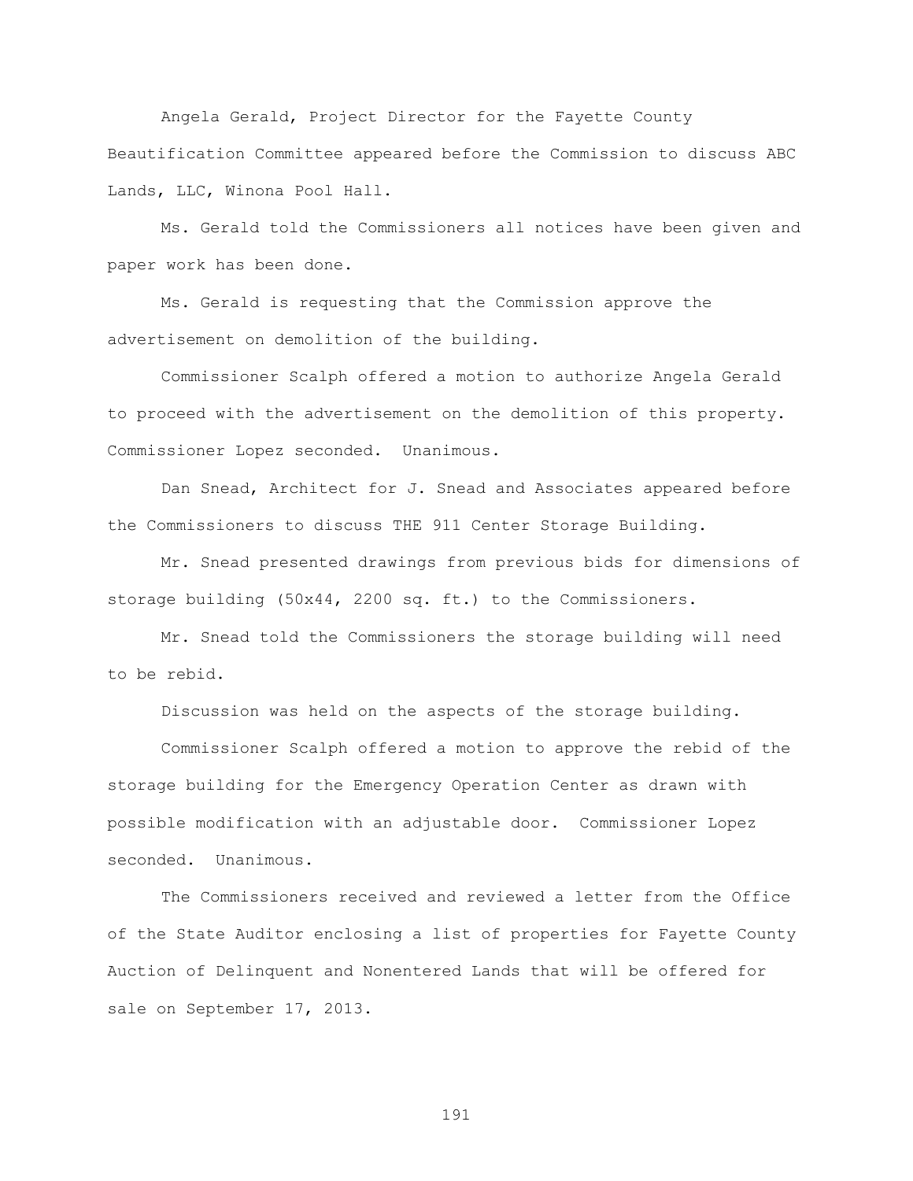Angela Gerald, Project Director for the Fayette County Beautification Committee appeared before the Commission to discuss ABC Lands, LLC, Winona Pool Hall.

Ms. Gerald told the Commissioners all notices have been given and paper work has been done.

Ms. Gerald is requesting that the Commission approve the advertisement on demolition of the building.

Commissioner Scalph offered a motion to authorize Angela Gerald to proceed with the advertisement on the demolition of this property. Commissioner Lopez seconded. Unanimous.

Dan Snead, Architect for J. Snead and Associates appeared before the Commissioners to discuss THE 911 Center Storage Building.

Mr. Snead presented drawings from previous bids for dimensions of storage building (50x44, 2200 sq. ft.) to the Commissioners.

Mr. Snead told the Commissioners the storage building will need to be rebid.

Discussion was held on the aspects of the storage building.

Commissioner Scalph offered a motion to approve the rebid of the storage building for the Emergency Operation Center as drawn with possible modification with an adjustable door. Commissioner Lopez seconded. Unanimous.

The Commissioners received and reviewed a letter from the Office of the State Auditor enclosing a list of properties for Fayette County Auction of Delinquent and Nonentered Lands that will be offered for sale on September 17, 2013.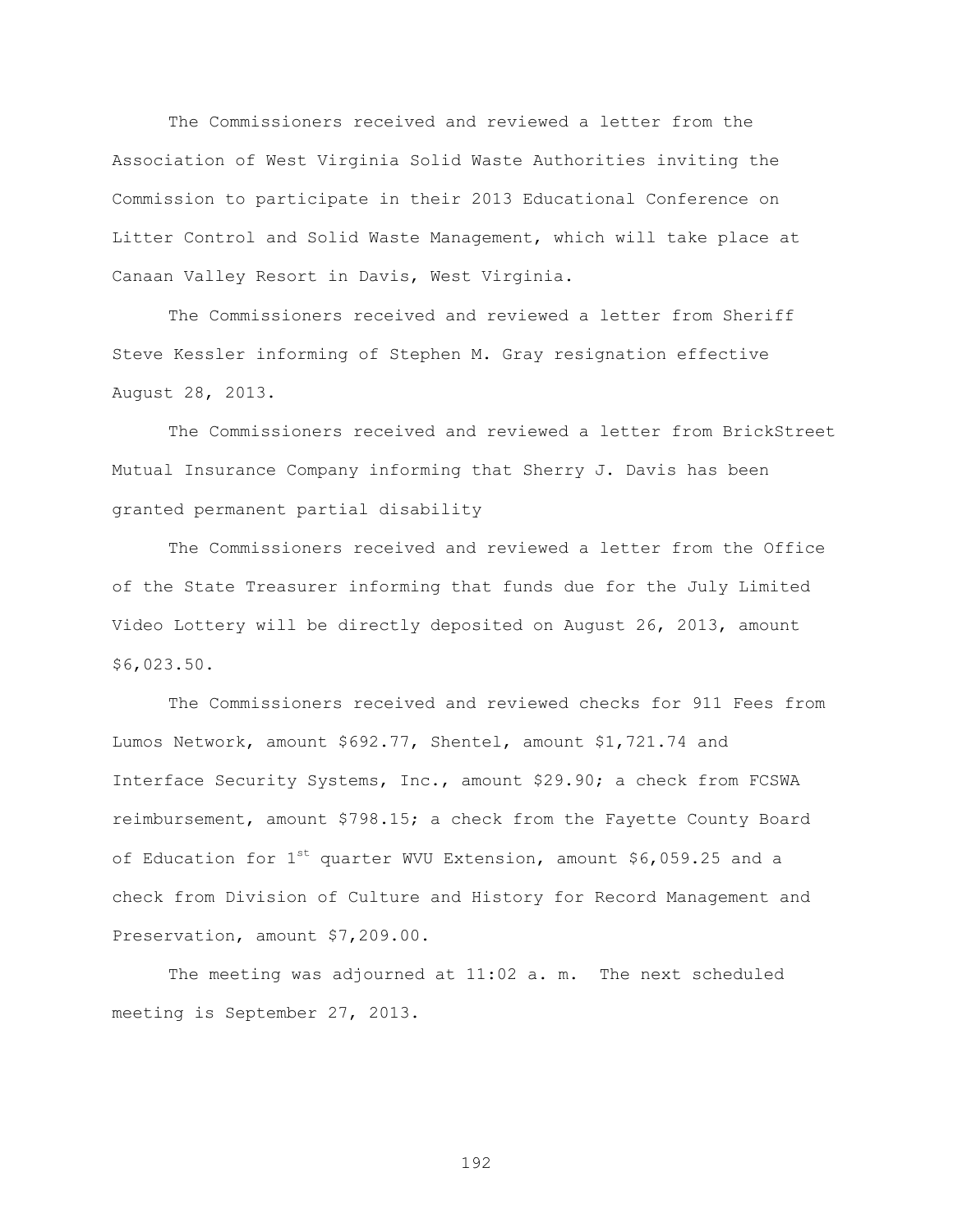The Commissioners received and reviewed a letter from the Association of West Virginia Solid Waste Authorities inviting the Commission to participate in their 2013 Educational Conference on Litter Control and Solid Waste Management, which will take place at Canaan Valley Resort in Davis, West Virginia.

The Commissioners received and reviewed a letter from Sheriff Steve Kessler informing of Stephen M. Gray resignation effective August 28, 2013.

The Commissioners received and reviewed a letter from BrickStreet Mutual Insurance Company informing that Sherry J. Davis has been granted permanent partial disability

The Commissioners received and reviewed a letter from the Office of the State Treasurer informing that funds due for the July Limited Video Lottery will be directly deposited on August 26, 2013, amount $6,023.50.

The Commissioners received and reviewed checks for 911 Fees from Lumos Network, amount $692.77, Shentel, amount $1,721.74 and Interface Security Systems, Inc., amount $29.90; a check from FCSWA reimbursement, amount $798.15; a check from the Fayette County Board of Education for 1st quarter WVU Extension, amount $6,059.25 and a check from Division of Culture and History for Record Management and Preservation, amount $7,209.00.

The meeting was adjourned at 11:02 a. m. The next scheduled meeting is September 27, 2013.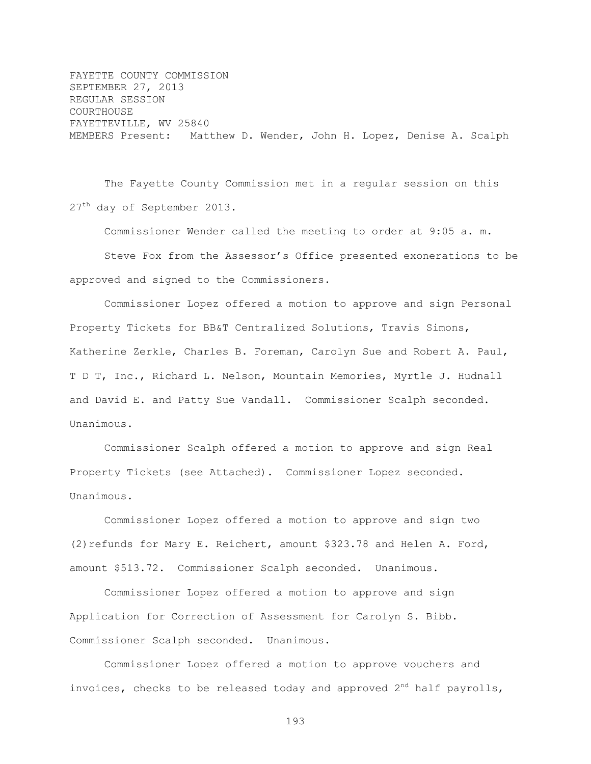FAYETTE COUNTY COMMISSION
SEPTEMBER 27, 2013
REGULAR SESSION
COURTHOUSE
FAYETTEVILLE, WV 25840
MEMBERS Present: Matthew D. Wender, John H. Lopez, Denise A. Scalph

The Fayette County Commission met in a regular session on this 27th day of September 2013.

Commissioner Wender called the meeting to order at 9:05 a. m.

Steve Fox from the Assessor's Office presented exonerations to be approved and signed to the Commissioners.

Commissioner Lopez offered a motion to approve and sign Personal Property Tickets for BB&T Centralized Solutions, Travis Simons, Katherine Zerkle, Charles B. Foreman, Carolyn Sue and Robert A. Paul, T D T, Inc., Richard L. Nelson, Mountain Memories, Myrtle J. Hudnall and David E. and Patty Sue Vandall. Commissioner Scalph seconded. Unanimous.

Commissioner Scalph offered a motion to approve and sign Real Property Tickets (see Attached). Commissioner Lopez seconded. Unanimous.

Commissioner Lopez offered a motion to approve and sign two (2) refunds for Mary E. Reichert, amount $323.78 and Helen A. Ford, amount $513.72. Commissioner Scalph seconded. Unanimous.

Commissioner Lopez offered a motion to approve and sign Application for Correction of Assessment for Carolyn S. Bibb. Commissioner Scalph seconded. Unanimous.

Commissioner Lopez offered a motion to approve vouchers and invoices, checks to be released today and approved 2nd half payrolls,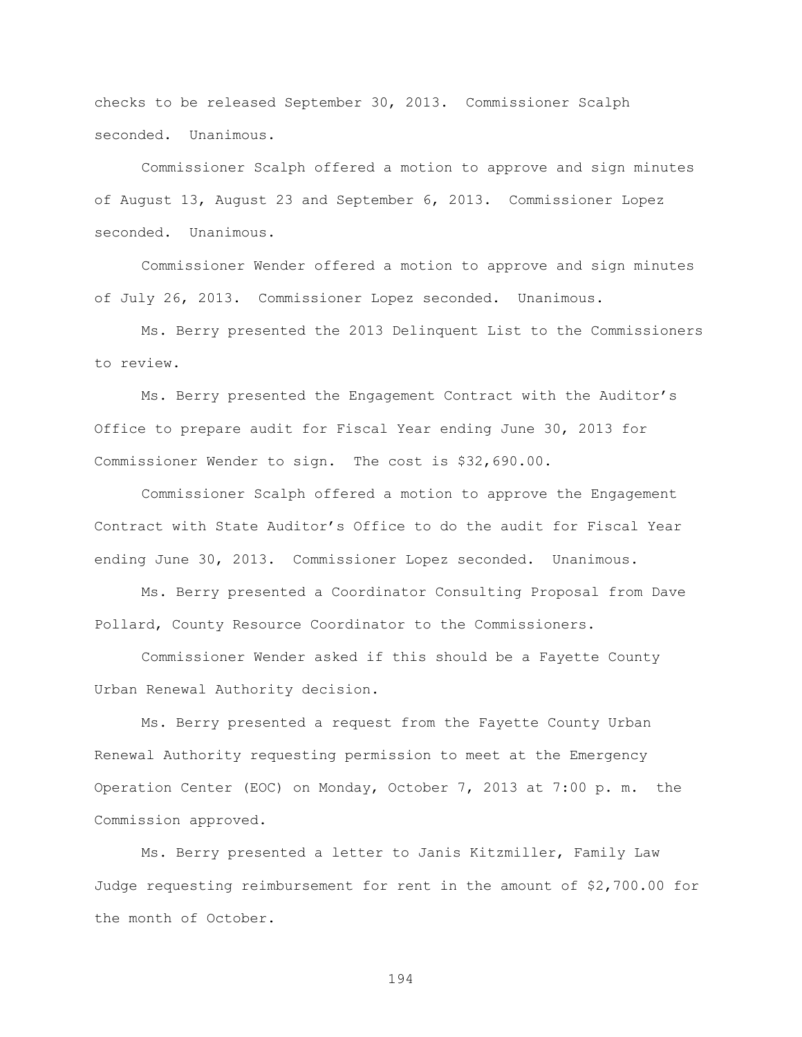checks to be released September 30, 2013. Commissioner Scalph seconded. Unanimous.

Commissioner Scalph offered a motion to approve and sign minutes of August 13, August 23 and September 6, 2013. Commissioner Lopez seconded. Unanimous.

Commissioner Wender offered a motion to approve and sign minutes of July 26, 2013. Commissioner Lopez seconded. Unanimous.

Ms. Berry presented the 2013 Delinquent List to the Commissioners to review.

Ms. Berry presented the Engagement Contract with the Auditor's Office to prepare audit for Fiscal Year ending June 30, 2013 for Commissioner Wender to sign. The cost is $32,690.00.

Commissioner Scalph offered a motion to approve the Engagement Contract with State Auditor's Office to do the audit for Fiscal Year ending June 30, 2013. Commissioner Lopez seconded. Unanimous.

Ms. Berry presented a Coordinator Consulting Proposal from Dave Pollard, County Resource Coordinator to the Commissioners.

Commissioner Wender asked if this should be a Fayette County Urban Renewal Authority decision.

Ms. Berry presented a request from the Fayette County Urban Renewal Authority requesting permission to meet at the Emergency Operation Center (EOC) on Monday, October 7, 2013 at 7:00 p. m. the Commission approved.

Ms. Berry presented a letter to Janis Kitzmiller, Family Law Judge requesting reimbursement for rent in the amount of $2,700.00 for the month of October.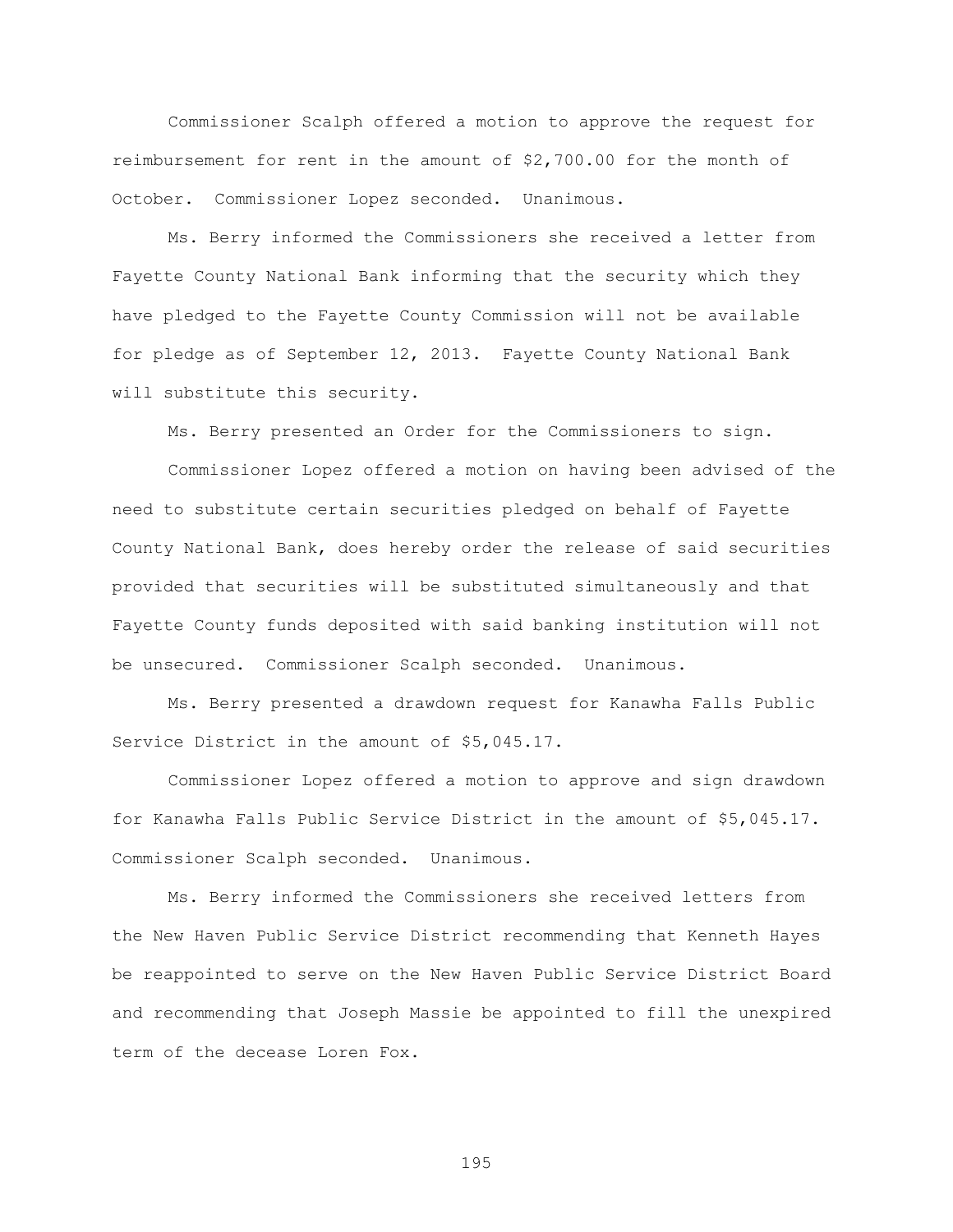Commissioner Scalph offered a motion to approve the request for reimbursement for rent in the amount of $2,700.00 for the month of October. Commissioner Lopez seconded. Unanimous.

Ms. Berry informed the Commissioners she received a letter from Fayette County National Bank informing that the security which they have pledged to the Fayette County Commission will not be available for pledge as of September 12, 2013. Fayette County National Bank will substitute this security.

Ms. Berry presented an Order for the Commissioners to sign.

Commissioner Lopez offered a motion on having been advised of the need to substitute certain securities pledged on behalf of Fayette County National Bank, does hereby order the release of said securities provided that securities will be substituted simultaneously and that Fayette County funds deposited with said banking institution will not be unsecured. Commissioner Scalph seconded. Unanimous.

Ms. Berry presented a drawdown request for Kanawha Falls Public Service District in the amount of $5,045.17.

Commissioner Lopez offered a motion to approve and sign drawdown for Kanawha Falls Public Service District in the amount of $5,045.17. Commissioner Scalph seconded. Unanimous.

Ms. Berry informed the Commissioners she received letters from the New Haven Public Service District recommending that Kenneth Hayes be reappointed to serve on the New Haven Public Service District Board and recommending that Joseph Massie be appointed to fill the unexpired term of the decease Loren Fox.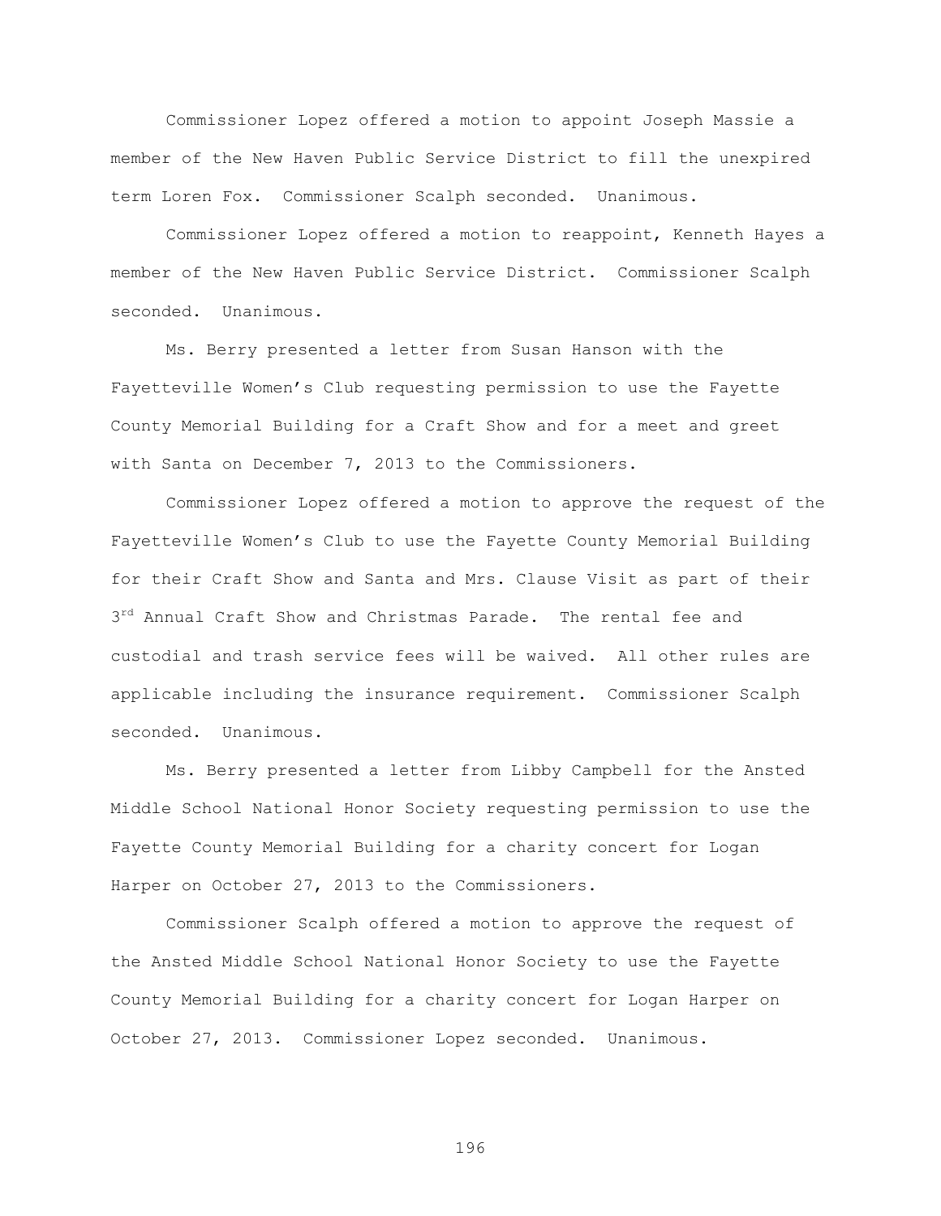Commissioner Lopez offered a motion to appoint Joseph Massie a member of the New Haven Public Service District to fill the unexpired term Loren Fox. Commissioner Scalph seconded. Unanimous.

Commissioner Lopez offered a motion to reappoint, Kenneth Hayes a member of the New Haven Public Service District. Commissioner Scalph seconded. Unanimous.

Ms. Berry presented a letter from Susan Hanson with the Fayetteville Women's Club requesting permission to use the Fayette County Memorial Building for a Craft Show and for a meet and greet with Santa on December 7, 2013 to the Commissioners.

Commissioner Lopez offered a motion to approve the request of the Fayetteville Women's Club to use the Fayette County Memorial Building for their Craft Show and Santa and Mrs. Clause Visit as part of their 3rd Annual Craft Show and Christmas Parade. The rental fee and custodial and trash service fees will be waived. All other rules are applicable including the insurance requirement. Commissioner Scalph seconded. Unanimous.

Ms. Berry presented a letter from Libby Campbell for the Ansted Middle School National Honor Society requesting permission to use the Fayette County Memorial Building for a charity concert for Logan Harper on October 27, 2013 to the Commissioners.

Commissioner Scalph offered a motion to approve the request of the Ansted Middle School National Honor Society to use the Fayette County Memorial Building for a charity concert for Logan Harper on October 27, 2013. Commissioner Lopez seconded. Unanimous.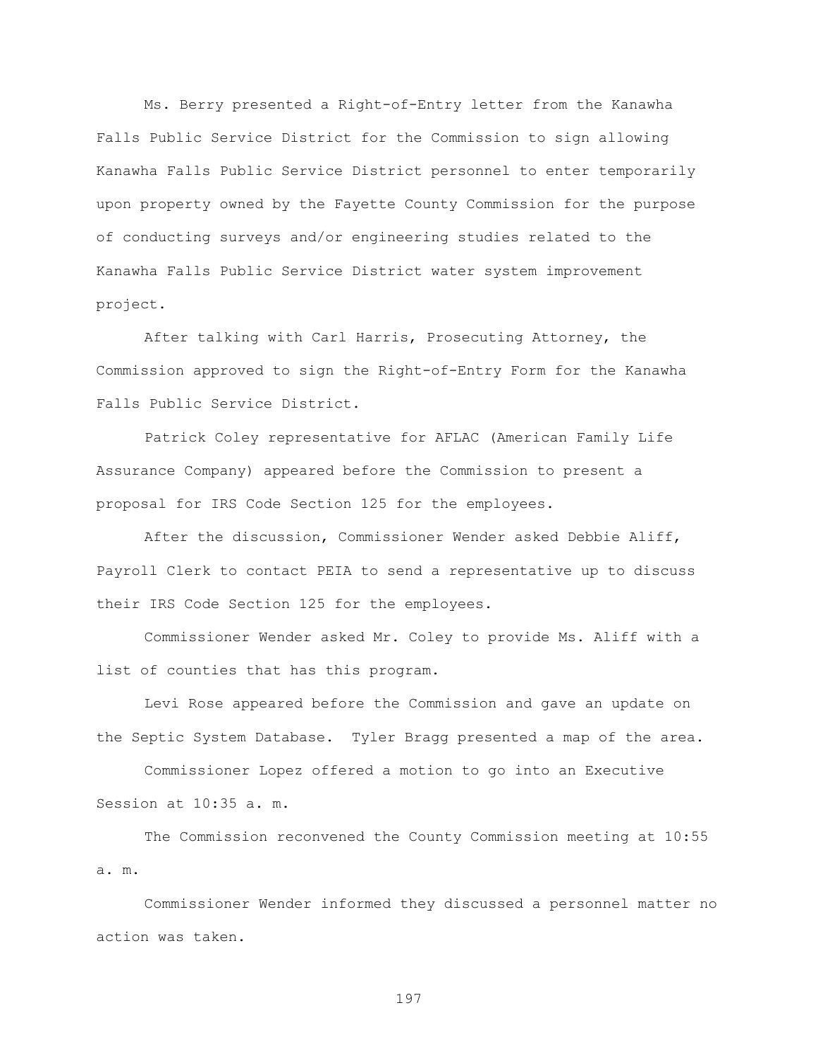Ms. Berry presented a Right-of-Entry letter from the Kanawha Falls Public Service District for the Commission to sign allowing Kanawha Falls Public Service District personnel to enter temporarily upon property owned by the Fayette County Commission for the purpose of conducting surveys and/or engineering studies related to the Kanawha Falls Public Service District water system improvement project.

After talking with Carl Harris, Prosecuting Attorney, the Commission approved to sign the Right-of-Entry Form for the Kanawha Falls Public Service District.

Patrick Coley representative for AFLAC (American Family Life Assurance Company) appeared before the Commission to present a proposal for IRS Code Section 125 for the employees.

After the discussion, Commissioner Wender asked Debbie Aliff, Payroll Clerk to contact PEIA to send a representative up to discuss their IRS Code Section 125 for the employees.

Commissioner Wender asked Mr. Coley to provide Ms. Aliff with a list of counties that has this program.

Levi Rose appeared before the Commission and gave an update on the Septic System Database. Tyler Bragg presented a map of the area.

Commissioner Lopez offered a motion to go into an Executive Session at 10:35 a. m.

The Commission reconvened the County Commission meeting at 10:55 a. m.

Commissioner Wender informed they discussed a personnel matter no action was taken.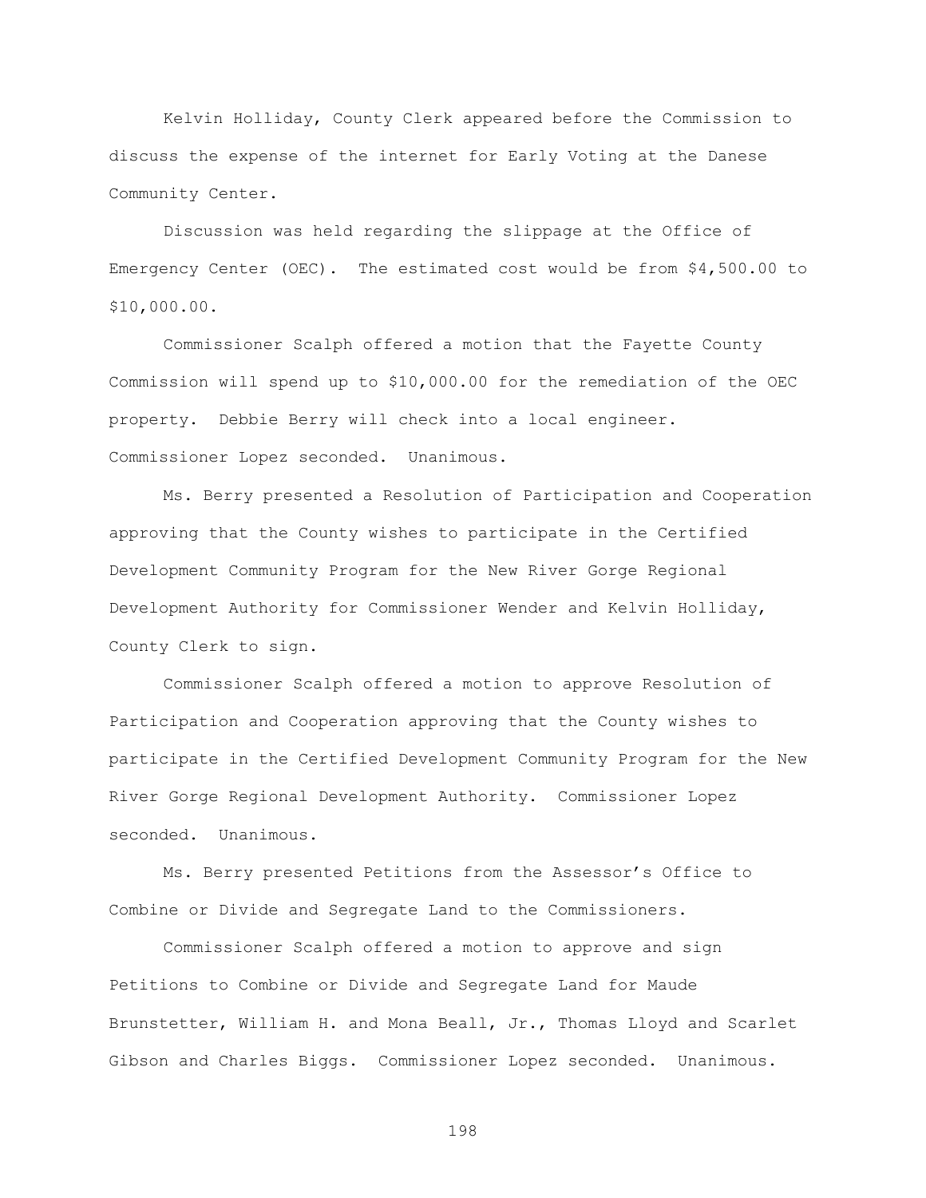Kelvin Holliday, County Clerk appeared before the Commission to discuss the expense of the internet for Early Voting at the Danese Community Center.

Discussion was held regarding the slippage at the Office of Emergency Center (OEC). The estimated cost would be from $4,500.00 to $10,000.00.

Commissioner Scalph offered a motion that the Fayette County Commission will spend up to $10,000.00 for the remediation of the OEC property. Debbie Berry will check into a local engineer. Commissioner Lopez seconded. Unanimous.

Ms. Berry presented a Resolution of Participation and Cooperation approving that the County wishes to participate in the Certified Development Community Program for the New River Gorge Regional Development Authority for Commissioner Wender and Kelvin Holliday, County Clerk to sign.

Commissioner Scalph offered a motion to approve Resolution of Participation and Cooperation approving that the County wishes to participate in the Certified Development Community Program for the New River Gorge Regional Development Authority. Commissioner Lopez seconded. Unanimous.

Ms. Berry presented Petitions from the Assessor's Office to Combine or Divide and Segregate Land to the Commissioners.

Commissioner Scalph offered a motion to approve and sign Petitions to Combine or Divide and Segregate Land for Maude Brunstetter, William H. and Mona Beall, Jr., Thomas Lloyd and Scarlet Gibson and Charles Biggs. Commissioner Lopez seconded. Unanimous.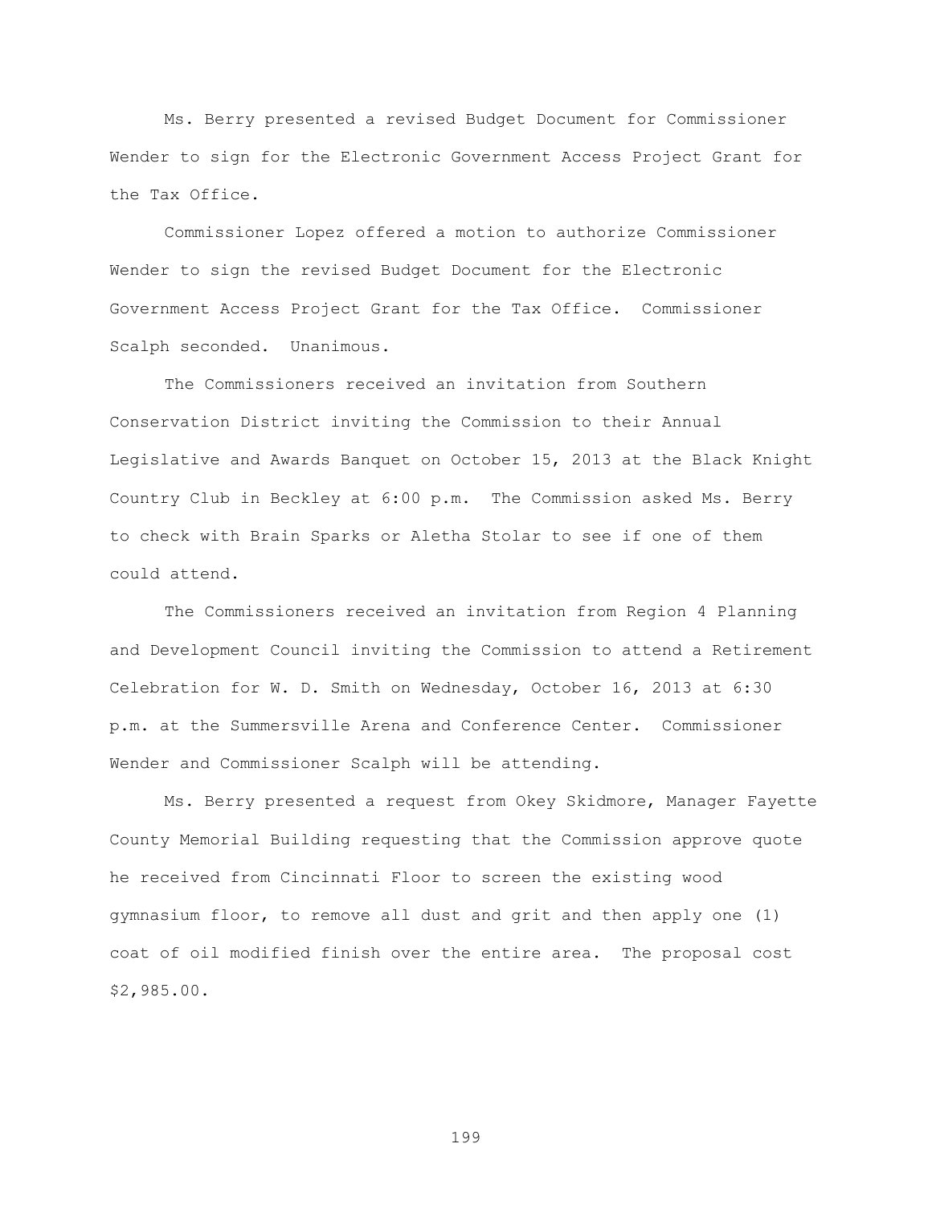Ms. Berry presented a revised Budget Document for Commissioner Wender to sign for the Electronic Government Access Project Grant for the Tax Office.

Commissioner Lopez offered a motion to authorize Commissioner Wender to sign the revised Budget Document for the Electronic Government Access Project Grant for the Tax Office. Commissioner Scalph seconded. Unanimous.

The Commissioners received an invitation from Southern Conservation District inviting the Commission to their Annual Legislative and Awards Banquet on October 15, 2013 at the Black Knight Country Club in Beckley at 6:00 p.m. The Commission asked Ms. Berry to check with Brain Sparks or Aletha Stolar to see if one of them could attend.

The Commissioners received an invitation from Region 4 Planning and Development Council inviting the Commission to attend a Retirement Celebration for W. D. Smith on Wednesday, October 16, 2013 at 6:30 p.m. at the Summersville Arena and Conference Center. Commissioner Wender and Commissioner Scalph will be attending.

Ms. Berry presented a request from Okey Skidmore, Manager Fayette County Memorial Building requesting that the Commission approve quote he received from Cincinnati Floor to screen the existing wood gymnasium floor, to remove all dust and grit and then apply one (1) coat of oil modified finish over the entire area. The proposal cost $2,985.00.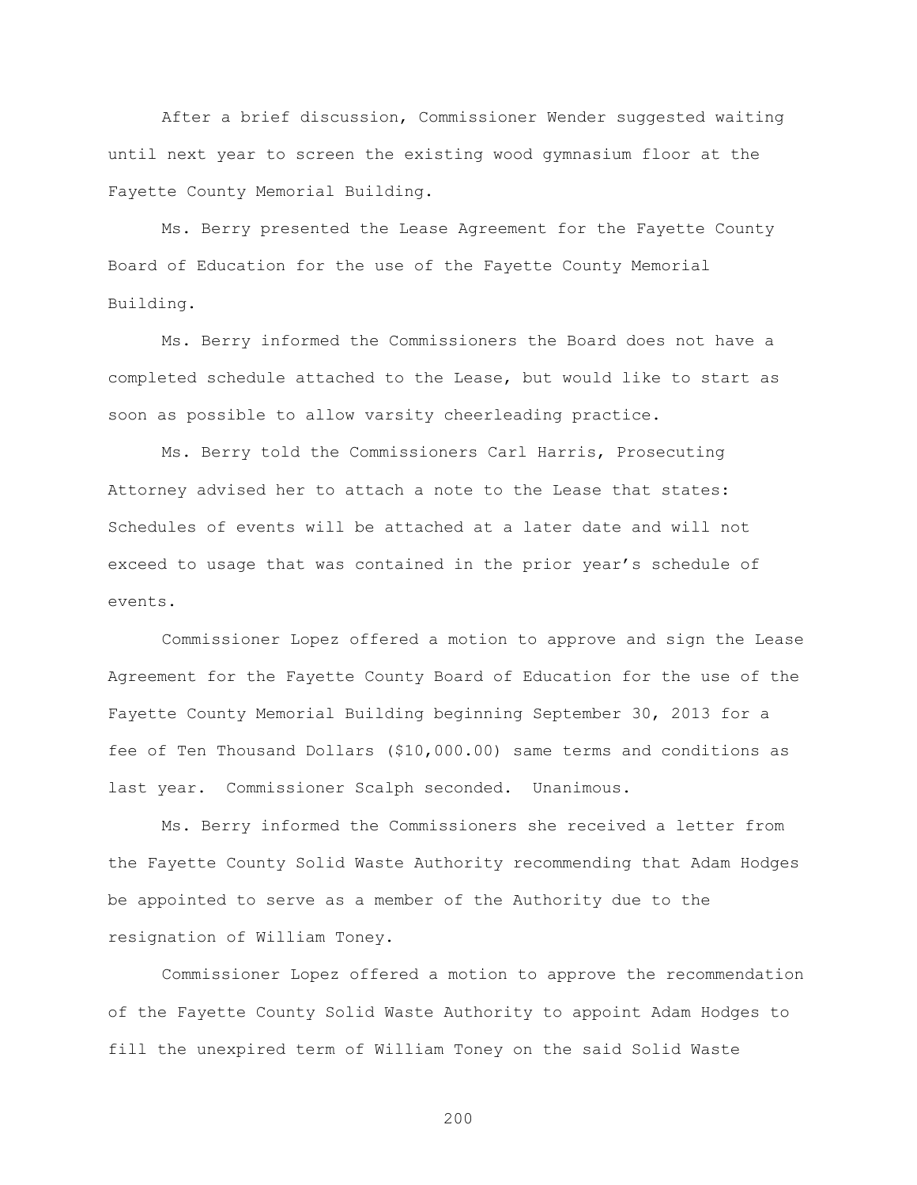After a brief discussion, Commissioner Wender suggested waiting until next year to screen the existing wood gymnasium floor at the Fayette County Memorial Building.

Ms. Berry presented the Lease Agreement for the Fayette County Board of Education for the use of the Fayette County Memorial Building.

Ms. Berry informed the Commissioners the Board does not have a completed schedule attached to the Lease, but would like to start as soon as possible to allow varsity cheerleading practice.

Ms. Berry told the Commissioners Carl Harris, Prosecuting Attorney advised her to attach a note to the Lease that states: Schedules of events will be attached at a later date and will not exceed to usage that was contained in the prior year's schedule of events.

Commissioner Lopez offered a motion to approve and sign the Lease Agreement for the Fayette County Board of Education for the use of the Fayette County Memorial Building beginning September 30, 2013 for a fee of Ten Thousand Dollars ($10,000.00) same terms and conditions as last year. Commissioner Scalph seconded. Unanimous.

Ms. Berry informed the Commissioners she received a letter from the Fayette County Solid Waste Authority recommending that Adam Hodges be appointed to serve as a member of the Authority due to the resignation of William Toney.

Commissioner Lopez offered a motion to approve the recommendation of the Fayette County Solid Waste Authority to appoint Adam Hodges to fill the unexpired term of William Toney on the said Solid Waste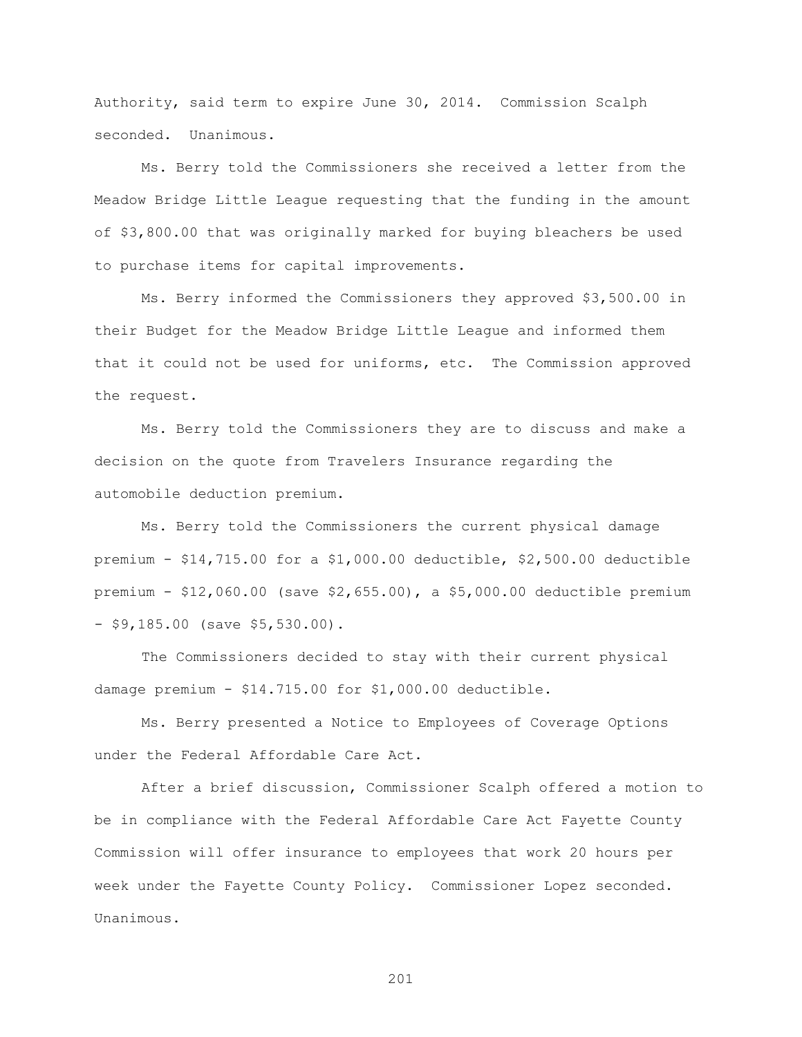Authority, said term to expire June 30, 2014. Commission Scalph seconded. Unanimous.

Ms. Berry told the Commissioners she received a letter from the Meadow Bridge Little League requesting that the funding in the amount of $3,800.00 that was originally marked for buying bleachers be used to purchase items for capital improvements.

Ms. Berry informed the Commissioners they approved $3,500.00 in their Budget for the Meadow Bridge Little League and informed them that it could not be used for uniforms, etc. The Commission approved the request.

Ms. Berry told the Commissioners they are to discuss and make a decision on the quote from Travelers Insurance regarding the automobile deduction premium.

Ms. Berry told the Commissioners the current physical damage premium - $14,715.00 for a $1,000.00 deductible, $2,500.00 deductible premium - $12,060.00 (save $2,655.00), a $5,000.00 deductible premium - $9,185.00 (save $5,530.00).

The Commissioners decided to stay with their current physical damage premium - $14.715.00 for $1,000.00 deductible.

Ms. Berry presented a Notice to Employees of Coverage Options under the Federal Affordable Care Act.

After a brief discussion, Commissioner Scalph offered a motion to be in compliance with the Federal Affordable Care Act Fayette County Commission will offer insurance to employees that work 20 hours per week under the Fayette County Policy. Commissioner Lopez seconded. Unanimous.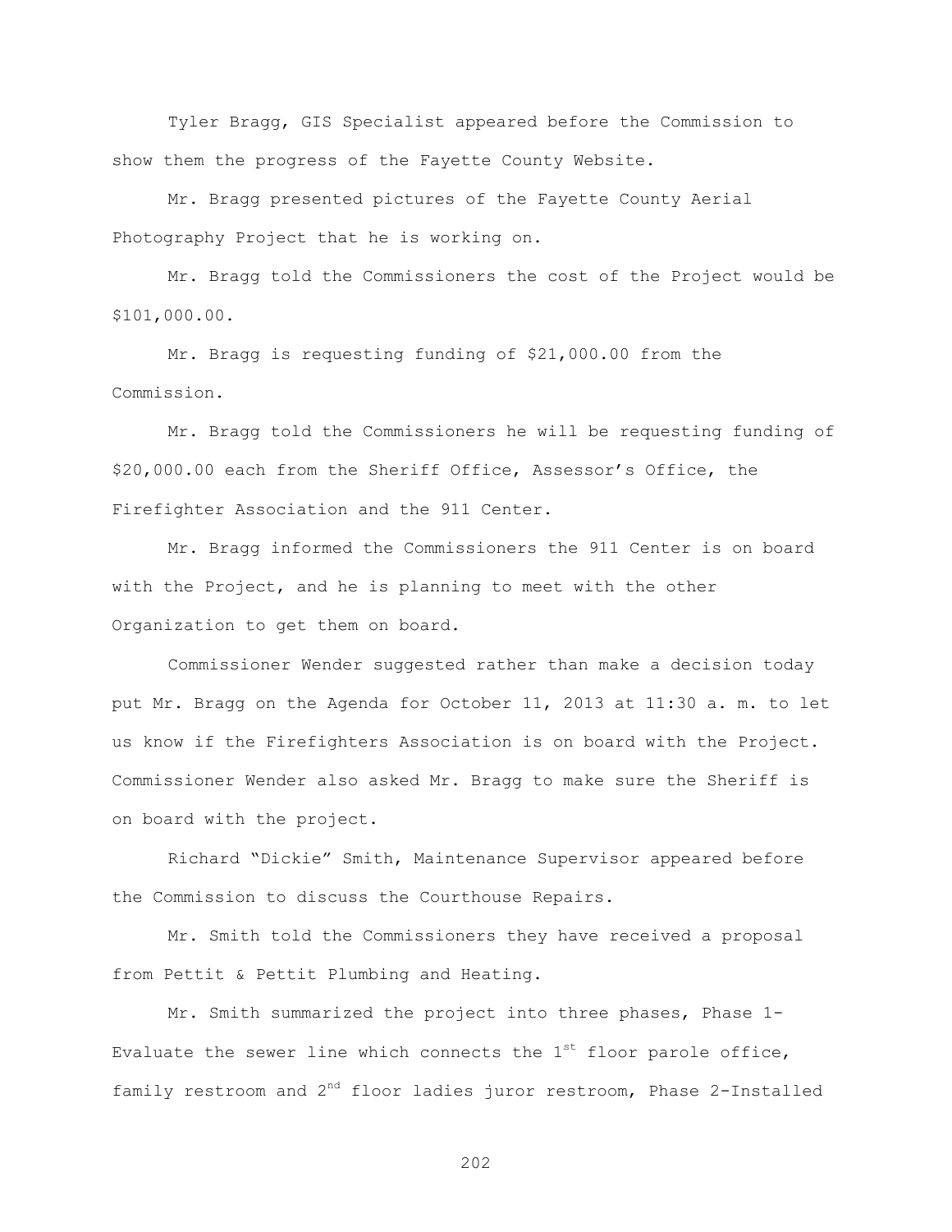Tyler Bragg, GIS Specialist appeared before the Commission to show them the progress of the Fayette County Website.

Mr. Bragg presented pictures of the Fayette County Aerial Photography Project that he is working on.

Mr. Bragg told the Commissioners the cost of the Project would be $101,000.00.

Mr. Bragg is requesting funding of $21,000.00 from the Commission.

Mr. Bragg told the Commissioners he will be requesting funding of $20,000.00 each from the Sheriff Office, Assessor's Office, the Firefighter Association and the 911 Center.

Mr. Bragg informed the Commissioners the 911 Center is on board with the Project, and he is planning to meet with the other Organization to get them on board.

Commissioner Wender suggested rather than make a decision today put Mr. Bragg on the Agenda for October 11, 2013 at 11:30 a. m. to let us know if the Firefighters Association is on board with the Project. Commissioner Wender also asked Mr. Bragg to make sure the Sheriff is on board with the project.

Richard "Dickie" Smith, Maintenance Supervisor appeared before the Commission to discuss the Courthouse Repairs.

Mr. Smith told the Commissioners they have received a proposal from Pettit & Pettit Plumbing and Heating.

Mr. Smith summarized the project into three phases, Phase 1-Evaluate the sewer line which connects the 1st floor parole office, family restroom and 2nd floor ladies juror restroom, Phase 2-Installed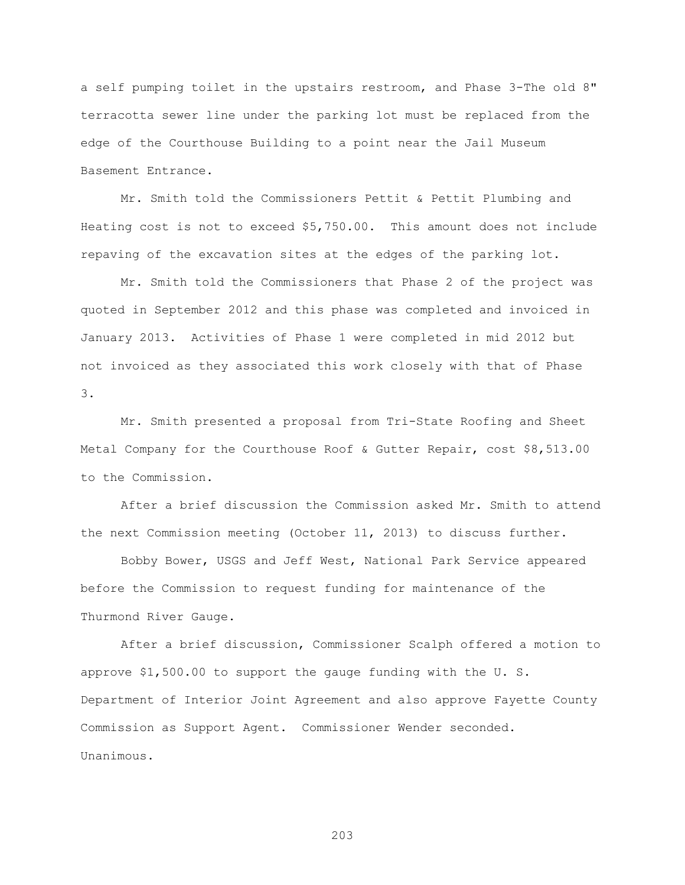a self pumping toilet in the upstairs restroom, and Phase 3-The old 8" terracotta sewer line under the parking lot must be replaced from the edge of the Courthouse Building to a point near the Jail Museum Basement Entrance.

Mr. Smith told the Commissioners Pettit & Pettit Plumbing and Heating cost is not to exceed $5,750.00. This amount does not include repaving of the excavation sites at the edges of the parking lot.

Mr. Smith told the Commissioners that Phase 2 of the project was quoted in September 2012 and this phase was completed and invoiced in January 2013. Activities of Phase 1 were completed in mid 2012 but not invoiced as they associated this work closely with that of Phase 3.

Mr. Smith presented a proposal from Tri-State Roofing and Sheet Metal Company for the Courthouse Roof & Gutter Repair, cost $8,513.00 to the Commission.

After a brief discussion the Commission asked Mr. Smith to attend the next Commission meeting (October 11, 2013) to discuss further.

Bobby Bower, USGS and Jeff West, National Park Service appeared before the Commission to request funding for maintenance of the Thurmond River Gauge.

After a brief discussion, Commissioner Scalph offered a motion to approve $1,500.00 to support the gauge funding with the U. S. Department of Interior Joint Agreement and also approve Fayette County Commission as Support Agent. Commissioner Wender seconded. Unanimous.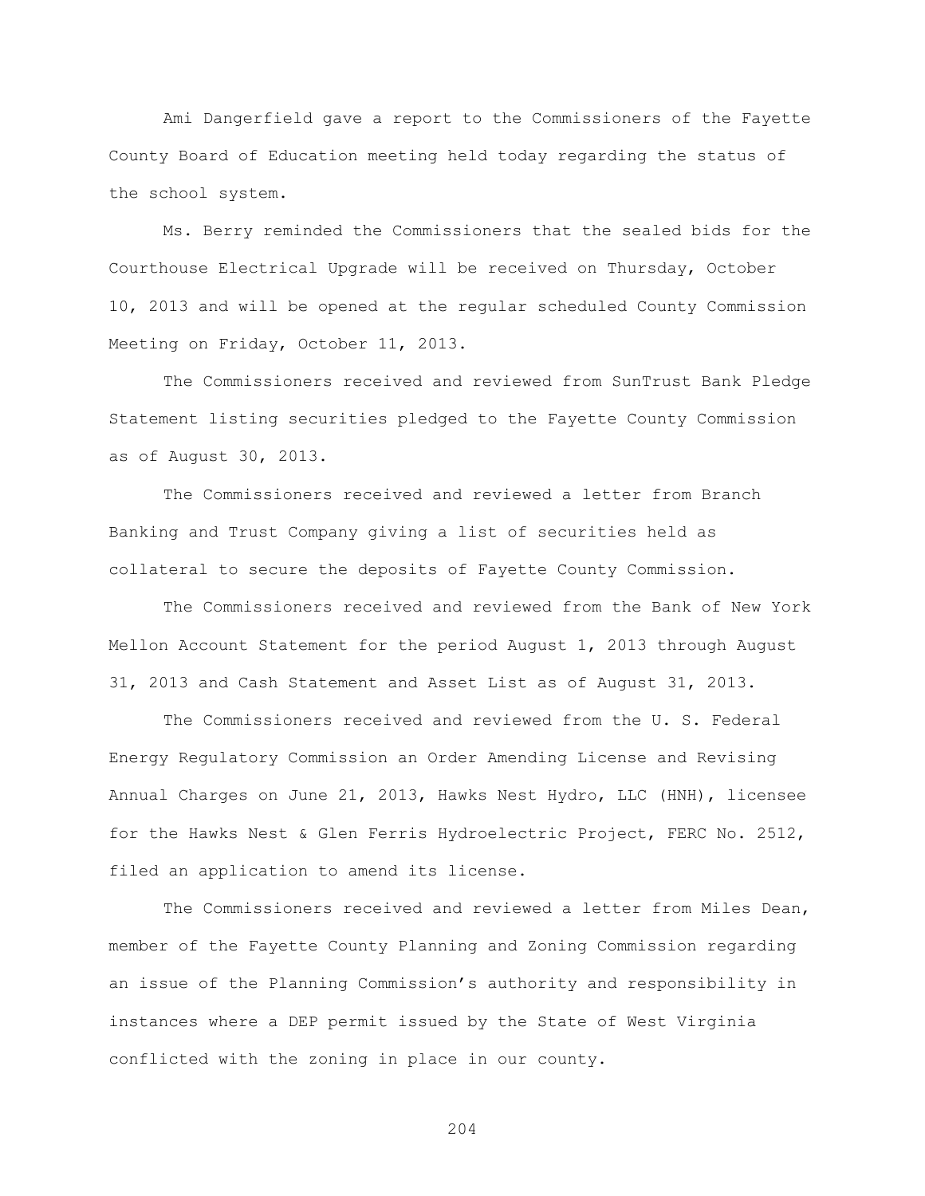Ami Dangerfield gave a report to the Commissioners of the Fayette County Board of Education meeting held today regarding the status of the school system.

Ms. Berry reminded the Commissioners that the sealed bids for the Courthouse Electrical Upgrade will be received on Thursday, October 10, 2013 and will be opened at the regular scheduled County Commission Meeting on Friday, October 11, 2013.

The Commissioners received and reviewed from SunTrust Bank Pledge Statement listing securities pledged to the Fayette County Commission as of August 30, 2013.

The Commissioners received and reviewed a letter from Branch Banking and Trust Company giving a list of securities held as collateral to secure the deposits of Fayette County Commission.

The Commissioners received and reviewed from the Bank of New York Mellon Account Statement for the period August 1, 2013 through August 31, 2013 and Cash Statement and Asset List as of August 31, 2013.

The Commissioners received and reviewed from the U. S. Federal Energy Regulatory Commission an Order Amending License and Revising Annual Charges on June 21, 2013, Hawks Nest Hydro, LLC (HNH), licensee for the Hawks Nest & Glen Ferris Hydroelectric Project, FERC No. 2512, filed an application to amend its license.

The Commissioners received and reviewed a letter from Miles Dean, member of the Fayette County Planning and Zoning Commission regarding an issue of the Planning Commission's authority and responsibility in instances where a DEP permit issued by the State of West Virginia conflicted with the zoning in place in our county.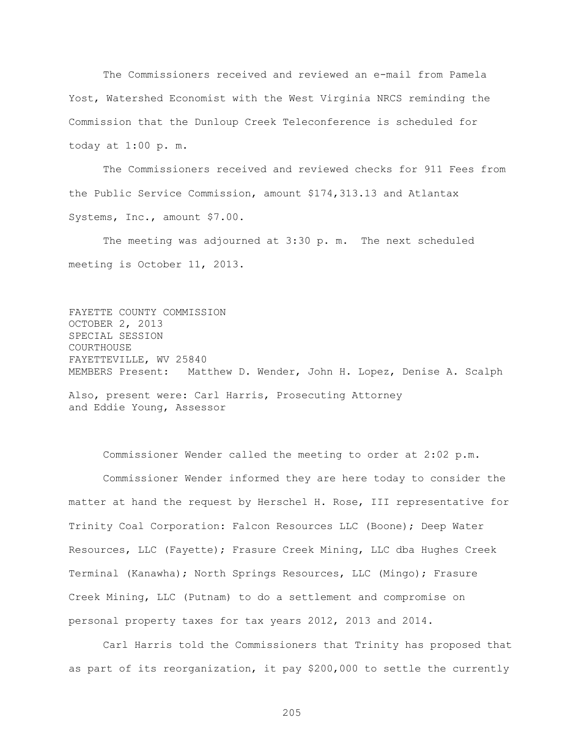The Commissioners received and reviewed an e-mail from Pamela Yost, Watershed Economist with the West Virginia NRCS reminding the Commission that the Dunloup Creek Teleconference is scheduled for today at 1:00 p. m.

The Commissioners received and reviewed checks for 911 Fees from the Public Service Commission, amount $174,313.13 and Atlantax Systems, Inc., amount $7.00.

The meeting was adjourned at 3:30 p. m. The next scheduled meeting is October 11, 2013.

FAYETTE COUNTY COMMISSION  
OCTOBER 2, 2013  
SPECIAL SESSION  
COURTHOUSE  
FAYETTEVILLE, WV 25840  
MEMBERS Present: Matthew D. Wender, John H. Lopez, Denise A. Scalph

Also, present were: Carl Harris, Prosecuting Attorney  
and Eddie Young, Assessor

Commissioner Wender called the meeting to order at 2:02 p.m.

Commissioner Wender informed they are here today to consider the matter at hand the request by Herschel H. Rose, III representative for Trinity Coal Corporation: Falcon Resources LLC (Boone); Deep Water Resources, LLC (Fayette); Frasure Creek Mining, LLC dba Hughes Creek Terminal (Kanawha); North Springs Resources, LLC (Mingo); Frasure Creek Mining, LLC (Putnam) to do a settlement and compromise on personal property taxes for tax years 2012, 2013 and 2014.

Carl Harris told the Commissioners that Trinity has proposed that as part of its reorganization, it pay $200,000 to settle the currently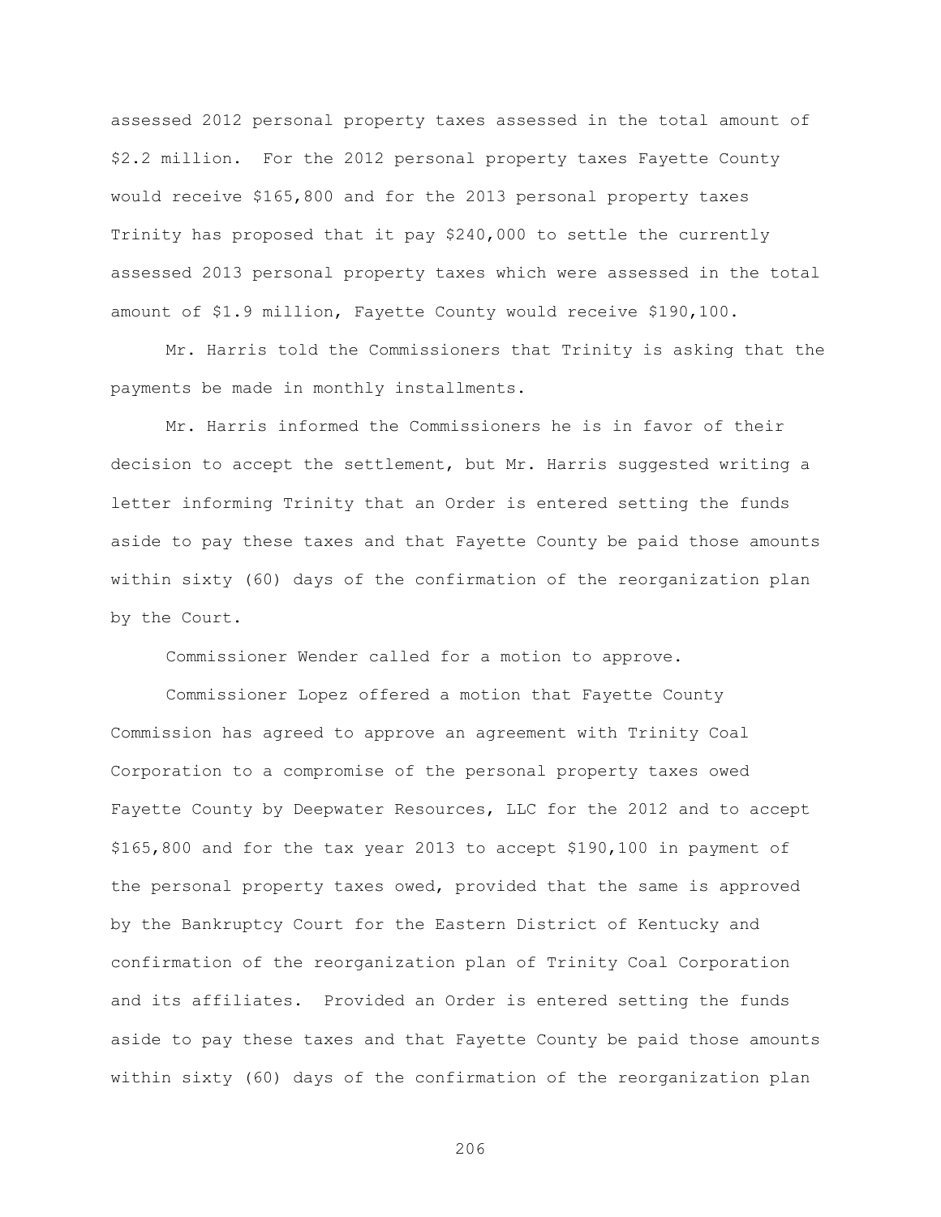assessed 2012 personal property taxes assessed in the total amount of $2.2 million. For the 2012 personal property taxes Fayette County would receive $165,800 and for the 2013 personal property taxes Trinity has proposed that it pay $240,000 to settle the currently assessed 2013 personal property taxes which were assessed in the total amount of $1.9 million, Fayette County would receive $190,100.

Mr. Harris told the Commissioners that Trinity is asking that the payments be made in monthly installments.

Mr. Harris informed the Commissioners he is in favor of their decision to accept the settlement, but Mr. Harris suggested writing a letter informing Trinity that an Order is entered setting the funds aside to pay these taxes and that Fayette County be paid those amounts within sixty (60) days of the confirmation of the reorganization plan by the Court.

Commissioner Wender called for a motion to approve.

Commissioner Lopez offered a motion that Fayette County Commission has agreed to approve an agreement with Trinity Coal Corporation to a compromise of the personal property taxes owed Fayette County by Deepwater Resources, LLC for the 2012 and to accept $165,800 and for the tax year 2013 to accept $190,100 in payment of the personal property taxes owed, provided that the same is approved by the Bankruptcy Court for the Eastern District of Kentucky and confirmation of the reorganization plan of Trinity Coal Corporation and its affiliates. Provided an Order is entered setting the funds aside to pay these taxes and that Fayette County be paid those amounts within sixty (60) days of the confirmation of the reorganization plan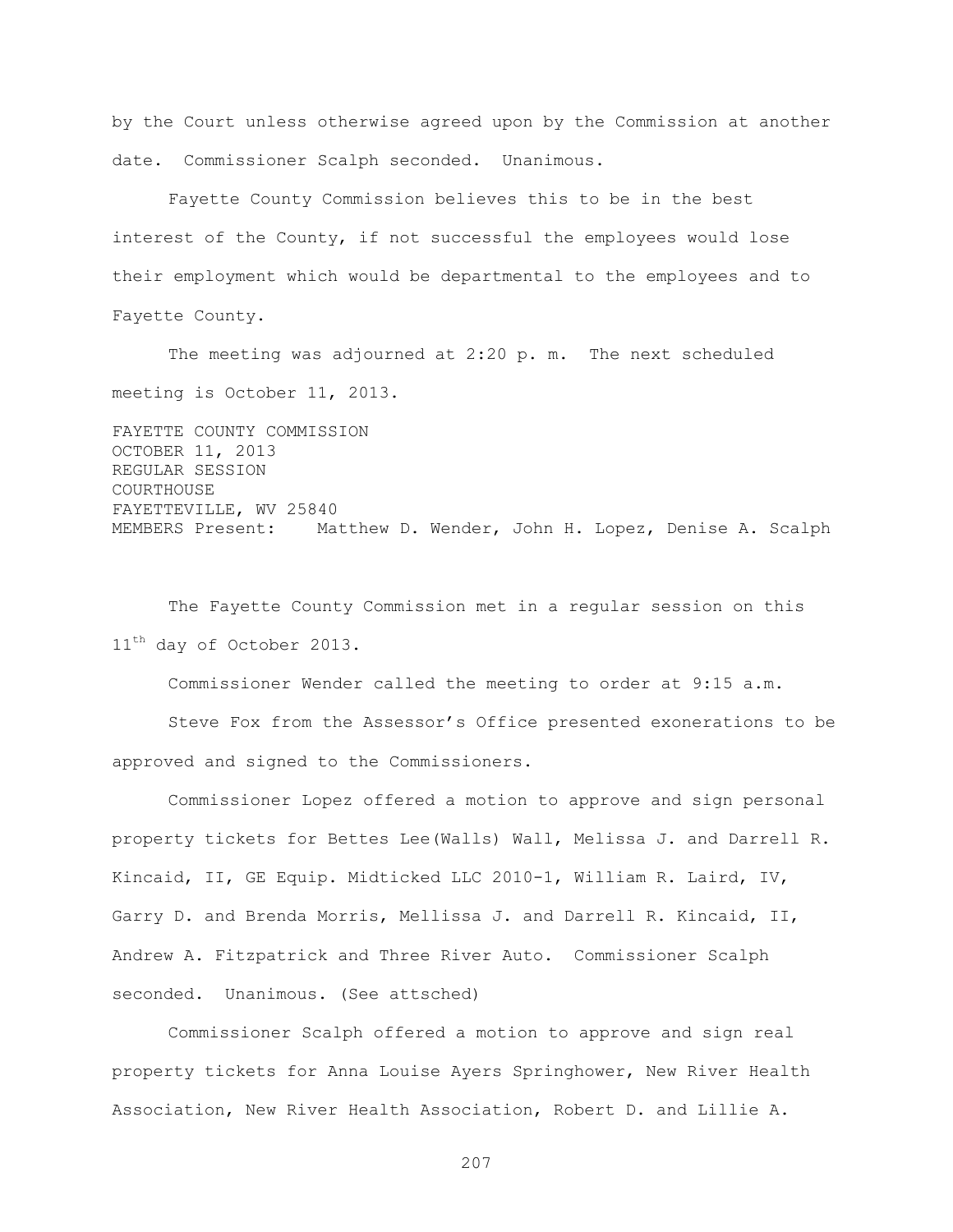by the Court unless otherwise agreed upon by the Commission at another date. Commissioner Scalph seconded. Unanimous.

Fayette County Commission believes this to be in the best interest of the County, if not successful the employees would lose their employment which would be departmental to the employees and to Fayette County.

The meeting was adjourned at 2:20 p. m. The next scheduled meeting is October 11, 2013.

FAYETTE COUNTY COMMISSION
OCTOBER 11, 2013
REGULAR SESSION
COURTHOUSE
FAYETTEVILLE, WV 25840
MEMBERS Present: Matthew D. Wender, John H. Lopez, Denise A. Scalph

The Fayette County Commission met in a regular session on this 11th day of October 2013.

Commissioner Wender called the meeting to order at 9:15 a.m.

Steve Fox from the Assessor's Office presented exonerations to be approved and signed to the Commissioners.

Commissioner Lopez offered a motion to approve and sign personal property tickets for Bettes Lee(Walls) Wall, Melissa J. and Darrell R. Kincaid, II, GE Equip. Midticked LLC 2010-1, William R. Laird, IV, Garry D. and Brenda Morris, Mellissa J. and Darrell R. Kincaid, II, Andrew A. Fitzpatrick and Three River Auto. Commissioner Scalph seconded. Unanimous. (See attsched)

Commissioner Scalph offered a motion to approve and sign real property tickets for Anna Louise Ayers Springhower, New River Health Association, New River Health Association, Robert D. and Lillie A.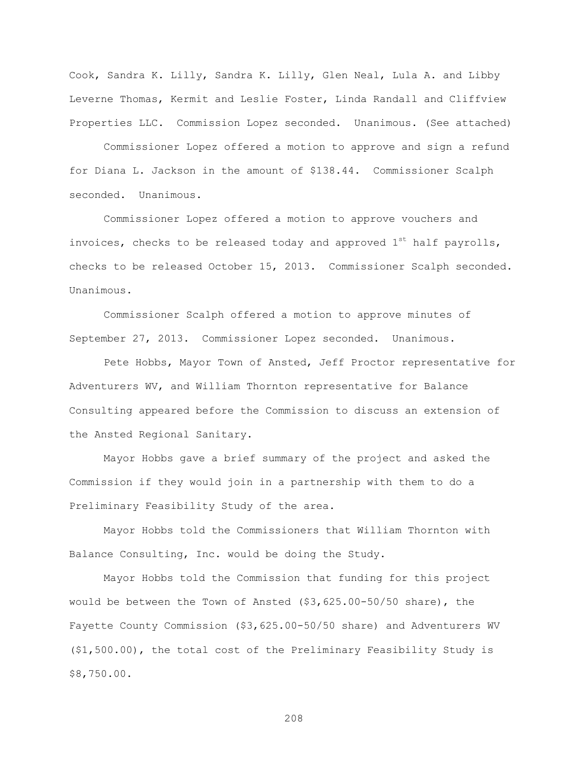Cook, Sandra K. Lilly, Sandra K. Lilly, Glen Neal, Lula A. and Libby Leverne Thomas, Kermit and Leslie Foster, Linda Randall and Cliffview Properties LLC. Commission Lopez seconded. Unanimous. (See attached)

Commissioner Lopez offered a motion to approve and sign a refund for Diana L. Jackson in the amount of $138.44. Commissioner Scalph seconded. Unanimous.

Commissioner Lopez offered a motion to approve vouchers and invoices, checks to be released today and approved 1st half payrolls, checks to be released October 15, 2013. Commissioner Scalph seconded. Unanimous.

Commissioner Scalph offered a motion to approve minutes of September 27, 2013. Commissioner Lopez seconded. Unanimous.

Pete Hobbs, Mayor Town of Ansted, Jeff Proctor representative for Adventurers WV, and William Thornton representative for Balance Consulting appeared before the Commission to discuss an extension of the Ansted Regional Sanitary.

Mayor Hobbs gave a brief summary of the project and asked the Commission if they would join in a partnership with them to do a Preliminary Feasibility Study of the area.

Mayor Hobbs told the Commissioners that William Thornton with Balance Consulting, Inc. would be doing the Study.

Mayor Hobbs told the Commission that funding for this project would be between the Town of Ansted ($3,625.00-50/50 share), the Fayette County Commission ($3,625.00-50/50 share) and Adventurers WV ($1,500.00), the total cost of the Preliminary Feasibility Study is $8,750.00.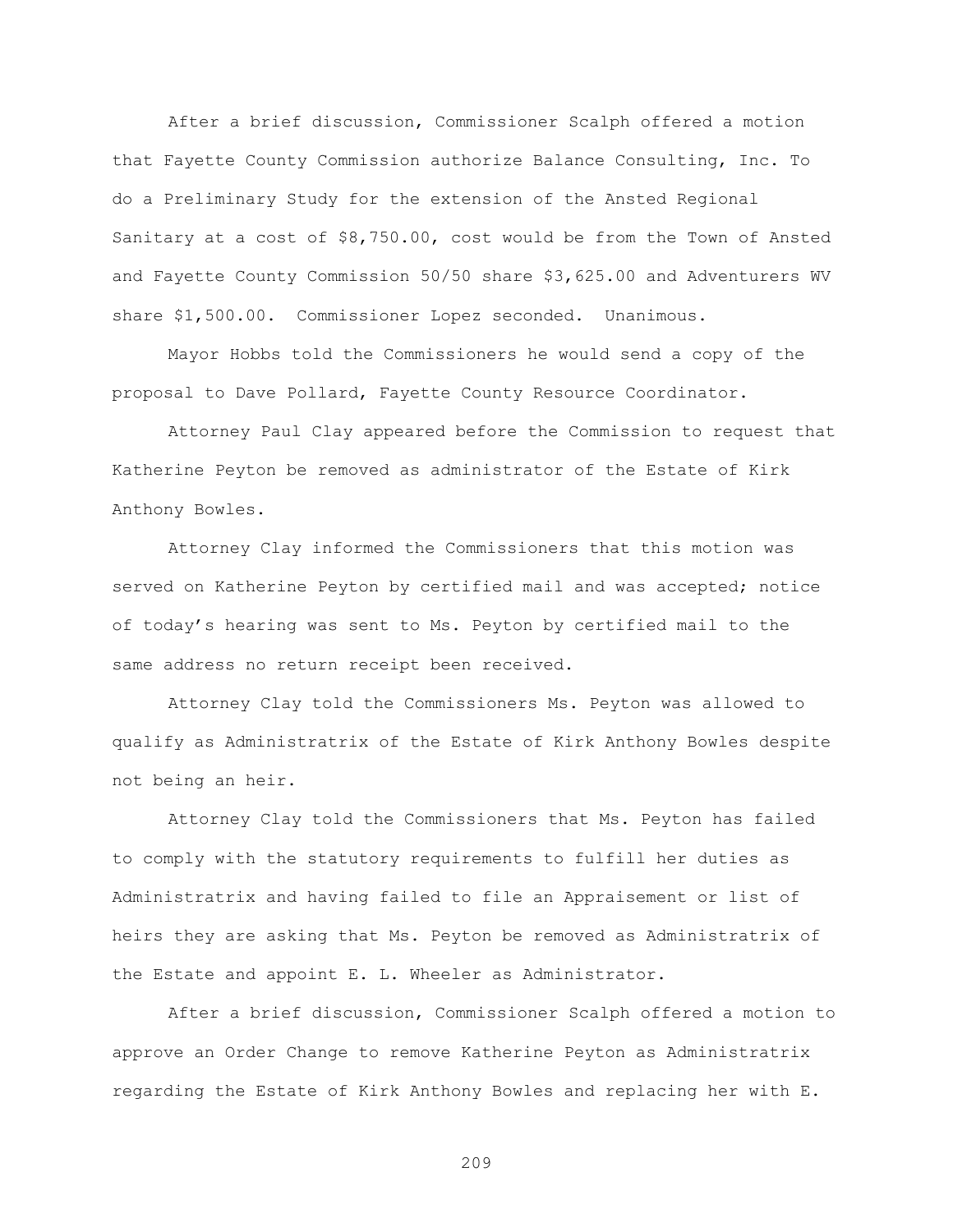After a brief discussion, Commissioner Scalph offered a motion that Fayette County Commission authorize Balance Consulting, Inc. To do a Preliminary Study for the extension of the Ansted Regional Sanitary at a cost of $8,750.00, cost would be from the Town of Ansted and Fayette County Commission 50/50 share $3,625.00 and Adventurers WV share $1,500.00. Commissioner Lopez seconded. Unanimous.

Mayor Hobbs told the Commissioners he would send a copy of the proposal to Dave Pollard, Fayette County Resource Coordinator.

Attorney Paul Clay appeared before the Commission to request that Katherine Peyton be removed as administrator of the Estate of Kirk Anthony Bowles.

Attorney Clay informed the Commissioners that this motion was served on Katherine Peyton by certified mail and was accepted; notice of today's hearing was sent to Ms. Peyton by certified mail to the same address no return receipt been received.

Attorney Clay told the Commissioners Ms. Peyton was allowed to qualify as Administratrix of the Estate of Kirk Anthony Bowles despite not being an heir.

Attorney Clay told the Commissioners that Ms. Peyton has failed to comply with the statutory requirements to fulfill her duties as Administratrix and having failed to file an Appraisement or list of heirs they are asking that Ms. Peyton be removed as Administratrix of the Estate and appoint E. L. Wheeler as Administrator.

After a brief discussion, Commissioner Scalph offered a motion to approve an Order Change to remove Katherine Peyton as Administratrix regarding the Estate of Kirk Anthony Bowles and replacing her with E.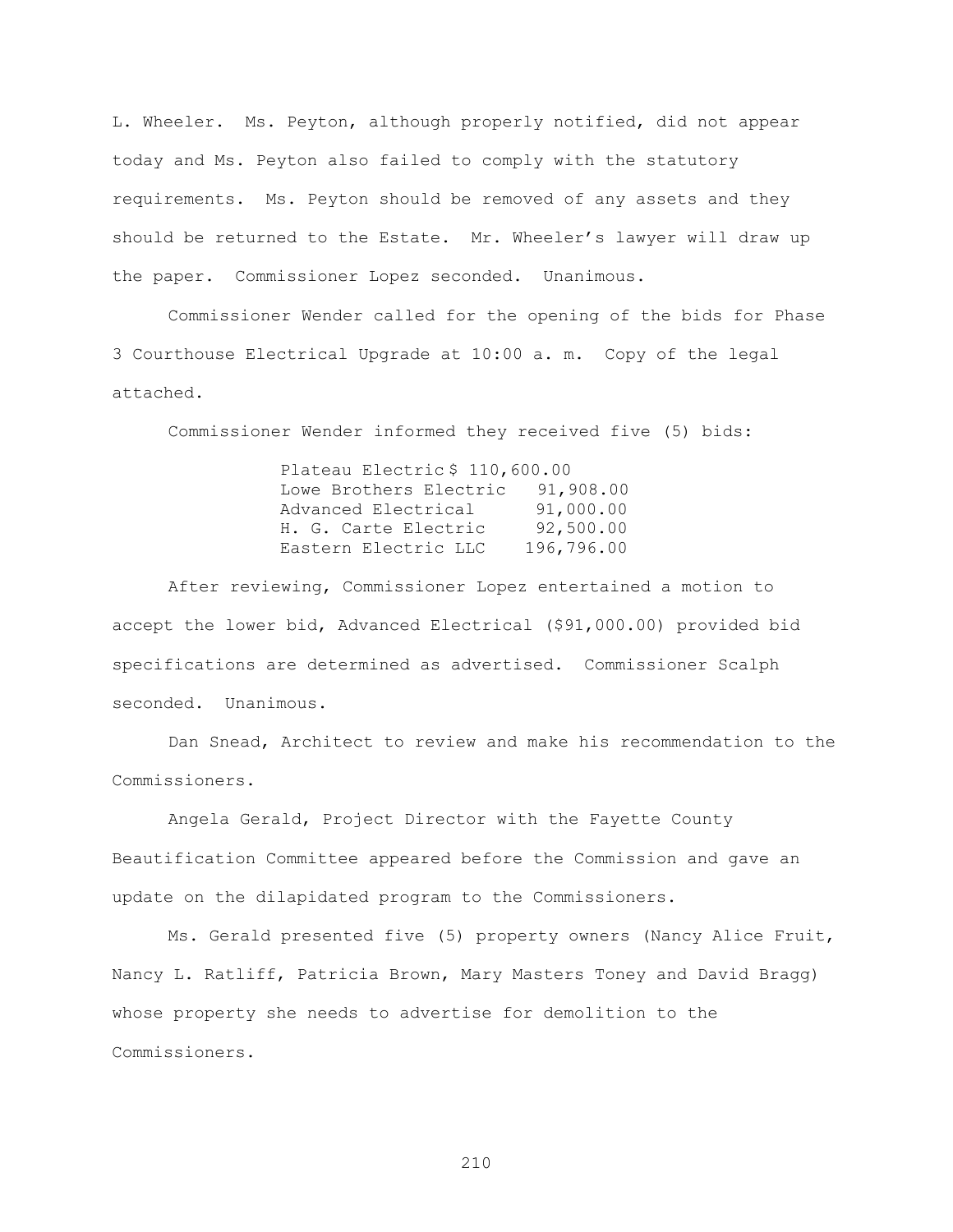L. Wheeler. Ms. Peyton, although properly notified, did not appear today and Ms. Peyton also failed to comply with the statutory requirements. Ms. Peyton should be removed of any assets and they should be returned to the Estate. Mr. Wheeler's lawyer will draw up the paper. Commissioner Lopez seconded. Unanimous.

Commissioner Wender called for the opening of the bids for Phase 3 Courthouse Electrical Upgrade at 10:00 a. m. Copy of the legal attached.

Commissioner Wender informed they received five (5) bids:

| | |
|---|---|
| Plateau Electric | $ 110,600.00 |
| Lowe Brothers Electric | 91,908.00 |
| Advanced Electrical | 91,000.00 |
| H. G. Carte Electric | 92,500.00 |
| Eastern Electric LLC | 196,796.00 |

After reviewing, Commissioner Lopez entertained a motion to accept the lower bid, Advanced Electrical ($91,000.00) provided bid specifications are determined as advertised. Commissioner Scalph seconded. Unanimous.

Dan Snead, Architect to review and make his recommendation to the Commissioners.

Angela Gerald, Project Director with the Fayette County Beautification Committee appeared before the Commission and gave an update on the dilapidated program to the Commissioners.

Ms. Gerald presented five (5) property owners (Nancy Alice Fruit, Nancy L. Ratliff, Patricia Brown, Mary Masters Toney and David Bragg) whose property she needs to advertise for demolition to the Commissioners.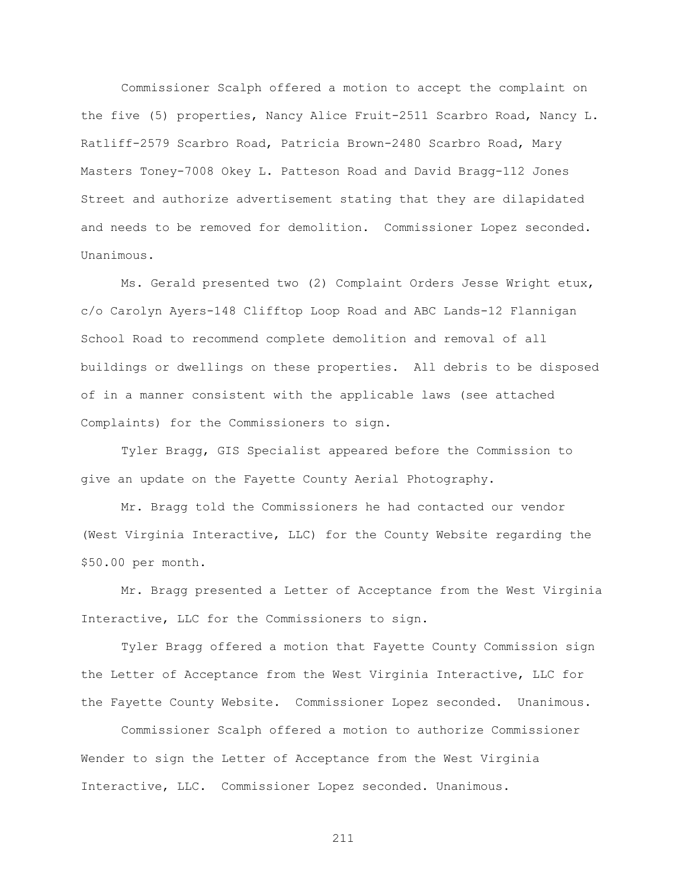Commissioner Scalph offered a motion to accept the complaint on the five (5) properties, Nancy Alice Fruit-2511 Scarbro Road, Nancy L. Ratliff-2579 Scarbro Road, Patricia Brown-2480 Scarbro Road, Mary Masters Toney-7008 Okey L. Patteson Road and David Bragg-112 Jones Street and authorize advertisement stating that they are dilapidated and needs to be removed for demolition. Commissioner Lopez seconded. Unanimous.

Ms. Gerald presented two (2) Complaint Orders Jesse Wright etux, c/o Carolyn Ayers-148 Clifftop Loop Road and ABC Lands-12 Flannigan School Road to recommend complete demolition and removal of all buildings or dwellings on these properties. All debris to be disposed of in a manner consistent with the applicable laws (see attached Complaints) for the Commissioners to sign.

Tyler Bragg, GIS Specialist appeared before the Commission to give an update on the Fayette County Aerial Photography.

Mr. Bragg told the Commissioners he had contacted our vendor (West Virginia Interactive, LLC) for the County Website regarding the $50.00 per month.

Mr. Bragg presented a Letter of Acceptance from the West Virginia Interactive, LLC for the Commissioners to sign.

Tyler Bragg offered a motion that Fayette County Commission sign the Letter of Acceptance from the West Virginia Interactive, LLC for the Fayette County Website. Commissioner Lopez seconded. Unanimous.

Commissioner Scalph offered a motion to authorize Commissioner Wender to sign the Letter of Acceptance from the West Virginia Interactive, LLC. Commissioner Lopez seconded. Unanimous.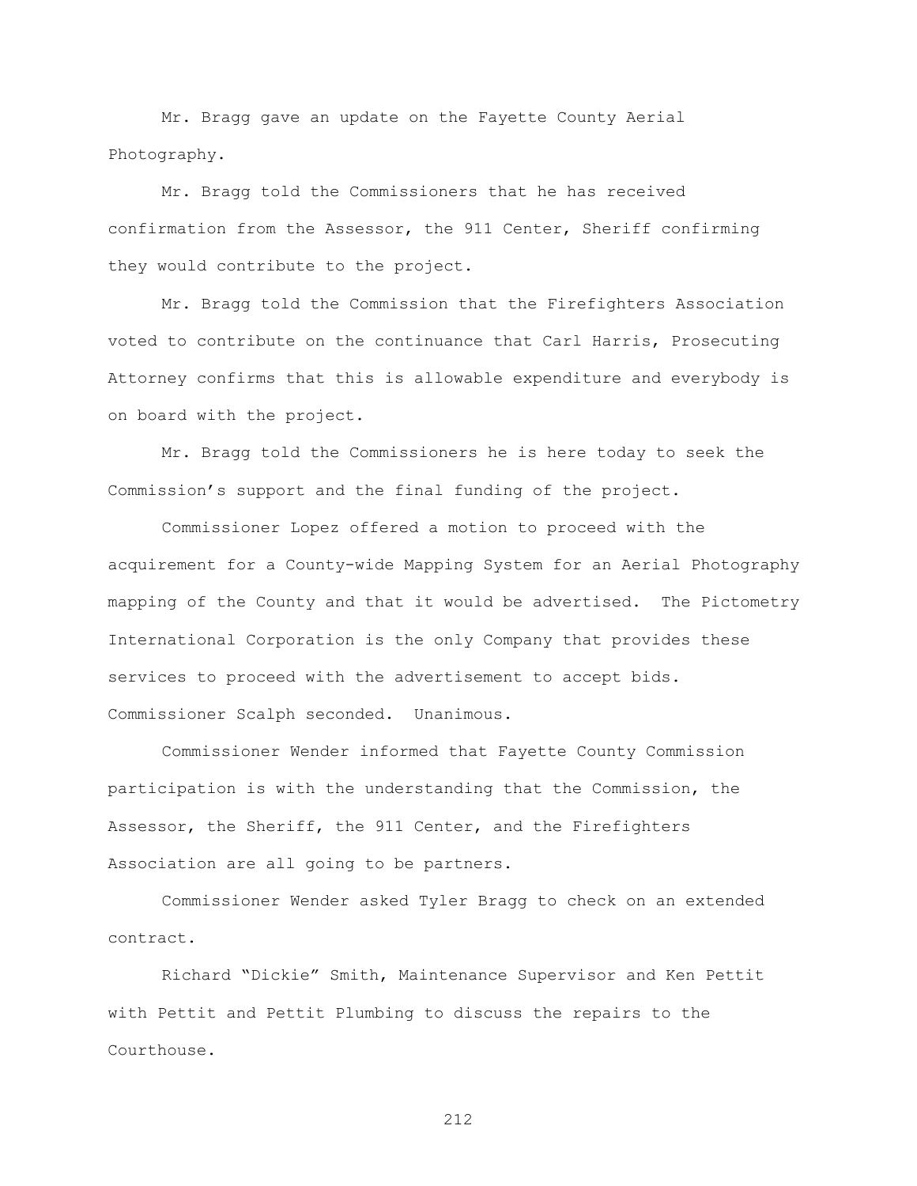Mr. Bragg gave an update on the Fayette County Aerial Photography.

Mr. Bragg told the Commissioners that he has received confirmation from the Assessor, the 911 Center, Sheriff confirming they would contribute to the project.

Mr. Bragg told the Commission that the Firefighters Association voted to contribute on the continuance that Carl Harris, Prosecuting Attorney confirms that this is allowable expenditure and everybody is on board with the project.

Mr. Bragg told the Commissioners he is here today to seek the Commission's support and the final funding of the project.

Commissioner Lopez offered a motion to proceed with the acquirement for a County-wide Mapping System for an Aerial Photography mapping of the County and that it would be advertised. The Pictometry International Corporation is the only Company that provides these services to proceed with the advertisement to accept bids. Commissioner Scalph seconded. Unanimous.

Commissioner Wender informed that Fayette County Commission participation is with the understanding that the Commission, the Assessor, the Sheriff, the 911 Center, and the Firefighters Association are all going to be partners.

Commissioner Wender asked Tyler Bragg to check on an extended contract.

Richard "Dickie" Smith, Maintenance Supervisor and Ken Pettit with Pettit and Pettit Plumbing to discuss the repairs to the Courthouse.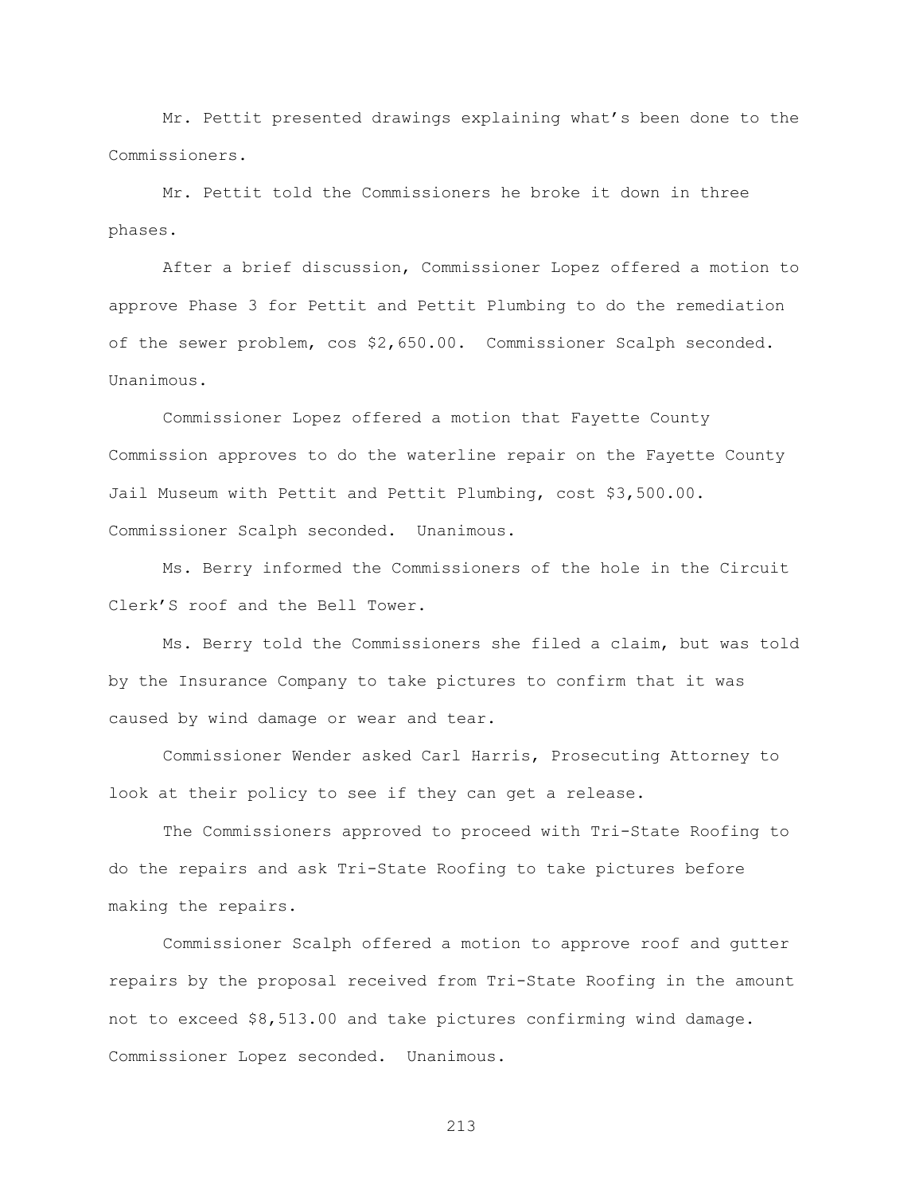Mr. Pettit presented drawings explaining what's been done to the Commissioners.

Mr. Pettit told the Commissioners he broke it down in three phases.

After a brief discussion, Commissioner Lopez offered a motion to approve Phase 3 for Pettit and Pettit Plumbing to do the remediation of the sewer problem, cos $2,650.00. Commissioner Scalph seconded. Unanimous.

Commissioner Lopez offered a motion that Fayette County Commission approves to do the waterline repair on the Fayette County Jail Museum with Pettit and Pettit Plumbing, cost $3,500.00. Commissioner Scalph seconded. Unanimous.

Ms. Berry informed the Commissioners of the hole in the Circuit Clerk'S roof and the Bell Tower.

Ms. Berry told the Commissioners she filed a claim, but was told by the Insurance Company to take pictures to confirm that it was caused by wind damage or wear and tear.

Commissioner Wender asked Carl Harris, Prosecuting Attorney to look at their policy to see if they can get a release.

The Commissioners approved to proceed with Tri-State Roofing to do the repairs and ask Tri-State Roofing to take pictures before making the repairs.

Commissioner Scalph offered a motion to approve roof and gutter repairs by the proposal received from Tri-State Roofing in the amount not to exceed $8,513.00 and take pictures confirming wind damage. Commissioner Lopez seconded. Unanimous.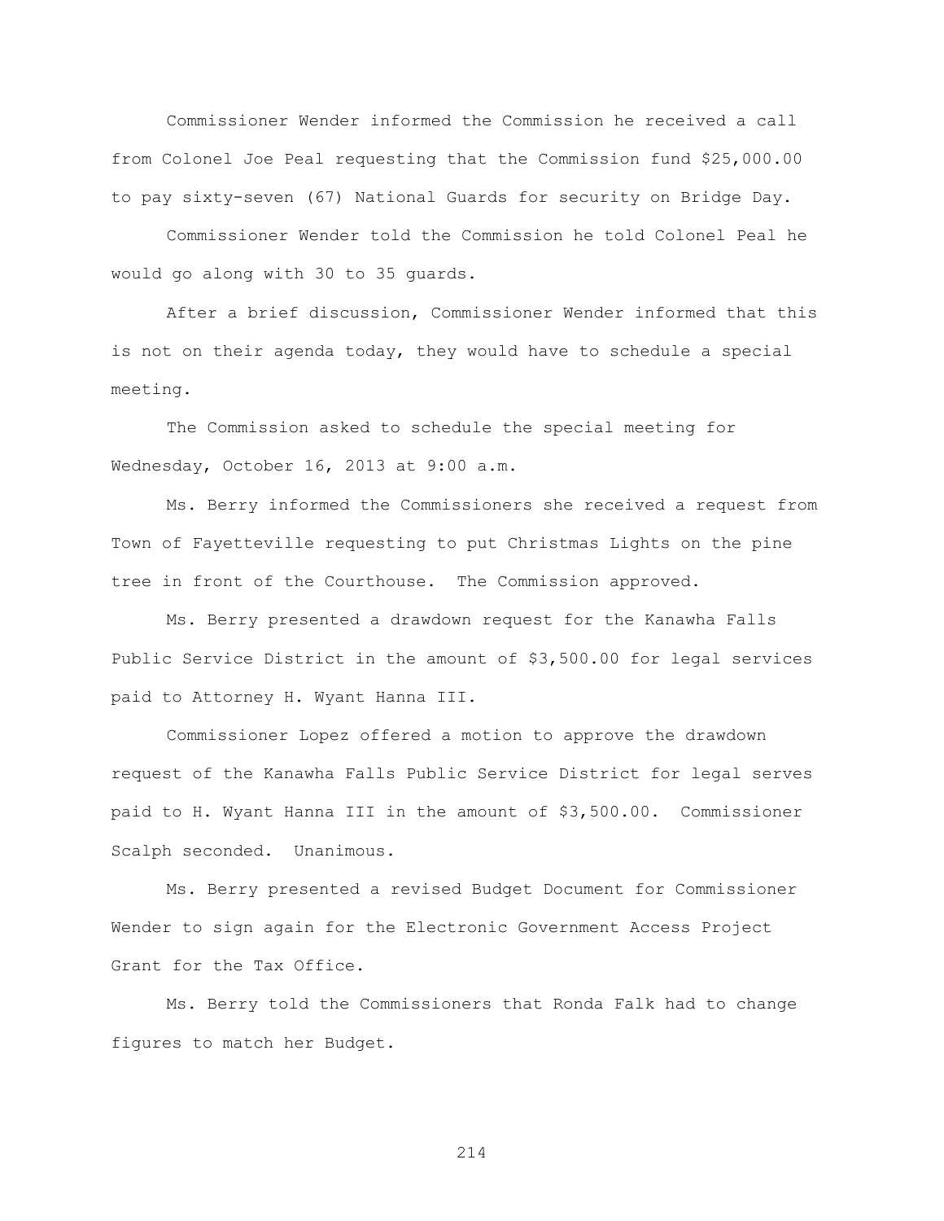Commissioner Wender informed the Commission he received a call from Colonel Joe Peal requesting that the Commission fund $25,000.00 to pay sixty-seven (67) National Guards for security on Bridge Day.

Commissioner Wender told the Commission he told Colonel Peal he would go along with 30 to 35 guards.

After a brief discussion, Commissioner Wender informed that this is not on their agenda today, they would have to schedule a special meeting.

The Commission asked to schedule the special meeting for Wednesday, October 16, 2013 at 9:00 a.m.

Ms. Berry informed the Commissioners she received a request from Town of Fayetteville requesting to put Christmas Lights on the pine tree in front of the Courthouse. The Commission approved.

Ms. Berry presented a drawdown request for the Kanawha Falls Public Service District in the amount of $3,500.00 for legal services paid to Attorney H. Wyant Hanna III.

Commissioner Lopez offered a motion to approve the drawdown request of the Kanawha Falls Public Service District for legal serves paid to H. Wyant Hanna III in the amount of $3,500.00. Commissioner Scalph seconded. Unanimous.

Ms. Berry presented a revised Budget Document for Commissioner Wender to sign again for the Electronic Government Access Project Grant for the Tax Office.

Ms. Berry told the Commissioners that Ronda Falk had to change figures to match her Budget.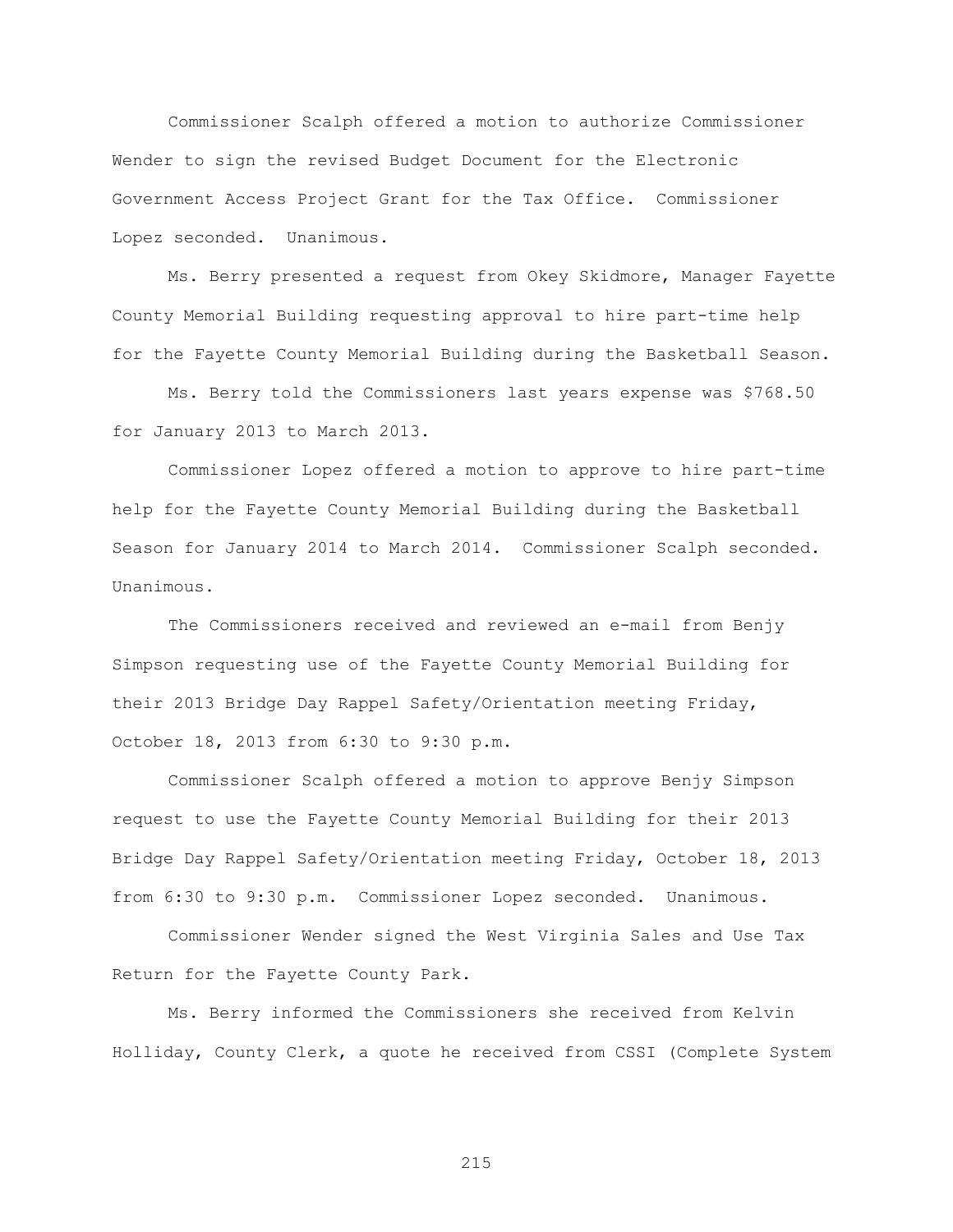Commissioner Scalph offered a motion to authorize Commissioner Wender to sign the revised Budget Document for the Electronic Government Access Project Grant for the Tax Office. Commissioner Lopez seconded. Unanimous.

Ms. Berry presented a request from Okey Skidmore, Manager Fayette County Memorial Building requesting approval to hire part-time help for the Fayette County Memorial Building during the Basketball Season.

Ms. Berry told the Commissioners last years expense was $768.50 for January 2013 to March 2013.

Commissioner Lopez offered a motion to approve to hire part-time help for the Fayette County Memorial Building during the Basketball Season for January 2014 to March 2014. Commissioner Scalph seconded. Unanimous.

The Commissioners received and reviewed an e-mail from Benjy Simpson requesting use of the Fayette County Memorial Building for their 2013 Bridge Day Rappel Safety/Orientation meeting Friday, October 18, 2013 from 6:30 to 9:30 p.m.

Commissioner Scalph offered a motion to approve Benjy Simpson request to use the Fayette County Memorial Building for their 2013 Bridge Day Rappel Safety/Orientation meeting Friday, October 18, 2013 from 6:30 to 9:30 p.m. Commissioner Lopez seconded. Unanimous.

Commissioner Wender signed the West Virginia Sales and Use Tax Return for the Fayette County Park.

Ms. Berry informed the Commissioners she received from Kelvin Holliday, County Clerk, a quote he received from CSSI (Complete System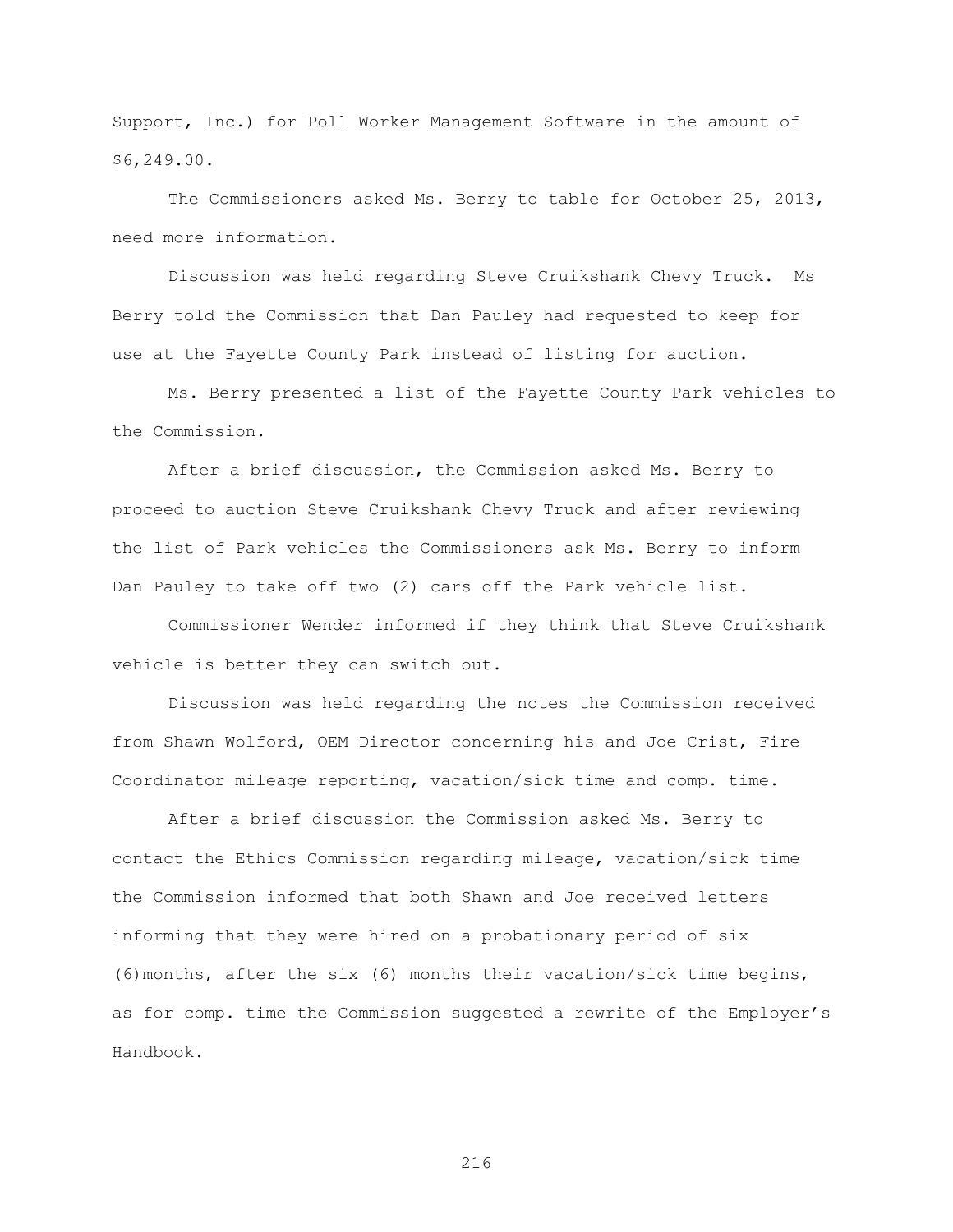Support, Inc.) for Poll Worker Management Software in the amount of $6,249.00.

The Commissioners asked Ms. Berry to table for October 25, 2013, need more information.

Discussion was held regarding Steve Cruikshank Chevy Truck. Ms Berry told the Commission that Dan Pauley had requested to keep for use at the Fayette County Park instead of listing for auction.

Ms. Berry presented a list of the Fayette County Park vehicles to the Commission.

After a brief discussion, the Commission asked Ms. Berry to proceed to auction Steve Cruikshank Chevy Truck and after reviewing the list of Park vehicles the Commissioners ask Ms. Berry to inform Dan Pauley to take off two (2) cars off the Park vehicle list.

Commissioner Wender informed if they think that Steve Cruikshank vehicle is better they can switch out.

Discussion was held regarding the notes the Commission received from Shawn Wolford, OEM Director concerning his and Joe Crist, Fire Coordinator mileage reporting, vacation/sick time and comp. time.

After a brief discussion the Commission asked Ms. Berry to contact the Ethics Commission regarding mileage, vacation/sick time the Commission informed that both Shawn and Joe received letters informing that they were hired on a probationary period of six (6)months, after the six (6) months their vacation/sick time begins, as for comp. time the Commission suggested a rewrite of the Employer's Handbook.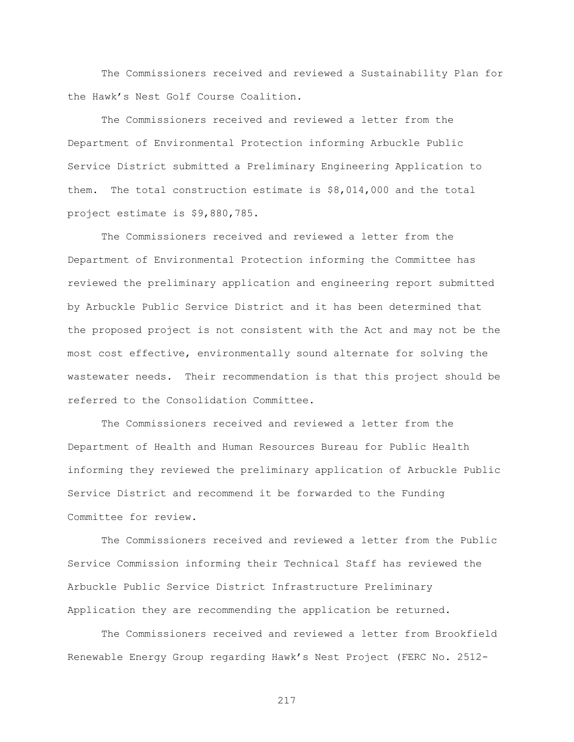The Commissioners received and reviewed a Sustainability Plan for the Hawk's Nest Golf Course Coalition.

The Commissioners received and reviewed a letter from the Department of Environmental Protection informing Arbuckle Public Service District submitted a Preliminary Engineering Application to them. The total construction estimate is $8,014,000 and the total project estimate is $9,880,785.

The Commissioners received and reviewed a letter from the Department of Environmental Protection informing the Committee has reviewed the preliminary application and engineering report submitted by Arbuckle Public Service District and it has been determined that the proposed project is not consistent with the Act and may not be the most cost effective, environmentally sound alternate for solving the wastewater needs. Their recommendation is that this project should be referred to the Consolidation Committee.

The Commissioners received and reviewed a letter from the Department of Health and Human Resources Bureau for Public Health informing they reviewed the preliminary application of Arbuckle Public Service District and recommend it be forwarded to the Funding Committee for review.

The Commissioners received and reviewed a letter from the Public Service Commission informing their Technical Staff has reviewed the Arbuckle Public Service District Infrastructure Preliminary Application they are recommending the application be returned.

The Commissioners received and reviewed a letter from Brookfield Renewable Energy Group regarding Hawk's Nest Project (FERC No. 2512-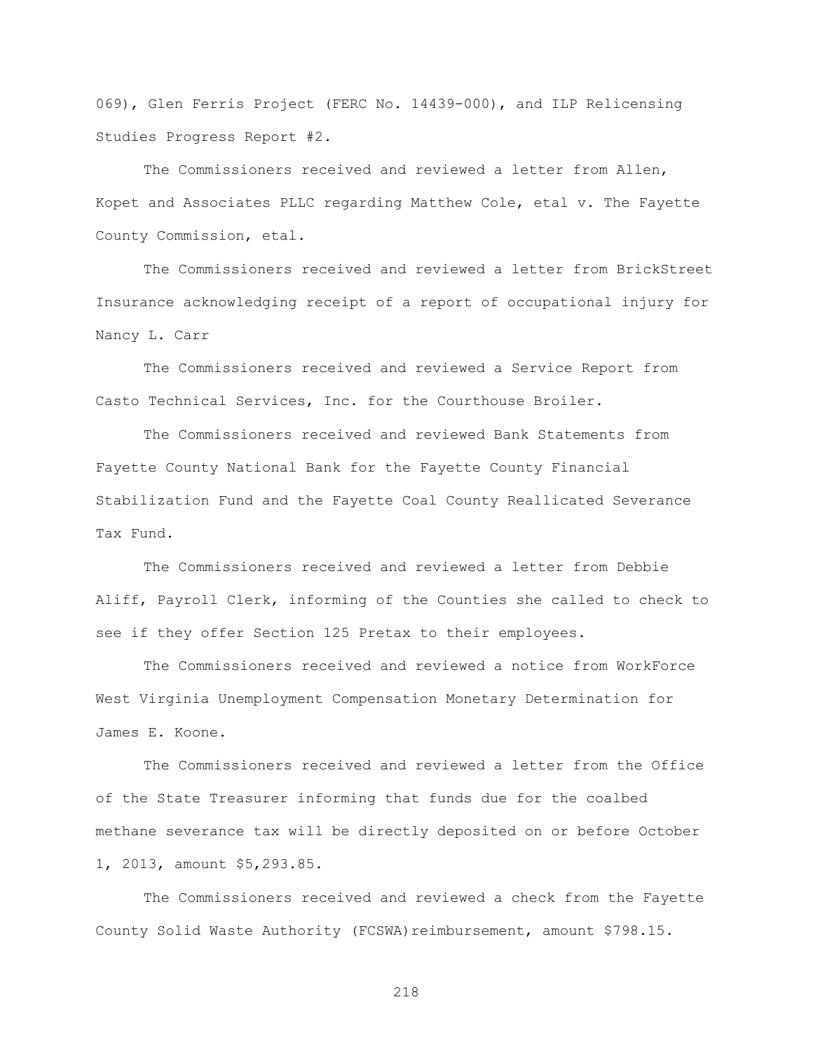069), Glen Ferris Project (FERC No. 14439-000), and ILP Relicensing Studies Progress Report #2.

The Commissioners received and reviewed a letter from Allen, Kopet and Associates PLLC regarding Matthew Cole, etal v. The Fayette County Commission, etal.

The Commissioners received and reviewed a letter from BrickStreet Insurance acknowledging receipt of a report of occupational injury for Nancy L. Carr

The Commissioners received and reviewed a Service Report from Casto Technical Services, Inc. for the Courthouse Broiler.

The Commissioners received and reviewed Bank Statements from Fayette County National Bank for the Fayette County Financial Stabilization Fund and the Fayette Coal County Reallicated Severance Tax Fund.

The Commissioners received and reviewed a letter from Debbie Aliff, Payroll Clerk, informing of the Counties she called to check to see if they offer Section 125 Pretax to their employees.

The Commissioners received and reviewed a notice from WorkForce West Virginia Unemployment Compensation Monetary Determination for James E. Koone.

The Commissioners received and reviewed a letter from the Office of the State Treasurer informing that funds due for the coalbed methane severance tax will be directly deposited on or before October 1, 2013, amount $5,293.85.

The Commissioners received and reviewed a check from the Fayette County Solid Waste Authority (FCSWA)reimbursement, amount $798.15.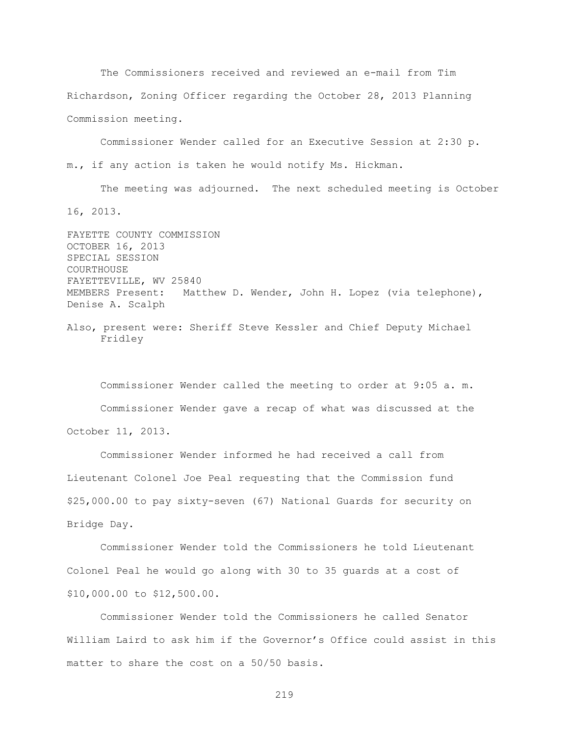The Commissioners received and reviewed an e-mail from Tim Richardson, Zoning Officer regarding the October 28, 2013 Planning Commission meeting.

Commissioner Wender called for an Executive Session at 2:30 p. m., if any action is taken he would notify Ms. Hickman.

The meeting was adjourned. The next scheduled meeting is October 16, 2013.

FAYETTE COUNTY COMMISSION
OCTOBER 16, 2013
SPECIAL SESSION
COURTHOUSE
FAYETTEVILLE, WV 25840
MEMBERS Present: Matthew D. Wender, John H. Lopez (via telephone), Denise A. Scalph

Also, present were: Sheriff Steve Kessler and Chief Deputy Michael Fridley

Commissioner Wender called the meeting to order at 9:05 a. m.

Commissioner Wender gave a recap of what was discussed at the October 11, 2013.

Commissioner Wender informed he had received a call from Lieutenant Colonel Joe Peal requesting that the Commission fund $25,000.00 to pay sixty-seven (67) National Guards for security on Bridge Day.

Commissioner Wender told the Commissioners he told Lieutenant Colonel Peal he would go along with 30 to 35 guards at a cost of $10,000.00 to $12,500.00.

Commissioner Wender told the Commissioners he called Senator William Laird to ask him if the Governor's Office could assist in this matter to share the cost on a 50/50 basis.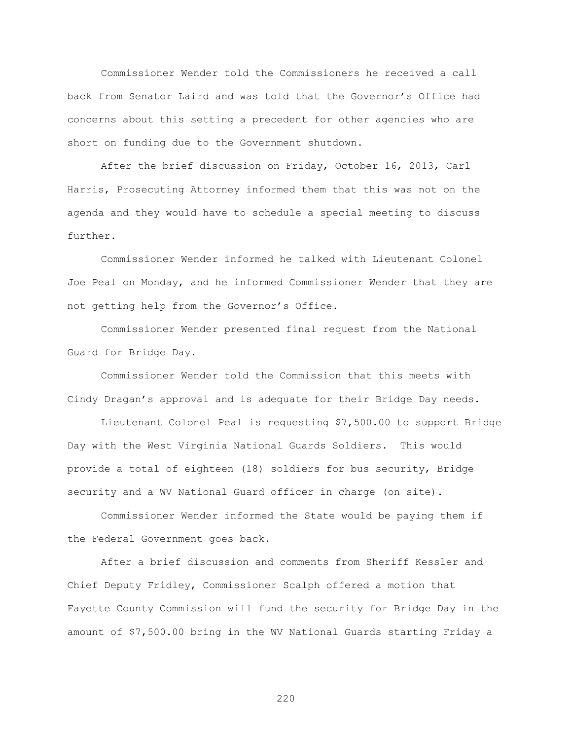Commissioner Wender told the Commissioners he received a call back from Senator Laird and was told that the Governor's Office had concerns about this setting a precedent for other agencies who are short on funding due to the Government shutdown.

After the brief discussion on Friday, October 16, 2013, Carl Harris, Prosecuting Attorney informed them that this was not on the agenda and they would have to schedule a special meeting to discuss further.

Commissioner Wender informed he talked with Lieutenant Colonel Joe Peal on Monday, and he informed Commissioner Wender that they are not getting help from the Governor's Office.

Commissioner Wender presented final request from the National Guard for Bridge Day.

Commissioner Wender told the Commission that this meets with Cindy Dragan's approval and is adequate for their Bridge Day needs.

Lieutenant Colonel Peal is requesting $7,500.00 to support Bridge Day with the West Virginia National Guards Soldiers. This would provide a total of eighteen (18) soldiers for bus security, Bridge security and a WV National Guard officer in charge (on site).

Commissioner Wender informed the State would be paying them if the Federal Government goes back.

After a brief discussion and comments from Sheriff Kessler and Chief Deputy Fridley, Commissioner Scalph offered a motion that Fayette County Commission will fund the security for Bridge Day in the amount of $7,500.00 bring in the WV National Guards starting Friday a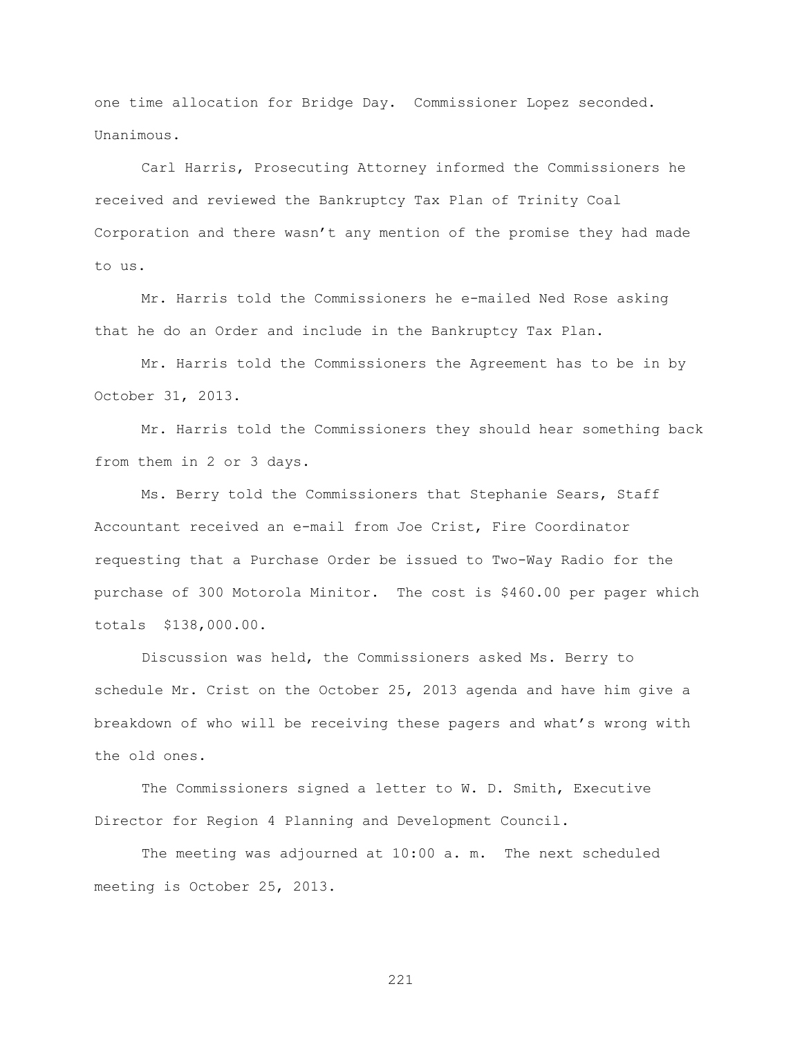one time allocation for Bridge Day. Commissioner Lopez seconded. Unanimous.

Carl Harris, Prosecuting Attorney informed the Commissioners he received and reviewed the Bankruptcy Tax Plan of Trinity Coal Corporation and there wasn't any mention of the promise they had made to us.

Mr. Harris told the Commissioners he e-mailed Ned Rose asking that he do an Order and include in the Bankruptcy Tax Plan.

Mr. Harris told the Commissioners the Agreement has to be in by October 31, 2013.

Mr. Harris told the Commissioners they should hear something back from them in 2 or 3 days.

Ms. Berry told the Commissioners that Stephanie Sears, Staff Accountant received an e-mail from Joe Crist, Fire Coordinator requesting that a Purchase Order be issued to Two-Way Radio for the purchase of 300 Motorola Minitor. The cost is $460.00 per pager which totals $138,000.00.

Discussion was held, the Commissioners asked Ms. Berry to schedule Mr. Crist on the October 25, 2013 agenda and have him give a breakdown of who will be receiving these pagers and what's wrong with the old ones.

The Commissioners signed a letter to W. D. Smith, Executive Director for Region 4 Planning and Development Council.

The meeting was adjourned at 10:00 a. m. The next scheduled meeting is October 25, 2013.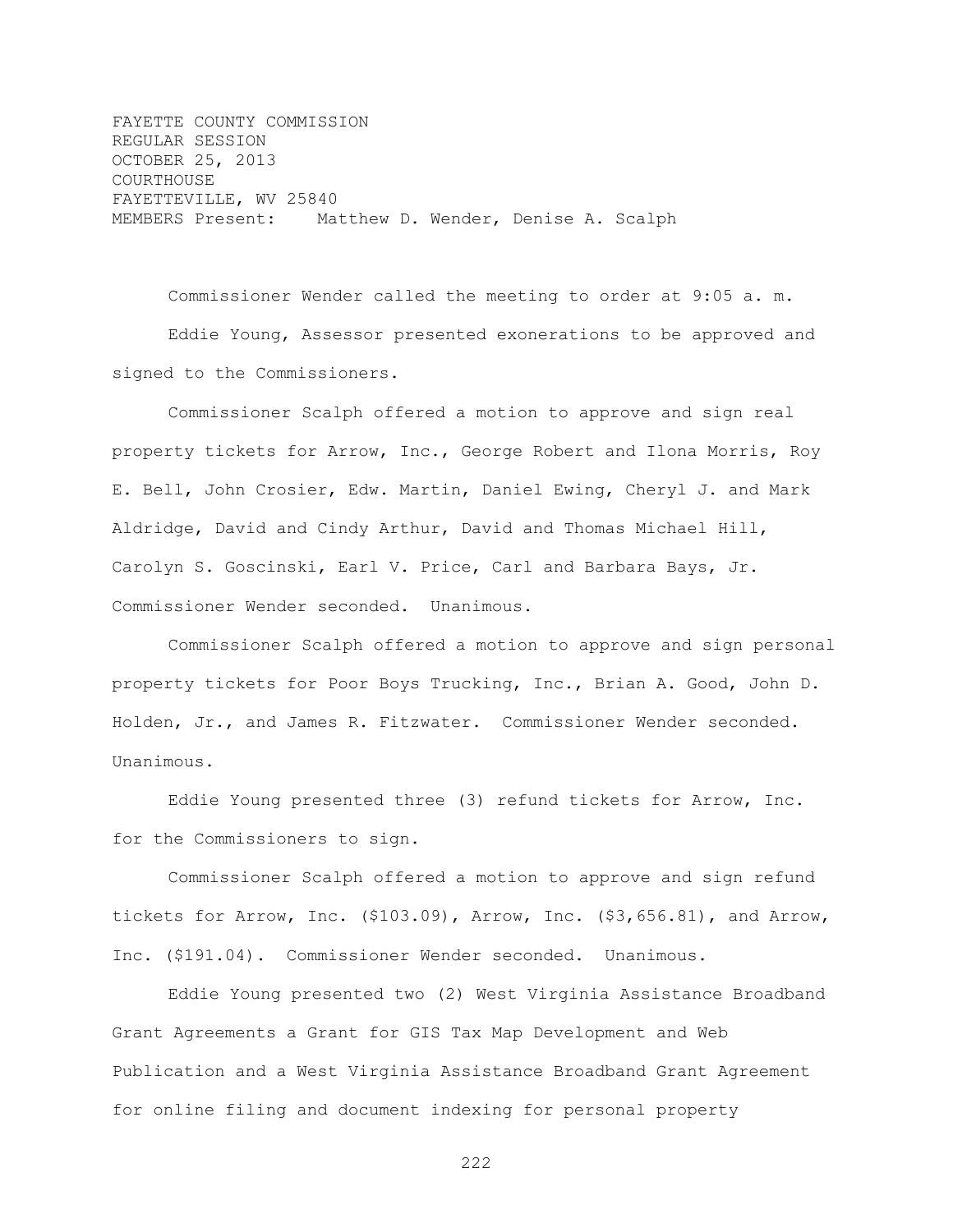FAYETTE COUNTY COMMISSION
REGULAR SESSION
OCTOBER 25, 2013
COURTHOUSE
FAYETTEVILLE, WV 25840
MEMBERS Present: Matthew D. Wender, Denise A. Scalph

Commissioner Wender called the meeting to order at 9:05 a. m.

Eddie Young, Assessor presented exonerations to be approved and signed to the Commissioners.

Commissioner Scalph offered a motion to approve and sign real property tickets for Arrow, Inc., George Robert and Ilona Morris, Roy E. Bell, John Crosier, Edw. Martin, Daniel Ewing, Cheryl J. and Mark Aldridge, David and Cindy Arthur, David and Thomas Michael Hill, Carolyn S. Goscinski, Earl V. Price, Carl and Barbara Bays, Jr. Commissioner Wender seconded. Unanimous.

Commissioner Scalph offered a motion to approve and sign personal property tickets for Poor Boys Trucking, Inc., Brian A. Good, John D. Holden, Jr., and James R. Fitzwater. Commissioner Wender seconded. Unanimous.

Eddie Young presented three (3) refund tickets for Arrow, Inc. for the Commissioners to sign.

Commissioner Scalph offered a motion to approve and sign refund tickets for Arrow, Inc. ($103.09), Arrow, Inc. ($3,656.81), and Arrow, Inc. ($191.04). Commissioner Wender seconded. Unanimous.

Eddie Young presented two (2) West Virginia Assistance Broadband Grant Agreements a Grant for GIS Tax Map Development and Web Publication and a West Virginia Assistance Broadband Grant Agreement for online filing and document indexing for personal property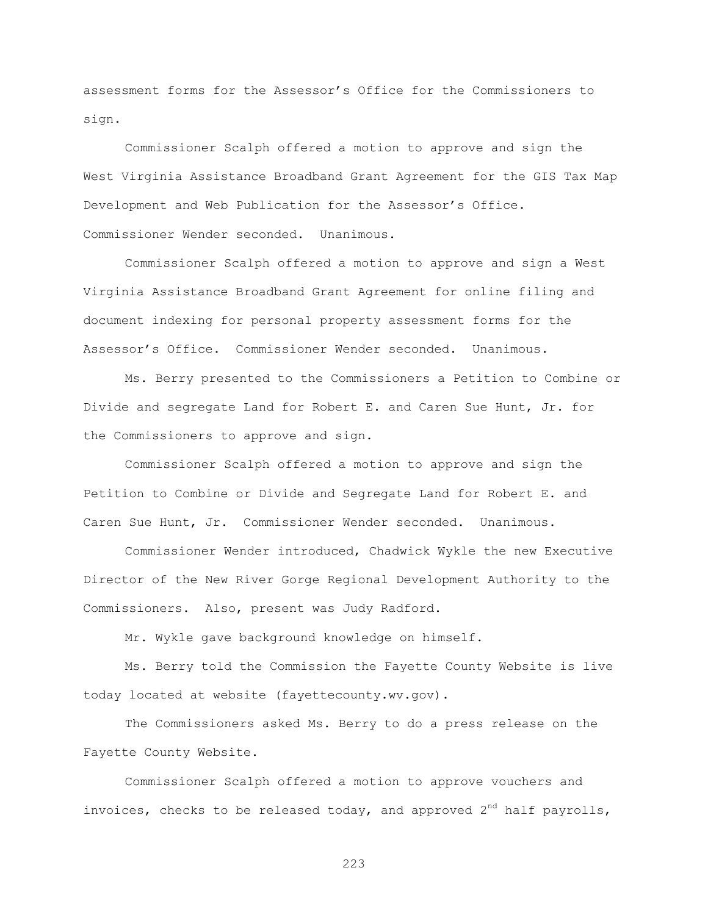assessment forms for the Assessor's Office for the Commissioners to sign.

Commissioner Scalph offered a motion to approve and sign the West Virginia Assistance Broadband Grant Agreement for the GIS Tax Map Development and Web Publication for the Assessor's Office. Commissioner Wender seconded. Unanimous.

Commissioner Scalph offered a motion to approve and sign a West Virginia Assistance Broadband Grant Agreement for online filing and document indexing for personal property assessment forms for the Assessor's Office. Commissioner Wender seconded. Unanimous.

Ms. Berry presented to the Commissioners a Petition to Combine or Divide and segregate Land for Robert E. and Caren Sue Hunt, Jr. for the Commissioners to approve and sign.

Commissioner Scalph offered a motion to approve and sign the Petition to Combine or Divide and Segregate Land for Robert E. and Caren Sue Hunt, Jr. Commissioner Wender seconded. Unanimous.

Commissioner Wender introduced, Chadwick Wykle the new Executive Director of the New River Gorge Regional Development Authority to the Commissioners. Also, present was Judy Radford.

Mr. Wykle gave background knowledge on himself.

Ms. Berry told the Commission the Fayette County Website is live today located at website (fayettecounty.wv.gov).

The Commissioners asked Ms. Berry to do a press release on the Fayette County Website.

Commissioner Scalph offered a motion to approve vouchers and invoices, checks to be released today, and approved 2nd half payrolls,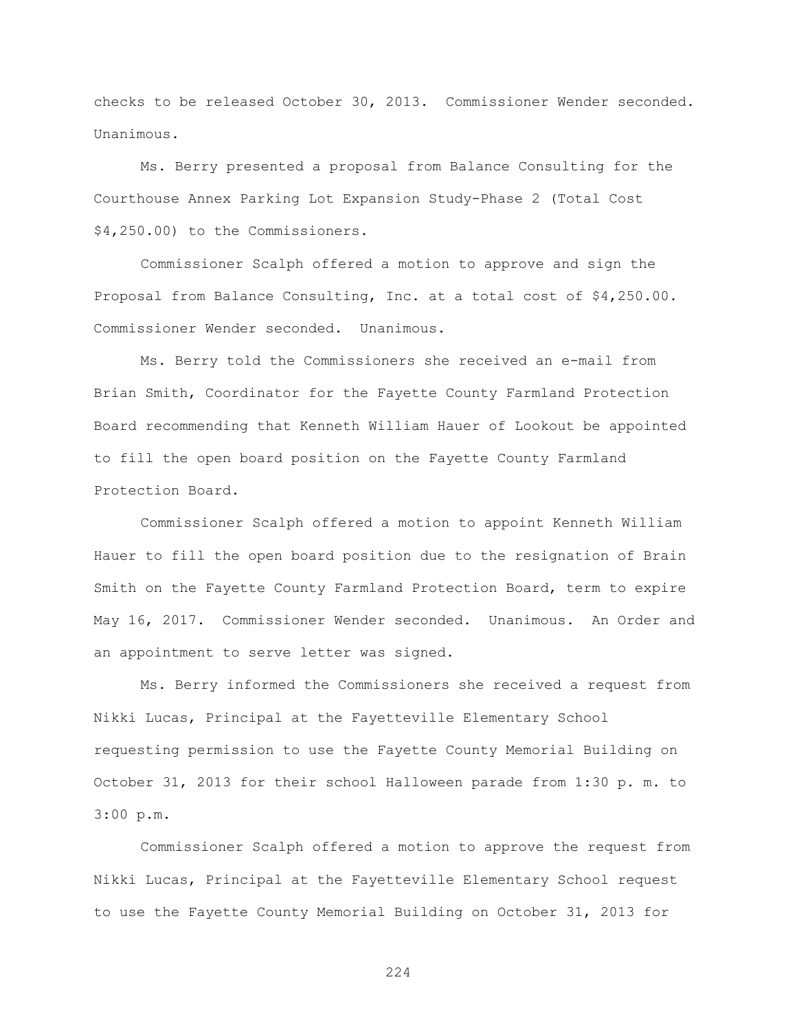checks to be released October 30, 2013. Commissioner Wender seconded. Unanimous.

Ms. Berry presented a proposal from Balance Consulting for the Courthouse Annex Parking Lot Expansion Study-Phase 2 (Total Cost $4,250.00) to the Commissioners.

Commissioner Scalph offered a motion to approve and sign the Proposal from Balance Consulting, Inc. at a total cost of $4,250.00. Commissioner Wender seconded. Unanimous.

Ms. Berry told the Commissioners she received an e-mail from Brian Smith, Coordinator for the Fayette County Farmland Protection Board recommending that Kenneth William Hauer of Lookout be appointed to fill the open board position on the Fayette County Farmland Protection Board.

Commissioner Scalph offered a motion to appoint Kenneth William Hauer to fill the open board position due to the resignation of Brain Smith on the Fayette County Farmland Protection Board, term to expire May 16, 2017. Commissioner Wender seconded. Unanimous. An Order and an appointment to serve letter was signed.

Ms. Berry informed the Commissioners she received a request from Nikki Lucas, Principal at the Fayetteville Elementary School requesting permission to use the Fayette County Memorial Building on October 31, 2013 for their school Halloween parade from 1:30 p. m. to 3:00 p.m.

Commissioner Scalph offered a motion to approve the request from Nikki Lucas, Principal at the Fayetteville Elementary School request to use the Fayette County Memorial Building on October 31, 2013 for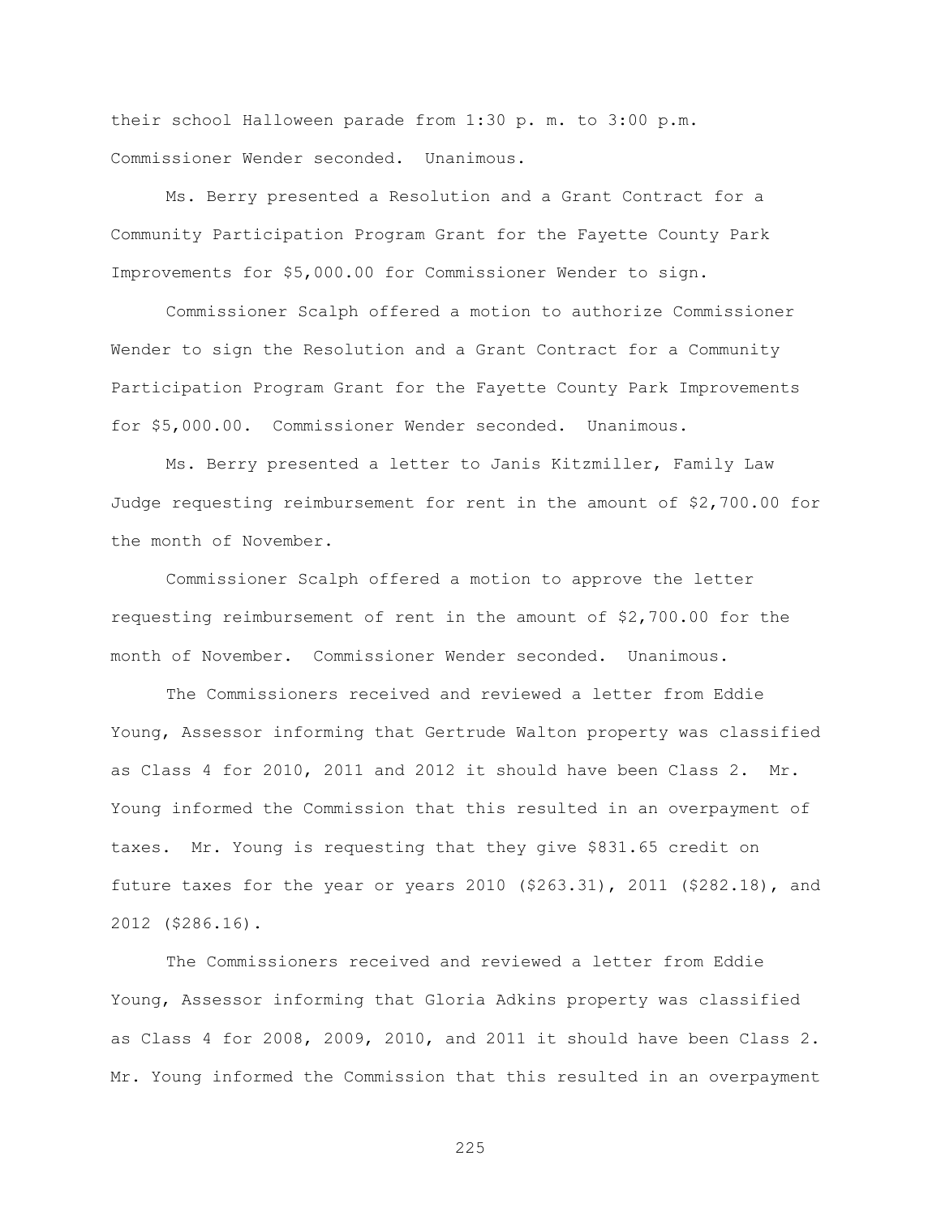their school Halloween parade from 1:30 p. m. to 3:00 p.m. Commissioner Wender seconded. Unanimous.

Ms. Berry presented a Resolution and a Grant Contract for a Community Participation Program Grant for the Fayette County Park Improvements for $5,000.00 for Commissioner Wender to sign.

Commissioner Scalph offered a motion to authorize Commissioner Wender to sign the Resolution and a Grant Contract for a Community Participation Program Grant for the Fayette County Park Improvements for $5,000.00. Commissioner Wender seconded. Unanimous.

Ms. Berry presented a letter to Janis Kitzmiller, Family Law Judge requesting reimbursement for rent in the amount of $2,700.00 for the month of November.

Commissioner Scalph offered a motion to approve the letter requesting reimbursement of rent in the amount of $2,700.00 for the month of November. Commissioner Wender seconded. Unanimous.

The Commissioners received and reviewed a letter from Eddie Young, Assessor informing that Gertrude Walton property was classified as Class 4 for 2010, 2011 and 2012 it should have been Class 2. Mr. Young informed the Commission that this resulted in an overpayment of taxes. Mr. Young is requesting that they give $831.65 credit on future taxes for the year or years 2010 ($263.31), 2011 ($282.18), and 2012 ($286.16).

The Commissioners received and reviewed a letter from Eddie Young, Assessor informing that Gloria Adkins property was classified as Class 4 for 2008, 2009, 2010, and 2011 it should have been Class 2. Mr. Young informed the Commission that this resulted in an overpayment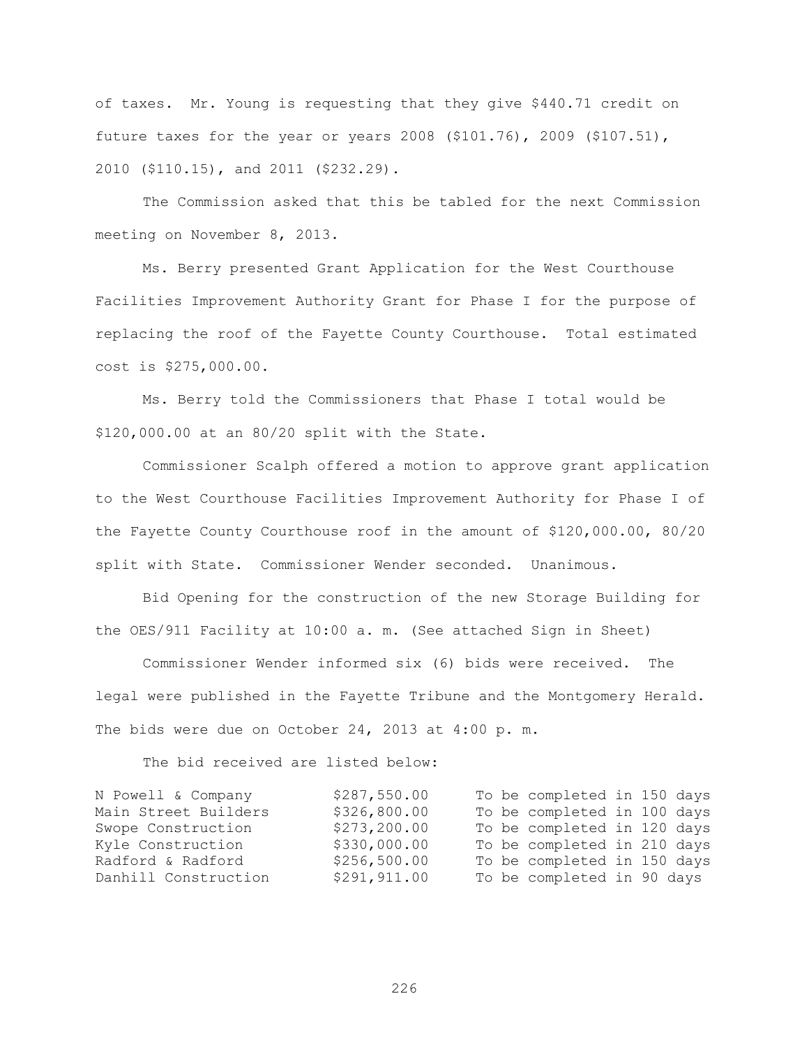of taxes. Mr. Young is requesting that they give $440.71 credit on future taxes for the year or years 2008 ($101.76), 2009 ($107.51), 2010 ($110.15), and 2011 ($232.29).

The Commission asked that this be tabled for the next Commission meeting on November 8, 2013.

Ms. Berry presented Grant Application for the West Courthouse Facilities Improvement Authority Grant for Phase I for the purpose of replacing the roof of the Fayette County Courthouse. Total estimated cost is $275,000.00.

Ms. Berry told the Commissioners that Phase I total would be $120,000.00 at an 80/20 split with the State.

Commissioner Scalph offered a motion to approve grant application to the West Courthouse Facilities Improvement Authority for Phase I of the Fayette County Courthouse roof in the amount of $120,000.00, 80/20 split with State. Commissioner Wender seconded. Unanimous.

Bid Opening for the construction of the new Storage Building for the OES/911 Facility at 10:00 a. m. (See attached Sign in Sheet)

Commissioner Wender informed six (6) bids were received. The legal were published in the Fayette Tribune and the Montgomery Herald. The bids were due on October 24, 2013 at 4:00 p. m.

The bid received are listed below:

| | | |
|---|---|---|
| N Powell & Company | $287,550.00 | To be completed in 150 days |
| Main Street Builders | $326,800.00 | To be completed in 100 days |
| Swope Construction | $273,200.00 | To be completed in 120 days |
| Kyle Construction | $330,000.00 | To be completed in 210 days |
| Radford & Radford | $256,500.00 | To be completed in 150 days |
| Danhill Construction | $291,911.00 | To be completed in 90 days |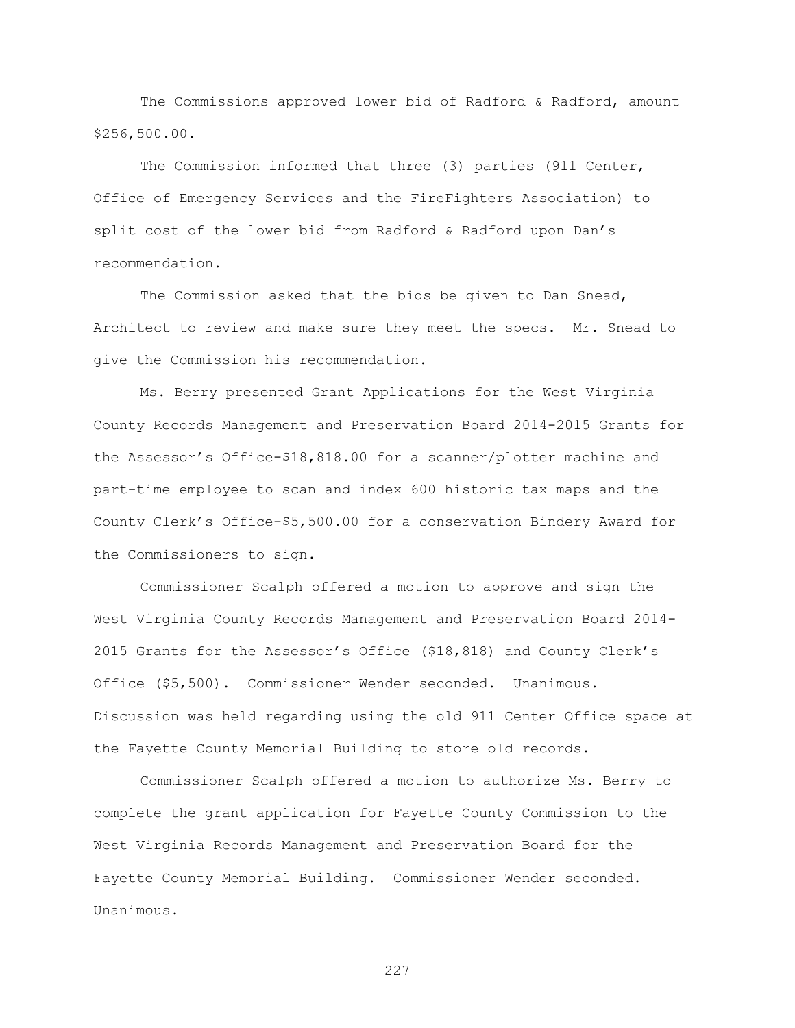The Commissions approved lower bid of Radford & Radford, amount $256,500.00.

The Commission informed that three (3) parties (911 Center, Office of Emergency Services and the FireFighters Association) to split cost of the lower bid from Radford & Radford upon Dan's recommendation.

The Commission asked that the bids be given to Dan Snead, Architect to review and make sure they meet the specs. Mr. Snead to give the Commission his recommendation.

Ms. Berry presented Grant Applications for the West Virginia County Records Management and Preservation Board 2014-2015 Grants for the Assessor's Office-$18,818.00 for a scanner/plotter machine and part-time employee to scan and index 600 historic tax maps and the County Clerk's Office-$5,500.00 for a conservation Bindery Award for the Commissioners to sign.

Commissioner Scalph offered a motion to approve and sign the West Virginia County Records Management and Preservation Board 2014-2015 Grants for the Assessor's Office ($18,818) and County Clerk's Office ($5,500). Commissioner Wender seconded. Unanimous. Discussion was held regarding using the old 911 Center Office space at the Fayette County Memorial Building to store old records.

Commissioner Scalph offered a motion to authorize Ms. Berry to complete the grant application for Fayette County Commission to the West Virginia Records Management and Preservation Board for the Fayette County Memorial Building. Commissioner Wender seconded. Unanimous.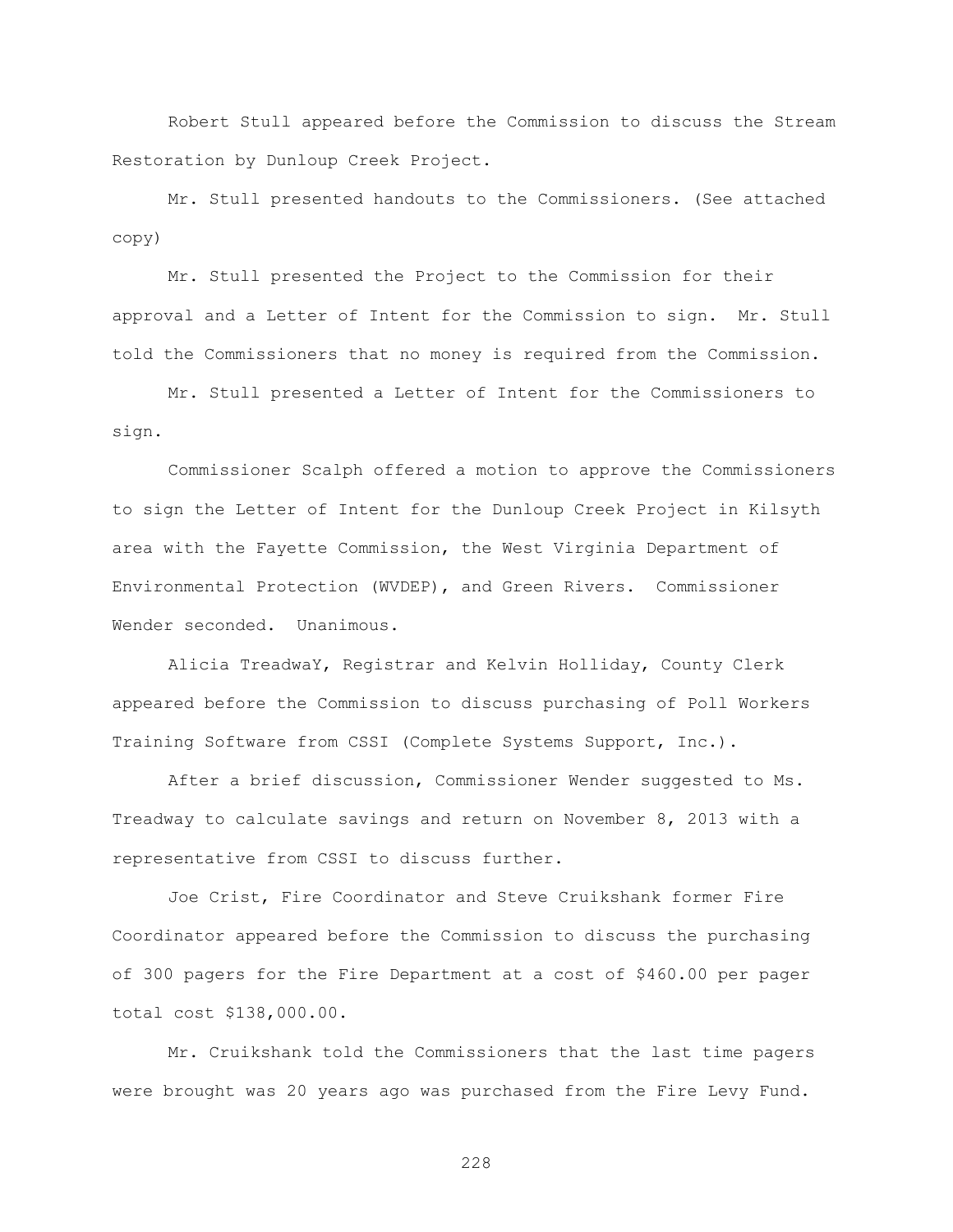Robert Stull appeared before the Commission to discuss the Stream Restoration by Dunloup Creek Project.

Mr. Stull presented handouts to the Commissioners. (See attached copy)

Mr. Stull presented the Project to the Commission for their approval and a Letter of Intent for the Commission to sign. Mr. Stull told the Commissioners that no money is required from the Commission.

Mr. Stull presented a Letter of Intent for the Commissioners to sign.

Commissioner Scalph offered a motion to approve the Commissioners to sign the Letter of Intent for the Dunloup Creek Project in Kilsyth area with the Fayette Commission, the West Virginia Department of Environmental Protection (WVDEP), and Green Rivers. Commissioner Wender seconded. Unanimous.

Alicia TreadwaY, Registrar and Kelvin Holliday, County Clerk appeared before the Commission to discuss purchasing of Poll Workers Training Software from CSSI (Complete Systems Support, Inc.).

After a brief discussion, Commissioner Wender suggested to Ms. Treadway to calculate savings and return on November 8, 2013 with a representative from CSSI to discuss further.

Joe Crist, Fire Coordinator and Steve Cruikshank former Fire Coordinator appeared before the Commission to discuss the purchasing of 300 pagers for the Fire Department at a cost of $460.00 per pager total cost $138,000.00.

Mr. Cruikshank told the Commissioners that the last time pagers were brought was 20 years ago was purchased from the Fire Levy Fund.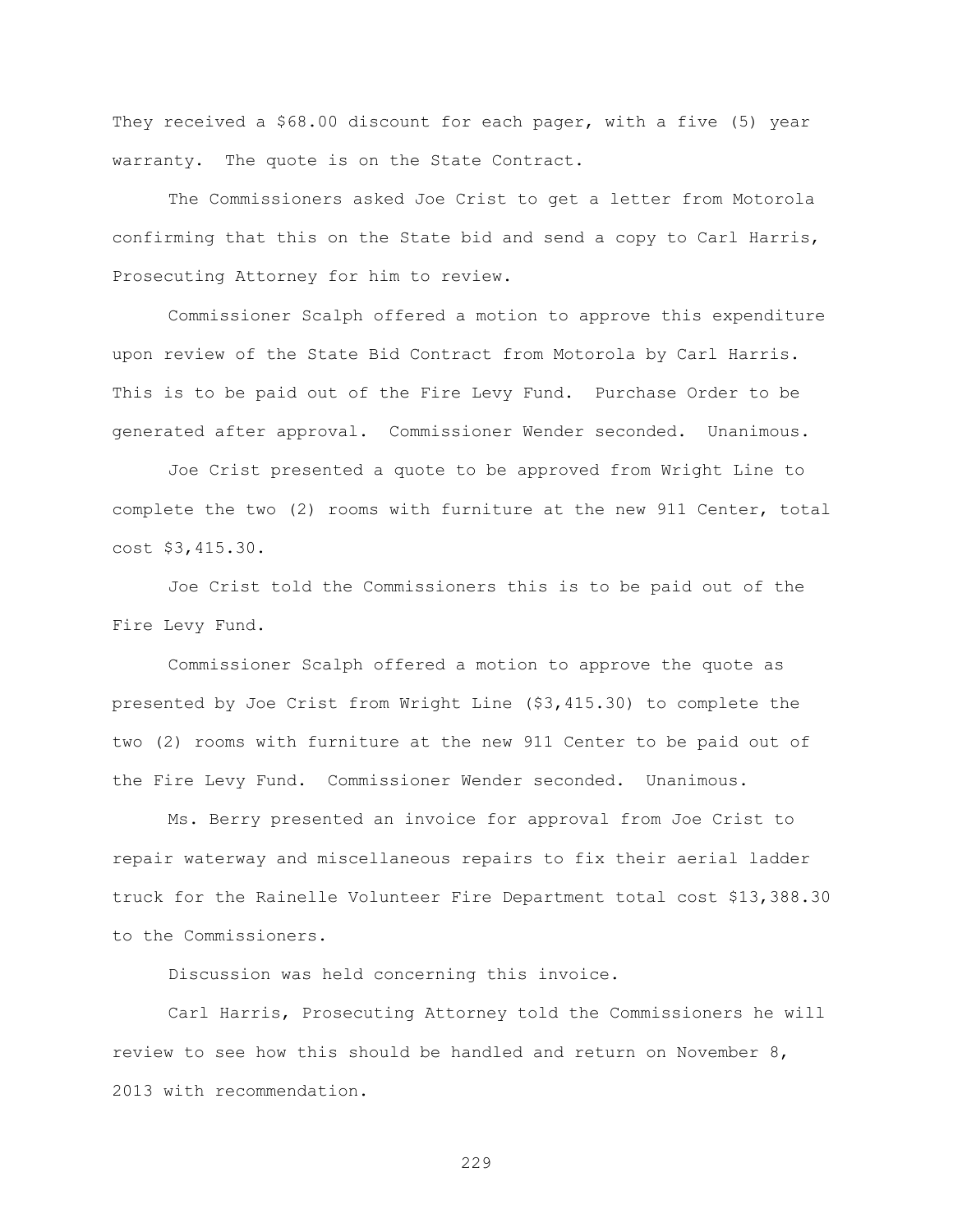They received a $68.00 discount for each pager, with a five (5) year warranty. The quote is on the State Contract.

The Commissioners asked Joe Crist to get a letter from Motorola confirming that this on the State bid and send a copy to Carl Harris, Prosecuting Attorney for him to review.

Commissioner Scalph offered a motion to approve this expenditure upon review of the State Bid Contract from Motorola by Carl Harris. This is to be paid out of the Fire Levy Fund. Purchase Order to be generated after approval. Commissioner Wender seconded. Unanimous.

Joe Crist presented a quote to be approved from Wright Line to complete the two (2) rooms with furniture at the new 911 Center, total cost $3,415.30.

Joe Crist told the Commissioners this is to be paid out of the Fire Levy Fund.

Commissioner Scalph offered a motion to approve the quote as presented by Joe Crist from Wright Line ($3,415.30) to complete the two (2) rooms with furniture at the new 911 Center to be paid out of the Fire Levy Fund. Commissioner Wender seconded. Unanimous.

Ms. Berry presented an invoice for approval from Joe Crist to repair waterway and miscellaneous repairs to fix their aerial ladder truck for the Rainelle Volunteer Fire Department total cost $13,388.30 to the Commissioners.

Discussion was held concerning this invoice.

Carl Harris, Prosecuting Attorney told the Commissioners he will review to see how this should be handled and return on November 8, 2013 with recommendation.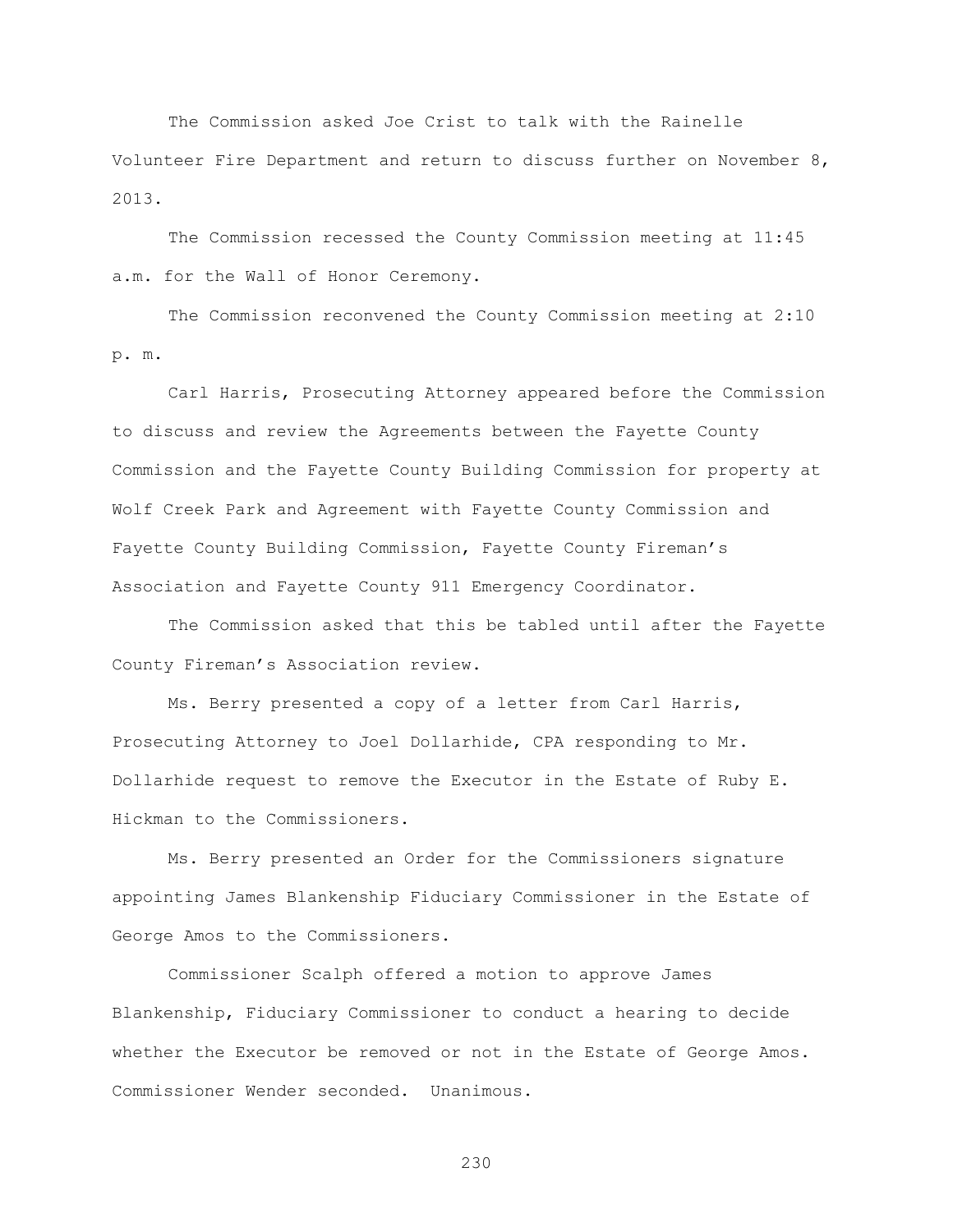The Commission asked Joe Crist to talk with the Rainelle Volunteer Fire Department and return to discuss further on November 8, 2013.

The Commission recessed the County Commission meeting at 11:45 a.m. for the Wall of Honor Ceremony.

The Commission reconvened the County Commission meeting at 2:10 p. m.

Carl Harris, Prosecuting Attorney appeared before the Commission to discuss and review the Agreements between the Fayette County Commission and the Fayette County Building Commission for property at Wolf Creek Park and Agreement with Fayette County Commission and Fayette County Building Commission, Fayette County Fireman's Association and Fayette County 911 Emergency Coordinator.

The Commission asked that this be tabled until after the Fayette County Fireman's Association review.

Ms. Berry presented a copy of a letter from Carl Harris, Prosecuting Attorney to Joel Dollarhide, CPA responding to Mr. Dollarhide request to remove the Executor in the Estate of Ruby E. Hickman to the Commissioners.

Ms. Berry presented an Order for the Commissioners signature appointing James Blankenship Fiduciary Commissioner in the Estate of George Amos to the Commissioners.

Commissioner Scalph offered a motion to approve James Blankenship, Fiduciary Commissioner to conduct a hearing to decide whether the Executor be removed or not in the Estate of George Amos. Commissioner Wender seconded. Unanimous.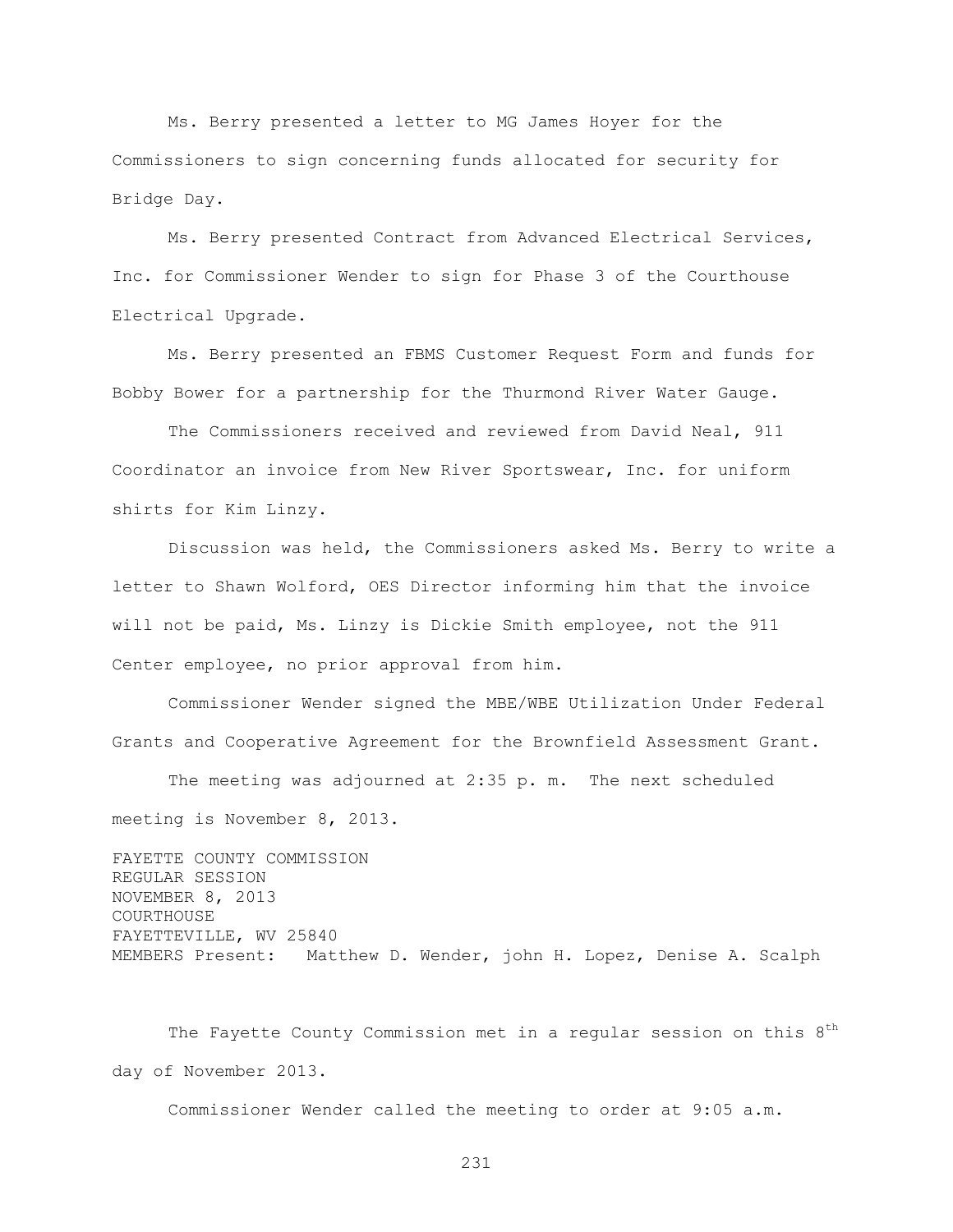Ms. Berry presented a letter to MG James Hoyer for the Commissioners to sign concerning funds allocated for security for Bridge Day.

Ms. Berry presented Contract from Advanced Electrical Services, Inc. for Commissioner Wender to sign for Phase 3 of the Courthouse Electrical Upgrade.

Ms. Berry presented an FBMS Customer Request Form and funds for Bobby Bower for a partnership for the Thurmond River Water Gauge.

The Commissioners received and reviewed from David Neal, 911 Coordinator an invoice from New River Sportswear, Inc. for uniform shirts for Kim Linzy.

Discussion was held, the Commissioners asked Ms. Berry to write a letter to Shawn Wolford, OES Director informing him that the invoice will not be paid, Ms. Linzy is Dickie Smith employee, not the 911 Center employee, no prior approval from him.

Commissioner Wender signed the MBE/WBE Utilization Under Federal Grants and Cooperative Agreement for the Brownfield Assessment Grant.

The meeting was adjourned at 2:35 p. m. The next scheduled meeting is November 8, 2013.

FAYETTE COUNTY COMMISSION
REGULAR SESSION
NOVEMBER 8, 2013
COURTHOUSE
FAYETTEVILLE, WV 25840
MEMBERS Present: Matthew D. Wender, john H. Lopez, Denise A. Scalph

The Fayette County Commission met in a regular session on this 8th day of November 2013.

Commissioner Wender called the meeting to order at 9:05 a.m.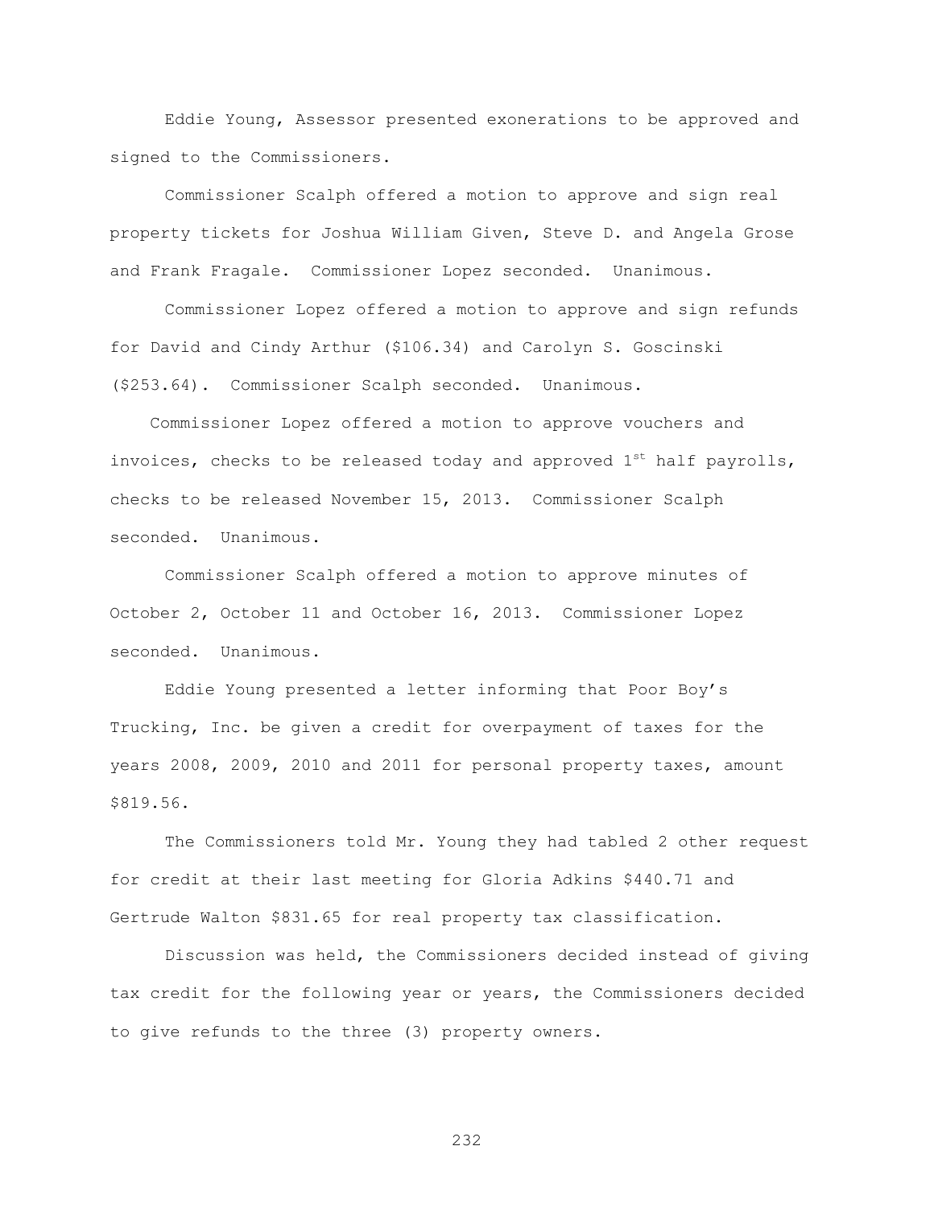Eddie Young, Assessor presented exonerations to be approved and signed to the Commissioners.

Commissioner Scalph offered a motion to approve and sign real property tickets for Joshua William Given, Steve D. and Angela Grose and Frank Fragale. Commissioner Lopez seconded. Unanimous.

Commissioner Lopez offered a motion to approve and sign refunds for David and Cindy Arthur ($106.34) and Carolyn S. Goscinski ($253.64). Commissioner Scalph seconded. Unanimous.

Commissioner Lopez offered a motion to approve vouchers and invoices, checks to be released today and approved 1st half payrolls, checks to be released November 15, 2013. Commissioner Scalph seconded. Unanimous.

Commissioner Scalph offered a motion to approve minutes of October 2, October 11 and October 16, 2013. Commissioner Lopez seconded. Unanimous.

Eddie Young presented a letter informing that Poor Boy's Trucking, Inc. be given a credit for overpayment of taxes for the years 2008, 2009, 2010 and 2011 for personal property taxes, amount $819.56.

The Commissioners told Mr. Young they had tabled 2 other request for credit at their last meeting for Gloria Adkins $440.71 and Gertrude Walton $831.65 for real property tax classification.

Discussion was held, the Commissioners decided instead of giving tax credit for the following year or years, the Commissioners decided to give refunds to the three (3) property owners.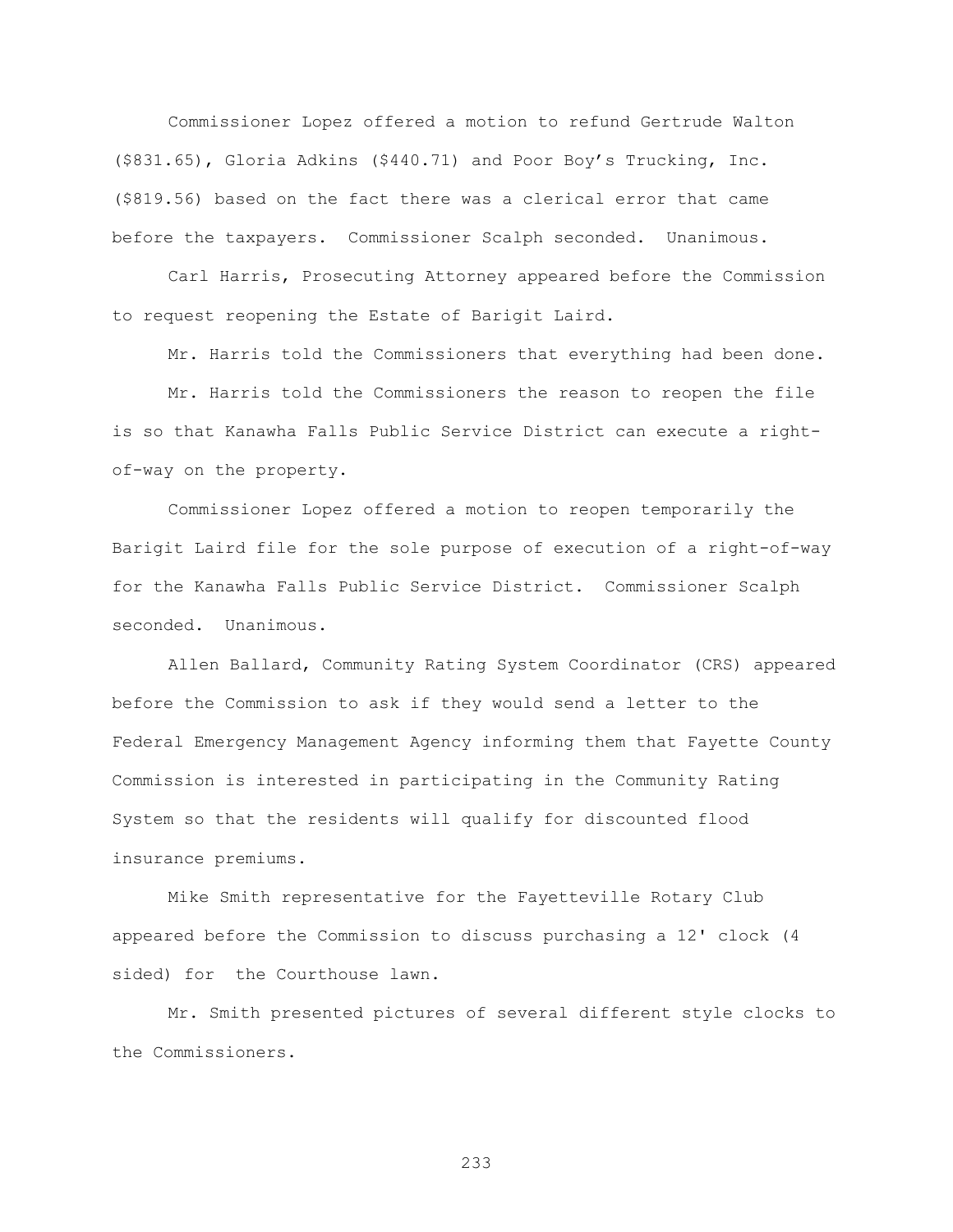Commissioner Lopez offered a motion to refund Gertrude Walton ($831.65), Gloria Adkins ($440.71) and Poor Boy's Trucking, Inc. ($819.56) based on the fact there was a clerical error that came before the taxpayers. Commissioner Scalph seconded. Unanimous.

Carl Harris, Prosecuting Attorney appeared before the Commission to request reopening the Estate of Barigit Laird.

Mr. Harris told the Commissioners that everything had been done.

Mr. Harris told the Commissioners the reason to reopen the file is so that Kanawha Falls Public Service District can execute a right-of-way on the property.

Commissioner Lopez offered a motion to reopen temporarily the Barigit Laird file for the sole purpose of execution of a right-of-way for the Kanawha Falls Public Service District. Commissioner Scalph seconded. Unanimous.

Allen Ballard, Community Rating System Coordinator (CRS) appeared before the Commission to ask if they would send a letter to the Federal Emergency Management Agency informing them that Fayette County Commission is interested in participating in the Community Rating System so that the residents will qualify for discounted flood insurance premiums.

Mike Smith representative for the Fayetteville Rotary Club appeared before the Commission to discuss purchasing a 12' clock (4 sided) for the Courthouse lawn.

Mr. Smith presented pictures of several different style clocks to the Commissioners.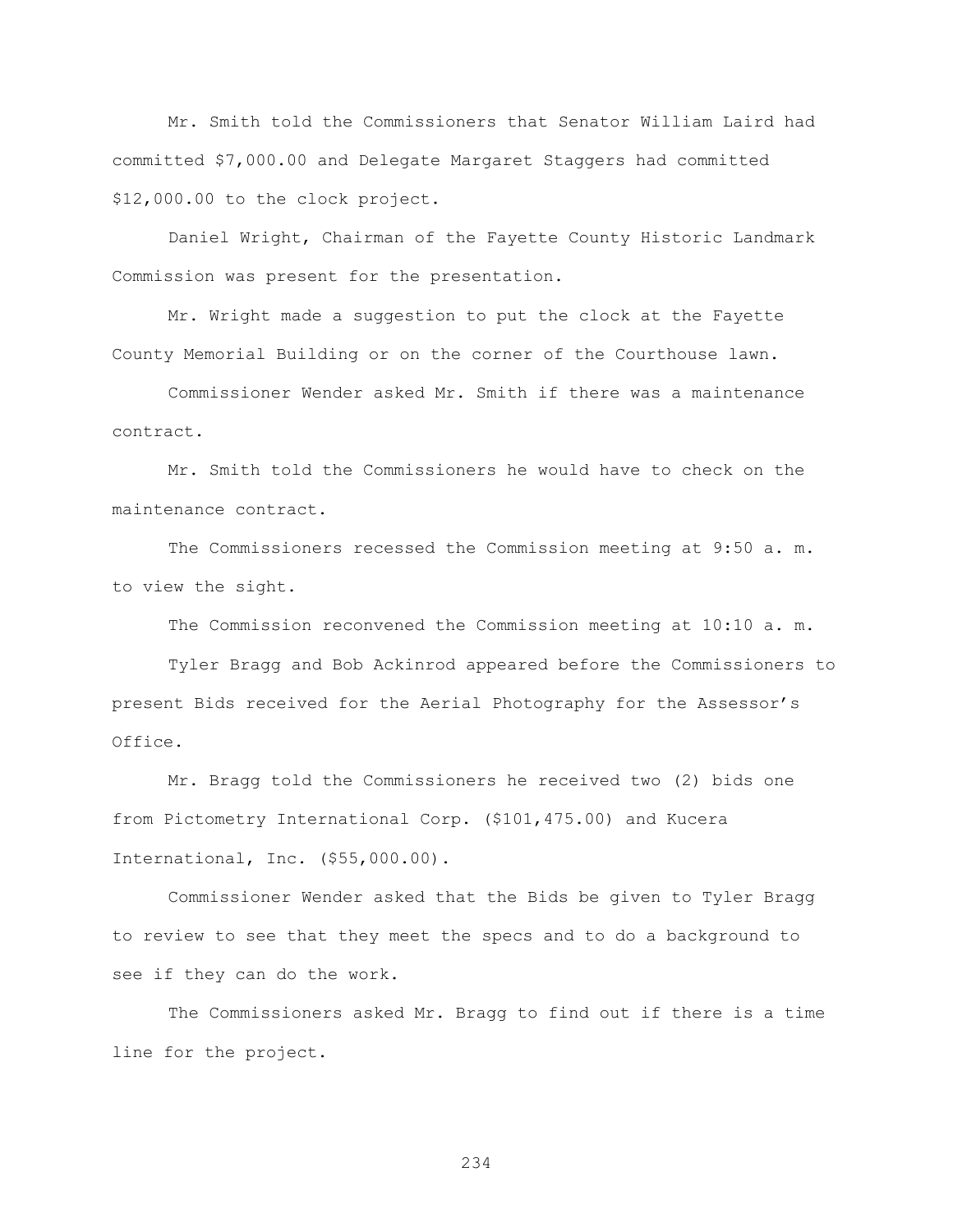Mr. Smith told the Commissioners that Senator William Laird had committed $7,000.00 and Delegate Margaret Staggers had committed $12,000.00 to the clock project.

Daniel Wright, Chairman of the Fayette County Historic Landmark Commission was present for the presentation.

Mr. Wright made a suggestion to put the clock at the Fayette County Memorial Building or on the corner of the Courthouse lawn.

Commissioner Wender asked Mr. Smith if there was a maintenance contract.

Mr. Smith told the Commissioners he would have to check on the maintenance contract.

The Commissioners recessed the Commission meeting at 9:50 a. m. to view the sight.

The Commission reconvened the Commission meeting at 10:10 a. m.

Tyler Bragg and Bob Ackinrod appeared before the Commissioners to present Bids received for the Aerial Photography for the Assessor's Office.

Mr. Bragg told the Commissioners he received two (2) bids one from Pictometry International Corp. ($101,475.00) and Kucera International, Inc. ($55,000.00).

Commissioner Wender asked that the Bids be given to Tyler Bragg to review to see that they meet the specs and to do a background to see if they can do the work.

The Commissioners asked Mr. Bragg to find out if there is a time line for the project.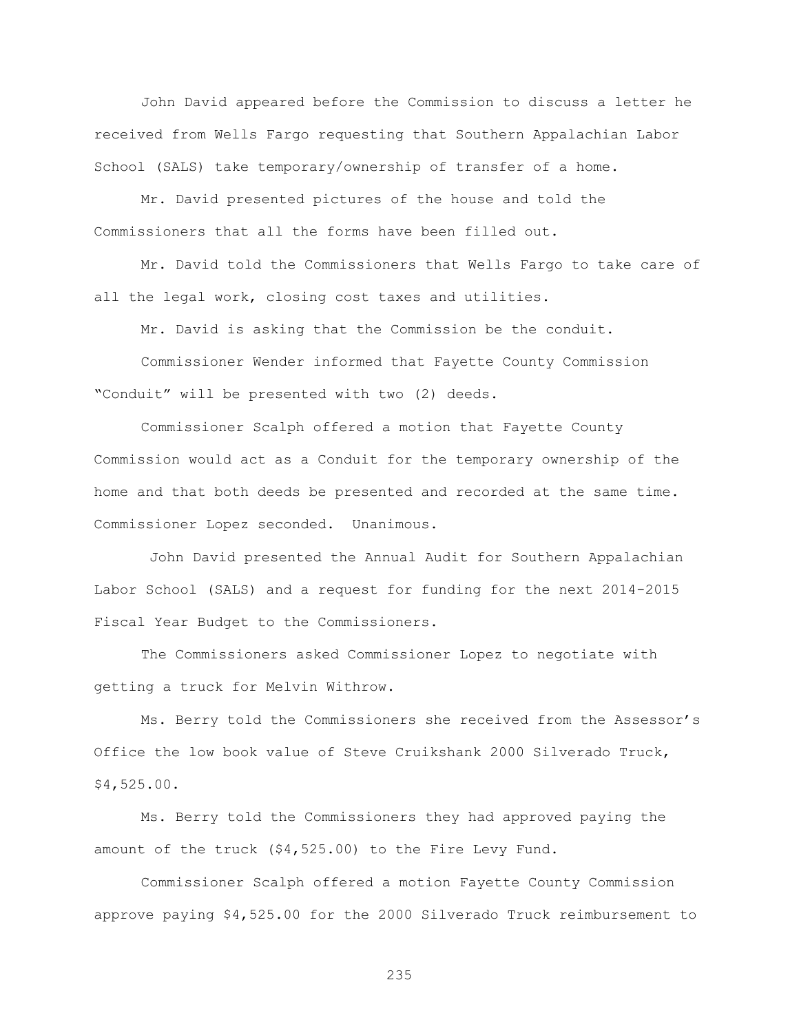John David appeared before the Commission to discuss a letter he received from Wells Fargo requesting that Southern Appalachian Labor School (SALS) take temporary/ownership of transfer of a home.

Mr. David presented pictures of the house and told the Commissioners that all the forms have been filled out.

Mr. David told the Commissioners that Wells Fargo to take care of all the legal work, closing cost taxes and utilities.

Mr. David is asking that the Commission be the conduit.

Commissioner Wender informed that Fayette County Commission "Conduit" will be presented with two (2) deeds.

Commissioner Scalph offered a motion that Fayette County Commission would act as a Conduit for the temporary ownership of the home and that both deeds be presented and recorded at the same time. Commissioner Lopez seconded. Unanimous.

John David presented the Annual Audit for Southern Appalachian Labor School (SALS) and a request for funding for the next 2014-2015 Fiscal Year Budget to the Commissioners.

The Commissioners asked Commissioner Lopez to negotiate with getting a truck for Melvin Withrow.

Ms. Berry told the Commissioners she received from the Assessor's Office the low book value of Steve Cruikshank 2000 Silverado Truck, $4,525.00.

Ms. Berry told the Commissioners they had approved paying the amount of the truck ($4,525.00) to the Fire Levy Fund.

Commissioner Scalph offered a motion Fayette County Commission approve paying $4,525.00 for the 2000 Silverado Truck reimbursement to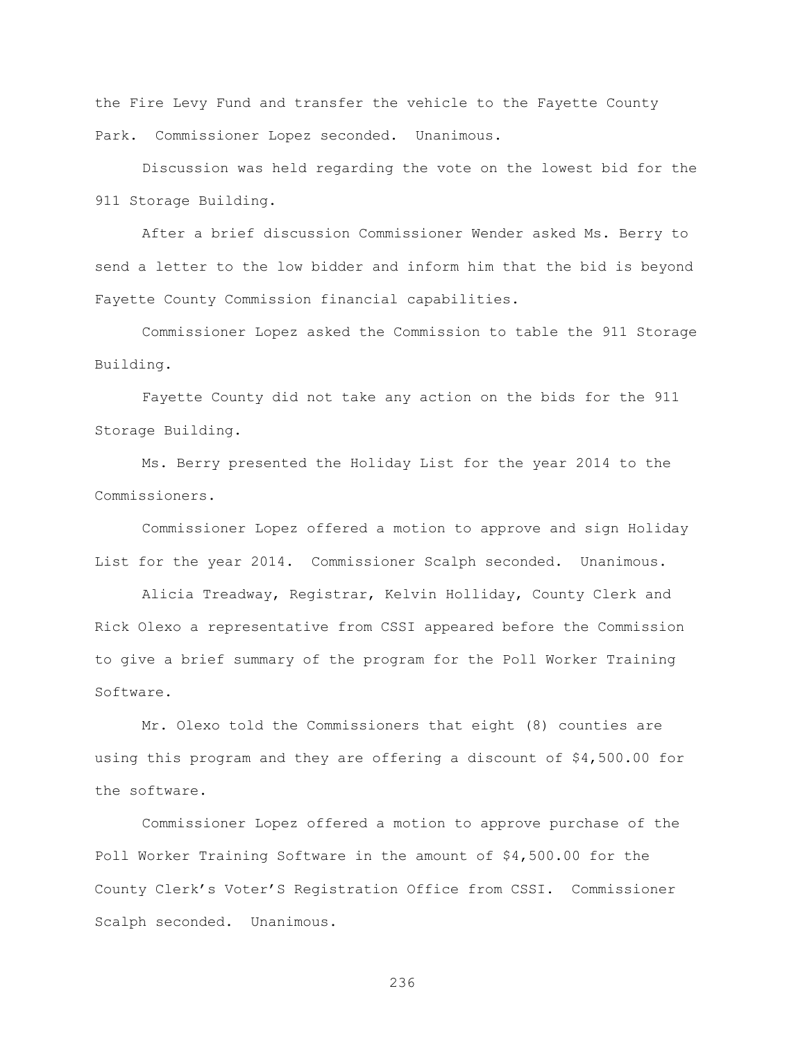the Fire Levy Fund and transfer the vehicle to the Fayette County Park. Commissioner Lopez seconded. Unanimous.

Discussion was held regarding the vote on the lowest bid for the 911 Storage Building.

After a brief discussion Commissioner Wender asked Ms. Berry to send a letter to the low bidder and inform him that the bid is beyond Fayette County Commission financial capabilities.

Commissioner Lopez asked the Commission to table the 911 Storage Building.

Fayette County did not take any action on the bids for the 911 Storage Building.

Ms. Berry presented the Holiday List for the year 2014 to the Commissioners.

Commissioner Lopez offered a motion to approve and sign Holiday List for the year 2014. Commissioner Scalph seconded. Unanimous.

Alicia Treadway, Registrar, Kelvin Holliday, County Clerk and Rick Olexo a representative from CSSI appeared before the Commission to give a brief summary of the program for the Poll Worker Training Software.

Mr. Olexo told the Commissioners that eight (8) counties are using this program and they are offering a discount of $4,500.00 for the software.

Commissioner Lopez offered a motion to approve purchase of the Poll Worker Training Software in the amount of $4,500.00 for the County Clerk's Voter'S Registration Office from CSSI. Commissioner Scalph seconded. Unanimous.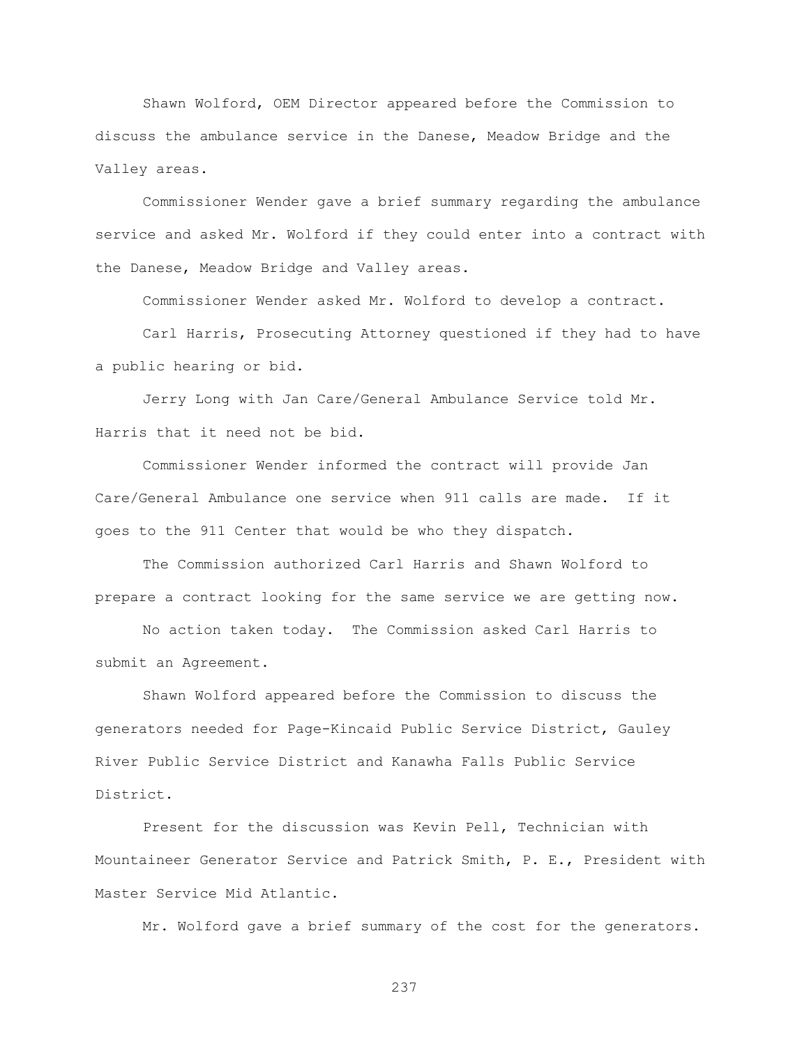Shawn Wolford, OEM Director appeared before the Commission to discuss the ambulance service in the Danese, Meadow Bridge and the Valley areas.

Commissioner Wender gave a brief summary regarding the ambulance service and asked Mr. Wolford if they could enter into a contract with the Danese, Meadow Bridge and Valley areas.

Commissioner Wender asked Mr. Wolford to develop a contract.

Carl Harris, Prosecuting Attorney questioned if they had to have a public hearing or bid.

Jerry Long with Jan Care/General Ambulance Service told Mr. Harris that it need not be bid.

Commissioner Wender informed the contract will provide Jan Care/General Ambulance one service when 911 calls are made. If it goes to the 911 Center that would be who they dispatch.

The Commission authorized Carl Harris and Shawn Wolford to prepare a contract looking for the same service we are getting now.

No action taken today. The Commission asked Carl Harris to submit an Agreement.

Shawn Wolford appeared before the Commission to discuss the generators needed for Page-Kincaid Public Service District, Gauley River Public Service District and Kanawha Falls Public Service District.

Present for the discussion was Kevin Pell, Technician with Mountaineer Generator Service and Patrick Smith, P. E., President with Master Service Mid Atlantic.

Mr. Wolford gave a brief summary of the cost for the generators.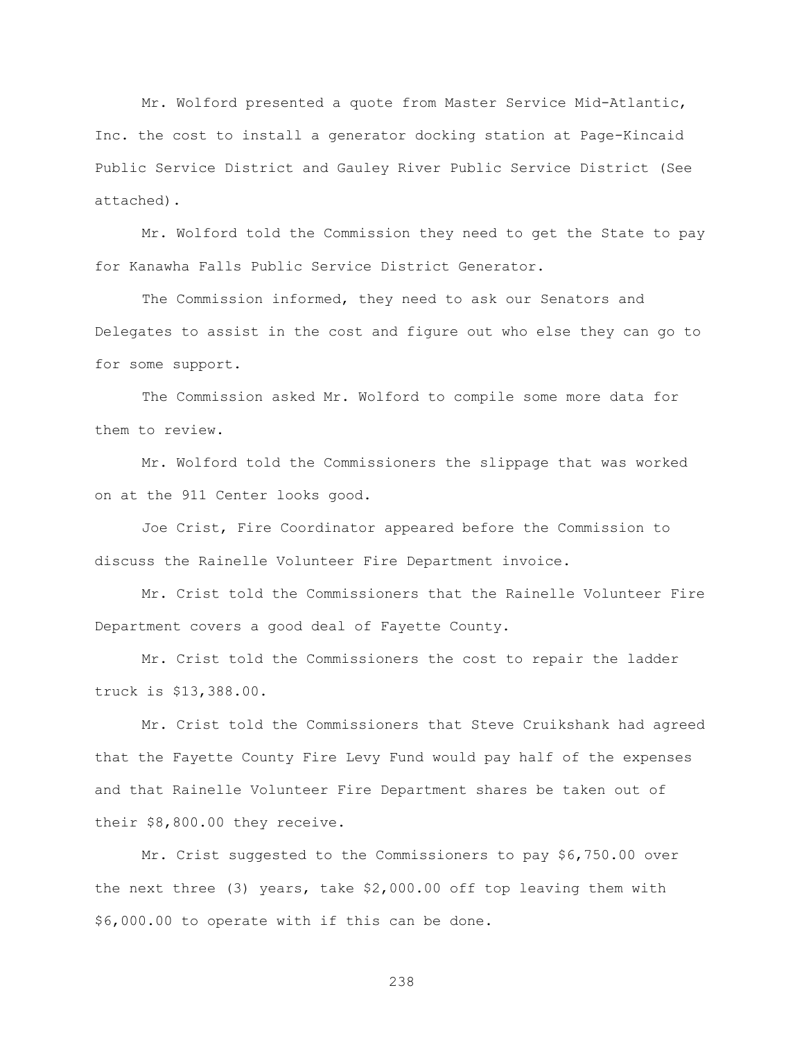Mr. Wolford presented a quote from Master Service Mid-Atlantic, Inc. the cost to install a generator docking station at Page-Kincaid Public Service District and Gauley River Public Service District (See attached).

Mr. Wolford told the Commission they need to get the State to pay for Kanawha Falls Public Service District Generator.

The Commission informed, they need to ask our Senators and Delegates to assist in the cost and figure out who else they can go to for some support.

The Commission asked Mr. Wolford to compile some more data for them to review.

Mr. Wolford told the Commissioners the slippage that was worked on at the 911 Center looks good.

Joe Crist, Fire Coordinator appeared before the Commission to discuss the Rainelle Volunteer Fire Department invoice.

Mr. Crist told the Commissioners that the Rainelle Volunteer Fire Department covers a good deal of Fayette County.

Mr. Crist told the Commissioners the cost to repair the ladder truck is $13,388.00.

Mr. Crist told the Commissioners that Steve Cruikshank had agreed that the Fayette County Fire Levy Fund would pay half of the expenses and that Rainelle Volunteer Fire Department shares be taken out of their $8,800.00 they receive.

Mr. Crist suggested to the Commissioners to pay $6,750.00 over the next three (3) years, take $2,000.00 off top leaving them with $6,000.00 to operate with if this can be done.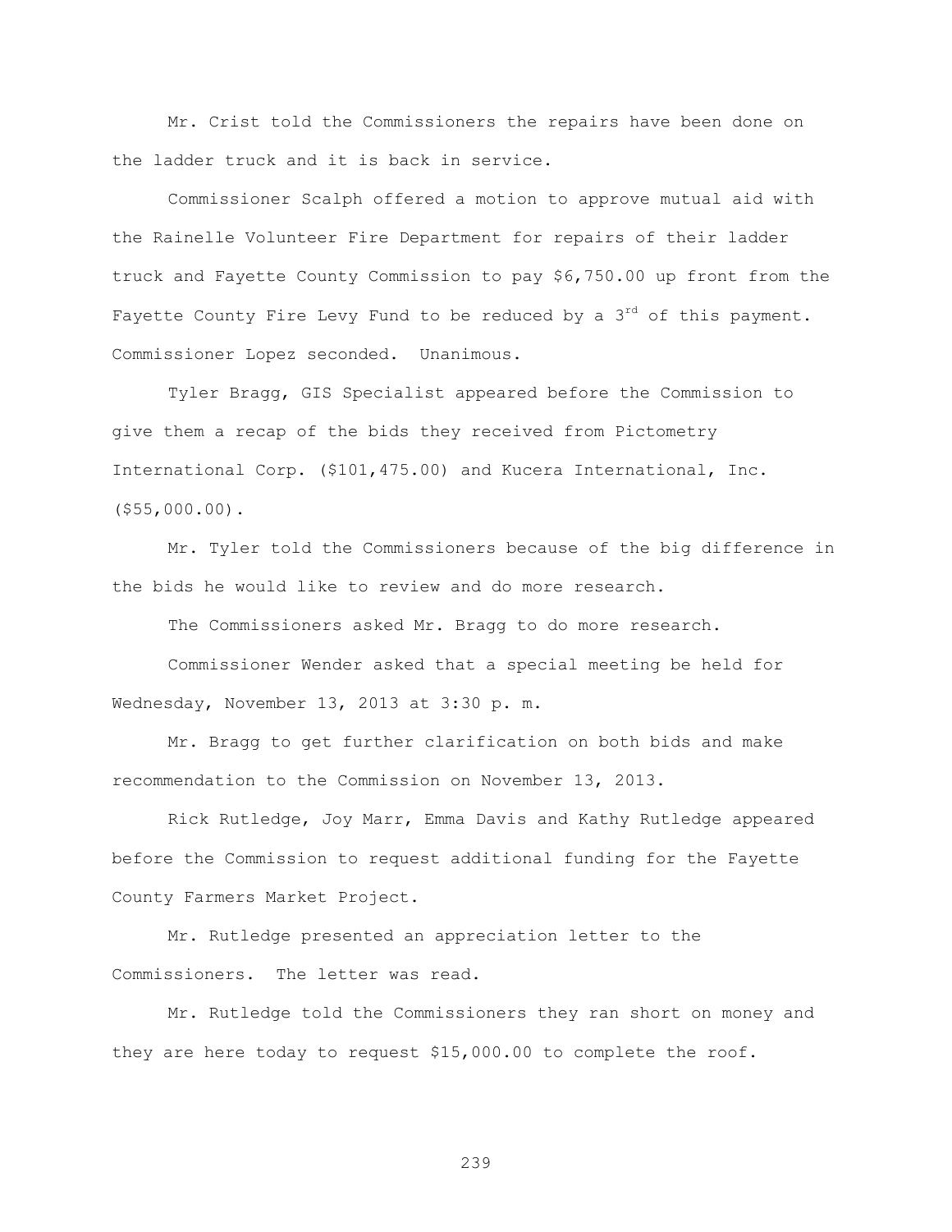Mr. Crist told the Commissioners the repairs have been done on the ladder truck and it is back in service.

Commissioner Scalph offered a motion to approve mutual aid with the Rainelle Volunteer Fire Department for repairs of their ladder truck and Fayette County Commission to pay $6,750.00 up front from the Fayette County Fire Levy Fund to be reduced by a 3rd of this payment. Commissioner Lopez seconded. Unanimous.

Tyler Bragg, GIS Specialist appeared before the Commission to give them a recap of the bids they received from Pictometry International Corp. ($101,475.00) and Kucera International, Inc. ($55,000.00).

Mr. Tyler told the Commissioners because of the big difference in the bids he would like to review and do more research.

The Commissioners asked Mr. Bragg to do more research.

Commissioner Wender asked that a special meeting be held for Wednesday, November 13, 2013 at 3:30 p. m.

Mr. Bragg to get further clarification on both bids and make recommendation to the Commission on November 13, 2013.

Rick Rutledge, Joy Marr, Emma Davis and Kathy Rutledge appeared before the Commission to request additional funding for the Fayette County Farmers Market Project.

Mr. Rutledge presented an appreciation letter to the Commissioners. The letter was read.

Mr. Rutledge told the Commissioners they ran short on money and they are here today to request $15,000.00 to complete the roof.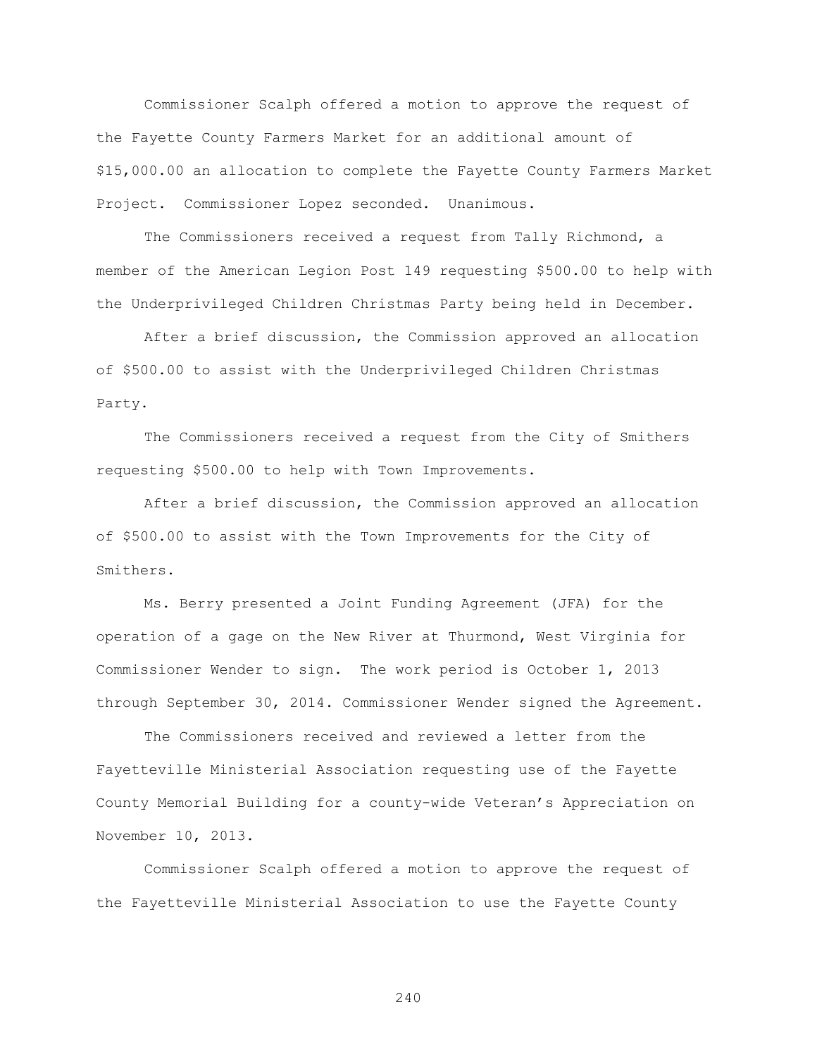Commissioner Scalph offered a motion to approve the request of the Fayette County Farmers Market for an additional amount of $15,000.00 an allocation to complete the Fayette County Farmers Market Project. Commissioner Lopez seconded. Unanimous.

The Commissioners received a request from Tally Richmond, a member of the American Legion Post 149 requesting $500.00 to help with the Underprivileged Children Christmas Party being held in December.

After a brief discussion, the Commission approved an allocation of $500.00 to assist with the Underprivileged Children Christmas Party.

The Commissioners received a request from the City of Smithers requesting $500.00 to help with Town Improvements.

After a brief discussion, the Commission approved an allocation of $500.00 to assist with the Town Improvements for the City of Smithers.

Ms. Berry presented a Joint Funding Agreement (JFA) for the operation of a gage on the New River at Thurmond, West Virginia for Commissioner Wender to sign. The work period is October 1, 2013 through September 30, 2014. Commissioner Wender signed the Agreement.

The Commissioners received and reviewed a letter from the Fayetteville Ministerial Association requesting use of the Fayette County Memorial Building for a county-wide Veteran's Appreciation on November 10, 2013.

Commissioner Scalph offered a motion to approve the request of the Fayetteville Ministerial Association to use the Fayette County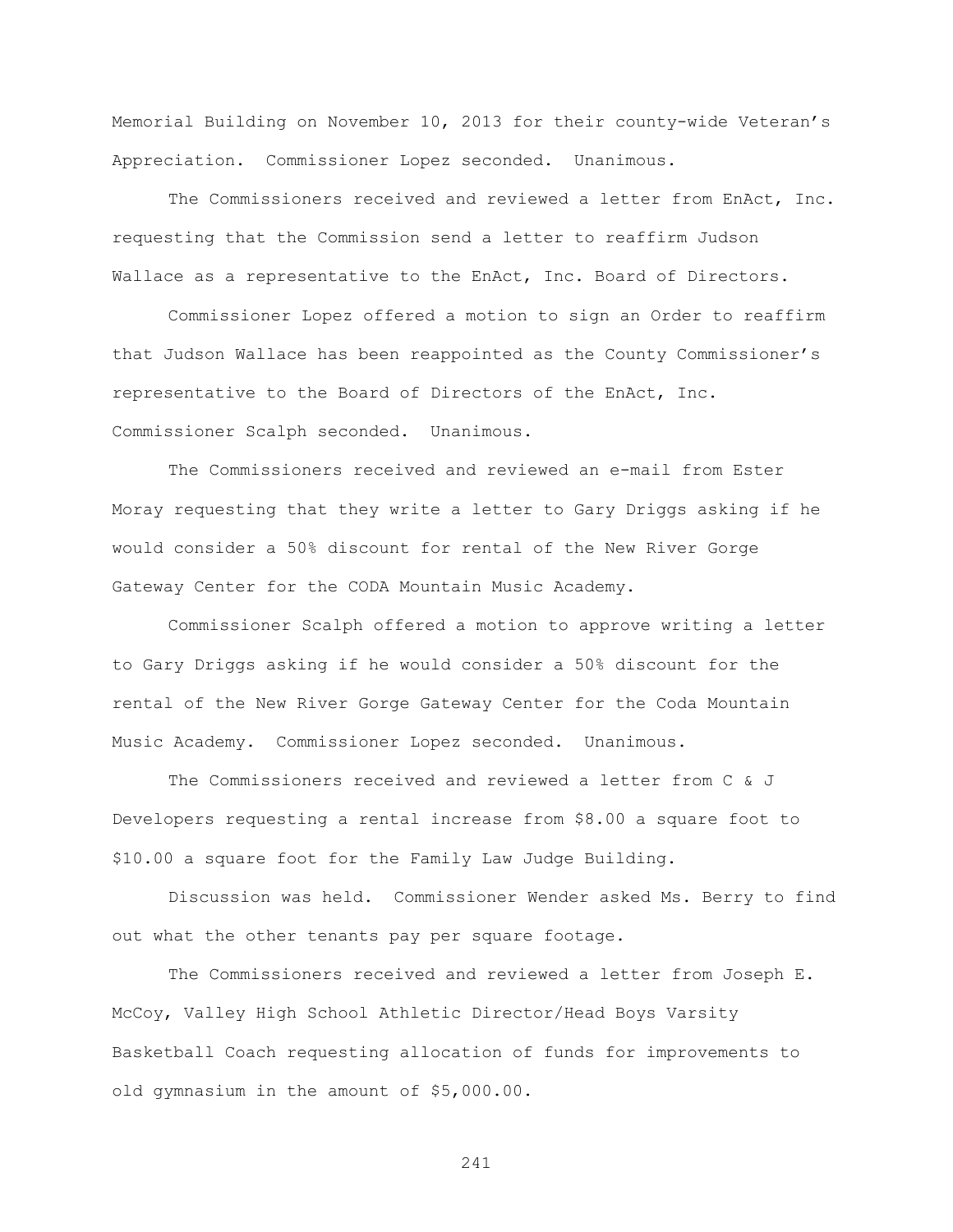Memorial Building on November 10, 2013 for their county-wide Veteran's Appreciation. Commissioner Lopez seconded. Unanimous.

The Commissioners received and reviewed a letter from EnAct, Inc. requesting that the Commission send a letter to reaffirm Judson Wallace as a representative to the EnAct, Inc. Board of Directors.

Commissioner Lopez offered a motion to sign an Order to reaffirm that Judson Wallace has been reappointed as the County Commissioner's representative to the Board of Directors of the EnAct, Inc. Commissioner Scalph seconded. Unanimous.

The Commissioners received and reviewed an e-mail from Ester Moray requesting that they write a letter to Gary Driggs asking if he would consider a 50% discount for rental of the New River Gorge Gateway Center for the CODA Mountain Music Academy.

Commissioner Scalph offered a motion to approve writing a letter to Gary Driggs asking if he would consider a 50% discount for the rental of the New River Gorge Gateway Center for the Coda Mountain Music Academy. Commissioner Lopez seconded. Unanimous.

The Commissioners received and reviewed a letter from C & J Developers requesting a rental increase from $8.00 a square foot to $10.00 a square foot for the Family Law Judge Building.

Discussion was held. Commissioner Wender asked Ms. Berry to find out what the other tenants pay per square footage.

The Commissioners received and reviewed a letter from Joseph E. McCoy, Valley High School Athletic Director/Head Boys Varsity Basketball Coach requesting allocation of funds for improvements to old gymnasium in the amount of $5,000.00.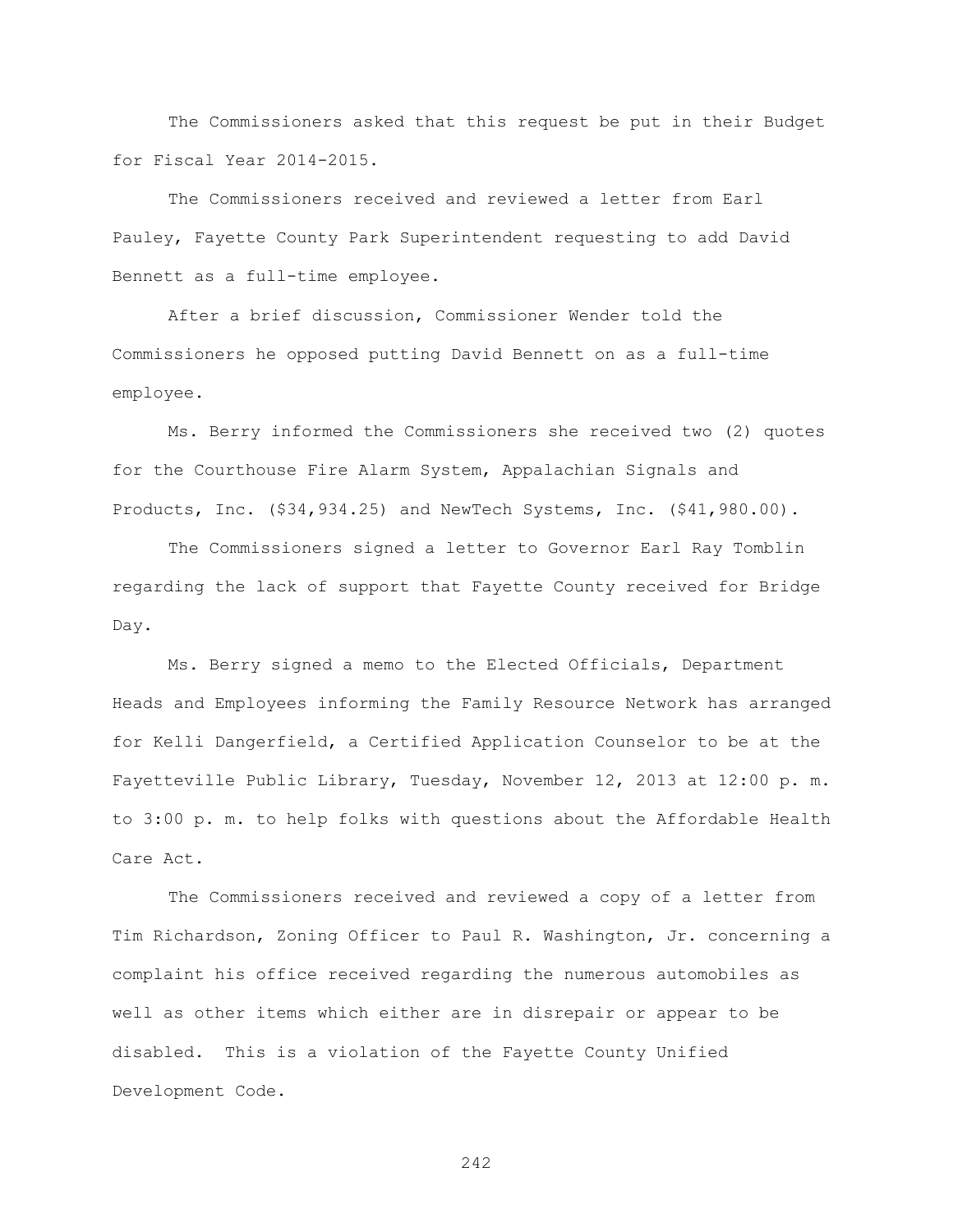The Commissioners asked that this request be put in their Budget for Fiscal Year 2014-2015.

The Commissioners received and reviewed a letter from Earl Pauley, Fayette County Park Superintendent requesting to add David Bennett as a full-time employee.

After a brief discussion, Commissioner Wender told the Commissioners he opposed putting David Bennett on as a full-time employee.

Ms. Berry informed the Commissioners she received two (2) quotes for the Courthouse Fire Alarm System, Appalachian Signals and Products, Inc. ($34,934.25) and NewTech Systems, Inc. ($41,980.00).

The Commissioners signed a letter to Governor Earl Ray Tomblin regarding the lack of support that Fayette County received for Bridge Day.

Ms. Berry signed a memo to the Elected Officials, Department Heads and Employees informing the Family Resource Network has arranged for Kelli Dangerfield, a Certified Application Counselor to be at the Fayetteville Public Library, Tuesday, November 12, 2013 at 12:00 p. m. to 3:00 p. m. to help folks with questions about the Affordable Health Care Act.

The Commissioners received and reviewed a copy of a letter from Tim Richardson, Zoning Officer to Paul R. Washington, Jr. concerning a complaint his office received regarding the numerous automobiles as well as other items which either are in disrepair or appear to be disabled. This is a violation of the Fayette County Unified Development Code.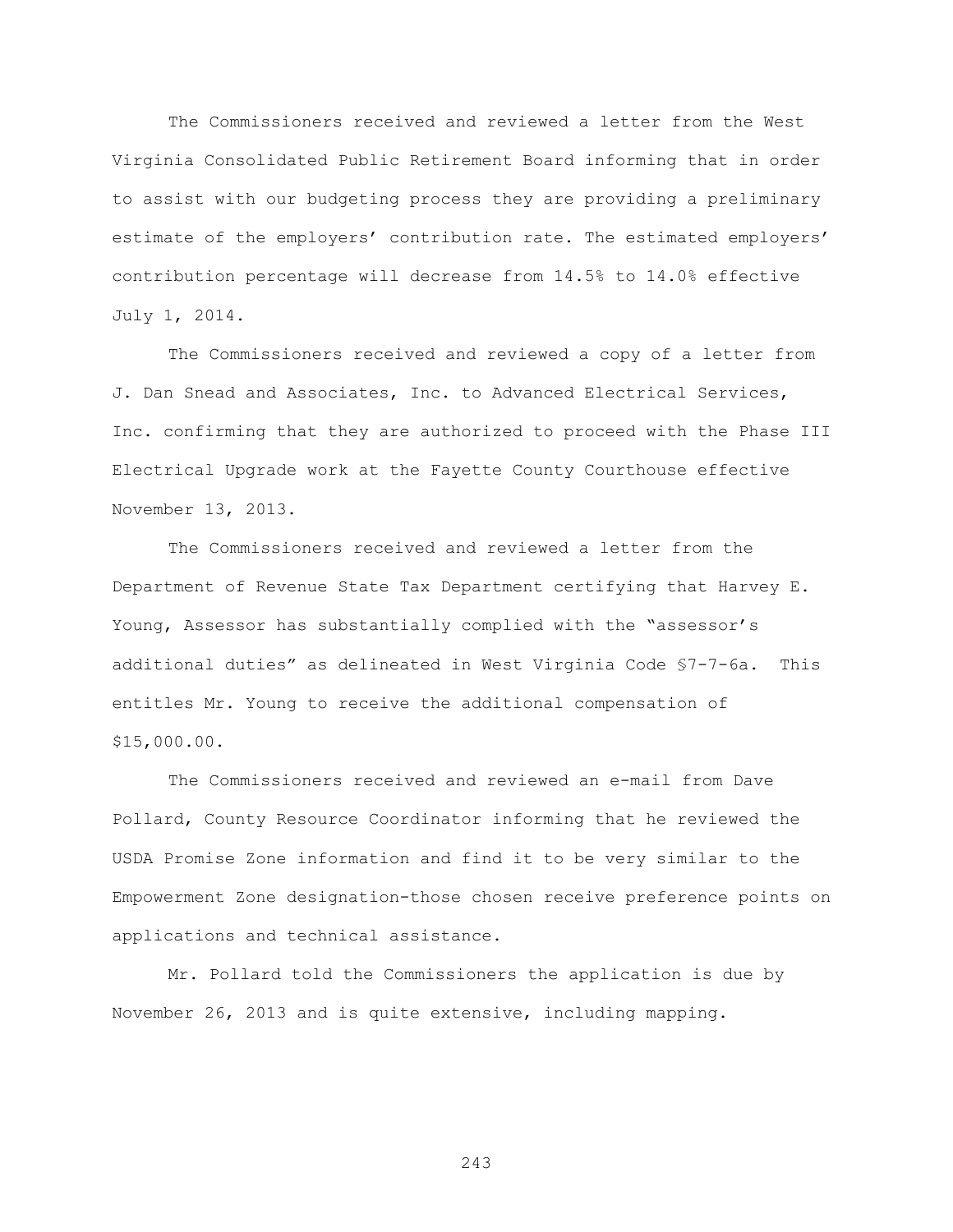The Commissioners received and reviewed a letter from the West Virginia Consolidated Public Retirement Board informing that in order to assist with our budgeting process they are providing a preliminary estimate of the employers' contribution rate. The estimated employers' contribution percentage will decrease from 14.5% to 14.0% effective July 1, 2014.

The Commissioners received and reviewed a copy of a letter from J. Dan Snead and Associates, Inc. to Advanced Electrical Services, Inc. confirming that they are authorized to proceed with the Phase III Electrical Upgrade work at the Fayette County Courthouse effective November 13, 2013.

The Commissioners received and reviewed a letter from the Department of Revenue State Tax Department certifying that Harvey E. Young, Assessor has substantially complied with the "assessor's additional duties" as delineated in West Virginia Code §7-7-6a. This entitles Mr. Young to receive the additional compensation of $15,000.00.

The Commissioners received and reviewed an e-mail from Dave Pollard, County Resource Coordinator informing that he reviewed the USDA Promise Zone information and find it to be very similar to the Empowerment Zone designation-those chosen receive preference points on applications and technical assistance.

Mr. Pollard told the Commissioners the application is due by November 26, 2013 and is quite extensive, including mapping.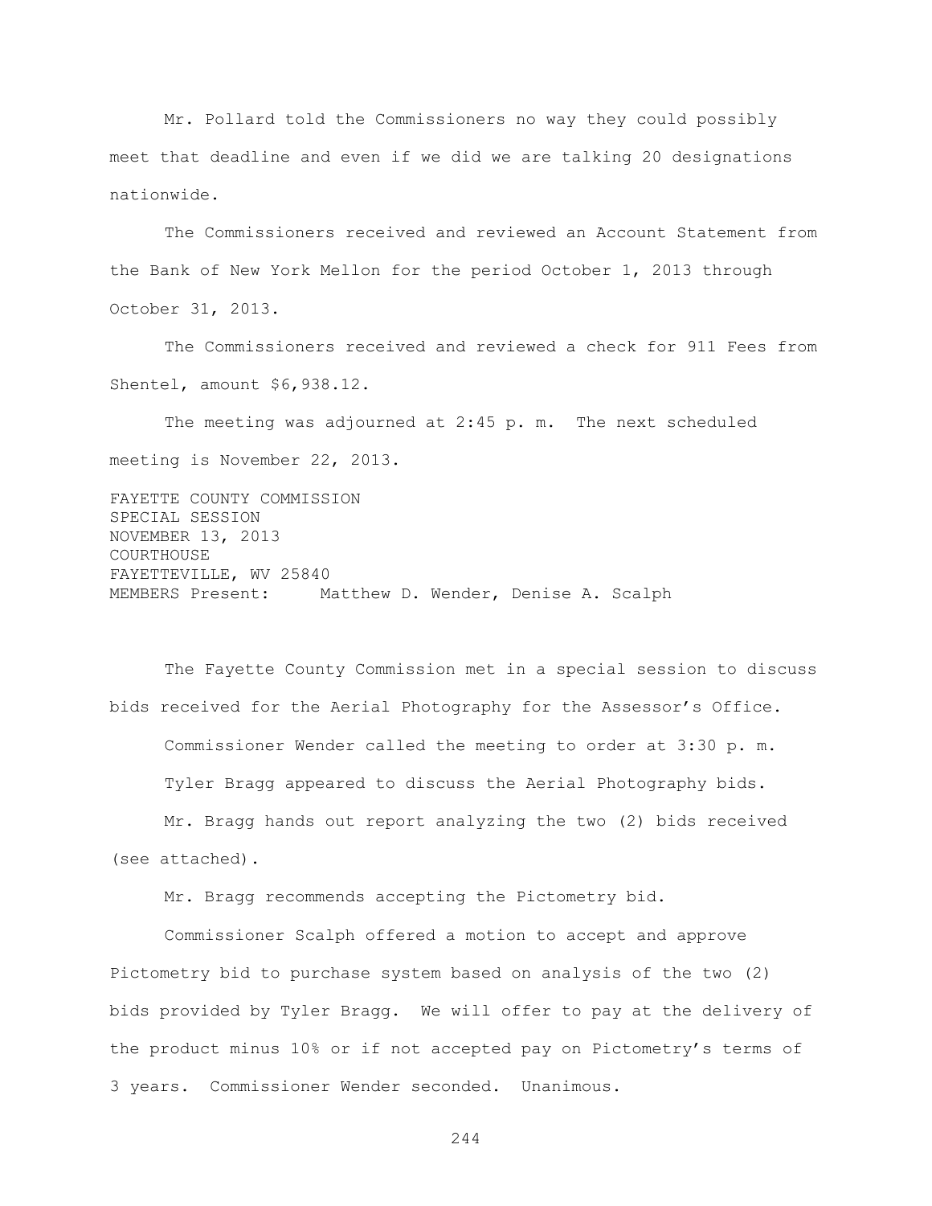Mr. Pollard told the Commissioners no way they could possibly meet that deadline and even if we did we are talking 20 designations nationwide.

The Commissioners received and reviewed an Account Statement from the Bank of New York Mellon for the period October 1, 2013 through October 31, 2013.

The Commissioners received and reviewed a check for 911 Fees from Shentel, amount $6,938.12.

The meeting was adjourned at 2:45 p. m. The next scheduled meeting is November 22, 2013.

FAYETTE COUNTY COMMISSION
SPECIAL SESSION
NOVEMBER 13, 2013
COURTHOUSE
FAYETTEVILLE, WV 25840
MEMBERS Present: Matthew D. Wender, Denise A. Scalph

The Fayette County Commission met in a special session to discuss bids received for the Aerial Photography for the Assessor's Office.

Commissioner Wender called the meeting to order at 3:30 p. m.

Tyler Bragg appeared to discuss the Aerial Photography bids.

Mr. Bragg hands out report analyzing the two (2) bids received (see attached).

Mr. Bragg recommends accepting the Pictometry bid.

Commissioner Scalph offered a motion to accept and approve Pictometry bid to purchase system based on analysis of the two (2) bids provided by Tyler Bragg. We will offer to pay at the delivery of the product minus 10% or if not accepted pay on Pictometry's terms of 3 years. Commissioner Wender seconded. Unanimous.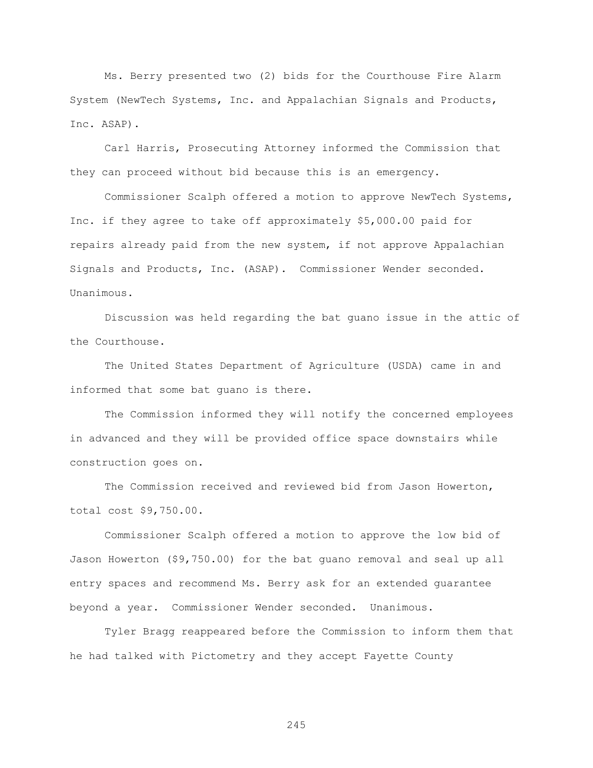Ms. Berry presented two (2) bids for the Courthouse Fire Alarm System (NewTech Systems, Inc. and Appalachian Signals and Products, Inc. ASAP).

Carl Harris, Prosecuting Attorney informed the Commission that they can proceed without bid because this is an emergency.

Commissioner Scalph offered a motion to approve NewTech Systems, Inc. if they agree to take off approximately $5,000.00 paid for repairs already paid from the new system, if not approve Appalachian Signals and Products, Inc. (ASAP). Commissioner Wender seconded. Unanimous.

Discussion was held regarding the bat guano issue in the attic of the Courthouse.

The United States Department of Agriculture (USDA) came in and informed that some bat guano is there.

The Commission informed they will notify the concerned employees in advanced and they will be provided office space downstairs while construction goes on.

The Commission received and reviewed bid from Jason Howerton, total cost $9,750.00.

Commissioner Scalph offered a motion to approve the low bid of Jason Howerton ($9,750.00) for the bat guano removal and seal up all entry spaces and recommend Ms. Berry ask for an extended guarantee beyond a year. Commissioner Wender seconded. Unanimous.

Tyler Bragg reappeared before the Commission to inform them that he had talked with Pictometry and they accept Fayette County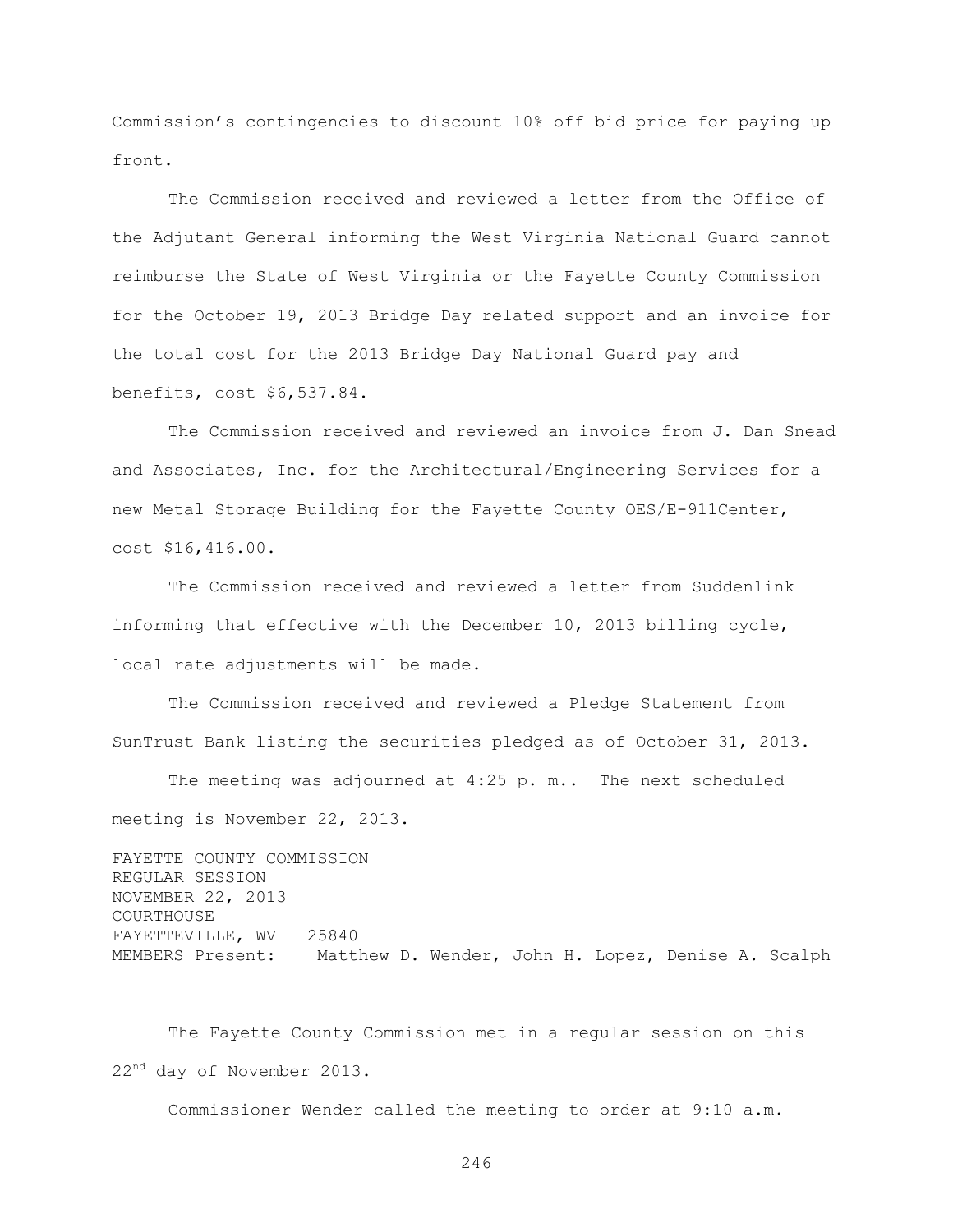Commission's contingencies to discount 10% off bid price for paying up front.

The Commission received and reviewed a letter from the Office of the Adjutant General informing the West Virginia National Guard cannot reimburse the State of West Virginia or the Fayette County Commission for the October 19, 2013 Bridge Day related support and an invoice for the total cost for the 2013 Bridge Day National Guard pay and benefits, cost $6,537.84.

The Commission received and reviewed an invoice from J. Dan Snead and Associates, Inc. for the Architectural/Engineering Services for a new Metal Storage Building for the Fayette County OES/E-911Center, cost $16,416.00.

The Commission received and reviewed a letter from Suddenlink informing that effective with the December 10, 2013 billing cycle, local rate adjustments will be made.

The Commission received and reviewed a Pledge Statement from SunTrust Bank listing the securities pledged as of October 31, 2013.

The meeting was adjourned at 4:25 p. m.. The next scheduled meeting is November 22, 2013.

FAYETTE COUNTY COMMISSION
REGULAR SESSION
NOVEMBER 22, 2013
COURTHOUSE
FAYETTEVILLE, WV 25840
MEMBERS Present: Matthew D. Wender, John H. Lopez, Denise A. Scalph

The Fayette County Commission met in a regular session on this 22nd day of November 2013.

Commissioner Wender called the meeting to order at 9:10 a.m.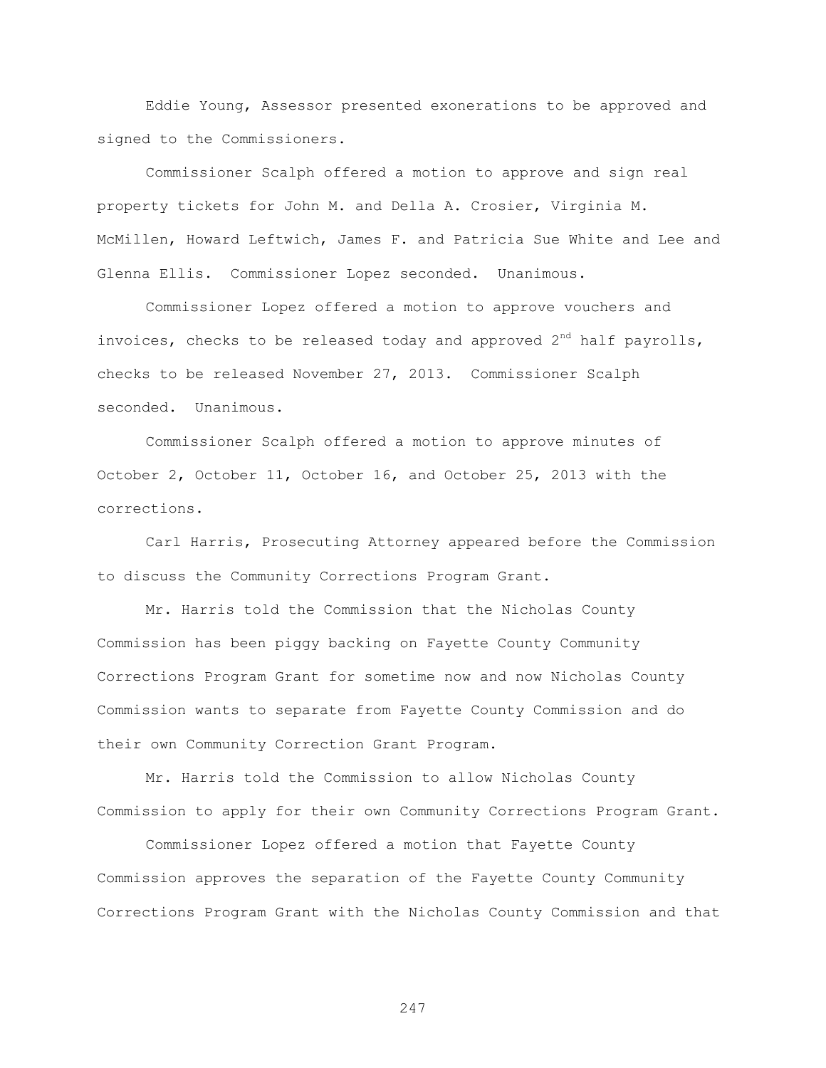Eddie Young, Assessor presented exonerations to be approved and signed to the Commissioners.

Commissioner Scalph offered a motion to approve and sign real property tickets for John M. and Della A. Crosier, Virginia M. McMillen, Howard Leftwich, James F. and Patricia Sue White and Lee and Glenna Ellis. Commissioner Lopez seconded. Unanimous.

Commissioner Lopez offered a motion to approve vouchers and invoices, checks to be released today and approved 2nd half payrolls, checks to be released November 27, 2013. Commissioner Scalph seconded. Unanimous.

Commissioner Scalph offered a motion to approve minutes of October 2, October 11, October 16, and October 25, 2013 with the corrections.

Carl Harris, Prosecuting Attorney appeared before the Commission to discuss the Community Corrections Program Grant.

Mr. Harris told the Commission that the Nicholas County Commission has been piggy backing on Fayette County Community Corrections Program Grant for sometime now and now Nicholas County Commission wants to separate from Fayette County Commission and do their own Community Correction Grant Program.

Mr. Harris told the Commission to allow Nicholas County Commission to apply for their own Community Corrections Program Grant.

Commissioner Lopez offered a motion that Fayette County Commission approves the separation of the Fayette County Community Corrections Program Grant with the Nicholas County Commission and that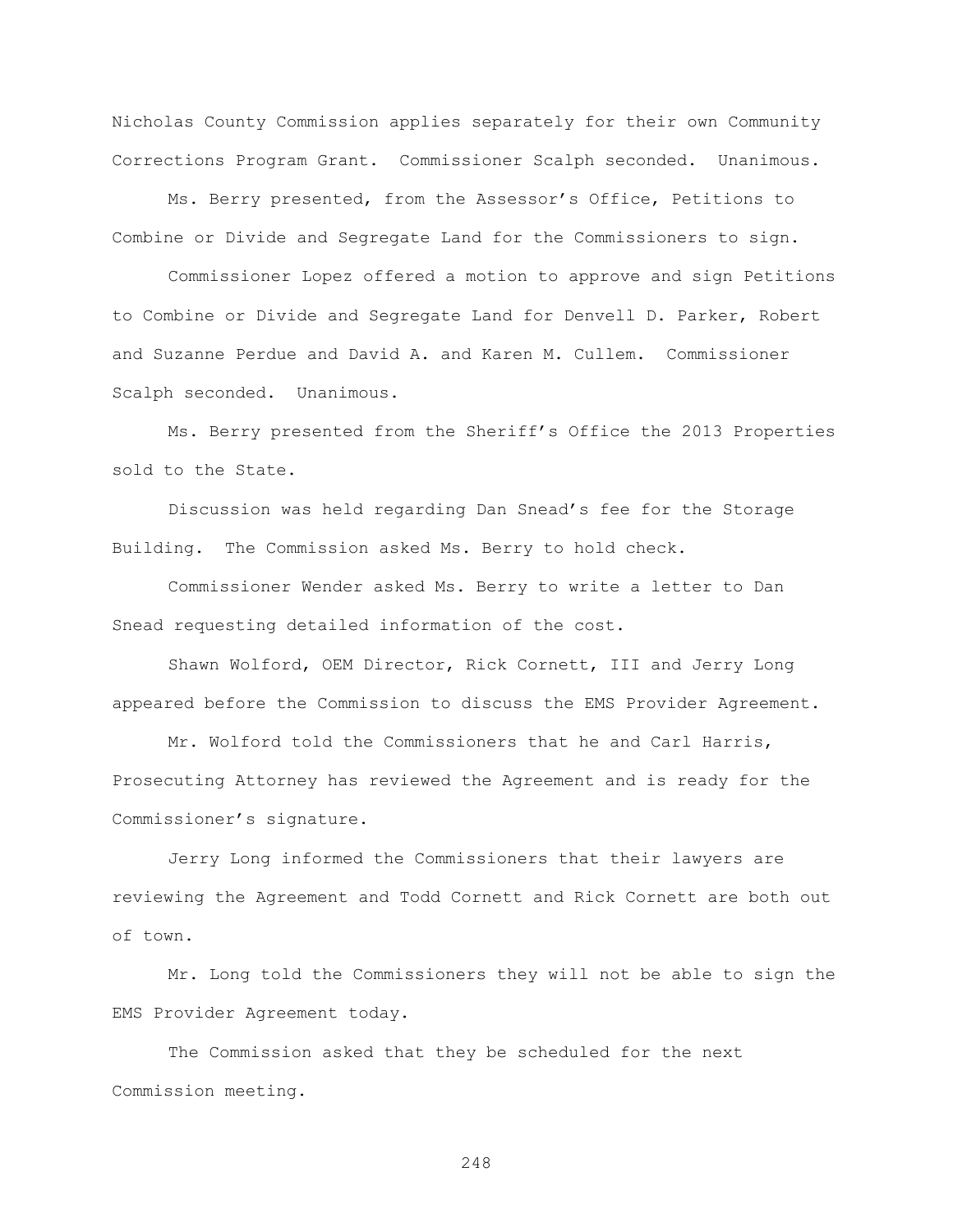Nicholas County Commission applies separately for their own Community Corrections Program Grant. Commissioner Scalph seconded. Unanimous.

Ms. Berry presented, from the Assessor's Office, Petitions to Combine or Divide and Segregate Land for the Commissioners to sign.

Commissioner Lopez offered a motion to approve and sign Petitions to Combine or Divide and Segregate Land for Denvell D. Parker, Robert and Suzanne Perdue and David A. and Karen M. Cullem. Commissioner Scalph seconded. Unanimous.

Ms. Berry presented from the Sheriff's Office the 2013 Properties sold to the State.

Discussion was held regarding Dan Snead's fee for the Storage Building. The Commission asked Ms. Berry to hold check.

Commissioner Wender asked Ms. Berry to write a letter to Dan Snead requesting detailed information of the cost.

Shawn Wolford, OEM Director, Rick Cornett, III and Jerry Long appeared before the Commission to discuss the EMS Provider Agreement.

Mr. Wolford told the Commissioners that he and Carl Harris, Prosecuting Attorney has reviewed the Agreement and is ready for the Commissioner's signature.

Jerry Long informed the Commissioners that their lawyers are reviewing the Agreement and Todd Cornett and Rick Cornett are both out of town.

Mr. Long told the Commissioners they will not be able to sign the EMS Provider Agreement today.

The Commission asked that they be scheduled for the next Commission meeting.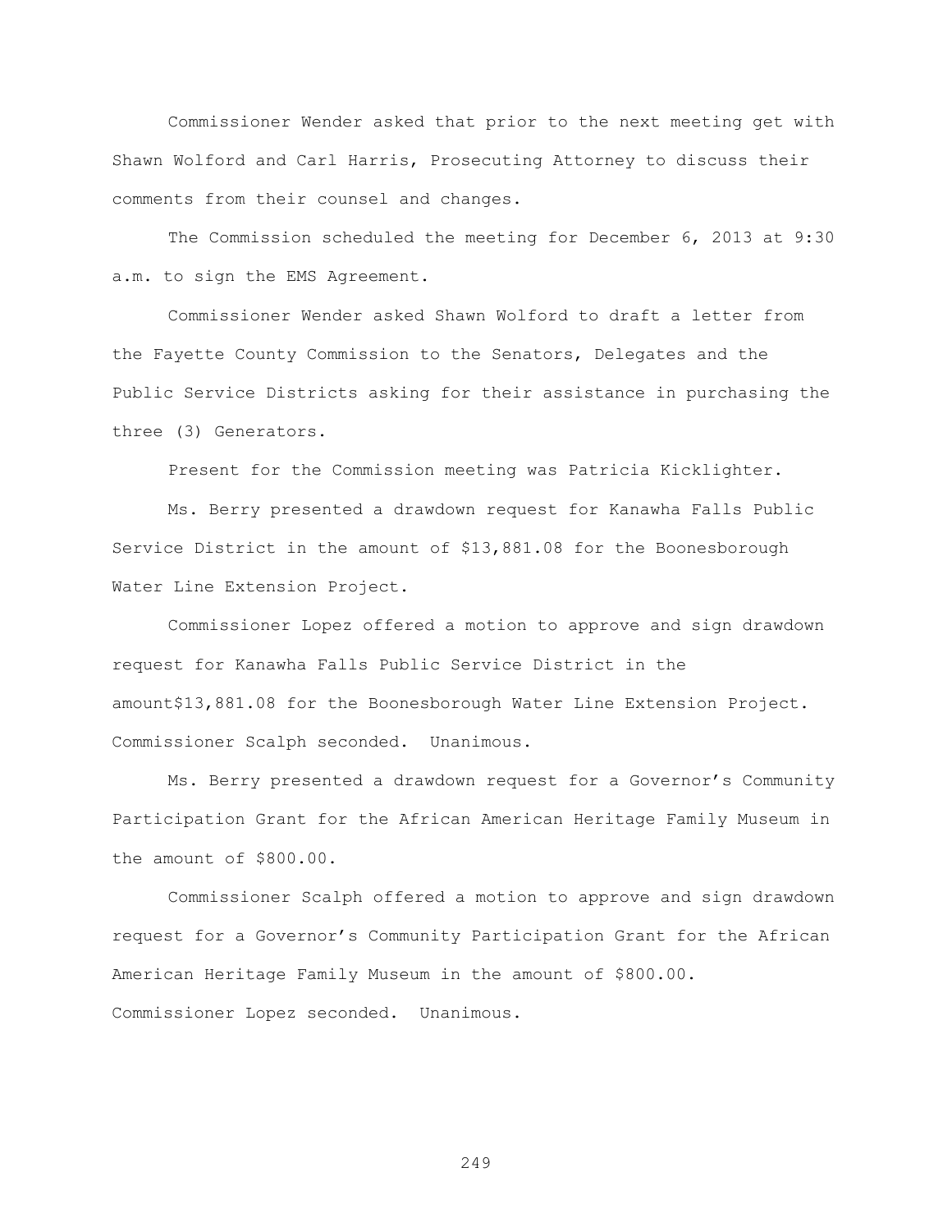Commissioner Wender asked that prior to the next meeting get with Shawn Wolford and Carl Harris, Prosecuting Attorney to discuss their comments from their counsel and changes.

The Commission scheduled the meeting for December 6, 2013 at 9:30 a.m. to sign the EMS Agreement.

Commissioner Wender asked Shawn Wolford to draft a letter from the Fayette County Commission to the Senators, Delegates and the Public Service Districts asking for their assistance in purchasing the three (3) Generators.

Present for the Commission meeting was Patricia Kicklighter.

Ms. Berry presented a drawdown request for Kanawha Falls Public Service District in the amount of $13,881.08 for the Boonesborough Water Line Extension Project.

Commissioner Lopez offered a motion to approve and sign drawdown request for Kanawha Falls Public Service District in the amount$13,881.08 for the Boonesborough Water Line Extension Project. Commissioner Scalph seconded. Unanimous.

Ms. Berry presented a drawdown request for a Governor's Community Participation Grant for the African American Heritage Family Museum in the amount of $800.00.

Commissioner Scalph offered a motion to approve and sign drawdown request for a Governor's Community Participation Grant for the African American Heritage Family Museum in the amount of $800.00. Commissioner Lopez seconded. Unanimous.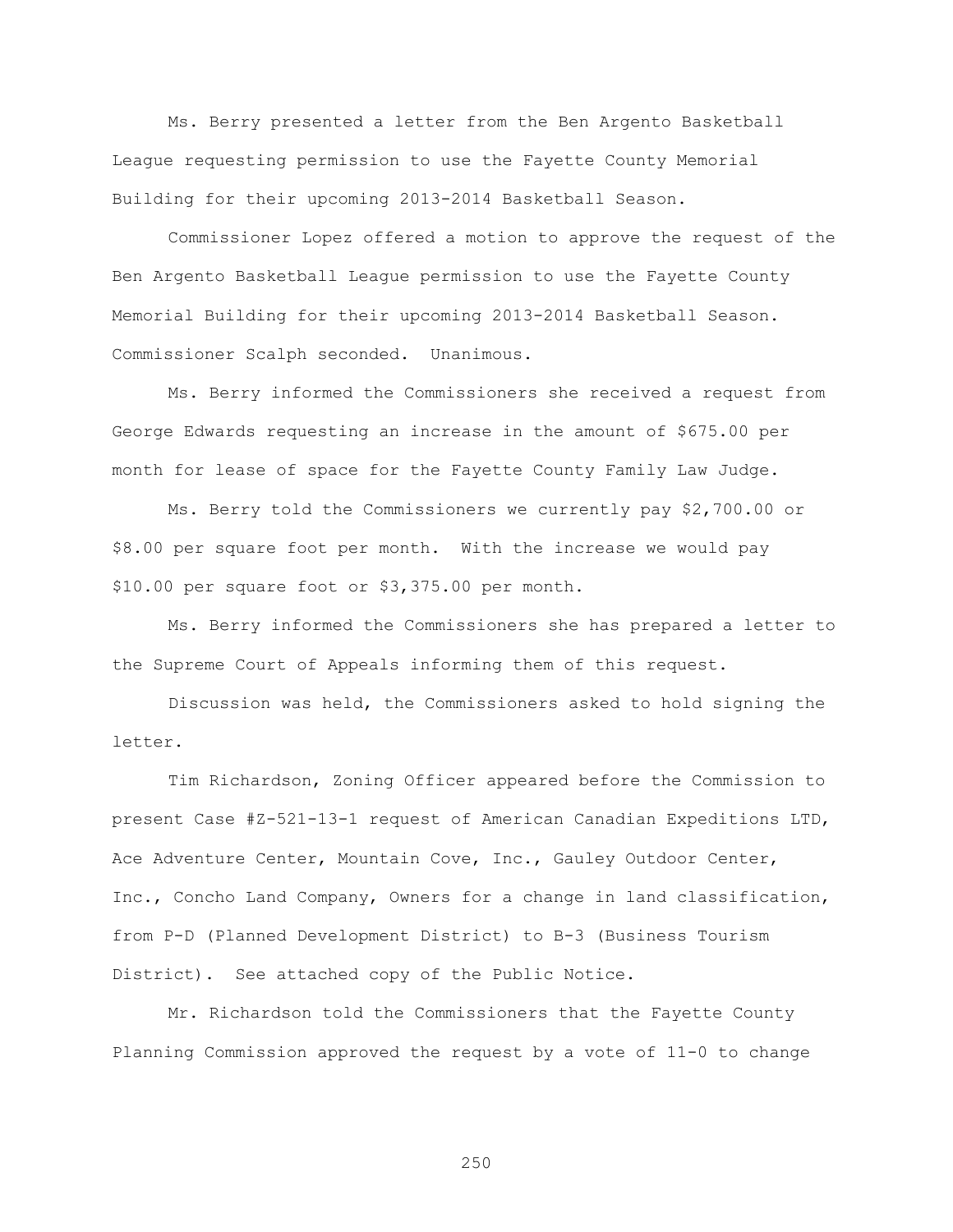Ms. Berry presented a letter from the Ben Argento Basketball League requesting permission to use the Fayette County Memorial Building for their upcoming 2013-2014 Basketball Season.

Commissioner Lopez offered a motion to approve the request of the Ben Argento Basketball League permission to use the Fayette County Memorial Building for their upcoming 2013-2014 Basketball Season. Commissioner Scalph seconded. Unanimous.

Ms. Berry informed the Commissioners she received a request from George Edwards requesting an increase in the amount of $675.00 per month for lease of space for the Fayette County Family Law Judge.

Ms. Berry told the Commissioners we currently pay $2,700.00 or $8.00 per square foot per month. With the increase we would pay $10.00 per square foot or $3,375.00 per month.

Ms. Berry informed the Commissioners she has prepared a letter to the Supreme Court of Appeals informing them of this request.

Discussion was held, the Commissioners asked to hold signing the letter.

Tim Richardson, Zoning Officer appeared before the Commission to present Case #Z-521-13-1 request of American Canadian Expeditions LTD, Ace Adventure Center, Mountain Cove, Inc., Gauley Outdoor Center, Inc., Concho Land Company, Owners for a change in land classification, from P-D (Planned Development District) to B-3 (Business Tourism District). See attached copy of the Public Notice.

Mr. Richardson told the Commissioners that the Fayette County Planning Commission approved the request by a vote of 11-0 to change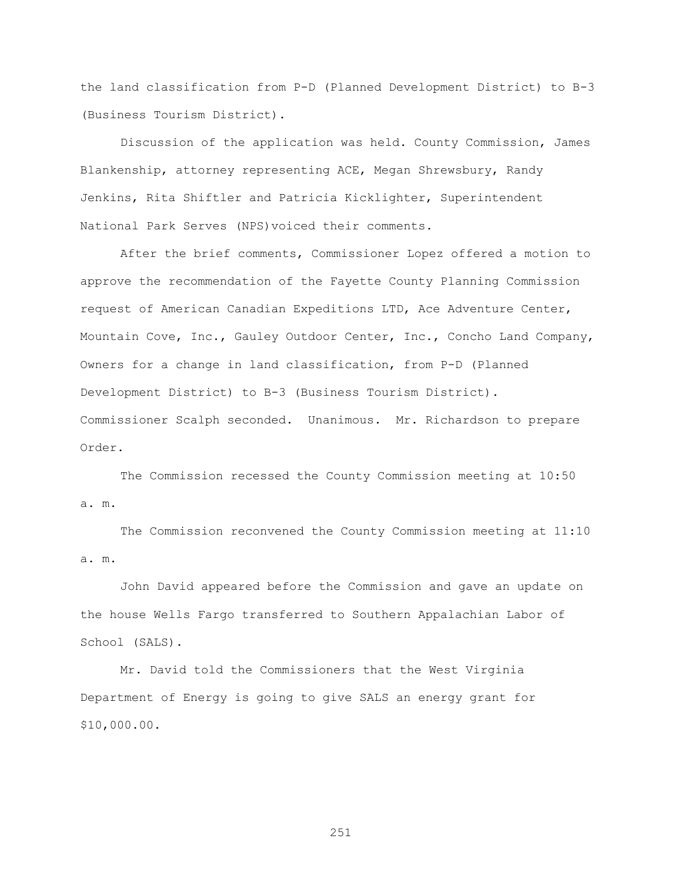the land classification from P-D (Planned Development District) to B-3 (Business Tourism District).

Discussion of the application was held. County Commission, James Blankenship, attorney representing ACE, Megan Shrewsbury, Randy Jenkins, Rita Shiftler and Patricia Kicklighter, Superintendent National Park Serves (NPS)voiced their comments.

After the brief comments, Commissioner Lopez offered a motion to approve the recommendation of the Fayette County Planning Commission request of American Canadian Expeditions LTD, Ace Adventure Center, Mountain Cove, Inc., Gauley Outdoor Center, Inc., Concho Land Company, Owners for a change in land classification, from P-D (Planned Development District) to B-3 (Business Tourism District). Commissioner Scalph seconded. Unanimous. Mr. Richardson to prepare Order.

The Commission recessed the County Commission meeting at 10:50 a. m.

The Commission reconvened the County Commission meeting at 11:10 a. m.

John David appeared before the Commission and gave an update on the house Wells Fargo transferred to Southern Appalachian Labor of School (SALS).

Mr. David told the Commissioners that the West Virginia Department of Energy is going to give SALS an energy grant for $10,000.00.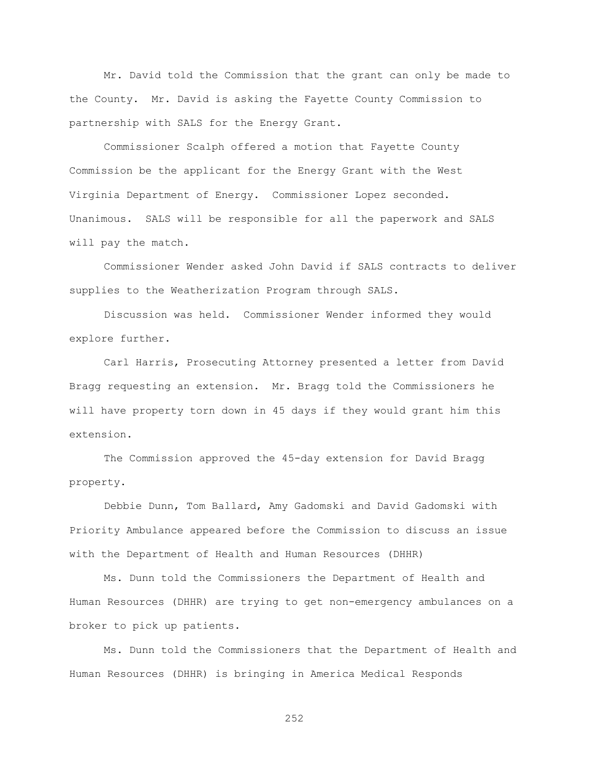Mr. David told the Commission that the grant can only be made to the County. Mr. David is asking the Fayette County Commission to partnership with SALS for the Energy Grant.

Commissioner Scalph offered a motion that Fayette County Commission be the applicant for the Energy Grant with the West Virginia Department of Energy. Commissioner Lopez seconded. Unanimous. SALS will be responsible for all the paperwork and SALS will pay the match.

Commissioner Wender asked John David if SALS contracts to deliver supplies to the Weatherization Program through SALS.

Discussion was held. Commissioner Wender informed they would explore further.

Carl Harris, Prosecuting Attorney presented a letter from David Bragg requesting an extension. Mr. Bragg told the Commissioners he will have property torn down in 45 days if they would grant him this extension.

The Commission approved the 45-day extension for David Bragg property.

Debbie Dunn, Tom Ballard, Amy Gadomski and David Gadomski with Priority Ambulance appeared before the Commission to discuss an issue with the Department of Health and Human Resources (DHHR)

Ms. Dunn told the Commissioners the Department of Health and Human Resources (DHHR) are trying to get non-emergency ambulances on a broker to pick up patients.

Ms. Dunn told the Commissioners that the Department of Health and Human Resources (DHHR) is bringing in America Medical Responds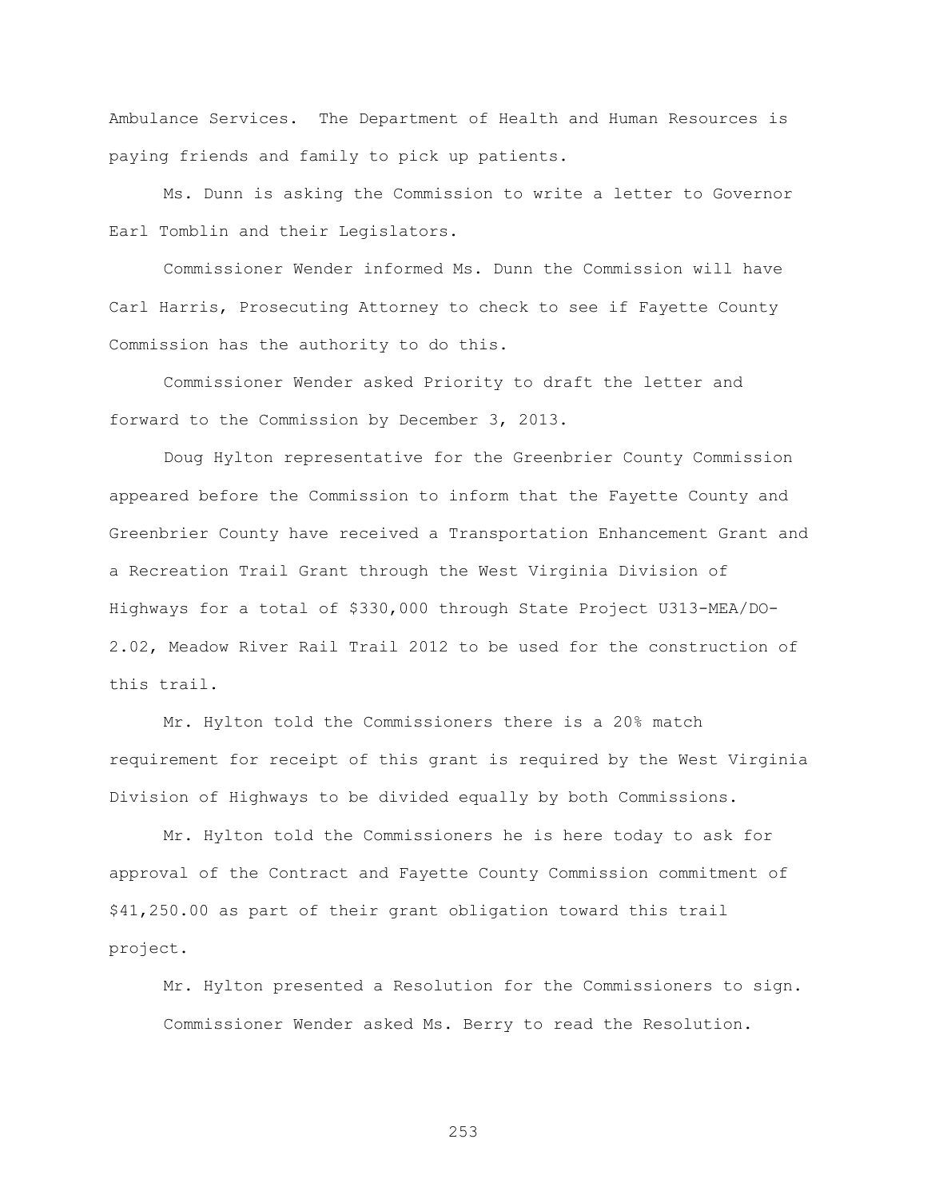Ambulance Services. The Department of Health and Human Resources is paying friends and family to pick up patients.

Ms. Dunn is asking the Commission to write a letter to Governor Earl Tomblin and their Legislators.

Commissioner Wender informed Ms. Dunn the Commission will have Carl Harris, Prosecuting Attorney to check to see if Fayette County Commission has the authority to do this.

Commissioner Wender asked Priority to draft the letter and forward to the Commission by December 3, 2013.

Doug Hylton representative for the Greenbrier County Commission appeared before the Commission to inform that the Fayette County and Greenbrier County have received a Transportation Enhancement Grant and a Recreation Trail Grant through the West Virginia Division of Highways for a total of $330,000 through State Project U313-MEA/DO-2.02, Meadow River Rail Trail 2012 to be used for the construction of this trail.

Mr. Hylton told the Commissioners there is a 20% match requirement for receipt of this grant is required by the West Virginia Division of Highways to be divided equally by both Commissions.

Mr. Hylton told the Commissioners he is here today to ask for approval of the Contract and Fayette County Commission commitment of $41,250.00 as part of their grant obligation toward this trail project.

Mr. Hylton presented a Resolution for the Commissioners to sign.

Commissioner Wender asked Ms. Berry to read the Resolution.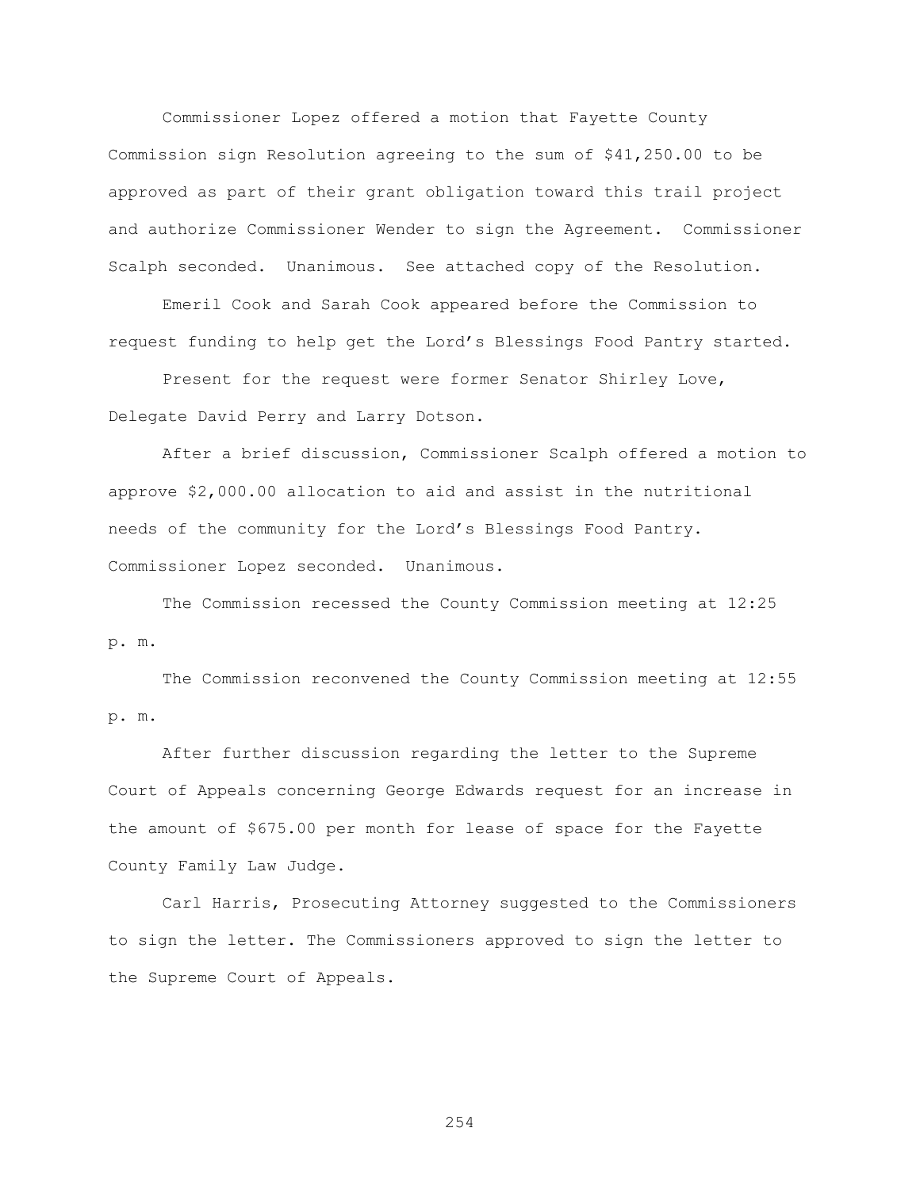Commissioner Lopez offered a motion that Fayette County Commission sign Resolution agreeing to the sum of $41,250.00 to be approved as part of their grant obligation toward this trail project and authorize Commissioner Wender to sign the Agreement. Commissioner Scalph seconded. Unanimous. See attached copy of the Resolution.

Emeril Cook and Sarah Cook appeared before the Commission to request funding to help get the Lord's Blessings Food Pantry started.

Present for the request were former Senator Shirley Love, Delegate David Perry and Larry Dotson.

After a brief discussion, Commissioner Scalph offered a motion to approve $2,000.00 allocation to aid and assist in the nutritional needs of the community for the Lord's Blessings Food Pantry. Commissioner Lopez seconded. Unanimous.

The Commission recessed the County Commission meeting at 12:25 p. m.

The Commission reconvened the County Commission meeting at 12:55 p. m.

After further discussion regarding the letter to the Supreme Court of Appeals concerning George Edwards request for an increase in the amount of $675.00 per month for lease of space for the Fayette County Family Law Judge.

Carl Harris, Prosecuting Attorney suggested to the Commissioners to sign the letter. The Commissioners approved to sign the letter to the Supreme Court of Appeals.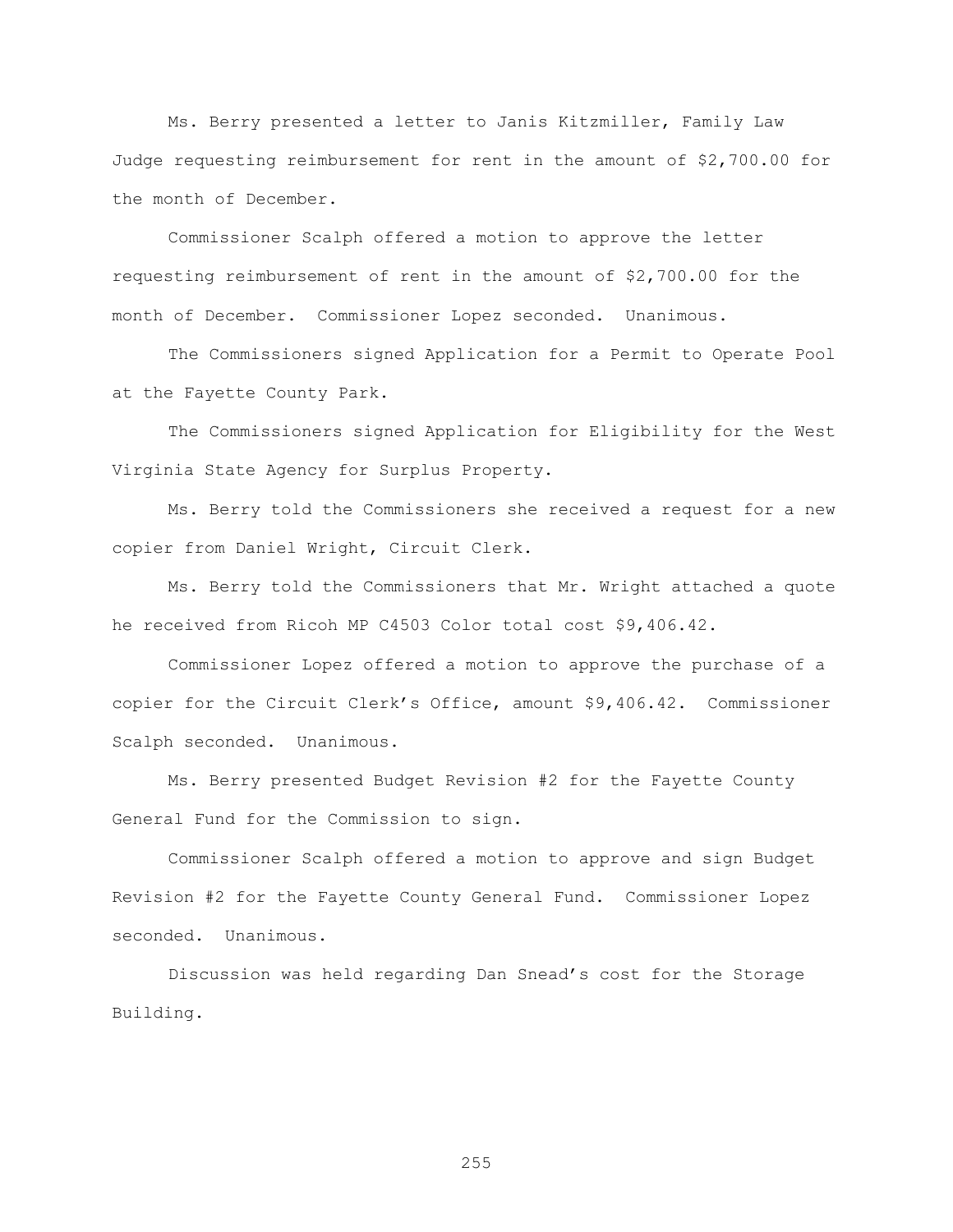Ms. Berry presented a letter to Janis Kitzmiller, Family Law Judge requesting reimbursement for rent in the amount of $2,700.00 for the month of December.

Commissioner Scalph offered a motion to approve the letter requesting reimbursement of rent in the amount of $2,700.00 for the month of December. Commissioner Lopez seconded. Unanimous.

The Commissioners signed Application for a Permit to Operate Pool at the Fayette County Park.

The Commissioners signed Application for Eligibility for the West Virginia State Agency for Surplus Property.

Ms. Berry told the Commissioners she received a request for a new copier from Daniel Wright, Circuit Clerk.

Ms. Berry told the Commissioners that Mr. Wright attached a quote he received from Ricoh MP C4503 Color total cost $9,406.42.

Commissioner Lopez offered a motion to approve the purchase of a copier for the Circuit Clerk's Office, amount $9,406.42. Commissioner Scalph seconded. Unanimous.

Ms. Berry presented Budget Revision #2 for the Fayette County General Fund for the Commission to sign.

Commissioner Scalph offered a motion to approve and sign Budget Revision #2 for the Fayette County General Fund. Commissioner Lopez seconded. Unanimous.

Discussion was held regarding Dan Snead's cost for the Storage Building.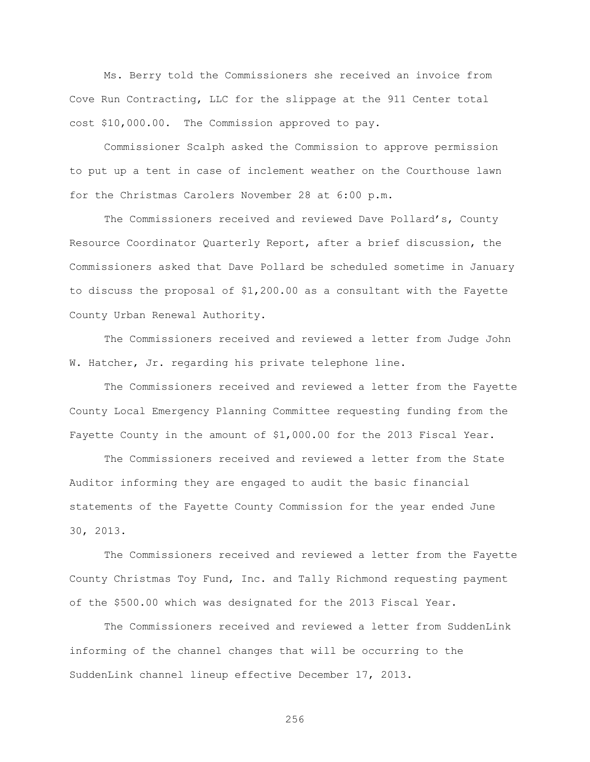Ms. Berry told the Commissioners she received an invoice from Cove Run Contracting, LLC for the slippage at the 911 Center total cost $10,000.00. The Commission approved to pay.

Commissioner Scalph asked the Commission to approve permission to put up a tent in case of inclement weather on the Courthouse lawn for the Christmas Carolers November 28 at 6:00 p.m.

The Commissioners received and reviewed Dave Pollard's, County Resource Coordinator Quarterly Report, after a brief discussion, the Commissioners asked that Dave Pollard be scheduled sometime in January to discuss the proposal of $1,200.00 as a consultant with the Fayette County Urban Renewal Authority.

The Commissioners received and reviewed a letter from Judge John W. Hatcher, Jr. regarding his private telephone line.

The Commissioners received and reviewed a letter from the Fayette County Local Emergency Planning Committee requesting funding from the Fayette County in the amount of $1,000.00 for the 2013 Fiscal Year.

The Commissioners received and reviewed a letter from the State Auditor informing they are engaged to audit the basic financial statements of the Fayette County Commission for the year ended June 30, 2013.

The Commissioners received and reviewed a letter from the Fayette County Christmas Toy Fund, Inc. and Tally Richmond requesting payment of the $500.00 which was designated for the 2013 Fiscal Year.

The Commissioners received and reviewed a letter from SuddenLink informing of the channel changes that will be occurring to the SuddenLink channel lineup effective December 17, 2013.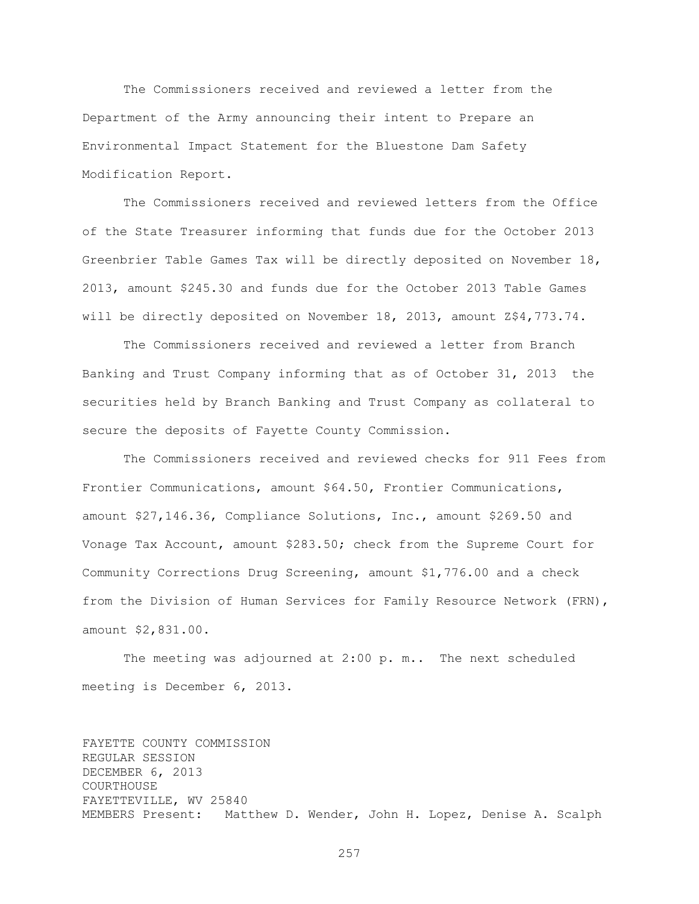The Commissioners received and reviewed a letter from the Department of the Army announcing their intent to Prepare an Environmental Impact Statement for the Bluestone Dam Safety Modification Report.

The Commissioners received and reviewed letters from the Office of the State Treasurer informing that funds due for the October 2013 Greenbrier Table Games Tax will be directly deposited on November 18, 2013, amount $245.30 and funds due for the October 2013 Table Games will be directly deposited on November 18, 2013, amount Z$4,773.74.

The Commissioners received and reviewed a letter from Branch Banking and Trust Company informing that as of October 31, 2013 the securities held by Branch Banking and Trust Company as collateral to secure the deposits of Fayette County Commission.

The Commissioners received and reviewed checks for 911 Fees from Frontier Communications, amount $64.50, Frontier Communications, amount $27,146.36, Compliance Solutions, Inc., amount $269.50 and Vonage Tax Account, amount $283.50; check from the Supreme Court for Community Corrections Drug Screening, amount $1,776.00 and a check from the Division of Human Services for Family Resource Network (FRN), amount $2,831.00.

The meeting was adjourned at 2:00 p. m.. The next scheduled meeting is December 6, 2013.

FAYETTE COUNTY COMMISSION
REGULAR SESSION
DECEMBER 6, 2013
COURTHOUSE
FAYETTEVILLE, WV 25840
MEMBERS Present: Matthew D. Wender, John H. Lopez, Denise A. Scalph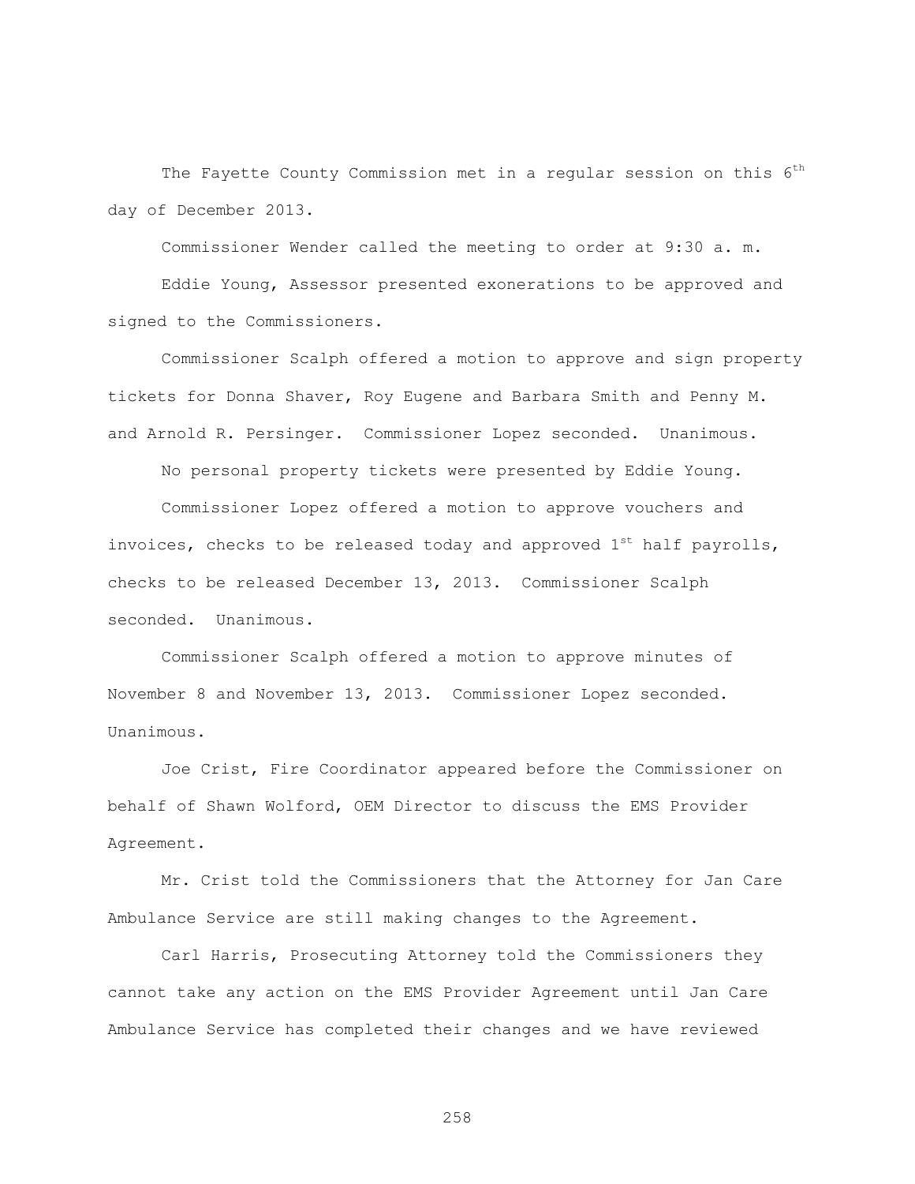The Fayette County Commission met in a regular session on this 6th day of December 2013.

Commissioner Wender called the meeting to order at 9:30 a. m.

Eddie Young, Assessor presented exonerations to be approved and signed to the Commissioners.

Commissioner Scalph offered a motion to approve and sign property tickets for Donna Shaver, Roy Eugene and Barbara Smith and Penny M. and Arnold R. Persinger. Commissioner Lopez seconded. Unanimous.

No personal property tickets were presented by Eddie Young.

Commissioner Lopez offered a motion to approve vouchers and invoices, checks to be released today and approved 1st half payrolls, checks to be released December 13, 2013. Commissioner Scalph seconded. Unanimous.

Commissioner Scalph offered a motion to approve minutes of November 8 and November 13, 2013. Commissioner Lopez seconded. Unanimous.

Joe Crist, Fire Coordinator appeared before the Commissioner on behalf of Shawn Wolford, OEM Director to discuss the EMS Provider Agreement.

Mr. Crist told the Commissioners that the Attorney for Jan Care Ambulance Service are still making changes to the Agreement.

Carl Harris, Prosecuting Attorney told the Commissioners they cannot take any action on the EMS Provider Agreement until Jan Care Ambulance Service has completed their changes and we have reviewed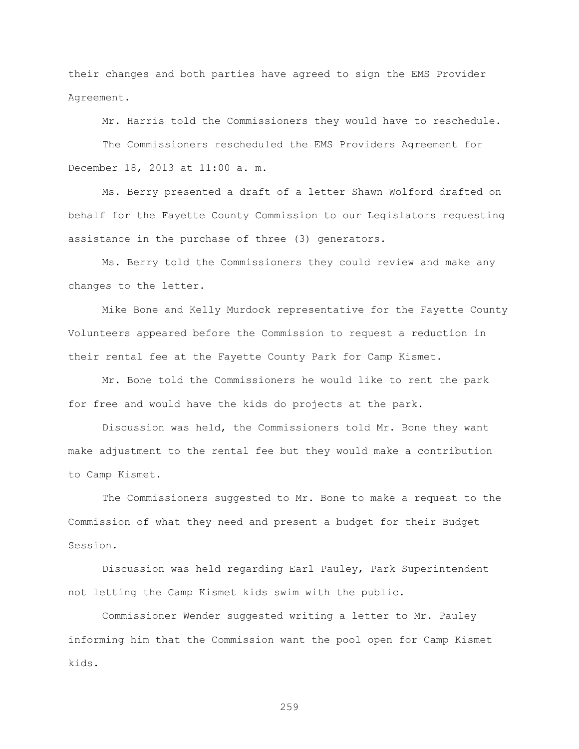their changes and both parties have agreed to sign the EMS Provider Agreement.

Mr. Harris told the Commissioners they would have to reschedule.

The Commissioners rescheduled the EMS Providers Agreement for December 18, 2013 at 11:00 a. m.

Ms. Berry presented a draft of a letter Shawn Wolford drafted on behalf for the Fayette County Commission to our Legislators requesting assistance in the purchase of three (3) generators.

Ms. Berry told the Commissioners they could review and make any changes to the letter.

Mike Bone and Kelly Murdock representative for the Fayette County Volunteers appeared before the Commission to request a reduction in their rental fee at the Fayette County Park for Camp Kismet.

Mr. Bone told the Commissioners he would like to rent the park for free and would have the kids do projects at the park.

Discussion was held, the Commissioners told Mr. Bone they want make adjustment to the rental fee but they would make a contribution to Camp Kismet.

The Commissioners suggested to Mr. Bone to make a request to the Commission of what they need and present a budget for their Budget Session.

Discussion was held regarding Earl Pauley, Park Superintendent not letting the Camp Kismet kids swim with the public.

Commissioner Wender suggested writing a letter to Mr. Pauley informing him that the Commission want the pool open for Camp Kismet kids.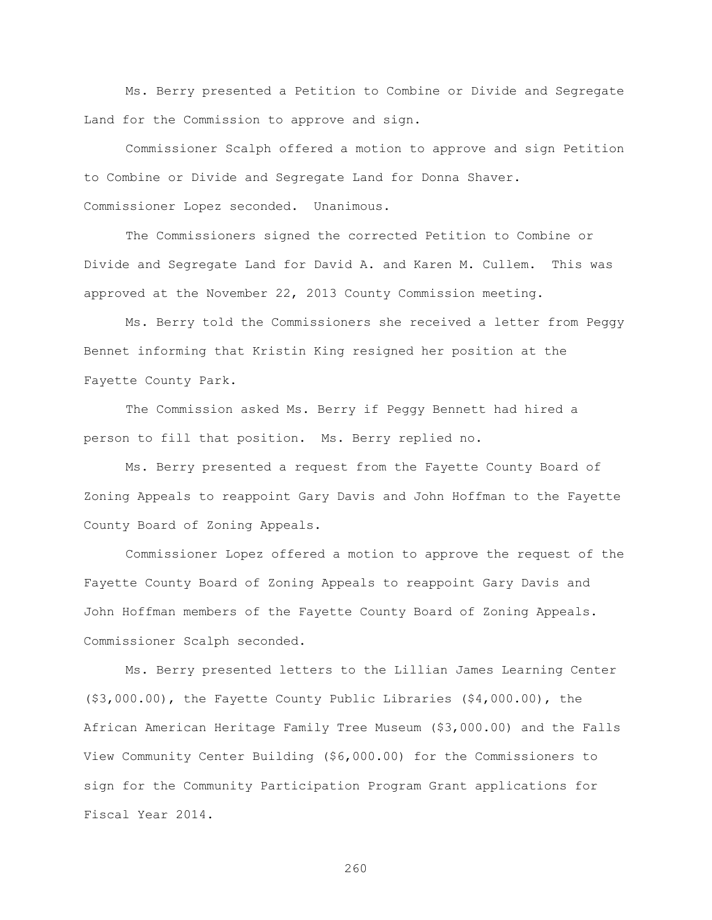Ms. Berry presented a Petition to Combine or Divide and Segregate Land for the Commission to approve and sign.

Commissioner Scalph offered a motion to approve and sign Petition to Combine or Divide and Segregate Land for Donna Shaver. Commissioner Lopez seconded. Unanimous.

The Commissioners signed the corrected Petition to Combine or Divide and Segregate Land for David A. and Karen M. Cullem. This was approved at the November 22, 2013 County Commission meeting.

Ms. Berry told the Commissioners she received a letter from Peggy Bennet informing that Kristin King resigned her position at the Fayette County Park.

The Commission asked Ms. Berry if Peggy Bennett had hired a person to fill that position. Ms. Berry replied no.

Ms. Berry presented a request from the Fayette County Board of Zoning Appeals to reappoint Gary Davis and John Hoffman to the Fayette County Board of Zoning Appeals.

Commissioner Lopez offered a motion to approve the request of the Fayette County Board of Zoning Appeals to reappoint Gary Davis and John Hoffman members of the Fayette County Board of Zoning Appeals. Commissioner Scalph seconded.

Ms. Berry presented letters to the Lillian James Learning Center ($3,000.00), the Fayette County Public Libraries ($4,000.00), the African American Heritage Family Tree Museum ($3,000.00) and the Falls View Community Center Building ($6,000.00) for the Commissioners to sign for the Community Participation Program Grant applications for Fiscal Year 2014.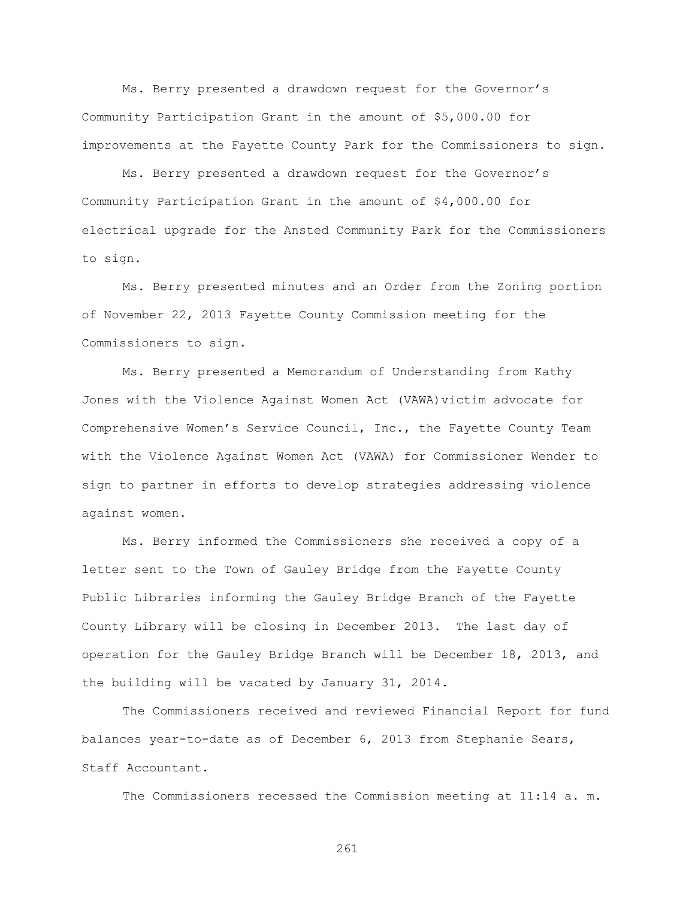Ms. Berry presented a drawdown request for the Governor's Community Participation Grant in the amount of $5,000.00 for improvements at the Fayette County Park for the Commissioners to sign.

Ms. Berry presented a drawdown request for the Governor's Community Participation Grant in the amount of $4,000.00 for electrical upgrade for the Ansted Community Park for the Commissioners to sign.

Ms. Berry presented minutes and an Order from the Zoning portion of November 22, 2013 Fayette County Commission meeting for the Commissioners to sign.

Ms. Berry presented a Memorandum of Understanding from Kathy Jones with the Violence Against Women Act (VAWA)victim advocate for Comprehensive Women's Service Council, Inc., the Fayette County Team with the Violence Against Women Act (VAWA) for Commissioner Wender to sign to partner in efforts to develop strategies addressing violence against women.

Ms. Berry informed the Commissioners she received a copy of a letter sent to the Town of Gauley Bridge from the Fayette County Public Libraries informing the Gauley Bridge Branch of the Fayette County Library will be closing in December 2013. The last day of operation for the Gauley Bridge Branch will be December 18, 2013, and the building will be vacated by January 31, 2014.

The Commissioners received and reviewed Financial Report for fund balances year-to-date as of December 6, 2013 from Stephanie Sears, Staff Accountant.

The Commissioners recessed the Commission meeting at 11:14 a. m.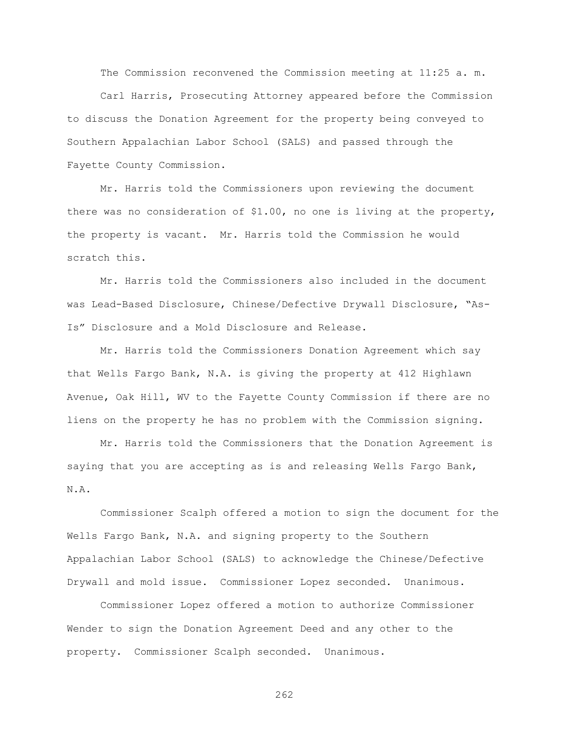The Commission reconvened the Commission meeting at 11:25 a. m.

Carl Harris, Prosecuting Attorney appeared before the Commission to discuss the Donation Agreement for the property being conveyed to Southern Appalachian Labor School (SALS) and passed through the Fayette County Commission.

Mr. Harris told the Commissioners upon reviewing the document there was no consideration of $1.00, no one is living at the property, the property is vacant. Mr. Harris told the Commission he would scratch this.

Mr. Harris told the Commissioners also included in the document was Lead-Based Disclosure, Chinese/Defective Drywall Disclosure, "As-Is" Disclosure and a Mold Disclosure and Release.

Mr. Harris told the Commissioners Donation Agreement which say that Wells Fargo Bank, N.A. is giving the property at 412 Highlawn Avenue, Oak Hill, WV to the Fayette County Commission if there are no liens on the property he has no problem with the Commission signing.

Mr. Harris told the Commissioners that the Donation Agreement is saying that you are accepting as is and releasing Wells Fargo Bank, N.A.

Commissioner Scalph offered a motion to sign the document for the Wells Fargo Bank, N.A. and signing property to the Southern Appalachian Labor School (SALS) to acknowledge the Chinese/Defective Drywall and mold issue. Commissioner Lopez seconded. Unanimous.

Commissioner Lopez offered a motion to authorize Commissioner Wender to sign the Donation Agreement Deed and any other to the property. Commissioner Scalph seconded. Unanimous.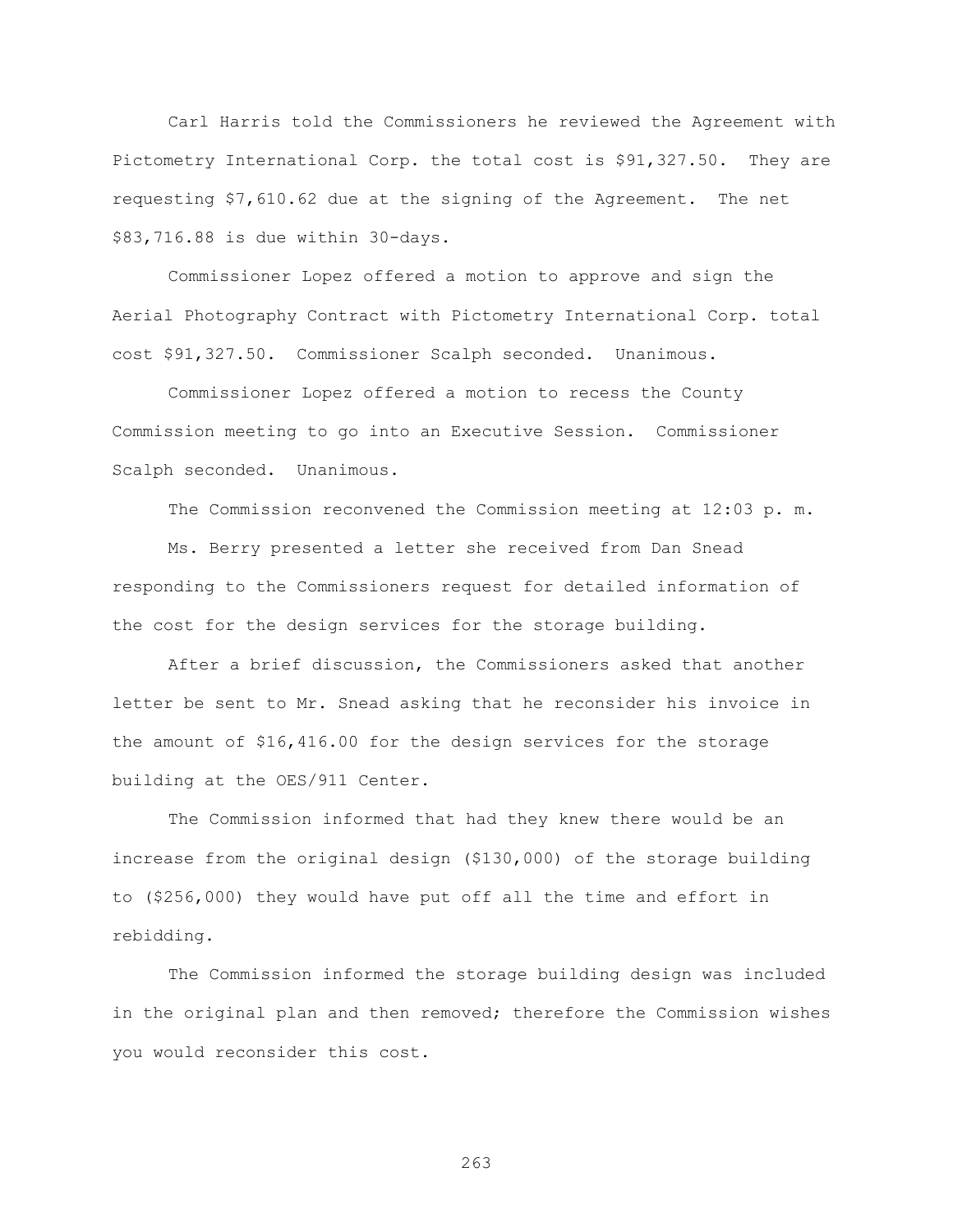Carl Harris told the Commissioners he reviewed the Agreement with Pictometry International Corp. the total cost is $91,327.50. They are requesting $7,610.62 due at the signing of the Agreement. The net $83,716.88 is due within 30-days.

Commissioner Lopez offered a motion to approve and sign the Aerial Photography Contract with Pictometry International Corp. total cost $91,327.50. Commissioner Scalph seconded. Unanimous.

Commissioner Lopez offered a motion to recess the County Commission meeting to go into an Executive Session. Commissioner Scalph seconded. Unanimous.

The Commission reconvened the Commission meeting at 12:03 p. m.

Ms. Berry presented a letter she received from Dan Snead responding to the Commissioners request for detailed information of the cost for the design services for the storage building.

After a brief discussion, the Commissioners asked that another letter be sent to Mr. Snead asking that he reconsider his invoice in the amount of $16,416.00 for the design services for the storage building at the OES/911 Center.

The Commission informed that had they knew there would be an increase from the original design ($130,000) of the storage building to ($256,000) they would have put off all the time and effort in rebidding.

The Commission informed the storage building design was included in the original plan and then removed; therefore the Commission wishes you would reconsider this cost.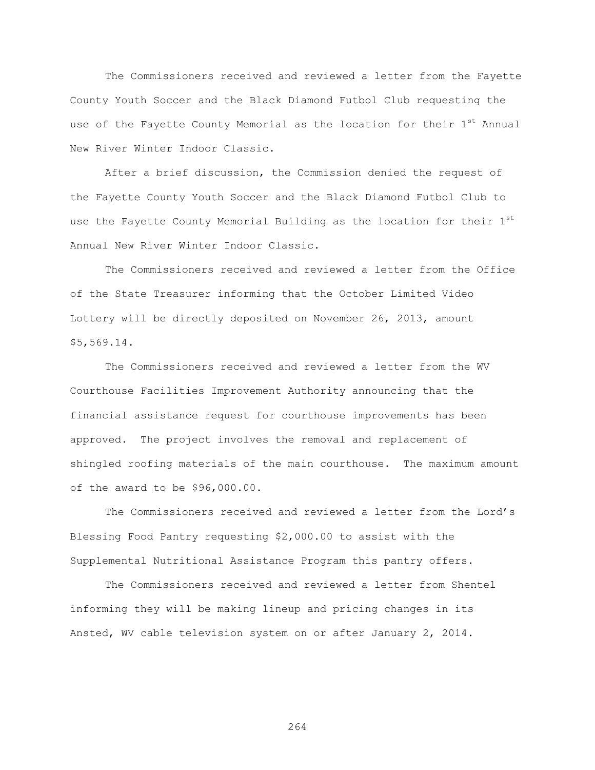The Commissioners received and reviewed a letter from the Fayette County Youth Soccer and the Black Diamond Futbol Club requesting the use of the Fayette County Memorial as the location for their 1st Annual New River Winter Indoor Classic.

After a brief discussion, the Commission denied the request of the Fayette County Youth Soccer and the Black Diamond Futbol Club to use the Fayette County Memorial Building as the location for their 1st Annual New River Winter Indoor Classic.

The Commissioners received and reviewed a letter from the Office of the State Treasurer informing that the October Limited Video Lottery will be directly deposited on November 26, 2013, amount $5,569.14.

The Commissioners received and reviewed a letter from the WV Courthouse Facilities Improvement Authority announcing that the financial assistance request for courthouse improvements has been approved. The project involves the removal and replacement of shingled roofing materials of the main courthouse. The maximum amount of the award to be $96,000.00.

The Commissioners received and reviewed a letter from the Lord's Blessing Food Pantry requesting $2,000.00 to assist with the Supplemental Nutritional Assistance Program this pantry offers.

The Commissioners received and reviewed a letter from Shentel informing they will be making lineup and pricing changes in its Ansted, WV cable television system on or after January 2, 2014.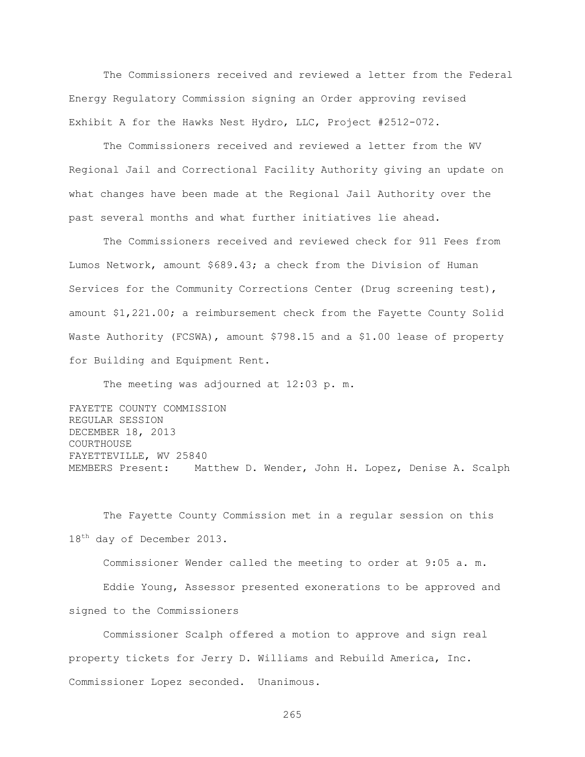The Commissioners received and reviewed a letter from the Federal Energy Regulatory Commission signing an Order approving revised Exhibit A for the Hawks Nest Hydro, LLC, Project #2512-072.

The Commissioners received and reviewed a letter from the WV Regional Jail and Correctional Facility Authority giving an update on what changes have been made at the Regional Jail Authority over the past several months and what further initiatives lie ahead.

The Commissioners received and reviewed check for 911 Fees from Lumos Network, amount $689.43; a check from the Division of Human Services for the Community Corrections Center (Drug screening test), amount $1,221.00; a reimbursement check from the Fayette County Solid Waste Authority (FCSWA), amount $798.15 and a $1.00 lease of property for Building and Equipment Rent.

The meeting was adjourned at 12:03 p. m.

FAYETTE COUNTY COMMISSION
REGULAR SESSION
DECEMBER 18, 2013
COURTHOUSE
FAYETTEVILLE, WV 25840
MEMBERS Present: Matthew D. Wender, John H. Lopez, Denise A. Scalph

The Fayette County Commission met in a regular session on this 18th day of December 2013.

Commissioner Wender called the meeting to order at 9:05 a. m.

Eddie Young, Assessor presented exonerations to be approved and signed to the Commissioners

Commissioner Scalph offered a motion to approve and sign real property tickets for Jerry D. Williams and Rebuild America, Inc. Commissioner Lopez seconded. Unanimous.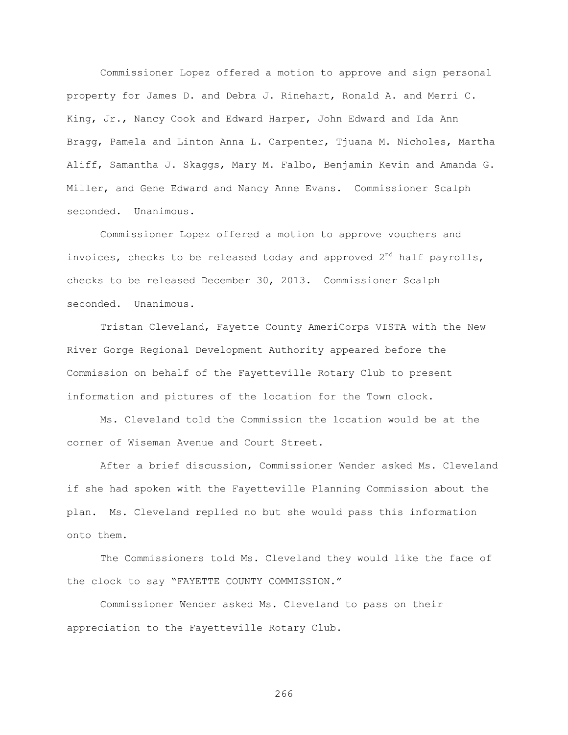Commissioner Lopez offered a motion to approve and sign personal property for James D. and Debra J. Rinehart, Ronald A. and Merri C. King, Jr., Nancy Cook and Edward Harper, John Edward and Ida Ann Bragg, Pamela and Linton Anna L. Carpenter, Tjuana M. Nicholes, Martha Aliff, Samantha J. Skaggs, Mary M. Falbo, Benjamin Kevin and Amanda G. Miller, and Gene Edward and Nancy Anne Evans. Commissioner Scalph seconded. Unanimous.

Commissioner Lopez offered a motion to approve vouchers and invoices, checks to be released today and approved 2nd half payrolls, checks to be released December 30, 2013. Commissioner Scalph seconded. Unanimous.

Tristan Cleveland, Fayette County AmeriCorps VISTA with the New River Gorge Regional Development Authority appeared before the Commission on behalf of the Fayetteville Rotary Club to present information and pictures of the location for the Town clock.

Ms. Cleveland told the Commission the location would be at the corner of Wiseman Avenue and Court Street.

After a brief discussion, Commissioner Wender asked Ms. Cleveland if she had spoken with the Fayetteville Planning Commission about the plan. Ms. Cleveland replied no but she would pass this information onto them.

The Commissioners told Ms. Cleveland they would like the face of the clock to say "FAYETTE COUNTY COMMISSION."

Commissioner Wender asked Ms. Cleveland to pass on their appreciation to the Fayetteville Rotary Club.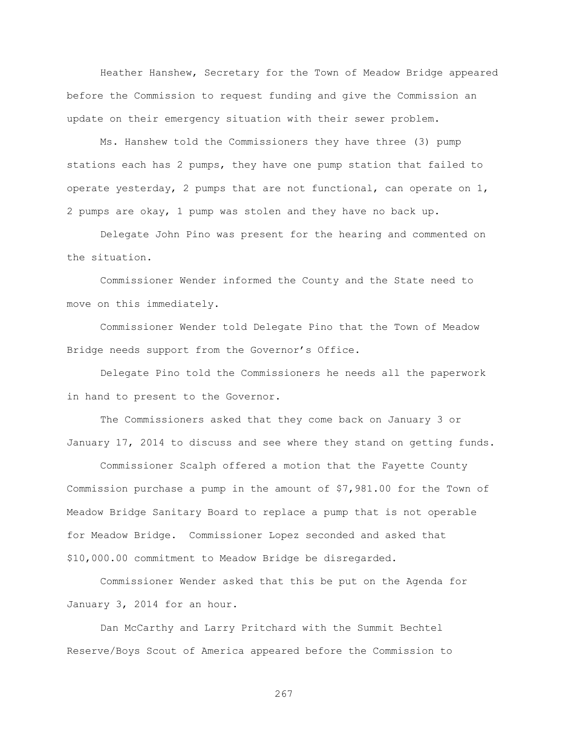Heather Hanshew, Secretary for the Town of Meadow Bridge appeared before the Commission to request funding and give the Commission an update on their emergency situation with their sewer problem.

Ms. Hanshew told the Commissioners they have three (3) pump stations each has 2 pumps, they have one pump station that failed to operate yesterday, 2 pumps that are not functional, can operate on 1, 2 pumps are okay, 1 pump was stolen and they have no back up.

Delegate John Pino was present for the hearing and commented on the situation.

Commissioner Wender informed the County and the State need to move on this immediately.

Commissioner Wender told Delegate Pino that the Town of Meadow Bridge needs support from the Governor's Office.

Delegate Pino told the Commissioners he needs all the paperwork in hand to present to the Governor.

The Commissioners asked that they come back on January 3 or January 17, 2014 to discuss and see where they stand on getting funds.

Commissioner Scalph offered a motion that the Fayette County Commission purchase a pump in the amount of $7,981.00 for the Town of Meadow Bridge Sanitary Board to replace a pump that is not operable for Meadow Bridge. Commissioner Lopez seconded and asked that $10,000.00 commitment to Meadow Bridge be disregarded.

Commissioner Wender asked that this be put on the Agenda for January 3, 2014 for an hour.

Dan McCarthy and Larry Pritchard with the Summit Bechtel Reserve/Boys Scout of America appeared before the Commission to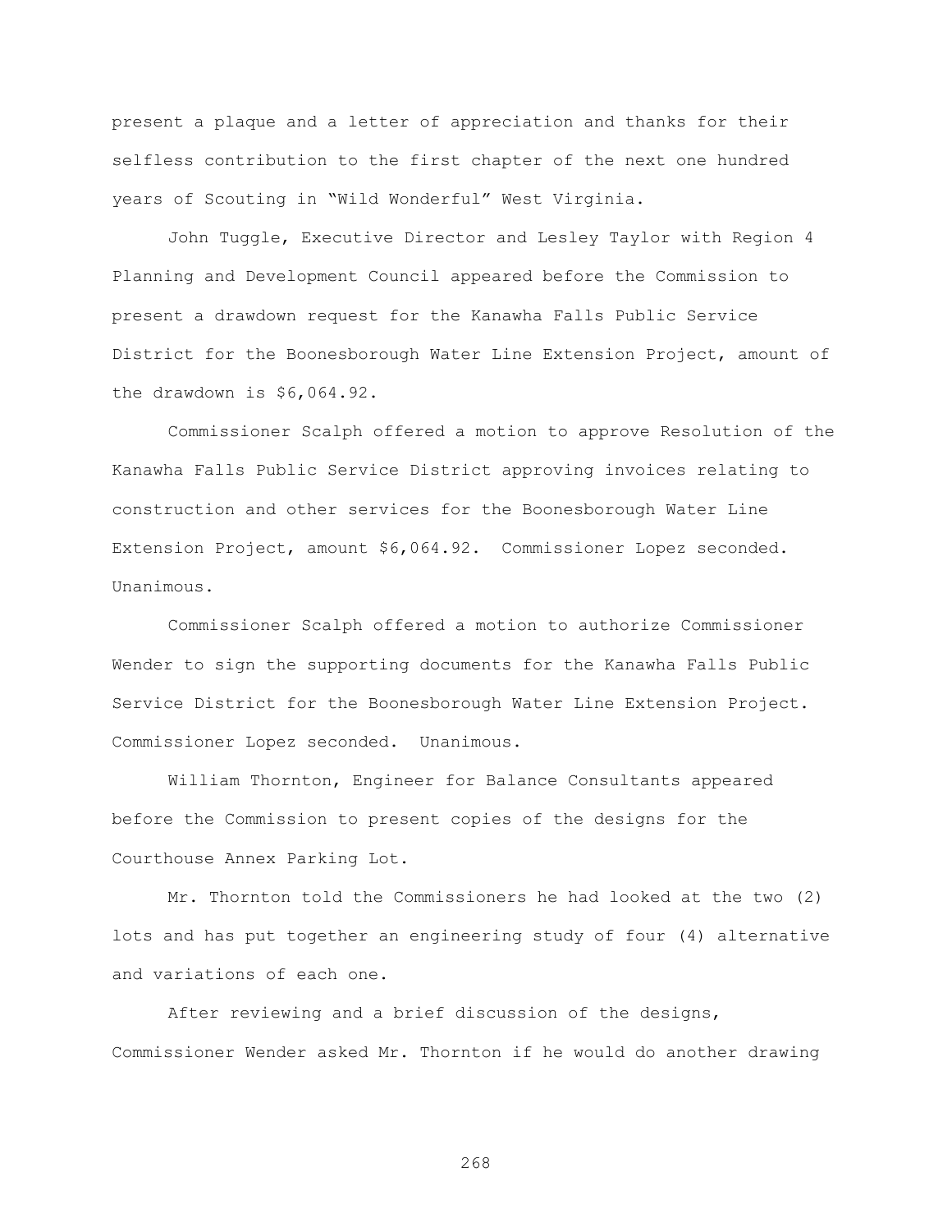present a plaque and a letter of appreciation and thanks for their selfless contribution to the first chapter of the next one hundred years of Scouting in "Wild Wonderful" West Virginia.

John Tuggle, Executive Director and Lesley Taylor with Region 4 Planning and Development Council appeared before the Commission to present a drawdown request for the Kanawha Falls Public Service District for the Boonesborough Water Line Extension Project, amount of the drawdown is $6,064.92.

Commissioner Scalph offered a motion to approve Resolution of the Kanawha Falls Public Service District approving invoices relating to construction and other services for the Boonesborough Water Line Extension Project, amount $6,064.92. Commissioner Lopez seconded. Unanimous.

Commissioner Scalph offered a motion to authorize Commissioner Wender to sign the supporting documents for the Kanawha Falls Public Service District for the Boonesborough Water Line Extension Project. Commissioner Lopez seconded. Unanimous.

William Thornton, Engineer for Balance Consultants appeared before the Commission to present copies of the designs for the Courthouse Annex Parking Lot.

Mr. Thornton told the Commissioners he had looked at the two (2) lots and has put together an engineering study of four (4) alternative and variations of each one.

After reviewing and a brief discussion of the designs, Commissioner Wender asked Mr. Thornton if he would do another drawing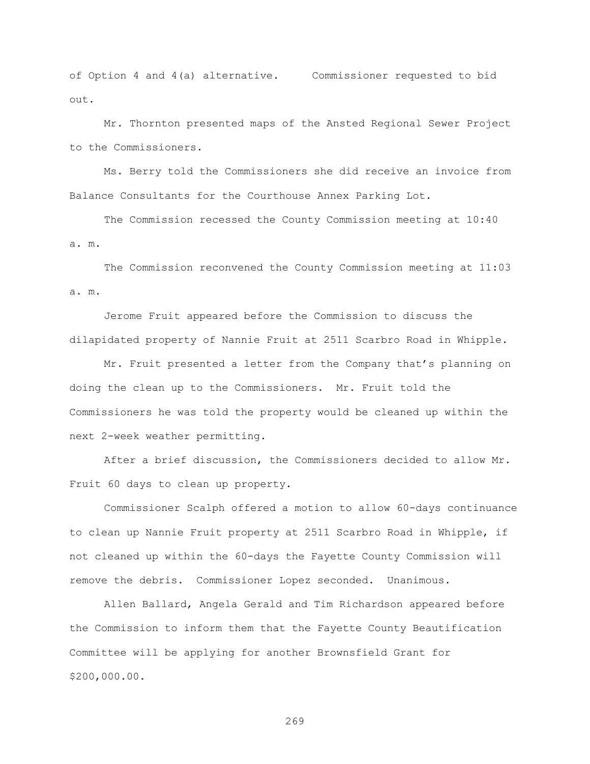of Option 4 and 4(a) alternative. Commissioner requested to bid out.

Mr. Thornton presented maps of the Ansted Regional Sewer Project to the Commissioners.

Ms. Berry told the Commissioners she did receive an invoice from Balance Consultants for the Courthouse Annex Parking Lot.

The Commission recessed the County Commission meeting at 10:40 a. m.

The Commission reconvened the County Commission meeting at 11:03 a. m.

Jerome Fruit appeared before the Commission to discuss the dilapidated property of Nannie Fruit at 2511 Scarbro Road in Whipple.

Mr. Fruit presented a letter from the Company that's planning on doing the clean up to the Commissioners. Mr. Fruit told the Commissioners he was told the property would be cleaned up within the next 2-week weather permitting.

After a brief discussion, the Commissioners decided to allow Mr. Fruit 60 days to clean up property.

Commissioner Scalph offered a motion to allow 60-days continuance to clean up Nannie Fruit property at 2511 Scarbro Road in Whipple, if not cleaned up within the 60-days the Fayette County Commission will remove the debris. Commissioner Lopez seconded. Unanimous.

Allen Ballard, Angela Gerald and Tim Richardson appeared before the Commission to inform them that the Fayette County Beautification Committee will be applying for another Brownsfield Grant for $200,000.00.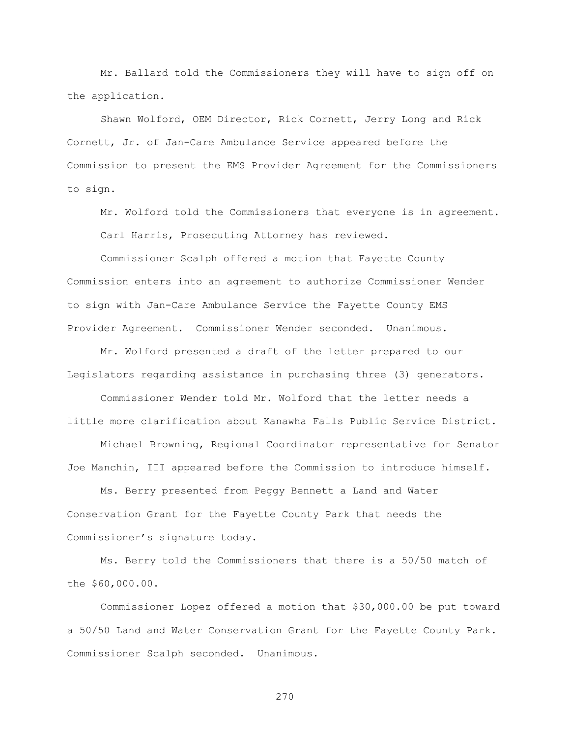Mr. Ballard told the Commissioners they will have to sign off on the application.

Shawn Wolford, OEM Director, Rick Cornett, Jerry Long and Rick Cornett, Jr. of Jan-Care Ambulance Service appeared before the Commission to present the EMS Provider Agreement for the Commissioners to sign.

Mr. Wolford told the Commissioners that everyone is in agreement.

Carl Harris, Prosecuting Attorney has reviewed.

Commissioner Scalph offered a motion that Fayette County Commission enters into an agreement to authorize Commissioner Wender to sign with Jan-Care Ambulance Service the Fayette County EMS Provider Agreement. Commissioner Wender seconded. Unanimous.

Mr. Wolford presented a draft of the letter prepared to our Legislators regarding assistance in purchasing three (3) generators.

Commissioner Wender told Mr. Wolford that the letter needs a little more clarification about Kanawha Falls Public Service District.

Michael Browning, Regional Coordinator representative for Senator Joe Manchin, III appeared before the Commission to introduce himself.

Ms. Berry presented from Peggy Bennett a Land and Water Conservation Grant for the Fayette County Park that needs the Commissioner's signature today.

Ms. Berry told the Commissioners that there is a 50/50 match of the $60,000.00.

Commissioner Lopez offered a motion that $30,000.00 be put toward a 50/50 Land and Water Conservation Grant for the Fayette County Park. Commissioner Scalph seconded. Unanimous.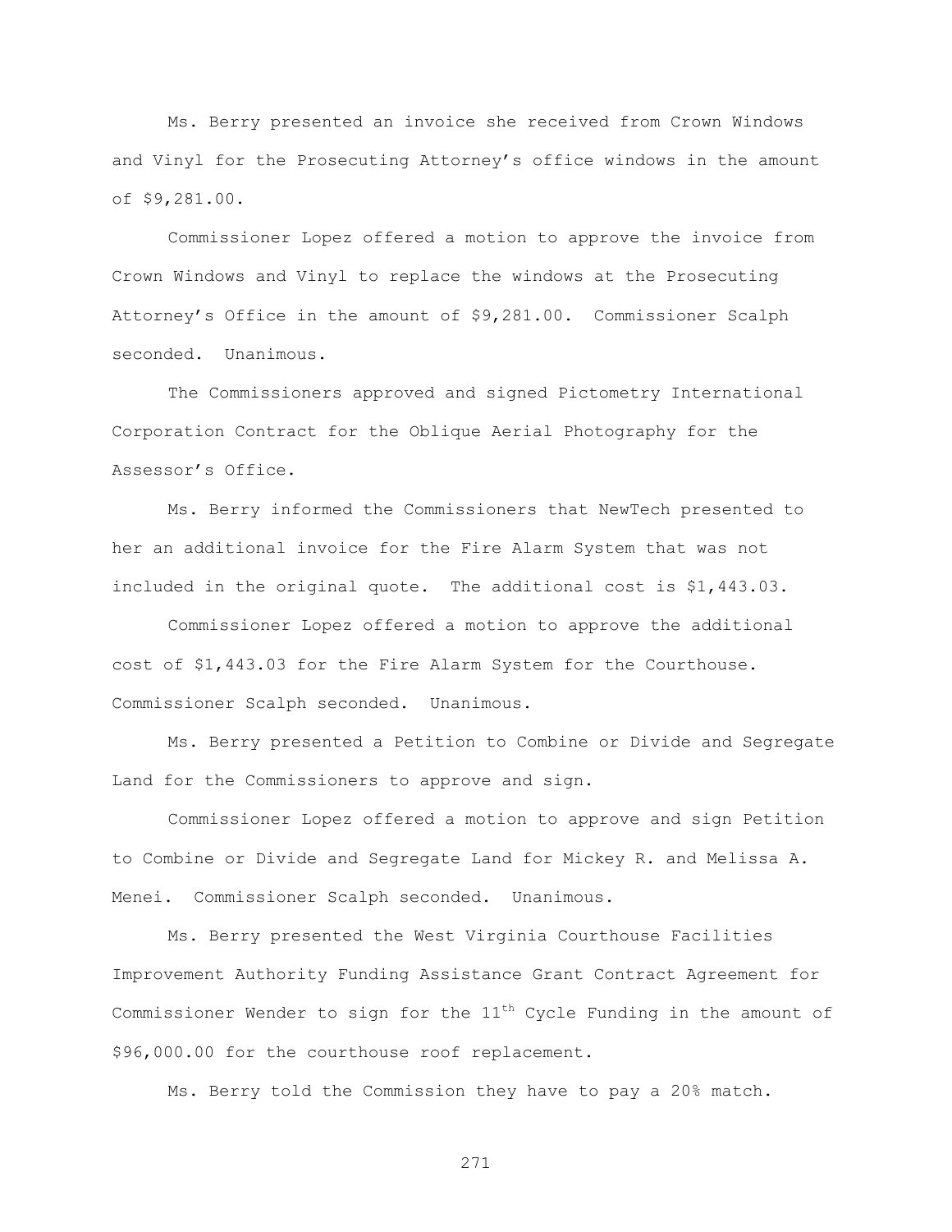Ms. Berry presented an invoice she received from Crown Windows and Vinyl for the Prosecuting Attorney's office windows in the amount of $9,281.00.

Commissioner Lopez offered a motion to approve the invoice from Crown Windows and Vinyl to replace the windows at the Prosecuting Attorney's Office in the amount of $9,281.00. Commissioner Scalph seconded. Unanimous.

The Commissioners approved and signed Pictometry International Corporation Contract for the Oblique Aerial Photography for the Assessor's Office.

Ms. Berry informed the Commissioners that NewTech presented to her an additional invoice for the Fire Alarm System that was not included in the original quote. The additional cost is $1,443.03.

Commissioner Lopez offered a motion to approve the additional cost of $1,443.03 for the Fire Alarm System for the Courthouse. Commissioner Scalph seconded. Unanimous.

Ms. Berry presented a Petition to Combine or Divide and Segregate Land for the Commissioners to approve and sign.

Commissioner Lopez offered a motion to approve and sign Petition to Combine or Divide and Segregate Land for Mickey R. and Melissa A. Menei. Commissioner Scalph seconded. Unanimous.

Ms. Berry presented the West Virginia Courthouse Facilities Improvement Authority Funding Assistance Grant Contract Agreement for Commissioner Wender to sign for the 11th Cycle Funding in the amount of $96,000.00 for the courthouse roof replacement.

Ms. Berry told the Commission they have to pay a 20% match.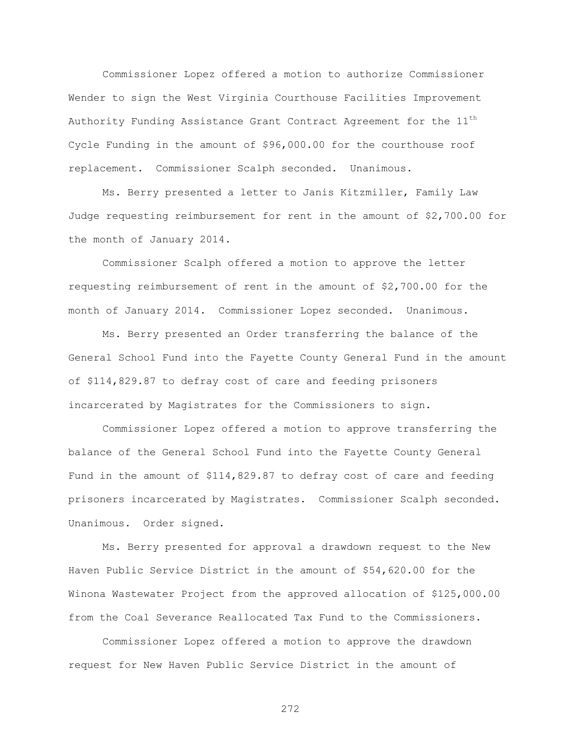Commissioner Lopez offered a motion to authorize Commissioner Wender to sign the West Virginia Courthouse Facilities Improvement Authority Funding Assistance Grant Contract Agreement for the 11th Cycle Funding in the amount of $96,000.00 for the courthouse roof replacement. Commissioner Scalph seconded. Unanimous.

Ms. Berry presented a letter to Janis Kitzmiller, Family Law Judge requesting reimbursement for rent in the amount of $2,700.00 for the month of January 2014.

Commissioner Scalph offered a motion to approve the letter requesting reimbursement of rent in the amount of $2,700.00 for the month of January 2014. Commissioner Lopez seconded. Unanimous.

Ms. Berry presented an Order transferring the balance of the General School Fund into the Fayette County General Fund in the amount of $114,829.87 to defray cost of care and feeding prisoners incarcerated by Magistrates for the Commissioners to sign.

Commissioner Lopez offered a motion to approve transferring the balance of the General School Fund into the Fayette County General Fund in the amount of $114,829.87 to defray cost of care and feeding prisoners incarcerated by Magistrates. Commissioner Scalph seconded. Unanimous. Order signed.

Ms. Berry presented for approval a drawdown request to the New Haven Public Service District in the amount of $54,620.00 for the Winona Wastewater Project from the approved allocation of $125,000.00 from the Coal Severance Reallocated Tax Fund to the Commissioners.

Commissioner Lopez offered a motion to approve the drawdown request for New Haven Public Service District in the amount of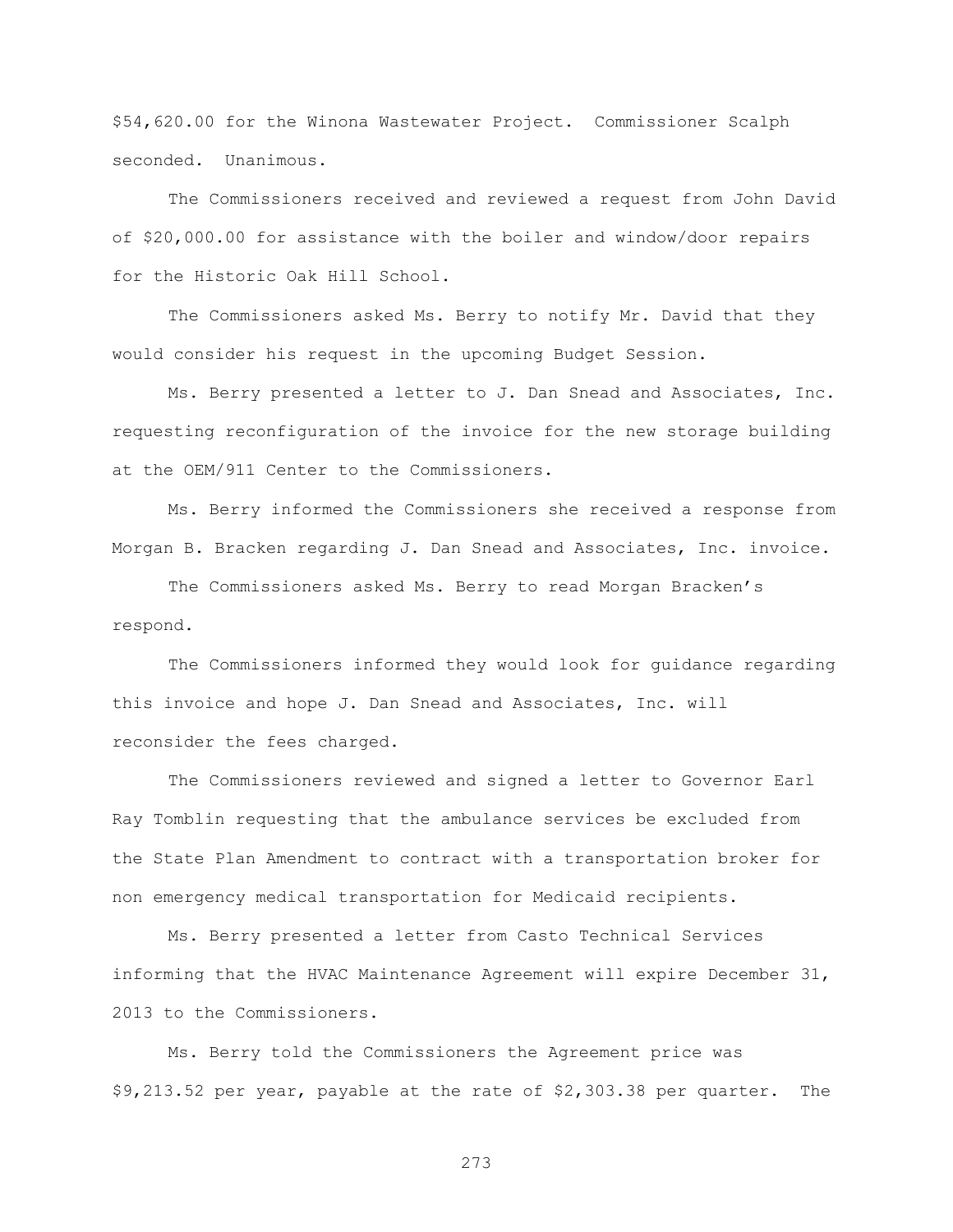$54,620.00 for the Winona Wastewater Project. Commissioner Scalph seconded. Unanimous.

The Commissioners received and reviewed a request from John David of $20,000.00 for assistance with the boiler and window/door repairs for the Historic Oak Hill School.

The Commissioners asked Ms. Berry to notify Mr. David that they would consider his request in the upcoming Budget Session.

Ms. Berry presented a letter to J. Dan Snead and Associates, Inc. requesting reconfiguration of the invoice for the new storage building at the OEM/911 Center to the Commissioners.

Ms. Berry informed the Commissioners she received a response from Morgan B. Bracken regarding J. Dan Snead and Associates, Inc. invoice.

The Commissioners asked Ms. Berry to read Morgan Bracken's respond.

The Commissioners informed they would look for guidance regarding this invoice and hope J. Dan Snead and Associates, Inc. will reconsider the fees charged.

The Commissioners reviewed and signed a letter to Governor Earl Ray Tomblin requesting that the ambulance services be excluded from the State Plan Amendment to contract with a transportation broker for non emergency medical transportation for Medicaid recipients.

Ms. Berry presented a letter from Casto Technical Services informing that the HVAC Maintenance Agreement will expire December 31, 2013 to the Commissioners.

Ms. Berry told the Commissioners the Agreement price was $9,213.52 per year, payable at the rate of $2,303.38 per quarter. The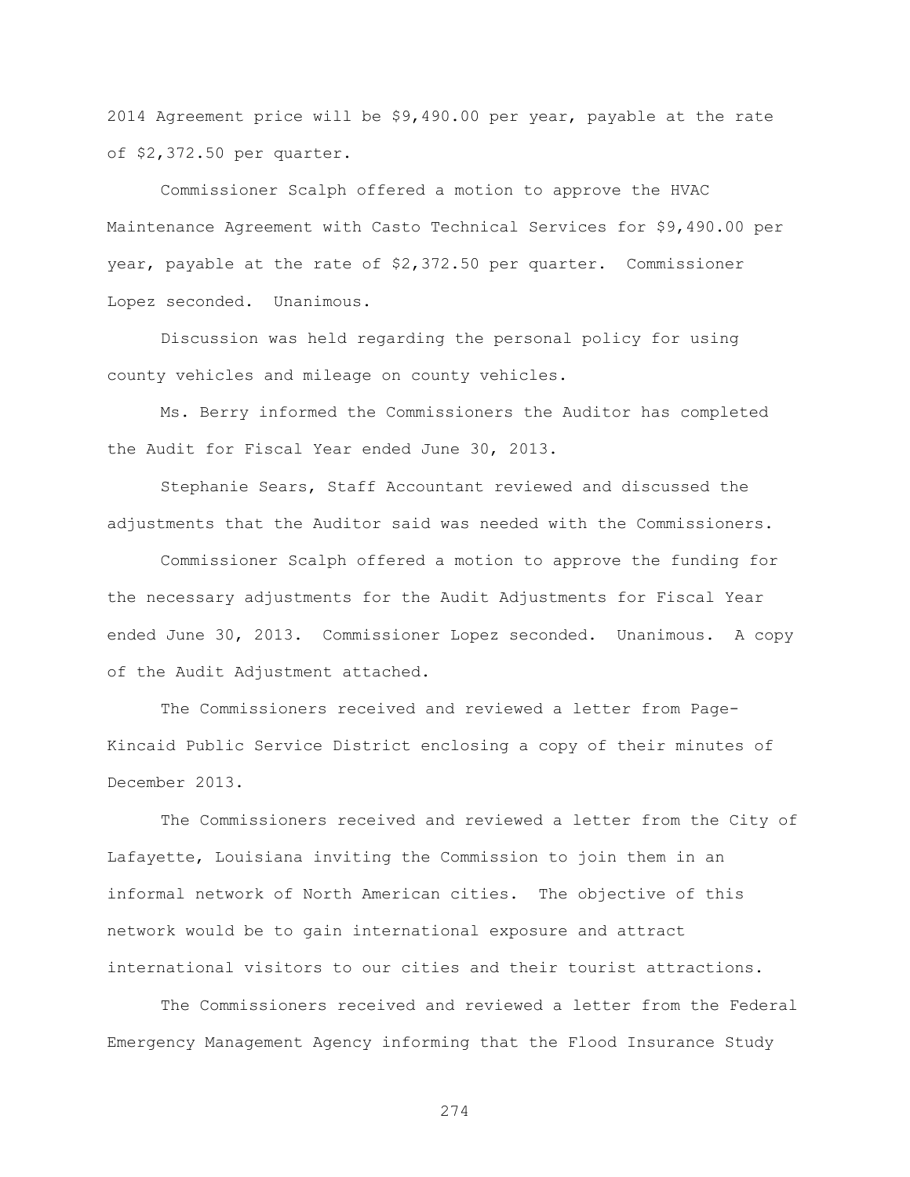2014 Agreement price will be $9,490.00 per year, payable at the rate of $2,372.50 per quarter.

Commissioner Scalph offered a motion to approve the HVAC Maintenance Agreement with Casto Technical Services for $9,490.00 per year, payable at the rate of $2,372.50 per quarter. Commissioner Lopez seconded. Unanimous.

Discussion was held regarding the personal policy for using county vehicles and mileage on county vehicles.

Ms. Berry informed the Commissioners the Auditor has completed the Audit for Fiscal Year ended June 30, 2013.

Stephanie Sears, Staff Accountant reviewed and discussed the adjustments that the Auditor said was needed with the Commissioners.

Commissioner Scalph offered a motion to approve the funding for the necessary adjustments for the Audit Adjustments for Fiscal Year ended June 30, 2013. Commissioner Lopez seconded. Unanimous. A copy of the Audit Adjustment attached.

The Commissioners received and reviewed a letter from Page-Kincaid Public Service District enclosing a copy of their minutes of December 2013.

The Commissioners received and reviewed a letter from the City of Lafayette, Louisiana inviting the Commission to join them in an informal network of North American cities. The objective of this network would be to gain international exposure and attract international visitors to our cities and their tourist attractions.

The Commissioners received and reviewed a letter from the Federal Emergency Management Agency informing that the Flood Insurance Study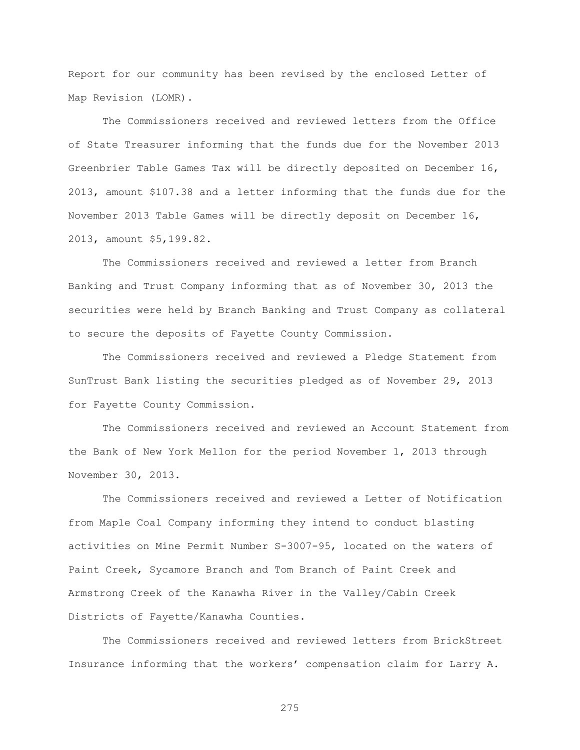Report for our community has been revised by the enclosed Letter of Map Revision (LOMR).

The Commissioners received and reviewed letters from the Office of State Treasurer informing that the funds due for the November 2013 Greenbrier Table Games Tax will be directly deposited on December 16, 2013, amount $107.38 and a letter informing that the funds due for the November 2013 Table Games will be directly deposit on December 16, 2013, amount $5,199.82.

The Commissioners received and reviewed a letter from Branch Banking and Trust Company informing that as of November 30, 2013 the securities were held by Branch Banking and Trust Company as collateral to secure the deposits of Fayette County Commission.

The Commissioners received and reviewed a Pledge Statement from SunTrust Bank listing the securities pledged as of November 29, 2013 for Fayette County Commission.

The Commissioners received and reviewed an Account Statement from the Bank of New York Mellon for the period November 1, 2013 through November 30, 2013.

The Commissioners received and reviewed a Letter of Notification from Maple Coal Company informing they intend to conduct blasting activities on Mine Permit Number S-3007-95, located on the waters of Paint Creek, Sycamore Branch and Tom Branch of Paint Creek and Armstrong Creek of the Kanawha River in the Valley/Cabin Creek Districts of Fayette/Kanawha Counties.

The Commissioners received and reviewed letters from BrickStreet Insurance informing that the workers' compensation claim for Larry A.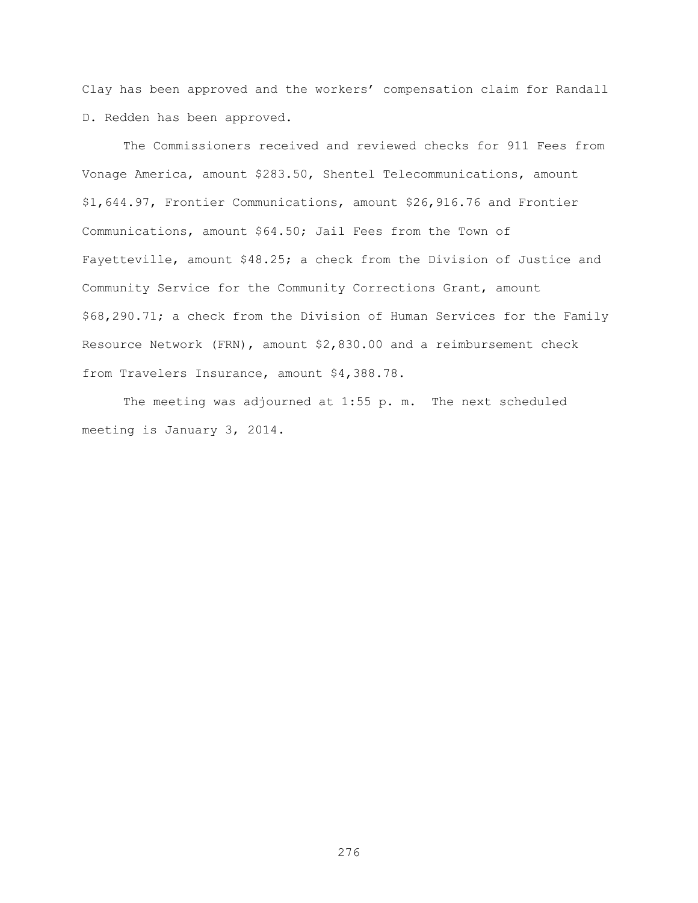Clay has been approved and the workers' compensation claim for Randall D. Redden has been approved.

The Commissioners received and reviewed checks for 911 Fees from Vonage America, amount $283.50, Shentel Telecommunications, amount $1,644.97, Frontier Communications, amount $26,916.76 and Frontier Communications, amount $64.50; Jail Fees from the Town of Fayetteville, amount $48.25; a check from the Division of Justice and Community Service for the Community Corrections Grant, amount $68,290.71; a check from the Division of Human Services for the Family Resource Network (FRN), amount $2,830.00 and a reimbursement check from Travelers Insurance, amount $4,388.78.

The meeting was adjourned at 1:55 p. m. The next scheduled meeting is January 3, 2014.